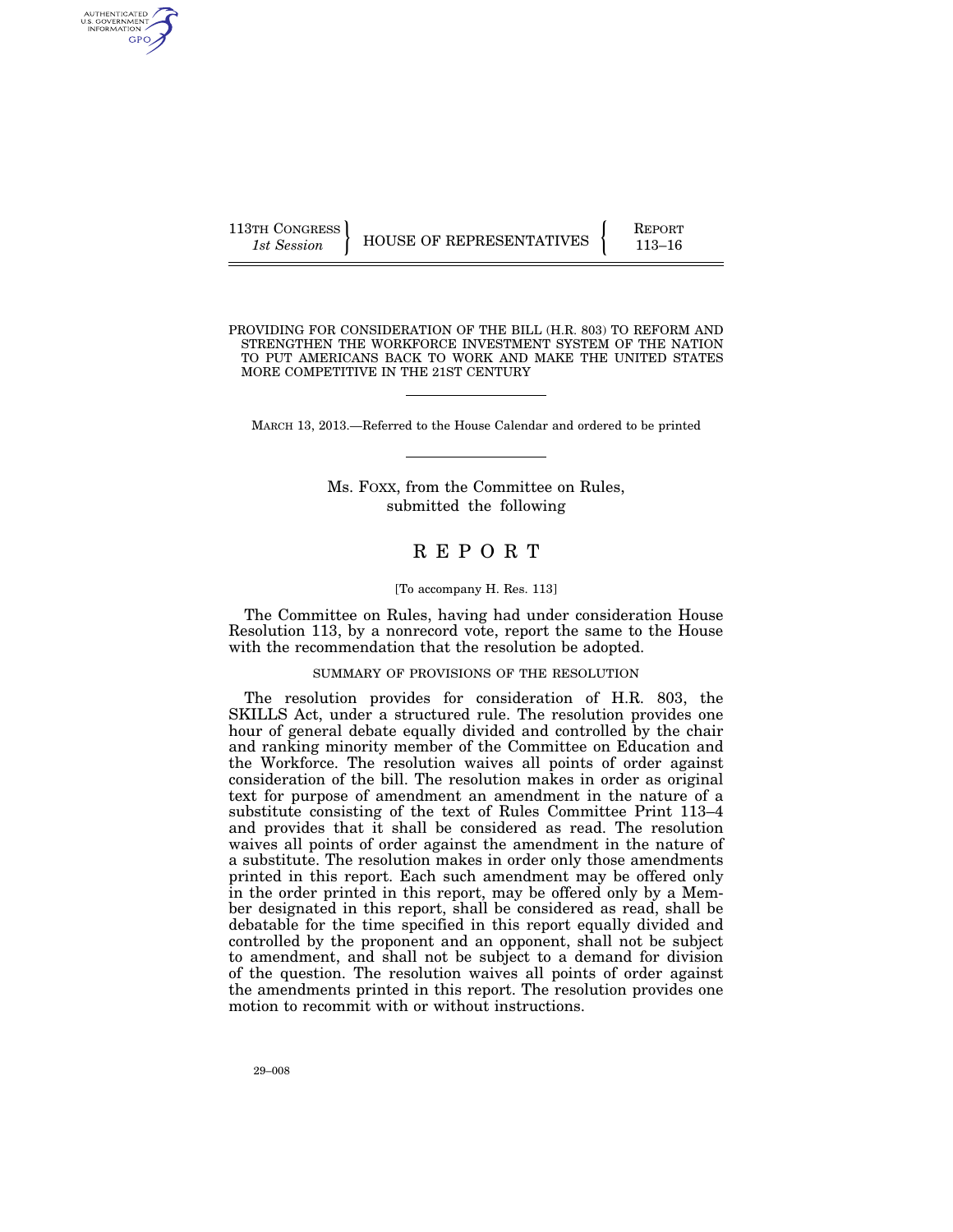113TH CONGRESS
*1st Session*

HOUSE OF REPRESENTATIVES

REPORT
113–16

PROVIDING FOR CONSIDERATION OF THE BILL (H.R. 803) TO REFORM AND STRENGTHEN THE WORKFORCE INVESTMENT SYSTEM OF THE NATION TO PUT AMERICANS BACK TO WORK AND MAKE THE UNITED STATES MORE COMPETITIVE IN THE 21ST CENTURY

MARCH 13, 2013.—Referred to the House Calendar and ordered to be printed

Ms. FOXX, from the Committee on Rules, submitted the following

# R E P O R T

[To accompany H. Res. 113]

The Committee on Rules, having had under consideration House Resolution 113, by a nonrecord vote, report the same to the House with the recommendation that the resolution be adopted.

## SUMMARY OF PROVISIONS OF THE RESOLUTION

The resolution provides for consideration of H.R. 803, the SKILLS Act, under a structured rule. The resolution provides one hour of general debate equally divided and controlled by the chair and ranking minority member of the Committee on Education and the Workforce. The resolution waives all points of order against consideration of the bill. The resolution makes in order as original text for purpose of amendment an amendment in the nature of a substitute consisting of the text of Rules Committee Print 113–4 and provides that it shall be considered as read. The resolution waives all points of order against the amendment in the nature of a substitute. The resolution makes in order only those amendments printed in this report. Each such amendment may be offered only in the order printed in this report, may be offered only by a Member designated in this report, shall be considered as read, shall be debatable for the time specified in this report equally divided and controlled by the proponent and an opponent, shall not be subject to amendment, and shall not be subject to a demand for division of the question. The resolution waives all points of order against the amendments printed in this report. The resolution provides one motion to recommit with or without instructions.

29–008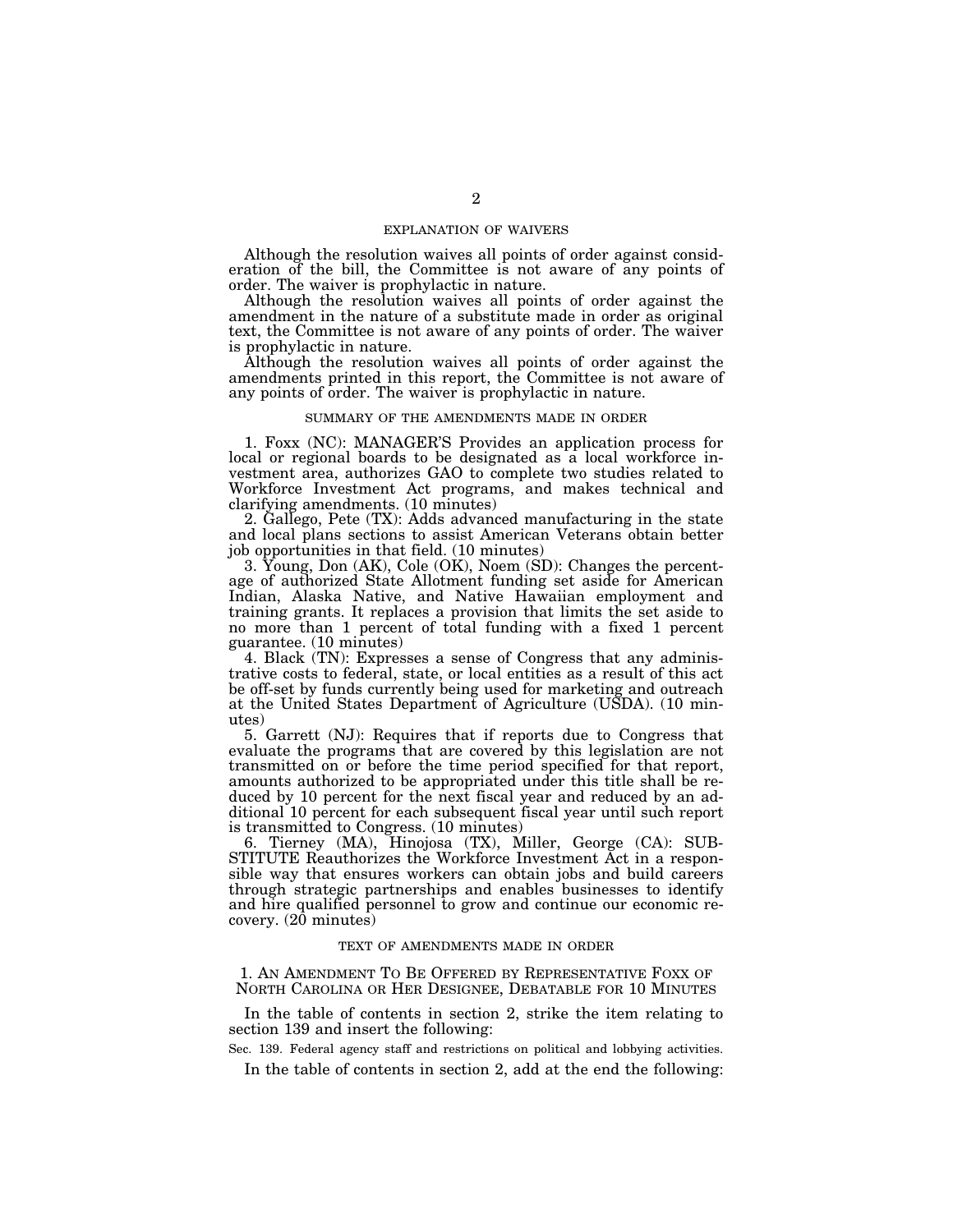## EXPLANATION OF WAIVERS

Although the resolution waives all points of order against consideration of the bill, the Committee is not aware of any points of order. The waiver is prophylactic in nature.

Although the resolution waives all points of order against the amendment in the nature of a substitute made in order as original text, the Committee is not aware of any points of order. The waiver is prophylactic in nature.

Although the resolution waives all points of order against the amendments printed in this report, the Committee is not aware of any points of order. The waiver is prophylactic in nature.

## SUMMARY OF THE AMENDMENTS MADE IN ORDER

1. Foxx (NC): MANAGER'S Provides an application process for local or regional boards to be designated as a local workforce investment area, authorizes GAO to complete two studies related to Workforce Investment Act programs, and makes technical and clarifying amendments. (10 minutes)

2. Gallego, Pete (TX): Adds advanced manufacturing in the state and local plans sections to assist American Veterans obtain better job opportunities in that field. (10 minutes)

3. Young, Don (AK), Cole (OK), Noem (SD): Changes the percentage of authorized State Allotment funding set aside for American Indian, Alaska Native, and Native Hawaiian employment and training grants. It replaces a provision that limits the set aside to no more than 1 percent of total funding with a fixed 1 percent guarantee. (10 minutes)

4. Black (TN): Expresses a sense of Congress that any administrative costs to federal, state, or local entities as a result of this act be off-set by funds currently being used for marketing and outreach at the United States Department of Agriculture (USDA). (10 minutes)

5. Garrett (NJ): Requires that if reports due to Congress that evaluate the programs that are covered by this legislation are not transmitted on or before the time period specified for that report, amounts authorized to be appropriated under this title shall be reduced by 10 percent for the next fiscal year and reduced by an additional 10 percent for each subsequent fiscal year until such report is transmitted to Congress. (10 minutes)

6. Tierney (MA), Hinojosa (TX), Miller, George (CA): SUBSTITUTE Reauthorizes the Workforce Investment Act in a responsible way that ensures workers can obtain jobs and build careers through strategic partnerships and enables businesses to identify and hire qualified personnel to grow and continue our economic recovery. (20 minutes)

## TEXT OF AMENDMENTS MADE IN ORDER

### 1. AN AMENDMENT TO BE OFFERED BY REPRESENTATIVE FOXX OF NORTH CAROLINA OR HER DESIGNEE, DEBATABLE FOR 10 MINUTES

In the table of contents in section 2, strike the item relating to section 139 and insert the following:

Sec. 139. Federal agency staff and restrictions on political and lobbying activities.

In the table of contents in section 2, add at the end the following: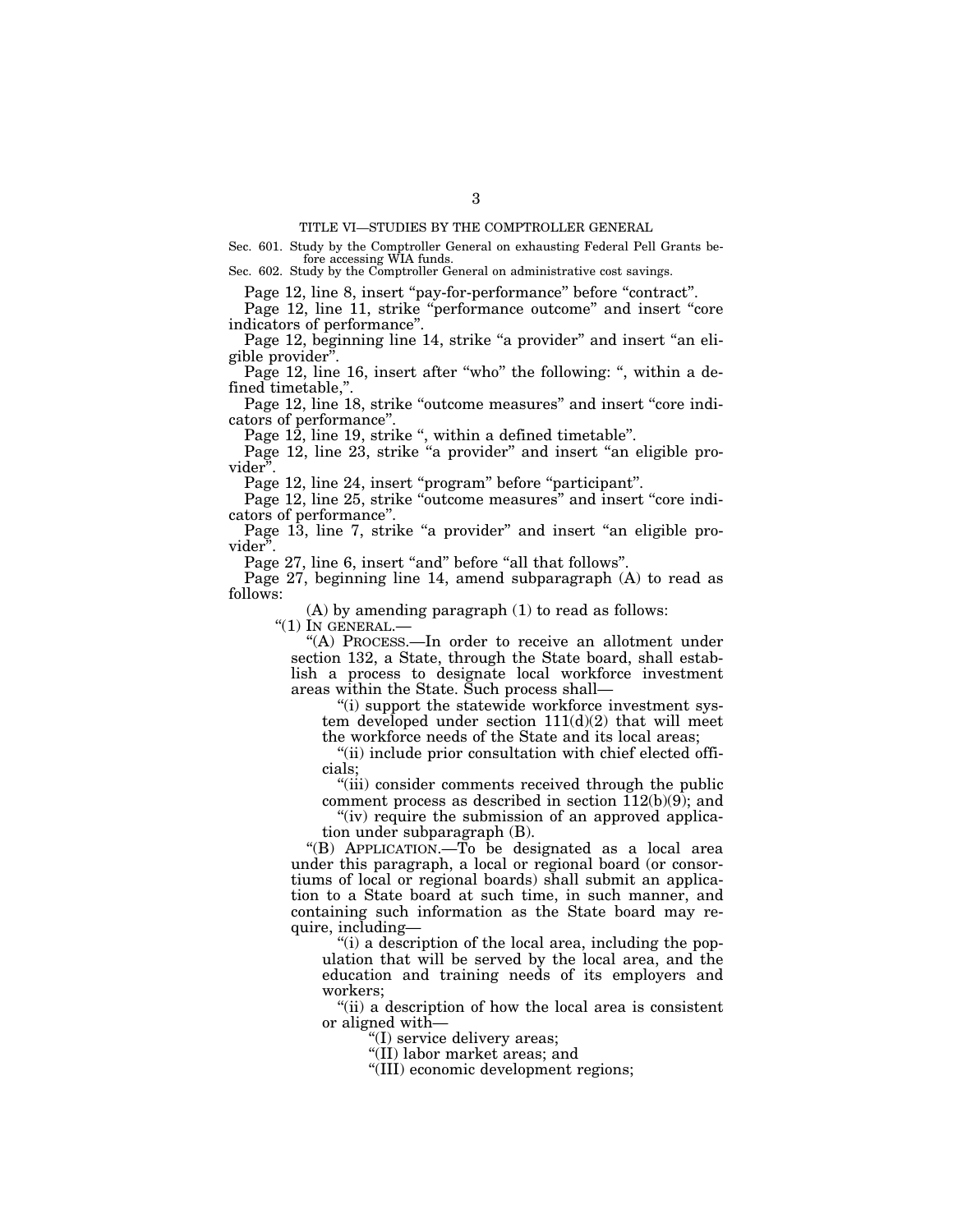TITLE VI—STUDIES BY THE COMPTROLLER GENERAL

Sec. 601. Study by the Comptroller General on exhausting Federal Pell Grants before accessing WIA funds.

Sec. 602. Study by the Comptroller General on administrative cost savings.

Page 12, line 8, insert "pay-for-performance" before "contract".

Page 12, line 11, strike "performance outcome" and insert "core indicators of performance".

Page 12, beginning line 14, strike "a provider" and insert "an eligible provider".

Page 12, line 16, insert after "who" the following: ", within a defined timetable,".

Page 12, line 18, strike "outcome measures" and insert "core indicators of performance".

Page 12, line 19, strike ", within a defined timetable".

Page 12, line 23, strike "a provider" and insert "an eligible provider".

Page 12, line 24, insert "program" before "participant".

Page 12, line 25, strike "outcome measures" and insert "core indicators of performance".

Page 13, line 7, strike "a provider" and insert "an eligible provider".

Page 27, line 6, insert "and" before "all that follows".

Page 27, beginning line 14, amend subparagraph (A) to read as follows:

(A) by amending paragraph (1) to read as follows:

"(1) IN GENERAL.—

"(A) PROCESS.—In order to receive an allotment under section 132, a State, through the State board, shall establish a process to designate local workforce investment areas within the State. Such process shall—

"(i) support the statewide workforce investment system developed under section 111(d)(2) that will meet the workforce needs of the State and its local areas;

"(ii) include prior consultation with chief elected officials;

"(iii) consider comments received through the public comment process as described in section 112(b)(9); and

"(iv) require the submission of an approved application under subparagraph (B).

"(B) APPLICATION.—To be designated as a local area under this paragraph, a local or regional board (or consortiums of local or regional boards) shall submit an application to a State board at such time, in such manner, and containing such information as the State board may require, including—

"(i) a description of the local area, including the population that will be served by the local area, and the education and training needs of its employers and workers;

"(ii) a description of how the local area is consistent or aligned with—

"(I) service delivery areas;

"(II) labor market areas; and

"(III) economic development regions;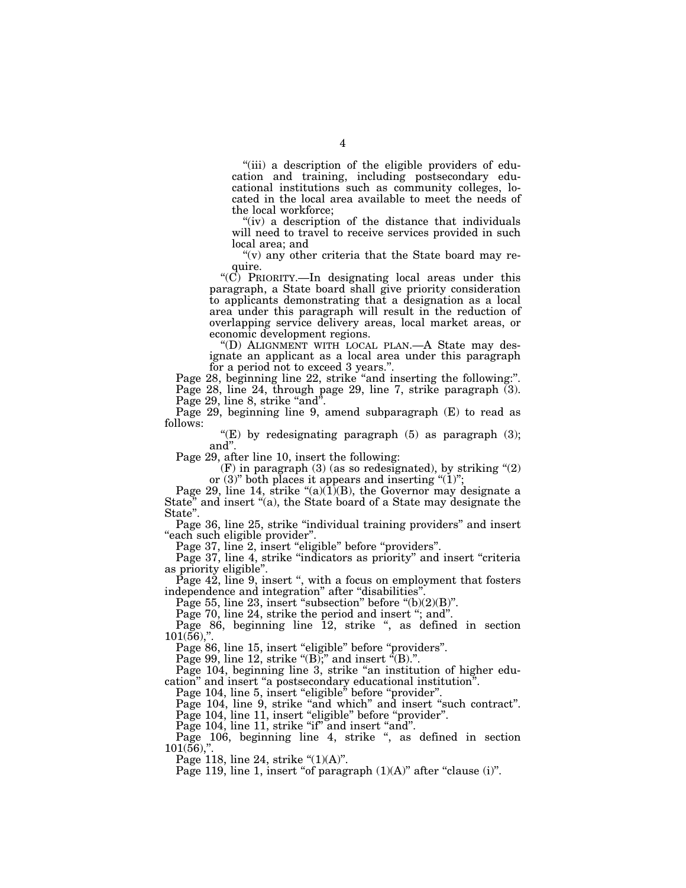"(iii) a description of the eligible providers of education and training, including postsecondary educational institutions such as community colleges, located in the local area available to meet the needs of the local workforce;

"(iv) a description of the distance that individuals will need to travel to receive services provided in such local area; and

"(v) any other criteria that the State board may require.

"(C) PRIORITY.—In designating local areas under this paragraph, a State board shall give priority consideration to applicants demonstrating that a designation as a local area under this paragraph will result in the reduction of overlapping service delivery areas, local market areas, or economic development regions.

"(D) ALIGNMENT WITH LOCAL PLAN.—A State may designate an applicant as a local area under this paragraph for a period not to exceed 3 years.".

Page 28, beginning line 22, strike "and inserting the following:".

Page 28, line 24, through page 29, line 7, strike paragraph (3).

Page 29, line 8, strike "and".

Page 29, beginning line 9, amend subparagraph (E) to read as follows:

"(E) by redesignating paragraph (5) as paragraph (3); and".

Page 29, after line 10, insert the following:

(F) in paragraph (3) (as so redesignated), by striking "(2) or (3)" both places it appears and inserting "(1)";

Page 29, line 14, strike "(a)(1)(B), the Governor may designate a State" and insert "(a), the State board of a State may designate the State".

Page 36, line 25, strike "individual training providers" and insert "each such eligible provider".

Page 37, line 2, insert "eligible" before "providers".

Page 37, line 4, strike "indicators as priority" and insert "criteria as priority eligible".

Page 42, line 9, insert ", with a focus on employment that fosters independence and integration" after "disabilities".

Page 55, line 23, insert "subsection" before "(b)(2)(B)".

Page 70, line 24, strike the period and insert "; and".

Page 86, beginning line 12, strike ", as defined in section 101(56),".

Page 86, line 15, insert "eligible" before "providers".

Page 99, line 12, strike "(B);" and insert "(B).".

Page 104, beginning line 3, strike "an institution of higher education" and insert "a postsecondary educational institution".

Page 104, line 5, insert "eligible" before "provider".

Page 104, line 9, strike "and which" and insert "such contract".

Page 104, line 11, insert "eligible" before "provider".

Page 104, line 11, strike "if" and insert "and".

Page 106, beginning line 4, strike ", as defined in section 101(56),".

Page 118, line 24, strike "(1)(A)".

Page 119, line 1, insert "of paragraph (1)(A)" after "clause (i)".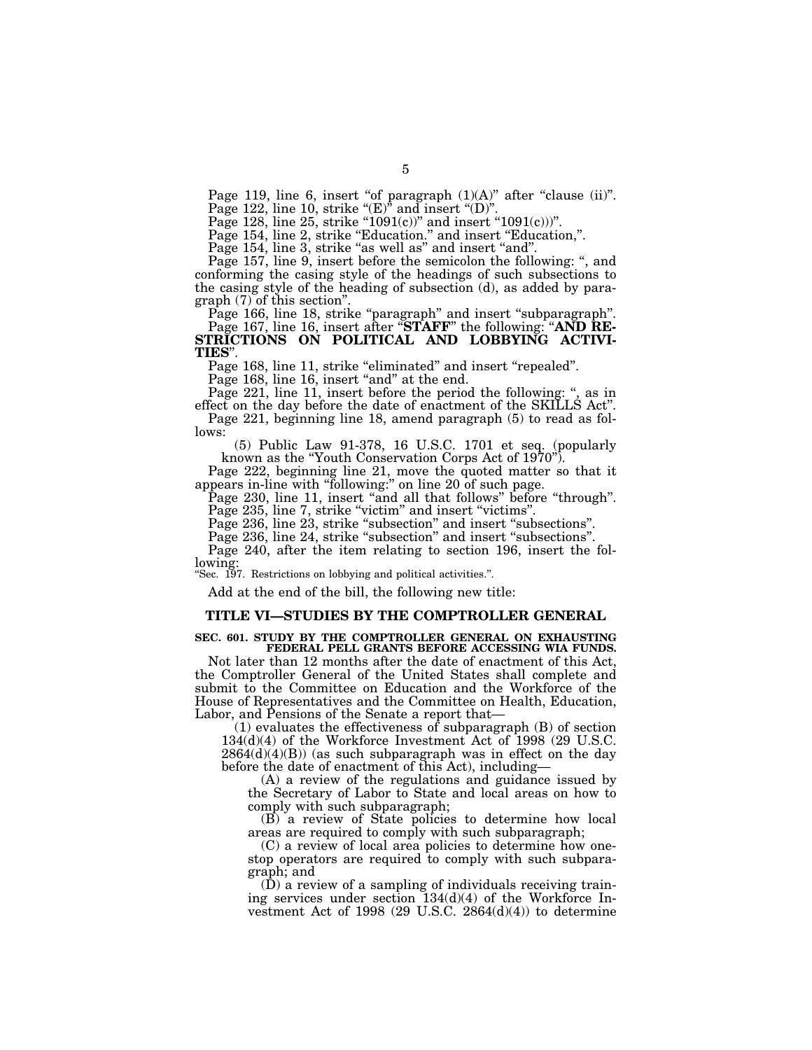Page 119, line 6, insert "of paragraph (1)(A)" after "clause (ii)".

Page 122, line 10, strike "(E)" and insert "(D)".

Page 128, line 25, strike "1091(c))" and insert "1091(c)))".

Page 154, line 2, strike "Education." and insert "Education,".

Page 154, line 3, strike "as well as" and insert "and".

Page 157, line 9, insert before the semicolon the following: ", and conforming the casing style of the headings of such subsections to the casing style of the heading of subsection (d), as added by paragraph (7) of this section".

Page 166, line 18, strike "paragraph" and insert "subparagraph".

Page 167, line 16, insert after "**STAFF**" the following: "**AND RESTRICTIONS ON POLITICAL AND LOBBYING ACTIVITIES**".

Page 168, line 11, strike "eliminated" and insert "repealed".

Page 168, line 16, insert "and" at the end.

Page 221, line 11, insert before the period the following: ", as in effect on the day before the date of enactment of the SKILLS Act".

Page 221, beginning line 18, amend paragraph (5) to read as follows:

(5) Public Law 91-378, 16 U.S.C. 1701 et seq. (popularly known as the "Youth Conservation Corps Act of 1970").

Page 222, beginning line 21, move the quoted matter so that it appears in-line with "following:" on line 20 of such page.

Page 230, line 11, insert "and all that follows" before "through".

Page 235, line 7, strike "victim" and insert "victims".

Page 236, line 23, strike "subsection" and insert "subsections".

Page 236, line 24, strike "subsection" and insert "subsections".

Page 240, after the item relating to section 196, insert the following:

"Sec. 197. Restrictions on lobbying and political activities.".

Add at the end of the bill, the following new title:

## TITLE VI—STUDIES BY THE COMPTROLLER GENERAL

### SEC. 601. STUDY BY THE COMPTROLLER GENERAL ON EXHAUSTING FEDERAL PELL GRANTS BEFORE ACCESSING WIA FUNDS.

Not later than 12 months after the date of enactment of this Act, the Comptroller General of the United States shall complete and submit to the Committee on Education and the Workforce of the House of Representatives and the Committee on Health, Education, Labor, and Pensions of the Senate a report that—

(1) evaluates the effectiveness of subparagraph (B) of section 134(d)(4) of the Workforce Investment Act of 1998 (29 U.S.C. 2864(d)(4)(B)) (as such subparagraph was in effect on the day before the date of enactment of this Act), including—

(A) a review of the regulations and guidance issued by the Secretary of Labor to State and local areas on how to comply with such subparagraph;

(B) a review of State policies to determine how local areas are required to comply with such subparagraph;

(C) a review of local area policies to determine how one-stop operators are required to comply with such subparagraph; and

(D) a review of a sampling of individuals receiving training services under section 134(d)(4) of the Workforce Investment Act of 1998 (29 U.S.C. 2864(d)(4)) to determine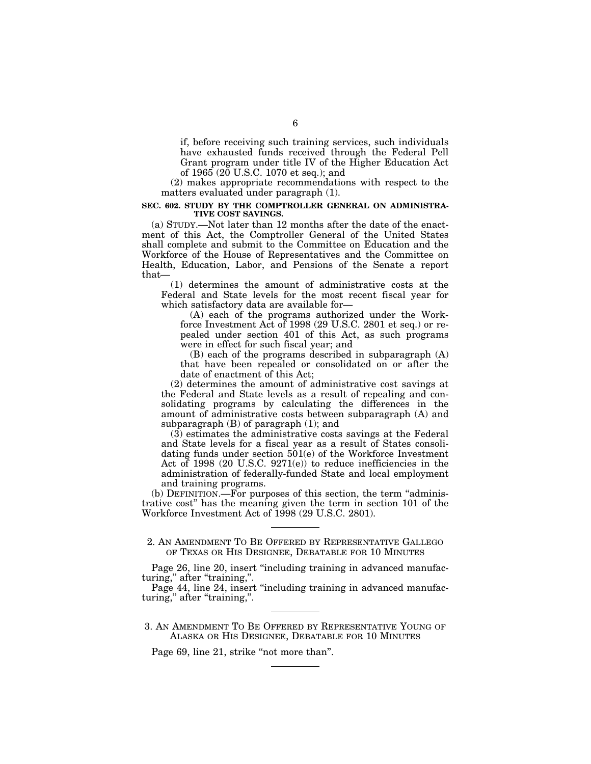if, before receiving such training services, such individuals have exhausted funds received through the Federal Pell Grant program under title IV of the Higher Education Act of 1965 (20 U.S.C. 1070 et seq.); and

(2) makes appropriate recommendations with respect to the matters evaluated under paragraph (1).

**SEC. 602. STUDY BY THE COMPTROLLER GENERAL ON ADMINISTRATIVE COST SAVINGS.**

(a) STUDY.—Not later than 12 months after the date of the enactment of this Act, the Comptroller General of the United States shall complete and submit to the Committee on Education and the Workforce of the House of Representatives and the Committee on Health, Education, Labor, and Pensions of the Senate a report that—

(1) determines the amount of administrative costs at the Federal and State levels for the most recent fiscal year for which satisfactory data are available for—

(A) each of the programs authorized under the Workforce Investment Act of 1998 (29 U.S.C. 2801 et seq.) or repealed under section 401 of this Act, as such programs were in effect for such fiscal year; and

(B) each of the programs described in subparagraph (A) that have been repealed or consolidated on or after the date of enactment of this Act;

(2) determines the amount of administrative cost savings at the Federal and State levels as a result of repealing and consolidating programs by calculating the differences in the amount of administrative costs between subparagraph (A) and subparagraph (B) of paragraph (1); and

(3) estimates the administrative costs savings at the Federal and State levels for a fiscal year as a result of States consolidating funds under section 501(e) of the Workforce Investment Act of 1998 (20 U.S.C. 9271(e)) to reduce inefficiencies in the administration of federally-funded State and local employment and training programs.

(b) DEFINITION.—For purposes of this section, the term "administrative cost" has the meaning given the term in section 101 of the Workforce Investment Act of 1998 (29 U.S.C. 2801).

---

2. AN AMENDMENT TO BE OFFERED BY REPRESENTATIVE GALLEGO OF TEXAS OR HIS DESIGNEE, DEBATABLE FOR 10 MINUTES

Page 26, line 20, insert "including training in advanced manufacturing," after "training,".

Page 44, line 24, insert "including training in advanced manufacturing," after "training,".

---

3. AN AMENDMENT TO BE OFFERED BY REPRESENTATIVE YOUNG OF ALASKA OR HIS DESIGNEE, DEBATABLE FOR 10 MINUTES

Page 69, line 21, strike "not more than".

---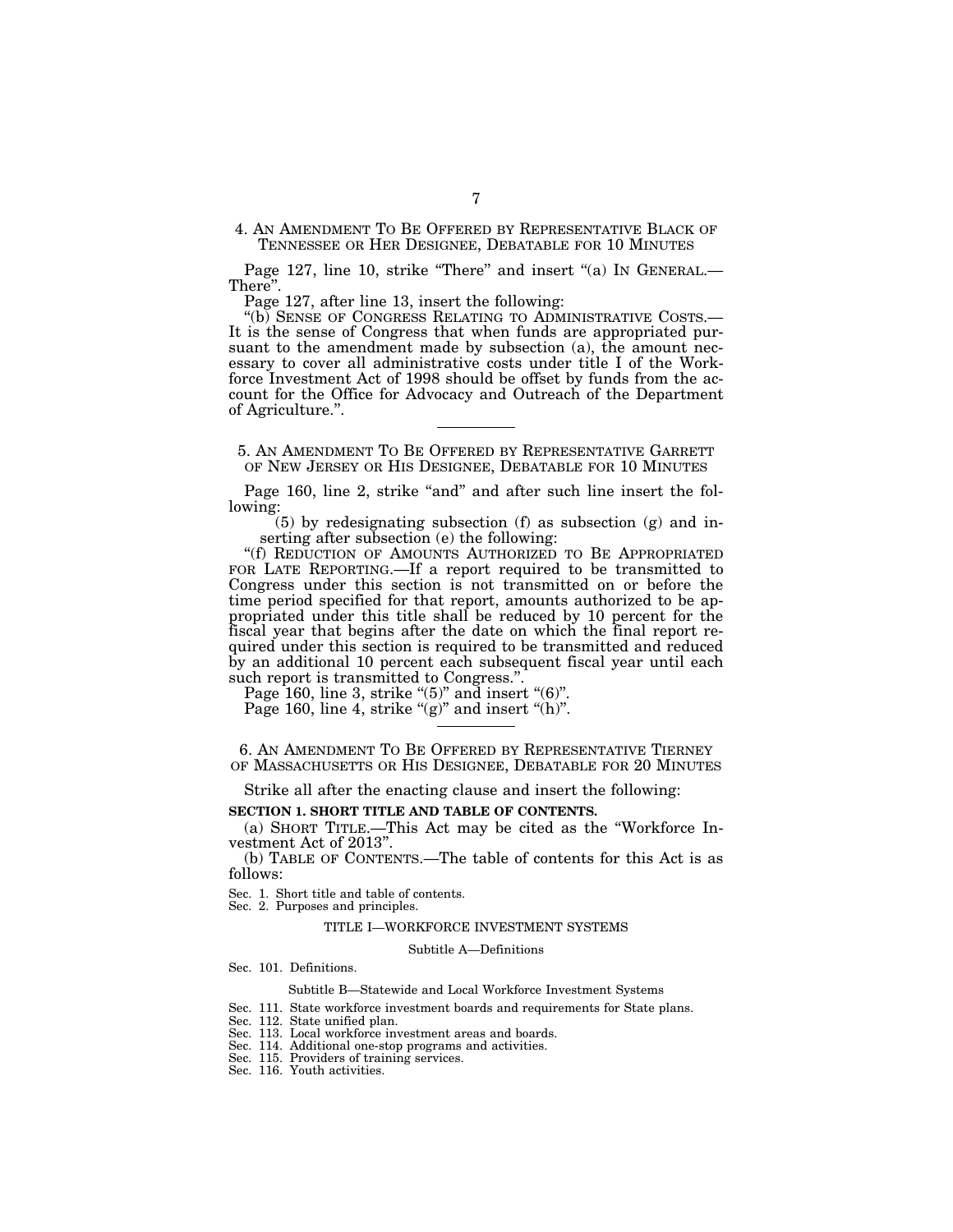4. AN AMENDMENT TO BE OFFERED BY REPRESENTATIVE BLACK OF TENNESSEE OR HER DESIGNEE, DEBATABLE FOR 10 MINUTES

Page 127, line 10, strike "There" and insert "(a) IN GENERAL.— There".

Page 127, after line 13, insert the following:

"(b) SENSE OF CONGRESS RELATING TO ADMINISTRATIVE COSTS.— It is the sense of Congress that when funds are appropriated pursuant to the amendment made by subsection (a), the amount necessary to cover all administrative costs under title I of the Workforce Investment Act of 1998 should be offset by funds from the account for the Office for Advocacy and Outreach of the Department of Agriculture.".

---

5. AN AMENDMENT TO BE OFFERED BY REPRESENTATIVE GARRETT OF NEW JERSEY OR HIS DESIGNEE, DEBATABLE FOR 10 MINUTES

Page 160, line 2, strike "and" and after such line insert the following:

(5) by redesignating subsection (f) as subsection (g) and inserting after subsection (e) the following:

"(f) REDUCTION OF AMOUNTS AUTHORIZED TO BE APPROPRIATED FOR LATE REPORTING.—If a report required to be transmitted to Congress under this section is not transmitted on or before the time period specified for that report, amounts authorized to be appropriated under this title shall be reduced by 10 percent for the fiscal year that begins after the date on which the final report required under this section is required to be transmitted and reduced by an additional 10 percent each subsequent fiscal year until each such report is transmitted to Congress.".

Page 160, line 3, strike "(5)" and insert "(6)".

Page 160, line 4, strike "(g)" and insert "(h)".

---

6. AN AMENDMENT TO BE OFFERED BY REPRESENTATIVE TIERNEY OF MASSACHUSETTS OR HIS DESIGNEE, DEBATABLE FOR 20 MINUTES

Strike all after the enacting clause and insert the following:

**SECTION 1. SHORT TITLE AND TABLE OF CONTENTS.**

(a) SHORT TITLE.—This Act may be cited as the "Workforce Investment Act of 2013".

(b) TABLE OF CONTENTS.—The table of contents for this Act is as follows:

Sec. 1. Short title and table of contents.
Sec. 2. Purposes and principles.

TITLE I—WORKFORCE INVESTMENT SYSTEMS

Subtitle A—Definitions

Sec. 101. Definitions.

Subtitle B—Statewide and Local Workforce Investment Systems

Sec. 111. State workforce investment boards and requirements for State plans.
Sec. 112. State unified plan.
Sec. 113. Local workforce investment areas and boards.
Sec. 114. Additional one-stop programs and activities.
Sec. 115. Providers of training services.
Sec. 116. Youth activities.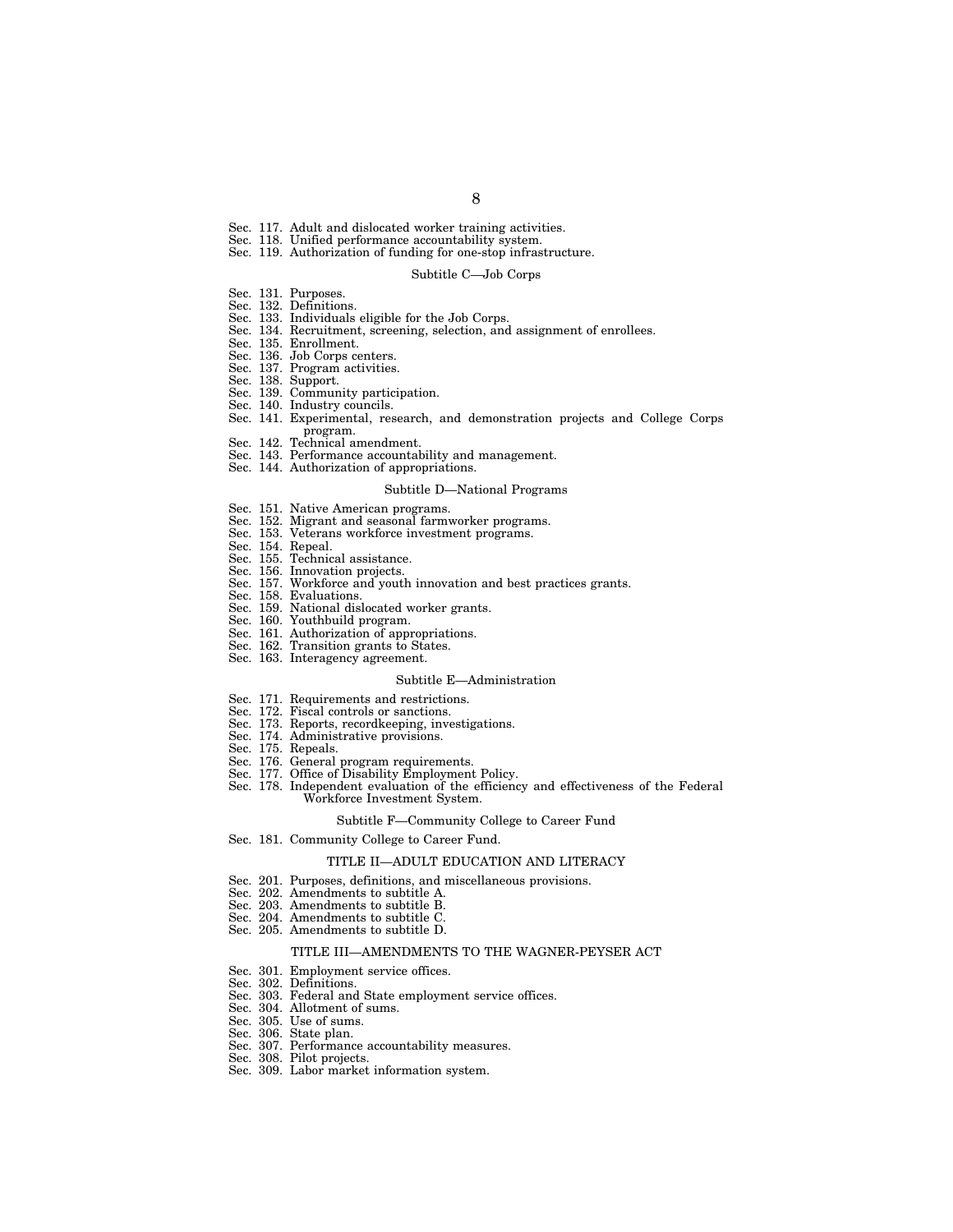Sec. 117. Adult and dislocated worker training activities.
Sec. 118. Unified performance accountability system.
Sec. 119. Authorization of funding for one-stop infrastructure.

Subtitle C—Job Corps

Sec. 131. Purposes.
Sec. 132. Definitions.
Sec. 133. Individuals eligible for the Job Corps.
Sec. 134. Recruitment, screening, selection, and assignment of enrollees.
Sec. 135. Enrollment.
Sec. 136. Job Corps centers.
Sec. 137. Program activities.
Sec. 138. Support.
Sec. 139. Community participation.
Sec. 140. Industry councils.
Sec. 141. Experimental, research, and demonstration projects and College Corps program.
Sec. 142. Technical amendment.
Sec. 143. Performance accountability and management.
Sec. 144. Authorization of appropriations.

Subtitle D—National Programs

Sec. 151. Native American programs.
Sec. 152. Migrant and seasonal farmworker programs.
Sec. 153. Veterans workforce investment programs.
Sec. 154. Repeal.
Sec. 155. Technical assistance.
Sec. 156. Innovation projects.
Sec. 157. Workforce and youth innovation and best practices grants.
Sec. 158. Evaluations.
Sec. 159. National dislocated worker grants.
Sec. 160. Youthbuild program.
Sec. 161. Authorization of appropriations.
Sec. 162. Transition grants to States.
Sec. 163. Interagency agreement.

Subtitle E—Administration

Sec. 171. Requirements and restrictions.
Sec. 172. Fiscal controls or sanctions.
Sec. 173. Reports, recordkeeping, investigations.
Sec. 174. Administrative provisions.
Sec. 175. Repeals.
Sec. 176. General program requirements.
Sec. 177. Office of Disability Employment Policy.
Sec. 178. Independent evaluation of the efficiency and effectiveness of the Federal Workforce Investment System.

Subtitle F—Community College to Career Fund

Sec. 181. Community College to Career Fund.

TITLE II—ADULT EDUCATION AND LITERACY

Sec. 201. Purposes, definitions, and miscellaneous provisions.
Sec. 202. Amendments to subtitle A.
Sec. 203. Amendments to subtitle B.
Sec. 204. Amendments to subtitle C.
Sec. 205. Amendments to subtitle D.

TITLE III—AMENDMENTS TO THE WAGNER-PEYSER ACT

Sec. 301. Employment service offices.
Sec. 302. Definitions.
Sec. 303. Federal and State employment service offices.
Sec. 304. Allotment of sums.
Sec. 305. Use of sums.
Sec. 306. State plan.
Sec. 307. Performance accountability measures.
Sec. 308. Pilot projects.
Sec. 309. Labor market information system.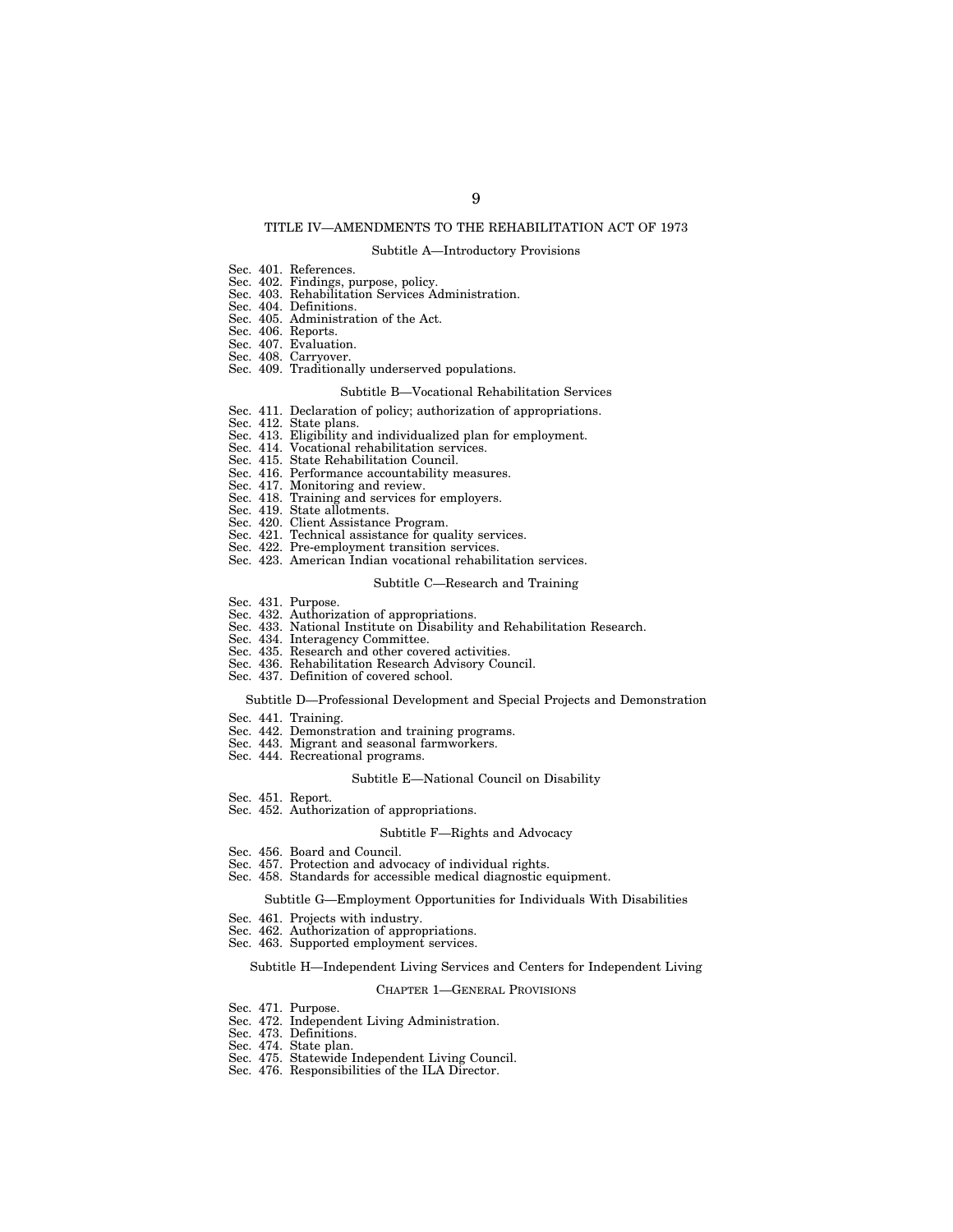## TITLE IV—AMENDMENTS TO THE REHABILITATION ACT OF 1973

### Subtitle A—Introductory Provisions

Sec. 401. References.
Sec. 402. Findings, purpose, policy.
Sec. 403. Rehabilitation Services Administration.
Sec. 404. Definitions.
Sec. 405. Administration of the Act.
Sec. 406. Reports.
Sec. 407. Evaluation.
Sec. 408. Carryover.
Sec. 409. Traditionally underserved populations.

### Subtitle B—Vocational Rehabilitation Services

Sec. 411. Declaration of policy; authorization of appropriations.
Sec. 412. State plans.
Sec. 413. Eligibility and individualized plan for employment.
Sec. 414. Vocational rehabilitation services.
Sec. 415. State Rehabilitation Council.
Sec. 416. Performance accountability measures.
Sec. 417. Monitoring and review.
Sec. 418. Training and services for employers.
Sec. 419. State allotments.
Sec. 420. Client Assistance Program.
Sec. 421. Technical assistance for quality services.
Sec. 422. Pre-employment transition services.
Sec. 423. American Indian vocational rehabilitation services.

### Subtitle C—Research and Training

Sec. 431. Purpose.
Sec. 432. Authorization of appropriations.
Sec. 433. National Institute on Disability and Rehabilitation Research.
Sec. 434. Interagency Committee.
Sec. 435. Research and other covered activities.
Sec. 436. Rehabilitation Research Advisory Council.
Sec. 437. Definition of covered school.

### Subtitle D—Professional Development and Special Projects and Demonstration

Sec. 441. Training.
Sec. 442. Demonstration and training programs.
Sec. 443. Migrant and seasonal farmworkers.
Sec. 444. Recreational programs.

### Subtitle E—National Council on Disability

Sec. 451. Report.
Sec. 452. Authorization of appropriations.

### Subtitle F—Rights and Advocacy

Sec. 456. Board and Council.
Sec. 457. Protection and advocacy of individual rights.
Sec. 458. Standards for accessible medical diagnostic equipment.

### Subtitle G—Employment Opportunities for Individuals With Disabilities

Sec. 461. Projects with industry.
Sec. 462. Authorization of appropriations.
Sec. 463. Supported employment services.

### Subtitle H—Independent Living Services and Centers for Independent Living

#### CHAPTER 1—GENERAL PROVISIONS

Sec. 471. Purpose.
Sec. 472. Independent Living Administration.
Sec. 473. Definitions.
Sec. 474. State plan.
Sec. 475. Statewide Independent Living Council.
Sec. 476. Responsibilities of the ILA Director.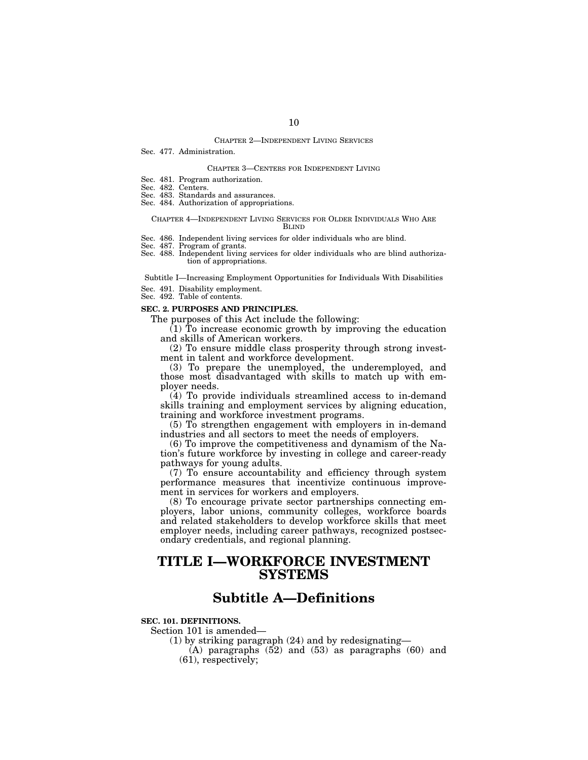CHAPTER 2—INDEPENDENT LIVING SERVICES

Sec. 477. Administration.

CHAPTER 3—CENTERS FOR INDEPENDENT LIVING

Sec. 481. Program authorization.
Sec. 482. Centers.
Sec. 483. Standards and assurances.
Sec. 484. Authorization of appropriations.

CHAPTER 4—INDEPENDENT LIVING SERVICES FOR OLDER INDIVIDUALS WHO ARE BLIND

Sec. 486. Independent living services for older individuals who are blind.
Sec. 487. Program of grants.
Sec. 488. Independent living services for older individuals who are blind authorization of appropriations.

Subtitle I—Increasing Employment Opportunities for Individuals With Disabilities

Sec. 491. Disability employment.
Sec. 492. Table of contents.

**SEC. 2. PURPOSES AND PRINCIPLES.**

The purposes of this Act include the following:

(1) To increase economic growth by improving the education and skills of American workers.

(2) To ensure middle class prosperity through strong investment in talent and workforce development.

(3) To prepare the unemployed, the underemployed, and those most disadvantaged with skills to match up with employer needs.

(4) To provide individuals streamlined access to in-demand skills training and employment services by aligning education, training and workforce investment programs.

(5) To strengthen engagement with employers in in-demand industries and all sectors to meet the needs of employers.

(6) To improve the competitiveness and dynamism of the Nation's future workforce by investing in college and career-ready pathways for young adults.

(7) To ensure accountability and efficiency through system performance measures that incentivize continuous improvement in services for workers and employers.

(8) To encourage private sector partnerships connecting employers, labor unions, community colleges, workforce boards and related stakeholders to develop workforce skills that meet employer needs, including career pathways, recognized postsecondary credentials, and regional planning.

# TITLE I—WORKFORCE INVESTMENT SYSTEMS

## Subtitle A—Definitions

**SEC. 101. DEFINITIONS.**

Section 101 is amended—

(1) by striking paragraph (24) and by redesignating—

(A) paragraphs (52) and (53) as paragraphs (60) and (61), respectively;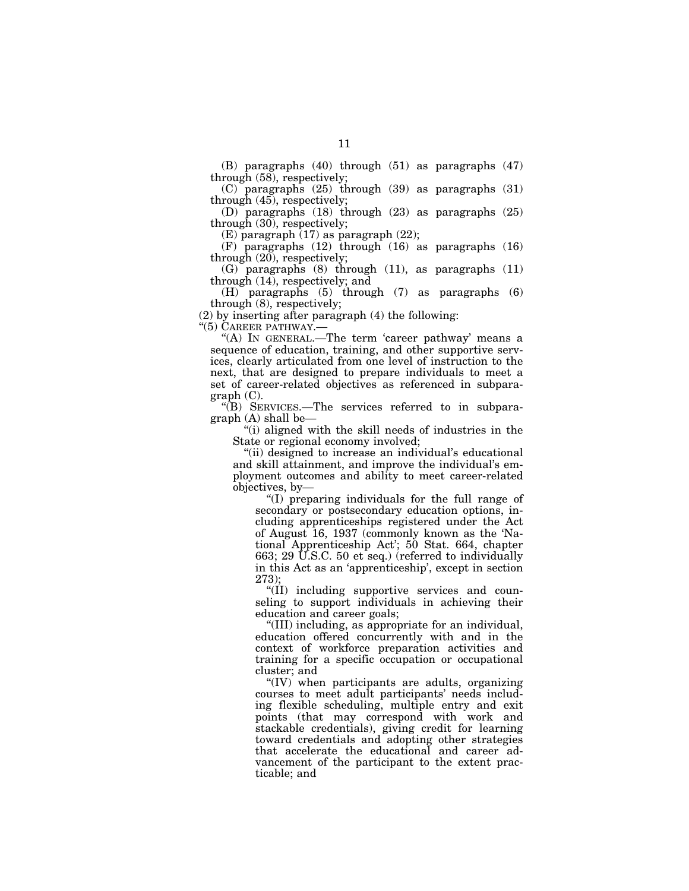(B) paragraphs (40) through (51) as paragraphs (47) through (58), respectively;

(C) paragraphs (25) through (39) as paragraphs (31) through (45), respectively;

(D) paragraphs (18) through (23) as paragraphs (25) through (30), respectively;

(E) paragraph (17) as paragraph (22);

(F) paragraphs (12) through (16) as paragraphs (16) through (20), respectively;

(G) paragraphs (8) through (11), as paragraphs (11) through (14), respectively; and

(H) paragraphs (5) through (7) as paragraphs (6) through (8), respectively;

(2) by inserting after paragraph (4) the following:

"(5) CAREER PATHWAY.—

"(A) IN GENERAL.—The term 'career pathway' means a sequence of education, training, and other supportive services, clearly articulated from one level of instruction to the next, that are designed to prepare individuals to meet a set of career-related objectives as referenced in subparagraph (C).

"(B) SERVICES.—The services referred to in subparagraph (A) shall be—

"(i) aligned with the skill needs of industries in the State or regional economy involved;

"(ii) designed to increase an individual's educational and skill attainment, and improve the individual's employment outcomes and ability to meet career-related objectives, by—

"(I) preparing individuals for the full range of secondary or postsecondary education options, including apprenticeships registered under the Act of August 16, 1937 (commonly known as the 'National Apprenticeship Act'; 50 Stat. 664, chapter 663; 29 U.S.C. 50 et seq.) (referred to individually in this Act as an 'apprenticeship', except in section 273);

"(II) including supportive services and counseling to support individuals in achieving their education and career goals;

"(III) including, as appropriate for an individual, education offered concurrently with and in the context of workforce preparation activities and training for a specific occupation or occupational cluster; and

"(IV) when participants are adults, organizing courses to meet adult participants' needs including flexible scheduling, multiple entry and exit points (that may correspond with work and stackable credentials), giving credit for learning toward credentials and adopting other strategies that accelerate the educational and career advancement of the participant to the extent practicable; and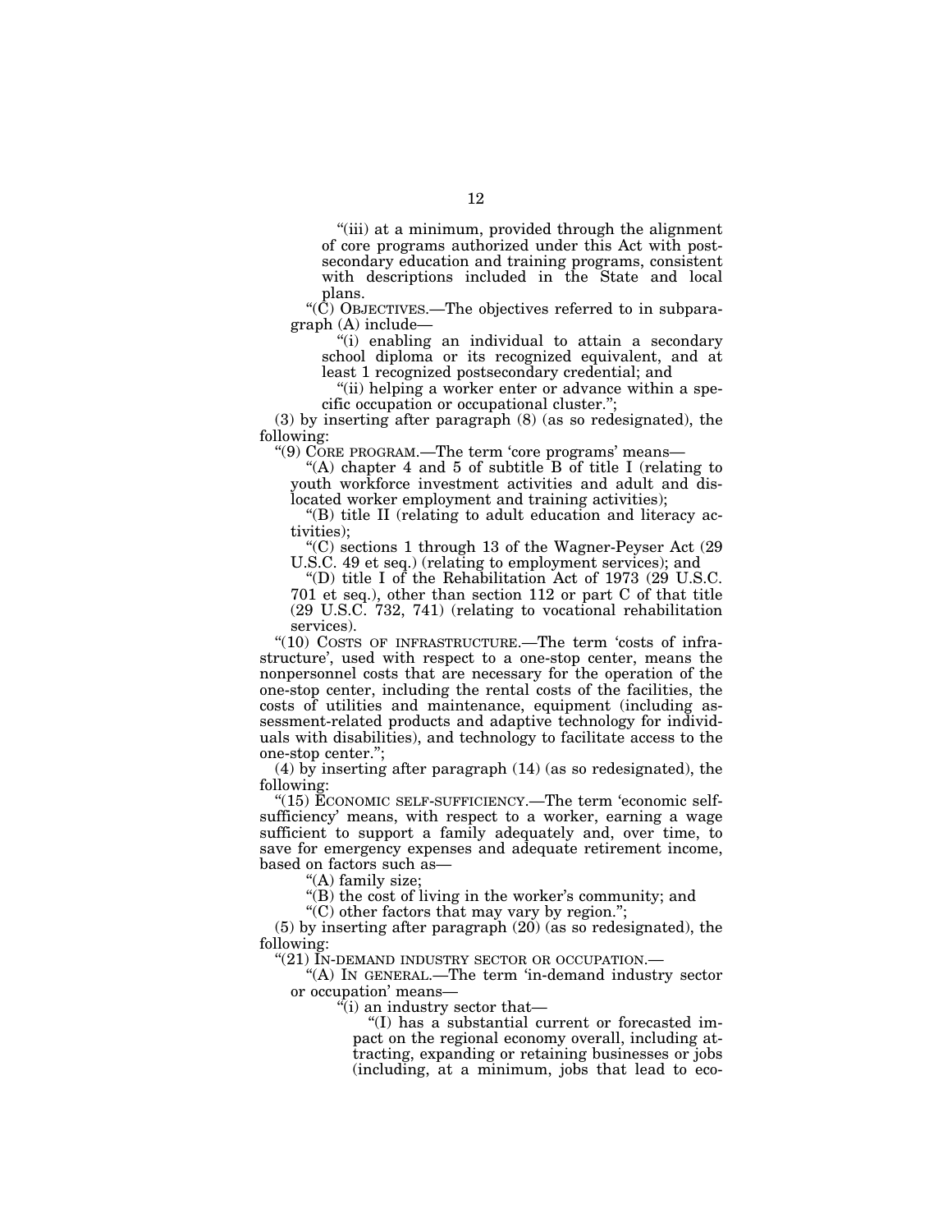"(iii) at a minimum, provided through the alignment of core programs authorized under this Act with postsecondary education and training programs, consistent with descriptions included in the State and local plans.

"(C) OBJECTIVES.—The objectives referred to in subparagraph (A) include—

"(i) enabling an individual to attain a secondary school diploma or its recognized equivalent, and at least 1 recognized postsecondary credential; and

"(ii) helping a worker enter or advance within a specific occupation or occupational cluster.";

(3) by inserting after paragraph (8) (as so redesignated), the following:

"(9) CORE PROGRAM.—The term 'core programs' means—

"(A) chapter 4 and 5 of subtitle B of title I (relating to youth workforce investment activities and adult and dislocated worker employment and training activities);

"(B) title II (relating to adult education and literacy activities);

"(C) sections 1 through 13 of the Wagner-Peyser Act (29 U.S.C. 49 et seq.) (relating to employment services); and

"(D) title I of the Rehabilitation Act of 1973 (29 U.S.C. 701 et seq.), other than section 112 or part C of that title (29 U.S.C. 732, 741) (relating to vocational rehabilitation services).

"(10) COSTS OF INFRASTRUCTURE.—The term 'costs of infrastructure', used with respect to a one-stop center, means the nonpersonnel costs that are necessary for the operation of the one-stop center, including the rental costs of the facilities, the costs of utilities and maintenance, equipment (including assessment-related products and adaptive technology for individuals with disabilities), and technology to facilitate access to the one-stop center.";

(4) by inserting after paragraph (14) (as so redesignated), the following:

"(15) ECONOMIC SELF-SUFFICIENCY.—The term 'economic self-sufficiency' means, with respect to a worker, earning a wage sufficient to support a family adequately and, over time, to save for emergency expenses and adequate retirement income, based on factors such as—

"(A) family size;

"(B) the cost of living in the worker's community; and

"(C) other factors that may vary by region.";

(5) by inserting after paragraph (20) (as so redesignated), the following:

"(21) IN-DEMAND INDUSTRY SECTOR OR OCCUPATION.—

"(A) IN GENERAL.—The term 'in-demand industry sector or occupation' means—

"(i) an industry sector that—

"(I) has a substantial current or forecasted impact on the regional economy overall, including attracting, expanding or retaining businesses or jobs (including, at a minimum, jobs that lead to eco-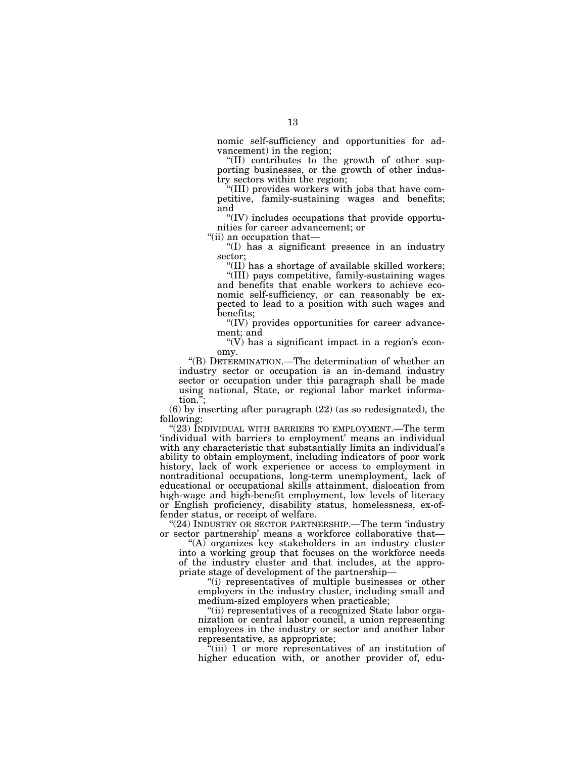nomic self-sufficiency and opportunities for advancement) in the region;

"(II) contributes to the growth of other supporting businesses, or the growth of other industry sectors within the region;

"(III) provides workers with jobs that have competitive, family-sustaining wages and benefits; and

"(IV) includes occupations that provide opportunities for career advancement; or

"(ii) an occupation that—

"(I) has a significant presence in an industry sector;

"(II) has a shortage of available skilled workers;

"(III) pays competitive, family-sustaining wages and benefits that enable workers to achieve economic self-sufficiency, or can reasonably be expected to lead to a position with such wages and benefits;

"(IV) provides opportunities for career advancement; and

"(V) has a significant impact in a region's economy.

"(B) DETERMINATION.—The determination of whether an industry sector or occupation is an in-demand industry sector or occupation under this paragraph shall be made using national, State, or regional labor market information.";

(6) by inserting after paragraph (22) (as so redesignated), the following:

"(23) INDIVIDUAL WITH BARRIERS TO EMPLOYMENT.—The term 'individual with barriers to employment' means an individual with any characteristic that substantially limits an individual's ability to obtain employment, including indicators of poor work history, lack of work experience or access to employment in nontraditional occupations, long-term unemployment, lack of educational or occupational skills attainment, dislocation from high-wage and high-benefit employment, low levels of literacy or English proficiency, disability status, homelessness, ex-offender status, or receipt of welfare.

"(24) INDUSTRY OR SECTOR PARTNERSHIP.—The term 'industry or sector partnership' means a workforce collaborative that—

"(A) organizes key stakeholders in an industry cluster into a working group that focuses on the workforce needs of the industry cluster and that includes, at the appropriate stage of development of the partnership—

"(i) representatives of multiple businesses or other employers in the industry cluster, including small and medium-sized employers when practicable;

"(ii) representatives of a recognized State labor organization or central labor council, a union representing employees in the industry or sector and another labor representative, as appropriate;

"(iii) 1 or more representatives of an institution of higher education with, or another provider of, edu-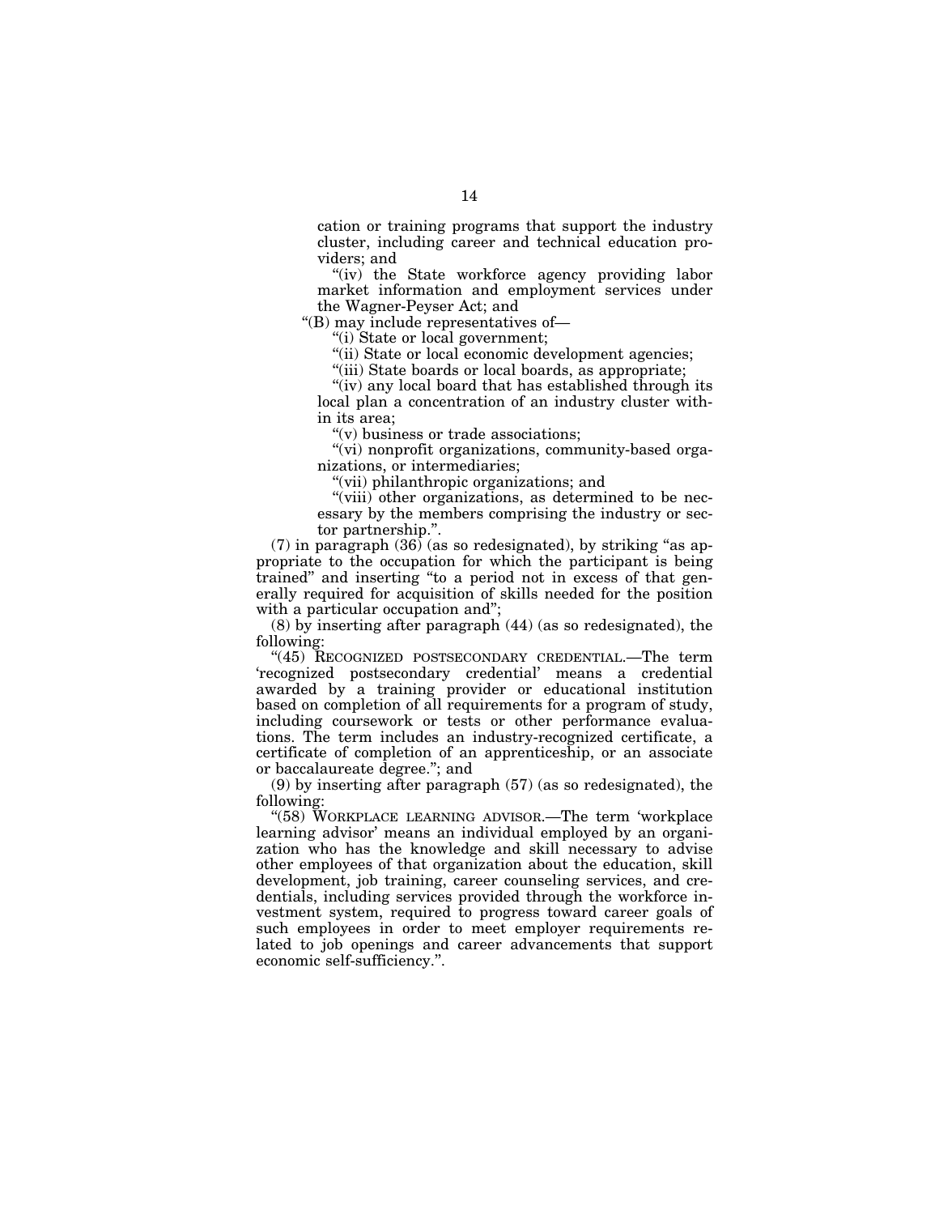cation or training programs that support the industry cluster, including career and technical education providers; and

"(iv) the State workforce agency providing labor market information and employment services under the Wagner-Peyser Act; and

"(B) may include representatives of—

"(i) State or local government;

"(ii) State or local economic development agencies;

"(iii) State boards or local boards, as appropriate;

"(iv) any local board that has established through its local plan a concentration of an industry cluster within its area;

"(v) business or trade associations;

"(vi) nonprofit organizations, community-based organizations, or intermediaries;

"(vii) philanthropic organizations; and

"(viii) other organizations, as determined to be necessary by the members comprising the industry or sector partnership.".

(7) in paragraph (36) (as so redesignated), by striking "as appropriate to the occupation for which the participant is being trained" and inserting "to a period not in excess of that generally required for acquisition of skills needed for the position with a particular occupation and";

(8) by inserting after paragraph (44) (as so redesignated), the following:

"(45) RECOGNIZED POSTSECONDARY CREDENTIAL.—The term 'recognized postsecondary credential' means a credential awarded by a training provider or educational institution based on completion of all requirements for a program of study, including coursework or tests or other performance evaluations. The term includes an industry-recognized certificate, a certificate of completion of an apprenticeship, or an associate or baccalaureate degree."; and

(9) by inserting after paragraph (57) (as so redesignated), the following:

"(58) WORKPLACE LEARNING ADVISOR.—The term 'workplace learning advisor' means an individual employed by an organization who has the knowledge and skill necessary to advise other employees of that organization about the education, skill development, job training, career counseling services, and credentials, including services provided through the workforce investment system, required to progress toward career goals of such employees in order to meet employer requirements related to job openings and career advancements that support economic self-sufficiency.".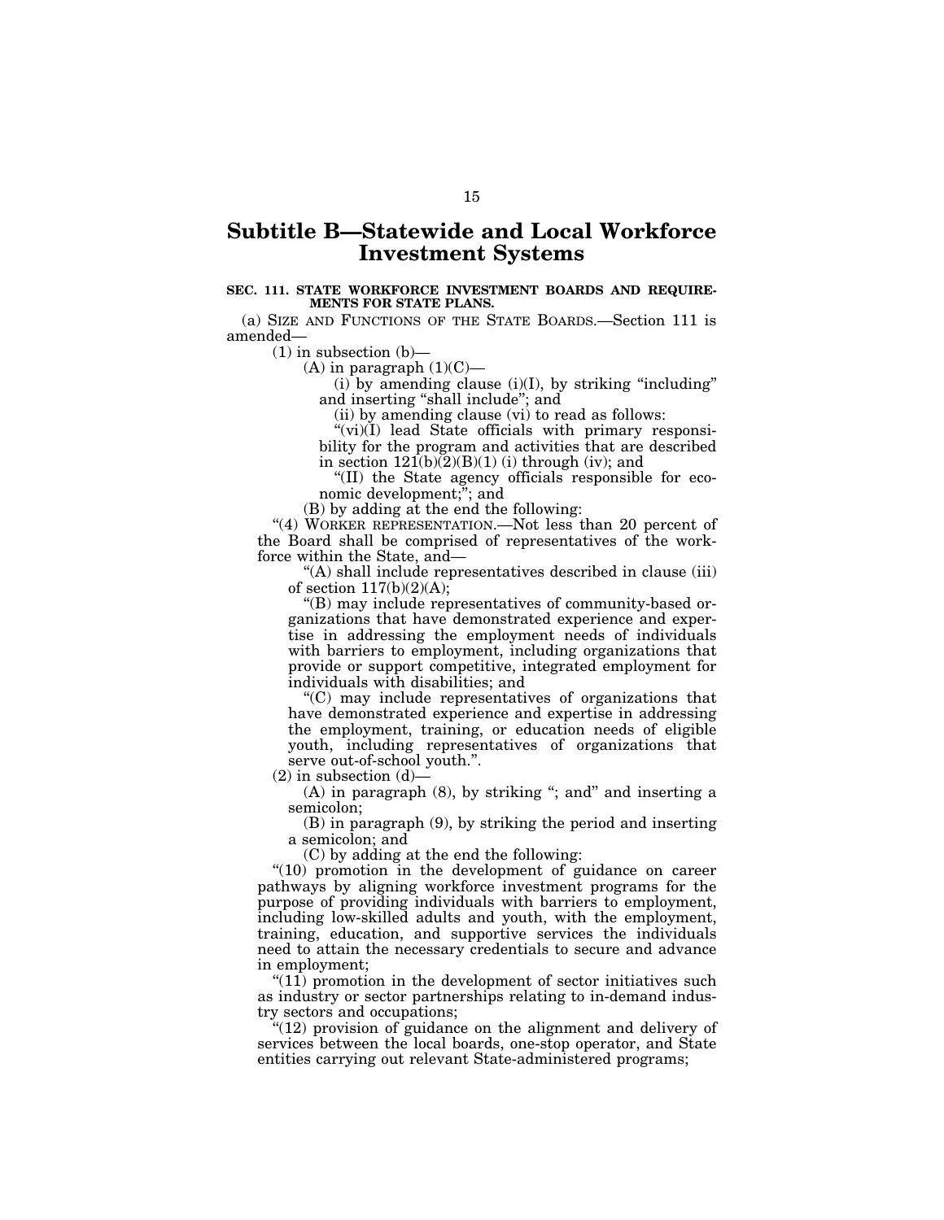# Subtitle B—Statewide and Local Workforce Investment Systems

**SEC. 111. STATE WORKFORCE INVESTMENT BOARDS AND REQUIREMENTS FOR STATE PLANS.**

(a) SIZE AND FUNCTIONS OF THE STATE BOARDS.—Section 111 is amended—

(1) in subsection (b)—

(A) in paragraph (1)(C)—

(i) by amending clause (i)(I), by striking "including" and inserting "shall include"; and

(ii) by amending clause (vi) to read as follows:

"(vi)(I) lead State officials with primary responsibility for the program and activities that are described in section 121(b)(2)(B)(1) (i) through (iv); and

"(II) the State agency officials responsible for economic development;"; and

(B) by adding at the end the following:

"(4) WORKER REPRESENTATION.—Not less than 20 percent of the Board shall be comprised of representatives of the workforce within the State, and—

"(A) shall include representatives described in clause (iii) of section 117(b)(2)(A);

"(B) may include representatives of community-based organizations that have demonstrated experience and expertise in addressing the employment needs of individuals with barriers to employment, including organizations that provide or support competitive, integrated employment for individuals with disabilities; and

"(C) may include representatives of organizations that have demonstrated experience and expertise in addressing the employment, training, or education needs of eligible youth, including representatives of organizations that serve out-of-school youth.".

(2) in subsection (d)—

(A) in paragraph (8), by striking "; and" and inserting a semicolon;

(B) in paragraph (9), by striking the period and inserting a semicolon; and

(C) by adding at the end the following:

"(10) promotion in the development of guidance on career pathways by aligning workforce investment programs for the purpose of providing individuals with barriers to employment, including low-skilled adults and youth, with the employment, training, education, and supportive services the individuals need to attain the necessary credentials to secure and advance in employment;

"(11) promotion in the development of sector initiatives such as industry or sector partnerships relating to in-demand industry sectors and occupations;

"(12) provision of guidance on the alignment and delivery of services between the local boards, one-stop operator, and State entities carrying out relevant State-administered programs;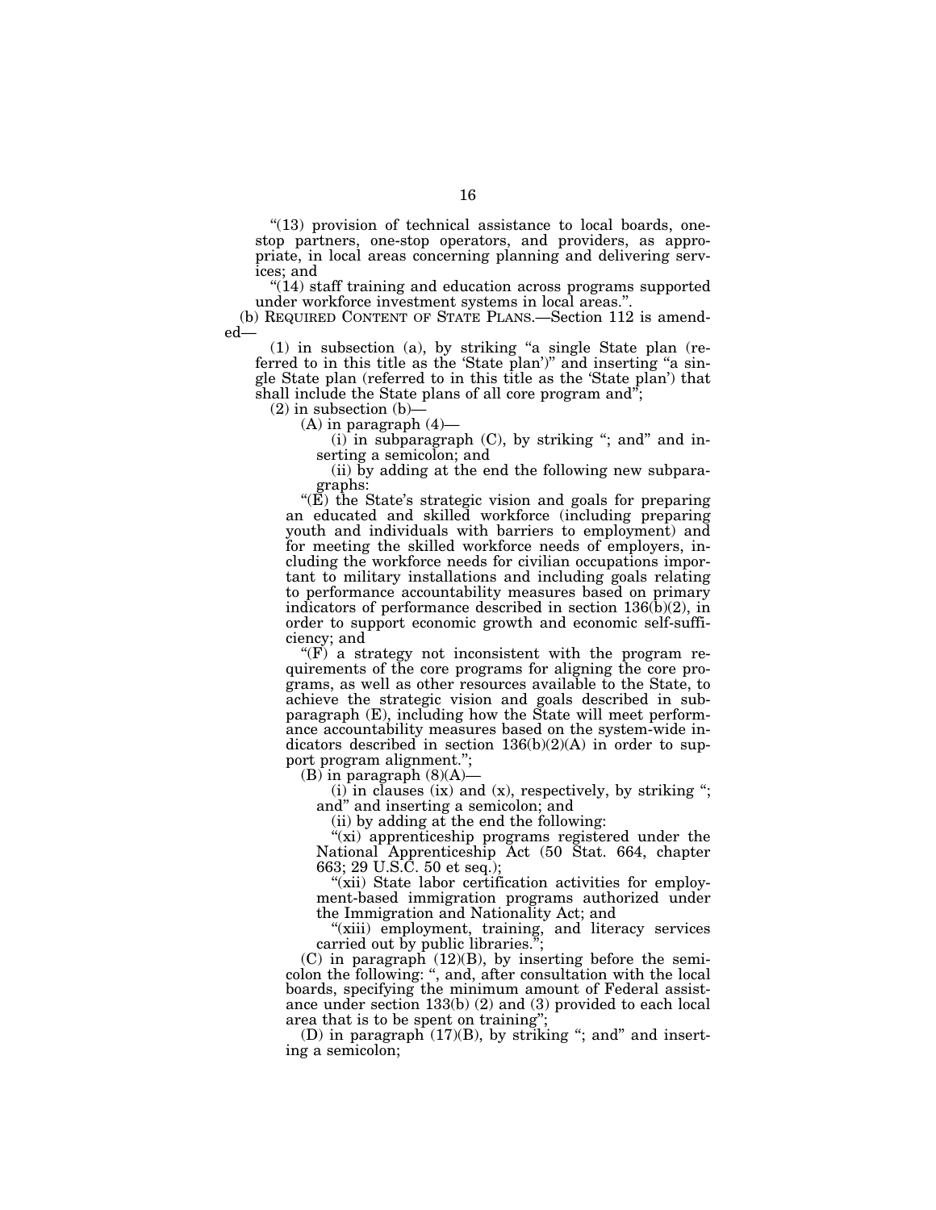"(13) provision of technical assistance to local boards, one-stop partners, one-stop operators, and providers, as appropriate, in local areas concerning planning and delivering services; and

"(14) staff training and education across programs supported under workforce investment systems in local areas.".

(b) REQUIRED CONTENT OF STATE PLANS.—Section 112 is amended—

(1) in subsection (a), by striking "a single State plan (referred to in this title as the 'State plan')" and inserting "a single State plan (referred to in this title as the 'State plan') that shall include the State plans of all core program and";

(2) in subsection (b)—

(A) in paragraph (4)—

(i) in subparagraph (C), by striking "; and" and inserting a semicolon; and

(ii) by adding at the end the following new subparagraphs:

"(E) the State's strategic vision and goals for preparing an educated and skilled workforce (including preparing youth and individuals with barriers to employment) and for meeting the skilled workforce needs of employers, including the workforce needs for civilian occupations important to military installations and including goals relating to performance accountability measures based on primary indicators of performance described in section 136(b)(2), in order to support economic growth and economic self-sufficiency; and

"(F) a strategy not inconsistent with the program requirements of the core programs for aligning the core programs, as well as other resources available to the State, to achieve the strategic vision and goals described in subparagraph (E), including how the State will meet performance accountability measures based on the system-wide indicators described in section 136(b)(2)(A) in order to support program alignment.";

(B) in paragraph (8)(A)—

(i) in clauses (ix) and (x), respectively, by striking "; and" and inserting a semicolon; and

(ii) by adding at the end the following:

"(xi) apprenticeship programs registered under the National Apprenticeship Act (50 Stat. 664, chapter 663; 29 U.S.C. 50 et seq.);

"(xii) State labor certification activities for employment-based immigration programs authorized under the Immigration and Nationality Act; and

"(xiii) employment, training, and literacy services carried out by public libraries.";

(C) in paragraph (12)(B), by inserting before the semicolon the following: ", and, after consultation with the local boards, specifying the minimum amount of Federal assistance under section 133(b) (2) and (3) provided to each local area that is to be spent on training";

(D) in paragraph (17)(B), by striking "; and" and inserting a semicolon;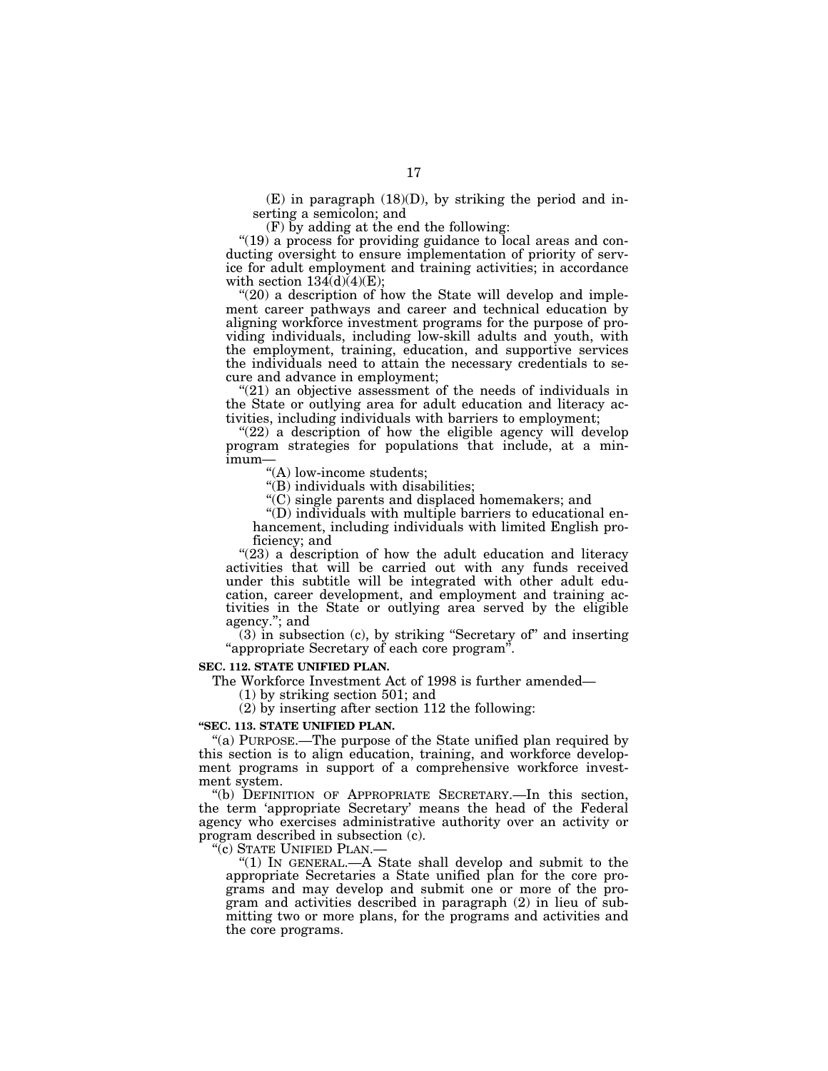(E) in paragraph (18)(D), by striking the period and inserting a semicolon; and

(F) by adding at the end the following:

"(19) a process for providing guidance to local areas and conducting oversight to ensure implementation of priority of service for adult employment and training activities; in accordance with section 134(d)(4)(E);

"(20) a description of how the State will develop and implement career pathways and career and technical education by aligning workforce investment programs for the purpose of providing individuals, including low-skill adults and youth, with the employment, training, education, and supportive services the individuals need to attain the necessary credentials to secure and advance in employment;

"(21) an objective assessment of the needs of individuals in the State or outlying area for adult education and literacy activities, including individuals with barriers to employment;

"(22) a description of how the eligible agency will develop program strategies for populations that include, at a minimum—

"(A) low-income students;

"(B) individuals with disabilities;

"(C) single parents and displaced homemakers; and

"(D) individuals with multiple barriers to educational enhancement, including individuals with limited English proficiency; and

"(23) a description of how the adult education and literacy activities that will be carried out with any funds received under this subtitle will be integrated with other adult education, career development, and employment and training activities in the State or outlying area served by the eligible agency."; and

(3) in subsection (c), by striking "Secretary of" and inserting "appropriate Secretary of each core program".

**SEC. 112. STATE UNIFIED PLAN.**

The Workforce Investment Act of 1998 is further amended—

(1) by striking section 501; and

(2) by inserting after section 112 the following:

**"SEC. 113. STATE UNIFIED PLAN.**

"(a) PURPOSE.—The purpose of the State unified plan required by this section is to align education, training, and workforce development programs in support of a comprehensive workforce investment system.

"(b) DEFINITION OF APPROPRIATE SECRETARY.—In this section, the term 'appropriate Secretary' means the head of the Federal agency who exercises administrative authority over an activity or program described in subsection (c).

"(c) STATE UNIFIED PLAN.—

"(1) IN GENERAL.—A State shall develop and submit to the appropriate Secretaries a State unified plan for the core programs and may develop and submit one or more of the program and activities described in paragraph (2) in lieu of submitting two or more plans, for the programs and activities and the core programs.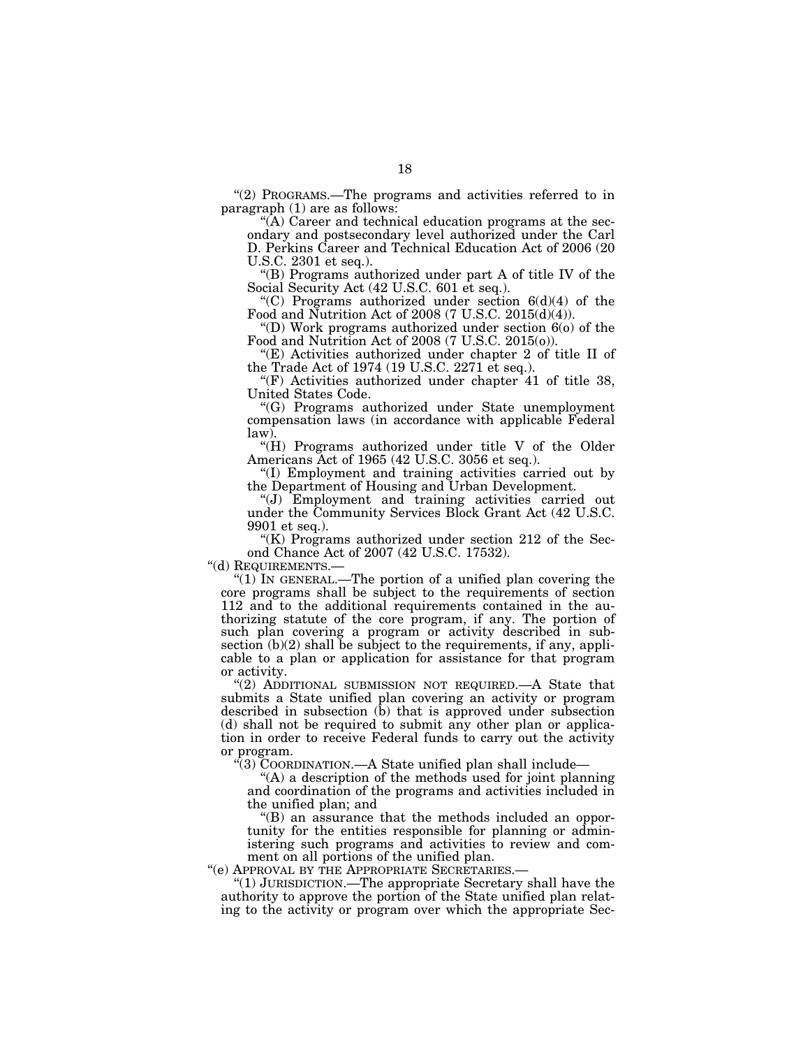"(2) PROGRAMS.—The programs and activities referred to in paragraph (1) are as follows:

"(A) Career and technical education programs at the secondary and postsecondary level authorized under the Carl D. Perkins Career and Technical Education Act of 2006 (20 U.S.C. 2301 et seq.).

"(B) Programs authorized under part A of title IV of the Social Security Act (42 U.S.C. 601 et seq.).

"(C) Programs authorized under section 6(d)(4) of the Food and Nutrition Act of 2008 (7 U.S.C. 2015(d)(4)).

"(D) Work programs authorized under section 6(o) of the Food and Nutrition Act of 2008 (7 U.S.C. 2015(o)).

"(E) Activities authorized under chapter 2 of title II of the Trade Act of 1974 (19 U.S.C. 2271 et seq.).

"(F) Activities authorized under chapter 41 of title 38, United States Code.

"(G) Programs authorized under State unemployment compensation laws (in accordance with applicable Federal law).

"(H) Programs authorized under title V of the Older Americans Act of 1965 (42 U.S.C. 3056 et seq.).

"(I) Employment and training activities carried out by the Department of Housing and Urban Development.

"(J) Employment and training activities carried out under the Community Services Block Grant Act (42 U.S.C. 9901 et seq.).

"(K) Programs authorized under section 212 of the Second Chance Act of 2007 (42 U.S.C. 17532).

"(d) REQUIREMENTS.—

"(1) IN GENERAL.—The portion of a unified plan covering the core programs shall be subject to the requirements of section 112 and to the additional requirements contained in the authorizing statute of the core program, if any. The portion of such plan covering a program or activity described in subsection (b)(2) shall be subject to the requirements, if any, applicable to a plan or application for assistance for that program or activity.

"(2) ADDITIONAL SUBMISSION NOT REQUIRED.—A State that submits a State unified plan covering an activity or program described in subsection (b) that is approved under subsection (d) shall not be required to submit any other plan or application in order to receive Federal funds to carry out the activity or program.

"(3) COORDINATION.—A State unified plan shall include—

"(A) a description of the methods used for joint planning and coordination of the programs and activities included in the unified plan; and

"(B) an assurance that the methods included an opportunity for the entities responsible for planning or administering such programs and activities to review and comment on all portions of the unified plan.

"(e) APPROVAL BY THE APPROPRIATE SECRETARIES.—

"(1) JURISDICTION.—The appropriate Secretary shall have the authority to approve the portion of the State unified plan relating to the activity or program over which the appropriate Sec-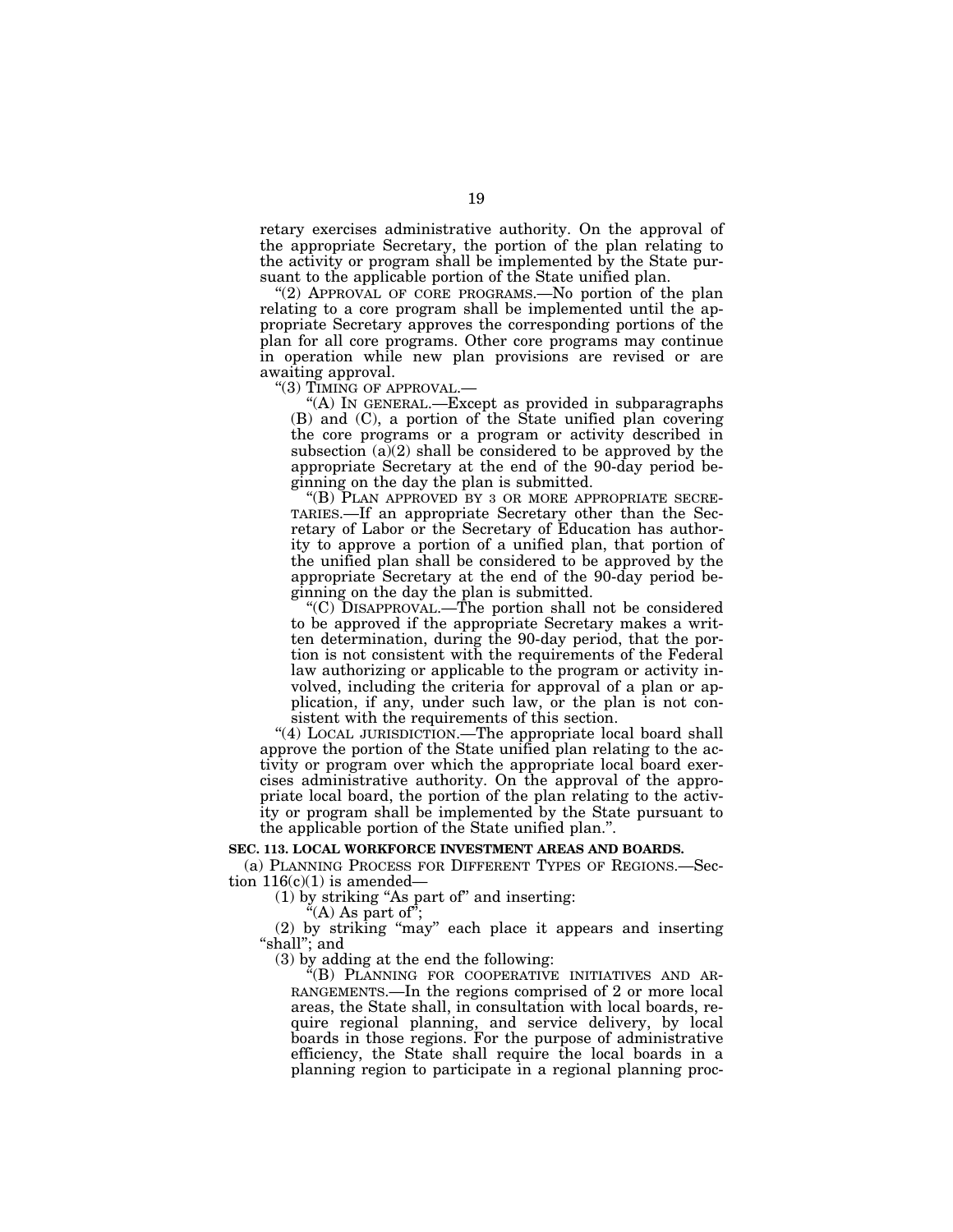retary exercises administrative authority. On the approval of the appropriate Secretary, the portion of the plan relating to the activity or program shall be implemented by the State pursuant to the applicable portion of the State unified plan.

"(2) APPROVAL OF CORE PROGRAMS.—No portion of the plan relating to a core program shall be implemented until the appropriate Secretary approves the corresponding portions of the plan for all core programs. Other core programs may continue in operation while new plan provisions are revised or are awaiting approval.

"(3) TIMING OF APPROVAL.—

"(A) IN GENERAL.—Except as provided in subparagraphs (B) and (C), a portion of the State unified plan covering the core programs or a program or activity described in subsection (a)(2) shall be considered to be approved by the appropriate Secretary at the end of the 90-day period beginning on the day the plan is submitted.

"(B) PLAN APPROVED BY 3 OR MORE APPROPRIATE SECRETARIES.—If an appropriate Secretary other than the Secretary of Labor or the Secretary of Education has authority to approve a portion of a unified plan, that portion of the unified plan shall be considered to be approved by the appropriate Secretary at the end of the 90-day period beginning on the day the plan is submitted.

"(C) DISAPPROVAL.—The portion shall not be considered to be approved if the appropriate Secretary makes a written determination, during the 90-day period, that the portion is not consistent with the requirements of the Federal law authorizing or applicable to the program or activity involved, including the criteria for approval of a plan or application, if any, under such law, or the plan is not consistent with the requirements of this section.

"(4) LOCAL JURISDICTION.—The appropriate local board shall approve the portion of the State unified plan relating to the activity or program over which the appropriate local board exercises administrative authority. On the approval of the appropriate local board, the portion of the plan relating to the activity or program shall be implemented by the State pursuant to the applicable portion of the State unified plan.".

**SEC. 113. LOCAL WORKFORCE INVESTMENT AREAS AND BOARDS.**

(a) PLANNING PROCESS FOR DIFFERENT TYPES OF REGIONS.—Section 116(c)(1) is amended—

(1) by striking "As part of" and inserting:

"(A) As part of";

(2) by striking "may" each place it appears and inserting "shall"; and

(3) by adding at the end the following:

"(B) PLANNING FOR COOPERATIVE INITIATIVES AND ARRANGEMENTS.—In the regions comprised of 2 or more local areas, the State shall, in consultation with local boards, require regional planning, and service delivery, by local boards in those regions. For the purpose of administrative efficiency, the State shall require the local boards in a planning region to participate in a regional planning proc-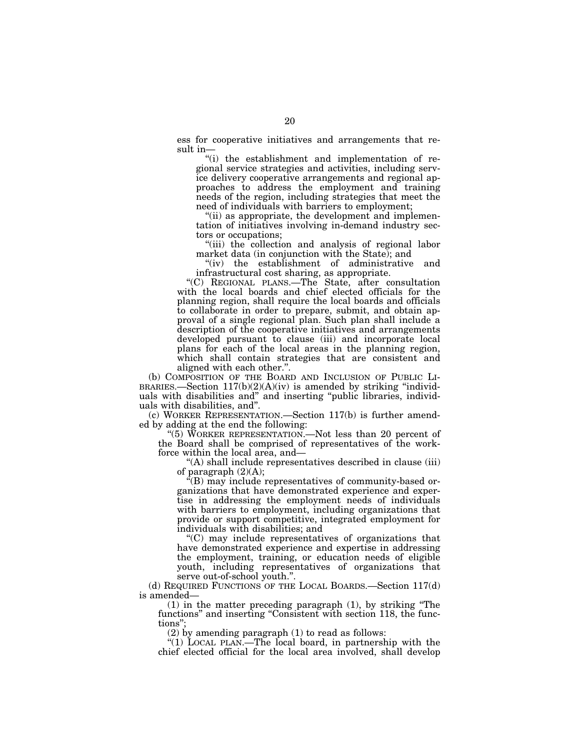ess for cooperative initiatives and arrangements that result in—

"(i) the establishment and implementation of regional service strategies and activities, including service delivery cooperative arrangements and regional approaches to address the employment and training needs of the region, including strategies that meet the need of individuals with barriers to employment;

"(ii) as appropriate, the development and implementation of initiatives involving in-demand industry sectors or occupations;

"(iii) the collection and analysis of regional labor market data (in conjunction with the State); and

"(iv) the establishment of administrative and infrastructural cost sharing, as appropriate.

"(C) REGIONAL PLANS.—The State, after consultation with the local boards and chief elected officials for the planning region, shall require the local boards and officials to collaborate in order to prepare, submit, and obtain approval of a single regional plan. Such plan shall include a description of the cooperative initiatives and arrangements developed pursuant to clause (iii) and incorporate local plans for each of the local areas in the planning region, which shall contain strategies that are consistent and aligned with each other.".

(b) COMPOSITION OF THE BOARD AND INCLUSION OF PUBLIC LIBRARIES.—Section 117(b)(2)(A)(iv) is amended by striking "individuals with disabilities and" and inserting "public libraries, individuals with disabilities, and".

(c) WORKER REPRESENTATION.—Section 117(b) is further amended by adding at the end the following:

"(5) WORKER REPRESENTATION.—Not less than 20 percent of the Board shall be comprised of representatives of the workforce within the local area, and—

"(A) shall include representatives described in clause (iii) of paragraph (2)(A);

"(B) may include representatives of community-based organizations that have demonstrated experience and expertise in addressing the employment needs of individuals with barriers to employment, including organizations that provide or support competitive, integrated employment for individuals with disabilities; and

"(C) may include representatives of organizations that have demonstrated experience and expertise in addressing the employment, training, or education needs of eligible youth, including representatives of organizations that serve out-of-school youth.".

(d) REQUIRED FUNCTIONS OF THE LOCAL BOARDS.—Section 117(d) is amended—

(1) in the matter preceding paragraph (1), by striking "The functions" and inserting "Consistent with section 118, the functions";

(2) by amending paragraph (1) to read as follows:

"(1) LOCAL PLAN.—The local board, in partnership with the chief elected official for the local area involved, shall develop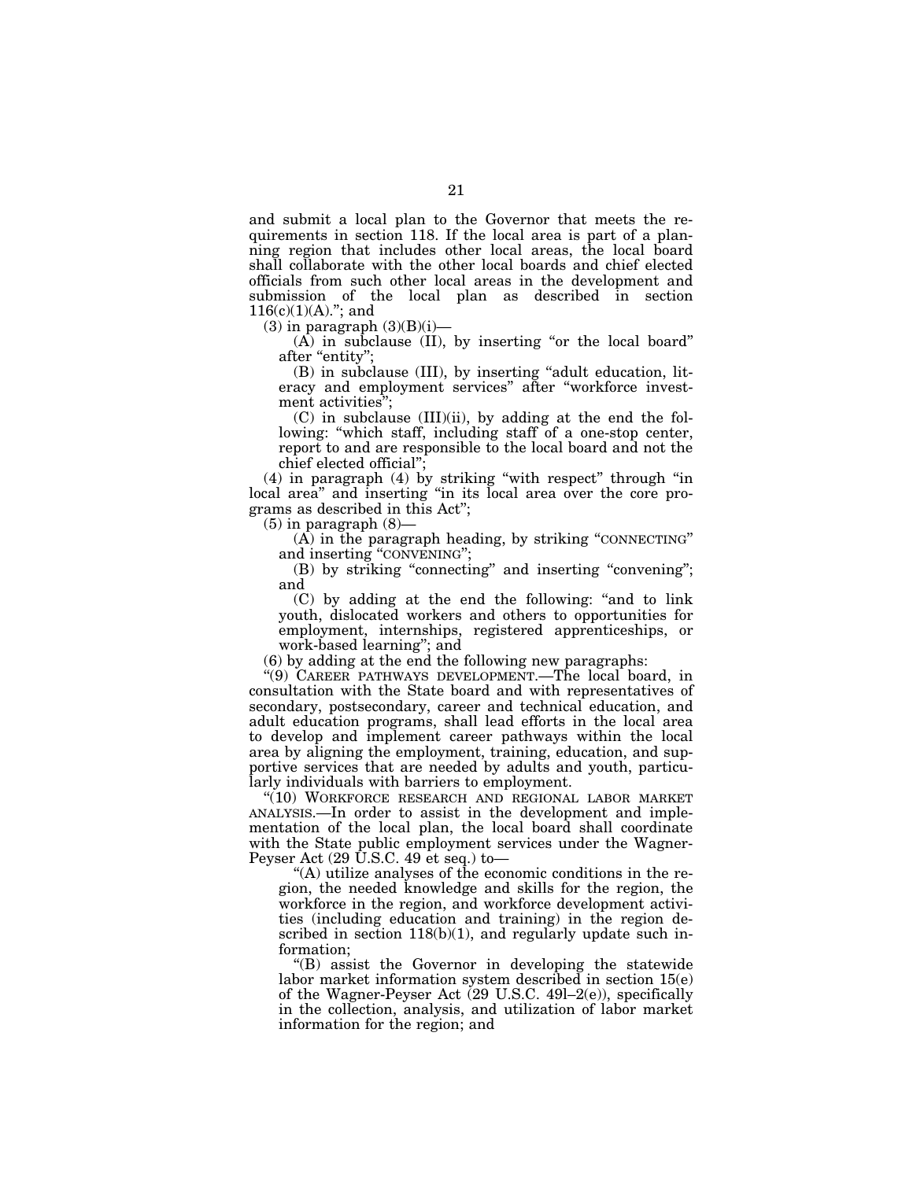and submit a local plan to the Governor that meets the requirements in section 118. If the local area is part of a planning region that includes other local areas, the local board shall collaborate with the other local boards and chief elected officials from such other local areas in the development and submission of the local plan as described in section 116(c)(1)(A).''; and

(3) in paragraph (3)(B)(i)—

(A) in subclause (II), by inserting ''or the local board'' after ''entity'';

(B) in subclause (III), by inserting ''adult education, literacy and employment services'' after ''workforce investment activities'';

(C) in subclause (III)(ii), by adding at the end the following: ''which staff, including staff of a one-stop center, report to and are responsible to the local board and not the chief elected official'';

(4) in paragraph (4) by striking ''with respect'' through ''in local area'' and inserting ''in its local area over the core programs as described in this Act'';

(5) in paragraph (8)—

(A) in the paragraph heading, by striking ''CONNECTING'' and inserting ''CONVENING'';

(B) by striking ''connecting'' and inserting ''convening''; and

(C) by adding at the end the following: ''and to link youth, dislocated workers and others to opportunities for employment, internships, registered apprenticeships, or work-based learning''; and

(6) by adding at the end the following new paragraphs:

''(9) CAREER PATHWAYS DEVELOPMENT.—The local board, in consultation with the State board and with representatives of secondary, postsecondary, career and technical education, and adult education programs, shall lead efforts in the local area to develop and implement career pathways within the local area by aligning the employment, training, education, and supportive services that are needed by adults and youth, particularly individuals with barriers to employment.

''(10) WORKFORCE RESEARCH AND REGIONAL LABOR MARKET ANALYSIS.—In order to assist in the development and implementation of the local plan, the local board shall coordinate with the State public employment services under the Wagner-Peyser Act (29 U.S.C. 49 et seq.) to—

''(A) utilize analyses of the economic conditions in the region, the needed knowledge and skills for the region, the workforce in the region, and workforce development activities (including education and training) in the region described in section 118(b)(1), and regularly update such information;

''(B) assist the Governor in developing the statewide labor market information system described in section 15(e) of the Wagner-Peyser Act (29 U.S.C. 49l–2(e)), specifically in the collection, analysis, and utilization of labor market information for the region; and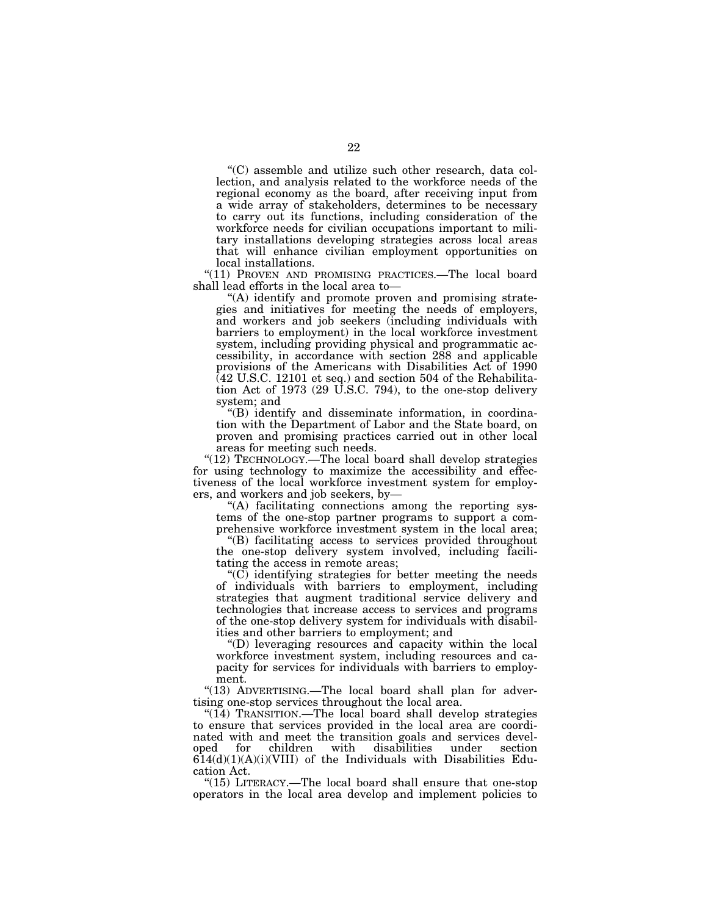"(C) assemble and utilize such other research, data collection, and analysis related to the workforce needs of the regional economy as the board, after receiving input from a wide array of stakeholders, determines to be necessary to carry out its functions, including consideration of the workforce needs for civilian occupations important to military installations developing strategies across local areas that will enhance civilian employment opportunities on local installations.

"(11) PROVEN AND PROMISING PRACTICES.—The local board shall lead efforts in the local area to—

"(A) identify and promote proven and promising strategies and initiatives for meeting the needs of employers, and workers and job seekers (including individuals with barriers to employment) in the local workforce investment system, including providing physical and programmatic accessibility, in accordance with section 288 and applicable provisions of the Americans with Disabilities Act of 1990 (42 U.S.C. 12101 et seq.) and section 504 of the Rehabilitation Act of 1973 (29 U.S.C. 794), to the one-stop delivery system; and

"(B) identify and disseminate information, in coordination with the Department of Labor and the State board, on proven and promising practices carried out in other local areas for meeting such needs.

"(12) TECHNOLOGY.—The local board shall develop strategies for using technology to maximize the accessibility and effectiveness of the local workforce investment system for employers, and workers and job seekers, by—

"(A) facilitating connections among the reporting systems of the one-stop partner programs to support a comprehensive workforce investment system in the local area;

"(B) facilitating access to services provided throughout the one-stop delivery system involved, including facilitating the access in remote areas;

"(C) identifying strategies for better meeting the needs of individuals with barriers to employment, including strategies that augment traditional service delivery and technologies that increase access to services and programs of the one-stop delivery system for individuals with disabilities and other barriers to employment; and

"(D) leveraging resources and capacity within the local workforce investment system, including resources and capacity for services for individuals with barriers to employment.

"(13) ADVERTISING.—The local board shall plan for advertising one-stop services throughout the local area.

"(14) TRANSITION.—The local board shall develop strategies to ensure that services provided in the local area are coordinated with and meet the transition goals and services developed for children with disabilities under section 614(d)(1)(A)(i)(VIII) of the Individuals with Disabilities Education Act.

"(15) LITERACY.—The local board shall ensure that one-stop operators in the local area develop and implement policies to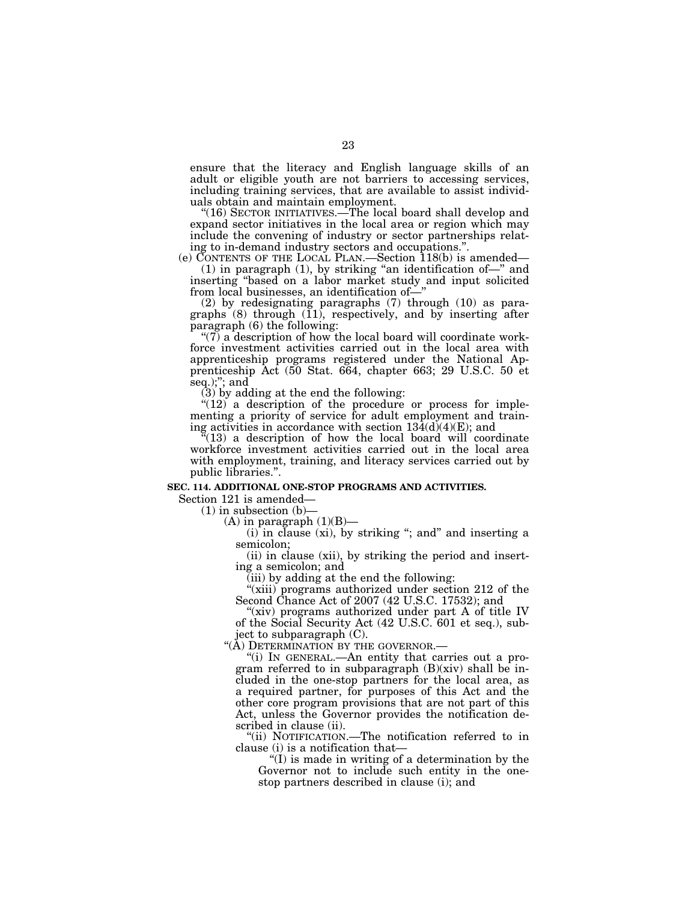ensure that the literacy and English language skills of an adult or eligible youth are not barriers to accessing services, including training services, that are available to assist individuals obtain and maintain employment.

"(16) SECTOR INITIATIVES.—The local board shall develop and expand sector initiatives in the local area or region which may include the convening of industry or sector partnerships relating to in-demand industry sectors and occupations.".

(e) CONTENTS OF THE LOCAL PLAN.—Section 118(b) is amended—

(1) in paragraph (1), by striking "an identification of—" and inserting "based on a labor market study and input solicited from local businesses, an identification of—"

(2) by redesignating paragraphs (7) through (10) as paragraphs (8) through (11), respectively, and by inserting after paragraph (6) the following:

"(7) a description of how the local board will coordinate workforce investment activities carried out in the local area with apprenticeship programs registered under the National Apprenticeship Act (50 Stat. 664, chapter 663; 29 U.S.C. 50 et seq.);"; and

(3) by adding at the end the following:

"(12) a description of the procedure or process for implementing a priority of service for adult employment and training activities in accordance with section 134(d)(4)(E); and

"(13) a description of how the local board will coordinate workforce investment activities carried out in the local area with employment, training, and literacy services carried out by public libraries.".

**SEC. 114. ADDITIONAL ONE-STOP PROGRAMS AND ACTIVITIES.**

Section 121 is amended—

(1) in subsection (b)—

(A) in paragraph (1)(B)—

(i) in clause (xi), by striking "; and" and inserting a semicolon;

(ii) in clause (xii), by striking the period and inserting a semicolon; and

(iii) by adding at the end the following:

"(xiii) programs authorized under section 212 of the Second Chance Act of 2007 (42 U.S.C. 17532); and

"(xiv) programs authorized under part A of title IV of the Social Security Act (42 U.S.C. 601 et seq.), subject to subparagraph (C).

"(A) DETERMINATION BY THE GOVERNOR.—

"(i) IN GENERAL.—An entity that carries out a program referred to in subparagraph (B)(xiv) shall be included in the one-stop partners for the local area, as a required partner, for purposes of this Act and the other core program provisions that are not part of this Act, unless the Governor provides the notification described in clause (ii).

"(ii) NOTIFICATION.—The notification referred to in clause (i) is a notification that—

"(I) is made in writing of a determination by the Governor not to include such entity in the one-stop partners described in clause (i); and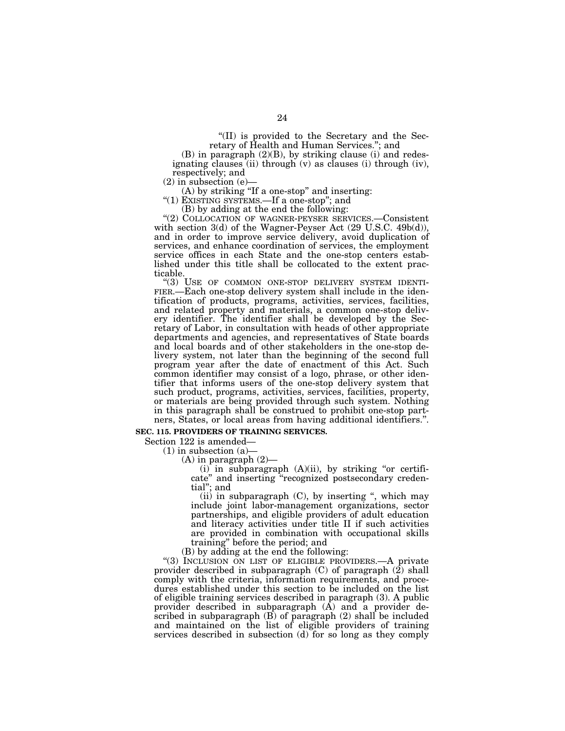"(II) is provided to the Secretary and the Secretary of Health and Human Services."; and

(B) in paragraph (2)(B), by striking clause (i) and redesignating clauses (ii) through (v) as clauses (i) through (iv), respectively; and

(2) in subsection (e)—

(A) by striking "If a one-stop" and inserting:

"(1) EXISTING SYSTEMS.—If a one-stop"; and

(B) by adding at the end the following:

"(2) COLLOCATION OF WAGNER-PEYSER SERVICES.—Consistent with section 3(d) of the Wagner-Peyser Act (29 U.S.C. 49b(d)), and in order to improve service delivery, avoid duplication of services, and enhance coordination of services, the employment service offices in each State and the one-stop centers established under this title shall be collocated to the extent practicable.

"(3) USE OF COMMON ONE-STOP DELIVERY SYSTEM IDENTIFIER.—Each one-stop delivery system shall include in the identification of products, programs, activities, services, facilities, and related property and materials, a common one-stop delivery identifier. The identifier shall be developed by the Secretary of Labor, in consultation with heads of other appropriate departments and agencies, and representatives of State boards and local boards and of other stakeholders in the one-stop delivery system, not later than the beginning of the second full program year after the date of enactment of this Act. Such common identifier may consist of a logo, phrase, or other identifier that informs users of the one-stop delivery system that such product, programs, activities, services, facilities, property, or materials are being provided through such system. Nothing in this paragraph shall be construed to prohibit one-stop partners, States, or local areas from having additional identifiers.".

**SEC. 115. PROVIDERS OF TRAINING SERVICES.**

Section 122 is amended—

(1) in subsection (a)—

(A) in paragraph (2)—

(i) in subparagraph (A)(ii), by striking "or certificate" and inserting "recognized postsecondary credential"; and

(ii) in subparagraph (C), by inserting ", which may include joint labor-management organizations, sector partnerships, and eligible providers of adult education and literacy activities under title II if such activities are provided in combination with occupational skills training" before the period; and

(B) by adding at the end the following:

"(3) INCLUSION ON LIST OF ELIGIBLE PROVIDERS.—A private provider described in subparagraph (C) of paragraph (2) shall comply with the criteria, information requirements, and procedures established under this section to be included on the list of eligible training services described in paragraph (3). A public provider described in subparagraph (A) and a provider described in subparagraph (B) of paragraph (2) shall be included and maintained on the list of eligible providers of training services described in subsection (d) for so long as they comply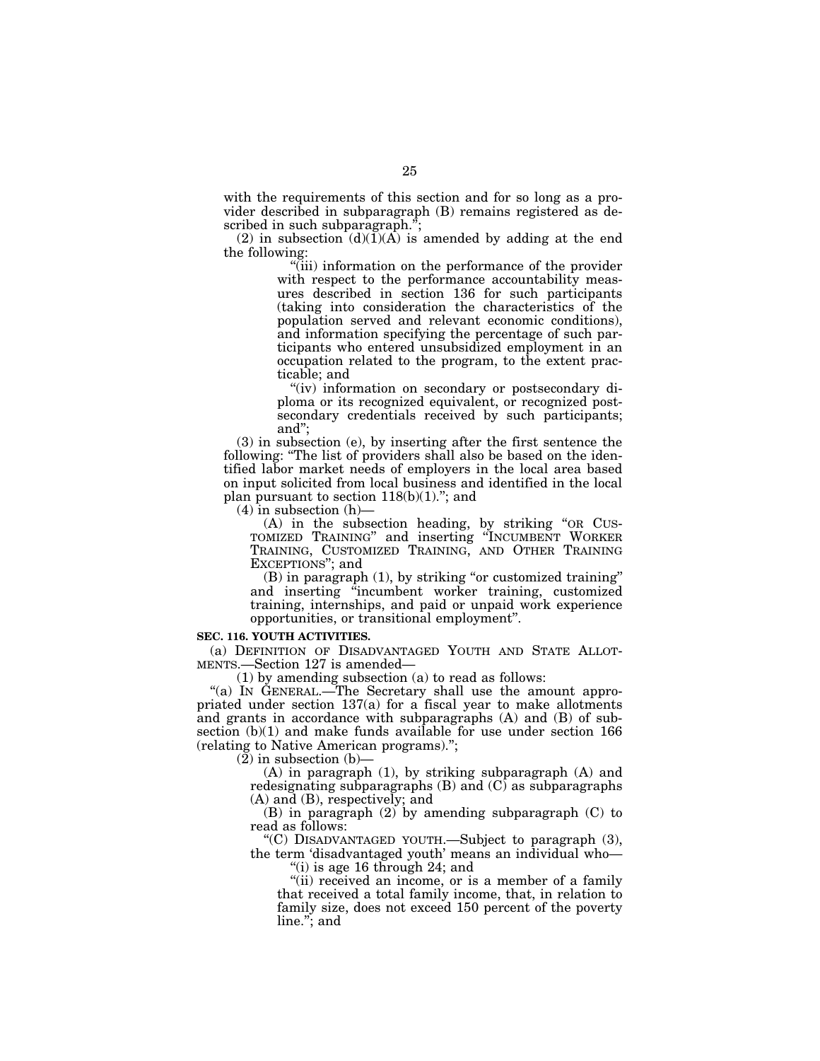with the requirements of this section and for so long as a provider described in subparagraph (B) remains registered as described in such subparagraph.";

(2) in subsection (d)(1)(A) is amended by adding at the end the following:

"(iii) information on the performance of the provider with respect to the performance accountability measures described in section 136 for such participants (taking into consideration the characteristics of the population served and relevant economic conditions), and information specifying the percentage of such participants who entered unsubsidized employment in an occupation related to the program, to the extent practicable; and

"(iv) information on secondary or postsecondary diploma or its recognized equivalent, or recognized postsecondary credentials received by such participants; and";

(3) in subsection (e), by inserting after the first sentence the following: "The list of providers shall also be based on the identified labor market needs of employers in the local area based on input solicited from local business and identified in the local plan pursuant to section 118(b)(1)."; and

(4) in subsection (h)—

(A) in the subsection heading, by striking "OR CUSTOMIZED TRAINING" and inserting "INCUMBENT WORKER TRAINING, CUSTOMIZED TRAINING, AND OTHER TRAINING EXCEPTIONS"; and

(B) in paragraph (1), by striking "or customized training" and inserting "incumbent worker training, customized training, internships, and paid or unpaid work experience opportunities, or transitional employment".

**SEC. 116. YOUTH ACTIVITIES.**

(a) DEFINITION OF DISADVANTAGED YOUTH AND STATE ALLOTMENTS.—Section 127 is amended—

(1) by amending subsection (a) to read as follows:

"(a) IN GENERAL.—The Secretary shall use the amount appropriated under section 137(a) for a fiscal year to make allotments and grants in accordance with subparagraphs (A) and (B) of subsection (b)(1) and make funds available for use under section 166 (relating to Native American programs).";

(2) in subsection (b)—

(A) in paragraph (1), by striking subparagraph (A) and redesignating subparagraphs (B) and (C) as subparagraphs (A) and (B), respectively; and

(B) in paragraph (2) by amending subparagraph (C) to read as follows:

"(C) DISADVANTAGED YOUTH.—Subject to paragraph (3), the term 'disadvantaged youth' means an individual who—

"(i) is age 16 through 24; and

"(ii) received an income, or is a member of a family that received a total family income, that, in relation to family size, does not exceed 150 percent of the poverty line."; and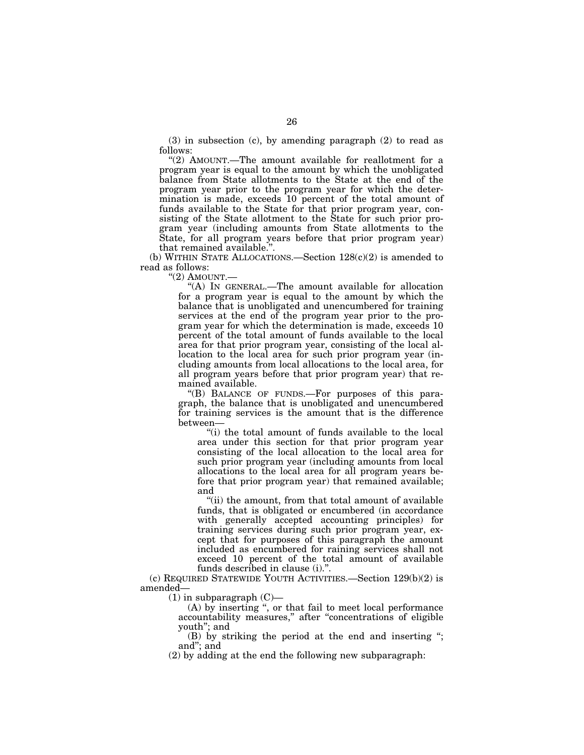(3) in subsection (c), by amending paragraph (2) to read as follows:

"(2) AMOUNT.—The amount available for reallotment for a program year is equal to the amount by which the unobligated balance from State allotments to the State at the end of the program year prior to the program year for which the determination is made, exceeds 10 percent of the total amount of funds available to the State for that prior program year, consisting of the State allotment to the State for such prior program year (including amounts from State allotments to the State, for all program years before that prior program year) that remained available.".

(b) WITHIN STATE ALLOCATIONS.—Section 128(c)(2) is amended to read as follows:

"(2) AMOUNT.—

"(A) IN GENERAL.—The amount available for allocation for a program year is equal to the amount by which the balance that is unobligated and unencumbered for training services at the end of the program year prior to the program year for which the determination is made, exceeds 10 percent of the total amount of funds available to the local area for that prior program year, consisting of the local allocation to the local area for such prior program year (including amounts from local allocations to the local area, for all program years before that prior program year) that remained available.

"(B) BALANCE OF FUNDS.—For purposes of this paragraph, the balance that is unobligated and unencumbered for training services is the amount that is the difference between—

"(i) the total amount of funds available to the local area under this section for that prior program year consisting of the local allocation to the local area for such prior program year (including amounts from local allocations to the local area for all program years before that prior program year) that remained available; and

"(ii) the amount, from that total amount of available funds, that is obligated or encumbered (in accordance with generally accepted accounting principles) for training services during such prior program year, except that for purposes of this paragraph the amount included as encumbered for raining services shall not exceed 10 percent of the total amount of available funds described in clause (i).".

(c) REQUIRED STATEWIDE YOUTH ACTIVITIES.—Section 129(b)(2) is amended—

(1) in subparagraph (C)—

(A) by inserting ", or that fail to meet local performance accountability measures," after "concentrations of eligible youth"; and

(B) by striking the period at the end and inserting "; and"; and

(2) by adding at the end the following new subparagraph: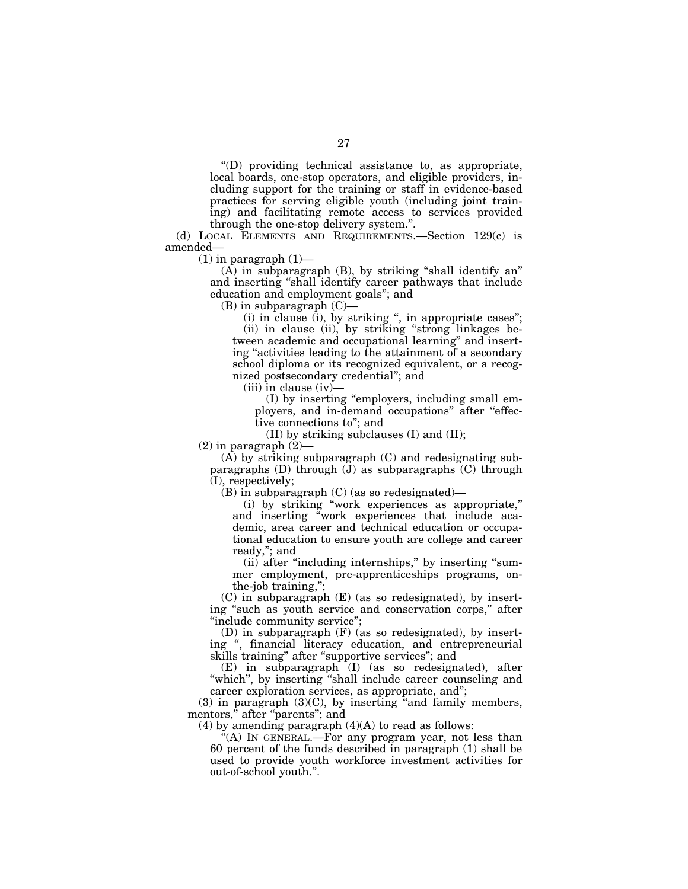"(D) providing technical assistance to, as appropriate, local boards, one-stop operators, and eligible providers, including support for the training or staff in evidence-based practices for serving eligible youth (including joint training) and facilitating remote access to services provided through the one-stop delivery system.".

(d) LOCAL ELEMENTS AND REQUIREMENTS.—Section 129(c) is amended—

(1) in paragraph (1)—

(A) in subparagraph (B), by striking "shall identify an" and inserting "shall identify career pathways that include education and employment goals"; and

(B) in subparagraph (C)—

(i) in clause (i), by striking ", in appropriate cases";

(ii) in clause (ii), by striking "strong linkages between academic and occupational learning" and inserting "activities leading to the attainment of a secondary school diploma or its recognized equivalent, or a recognized postsecondary credential"; and

(iii) in clause (iv)—

(I) by inserting "employers, including small employers, and in-demand occupations" after "effective connections to"; and

(II) by striking subclauses (I) and (II);

(2) in paragraph (2)—

(A) by striking subparagraph (C) and redesignating subparagraphs (D) through (J) as subparagraphs (C) through (I), respectively;

(B) in subparagraph (C) (as so redesignated)—

(i) by striking "work experiences as appropriate," and inserting "work experiences that include academic, area career and technical education or occupational education to ensure youth are college and career ready,"; and

(ii) after "including internships," by inserting "summer employment, pre-apprenticeships programs, on-the-job training,";

(C) in subparagraph (E) (as so redesignated), by inserting "such as youth service and conservation corps," after "include community service";

(D) in subparagraph (F) (as so redesignated), by inserting ", financial literacy education, and entrepreneurial skills training" after "supportive services"; and

(E) in subparagraph (I) (as so redesignated), after "which", by inserting "shall include career counseling and career exploration services, as appropriate, and";

(3) in paragraph (3)(C), by inserting "and family members, mentors," after "parents"; and

(4) by amending paragraph (4)(A) to read as follows:

"(A) IN GENERAL.—For any program year, not less than 60 percent of the funds described in paragraph (1) shall be used to provide youth workforce investment activities for out-of-school youth.".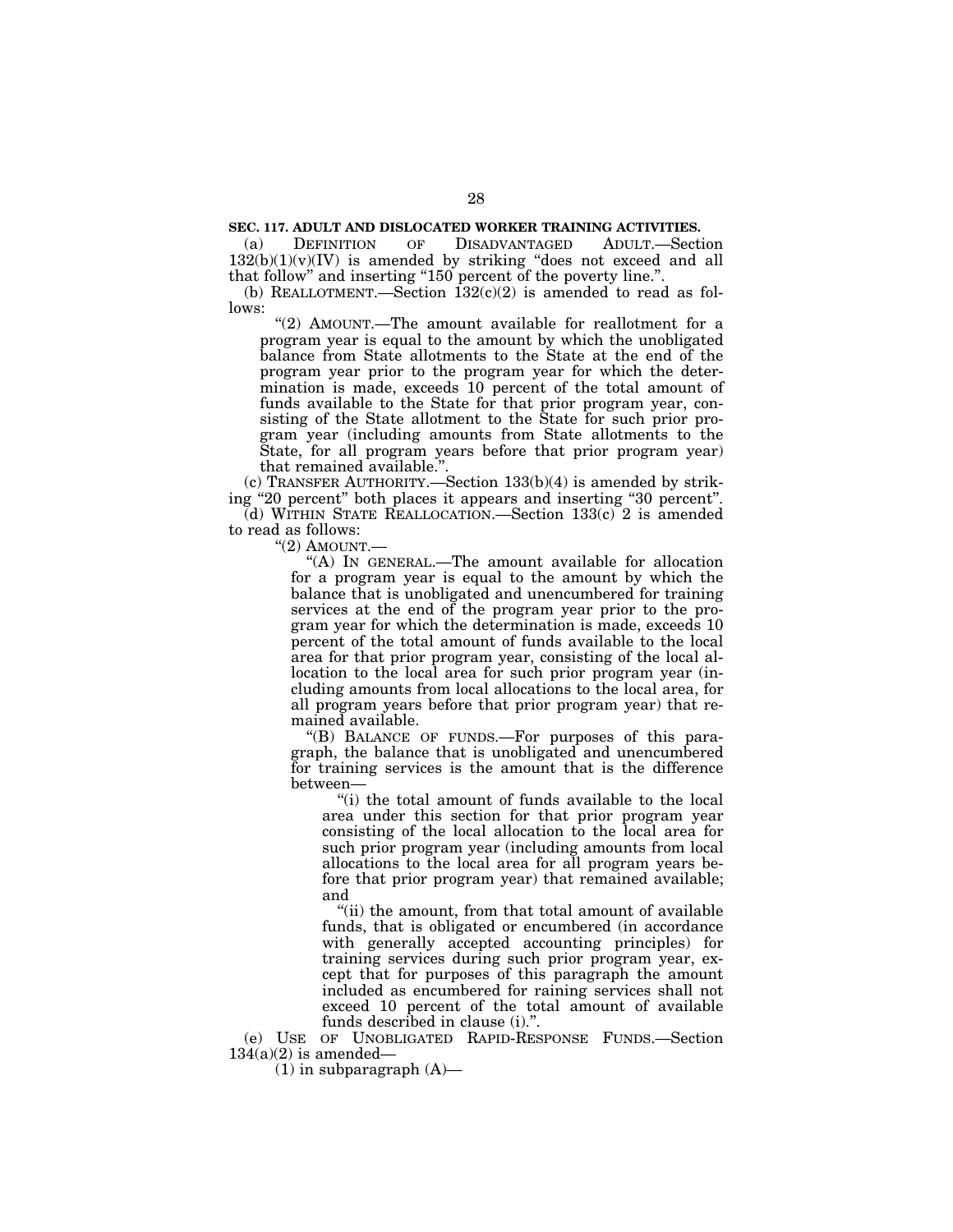**SEC. 117. ADULT AND DISLOCATED WORKER TRAINING ACTIVITIES.**

(a) DEFINITION OF DISADVANTAGED ADULT.—Section 132(b)(1)(v)(IV) is amended by striking "does not exceed and all that follow" and inserting "150 percent of the poverty line.".

(b) REALLOTMENT.—Section 132(c)(2) is amended to read as follows:

"(2) AMOUNT.—The amount available for reallotment for a program year is equal to the amount by which the unobligated balance from State allotments to the State at the end of the program year prior to the program year for which the determination is made, exceeds 10 percent of the total amount of funds available to the State for that prior program year, consisting of the State allotment to the State for such prior program year (including amounts from State allotments to the State, for all program years before that prior program year) that remained available.".

(c) TRANSFER AUTHORITY.—Section 133(b)(4) is amended by striking "20 percent" both places it appears and inserting "30 percent".

(d) WITHIN STATE REALLOCATION.—Section 133(c) 2 is amended to read as follows:

"(2) AMOUNT.—

"(A) IN GENERAL.—The amount available for allocation for a program year is equal to the amount by which the balance that is unobligated and unencumbered for training services at the end of the program year prior to the program year for which the determination is made, exceeds 10 percent of the total amount of funds available to the local area for that prior program year, consisting of the local allocation to the local area for such prior program year (including amounts from local allocations to the local area, for all program years before that prior program year) that remained available.

"(B) BALANCE OF FUNDS.—For purposes of this paragraph, the balance that is unobligated and unencumbered for training services is the amount that is the difference between—

"(i) the total amount of funds available to the local area under this section for that prior program year consisting of the local allocation to the local area for such prior program year (including amounts from local allocations to the local area for all program years before that prior program year) that remained available; and

"(ii) the amount, from that total amount of available funds, that is obligated or encumbered (in accordance with generally accepted accounting principles) for training services during such prior program year, except that for purposes of this paragraph the amount included as encumbered for raining services shall not exceed 10 percent of the total amount of available funds described in clause (i).".

(e) USE OF UNOBLIGATED RAPID-RESPONSE FUNDS.—Section 134(a)(2) is amended—

(1) in subparagraph (A)—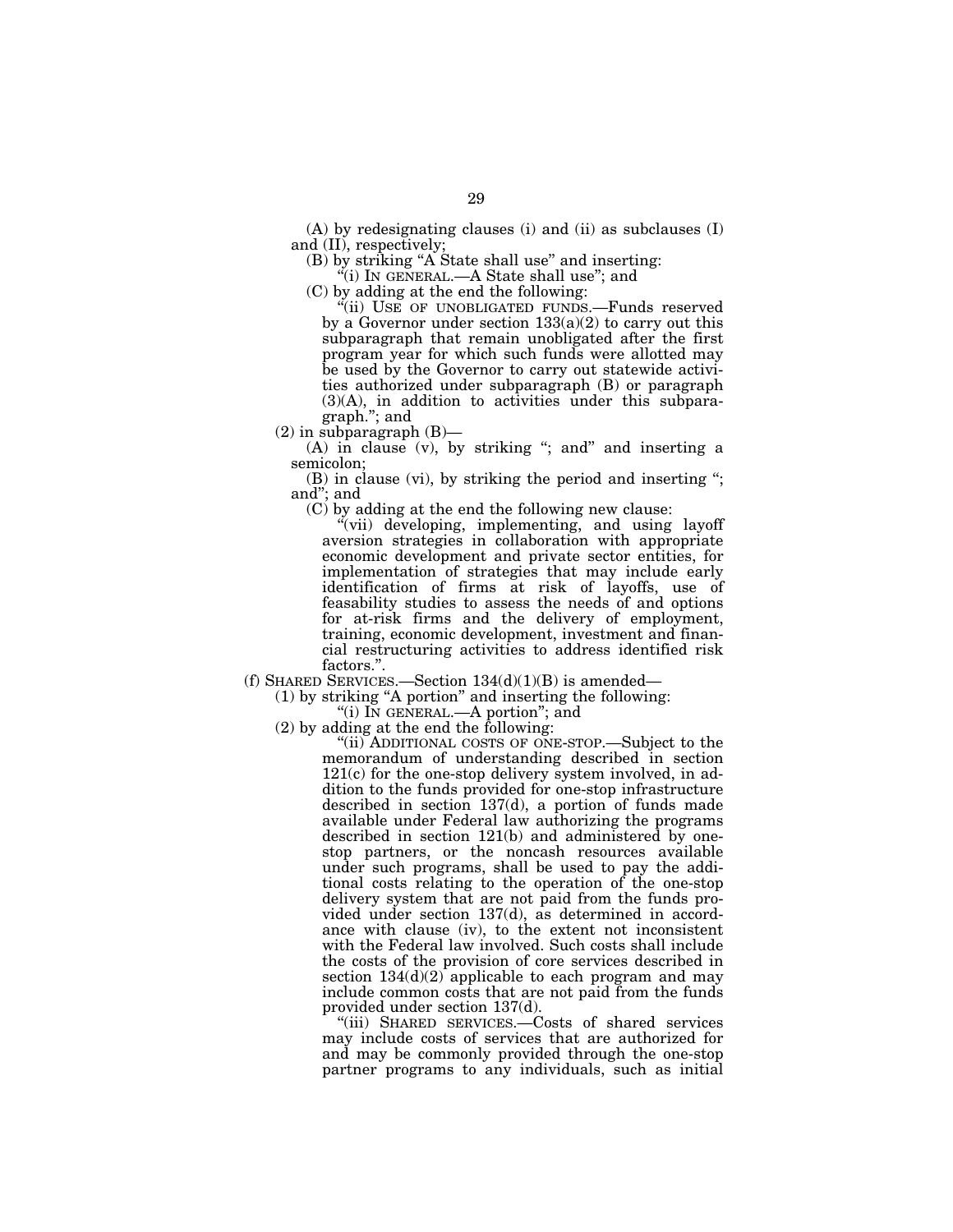(A) by redesignating clauses (i) and (ii) as subclauses (I) and (II), respectively;

(B) by striking "A State shall use" and inserting:

"(i) IN GENERAL.—A State shall use"; and

(C) by adding at the end the following:

"(ii) USE OF UNOBLIGATED FUNDS.—Funds reserved by a Governor under section 133(a)(2) to carry out this subparagraph that remain unobligated after the first program year for which such funds were allotted may be used by the Governor to carry out statewide activities authorized under subparagraph (B) or paragraph (3)(A), in addition to activities under this subparagraph."; and

(2) in subparagraph (B)—

(A) in clause (v), by striking "; and" and inserting a semicolon;

(B) in clause (vi), by striking the period and inserting "; and"; and

(C) by adding at the end the following new clause:

"(vii) developing, implementing, and using layoff aversion strategies in collaboration with appropriate economic development and private sector entities, for implementation of strategies that may include early identification of firms at risk of layoffs, use of feasability studies to assess the needs of and options for at-risk firms and the delivery of employment, training, economic development, investment and financial restructuring activities to address identified risk factors.".

(f) SHARED SERVICES.—Section 134(d)(1)(B) is amended—

(1) by striking "A portion" and inserting the following:

"(i) IN GENERAL.—A portion"; and

(2) by adding at the end the following:

"(ii) ADDITIONAL COSTS OF ONE-STOP.—Subject to the memorandum of understanding described in section 121(c) for the one-stop delivery system involved, in addition to the funds provided for one-stop infrastructure described in section 137(d), a portion of funds made available under Federal law authorizing the programs described in section 121(b) and administered by one-stop partners, or the noncash resources available under such programs, shall be used to pay the additional costs relating to the operation of the one-stop delivery system that are not paid from the funds provided under section 137(d), as determined in accordance with clause (iv), to the extent not inconsistent with the Federal law involved. Such costs shall include the costs of the provision of core services described in section 134(d)(2) applicable to each program and may include common costs that are not paid from the funds provided under section 137(d).

"(iii) SHARED SERVICES.—Costs of shared services may include costs of services that are authorized for and may be commonly provided through the one-stop partner programs to any individuals, such as initial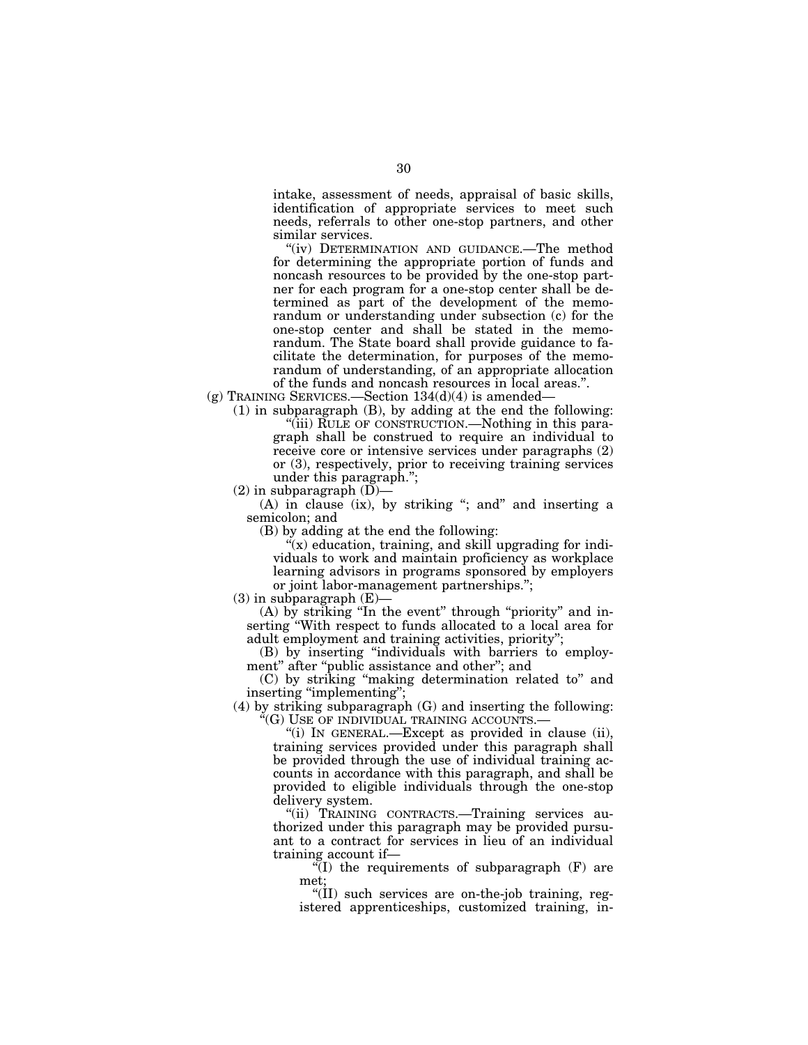intake, assessment of needs, appraisal of basic skills, identification of appropriate services to meet such needs, referrals to other one-stop partners, and other similar services.

"(iv) DETERMINATION AND GUIDANCE.—The method for determining the appropriate portion of funds and noncash resources to be provided by the one-stop partner for each program for a one-stop center shall be determined as part of the development of the memorandum or understanding under subsection (c) for the one-stop center and shall be stated in the memorandum. The State board shall provide guidance to facilitate the determination, for purposes of the memorandum of understanding, of an appropriate allocation of the funds and noncash resources in local areas.".

(g) TRAINING SERVICES.—Section 134(d)(4) is amended—

(1) in subparagraph (B), by adding at the end the following:

"(iii) RULE OF CONSTRUCTION.—Nothing in this paragraph shall be construed to require an individual to receive core or intensive services under paragraphs (2) or (3), respectively, prior to receiving training services under this paragraph.";

(2) in subparagraph (D)—

(A) in clause (ix), by striking "; and" and inserting a semicolon; and

(B) by adding at the end the following:

"(x) education, training, and skill upgrading for individuals to work and maintain proficiency as workplace learning advisors in programs sponsored by employers or joint labor-management partnerships.";

(3) in subparagraph (E)—

(A) by striking "In the event" through "priority" and inserting "With respect to funds allocated to a local area for adult employment and training activities, priority";

(B) by inserting "individuals with barriers to employment" after "public assistance and other"; and

(C) by striking "making determination related to" and inserting "implementing";

(4) by striking subparagraph (G) and inserting the following:

"(G) USE OF INDIVIDUAL TRAINING ACCOUNTS.—

"(i) IN GENERAL.—Except as provided in clause (ii), training services provided under this paragraph shall be provided through the use of individual training accounts in accordance with this paragraph, and shall be provided to eligible individuals through the one-stop delivery system.

"(ii) TRAINING CONTRACTS.—Training services authorized under this paragraph may be provided pursuant to a contract for services in lieu of an individual training account if—

"(I) the requirements of subparagraph (F) are met;

"(II) such services are on-the-job training, registered apprenticeships, customized training, in-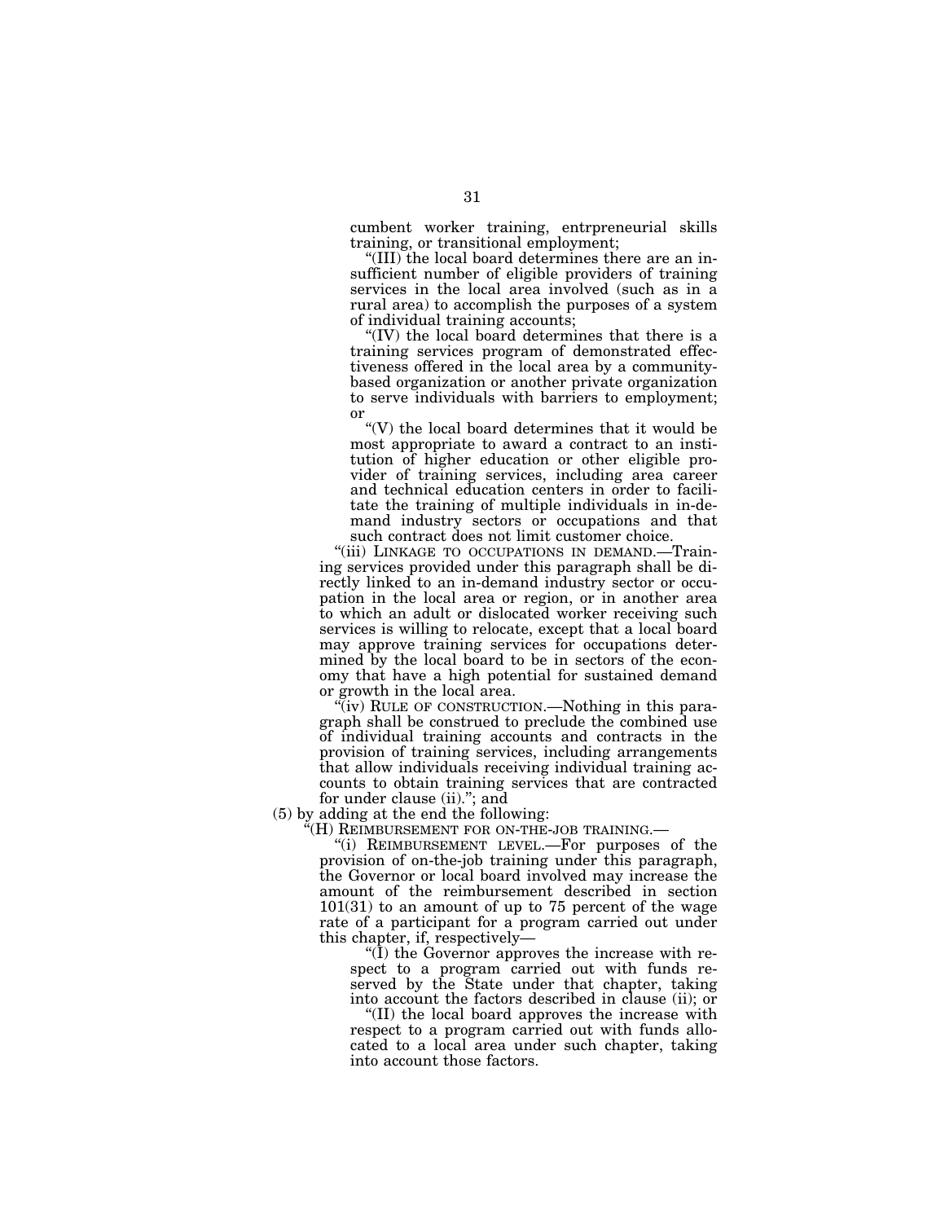cumbent worker training, entrpreneurial skills training, or transitional employment;

"(III) the local board determines there are an insufficient number of eligible providers of training services in the local area involved (such as in a rural area) to accomplish the purposes of a system of individual training accounts;

"(IV) the local board determines that there is a training services program of demonstrated effectiveness offered in the local area by a community-based organization or another private organization to serve individuals with barriers to employment; or

"(V) the local board determines that it would be most appropriate to award a contract to an institution of higher education or other eligible provider of training services, including area career and technical education centers in order to facilitate the training of multiple individuals in in-demand industry sectors or occupations and that such contract does not limit customer choice.

"(iii) LINKAGE TO OCCUPATIONS IN DEMAND.—Training services provided under this paragraph shall be directly linked to an in-demand industry sector or occupation in the local area or region, or in another area to which an adult or dislocated worker receiving such services is willing to relocate, except that a local board may approve training services for occupations determined by the local board to be in sectors of the economy that have a high potential for sustained demand or growth in the local area.

"(iv) RULE OF CONSTRUCTION.—Nothing in this paragraph shall be construed to preclude the combined use of individual training accounts and contracts in the provision of training services, including arrangements that allow individuals receiving individual training accounts to obtain training services that are contracted for under clause (ii)."; and

(5) by adding at the end the following:

"(H) REIMBURSEMENT FOR ON-THE-JOB TRAINING.—

"(i) REIMBURSEMENT LEVEL.—For purposes of the provision of on-the-job training under this paragraph, the Governor or local board involved may increase the amount of the reimbursement described in section 101(31) to an amount of up to 75 percent of the wage rate of a participant for a program carried out under this chapter, if, respectively—

"(I) the Governor approves the increase with respect to a program carried out with funds reserved by the State under that chapter, taking into account the factors described in clause (ii); or

"(II) the local board approves the increase with respect to a program carried out with funds allocated to a local area under such chapter, taking into account those factors.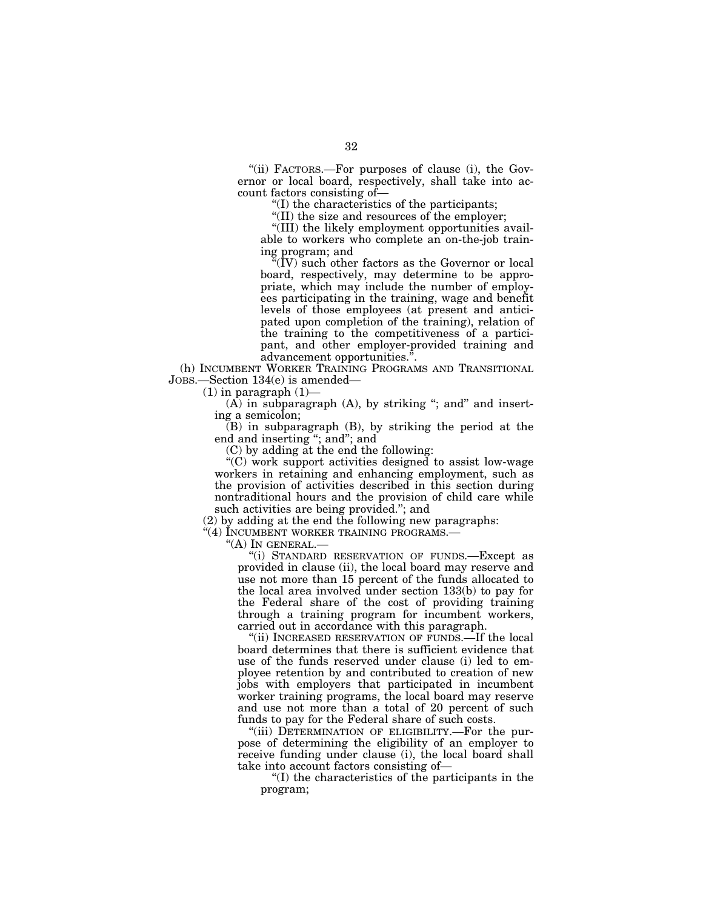"(ii) FACTORS.—For purposes of clause (i), the Governor or local board, respectively, shall take into account factors consisting of—

"(I) the characteristics of the participants;

"(II) the size and resources of the employer;

"(III) the likely employment opportunities available to workers who complete an on-the-job training program; and

"(IV) such other factors as the Governor or local board, respectively, may determine to be appropriate, which may include the number of employees participating in the training, wage and benefit levels of those employees (at present and anticipated upon completion of the training), relation of the training to the competitiveness of a participant, and other employer-provided training and advancement opportunities.".

(h) INCUMBENT WORKER TRAINING PROGRAMS AND TRANSITIONAL JOBS.—Section 134(e) is amended—

(1) in paragraph (1)—

(A) in subparagraph (A), by striking "; and" and inserting a semicolon;

(B) in subparagraph (B), by striking the period at the end and inserting "; and"; and

(C) by adding at the end the following:

"(C) work support activities designed to assist low-wage workers in retaining and enhancing employment, such as the provision of activities described in this section during nontraditional hours and the provision of child care while such activities are being provided."; and

(2) by adding at the end the following new paragraphs:

"(4) INCUMBENT WORKER TRAINING PROGRAMS.—

"(A) IN GENERAL.—

"(i) STANDARD RESERVATION OF FUNDS.—Except as provided in clause (ii), the local board may reserve and use not more than 15 percent of the funds allocated to the local area involved under section 133(b) to pay for the Federal share of the cost of providing training through a training program for incumbent workers, carried out in accordance with this paragraph.

"(ii) INCREASED RESERVATION OF FUNDS.—If the local board determines that there is sufficient evidence that use of the funds reserved under clause (i) led to employee retention by and contributed to creation of new jobs with employers that participated in incumbent worker training programs, the local board may reserve and use not more than a total of 20 percent of such funds to pay for the Federal share of such costs.

"(iii) DETERMINATION OF ELIGIBILITY.—For the purpose of determining the eligibility of an employer to receive funding under clause (i), the local board shall take into account factors consisting of—

"(I) the characteristics of the participants in the program;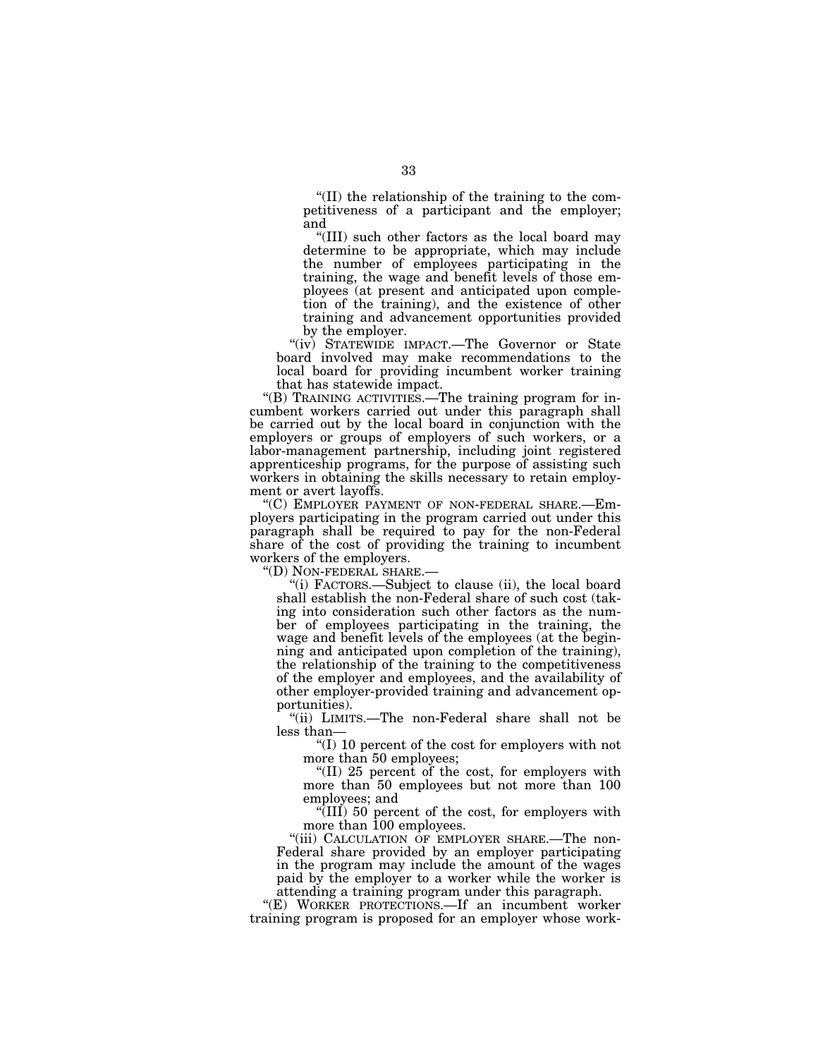"(II) the relationship of the training to the competitiveness of a participant and the employer; and

"(III) such other factors as the local board may determine to be appropriate, which may include the number of employees participating in the training, the wage and benefit levels of those employees (at present and anticipated upon completion of the training), and the existence of other training and advancement opportunities provided by the employer.

"(iv) STATEWIDE IMPACT.—The Governor or State board involved may make recommendations to the local board for providing incumbent worker training that has statewide impact.

"(B) TRAINING ACTIVITIES.—The training program for incumbent workers carried out under this paragraph shall be carried out by the local board in conjunction with the employers or groups of employers of such workers, or a labor-management partnership, including joint registered apprenticeship programs, for the purpose of assisting such workers in obtaining the skills necessary to retain employment or avert layoffs.

"(C) EMPLOYER PAYMENT OF NON-FEDERAL SHARE.—Employers participating in the program carried out under this paragraph shall be required to pay for the non-Federal share of the cost of providing the training to incumbent workers of the employers.

"(D) NON-FEDERAL SHARE.—

"(i) FACTORS.—Subject to clause (ii), the local board shall establish the non-Federal share of such cost (taking into consideration such other factors as the number of employees participating in the training, the wage and benefit levels of the employees (at the beginning and anticipated upon completion of the training), the relationship of the training to the competitiveness of the employer and employees, and the availability of other employer-provided training and advancement opportunities).

"(ii) LIMITS.—The non-Federal share shall not be less than—

"(I) 10 percent of the cost for employers with not more than 50 employees;

"(II) 25 percent of the cost, for employers with more than 50 employees but not more than 100 employees; and

"(III) 50 percent of the cost, for employers with more than 100 employees.

"(iii) CALCULATION OF EMPLOYER SHARE.—The non-Federal share provided by an employer participating in the program may include the amount of the wages paid by the employer to a worker while the worker is attending a training program under this paragraph.

"(E) WORKER PROTECTIONS.—If an incumbent worker training program is proposed for an employer whose work-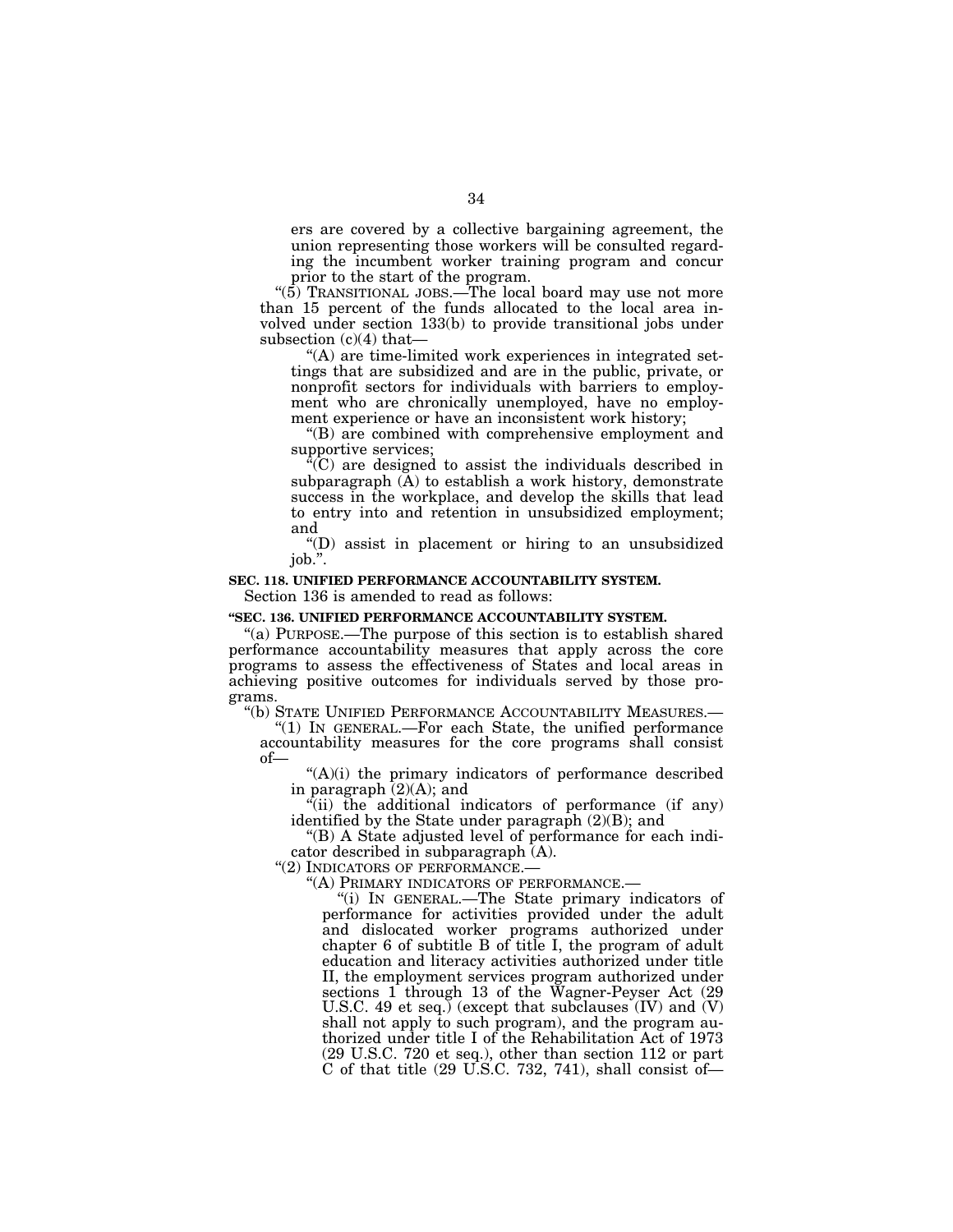ers are covered by a collective bargaining agreement, the union representing those workers will be consulted regarding the incumbent worker training program and concur prior to the start of the program.

"(5) TRANSITIONAL JOBS.—The local board may use not more than 15 percent of the funds allocated to the local area involved under section 133(b) to provide transitional jobs under subsection (c)(4) that—

"(A) are time-limited work experiences in integrated settings that are subsidized and are in the public, private, or nonprofit sectors for individuals with barriers to employment who are chronically unemployed, have no employment experience or have an inconsistent work history;

"(B) are combined with comprehensive employment and supportive services;

"(C) are designed to assist the individuals described in subparagraph (A) to establish a work history, demonstrate success in the workplace, and develop the skills that lead to entry into and retention in unsubsidized employment; and

"(D) assist in placement or hiring to an unsubsidized job.".

**SEC. 118. UNIFIED PERFORMANCE ACCOUNTABILITY SYSTEM.**

Section 136 is amended to read as follows:

**"SEC. 136. UNIFIED PERFORMANCE ACCOUNTABILITY SYSTEM.**

"(a) PURPOSE.—The purpose of this section is to establish shared performance accountability measures that apply across the core programs to assess the effectiveness of States and local areas in achieving positive outcomes for individuals served by those programs.

"(b) STATE UNIFIED PERFORMANCE ACCOUNTABILITY MEASURES.—

"(1) IN GENERAL.—For each State, the unified performance accountability measures for the core programs shall consist of—

"(A)(i) the primary indicators of performance described in paragraph (2)(A); and

"(ii) the additional indicators of performance (if any) identified by the State under paragraph (2)(B); and

"(B) A State adjusted level of performance for each indicator described in subparagraph (A).

"(2) INDICATORS OF PERFORMANCE.—

"(A) PRIMARY INDICATORS OF PERFORMANCE.—

"(i) IN GENERAL.—The State primary indicators of performance for activities provided under the adult and dislocated worker programs authorized under chapter 6 of subtitle B of title I, the program of adult education and literacy activities authorized under title II, the employment services program authorized under sections 1 through 13 of the Wagner-Peyser Act (29 U.S.C. 49 et seq.) (except that subclauses (IV) and (V) shall not apply to such program), and the program authorized under title I of the Rehabilitation Act of 1973 (29 U.S.C. 720 et seq.), other than section 112 or part C of that title (29 U.S.C. 732, 741), shall consist of—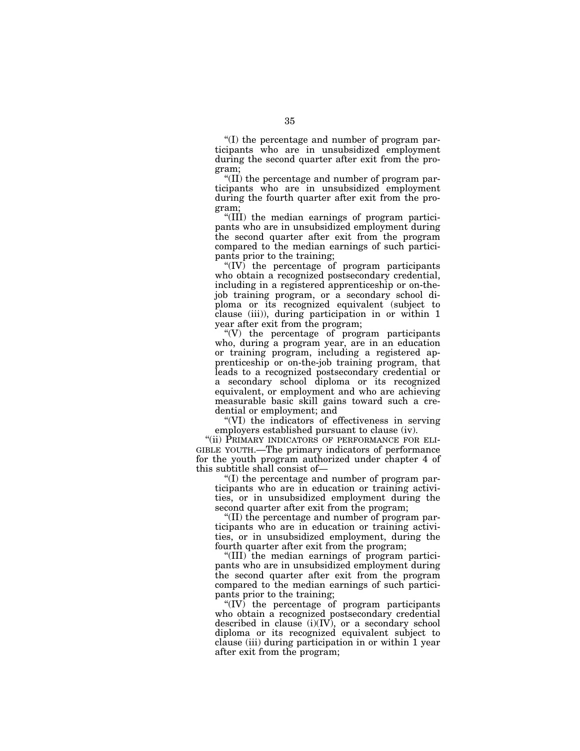"(I) the percentage and number of program participants who are in unsubsidized employment during the second quarter after exit from the program;

"(II) the percentage and number of program participants who are in unsubsidized employment during the fourth quarter after exit from the program;

"(III) the median earnings of program participants who are in unsubsidized employment during the second quarter after exit from the program compared to the median earnings of such participants prior to the training;

"(IV) the percentage of program participants who obtain a recognized postsecondary credential, including in a registered apprenticeship or on-the-job training program, or a secondary school diploma or its recognized equivalent (subject to clause (iii)), during participation in or within 1 year after exit from the program;

"(V) the percentage of program participants who, during a program year, are in an education or training program, including a registered apprenticeship or on-the-job training program, that leads to a recognized postsecondary credential or a secondary school diploma or its recognized equivalent, or employment and who are achieving measurable basic skill gains toward such a credential or employment; and

"(VI) the indicators of effectiveness in serving employers established pursuant to clause (iv).

"(ii) PRIMARY INDICATORS OF PERFORMANCE FOR ELIGIBLE YOUTH.—The primary indicators of performance for the youth program authorized under chapter 4 of this subtitle shall consist of—

"(I) the percentage and number of program participants who are in education or training activities, or in unsubsidized employment during the second quarter after exit from the program;

"(II) the percentage and number of program participants who are in education or training activities, or in unsubsidized employment, during the fourth quarter after exit from the program;

"(III) the median earnings of program participants who are in unsubsidized employment during the second quarter after exit from the program compared to the median earnings of such participants prior to the training;

"(IV) the percentage of program participants who obtain a recognized postsecondary credential described in clause (i)(IV), or a secondary school diploma or its recognized equivalent subject to clause (iii) during participation in or within 1 year after exit from the program;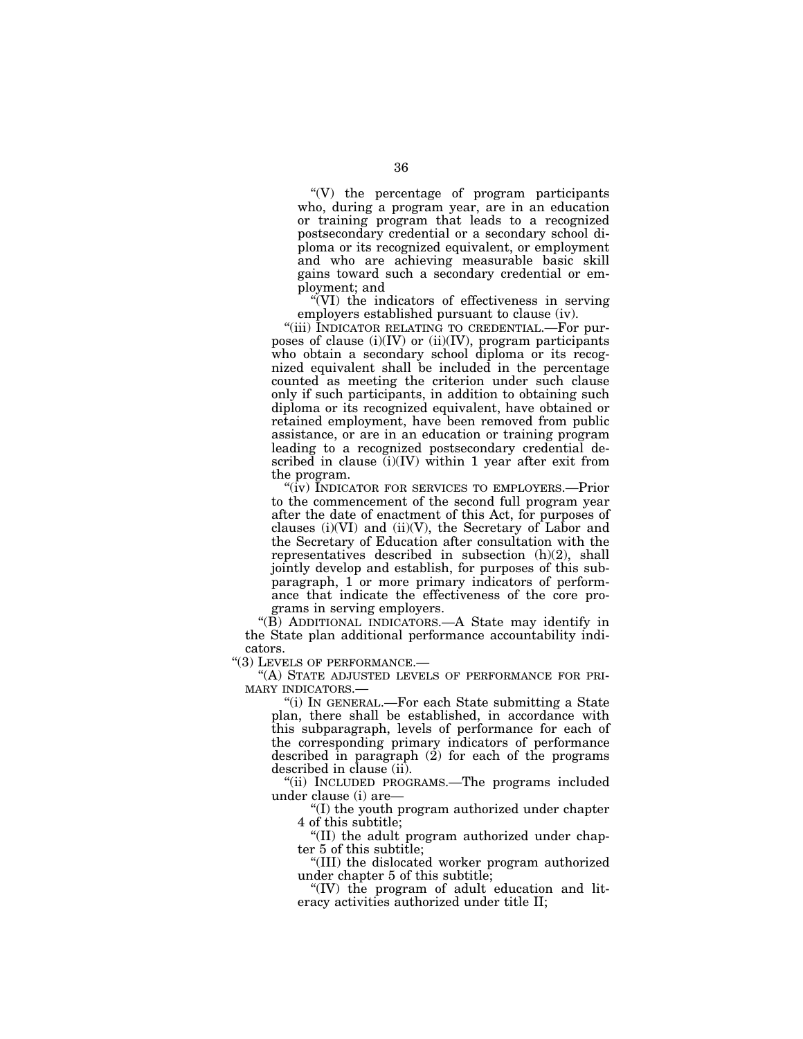"(V) the percentage of program participants who, during a program year, are in an education or training program that leads to a recognized postsecondary credential or a secondary school diploma or its recognized equivalent, or employment and who are achieving measurable basic skill gains toward such a secondary credential or employment; and

"(VI) the indicators of effectiveness in serving employers established pursuant to clause (iv).

"(iii) INDICATOR RELATING TO CREDENTIAL.—For purposes of clause (i)(IV) or (ii)(IV), program participants who obtain a secondary school diploma or its recognized equivalent shall be included in the percentage counted as meeting the criterion under such clause only if such participants, in addition to obtaining such diploma or its recognized equivalent, have obtained or retained employment, have been removed from public assistance, or are in an education or training program leading to a recognized postsecondary credential described in clause (i)(IV) within 1 year after exit from the program.

"(iv) INDICATOR FOR SERVICES TO EMPLOYERS.—Prior to the commencement of the second full program year after the date of enactment of this Act, for purposes of clauses (i)(VI) and (ii)(V), the Secretary of Labor and the Secretary of Education after consultation with the representatives described in subsection (h)(2), shall jointly develop and establish, for purposes of this subparagraph, 1 or more primary indicators of performance that indicate the effectiveness of the core programs in serving employers.

"(B) ADDITIONAL INDICATORS.—A State may identify in the State plan additional performance accountability indicators.

"(3) LEVELS OF PERFORMANCE.—

"(A) STATE ADJUSTED LEVELS OF PERFORMANCE FOR PRIMARY INDICATORS.—

"(i) IN GENERAL.—For each State submitting a State plan, there shall be established, in accordance with this subparagraph, levels of performance for each of the corresponding primary indicators of performance described in paragraph (2) for each of the programs described in clause (ii).

"(ii) INCLUDED PROGRAMS.—The programs included under clause (i) are—

"(I) the youth program authorized under chapter 4 of this subtitle;

"(II) the adult program authorized under chapter 5 of this subtitle;

"(III) the dislocated worker program authorized under chapter 5 of this subtitle;

"(IV) the program of adult education and literacy activities authorized under title II;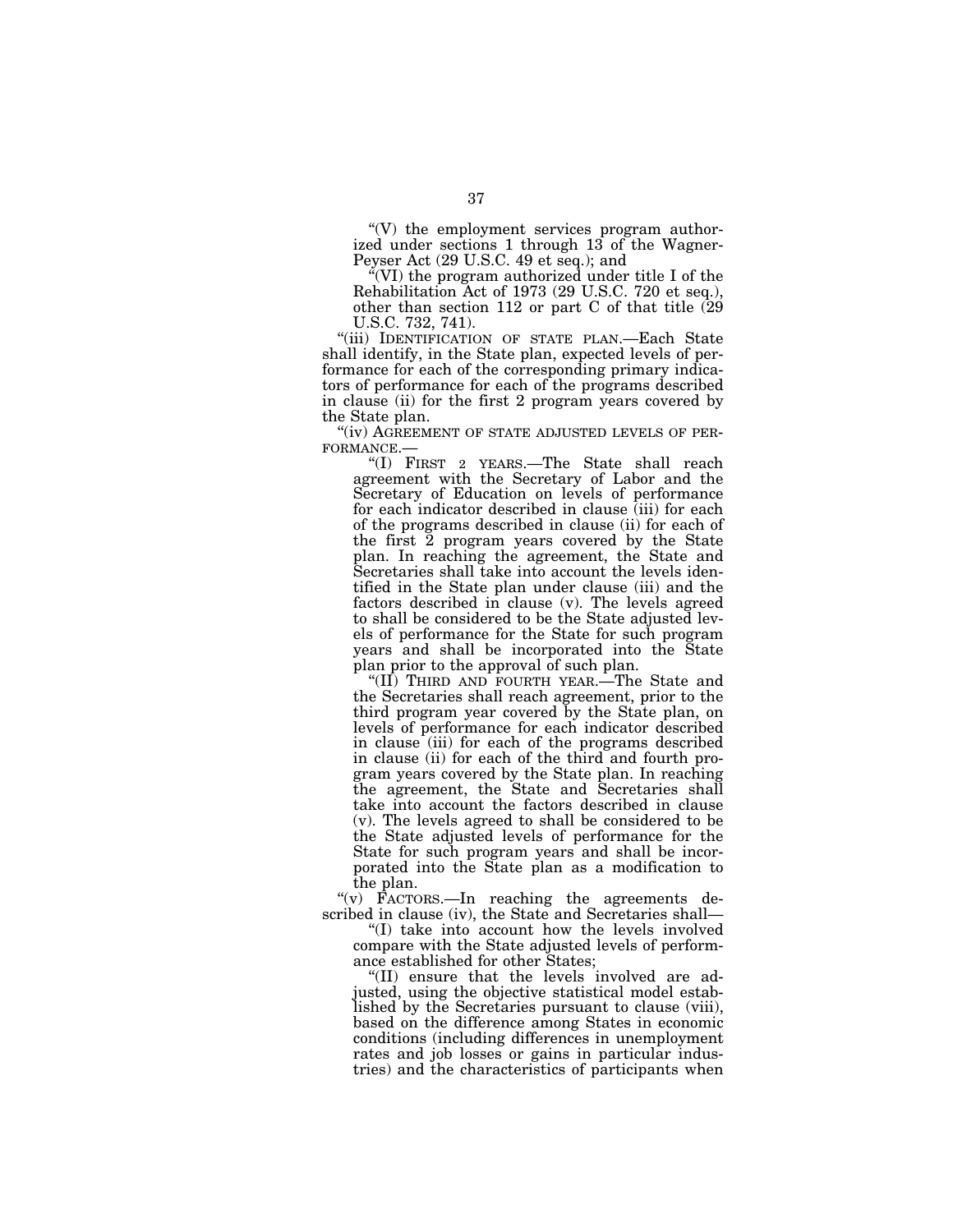"(V) the employment services program authorized under sections 1 through 13 of the Wagner-Peyser Act (29 U.S.C. 49 et seq.); and

"(VI) the program authorized under title I of the Rehabilitation Act of 1973 (29 U.S.C. 720 et seq.), other than section 112 or part C of that title (29 U.S.C. 732, 741).

"(iii) IDENTIFICATION OF STATE PLAN.—Each State shall identify, in the State plan, expected levels of performance for each of the corresponding primary indicators of performance for each of the programs described in clause (ii) for the first 2 program years covered by the State plan.

"(iv) AGREEMENT OF STATE ADJUSTED LEVELS OF PERFORMANCE.—

"(I) FIRST 2 YEARS.—The State shall reach agreement with the Secretary of Labor and the Secretary of Education on levels of performance for each indicator described in clause (iii) for each of the programs described in clause (ii) for each of the first 2 program years covered by the State plan. In reaching the agreement, the State and Secretaries shall take into account the levels identified in the State plan under clause (iii) and the factors described in clause (v). The levels agreed to shall be considered to be the State adjusted levels of performance for the State for such program years and shall be incorporated into the State plan prior to the approval of such plan.

"(II) THIRD AND FOURTH YEAR.—The State and the Secretaries shall reach agreement, prior to the third program year covered by the State plan, on levels of performance for each indicator described in clause (iii) for each of the programs described in clause (ii) for each of the third and fourth program years covered by the State plan. In reaching the agreement, the State and Secretaries shall take into account the factors described in clause (v). The levels agreed to shall be considered to be the State adjusted levels of performance for the State for such program years and shall be incorporated into the State plan as a modification to the plan.

"(v) FACTORS.—In reaching the agreements described in clause (iv), the State and Secretaries shall—

"(I) take into account how the levels involved compare with the State adjusted levels of performance established for other States;

"(II) ensure that the levels involved are adjusted, using the objective statistical model established by the Secretaries pursuant to clause (viii), based on the difference among States in economic conditions (including differences in unemployment rates and job losses or gains in particular industries) and the characteristics of participants when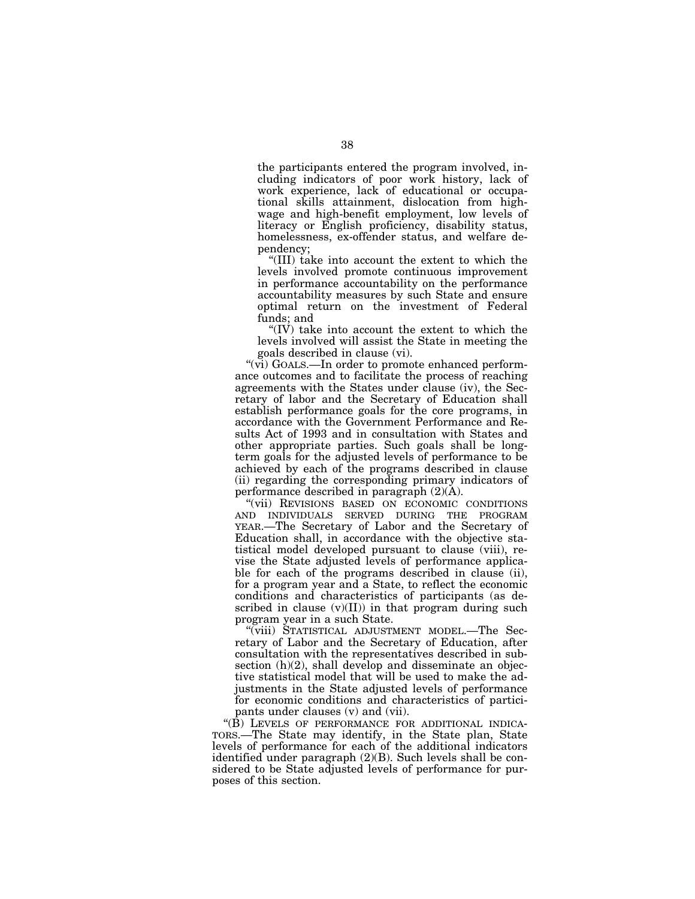the participants entered the program involved, including indicators of poor work history, lack of work experience, lack of educational or occupational skills attainment, dislocation from high-wage and high-benefit employment, low levels of literacy or English proficiency, disability status, homelessness, ex-offender status, and welfare dependency;

"(III) take into account the extent to which the levels involved promote continuous improvement in performance accountability on the performance accountability measures by such State and ensure optimal return on the investment of Federal funds; and

"(IV) take into account the extent to which the levels involved will assist the State in meeting the goals described in clause (vi).

"(vi) GOALS.—In order to promote enhanced performance outcomes and to facilitate the process of reaching agreements with the States under clause (iv), the Secretary of labor and the Secretary of Education shall establish performance goals for the core programs, in accordance with the Government Performance and Results Act of 1993 and in consultation with States and other appropriate parties. Such goals shall be long-term goals for the adjusted levels of performance to be achieved by each of the programs described in clause (ii) regarding the corresponding primary indicators of performance described in paragraph (2)(A).

"(vii) REVISIONS BASED ON ECONOMIC CONDITIONS AND INDIVIDUALS SERVED DURING THE PROGRAM YEAR.—The Secretary of Labor and the Secretary of Education shall, in accordance with the objective statistical model developed pursuant to clause (viii), revise the State adjusted levels of performance applicable for each of the programs described in clause (ii), for a program year and a State, to reflect the economic conditions and characteristics of participants (as described in clause (v)(II)) in that program during such program year in a such State.

"(viii) STATISTICAL ADJUSTMENT MODEL.—The Secretary of Labor and the Secretary of Education, after consultation with the representatives described in subsection (h)(2), shall develop and disseminate an objective statistical model that will be used to make the adjustments in the State adjusted levels of performance for economic conditions and characteristics of participants under clauses (v) and (vii).

"(B) LEVELS OF PERFORMANCE FOR ADDITIONAL INDICATORS.—The State may identify, in the State plan, State levels of performance for each of the additional indicators identified under paragraph (2)(B). Such levels shall be considered to be State adjusted levels of performance for purposes of this section.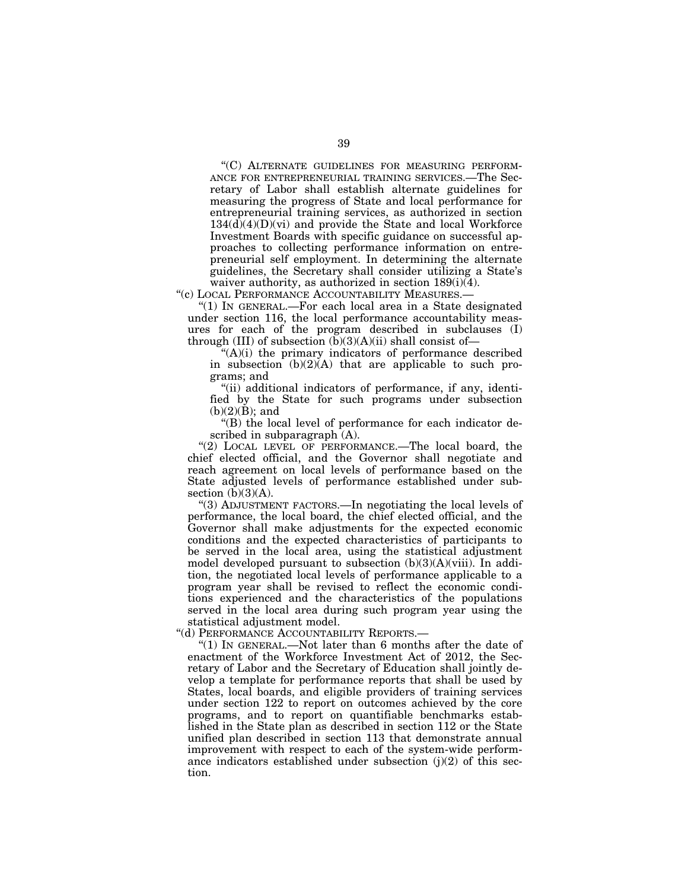"(C) ALTERNATE GUIDELINES FOR MEASURING PERFORMANCE FOR ENTREPRENEURIAL TRAINING SERVICES.—The Secretary of Labor shall establish alternate guidelines for measuring the progress of State and local performance for entrepreneurial training services, as authorized in section 134(d)(4)(D)(vi) and provide the State and local Workforce Investment Boards with specific guidance on successful approaches to collecting performance information on entrepreneurial self employment. In determining the alternate guidelines, the Secretary shall consider utilizing a State's waiver authority, as authorized in section 189(i)(4).

"(c) LOCAL PERFORMANCE ACCOUNTABILITY MEASURES.—

"(1) IN GENERAL.—For each local area in a State designated under section 116, the local performance accountability measures for each of the program described in subclauses (I) through (III) of subsection (b)(3)(A)(ii) shall consist of—

"(A)(i) the primary indicators of performance described in subsection (b)(2)(A) that are applicable to such programs; and

"(ii) additional indicators of performance, if any, identified by the State for such programs under subsection (b)(2)(B); and

"(B) the local level of performance for each indicator described in subparagraph (A).

"(2) LOCAL LEVEL OF PERFORMANCE.—The local board, the chief elected official, and the Governor shall negotiate and reach agreement on local levels of performance based on the State adjusted levels of performance established under subsection (b)(3)(A).

"(3) ADJUSTMENT FACTORS.—In negotiating the local levels of performance, the local board, the chief elected official, and the Governor shall make adjustments for the expected economic conditions and the expected characteristics of participants to be served in the local area, using the statistical adjustment model developed pursuant to subsection (b)(3)(A)(viii). In addition, the negotiated local levels of performance applicable to a program year shall be revised to reflect the economic conditions experienced and the characteristics of the populations served in the local area during such program year using the statistical adjustment model.

"(d) PERFORMANCE ACCOUNTABILITY REPORTS.—

"(1) IN GENERAL.—Not later than 6 months after the date of enactment of the Workforce Investment Act of 2012, the Secretary of Labor and the Secretary of Education shall jointly develop a template for performance reports that shall be used by States, local boards, and eligible providers of training services under section 122 to report on outcomes achieved by the core programs, and to report on quantifiable benchmarks established in the State plan as described in section 112 or the State unified plan described in section 113 that demonstrate annual improvement with respect to each of the system-wide performance indicators established under subsection (j)(2) of this section.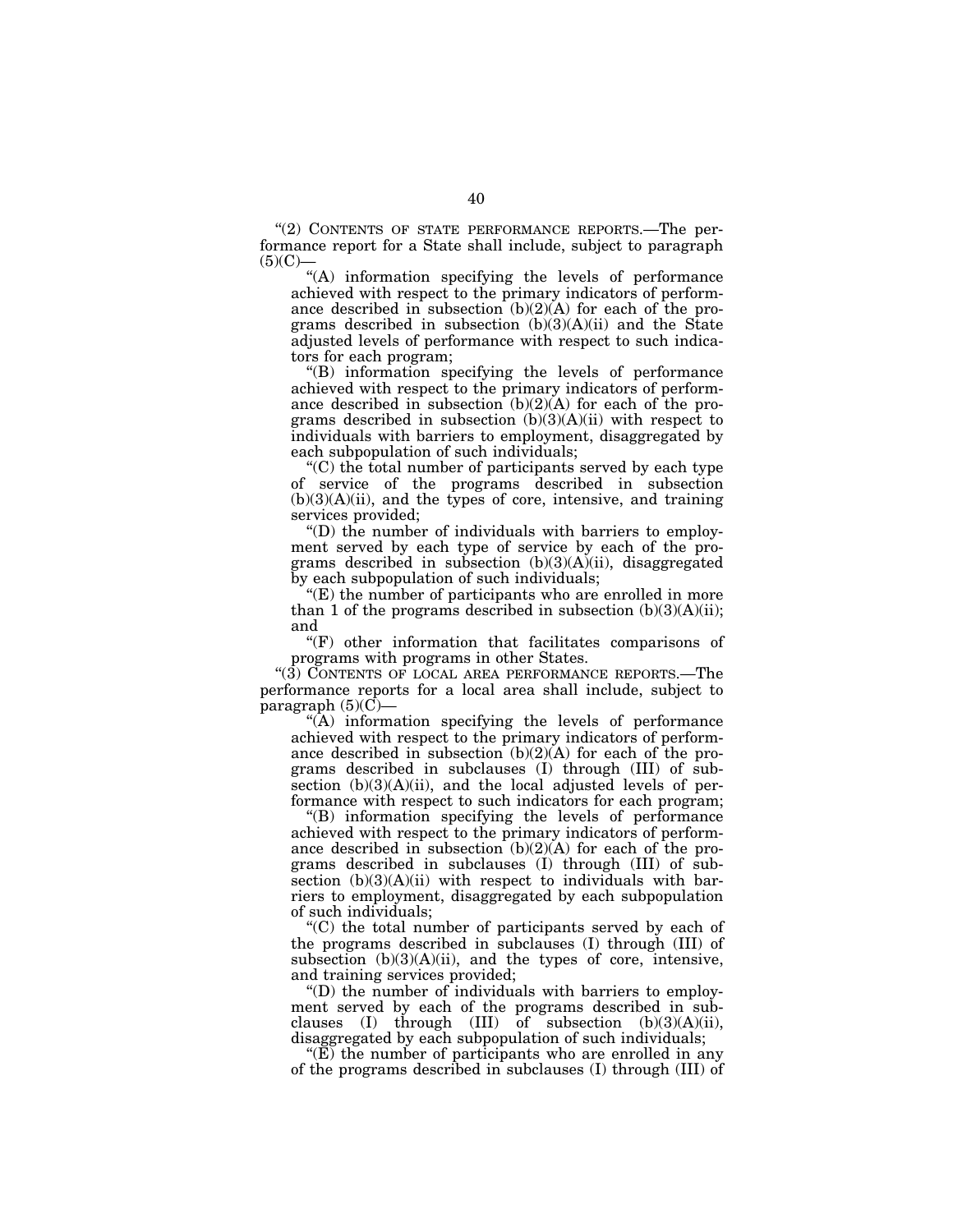"(2) CONTENTS OF STATE PERFORMANCE REPORTS.—The performance report for a State shall include, subject to paragraph (5)(C)—

"(A) information specifying the levels of performance achieved with respect to the primary indicators of performance described in subsection (b)(2)(A) for each of the programs described in subsection (b)(3)(A)(ii) and the State adjusted levels of performance with respect to such indicators for each program;

"(B) information specifying the levels of performance achieved with respect to the primary indicators of performance described in subsection (b)(2)(A) for each of the programs described in subsection (b)(3)(A)(ii) with respect to individuals with barriers to employment, disaggregated by each subpopulation of such individuals;

"(C) the total number of participants served by each type of service of the programs described in subsection (b)(3)(A)(ii), and the types of core, intensive, and training services provided;

"(D) the number of individuals with barriers to employment served by each type of service by each of the programs described in subsection (b)(3)(A)(ii), disaggregated by each subpopulation of such individuals;

"(E) the number of participants who are enrolled in more than 1 of the programs described in subsection (b)(3)(A)(ii); and

"(F) other information that facilitates comparisons of programs with programs in other States.

"(3) CONTENTS OF LOCAL AREA PERFORMANCE REPORTS.—The performance reports for a local area shall include, subject to paragraph (5)(C)—

"(A) information specifying the levels of performance achieved with respect to the primary indicators of performance described in subsection (b)(2)(A) for each of the programs described in subclauses (I) through (III) of subsection (b)(3)(A)(ii), and the local adjusted levels of performance with respect to such indicators for each program;

"(B) information specifying the levels of performance achieved with respect to the primary indicators of performance described in subsection (b)(2)(A) for each of the programs described in subclauses (I) through (III) of subsection (b)(3)(A)(ii) with respect to individuals with barriers to employment, disaggregated by each subpopulation of such individuals;

"(C) the total number of participants served by each of the programs described in subclauses (I) through (III) of subsection (b)(3)(A)(ii), and the types of core, intensive, and training services provided;

"(D) the number of individuals with barriers to employment served by each of the programs described in subclauses (I) through (III) of subsection (b)(3)(A)(ii), disaggregated by each subpopulation of such individuals;

"(E) the number of participants who are enrolled in any of the programs described in subclauses (I) through (III) of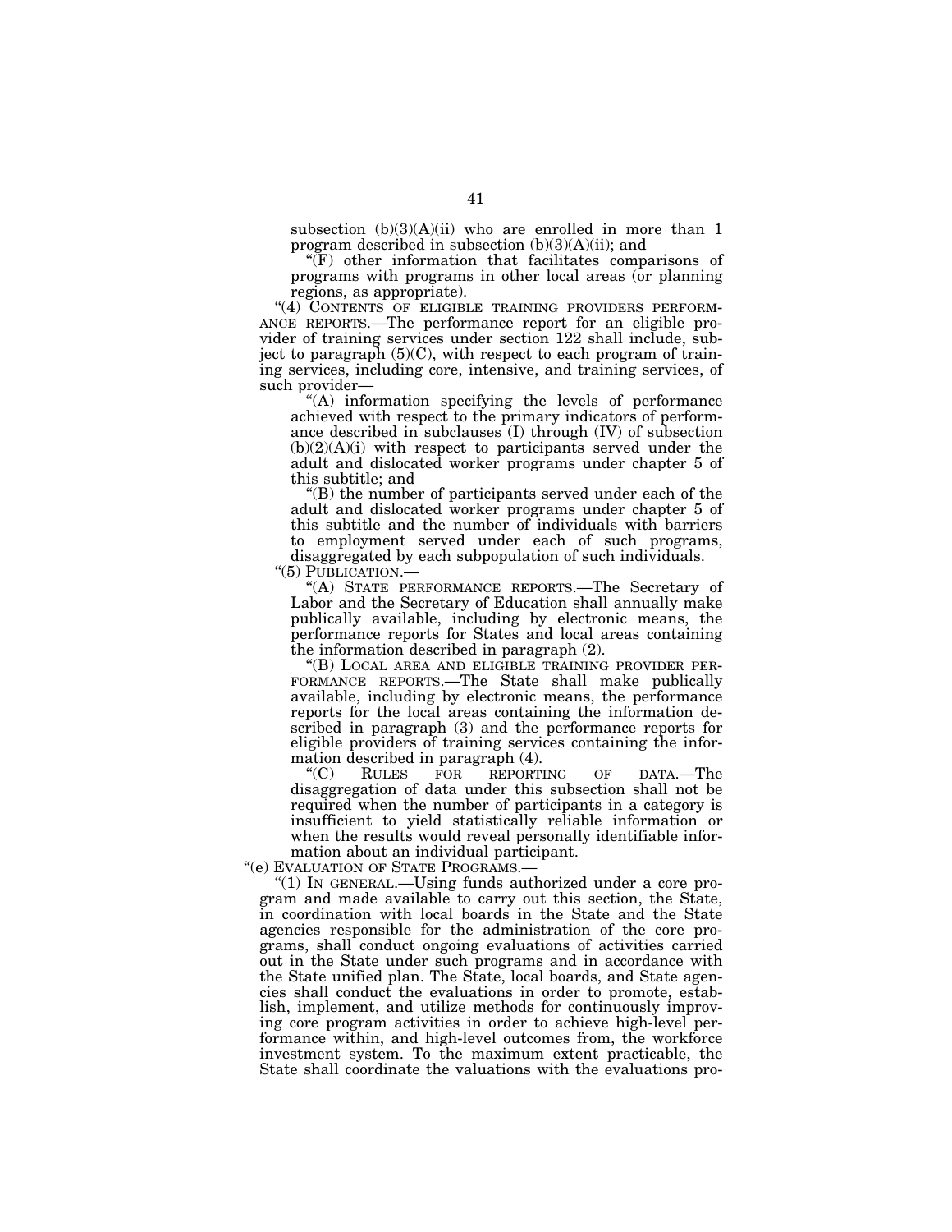subsection (b)(3)(A)(ii) who are enrolled in more than 1 program described in subsection (b)(3)(A)(ii); and

"(F) other information that facilitates comparisons of programs with programs in other local areas (or planning regions, as appropriate).

"(4) CONTENTS OF ELIGIBLE TRAINING PROVIDERS PERFORMANCE REPORTS.—The performance report for an eligible provider of training services under section 122 shall include, subject to paragraph (5)(C), with respect to each program of training services, including core, intensive, and training services, of such provider—

"(A) information specifying the levels of performance achieved with respect to the primary indicators of performance described in subclauses (I) through (IV) of subsection (b)(2)(A)(i) with respect to participants served under the adult and dislocated worker programs under chapter 5 of this subtitle; and

"(B) the number of participants served under each of the adult and dislocated worker programs under chapter 5 of this subtitle and the number of individuals with barriers to employment served under each of such programs, disaggregated by each subpopulation of such individuals.

"(5) PUBLICATION.—

"(A) STATE PERFORMANCE REPORTS.—The Secretary of Labor and the Secretary of Education shall annually make publically available, including by electronic means, the performance reports for States and local areas containing the information described in paragraph (2).

"(B) LOCAL AREA AND ELIGIBLE TRAINING PROVIDER PERFORMANCE REPORTS.—The State shall make publically available, including by electronic means, the performance reports for the local areas containing the information described in paragraph (3) and the performance reports for eligible providers of training services containing the information described in paragraph (4).

"(C) RULES FOR REPORTING OF DATA.—The disaggregation of data under this subsection shall not be required when the number of participants in a category is insufficient to yield statistically reliable information or when the results would reveal personally identifiable information about an individual participant.

"(e) EVALUATION OF STATE PROGRAMS.—

"(1) IN GENERAL.—Using funds authorized under a core program and made available to carry out this section, the State, in coordination with local boards in the State and the State agencies responsible for the administration of the core programs, shall conduct ongoing evaluations of activities carried out in the State under such programs and in accordance with the State unified plan. The State, local boards, and State agencies shall conduct the evaluations in order to promote, establish, implement, and utilize methods for continuously improving core program activities in order to achieve high-level performance within, and high-level outcomes from, the workforce investment system. To the maximum extent practicable, the State shall coordinate the valuations with the evaluations pro-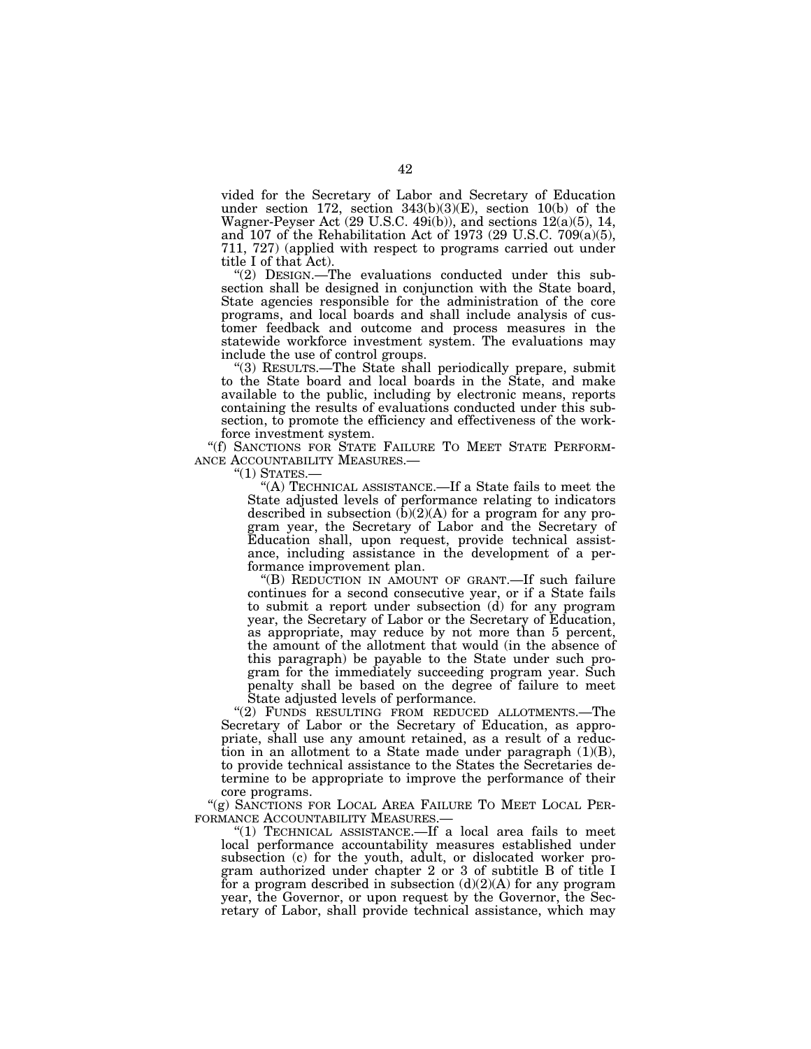vided for the Secretary of Labor and Secretary of Education under section 172, section 343(b)(3)(E), section 10(b) of the Wagner-Peyser Act (29 U.S.C. 49i(b)), and sections 12(a)(5), 14, and 107 of the Rehabilitation Act of 1973 (29 U.S.C. 709(a)(5), 711, 727) (applied with respect to programs carried out under title I of that Act).

"(2) DESIGN.—The evaluations conducted under this subsection shall be designed in conjunction with the State board, State agencies responsible for the administration of the core programs, and local boards and shall include analysis of customer feedback and outcome and process measures in the statewide workforce investment system. The evaluations may include the use of control groups.

"(3) RESULTS.—The State shall periodically prepare, submit to the State board and local boards in the State, and make available to the public, including by electronic means, reports containing the results of evaluations conducted under this subsection, to promote the efficiency and effectiveness of the workforce investment system.

"(f) SANCTIONS FOR STATE FAILURE TO MEET STATE PERFORMANCE ACCOUNTABILITY MEASURES.—

"(1) STATES.—

"(A) TECHNICAL ASSISTANCE.—If a State fails to meet the State adjusted levels of performance relating to indicators described in subsection (b)(2)(A) for a program for any program year, the Secretary of Labor and the Secretary of Education shall, upon request, provide technical assistance, including assistance in the development of a performance improvement plan.

"(B) REDUCTION IN AMOUNT OF GRANT.—If such failure continues for a second consecutive year, or if a State fails to submit a report under subsection (d) for any program year, the Secretary of Labor or the Secretary of Education, as appropriate, may reduce by not more than 5 percent, the amount of the allotment that would (in the absence of this paragraph) be payable to the State under such program for the immediately succeeding program year. Such penalty shall be based on the degree of failure to meet State adjusted levels of performance.

"(2) FUNDS RESULTING FROM REDUCED ALLOTMENTS.—The Secretary of Labor or the Secretary of Education, as appropriate, shall use any amount retained, as a result of a reduction in an allotment to a State made under paragraph (1)(B), to provide technical assistance to the States the Secretaries determine to be appropriate to improve the performance of their core programs.

"(g) SANCTIONS FOR LOCAL AREA FAILURE TO MEET LOCAL PERFORMANCE ACCOUNTABILITY MEASURES.—

"(1) TECHNICAL ASSISTANCE.—If a local area fails to meet local performance accountability measures established under subsection (c) for the youth, adult, or dislocated worker program authorized under chapter 2 or 3 of subtitle B of title I for a program described in subsection (d)(2)(A) for any program year, the Governor, or upon request by the Governor, the Secretary of Labor, shall provide technical assistance, which may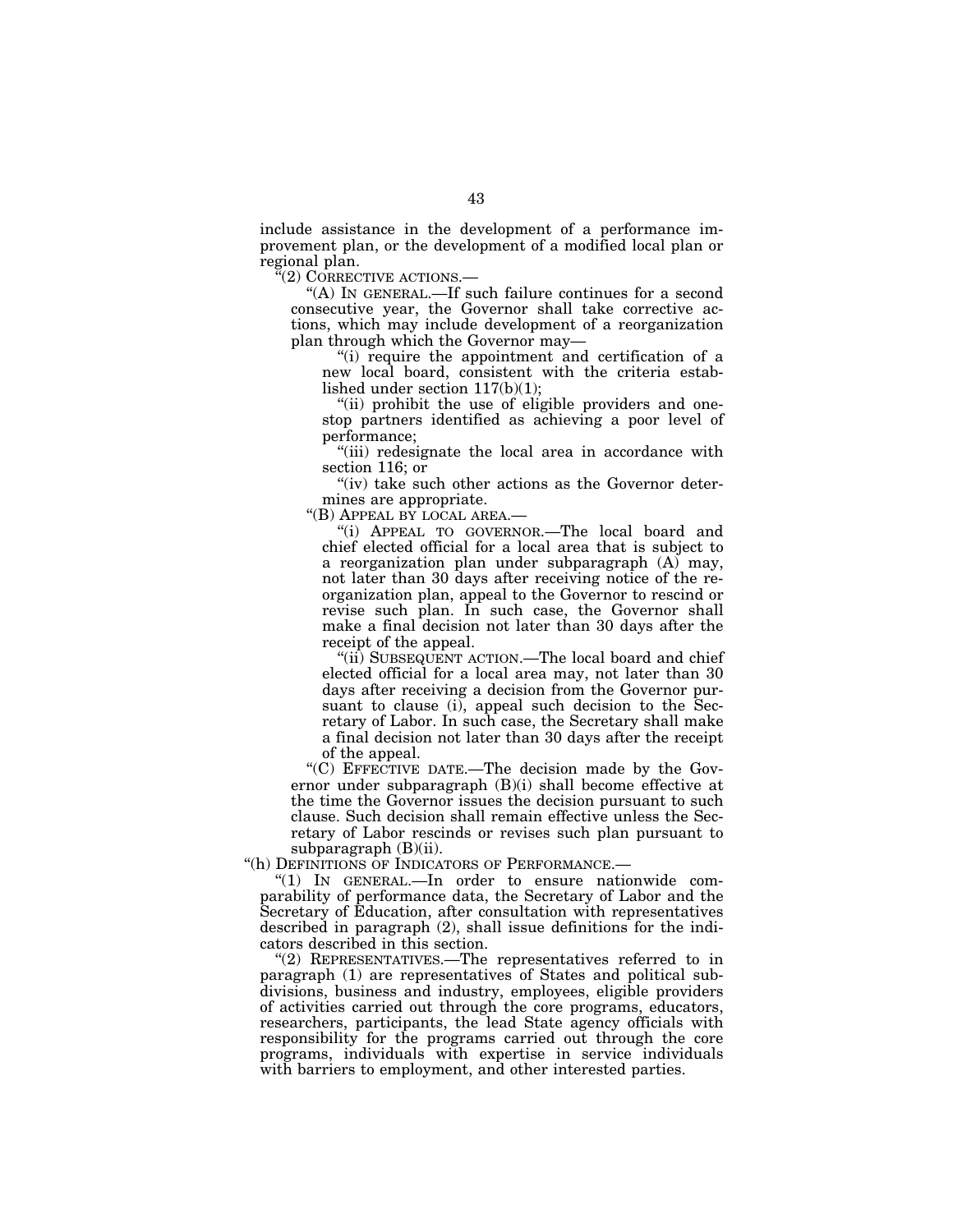include assistance in the development of a performance improvement plan, or the development of a modified local plan or regional plan.

"(2) CORRECTIVE ACTIONS.—

"(A) IN GENERAL.—If such failure continues for a second consecutive year, the Governor shall take corrective actions, which may include development of a reorganization plan through which the Governor may—

"(i) require the appointment and certification of a new local board, consistent with the criteria established under section 117(b)(1);

"(ii) prohibit the use of eligible providers and one-stop partners identified as achieving a poor level of performance;

"(iii) redesignate the local area in accordance with section 116; or

"(iv) take such other actions as the Governor determines are appropriate.

"(B) APPEAL BY LOCAL AREA.—

"(i) APPEAL TO GOVERNOR.—The local board and chief elected official for a local area that is subject to a reorganization plan under subparagraph (A) may, not later than 30 days after receiving notice of the reorganization plan, appeal to the Governor to rescind or revise such plan. In such case, the Governor shall make a final decision not later than 30 days after the receipt of the appeal.

"(ii) SUBSEQUENT ACTION.—The local board and chief elected official for a local area may, not later than 30 days after receiving a decision from the Governor pursuant to clause (i), appeal such decision to the Secretary of Labor. In such case, the Secretary shall make a final decision not later than 30 days after the receipt of the appeal.

"(C) EFFECTIVE DATE.—The decision made by the Governor under subparagraph (B)(i) shall become effective at the time the Governor issues the decision pursuant to such clause. Such decision shall remain effective unless the Secretary of Labor rescinds or revises such plan pursuant to subparagraph (B)(ii).

"(h) DEFINITIONS OF INDICATORS OF PERFORMANCE.—

"(1) IN GENERAL.—In order to ensure nationwide comparability of performance data, the Secretary of Labor and the Secretary of Education, after consultation with representatives described in paragraph (2), shall issue definitions for the indicators described in this section.

"(2) REPRESENTATIVES.—The representatives referred to in paragraph (1) are representatives of States and political subdivisions, business and industry, employees, eligible providers of activities carried out through the core programs, educators, researchers, participants, the lead State agency officials with responsibility for the programs carried out through the core programs, individuals with expertise in service individuals with barriers to employment, and other interested parties.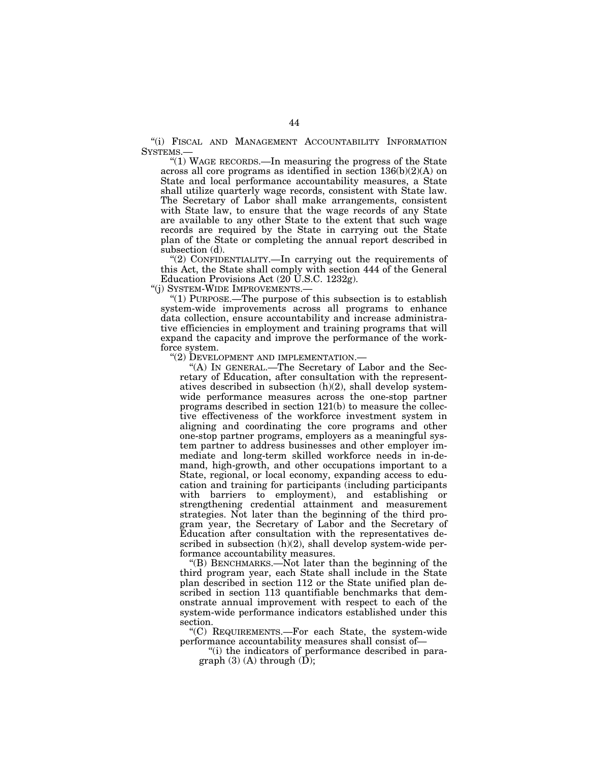"(i) FISCAL AND MANAGEMENT ACCOUNTABILITY INFORMATION SYSTEMS.—

"(1) WAGE RECORDS.—In measuring the progress of the State across all core programs as identified in section 136(b)(2)(A) on State and local performance accountability measures, a State shall utilize quarterly wage records, consistent with State law. The Secretary of Labor shall make arrangements, consistent with State law, to ensure that the wage records of any State are available to any other State to the extent that such wage records are required by the State in carrying out the State plan of the State or completing the annual report described in subsection (d).

"(2) CONFIDENTIALITY.—In carrying out the requirements of this Act, the State shall comply with section 444 of the General Education Provisions Act (20 U.S.C. 1232g).

"(j) SYSTEM-WIDE IMPROVEMENTS.—

"(1) PURPOSE.—The purpose of this subsection is to establish system-wide improvements across all programs to enhance data collection, ensure accountability and increase administrative efficiencies in employment and training programs that will expand the capacity and improve the performance of the workforce system.

"(2) DEVELOPMENT AND IMPLEMENTATION.—

"(A) IN GENERAL.—The Secretary of Labor and the Secretary of Education, after consultation with the representatives described in subsection (h)(2), shall develop system-wide performance measures across the one-stop partner programs described in section 121(b) to measure the collective effectiveness of the workforce investment system in aligning and coordinating the core programs and other one-stop partner programs, employers as a meaningful system partner to address businesses and other employer immediate and long-term skilled workforce needs in in-demand, high-growth, and other occupations important to a State, regional, or local economy, expanding access to education and training for participants (including participants with barriers to employment), and establishing or strengthening credential attainment and measurement strategies. Not later than the beginning of the third program year, the Secretary of Labor and the Secretary of Education after consultation with the representatives described in subsection (h)(2), shall develop system-wide performance accountability measures.

"(B) BENCHMARKS.—Not later than the beginning of the third program year, each State shall include in the State plan described in section 112 or the State unified plan described in section 113 quantifiable benchmarks that demonstrate annual improvement with respect to each of the system-wide performance indicators established under this section.

"(C) REQUIREMENTS.—For each State, the system-wide performance accountability measures shall consist of—

"(i) the indicators of performance described in paragraph (3) (A) through (D);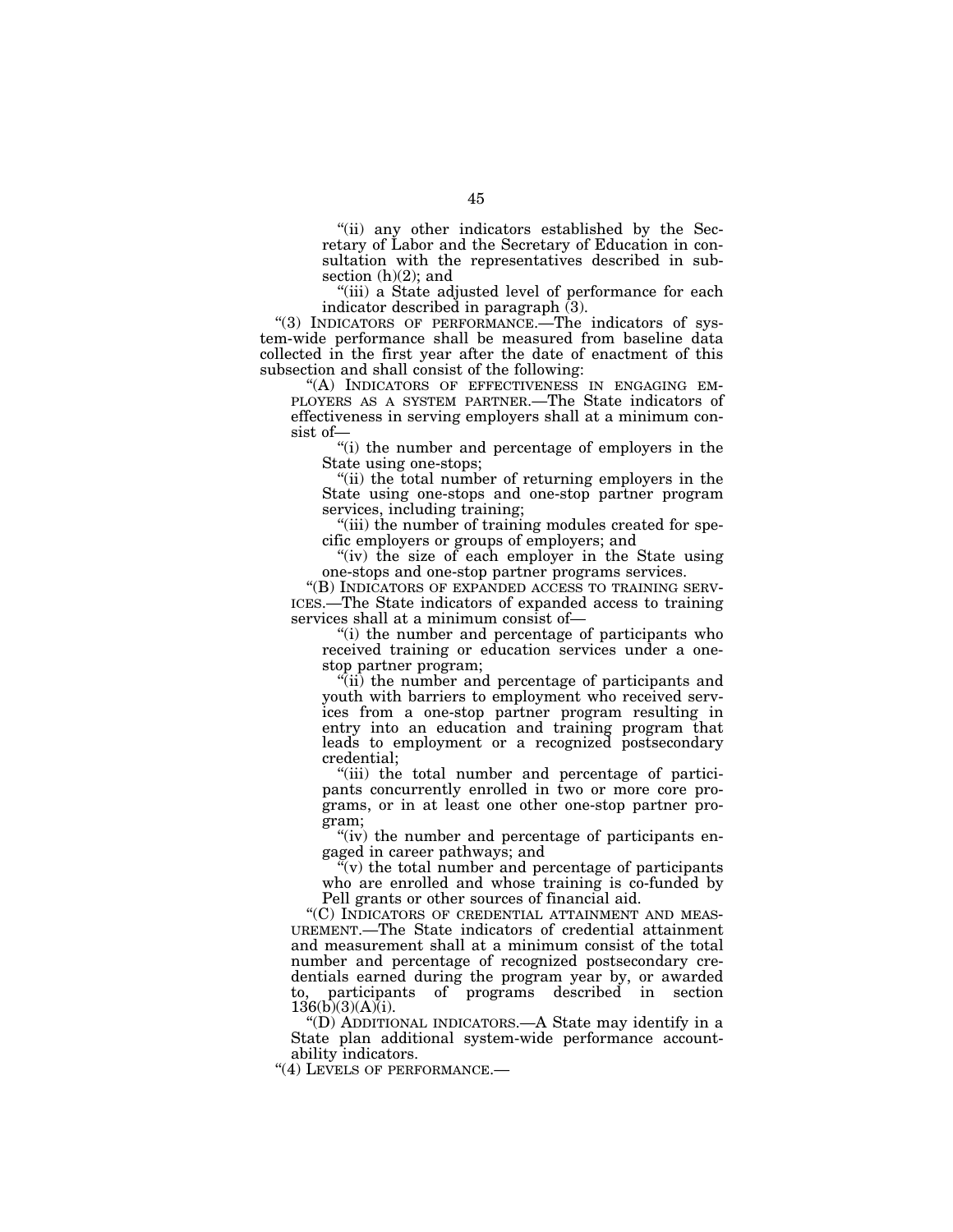"(ii) any other indicators established by the Secretary of Labor and the Secretary of Education in consultation with the representatives described in subsection (h)(2); and

"(iii) a State adjusted level of performance for each indicator described in paragraph (3).

"(3) INDICATORS OF PERFORMANCE.—The indicators of system-wide performance shall be measured from baseline data collected in the first year after the date of enactment of this subsection and shall consist of the following:

"(A) INDICATORS OF EFFECTIVENESS IN ENGAGING EMPLOYERS AS A SYSTEM PARTNER.—The State indicators of effectiveness in serving employers shall at a minimum consist of—

"(i) the number and percentage of employers in the State using one-stops;

"(ii) the total number of returning employers in the State using one-stops and one-stop partner program services, including training;

"(iii) the number of training modules created for specific employers or groups of employers; and

"(iv) the size of each employer in the State using one-stops and one-stop partner programs services.

"(B) INDICATORS OF EXPANDED ACCESS TO TRAINING SERVICES.—The State indicators of expanded access to training services shall at a minimum consist of—

"(i) the number and percentage of participants who received training or education services under a one-stop partner program;

"(ii) the number and percentage of participants and youth with barriers to employment who received services from a one-stop partner program resulting in entry into an education and training program that leads to employment or a recognized postsecondary credential;

"(iii) the total number and percentage of participants concurrently enrolled in two or more core programs, or in at least one other one-stop partner program;

"(iv) the number and percentage of participants engaged in career pathways; and

"(v) the total number and percentage of participants who are enrolled and whose training is co-funded by Pell grants or other sources of financial aid.

"(C) INDICATORS OF CREDENTIAL ATTAINMENT AND MEASUREMENT.—The State indicators of credential attainment and measurement shall at a minimum consist of the total number and percentage of recognized postsecondary credentials earned during the program year by, or awarded to, participants of programs described in section 136(b)(3)(A)(i).

"(D) ADDITIONAL INDICATORS.—A State may identify in a State plan additional system-wide performance accountability indicators.

"(4) LEVELS OF PERFORMANCE.—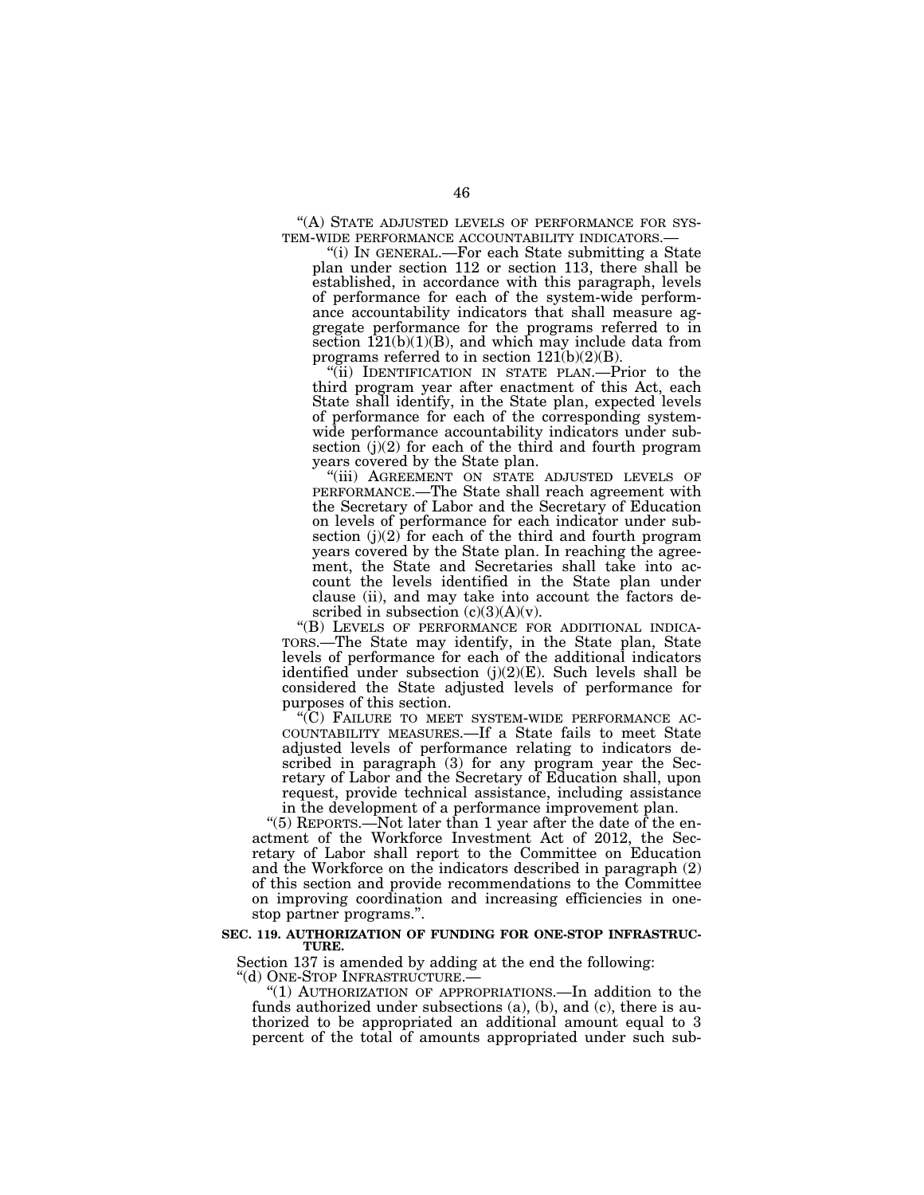"(A) STATE ADJUSTED LEVELS OF PERFORMANCE FOR SYSTEM-WIDE PERFORMANCE ACCOUNTABILITY INDICATORS.—

"(i) IN GENERAL.—For each State submitting a State plan under section 112 or section 113, there shall be established, in accordance with this paragraph, levels of performance for each of the system-wide performance accountability indicators that shall measure aggregate performance for the programs referred to in section 121(b)(1)(B), and which may include data from programs referred to in section 121(b)(2)(B).

"(ii) IDENTIFICATION IN STATE PLAN.—Prior to the third program year after enactment of this Act, each State shall identify, in the State plan, expected levels of performance for each of the corresponding system-wide performance accountability indicators under subsection (j)(2) for each of the third and fourth program years covered by the State plan.

"(iii) AGREEMENT ON STATE ADJUSTED LEVELS OF PERFORMANCE.—The State shall reach agreement with the Secretary of Labor and the Secretary of Education on levels of performance for each indicator under subsection (j)(2) for each of the third and fourth program years covered by the State plan. In reaching the agreement, the State and Secretaries shall take into account the levels identified in the State plan under clause (ii), and may take into account the factors described in subsection (c)(3)(A)(v).

"(B) LEVELS OF PERFORMANCE FOR ADDITIONAL INDICATORS.—The State may identify, in the State plan, State levels of performance for each of the additional indicators identified under subsection (j)(2)(E). Such levels shall be considered the State adjusted levels of performance for purposes of this section.

"(C) FAILURE TO MEET SYSTEM-WIDE PERFORMANCE ACCOUNTABILITY MEASURES.—If a State fails to meet State adjusted levels of performance relating to indicators described in paragraph (3) for any program year the Secretary of Labor and the Secretary of Education shall, upon request, provide technical assistance, including assistance in the development of a performance improvement plan.

"(5) REPORTS.—Not later than 1 year after the date of the enactment of the Workforce Investment Act of 2012, the Secretary of Labor shall report to the Committee on Education and the Workforce on the indicators described in paragraph (2) of this section and provide recommendations to the Committee on improving coordination and increasing efficiencies in one-stop partner programs.".

**SEC. 119. AUTHORIZATION OF FUNDING FOR ONE-STOP INFRASTRUCTURE.**

Section 137 is amended by adding at the end the following:

"(d) ONE-STOP INFRASTRUCTURE.—

"(1) AUTHORIZATION OF APPROPRIATIONS.—In addition to the funds authorized under subsections (a), (b), and (c), there is authorized to be appropriated an additional amount equal to 3 percent of the total of amounts appropriated under such sub-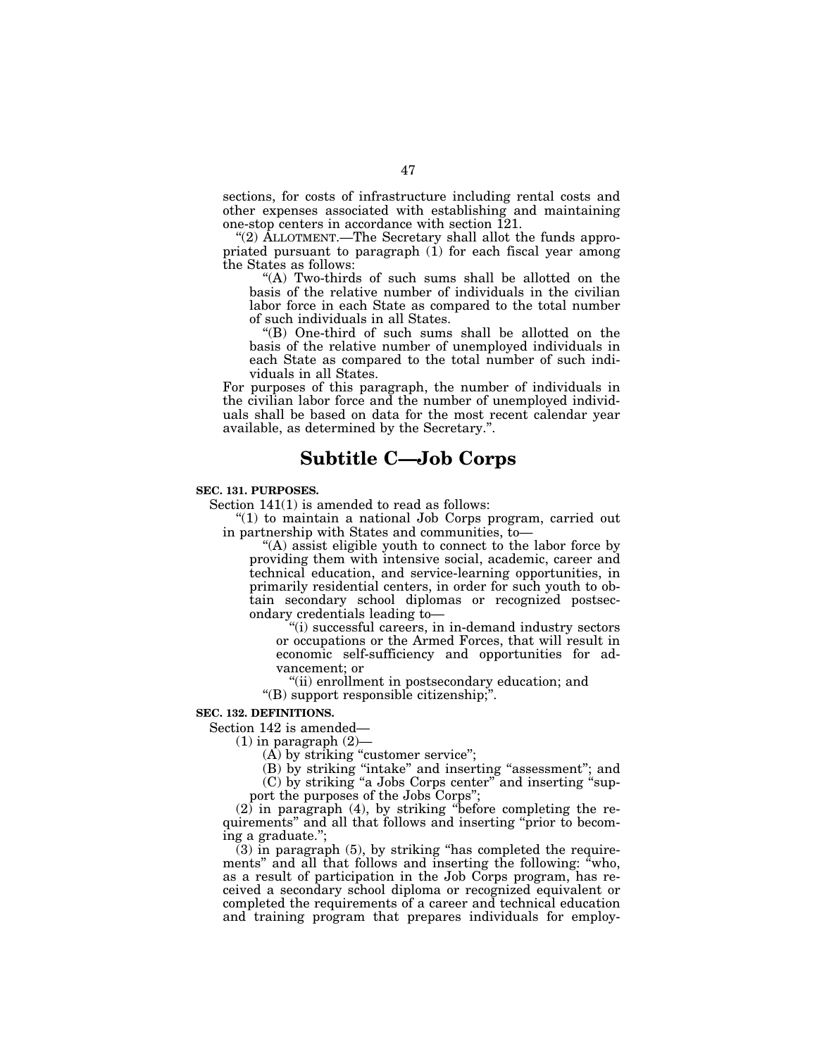sections, for costs of infrastructure including rental costs and other expenses associated with establishing and maintaining one-stop centers in accordance with section 121.

"(2) ALLOTMENT.—The Secretary shall allot the funds appropriated pursuant to paragraph (1) for each fiscal year among the States as follows:

"(A) Two-thirds of such sums shall be allotted on the basis of the relative number of individuals in the civilian labor force in each State as compared to the total number of such individuals in all States.

"(B) One-third of such sums shall be allotted on the basis of the relative number of unemployed individuals in each State as compared to the total number of such individuals in all States.

For purposes of this paragraph, the number of individuals in the civilian labor force and the number of unemployed individuals shall be based on data for the most recent calendar year available, as determined by the Secretary.".

# Subtitle C—Job Corps

**SEC. 131. PURPOSES.**

Section 141(1) is amended to read as follows:

"(1) to maintain a national Job Corps program, carried out in partnership with States and communities, to—

"(A) assist eligible youth to connect to the labor force by providing them with intensive social, academic, career and technical education, and service-learning opportunities, in primarily residential centers, in order for such youth to obtain secondary school diplomas or recognized postsecondary credentials leading to—

"(i) successful careers, in in-demand industry sectors or occupations or the Armed Forces, that will result in economic self-sufficiency and opportunities for advancement; or

"(ii) enrollment in postsecondary education; and

"(B) support responsible citizenship;".

**SEC. 132. DEFINITIONS.**

Section 142 is amended—

(1) in paragraph (2)—

(A) by striking "customer service";

(B) by striking "intake" and inserting "assessment"; and

(C) by striking "a Jobs Corps center" and inserting "support the purposes of the Jobs Corps";

(2) in paragraph (4), by striking "before completing the requirements" and all that follows and inserting "prior to becoming a graduate.";

(3) in paragraph (5), by striking "has completed the requirements" and all that follows and inserting the following: "who, as a result of participation in the Job Corps program, has received a secondary school diploma or recognized equivalent or completed the requirements of a career and technical education and training program that prepares individuals for employ-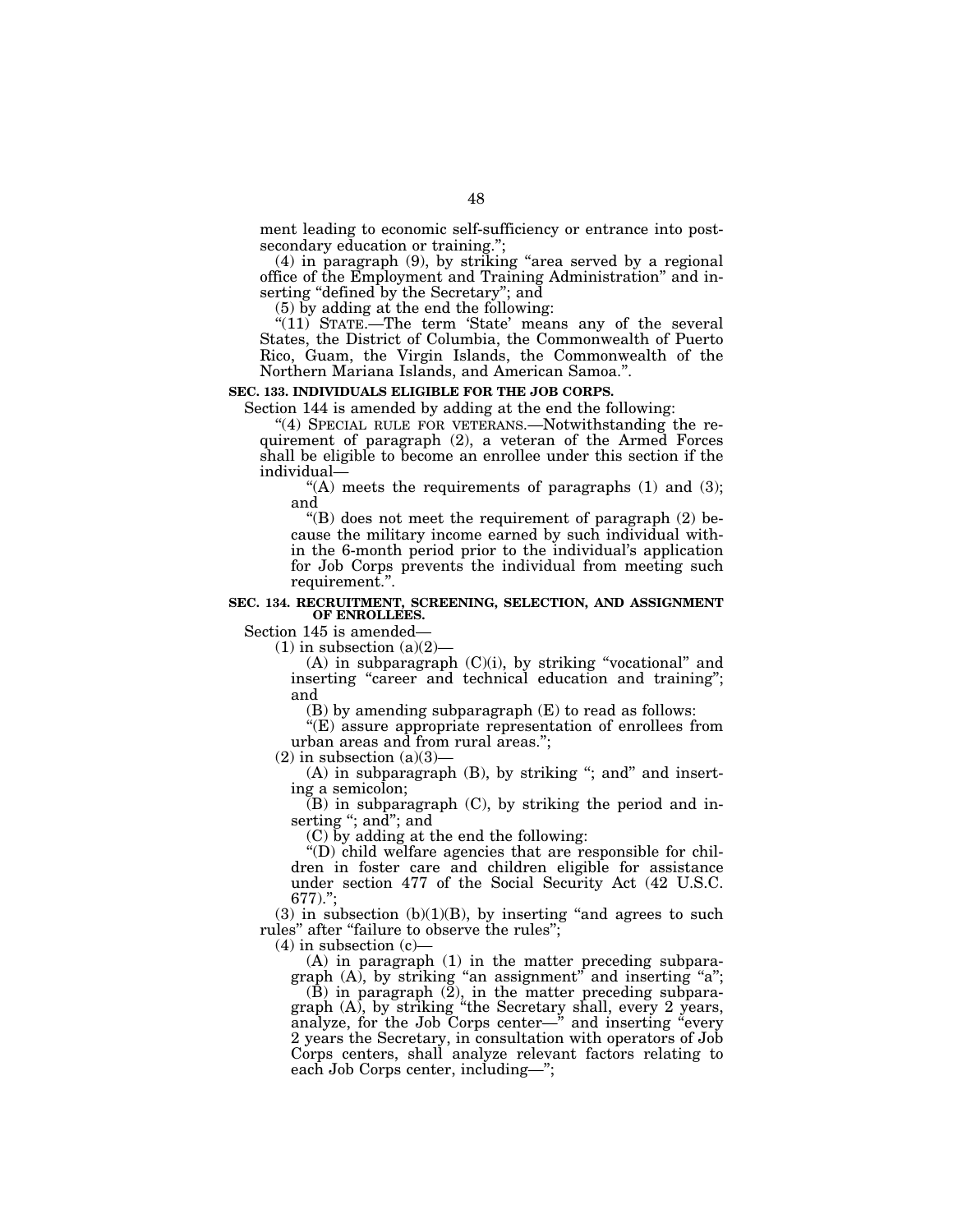ment leading to economic self-sufficiency or entrance into post-secondary education or training.";

(4) in paragraph (9), by striking "area served by a regional office of the Employment and Training Administration" and inserting "defined by the Secretary"; and

(5) by adding at the end the following:

"(11) STATE.—The term 'State' means any of the several States, the District of Columbia, the Commonwealth of Puerto Rico, Guam, the Virgin Islands, the Commonwealth of the Northern Mariana Islands, and American Samoa.".

**SEC. 133. INDIVIDUALS ELIGIBLE FOR THE JOB CORPS.**

Section 144 is amended by adding at the end the following:

"(4) SPECIAL RULE FOR VETERANS.—Notwithstanding the requirement of paragraph (2), a veteran of the Armed Forces shall be eligible to become an enrollee under this section if the individual—

"(A) meets the requirements of paragraphs (1) and (3); and

"(B) does not meet the requirement of paragraph (2) because the military income earned by such individual within the 6-month period prior to the individual's application for Job Corps prevents the individual from meeting such requirement.".

**SEC. 134. RECRUITMENT, SCREENING, SELECTION, AND ASSIGNMENT OF ENROLLEES.**

Section 145 is amended—

(1) in subsection (a)(2)—

(A) in subparagraph (C)(i), by striking "vocational" and inserting "career and technical education and training"; and

(B) by amending subparagraph (E) to read as follows:

"(E) assure appropriate representation of enrollees from urban areas and from rural areas.";

(2) in subsection (a)(3)—

(A) in subparagraph (B), by striking "; and" and inserting a semicolon;

(B) in subparagraph (C), by striking the period and inserting "; and"; and

(C) by adding at the end the following:

"(D) child welfare agencies that are responsible for children in foster care and children eligible for assistance under section 477 of the Social Security Act (42 U.S.C. 677).";

(3) in subsection (b)(1)(B), by inserting "and agrees to such rules" after "failure to observe the rules";

(4) in subsection (c)—

(A) in paragraph (1) in the matter preceding subparagraph (A), by striking "an assignment" and inserting "a";

(B) in paragraph (2), in the matter preceding subparagraph (A), by striking "the Secretary shall, every 2 years, analyze, for the Job Corps center—" and inserting "every 2 years the Secretary, in consultation with operators of Job Corps centers, shall analyze relevant factors relating to each Job Corps center, including—";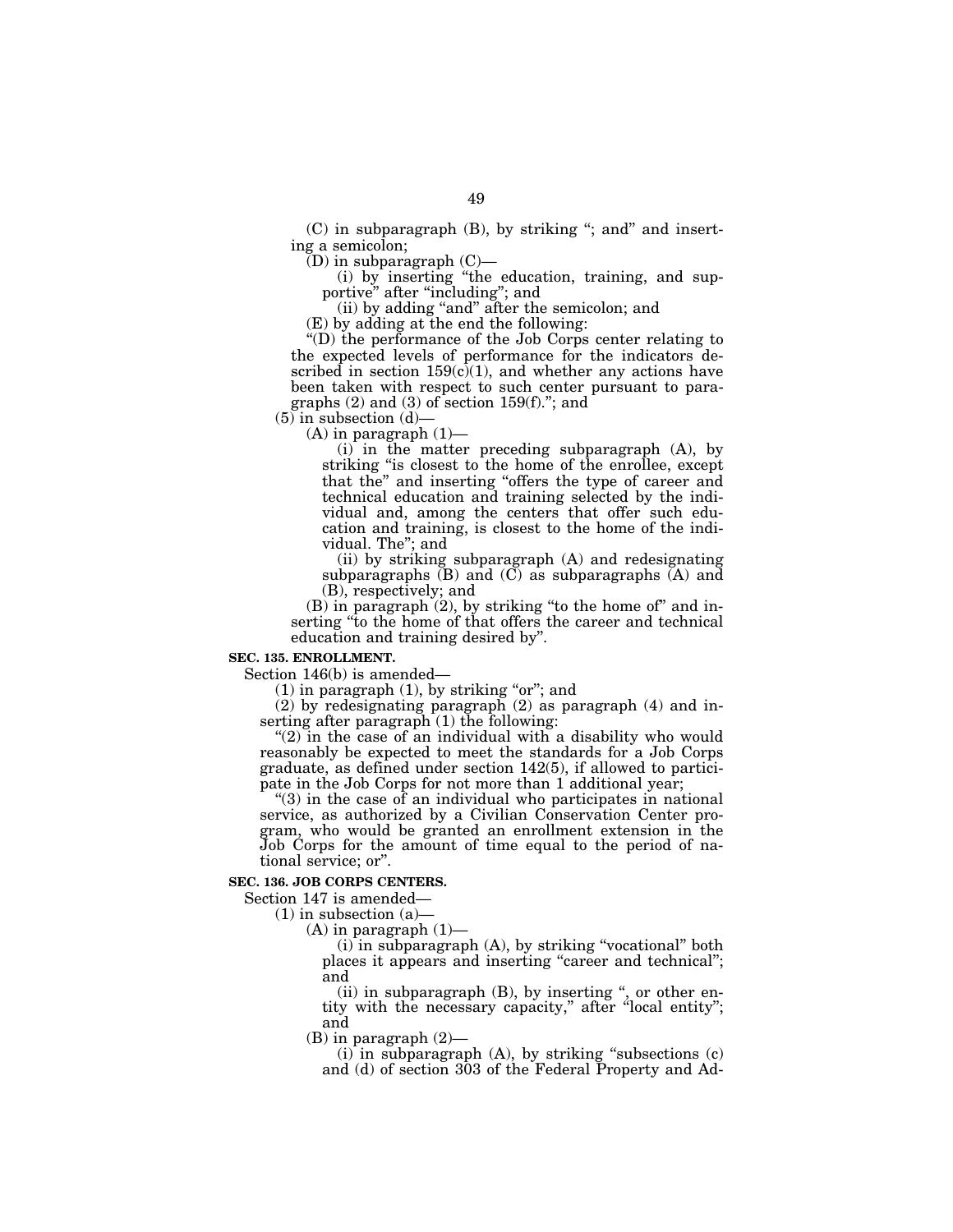(C) in subparagraph (B), by striking "; and" and inserting a semicolon;

(D) in subparagraph (C)—

(i) by inserting "the education, training, and supportive" after "including"; and

(ii) by adding "and" after the semicolon; and

(E) by adding at the end the following:

"(D) the performance of the Job Corps center relating to the expected levels of performance for the indicators described in section 159(c)(1), and whether any actions have been taken with respect to such center pursuant to paragraphs (2) and (3) of section 159(f)."; and

(5) in subsection (d)—

(A) in paragraph (1)—

(i) in the matter preceding subparagraph (A), by striking "is closest to the home of the enrollee, except that the" and inserting "offers the type of career and technical education and training selected by the individual and, among the centers that offer such education and training, is closest to the home of the individual. The"; and

(ii) by striking subparagraph (A) and redesignating subparagraphs (B) and (C) as subparagraphs (A) and (B), respectively; and

(B) in paragraph (2), by striking "to the home of" and inserting "to the home of that offers the career and technical education and training desired by".

**SEC. 135. ENROLLMENT.**

Section 146(b) is amended—

(1) in paragraph (1), by striking "or"; and

(2) by redesignating paragraph (2) as paragraph (4) and inserting after paragraph (1) the following:

"(2) in the case of an individual with a disability who would reasonably be expected to meet the standards for a Job Corps graduate, as defined under section 142(5), if allowed to participate in the Job Corps for not more than 1 additional year;

"(3) in the case of an individual who participates in national service, as authorized by a Civilian Conservation Center program, who would be granted an enrollment extension in the Job Corps for the amount of time equal to the period of national service; or".

**SEC. 136. JOB CORPS CENTERS.**

Section 147 is amended—

(1) in subsection (a)—

(A) in paragraph (1)—

(i) in subparagraph (A), by striking "vocational" both places it appears and inserting "career and technical"; and

(ii) in subparagraph (B), by inserting ", or other entity with the necessary capacity," after "local entity"; and

(B) in paragraph (2)—

(i) in subparagraph (A), by striking "subsections (c) and (d) of section 303 of the Federal Property and Ad-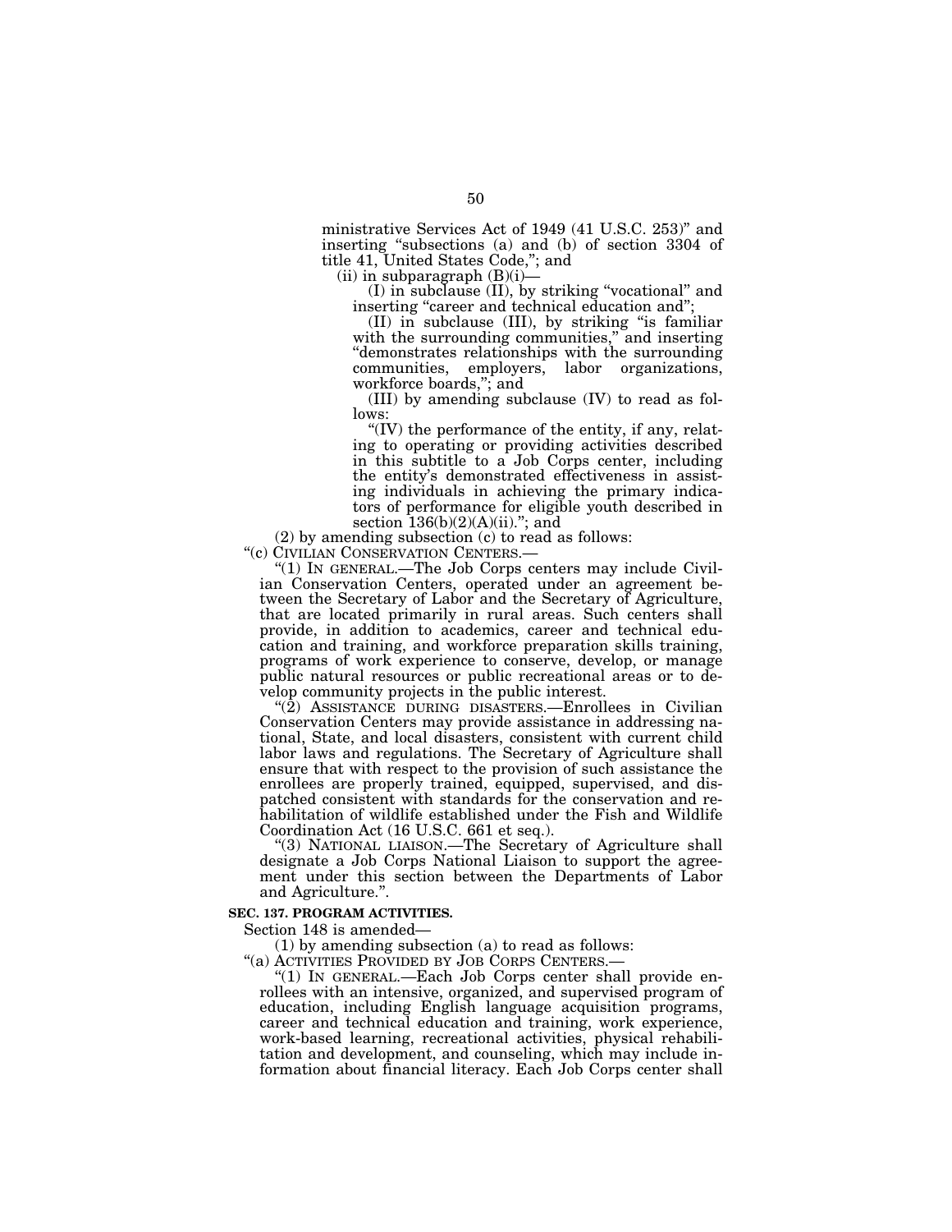ministrative Services Act of 1949 (41 U.S.C. 253)" and inserting "subsections (a) and (b) of section 3304 of title 41, United States Code,"; and

(ii) in subparagraph (B)(i)—

(I) in subclause (II), by striking "vocational" and inserting "career and technical education and";

(II) in subclause (III), by striking "is familiar with the surrounding communities," and inserting "demonstrates relationships with the surrounding communities, employers, labor organizations, workforce boards,"; and

(III) by amending subclause (IV) to read as follows:

"(IV) the performance of the entity, if any, relating to operating or providing activities described in this subtitle to a Job Corps center, including the entity's demonstrated effectiveness in assisting individuals in achieving the primary indicators of performance for eligible youth described in section 136(b)(2)(A)(ii)."; and

(2) by amending subsection (c) to read as follows:

"(c) CIVILIAN CONSERVATION CENTERS.—

"(1) IN GENERAL.—The Job Corps centers may include Civilian Conservation Centers, operated under an agreement between the Secretary of Labor and the Secretary of Agriculture, that are located primarily in rural areas. Such centers shall provide, in addition to academics, career and technical education and training, and workforce preparation skills training, programs of work experience to conserve, develop, or manage public natural resources or public recreational areas or to develop community projects in the public interest.

"(2) ASSISTANCE DURING DISASTERS.—Enrollees in Civilian Conservation Centers may provide assistance in addressing national, State, and local disasters, consistent with current child labor laws and regulations. The Secretary of Agriculture shall ensure that with respect to the provision of such assistance the enrollees are properly trained, equipped, supervised, and dispatched consistent with standards for the conservation and rehabilitation of wildlife established under the Fish and Wildlife Coordination Act (16 U.S.C. 661 et seq.).

"(3) NATIONAL LIAISON.—The Secretary of Agriculture shall designate a Job Corps National Liaison to support the agreement under this section between the Departments of Labor and Agriculture.".

**SEC. 137. PROGRAM ACTIVITIES.**

Section 148 is amended—

(1) by amending subsection (a) to read as follows:

"(a) ACTIVITIES PROVIDED BY JOB CORPS CENTERS.—

"(1) IN GENERAL.—Each Job Corps center shall provide enrollees with an intensive, organized, and supervised program of education, including English language acquisition programs, career and technical education and training, work experience, work-based learning, recreational activities, physical rehabilitation and development, and counseling, which may include information about financial literacy. Each Job Corps center shall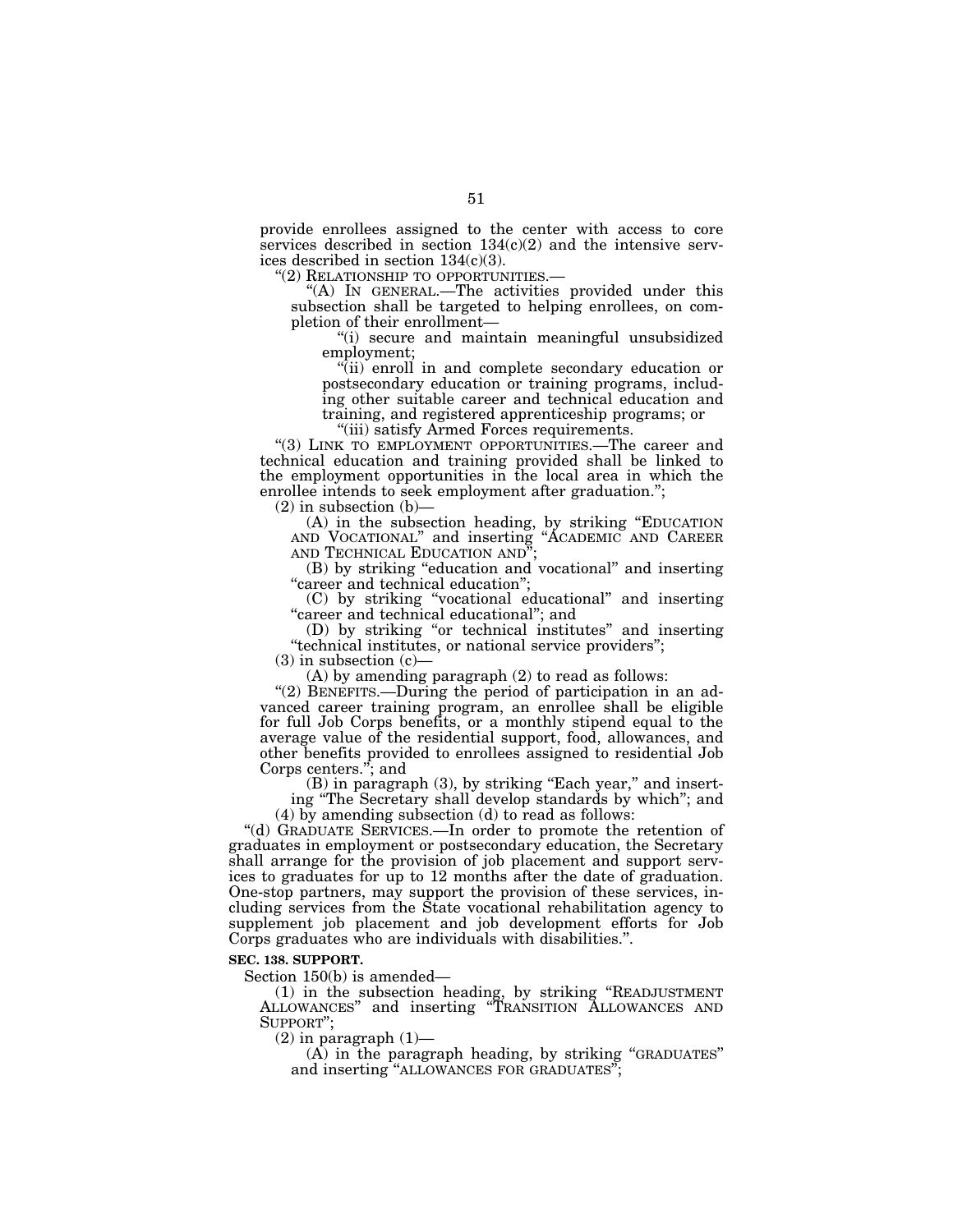provide enrollees assigned to the center with access to core services described in section 134(c)(2) and the intensive services described in section 134(c)(3).

"(2) RELATIONSHIP TO OPPORTUNITIES.—

"(A) IN GENERAL.—The activities provided under this subsection shall be targeted to helping enrollees, on completion of their enrollment—

"(i) secure and maintain meaningful unsubsidized employment;

"(ii) enroll in and complete secondary education or postsecondary education or training programs, including other suitable career and technical education and training, and registered apprenticeship programs; or

"(iii) satisfy Armed Forces requirements.

"(3) LINK TO EMPLOYMENT OPPORTUNITIES.—The career and technical education and training provided shall be linked to the employment opportunities in the local area in which the enrollee intends to seek employment after graduation.";

(2) in subsection (b)—

(A) in the subsection heading, by striking "EDUCATION AND VOCATIONAL" and inserting "ACADEMIC AND CAREER AND TECHNICAL EDUCATION AND";

(B) by striking "education and vocational" and inserting "career and technical education";

(C) by striking "vocational educational" and inserting "career and technical educational"; and

(D) by striking "or technical institutes" and inserting "technical institutes, or national service providers";

(3) in subsection (c)—

(A) by amending paragraph (2) to read as follows:

"(2) BENEFITS.—During the period of participation in an advanced career training program, an enrollee shall be eligible for full Job Corps benefits, or a monthly stipend equal to the average value of the residential support, food, allowances, and other benefits provided to enrollees assigned to residential Job Corps centers."; and

(B) in paragraph (3), by striking "Each year," and inserting "The Secretary shall develop standards by which"; and

(4) by amending subsection (d) to read as follows:

"(d) GRADUATE SERVICES.—In order to promote the retention of graduates in employment or postsecondary education, the Secretary shall arrange for the provision of job placement and support services to graduates for up to 12 months after the date of graduation. One-stop partners, may support the provision of these services, including services from the State vocational rehabilitation agency to supplement job placement and job development efforts for Job Corps graduates who are individuals with disabilities.".

**SEC. 138. SUPPORT.**

Section 150(b) is amended—

(1) in the subsection heading, by striking "READJUSTMENT ALLOWANCES" and inserting "TRANSITION ALLOWANCES AND SUPPORT";

(2) in paragraph (1)—

(A) in the paragraph heading, by striking "GRADUATES" and inserting "ALLOWANCES FOR GRADUATES";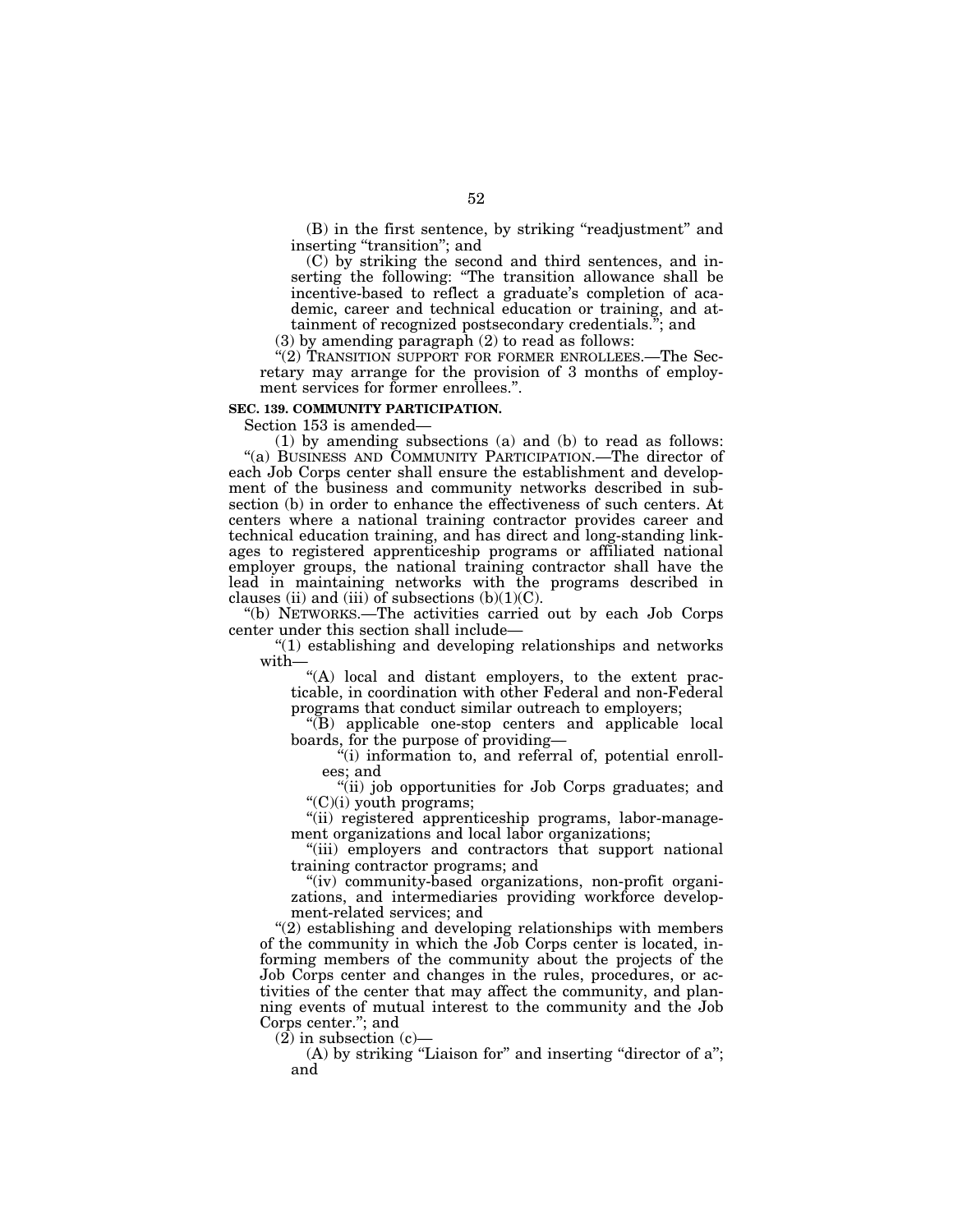(B) in the first sentence, by striking "readjustment" and inserting "transition"; and

(C) by striking the second and third sentences, and inserting the following: "The transition allowance shall be incentive-based to reflect a graduate's completion of academic, career and technical education or training, and attainment of recognized postsecondary credentials."; and

(3) by amending paragraph (2) to read as follows:

"(2) TRANSITION SUPPORT FOR FORMER ENROLLEES.—The Secretary may arrange for the provision of 3 months of employment services for former enrollees.".

**SEC. 139. COMMUNITY PARTICIPATION.**

Section 153 is amended—

(1) by amending subsections (a) and (b) to read as follows:

"(a) BUSINESS AND COMMUNITY PARTICIPATION.—The director of each Job Corps center shall ensure the establishment and development of the business and community networks described in subsection (b) in order to enhance the effectiveness of such centers. At centers where a national training contractor provides career and technical education training, and has direct and long-standing linkages to registered apprenticeship programs or affiliated national employer groups, the national training contractor shall have the lead in maintaining networks with the programs described in clauses (ii) and (iii) of subsections (b)(1)(C).

"(b) NETWORKS.—The activities carried out by each Job Corps center under this section shall include—

"(1) establishing and developing relationships and networks with—

"(A) local and distant employers, to the extent practicable, in coordination with other Federal and non-Federal programs that conduct similar outreach to employers;

"(B) applicable one-stop centers and applicable local boards, for the purpose of providing—

"(i) information to, and referral of, potential enrollees; and

"(ii) job opportunities for Job Corps graduates; and

"(C)(i) youth programs;

"(ii) registered apprenticeship programs, labor-management organizations and local labor organizations;

"(iii) employers and contractors that support national training contractor programs; and

"(iv) community-based organizations, non-profit organizations, and intermediaries providing workforce development-related services; and

"(2) establishing and developing relationships with members of the community in which the Job Corps center is located, informing members of the community about the projects of the Job Corps center and changes in the rules, procedures, or activities of the center that may affect the community, and planning events of mutual interest to the community and the Job Corps center."; and

(2) in subsection (c)—

(A) by striking "Liaison for" and inserting "director of a"; and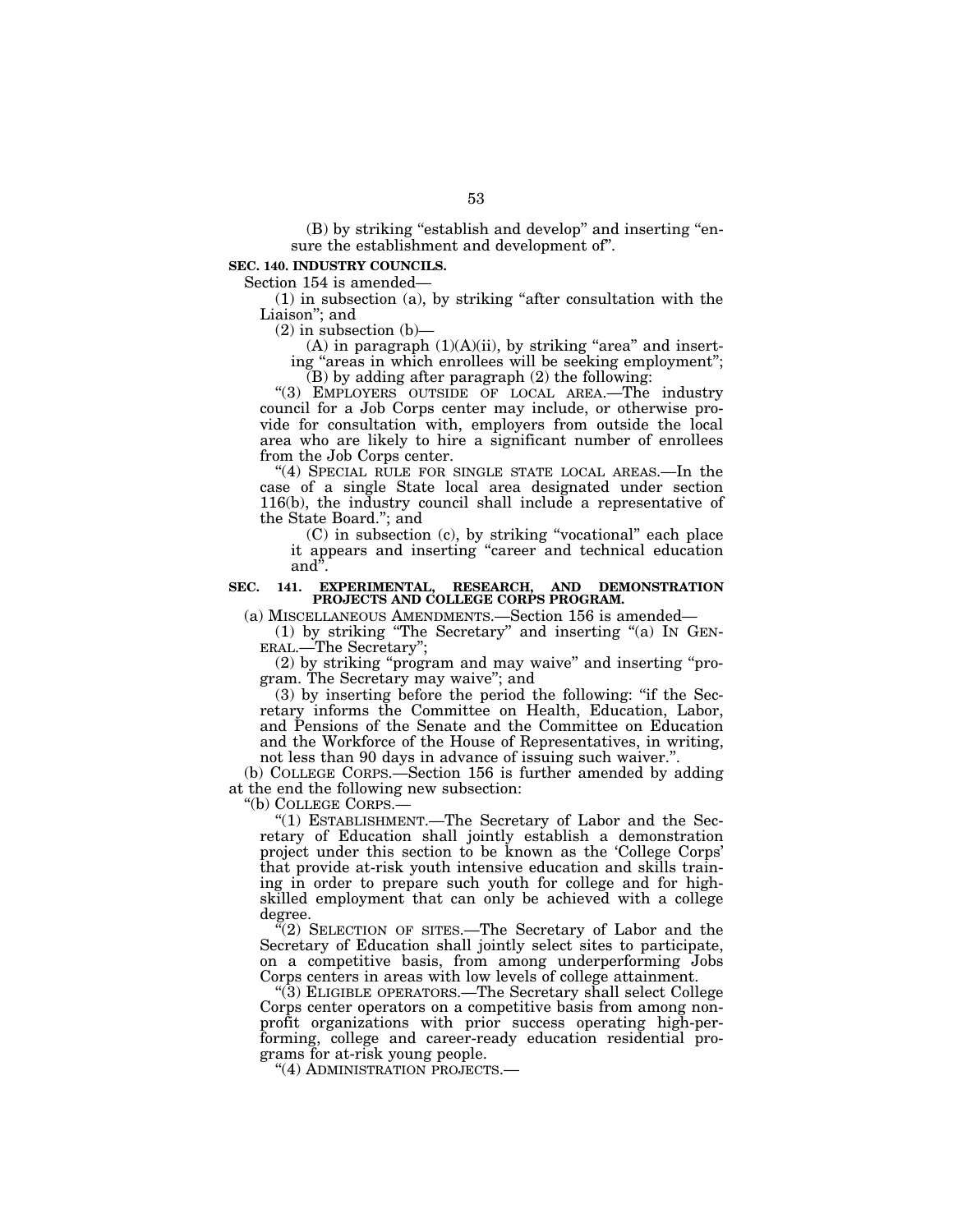(B) by striking "establish and develop" and inserting "ensure the establishment and development of".

**SEC. 140. INDUSTRY COUNCILS.**

Section 154 is amended—

(1) in subsection (a), by striking "after consultation with the Liaison"; and

(2) in subsection (b)—

(A) in paragraph (1)(A)(ii), by striking "area" and inserting "areas in which enrollees will be seeking employment";

(B) by adding after paragraph (2) the following:

"(3) EMPLOYERS OUTSIDE OF LOCAL AREA.—The industry council for a Job Corps center may include, or otherwise provide for consultation with, employers from outside the local area who are likely to hire a significant number of enrollees from the Job Corps center.

"(4) SPECIAL RULE FOR SINGLE STATE LOCAL AREAS.—In the case of a single State local area designated under section 116(b), the industry council shall include a representative of the State Board."; and

(C) in subsection (c), by striking "vocational" each place it appears and inserting "career and technical education and".

**SEC. 141. EXPERIMENTAL, RESEARCH, AND DEMONSTRATION PROJECTS AND COLLEGE CORPS PROGRAM.**

(a) MISCELLANEOUS AMENDMENTS.—Section 156 is amended—

(1) by striking "The Secretary" and inserting "(a) IN GENERAL.—The Secretary";

(2) by striking "program and may waive" and inserting "program. The Secretary may waive"; and

(3) by inserting before the period the following: "if the Secretary informs the Committee on Health, Education, Labor, and Pensions of the Senate and the Committee on Education and the Workforce of the House of Representatives, in writing, not less than 90 days in advance of issuing such waiver.".

(b) COLLEGE CORPS.—Section 156 is further amended by adding at the end the following new subsection:

"(b) COLLEGE CORPS.—

"(1) ESTABLISHMENT.—The Secretary of Labor and the Secretary of Education shall jointly establish a demonstration project under this section to be known as the 'College Corps' that provide at-risk youth intensive education and skills training in order to prepare such youth for college and for high-skilled employment that can only be achieved with a college degree.

"(2) SELECTION OF SITES.—The Secretary of Labor and the Secretary of Education shall jointly select sites to participate, on a competitive basis, from among underperforming Jobs Corps centers in areas with low levels of college attainment.

"(3) ELIGIBLE OPERATORS.—The Secretary shall select College Corps center operators on a competitive basis from among nonprofit organizations with prior success operating high-performing, college and career-ready education residential programs for at-risk young people.

"(4) ADMINISTRATION PROJECTS.—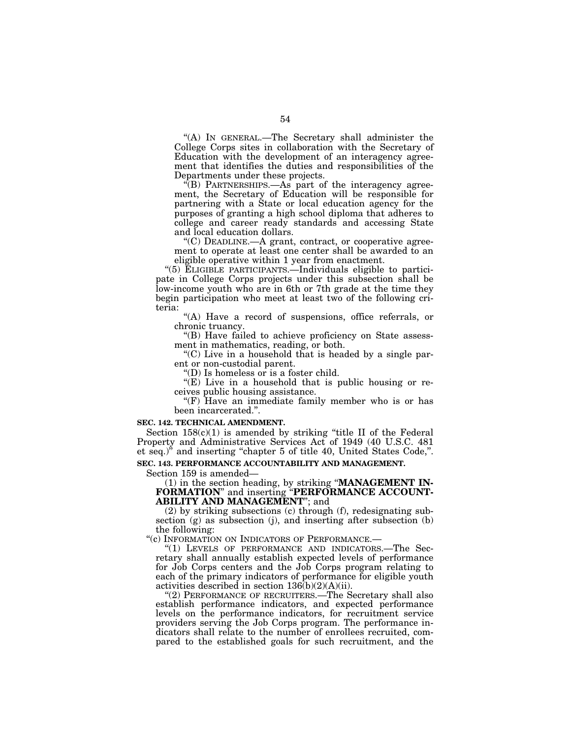"(A) IN GENERAL.—The Secretary shall administer the College Corps sites in collaboration with the Secretary of Education with the development of an interagency agreement that identifies the duties and responsibilities of the Departments under these projects.

"(B) PARTNERSHIPS.—As part of the interagency agreement, the Secretary of Education will be responsible for partnering with a State or local education agency for the purposes of granting a high school diploma that adheres to college and career ready standards and accessing State and local education dollars.

"(C) DEADLINE.—A grant, contract, or cooperative agreement to operate at least one center shall be awarded to an eligible operative within 1 year from enactment.

"(5) ELIGIBLE PARTICIPANTS.—Individuals eligible to participate in College Corps projects under this subsection shall be low-income youth who are in 6th or 7th grade at the time they begin participation who meet at least two of the following criteria:

"(A) Have a record of suspensions, office referrals, or chronic truancy.

"(B) Have failed to achieve proficiency on State assessment in mathematics, reading, or both.

"(C) Live in a household that is headed by a single parent or non-custodial parent.

"(D) Is homeless or is a foster child.

"(E) Live in a household that is public housing or receives public housing assistance.

"(F) Have an immediate family member who is or has been incarcerated.".

**SEC. 142. TECHNICAL AMENDMENT.**

Section 158(c)(1) is amended by striking "title II of the Federal Property and Administrative Services Act of 1949 (40 U.S.C. 481 et seq.)" and inserting "chapter 5 of title 40, United States Code,".

**SEC. 143. PERFORMANCE ACCOUNTABILITY AND MANAGEMENT.**

Section 159 is amended—

(1) in the section heading, by striking "**MANAGEMENT INFORMATION**" and inserting "**PERFORMANCE ACCOUNTABILITY AND MANAGEMENT**"; and

(2) by striking subsections (c) through (f), redesignating subsection (g) as subsection (j), and inserting after subsection (b) the following:

"(c) INFORMATION ON INDICATORS OF PERFORMANCE.—

"(1) LEVELS OF PERFORMANCE AND INDICATORS.—The Secretary shall annually establish expected levels of performance for Job Corps centers and the Job Corps program relating to each of the primary indicators of performance for eligible youth activities described in section 136(b)(2)(A)(ii).

"(2) PERFORMANCE OF RECRUITERS.—The Secretary shall also establish performance indicators, and expected performance levels on the performance indicators, for recruitment service providers serving the Job Corps program. The performance indicators shall relate to the number of enrollees recruited, compared to the established goals for such recruitment, and the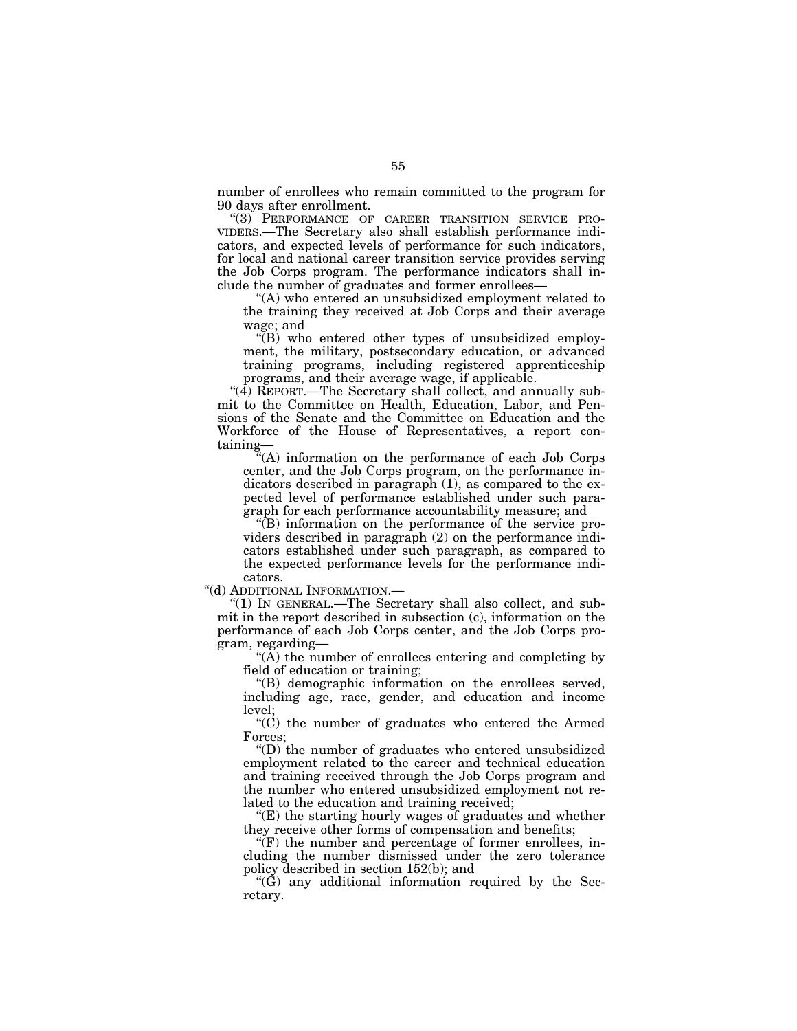number of enrollees who remain committed to the program for 90 days after enrollment.

"(3) PERFORMANCE OF CAREER TRANSITION SERVICE PROVIDERS.—The Secretary also shall establish performance indicators, and expected levels of performance for such indicators, for local and national career transition service provides serving the Job Corps program. The performance indicators shall include the number of graduates and former enrollees—

"(A) who entered an unsubsidized employment related to the training they received at Job Corps and their average wage; and

"(B) who entered other types of unsubsidized employment, the military, postsecondary education, or advanced training programs, including registered apprenticeship programs, and their average wage, if applicable.

"(4) REPORT.—The Secretary shall collect, and annually submit to the Committee on Health, Education, Labor, and Pensions of the Senate and the Committee on Education and the Workforce of the House of Representatives, a report containing—

"(A) information on the performance of each Job Corps center, and the Job Corps program, on the performance indicators described in paragraph (1), as compared to the expected level of performance established under such paragraph for each performance accountability measure; and

"(B) information on the performance of the service providers described in paragraph (2) on the performance indicators established under such paragraph, as compared to the expected performance levels for the performance indicators.

"(d) ADDITIONAL INFORMATION.—

"(1) IN GENERAL.—The Secretary shall also collect, and submit in the report described in subsection (c), information on the performance of each Job Corps center, and the Job Corps program, regarding—

"(A) the number of enrollees entering and completing by field of education or training;

"(B) demographic information on the enrollees served, including age, race, gender, and education and income level;

"(C) the number of graduates who entered the Armed Forces;

"(D) the number of graduates who entered unsubsidized employment related to the career and technical education and training received through the Job Corps program and the number who entered unsubsidized employment not related to the education and training received;

"(E) the starting hourly wages of graduates and whether they receive other forms of compensation and benefits;

"(F) the number and percentage of former enrollees, including the number dismissed under the zero tolerance policy described in section 152(b); and

"(G) any additional information required by the Secretary.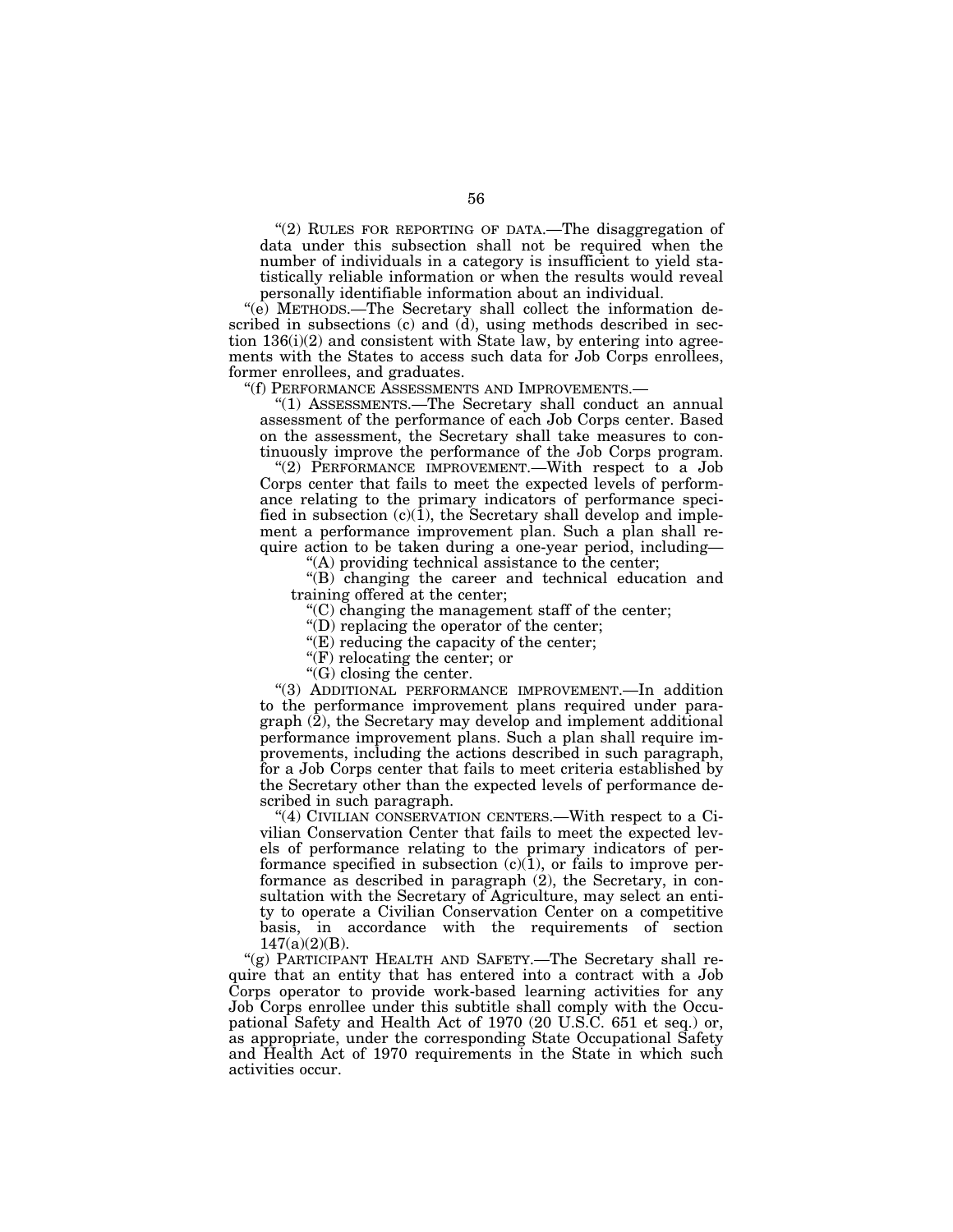"(2) RULES FOR REPORTING OF DATA.—The disaggregation of data under this subsection shall not be required when the number of individuals in a category is insufficient to yield statistically reliable information or when the results would reveal personally identifiable information about an individual.

"(e) METHODS.—The Secretary shall collect the information described in subsections (c) and (d), using methods described in section 136(i)(2) and consistent with State law, by entering into agreements with the States to access such data for Job Corps enrollees, former enrollees, and graduates.

"(f) PERFORMANCE ASSESSMENTS AND IMPROVEMENTS.—

"(1) ASSESSMENTS.—The Secretary shall conduct an annual assessment of the performance of each Job Corps center. Based on the assessment, the Secretary shall take measures to continuously improve the performance of the Job Corps program.

"(2) PERFORMANCE IMPROVEMENT.—With respect to a Job Corps center that fails to meet the expected levels of performance relating to the primary indicators of performance specified in subsection (c)(1), the Secretary shall develop and implement a performance improvement plan. Such a plan shall require action to be taken during a one-year period, including—

"(A) providing technical assistance to the center;

"(B) changing the career and technical education and training offered at the center;

"(C) changing the management staff of the center;

"(D) replacing the operator of the center;

"(E) reducing the capacity of the center;

"(F) relocating the center; or

"(G) closing the center.

"(3) ADDITIONAL PERFORMANCE IMPROVEMENT.—In addition to the performance improvement plans required under paragraph (2), the Secretary may develop and implement additional performance improvement plans. Such a plan shall require improvements, including the actions described in such paragraph, for a Job Corps center that fails to meet criteria established by the Secretary other than the expected levels of performance described in such paragraph.

"(4) CIVILIAN CONSERVATION CENTERS.—With respect to a Civilian Conservation Center that fails to meet the expected levels of performance relating to the primary indicators of performance specified in subsection (c)(1), or fails to improve performance as described in paragraph (2), the Secretary, in consultation with the Secretary of Agriculture, may select an entity to operate a Civilian Conservation Center on a competitive basis, in accordance with the requirements of section 147(a)(2)(B).

"(g) PARTICIPANT HEALTH AND SAFETY.—The Secretary shall require that an entity that has entered into a contract with a Job Corps operator to provide work-based learning activities for any Job Corps enrollee under this subtitle shall comply with the Occupational Safety and Health Act of 1970 (20 U.S.C. 651 et seq.) or, as appropriate, under the corresponding State Occupational Safety and Health Act of 1970 requirements in the State in which such activities occur.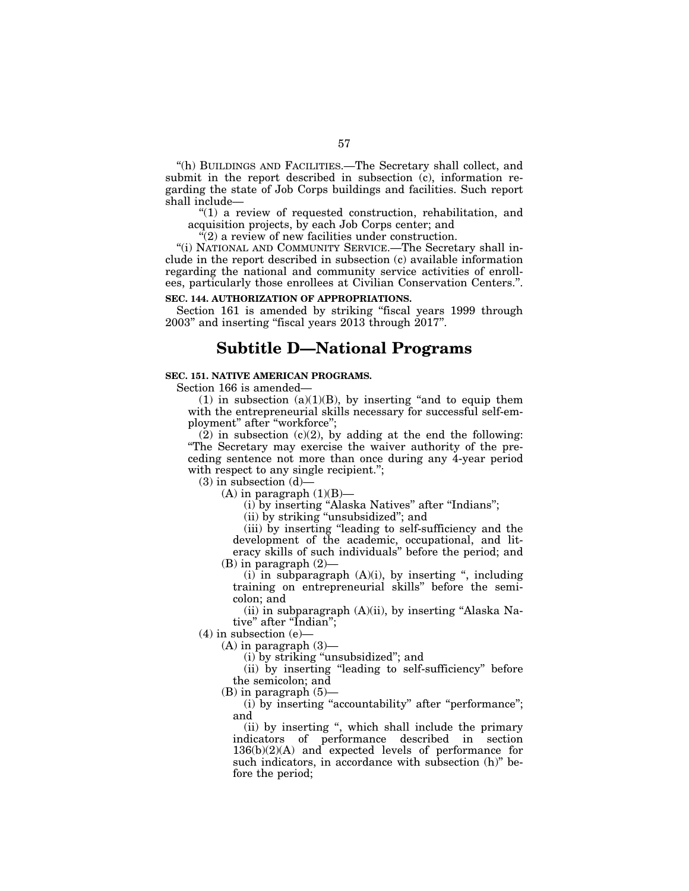"(h) BUILDINGS AND FACILITIES.—The Secretary shall collect, and submit in the report described in subsection (c), information regarding the state of Job Corps buildings and facilities. Such report shall include—

"(1) a review of requested construction, rehabilitation, and acquisition projects, by each Job Corps center; and

"(2) a review of new facilities under construction.

"(i) NATIONAL AND COMMUNITY SERVICE.—The Secretary shall include in the report described in subsection (c) available information regarding the national and community service activities of enrollees, particularly those enrollees at Civilian Conservation Centers.".

**SEC. 144. AUTHORIZATION OF APPROPRIATIONS.**

Section 161 is amended by striking "fiscal years 1999 through 2003" and inserting "fiscal years 2013 through 2017".

# Subtitle D—National Programs

**SEC. 151. NATIVE AMERICAN PROGRAMS.**

Section 166 is amended—

(1) in subsection (a)(1)(B), by inserting "and to equip them with the entrepreneurial skills necessary for successful self-employment" after "workforce";

(2) in subsection (c)(2), by adding at the end the following: "The Secretary may exercise the waiver authority of the preceding sentence not more than once during any 4-year period with respect to any single recipient.";

(3) in subsection (d)—

(A) in paragraph (1)(B)—

(i) by inserting "Alaska Natives" after "Indians";

(ii) by striking "unsubsidized"; and

(iii) by inserting "leading to self-sufficiency and the development of the academic, occupational, and literacy skills of such individuals" before the period; and

(B) in paragraph (2)—

(i) in subparagraph (A)(i), by inserting ", including training on entrepreneurial skills" before the semicolon; and

(ii) in subparagraph (A)(ii), by inserting "Alaska Native" after "Indian";

(4) in subsection (e)—

(A) in paragraph (3)—

(i) by striking "unsubsidized"; and

(ii) by inserting "leading to self-sufficiency" before the semicolon; and

(B) in paragraph (5)—

(i) by inserting "accountability" after "performance"; and

(ii) by inserting ", which shall include the primary indicators of performance described in section 136(b)(2)(A) and expected levels of performance for such indicators, in accordance with subsection (h)" before the period;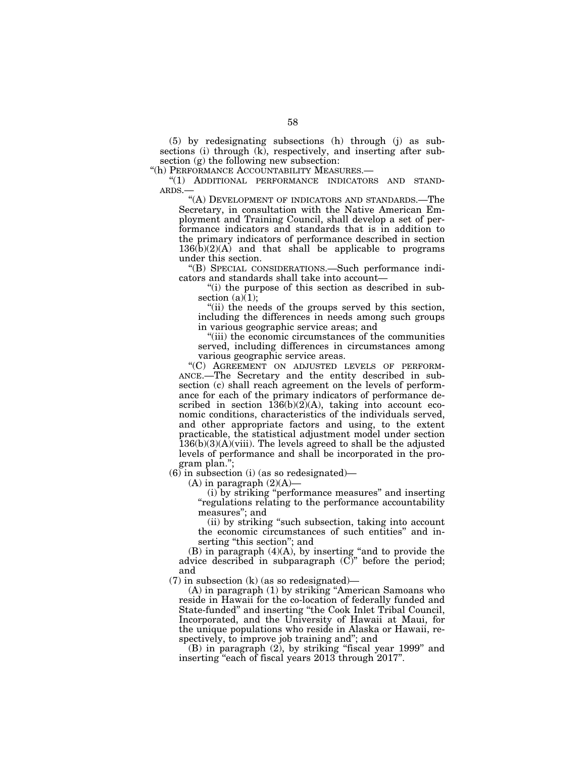(5) by redesignating subsections (h) through (j) as subsections (i) through (k), respectively, and inserting after subsection (g) the following new subsection:

"(h) PERFORMANCE ACCOUNTABILITY MEASURES.—

"(1) ADDITIONAL PERFORMANCE INDICATORS AND STANDARDS.—

"(A) DEVELOPMENT OF INDICATORS AND STANDARDS.—The Secretary, in consultation with the Native American Employment and Training Council, shall develop a set of performance indicators and standards that is in addition to the primary indicators of performance described in section 136(b)(2)(A) and that shall be applicable to programs under this section.

"(B) SPECIAL CONSIDERATIONS.—Such performance indicators and standards shall take into account—

"(i) the purpose of this section as described in subsection (a)(1);

"(ii) the needs of the groups served by this section, including the differences in needs among such groups in various geographic service areas; and

"(iii) the economic circumstances of the communities served, including differences in circumstances among various geographic service areas.

"(C) AGREEMENT ON ADJUSTED LEVELS OF PERFORMANCE.—The Secretary and the entity described in subsection (c) shall reach agreement on the levels of performance for each of the primary indicators of performance described in section 136(b)(2)(A), taking into account economic conditions, characteristics of the individuals served, and other appropriate factors and using, to the extent practicable, the statistical adjustment model under section 136(b)(3)(A)(viii). The levels agreed to shall be the adjusted levels of performance and shall be incorporated in the program plan.";

(6) in subsection (i) (as so redesignated)—

(A) in paragraph (2)(A)—

(i) by striking "performance measures" and inserting "regulations relating to the performance accountability measures"; and

(ii) by striking "such subsection, taking into account the economic circumstances of such entities" and inserting "this section"; and

(B) in paragraph (4)(A), by inserting "and to provide the advice described in subparagraph (C)" before the period; and

(7) in subsection (k) (as so redesignated)—

(A) in paragraph (1) by striking "American Samoans who reside in Hawaii for the co-location of federally funded and State-funded" and inserting "the Cook Inlet Tribal Council, Incorporated, and the University of Hawaii at Maui, for the unique populations who reside in Alaska or Hawaii, respectively, to improve job training and"; and

(B) in paragraph (2), by striking "fiscal year 1999" and inserting "each of fiscal years 2013 through 2017".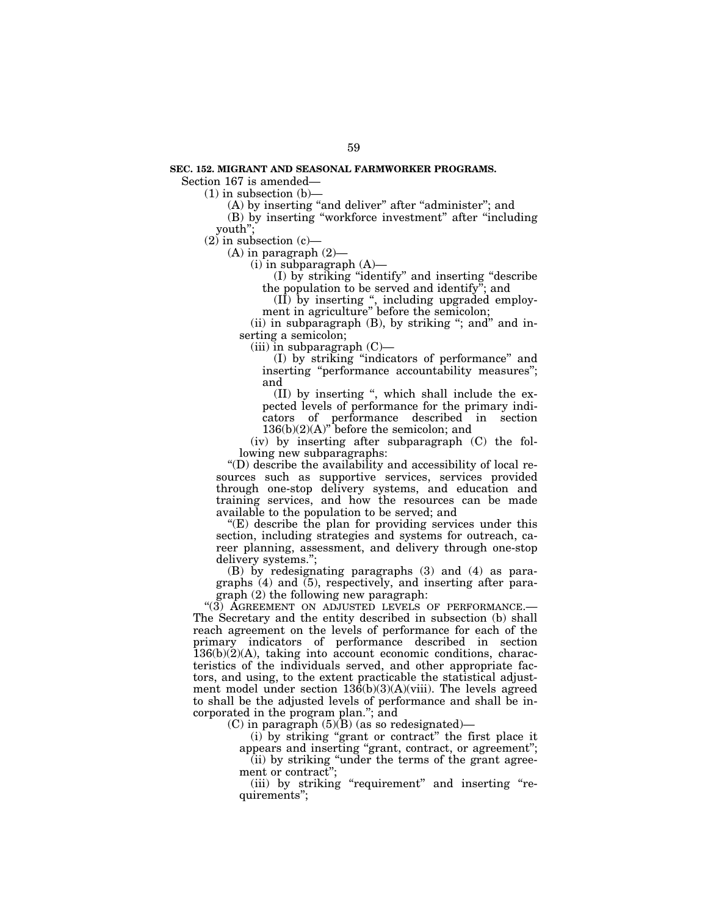**SEC. 152. MIGRANT AND SEASONAL FARMWORKER PROGRAMS.**

Section 167 is amended—

(1) in subsection (b)—

(A) by inserting "and deliver" after "administer"; and

(B) by inserting "workforce investment" after "including youth";

(2) in subsection (c)—

(A) in paragraph (2)—

(i) in subparagraph (A)—

(I) by striking "identify" and inserting "describe the population to be served and identify"; and

(II) by inserting ", including upgraded employment in agriculture" before the semicolon;

(ii) in subparagraph (B), by striking "; and" and inserting a semicolon;

(iii) in subparagraph (C)—

(I) by striking "indicators of performance" and inserting "performance accountability measures"; and

(II) by inserting ", which shall include the expected levels of performance for the primary indicators of performance described in section 136(b)(2)(A)" before the semicolon; and

(iv) by inserting after subparagraph (C) the following new subparagraphs:

"(D) describe the availability and accessibility of local resources such as supportive services, services provided through one-stop delivery systems, and education and training services, and how the resources can be made available to the population to be served; and

"(E) describe the plan for providing services under this section, including strategies and systems for outreach, career planning, assessment, and delivery through one-stop delivery systems.";

(B) by redesignating paragraphs (3) and (4) as paragraphs (4) and (5), respectively, and inserting after paragraph (2) the following new paragraph:

"(3) AGREEMENT ON ADJUSTED LEVELS OF PERFORMANCE.—The Secretary and the entity described in subsection (b) shall reach agreement on the levels of performance for each of the primary indicators of performance described in section 136(b)(2)(A), taking into account economic conditions, characteristics of the individuals served, and other appropriate factors, and using, to the extent practicable the statistical adjustment model under section 136(b)(3)(A)(viii). The levels agreed to shall be the adjusted levels of performance and shall be incorporated in the program plan."; and

(C) in paragraph (5)(B) (as so redesignated)—

(i) by striking "grant or contract" the first place it appears and inserting "grant, contract, or agreement";

(ii) by striking "under the terms of the grant agreement or contract";

(iii) by striking "requirement" and inserting "requirements";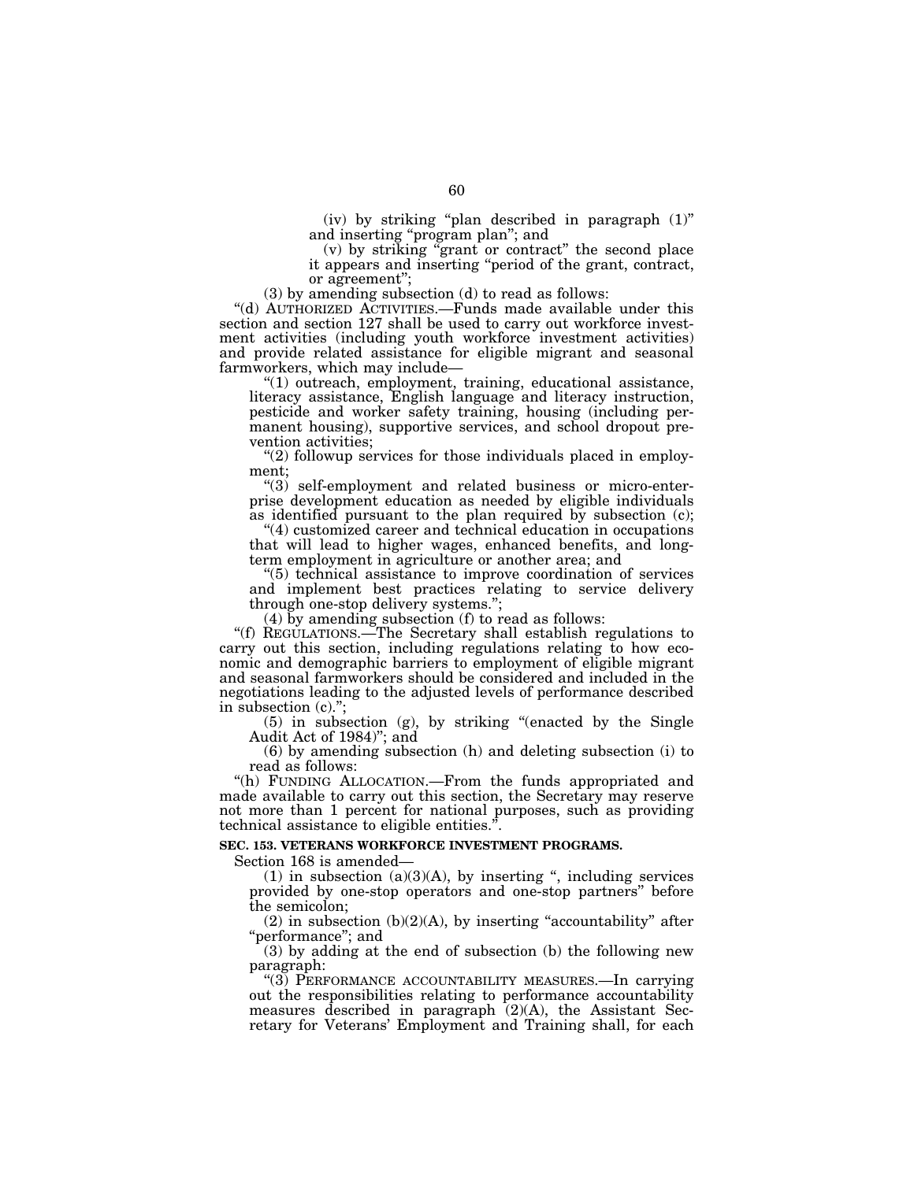(iv) by striking "plan described in paragraph (1)" and inserting "program plan"; and

(v) by striking "grant or contract" the second place it appears and inserting "period of the grant, contract, or agreement";

(3) by amending subsection (d) to read as follows:

"(d) AUTHORIZED ACTIVITIES.—Funds made available under this section and section 127 shall be used to carry out workforce investment activities (including youth workforce investment activities) and provide related assistance for eligible migrant and seasonal farmworkers, which may include—

"(1) outreach, employment, training, educational assistance, literacy assistance, English language and literacy instruction, pesticide and worker safety training, housing (including permanent housing), supportive services, and school dropout prevention activities;

"(2) followup services for those individuals placed in employment;

"(3) self-employment and related business or micro-enterprise development education as needed by eligible individuals as identified pursuant to the plan required by subsection (c);

"(4) customized career and technical education in occupations that will lead to higher wages, enhanced benefits, and long-term employment in agriculture or another area; and

"(5) technical assistance to improve coordination of services and implement best practices relating to service delivery through one-stop delivery systems.";

(4) by amending subsection (f) to read as follows:

"(f) REGULATIONS.—The Secretary shall establish regulations to carry out this section, including regulations relating to how economic and demographic barriers to employment of eligible migrant and seasonal farmworkers should be considered and included in the negotiations leading to the adjusted levels of performance described in subsection (c).";

(5) in subsection (g), by striking "(enacted by the Single Audit Act of 1984)"; and

(6) by amending subsection (h) and deleting subsection (i) to read as follows:

"(h) FUNDING ALLOCATION.—From the funds appropriated and made available to carry out this section, the Secretary may reserve not more than 1 percent for national purposes, such as providing technical assistance to eligible entities.".

**SEC. 153. VETERANS WORKFORCE INVESTMENT PROGRAMS.**

Section 168 is amended—

(1) in subsection (a)(3)(A), by inserting ", including services provided by one-stop operators and one-stop partners" before the semicolon;

(2) in subsection (b)(2)(A), by inserting "accountability" after "performance"; and

(3) by adding at the end of subsection (b) the following new paragraph:

"(3) PERFORMANCE ACCOUNTABILITY MEASURES.—In carrying out the responsibilities relating to performance accountability measures described in paragraph (2)(A), the Assistant Secretary for Veterans' Employment and Training shall, for each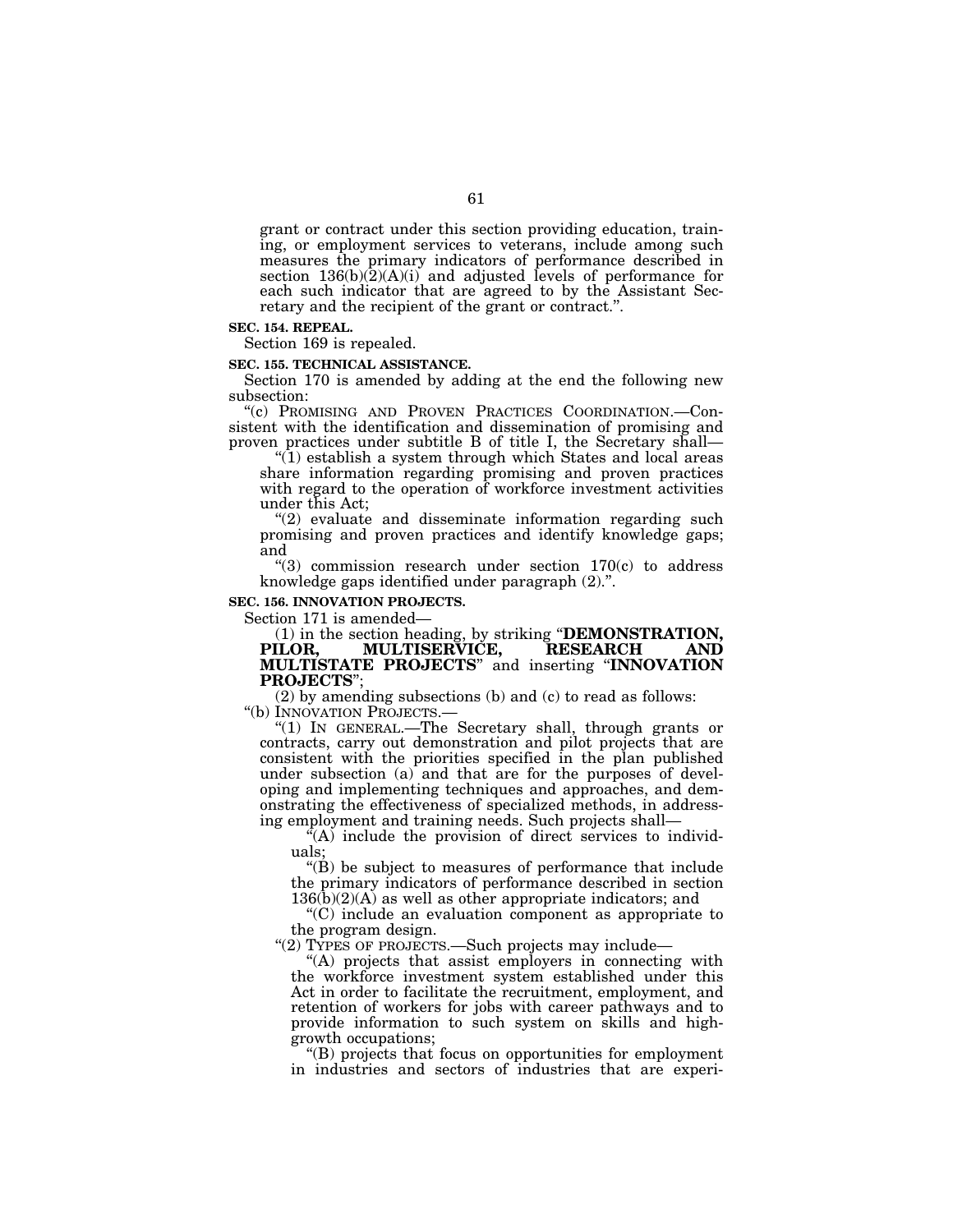grant or contract under this section providing education, training, or employment services to veterans, include among such measures the primary indicators of performance described in section 136(b)(2)(A)(i) and adjusted levels of performance for each such indicator that are agreed to by the Assistant Secretary and the recipient of the grant or contract.''.

**SEC. 154. REPEAL.**

Section 169 is repealed.

**SEC. 155. TECHNICAL ASSISTANCE.**

Section 170 is amended by adding at the end the following new subsection:

''(c) PROMISING AND PROVEN PRACTICES COORDINATION.—Consistent with the identification and dissemination of promising and proven practices under subtitle B of title I, the Secretary shall—

''(1) establish a system through which States and local areas share information regarding promising and proven practices with regard to the operation of workforce investment activities under this Act;

''(2) evaluate and disseminate information regarding such promising and proven practices and identify knowledge gaps; and

''(3) commission research under section 170(c) to address knowledge gaps identified under paragraph (2).''.

**SEC. 156. INNOVATION PROJECTS.**

Section 171 is amended—

(1) in the section heading, by striking ''**DEMONSTRATION, PILOR, MULTISERVICE, RESEARCH AND MULTISTATE PROJECTS**'' and inserting ''**INNOVATION PROJECTS**'';

(2) by amending subsections (b) and (c) to read as follows:

''(b) INNOVATION PROJECTS.—

''(1) IN GENERAL.—The Secretary shall, through grants or contracts, carry out demonstration and pilot projects that are consistent with the priorities specified in the plan published under subsection (a) and that are for the purposes of developing and implementing techniques and approaches, and demonstrating the effectiveness of specialized methods, in addressing employment and training needs. Such projects shall—

''(A) include the provision of direct services to individuals;

''(B) be subject to measures of performance that include the primary indicators of performance described in section 136(b)(2)(A) as well as other appropriate indicators; and

''(C) include an evaluation component as appropriate to the program design.

''(2) TYPES OF PROJECTS.—Such projects may include—

''(A) projects that assist employers in connecting with the workforce investment system established under this Act in order to facilitate the recruitment, employment, and retention of workers for jobs with career pathways and to provide information to such system on skills and high-growth occupations;

''(B) projects that focus on opportunities for employment in industries and sectors of industries that are experi-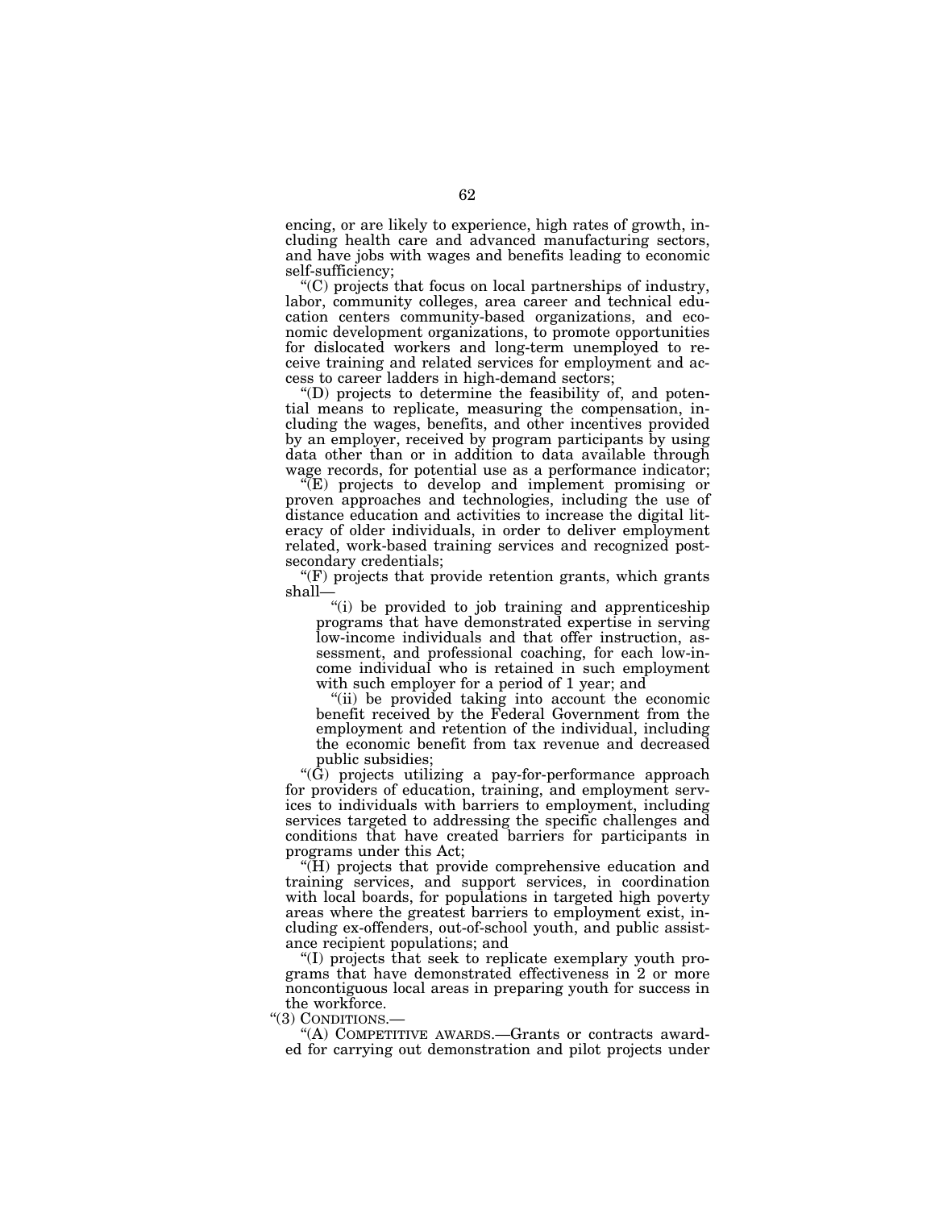encing, or are likely to experience, high rates of growth, including health care and advanced manufacturing sectors, and have jobs with wages and benefits leading to economic self-sufficiency;

"(C) projects that focus on local partnerships of industry, labor, community colleges, area career and technical education centers community-based organizations, and economic development organizations, to promote opportunities for dislocated workers and long-term unemployed to receive training and related services for employment and access to career ladders in high-demand sectors;

"(D) projects to determine the feasibility of, and potential means to replicate, measuring the compensation, including the wages, benefits, and other incentives provided by an employer, received by program participants by using data other than or in addition to data available through wage records, for potential use as a performance indicator;

"(E) projects to develop and implement promising or proven approaches and technologies, including the use of distance education and activities to increase the digital literacy of older individuals, in order to deliver employment related, work-based training services and recognized postsecondary credentials;

"(F) projects that provide retention grants, which grants shall—

"(i) be provided to job training and apprenticeship programs that have demonstrated expertise in serving low-income individuals and that offer instruction, assessment, and professional coaching, for each low-income individual who is retained in such employment with such employer for a period of 1 year; and

"(ii) be provided taking into account the economic benefit received by the Federal Government from the employment and retention of the individual, including the economic benefit from tax revenue and decreased public subsidies;

"(G) projects utilizing a pay-for-performance approach for providers of education, training, and employment services to individuals with barriers to employment, including services targeted to addressing the specific challenges and conditions that have created barriers for participants in programs under this Act;

"(H) projects that provide comprehensive education and training services, and support services, in coordination with local boards, for populations in targeted high poverty areas where the greatest barriers to employment exist, including ex-offenders, out-of-school youth, and public assistance recipient populations; and

"(I) projects that seek to replicate exemplary youth programs that have demonstrated effectiveness in 2 or more noncontiguous local areas in preparing youth for success in the workforce.

"(3) CONDITIONS.—

"(A) COMPETITIVE AWARDS.—Grants or contracts awarded for carrying out demonstration and pilot projects under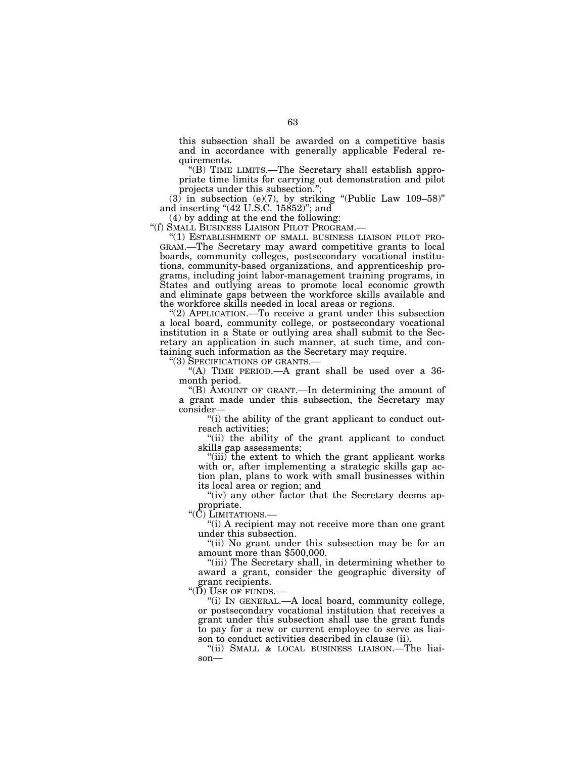this subsection shall be awarded on a competitive basis and in accordance with generally applicable Federal requirements.

"(B) TIME LIMITS.—The Secretary shall establish appropriate time limits for carrying out demonstration and pilot projects under this subsection.";

(3) in subsection (e)(7), by striking "(Public Law 109–58)" and inserting "(42 U.S.C. 15852)"; and

(4) by adding at the end the following:

"(f) SMALL BUSINESS LIAISON PILOT PROGRAM.—

"(1) ESTABLISHMENT OF SMALL BUSINESS LIAISON PILOT PROGRAM.—The Secretary may award competitive grants to local boards, community colleges, postsecondary vocational institutions, community-based organizations, and apprenticeship programs, including joint labor-management training programs, in States and outlying areas to promote local economic growth and eliminate gaps between the workforce skills available and the workforce skills needed in local areas or regions.

"(2) APPLICATION.—To receive a grant under this subsection a local board, community college, or postsecondary vocational institution in a State or outlying area shall submit to the Secretary an application in such manner, at such time, and containing such information as the Secretary may require.

"(3) SPECIFICATIONS OF GRANTS.—

"(A) TIME PERIOD.—A grant shall be used over a 36-month period.

"(B) AMOUNT OF GRANT.—In determining the amount of a grant made under this subsection, the Secretary may consider—

"(i) the ability of the grant applicant to conduct outreach activities;

"(ii) the ability of the grant applicant to conduct skills gap assessments;

"(iii) the extent to which the grant applicant works with or, after implementing a strategic skills gap action plan, plans to work with small businesses within its local area or region; and

"(iv) any other factor that the Secretary deems appropriate.

"(C) LIMITATIONS.—

"(i) A recipient may not receive more than one grant under this subsection.

"(ii) No grant under this subsection may be for an amount more than $500,000.

"(iii) The Secretary shall, in determining whether to award a grant, consider the geographic diversity of grant recipients.

"(D) USE OF FUNDS.—

"(i) IN GENERAL.—A local board, community college, or postsecondary vocational institution that receives a grant under this subsection shall use the grant funds to pay for a new or current employee to serve as liaison to conduct activities described in clause (ii).

"(ii) SMALL & LOCAL BUSINESS LIAISON.—The liaison—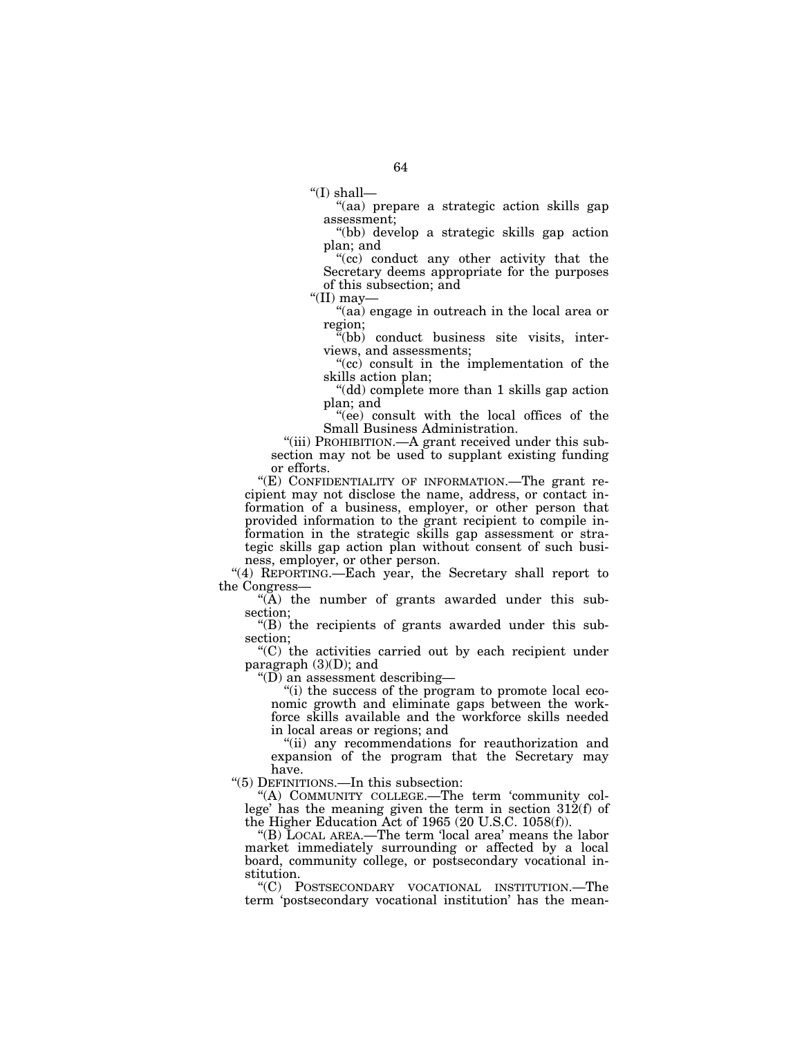"(I) shall—

"(aa) prepare a strategic action skills gap assessment;

"(bb) develop a strategic skills gap action plan; and

"(cc) conduct any other activity that the Secretary deems appropriate for the purposes of this subsection; and

"(II) may—

"(aa) engage in outreach in the local area or region;

"(bb) conduct business site visits, interviews, and assessments;

"(cc) consult in the implementation of the skills action plan;

"(dd) complete more than 1 skills gap action plan; and

"(ee) consult with the local offices of the Small Business Administration.

"(iii) PROHIBITION.—A grant received under this subsection may not be used to supplant existing funding or efforts.

"(E) CONFIDENTIALITY OF INFORMATION.—The grant recipient may not disclose the name, address, or contact information of a business, employer, or other person that provided information to the grant recipient to compile information in the strategic skills gap assessment or strategic skills gap action plan without consent of such business, employer, or other person.

"(4) REPORTING.—Each year, the Secretary shall report to the Congress—

"(A) the number of grants awarded under this subsection;

"(B) the recipients of grants awarded under this subsection;

"(C) the activities carried out by each recipient under paragraph (3)(D); and

"(D) an assessment describing—

"(i) the success of the program to promote local economic growth and eliminate gaps between the workforce skills available and the workforce skills needed in local areas or regions; and

"(ii) any recommendations for reauthorization and expansion of the program that the Secretary may have.

"(5) DEFINITIONS.—In this subsection:

"(A) COMMUNITY COLLEGE.—The term 'community college' has the meaning given the term in section 312(f) of the Higher Education Act of 1965 (20 U.S.C. 1058(f)).

"(B) LOCAL AREA.—The term 'local area' means the labor market immediately surrounding or affected by a local board, community college, or postsecondary vocational institution.

"(C) POSTSECONDARY VOCATIONAL INSTITUTION.—The term 'postsecondary vocational institution' has the mean-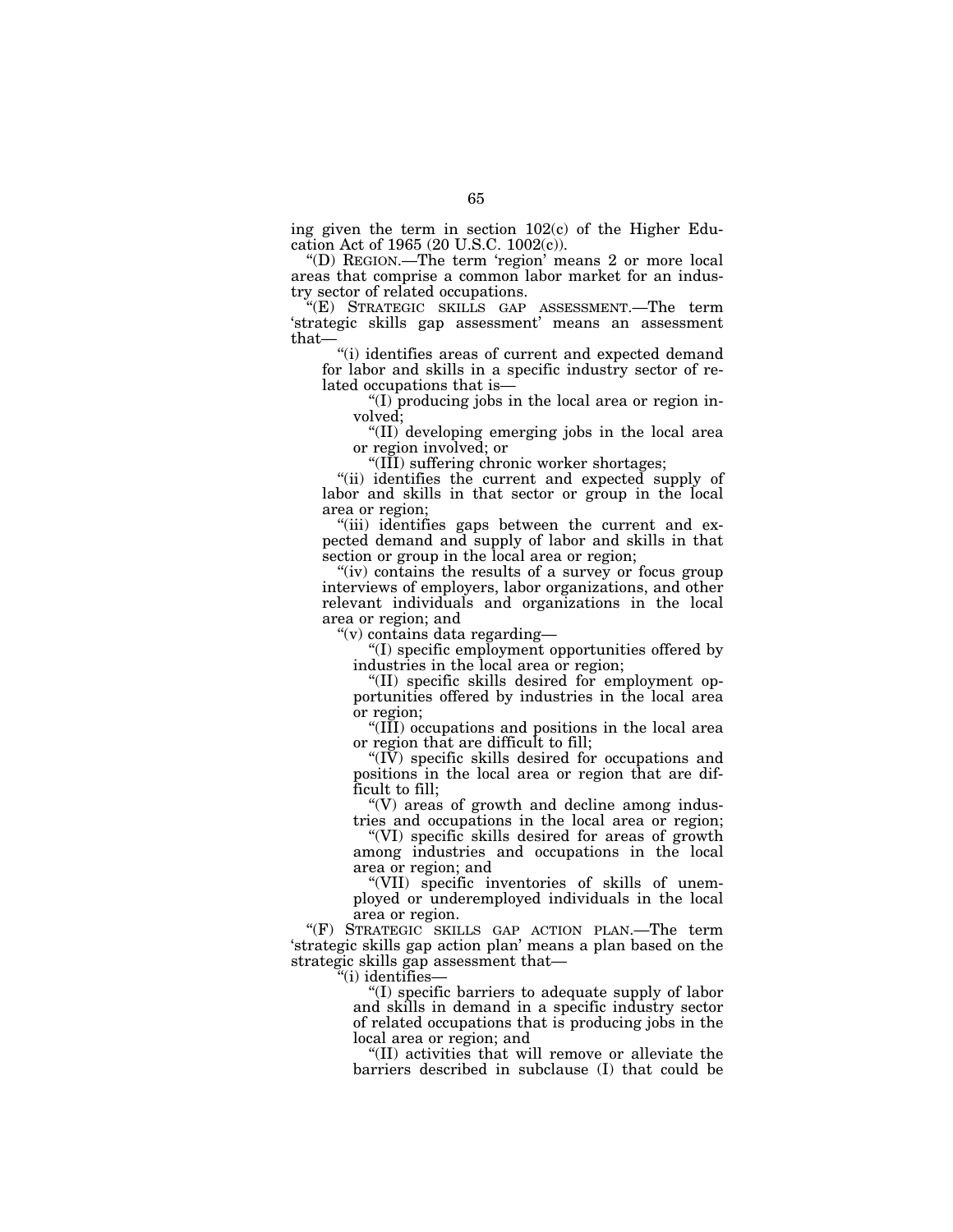ing given the term in section 102(c) of the Higher Education Act of 1965 (20 U.S.C. 1002(c)).

"(D) REGION.—The term 'region' means 2 or more local areas that comprise a common labor market for an industry sector of related occupations.

"(E) STRATEGIC SKILLS GAP ASSESSMENT.—The term 'strategic skills gap assessment' means an assessment that—

"(i) identifies areas of current and expected demand for labor and skills in a specific industry sector of related occupations that is—

"(I) producing jobs in the local area or region involved;

"(II) developing emerging jobs in the local area or region involved; or

"(III) suffering chronic worker shortages;

"(ii) identifies the current and expected supply of labor and skills in that sector or group in the local area or region;

"(iii) identifies gaps between the current and expected demand and supply of labor and skills in that section or group in the local area or region;

"(iv) contains the results of a survey or focus group interviews of employers, labor organizations, and other relevant individuals and organizations in the local area or region; and

"(v) contains data regarding—

"(I) specific employment opportunities offered by industries in the local area or region;

"(II) specific skills desired for employment opportunities offered by industries in the local area or region;

"(III) occupations and positions in the local area or region that are difficult to fill;

"(IV) specific skills desired for occupations and positions in the local area or region that are difficult to fill;

"(V) areas of growth and decline among industries and occupations in the local area or region;

"(VI) specific skills desired for areas of growth among industries and occupations in the local area or region; and

"(VII) specific inventories of skills of unemployed or underemployed individuals in the local area or region.

"(F) STRATEGIC SKILLS GAP ACTION PLAN.—The term 'strategic skills gap action plan' means a plan based on the strategic skills gap assessment that—

"(i) identifies—

"(I) specific barriers to adequate supply of labor and skills in demand in a specific industry sector of related occupations that is producing jobs in the local area or region; and

"(II) activities that will remove or alleviate the barriers described in subclause (I) that could be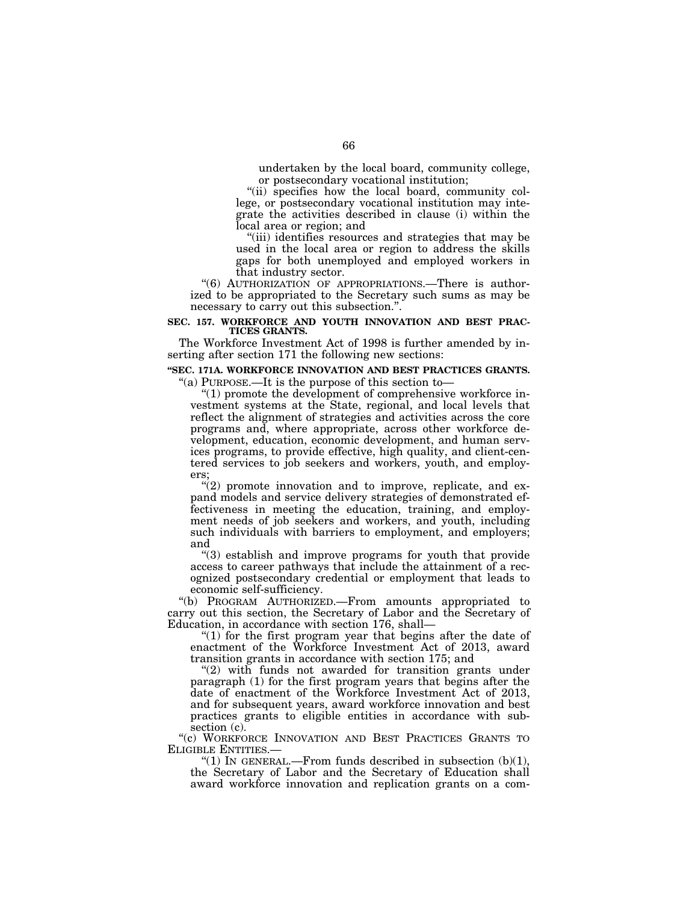undertaken by the local board, community college, or postsecondary vocational institution;

"(ii) specifies how the local board, community college, or postsecondary vocational institution may integrate the activities described in clause (i) within the local area or region; and

"(iii) identifies resources and strategies that may be used in the local area or region to address the skills gaps for both unemployed and employed workers in that industry sector.

"(6) AUTHORIZATION OF APPROPRIATIONS.—There is authorized to be appropriated to the Secretary such sums as may be necessary to carry out this subsection.".

**SEC. 157. WORKFORCE AND YOUTH INNOVATION AND BEST PRACTICES GRANTS.**

The Workforce Investment Act of 1998 is further amended by inserting after section 171 the following new sections:

**"SEC. 171A. WORKFORCE INNOVATION AND BEST PRACTICES GRANTS.**

"(a) PURPOSE.—It is the purpose of this section to—

"(1) promote the development of comprehensive workforce investment systems at the State, regional, and local levels that reflect the alignment of strategies and activities across the core programs and, where appropriate, across other workforce development, education, economic development, and human services programs, to provide effective, high quality, and client-centered services to job seekers and workers, youth, and employers;

"(2) promote innovation and to improve, replicate, and expand models and service delivery strategies of demonstrated effectiveness in meeting the education, training, and employment needs of job seekers and workers, and youth, including such individuals with barriers to employment, and employers; and

"(3) establish and improve programs for youth that provide access to career pathways that include the attainment of a recognized postsecondary credential or employment that leads to economic self-sufficiency.

"(b) PROGRAM AUTHORIZED.—From amounts appropriated to carry out this section, the Secretary of Labor and the Secretary of Education, in accordance with section 176, shall—

"(1) for the first program year that begins after the date of enactment of the Workforce Investment Act of 2013, award transition grants in accordance with section 175; and

"(2) with funds not awarded for transition grants under paragraph (1) for the first program years that begins after the date of enactment of the Workforce Investment Act of 2013, and for subsequent years, award workforce innovation and best practices grants to eligible entities in accordance with subsection (c).

"(c) WORKFORCE INNOVATION AND BEST PRACTICES GRANTS TO ELIGIBLE ENTITIES.—

"(1) IN GENERAL.—From funds described in subsection (b)(1), the Secretary of Labor and the Secretary of Education shall award workforce innovation and replication grants on a com-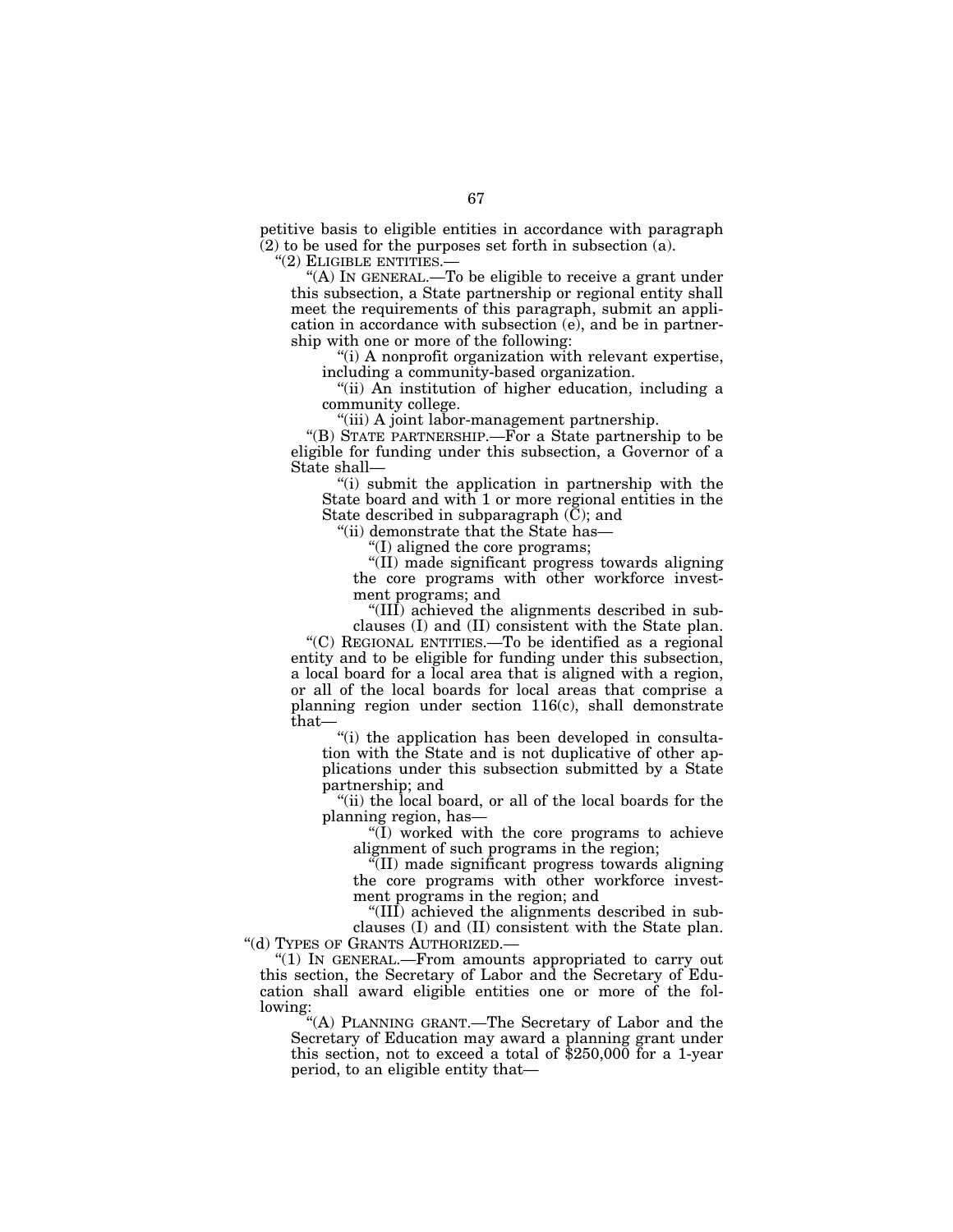petitive basis to eligible entities in accordance with paragraph (2) to be used for the purposes set forth in subsection (a).

"(2) ELIGIBLE ENTITIES.—

"(A) IN GENERAL.—To be eligible to receive a grant under this subsection, a State partnership or regional entity shall meet the requirements of this paragraph, submit an application in accordance with subsection (e), and be in partnership with one or more of the following:

"(i) A nonprofit organization with relevant expertise, including a community-based organization.

"(ii) An institution of higher education, including a community college.

"(iii) A joint labor-management partnership.

"(B) STATE PARTNERSHIP.—For a State partnership to be eligible for funding under this subsection, a Governor of a State shall—

"(i) submit the application in partnership with the State board and with 1 or more regional entities in the State described in subparagraph (C); and

"(ii) demonstrate that the State has—

"(I) aligned the core programs;

"(II) made significant progress towards aligning the core programs with other workforce investment programs; and

"(III) achieved the alignments described in subclauses (I) and (II) consistent with the State plan.

"(C) REGIONAL ENTITIES.—To be identified as a regional entity and to be eligible for funding under this subsection, a local board for a local area that is aligned with a region, or all of the local boards for local areas that comprise a planning region under section 116(c), shall demonstrate that—

"(i) the application has been developed in consultation with the State and is not duplicative of other applications under this subsection submitted by a State partnership; and

"(ii) the local board, or all of the local boards for the planning region, has—

"(I) worked with the core programs to achieve alignment of such programs in the region;

"(II) made significant progress towards aligning the core programs with other workforce investment programs in the region; and

"(III) achieved the alignments described in subclauses (I) and (II) consistent with the State plan.

"(d) TYPES OF GRANTS AUTHORIZED.—

"(1) IN GENERAL.—From amounts appropriated to carry out this section, the Secretary of Labor and the Secretary of Education shall award eligible entities one or more of the following:

"(A) PLANNING GRANT.—The Secretary of Labor and the Secretary of Education may award a planning grant under this section, not to exceed a total of $250,000 for a 1-year period, to an eligible entity that—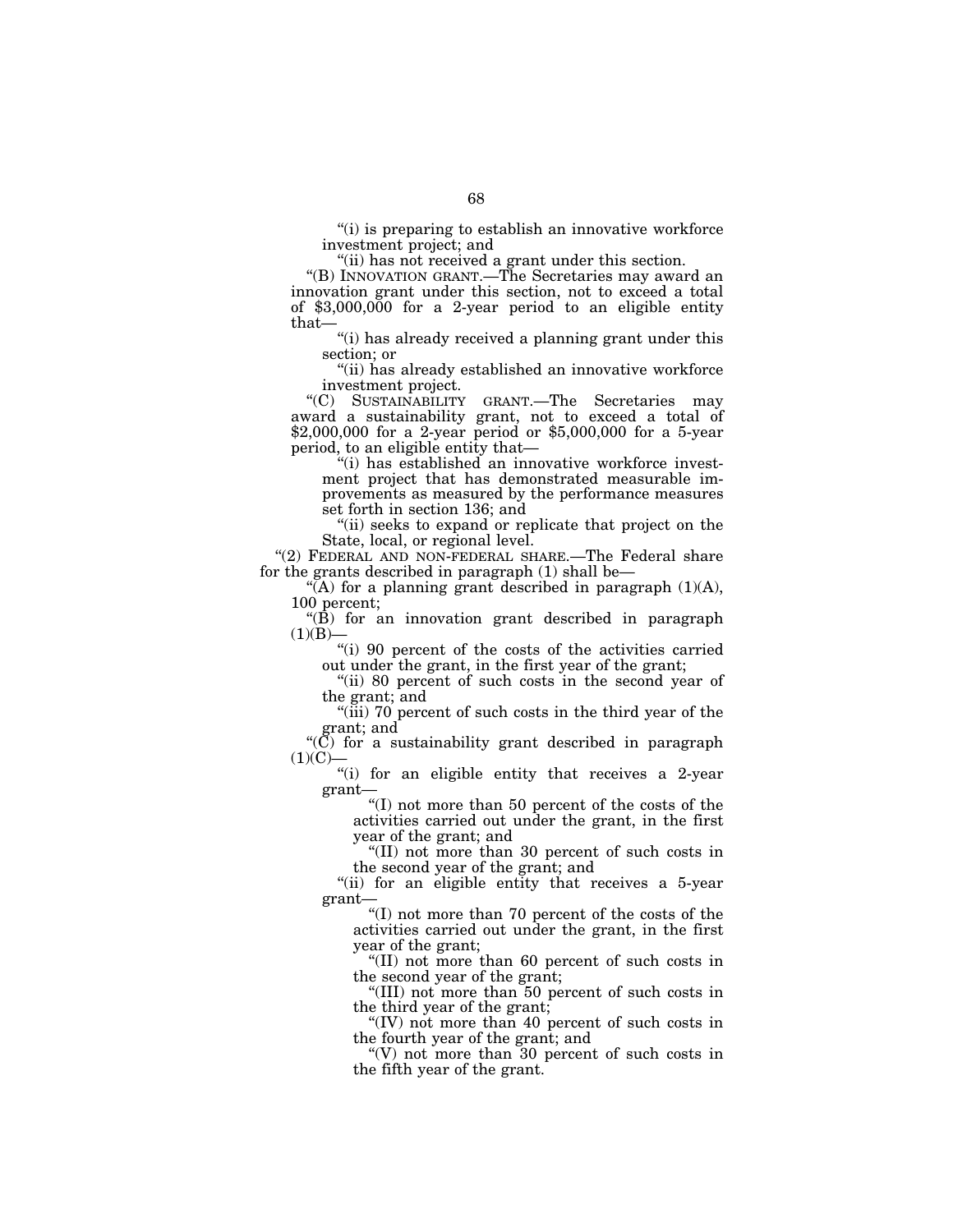"(i) is preparing to establish an innovative workforce investment project; and

"(ii) has not received a grant under this section.

"(B) INNOVATION GRANT.—The Secretaries may award an innovation grant under this section, not to exceed a total of $3,000,000 for a 2-year period to an eligible entity that—

"(i) has already received a planning grant under this section; or

"(ii) has already established an innovative workforce investment project.

"(C) SUSTAINABILITY GRANT.—The Secretaries may award a sustainability grant, not to exceed a total of $2,000,000 for a 2-year period or $5,000,000 for a 5-year period, to an eligible entity that—

"(i) has established an innovative workforce investment project that has demonstrated measurable improvements as measured by the performance measures set forth in section 136; and

"(ii) seeks to expand or replicate that project on the State, local, or regional level.

"(2) FEDERAL AND NON-FEDERAL SHARE.—The Federal share for the grants described in paragraph (1) shall be—

"(A) for a planning grant described in paragraph (1)(A), 100 percent;

"(B) for an innovation grant described in paragraph (1)(B)—

"(i) 90 percent of the costs of the activities carried out under the grant, in the first year of the grant;

"(ii) 80 percent of such costs in the second year of the grant; and

"(iii) 70 percent of such costs in the third year of the grant; and

"(C) for a sustainability grant described in paragraph (1)(C)—

"(i) for an eligible entity that receives a 2-year grant—

"(I) not more than 50 percent of the costs of the activities carried out under the grant, in the first year of the grant; and

"(II) not more than 30 percent of such costs in the second year of the grant; and

"(ii) for an eligible entity that receives a 5-year grant—

"(I) not more than 70 percent of the costs of the activities carried out under the grant, in the first year of the grant;

"(II) not more than 60 percent of such costs in the second year of the grant;

"(III) not more than 50 percent of such costs in the third year of the grant;

"(IV) not more than 40 percent of such costs in the fourth year of the grant; and

"(V) not more than 30 percent of such costs in the fifth year of the grant.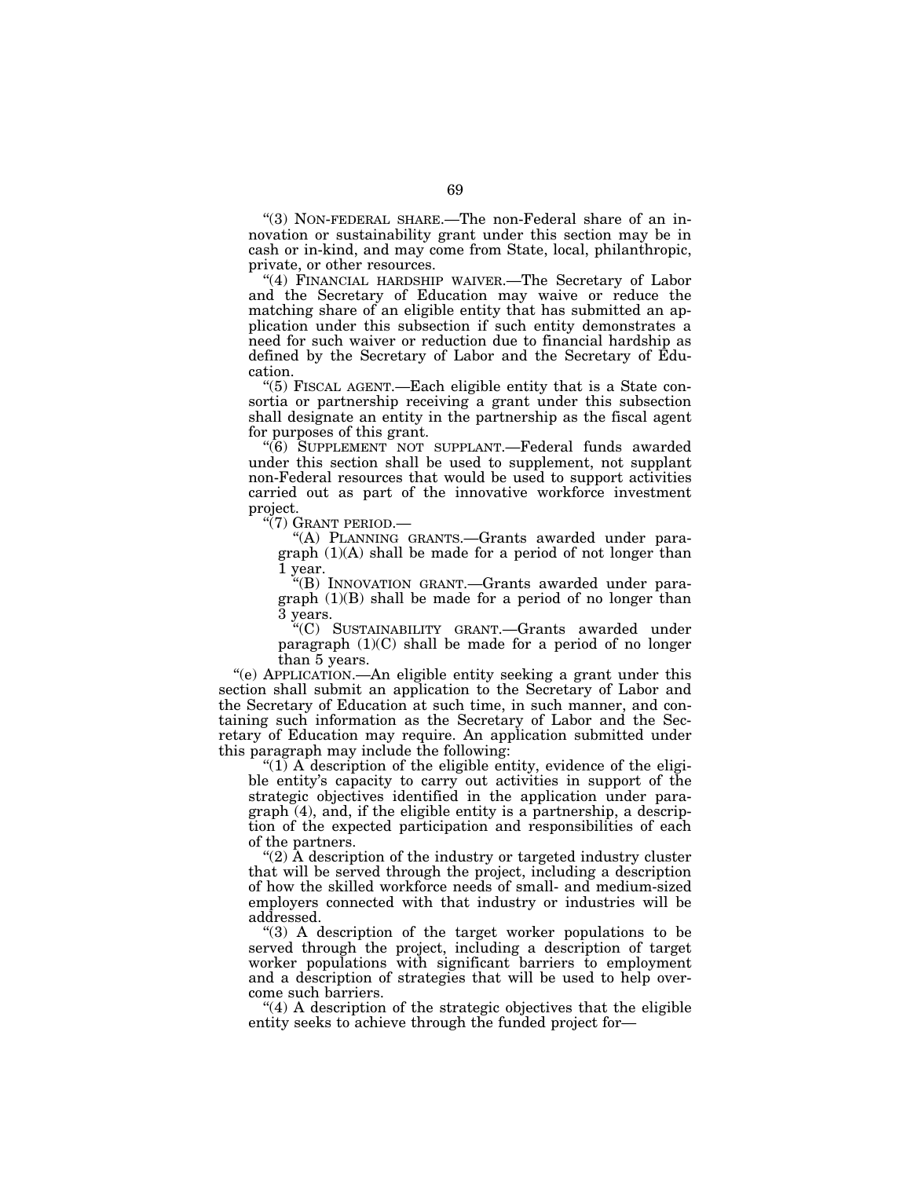"(3) NON-FEDERAL SHARE.—The non-Federal share of an innovation or sustainability grant under this section may be in cash or in-kind, and may come from State, local, philanthropic, private, or other resources.

"(4) FINANCIAL HARDSHIP WAIVER.—The Secretary of Labor and the Secretary of Education may waive or reduce the matching share of an eligible entity that has submitted an application under this subsection if such entity demonstrates a need for such waiver or reduction due to financial hardship as defined by the Secretary of Labor and the Secretary of Education.

"(5) FISCAL AGENT.—Each eligible entity that is a State consortia or partnership receiving a grant under this subsection shall designate an entity in the partnership as the fiscal agent for purposes of this grant.

"(6) SUPPLEMENT NOT SUPPLANT.—Federal funds awarded under this section shall be used to supplement, not supplant non-Federal resources that would be used to support activities carried out as part of the innovative workforce investment project.

"(7) GRANT PERIOD.—

"(A) PLANNING GRANTS.—Grants awarded under paragraph (1)(A) shall be made for a period of not longer than 1 year.

"(B) INNOVATION GRANT.—Grants awarded under paragraph (1)(B) shall be made for a period of no longer than 3 years.

"(C) SUSTAINABILITY GRANT.—Grants awarded under paragraph (1)(C) shall be made for a period of no longer than 5 years.

"(e) APPLICATION.—An eligible entity seeking a grant under this section shall submit an application to the Secretary of Labor and the Secretary of Education at such time, in such manner, and containing such information as the Secretary of Labor and the Secretary of Education may require. An application submitted under this paragraph may include the following:

"(1) A description of the eligible entity, evidence of the eligible entity's capacity to carry out activities in support of the strategic objectives identified in the application under paragraph (4), and, if the eligible entity is a partnership, a description of the expected participation and responsibilities of each of the partners.

"(2) A description of the industry or targeted industry cluster that will be served through the project, including a description of how the skilled workforce needs of small- and medium-sized employers connected with that industry or industries will be addressed.

"(3) A description of the target worker populations to be served through the project, including a description of target worker populations with significant barriers to employment and a description of strategies that will be used to help overcome such barriers.

"(4) A description of the strategic objectives that the eligible entity seeks to achieve through the funded project for—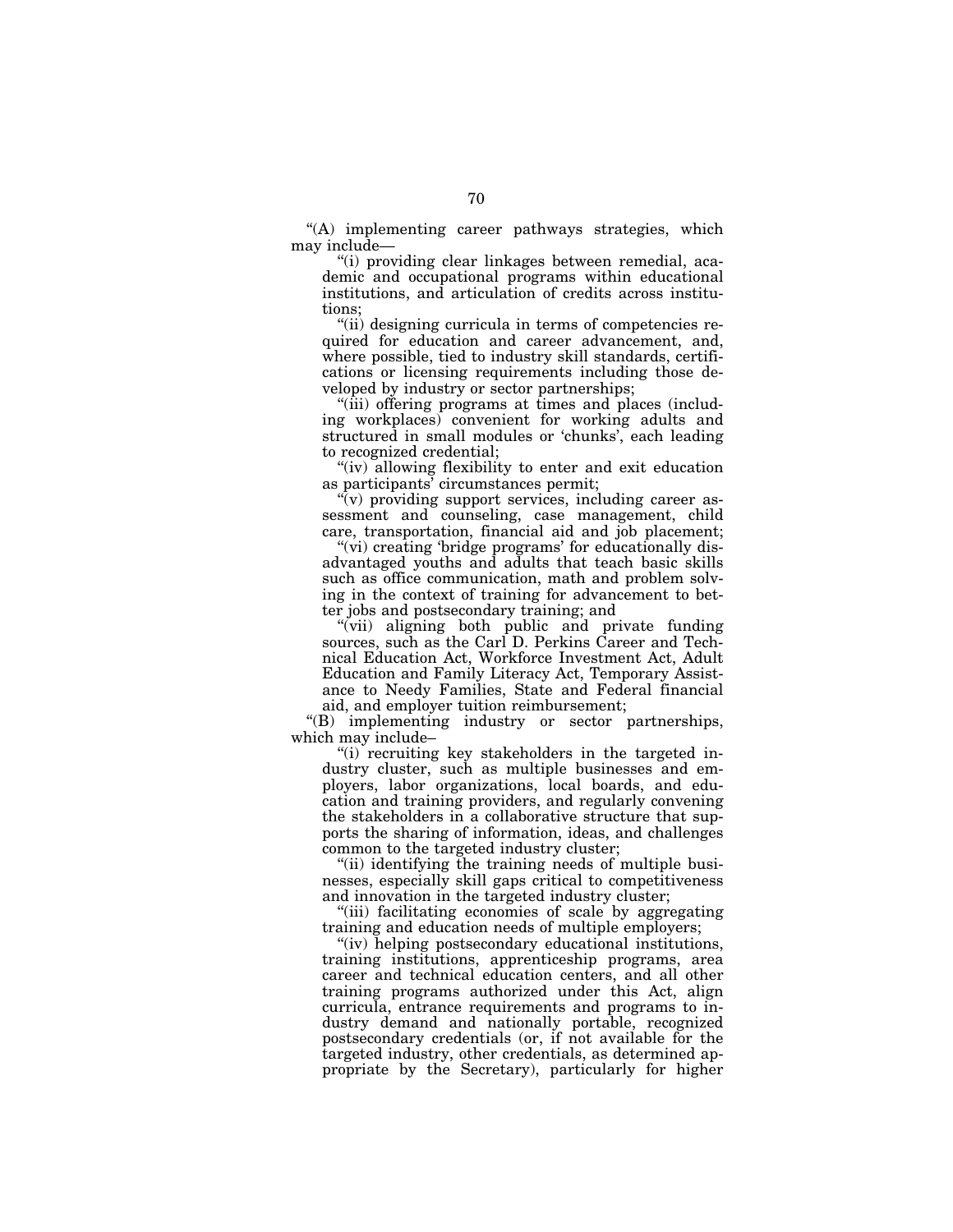"(A) implementing career pathways strategies, which may include—

"(i) providing clear linkages between remedial, academic and occupational programs within educational institutions, and articulation of credits across institutions;

"(ii) designing curricula in terms of competencies required for education and career advancement, and, where possible, tied to industry skill standards, certifications or licensing requirements including those developed by industry or sector partnerships;

"(iii) offering programs at times and places (including workplaces) convenient for working adults and structured in small modules or 'chunks', each leading to recognized credential;

"(iv) allowing flexibility to enter and exit education as participants' circumstances permit;

"(v) providing support services, including career assessment and counseling, case management, child care, transportation, financial aid and job placement;

"(vi) creating 'bridge programs' for educationally disadvantaged youths and adults that teach basic skills such as office communication, math and problem solving in the context of training for advancement to better jobs and postsecondary training; and

"(vii) aligning both public and private funding sources, such as the Carl D. Perkins Career and Technical Education Act, Workforce Investment Act, Adult Education and Family Literacy Act, Temporary Assistance to Needy Families, State and Federal financial aid, and employer tuition reimbursement;

"(B) implementing industry or sector partnerships, which may include–

"(i) recruiting key stakeholders in the targeted industry cluster, such as multiple businesses and employers, labor organizations, local boards, and education and training providers, and regularly convening the stakeholders in a collaborative structure that supports the sharing of information, ideas, and challenges common to the targeted industry cluster;

"(ii) identifying the training needs of multiple businesses, especially skill gaps critical to competitiveness and innovation in the targeted industry cluster;

"(iii) facilitating economies of scale by aggregating training and education needs of multiple employers;

"(iv) helping postsecondary educational institutions, training institutions, apprenticeship programs, area career and technical education centers, and all other training programs authorized under this Act, align curricula, entrance requirements and programs to industry demand and nationally portable, recognized postsecondary credentials (or, if not available for the targeted industry, other credentials, as determined appropriate by the Secretary), particularly for higher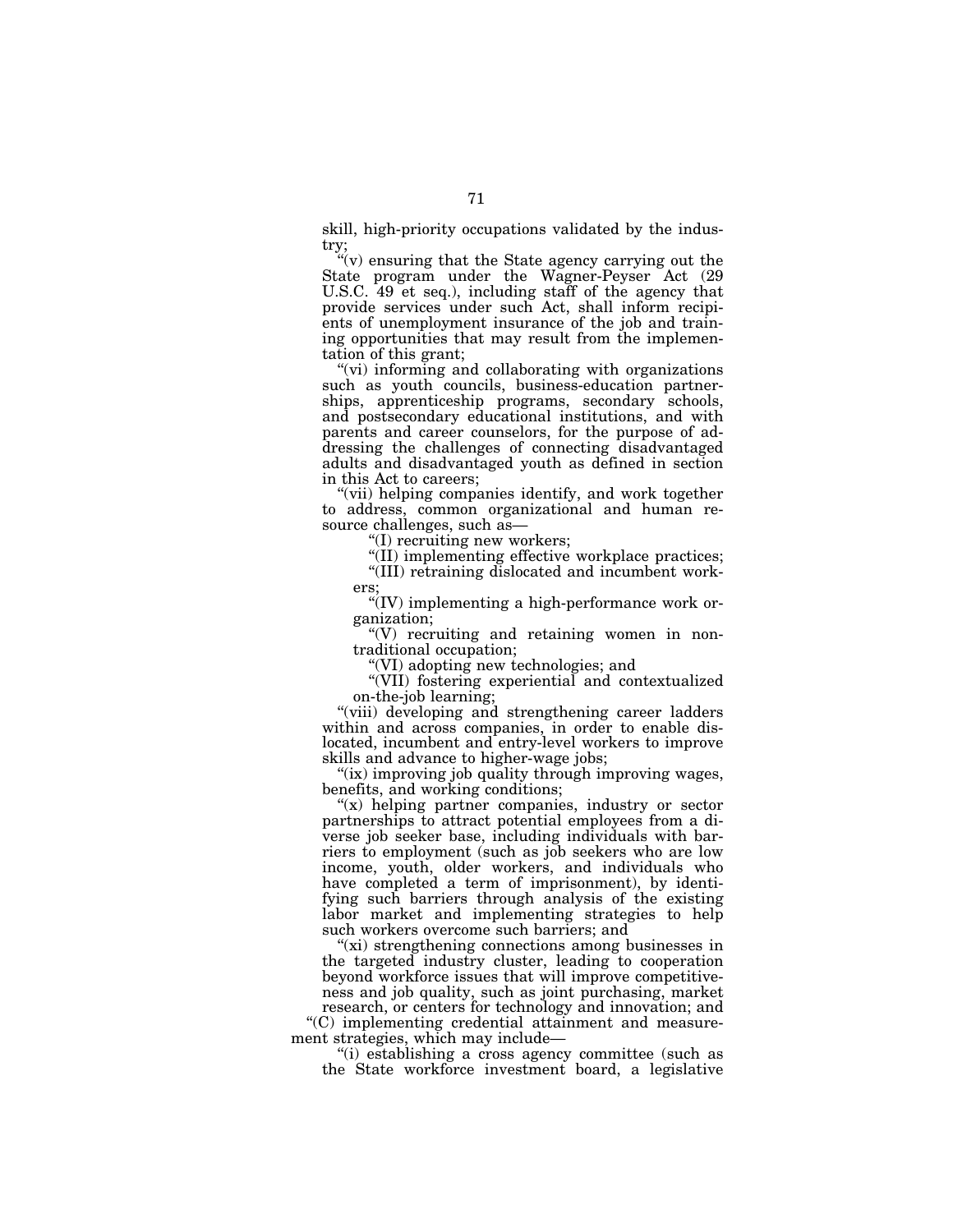skill, high-priority occupations validated by the industry;

"(v) ensuring that the State agency carrying out the State program under the Wagner-Peyser Act (29 U.S.C. 49 et seq.), including staff of the agency that provide services under such Act, shall inform recipients of unemployment insurance of the job and training opportunities that may result from the implementation of this grant;

"(vi) informing and collaborating with organizations such as youth councils, business-education partnerships, apprenticeship programs, secondary schools, and postsecondary educational institutions, and with parents and career counselors, for the purpose of addressing the challenges of connecting disadvantaged adults and disadvantaged youth as defined in section in this Act to careers;

"(vii) helping companies identify, and work together to address, common organizational and human resource challenges, such as—

"(I) recruiting new workers;

"(II) implementing effective workplace practices;

"(III) retraining dislocated and incumbent workers;

"(IV) implementing a high-performance work organization;

"(V) recruiting and retaining women in nontraditional occupation;

"(VI) adopting new technologies; and

"(VII) fostering experiential and contextualized on-the-job learning;

"(viii) developing and strengthening career ladders within and across companies, in order to enable dislocated, incumbent and entry-level workers to improve skills and advance to higher-wage jobs;

"(ix) improving job quality through improving wages, benefits, and working conditions;

"(x) helping partner companies, industry or sector partnerships to attract potential employees from a diverse job seeker base, including individuals with barriers to employment (such as job seekers who are low income, youth, older workers, and individuals who have completed a term of imprisonment), by identifying such barriers through analysis of the existing labor market and implementing strategies to help such workers overcome such barriers; and

"(xi) strengthening connections among businesses in the targeted industry cluster, leading to cooperation beyond workforce issues that will improve competitiveness and job quality, such as joint purchasing, market research, or centers for technology and innovation; and

"(C) implementing credential attainment and measurement strategies, which may include—

"(i) establishing a cross agency committee (such as the State workforce investment board, a legislative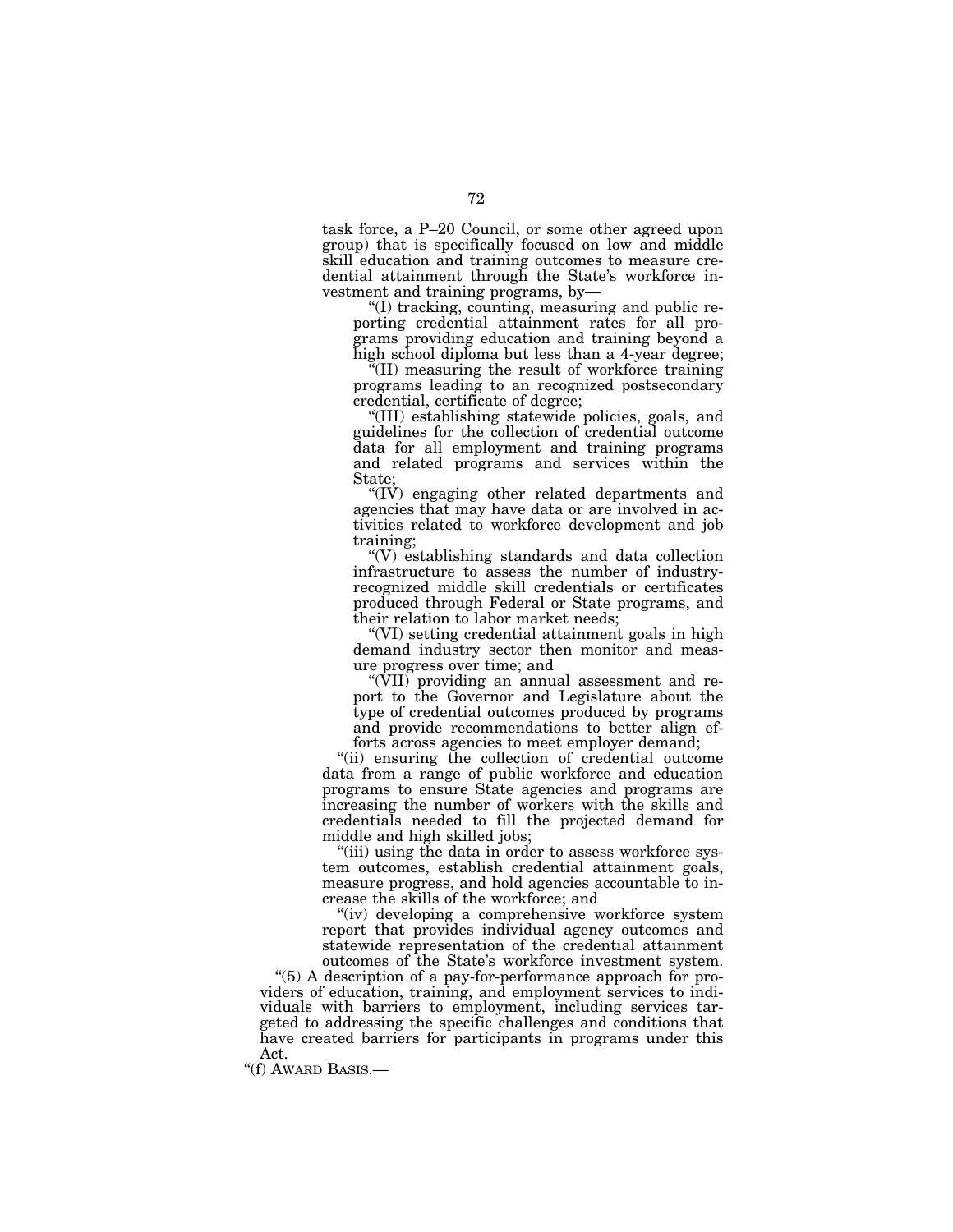task force, a P–20 Council, or some other agreed upon group) that is specifically focused on low and middle skill education and training outcomes to measure credential attainment through the State's workforce investment and training programs, by—

"(I) tracking, counting, measuring and public reporting credential attainment rates for all programs providing education and training beyond a high school diploma but less than a 4-year degree;

"(II) measuring the result of workforce training programs leading to an recognized postsecondary credential, certificate of degree;

"(III) establishing statewide policies, goals, and guidelines for the collection of credential outcome data for all employment and training programs and related programs and services within the State;

"(IV) engaging other related departments and agencies that may have data or are involved in activities related to workforce development and job training;

"(V) establishing standards and data collection infrastructure to assess the number of industry-recognized middle skill credentials or certificates produced through Federal or State programs, and their relation to labor market needs;

"(VI) setting credential attainment goals in high demand industry sector then monitor and measure progress over time; and

"(VII) providing an annual assessment and report to the Governor and Legislature about the type of credential outcomes produced by programs and provide recommendations to better align efforts across agencies to meet employer demand;

"(ii) ensuring the collection of credential outcome data from a range of public workforce and education programs to ensure State agencies and programs are increasing the number of workers with the skills and credentials needed to fill the projected demand for middle and high skilled jobs;

"(iii) using the data in order to assess workforce system outcomes, establish credential attainment goals, measure progress, and hold agencies accountable to increase the skills of the workforce; and

"(iv) developing a comprehensive workforce system report that provides individual agency outcomes and statewide representation of the credential attainment outcomes of the State's workforce investment system.

"(5) A description of a pay-for-performance approach for providers of education, training, and employment services to individuals with barriers to employment, including services targeted to addressing the specific challenges and conditions that have created barriers for participants in programs under this Act.

"(f) AWARD BASIS.—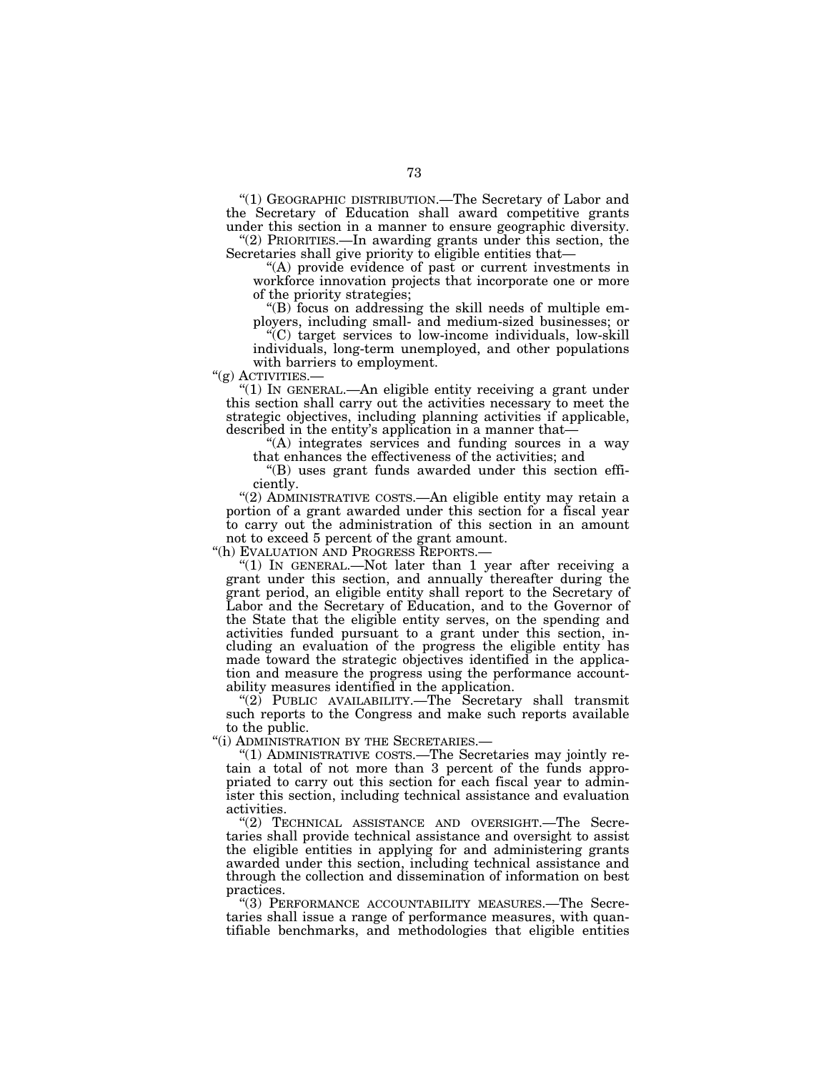"(1) GEOGRAPHIC DISTRIBUTION.—The Secretary of Labor and the Secretary of Education shall award competitive grants under this section in a manner to ensure geographic diversity.

"(2) PRIORITIES.—In awarding grants under this section, the Secretaries shall give priority to eligible entities that—

"(A) provide evidence of past or current investments in workforce innovation projects that incorporate one or more of the priority strategies;

"(B) focus on addressing the skill needs of multiple employers, including small- and medium-sized businesses; or

"(C) target services to low-income individuals, low-skill individuals, long-term unemployed, and other populations with barriers to employment.

"(g) ACTIVITIES.—

"(1) IN GENERAL.—An eligible entity receiving a grant under this section shall carry out the activities necessary to meet the strategic objectives, including planning activities if applicable, described in the entity's application in a manner that—

"(A) integrates services and funding sources in a way that enhances the effectiveness of the activities; and

"(B) uses grant funds awarded under this section efficiently.

"(2) ADMINISTRATIVE COSTS.—An eligible entity may retain a portion of a grant awarded under this section for a fiscal year to carry out the administration of this section in an amount not to exceed 5 percent of the grant amount.

"(h) EVALUATION AND PROGRESS REPORTS.—

"(1) IN GENERAL.—Not later than 1 year after receiving a grant under this section, and annually thereafter during the grant period, an eligible entity shall report to the Secretary of Labor and the Secretary of Education, and to the Governor of the State that the eligible entity serves, on the spending and activities funded pursuant to a grant under this section, including an evaluation of the progress the eligible entity has made toward the strategic objectives identified in the application and measure the progress using the performance accountability measures identified in the application.

"(2) PUBLIC AVAILABILITY.—The Secretary shall transmit such reports to the Congress and make such reports available to the public.

"(i) ADMINISTRATION BY THE SECRETARIES.—

"(1) ADMINISTRATIVE COSTS.—The Secretaries may jointly retain a total of not more than 3 percent of the funds appropriated to carry out this section for each fiscal year to administer this section, including technical assistance and evaluation activities.

"(2) TECHNICAL ASSISTANCE AND OVERSIGHT.—The Secretaries shall provide technical assistance and oversight to assist the eligible entities in applying for and administering grants awarded under this section, including technical assistance and through the collection and dissemination of information on best practices.

"(3) PERFORMANCE ACCOUNTABILITY MEASURES.—The Secretaries shall issue a range of performance measures, with quantifiable benchmarks, and methodologies that eligible entities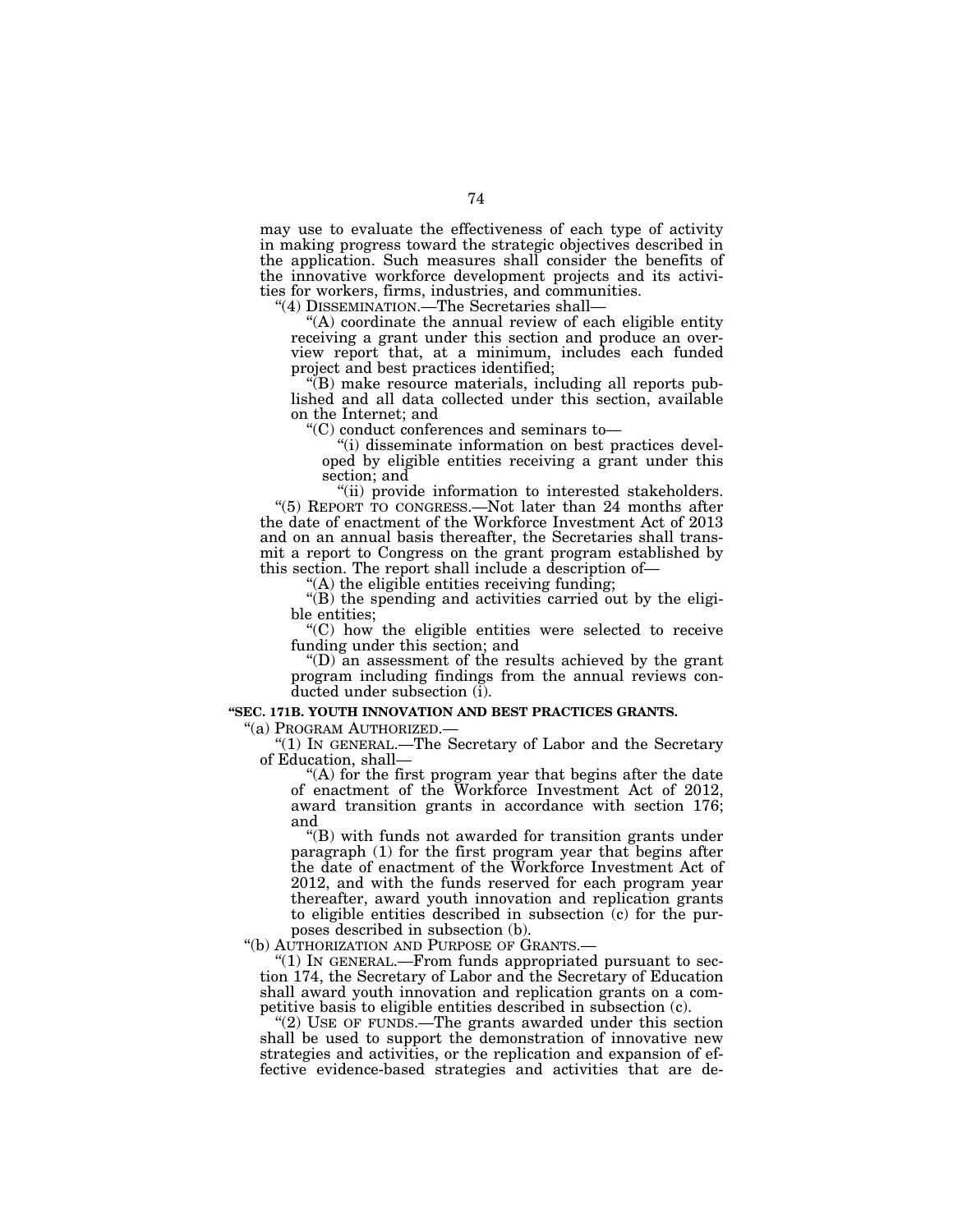may use to evaluate the effectiveness of each type of activity in making progress toward the strategic objectives described in the application. Such measures shall consider the benefits of the innovative workforce development projects and its activities for workers, firms, industries, and communities.

"(4) DISSEMINATION.—The Secretaries shall—

"(A) coordinate the annual review of each eligible entity receiving a grant under this section and produce an overview report that, at a minimum, includes each funded project and best practices identified;

"(B) make resource materials, including all reports published and all data collected under this section, available on the Internet; and

"(C) conduct conferences and seminars to—

"(i) disseminate information on best practices developed by eligible entities receiving a grant under this section; and

"(ii) provide information to interested stakeholders.

"(5) REPORT TO CONGRESS.—Not later than 24 months after the date of enactment of the Workforce Investment Act of 2013 and on an annual basis thereafter, the Secretaries shall transmit a report to Congress on the grant program established by this section. The report shall include a description of—

"(A) the eligible entities receiving funding;

"(B) the spending and activities carried out by the eligible entities;

"(C) how the eligible entities were selected to receive funding under this section; and

"(D) an assessment of the results achieved by the grant program including findings from the annual reviews conducted under subsection (i).

**"SEC. 171B. YOUTH INNOVATION AND BEST PRACTICES GRANTS.**

"(a) PROGRAM AUTHORIZED.—

"(1) IN GENERAL.—The Secretary of Labor and the Secretary of Education, shall—

"(A) for the first program year that begins after the date of enactment of the Workforce Investment Act of 2012, award transition grants in accordance with section 176; and

"(B) with funds not awarded for transition grants under paragraph (1) for the first program year that begins after the date of enactment of the Workforce Investment Act of 2012, and with the funds reserved for each program year thereafter, award youth innovation and replication grants to eligible entities described in subsection (c) for the purposes described in subsection (b).

"(b) AUTHORIZATION AND PURPOSE OF GRANTS.—

"(1) IN GENERAL.—From funds appropriated pursuant to section 174, the Secretary of Labor and the Secretary of Education shall award youth innovation and replication grants on a competitive basis to eligible entities described in subsection (c).

"(2) USE OF FUNDS.—The grants awarded under this section shall be used to support the demonstration of innovative new strategies and activities, or the replication and expansion of effective evidence-based strategies and activities that are de-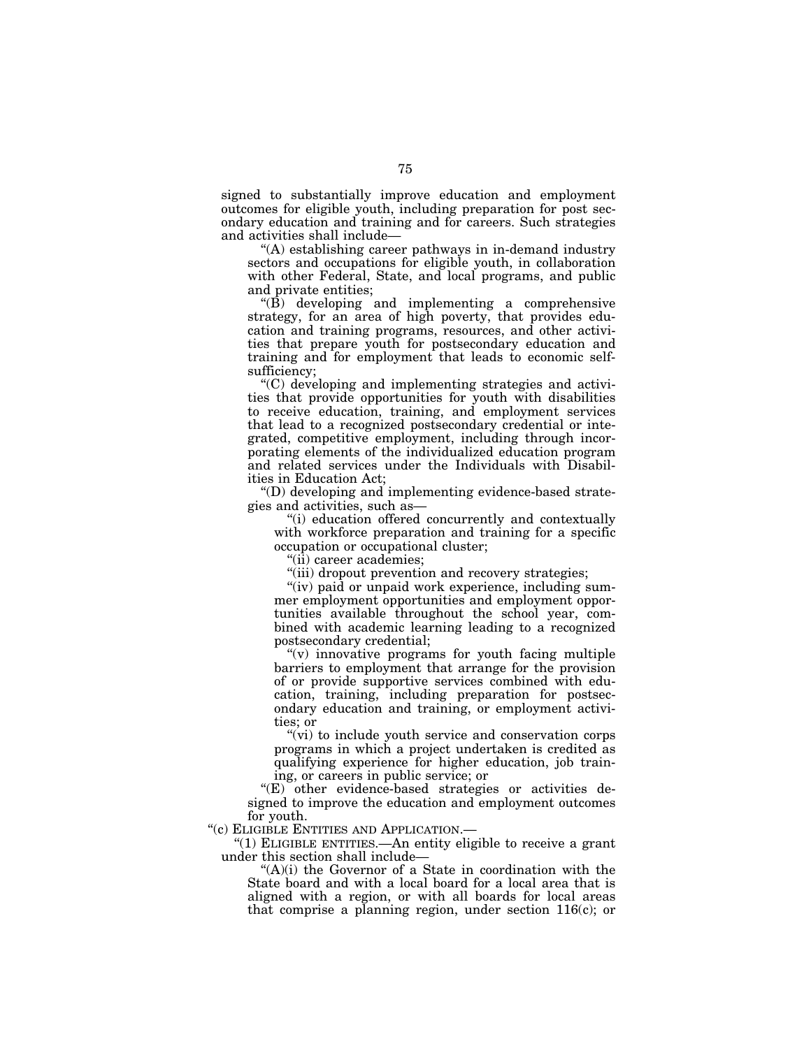signed to substantially improve education and employment outcomes for eligible youth, including preparation for post secondary education and training and for careers. Such strategies and activities shall include—

"(A) establishing career pathways in in-demand industry sectors and occupations for eligible youth, in collaboration with other Federal, State, and local programs, and public and private entities;

"(B) developing and implementing a comprehensive strategy, for an area of high poverty, that provides education and training programs, resources, and other activities that prepare youth for postsecondary education and training and for employment that leads to economic self-sufficiency;

"(C) developing and implementing strategies and activities that provide opportunities for youth with disabilities to receive education, training, and employment services that lead to a recognized postsecondary credential or integrated, competitive employment, including through incorporating elements of the individualized education program and related services under the Individuals with Disabilities in Education Act;

"(D) developing and implementing evidence-based strategies and activities, such as—

"(i) education offered concurrently and contextually with workforce preparation and training for a specific occupation or occupational cluster;

"(ii) career academies;

"(iii) dropout prevention and recovery strategies;

"(iv) paid or unpaid work experience, including summer employment opportunities and employment opportunities available throughout the school year, combined with academic learning leading to a recognized postsecondary credential;

"(v) innovative programs for youth facing multiple barriers to employment that arrange for the provision of or provide supportive services combined with education, training, including preparation for postsecondary education and training, or employment activities; or

"(vi) to include youth service and conservation corps programs in which a project undertaken is credited as qualifying experience for higher education, job training, or careers in public service; or

"(E) other evidence-based strategies or activities designed to improve the education and employment outcomes for youth.

"(c) ELIGIBLE ENTITIES AND APPLICATION.—

"(1) ELIGIBLE ENTITIES.—An entity eligible to receive a grant under this section shall include—

"(A)(i) the Governor of a State in coordination with the State board and with a local board for a local area that is aligned with a region, or with all boards for local areas that comprise a planning region, under section 116(c); or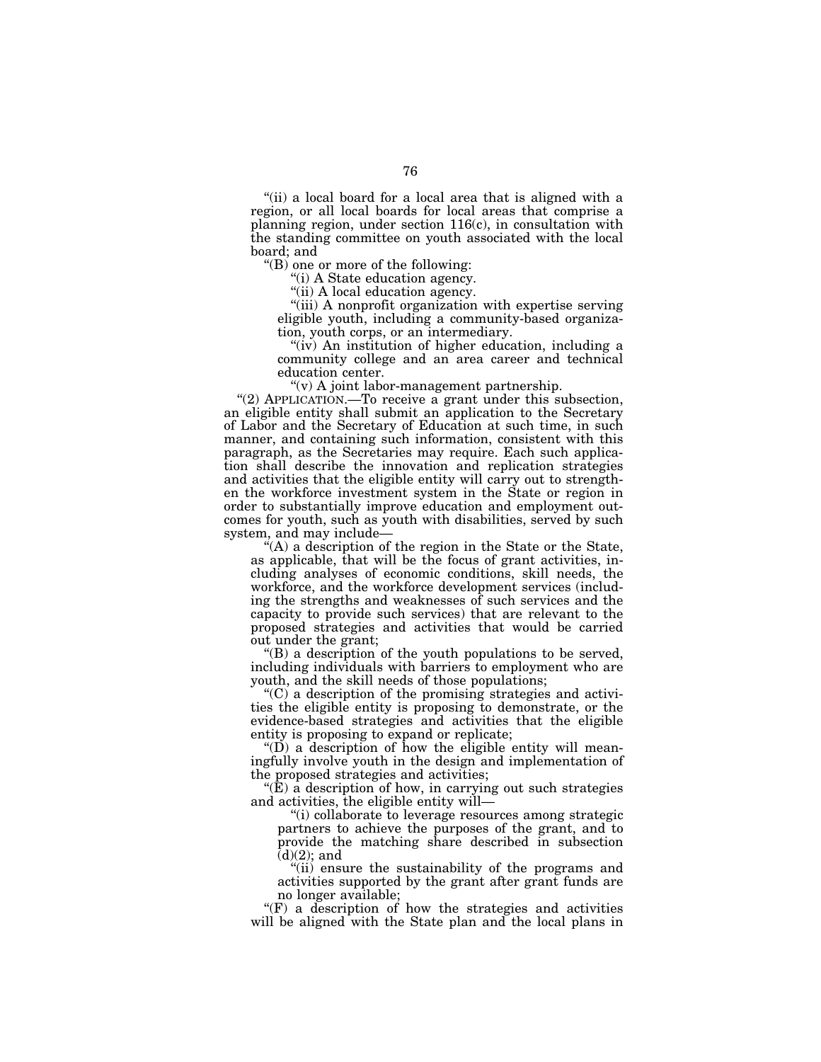“(ii) a local board for a local area that is aligned with a region, or all local boards for local areas that comprise a planning region, under section 116(c), in consultation with the standing committee on youth associated with the local board; and

“(B) one or more of the following:

“(i) A State education agency.

“(ii) A local education agency.

“(iii) A nonprofit organization with expertise serving eligible youth, including a community-based organization, youth corps, or an intermediary.

“(iv) An institution of higher education, including a community college and an area career and technical education center.

“(v) A joint labor-management partnership.

“(2) APPLICATION.—To receive a grant under this subsection, an eligible entity shall submit an application to the Secretary of Labor and the Secretary of Education at such time, in such manner, and containing such information, consistent with this paragraph, as the Secretaries may require. Each such application shall describe the innovation and replication strategies and activities that the eligible entity will carry out to strengthen the workforce investment system in the State or region in order to substantially improve education and employment outcomes for youth, such as youth with disabilities, served by such system, and may include—

“(A) a description of the region in the State or the State, as applicable, that will be the focus of grant activities, including analyses of economic conditions, skill needs, the workforce, and the workforce development services (including the strengths and weaknesses of such services and the capacity to provide such services) that are relevant to the proposed strategies and activities that would be carried out under the grant;

“(B) a description of the youth populations to be served, including individuals with barriers to employment who are youth, and the skill needs of those populations;

“(C) a description of the promising strategies and activities the eligible entity is proposing to demonstrate, or the evidence-based strategies and activities that the eligible entity is proposing to expand or replicate;

“(D) a description of how the eligible entity will meaningfully involve youth in the design and implementation of the proposed strategies and activities;

“(E) a description of how, in carrying out such strategies and activities, the eligible entity will—

“(i) collaborate to leverage resources among strategic partners to achieve the purposes of the grant, and to provide the matching share described in subsection (d)(2); and

“(ii) ensure the sustainability of the programs and activities supported by the grant after grant funds are no longer available;

“(F) a description of how the strategies and activities will be aligned with the State plan and the local plans in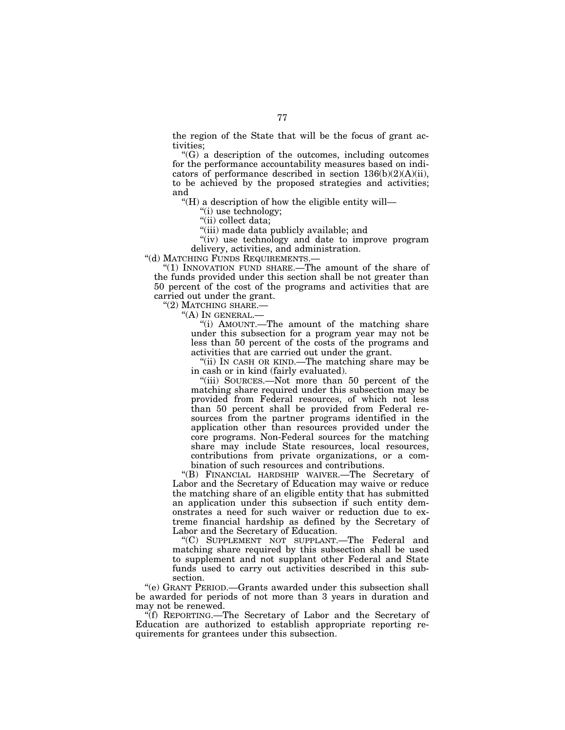the region of the State that will be the focus of grant activities;

"(G) a description of the outcomes, including outcomes for the performance accountability measures based on indicators of performance described in section 136(b)(2)(A)(ii), to be achieved by the proposed strategies and activities; and

"(H) a description of how the eligible entity will—

"(i) use technology;

"(ii) collect data;

"(iii) made data publicly available; and

"(iv) use technology and date to improve program delivery, activities, and administration.

"(d) MATCHING FUNDS REQUIREMENTS.—

"(1) INNOVATION FUND SHARE.—The amount of the share of the funds provided under this section shall be not greater than 50 percent of the cost of the programs and activities that are carried out under the grant.

"(2) MATCHING SHARE.—

"(A) IN GENERAL.—

"(i) AMOUNT.—The amount of the matching share under this subsection for a program year may not be less than 50 percent of the costs of the programs and activities that are carried out under the grant.

"(ii) IN CASH OR KIND.—The matching share may be in cash or in kind (fairly evaluated).

"(iii) SOURCES.—Not more than 50 percent of the matching share required under this subsection may be provided from Federal resources, of which not less than 50 percent shall be provided from Federal resources from the partner programs identified in the application other than resources provided under the core programs. Non-Federal sources for the matching share may include State resources, local resources, contributions from private organizations, or a combination of such resources and contributions.

"(B) FINANCIAL HARDSHIP WAIVER.—The Secretary of Labor and the Secretary of Education may waive or reduce the matching share of an eligible entity that has submitted an application under this subsection if such entity demonstrates a need for such waiver or reduction due to extreme financial hardship as defined by the Secretary of Labor and the Secretary of Education.

"(C) SUPPLEMENT NOT SUPPLANT.—The Federal and matching share required by this subsection shall be used to supplement and not supplant other Federal and State funds used to carry out activities described in this subsection.

"(e) GRANT PERIOD.—Grants awarded under this subsection shall be awarded for periods of not more than 3 years in duration and may not be renewed.

"(f) REPORTING.—The Secretary of Labor and the Secretary of Education are authorized to establish appropriate reporting requirements for grantees under this subsection.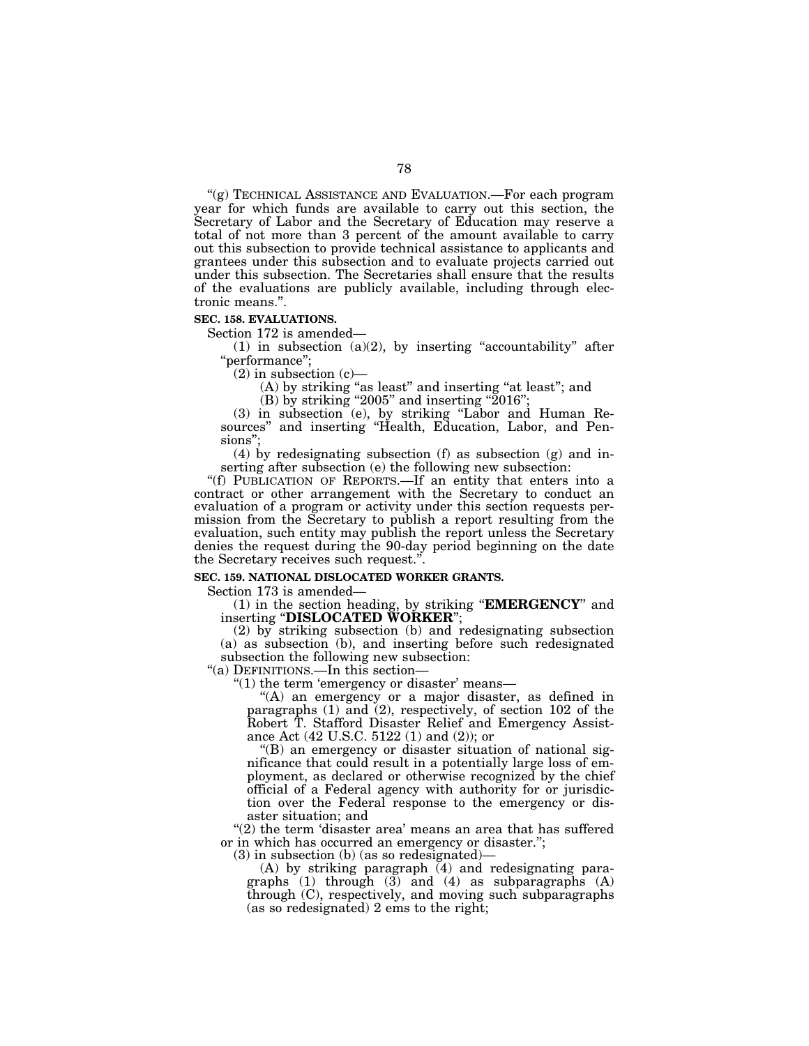"(g) TECHNICAL ASSISTANCE AND EVALUATION.—For each program year for which funds are available to carry out this section, the Secretary of Labor and the Secretary of Education may reserve a total of not more than 3 percent of the amount available to carry out this subsection to provide technical assistance to applicants and grantees under this subsection and to evaluate projects carried out under this subsection. The Secretaries shall ensure that the results of the evaluations are publicly available, including through electronic means.".

**SEC. 158. EVALUATIONS.**

Section 172 is amended—

(1) in subsection (a)(2), by inserting "accountability" after "performance";

(2) in subsection (c)—

(A) by striking "as least" and inserting "at least"; and

(B) by striking "2005" and inserting "2016";

(3) in subsection (e), by striking "Labor and Human Resources" and inserting "Health, Education, Labor, and Pensions";

(4) by redesignating subsection (f) as subsection (g) and inserting after subsection (e) the following new subsection:

"(f) PUBLICATION OF REPORTS.—If an entity that enters into a contract or other arrangement with the Secretary to conduct an evaluation of a program or activity under this section requests permission from the Secretary to publish a report resulting from the evaluation, such entity may publish the report unless the Secretary denies the request during the 90-day period beginning on the date the Secretary receives such request.".

**SEC. 159. NATIONAL DISLOCATED WORKER GRANTS.**

Section 173 is amended—

(1) in the section heading, by striking "**EMERGENCY**" and inserting "**DISLOCATED WORKER**";

(2) by striking subsection (b) and redesignating subsection (a) as subsection (b), and inserting before such redesignated subsection the following new subsection:

"(a) DEFINITIONS.—In this section—

"(1) the term 'emergency or disaster' means—

"(A) an emergency or a major disaster, as defined in paragraphs (1) and (2), respectively, of section 102 of the Robert T. Stafford Disaster Relief and Emergency Assistance Act (42 U.S.C. 5122 (1) and (2)); or

"(B) an emergency or disaster situation of national significance that could result in a potentially large loss of employment, as declared or otherwise recognized by the chief official of a Federal agency with authority for or jurisdiction over the Federal response to the emergency or disaster situation; and

"(2) the term 'disaster area' means an area that has suffered or in which has occurred an emergency or disaster.";

(3) in subsection (b) (as so redesignated)—

(A) by striking paragraph (4) and redesignating paragraphs (1) through (3) and (4) as subparagraphs (A) through (C), respectively, and moving such subparagraphs (as so redesignated) 2 ems to the right;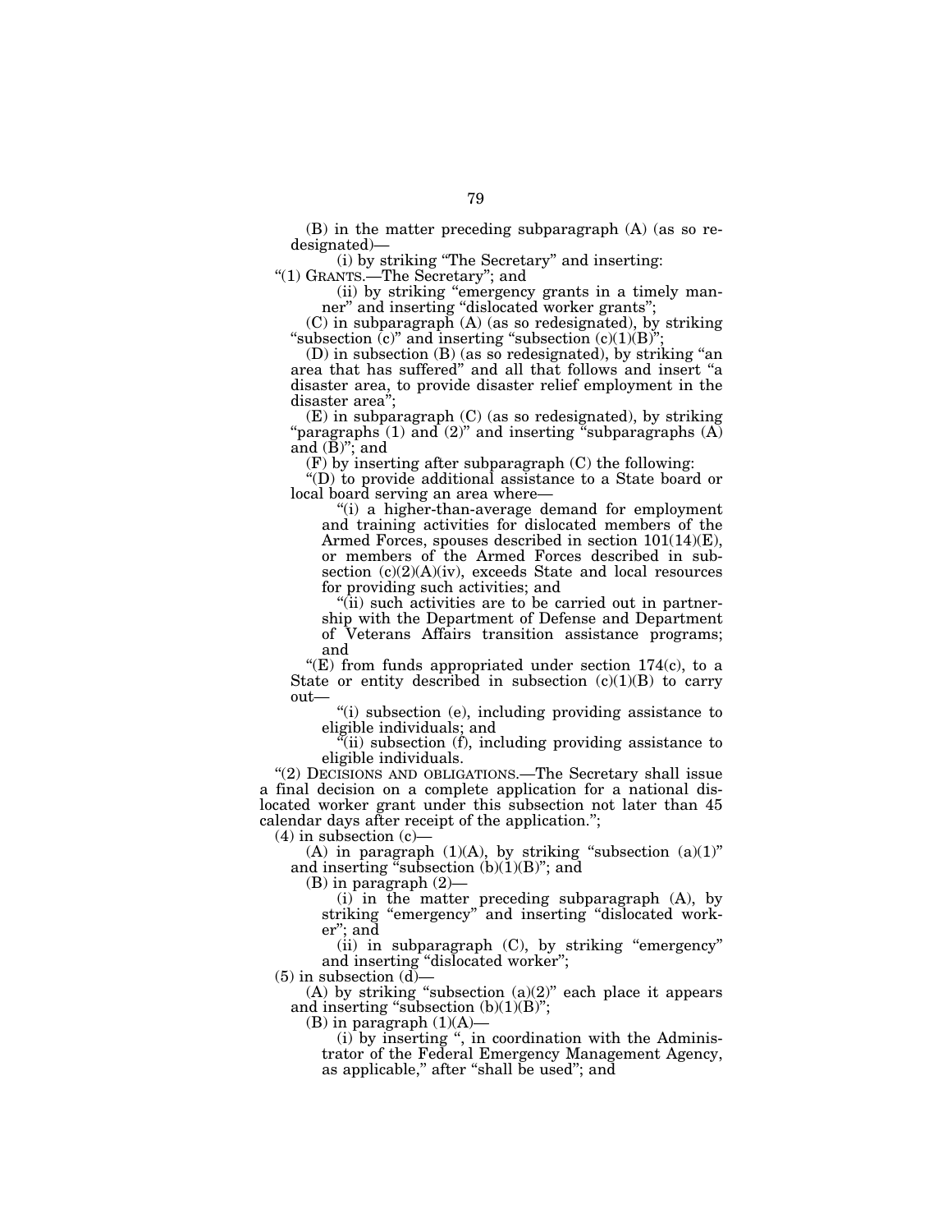(B) in the matter preceding subparagraph (A) (as so redesignated)—

(i) by striking "The Secretary" and inserting:

"(1) GRANTS.—The Secretary"; and

(ii) by striking "emergency grants in a timely manner" and inserting "dislocated worker grants";

(C) in subparagraph (A) (as so redesignated), by striking "subsection (c)" and inserting "subsection (c)(1)(B)";

(D) in subsection (B) (as so redesignated), by striking "an area that has suffered" and all that follows and insert "a disaster area, to provide disaster relief employment in the disaster area";

(E) in subparagraph (C) (as so redesignated), by striking "paragraphs (1) and (2)" and inserting "subparagraphs (A) and (B)"; and

(F) by inserting after subparagraph (C) the following:

"(D) to provide additional assistance to a State board or local board serving an area where—

"(i) a higher-than-average demand for employment and training activities for dislocated members of the Armed Forces, spouses described in section 101(14)(E), or members of the Armed Forces described in subsection (c)(2)(A)(iv), exceeds State and local resources for providing such activities; and

"(ii) such activities are to be carried out in partnership with the Department of Defense and Department of Veterans Affairs transition assistance programs; and

"(E) from funds appropriated under section 174(c), to a State or entity described in subsection (c)(1)(B) to carry out—

"(i) subsection (e), including providing assistance to eligible individuals; and

"(ii) subsection (f), including providing assistance to eligible individuals.

"(2) DECISIONS AND OBLIGATIONS.—The Secretary shall issue a final decision on a complete application for a national dislocated worker grant under this subsection not later than 45 calendar days after receipt of the application.";

(4) in subsection (c)—

(A) in paragraph (1)(A), by striking "subsection (a)(1)" and inserting "subsection (b)(1)(B)"; and

(B) in paragraph (2)—

(i) in the matter preceding subparagraph (A), by striking "emergency" and inserting "dislocated worker"; and

(ii) in subparagraph (C), by striking "emergency" and inserting "dislocated worker";

(5) in subsection (d)—

(A) by striking "subsection (a)(2)" each place it appears and inserting "subsection (b)(1)(B)";

(B) in paragraph (1)(A)—

(i) by inserting ", in coordination with the Administrator of the Federal Emergency Management Agency, as applicable," after "shall be used"; and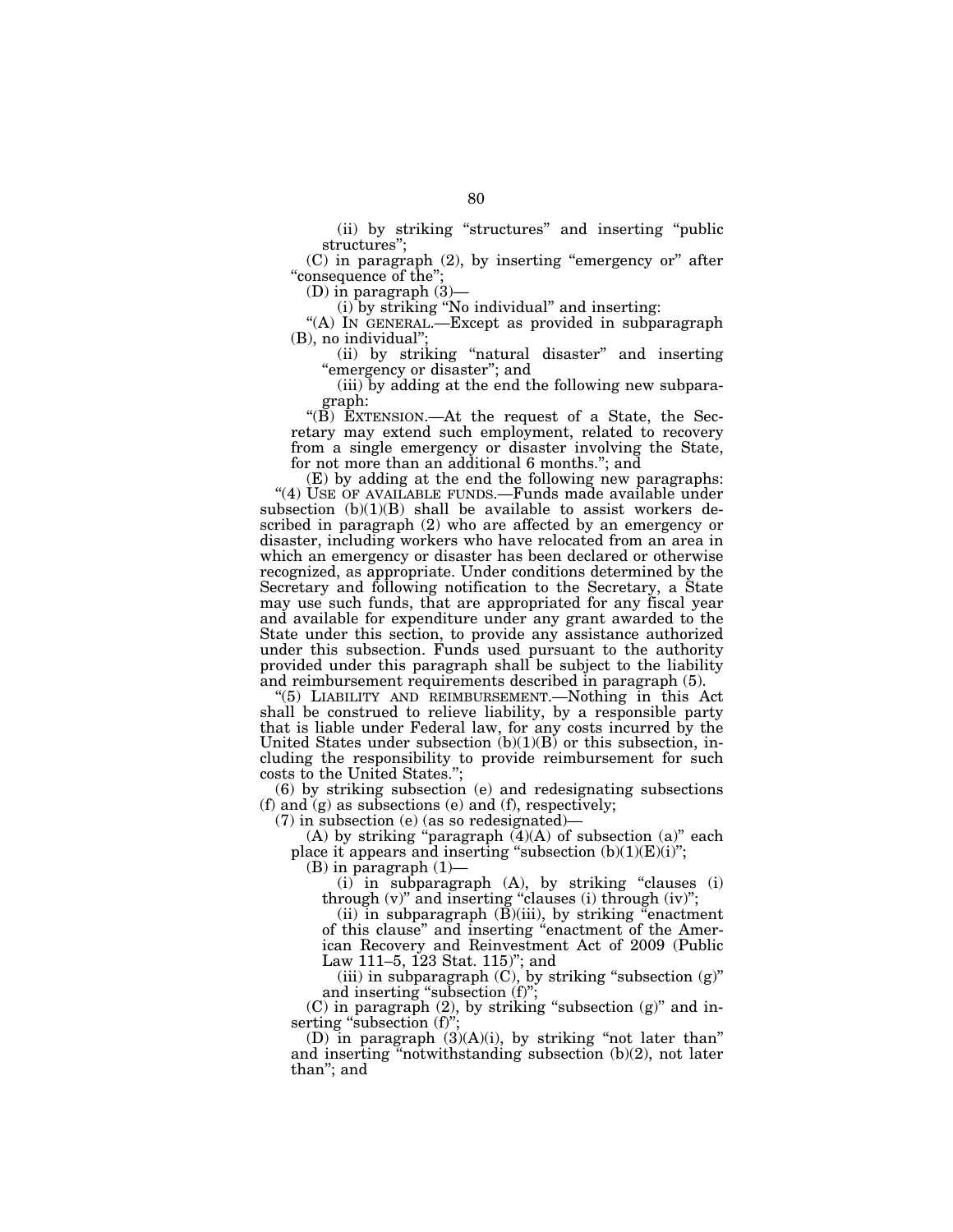(ii) by striking "structures" and inserting "public structures";

(C) in paragraph (2), by inserting "emergency or" after "consequence of the";

(D) in paragraph (3)—

(i) by striking "No individual" and inserting:

"(A) IN GENERAL.—Except as provided in subparagraph (B), no individual";

(ii) by striking "natural disaster" and inserting "emergency or disaster"; and

(iii) by adding at the end the following new subparagraph:

"(B) EXTENSION.—At the request of a State, the Secretary may extend such employment, related to recovery from a single emergency or disaster involving the State, for not more than an additional 6 months."; and

(E) by adding at the end the following new paragraphs:

"(4) USE OF AVAILABLE FUNDS.—Funds made available under subsection (b)(1)(B) shall be available to assist workers described in paragraph (2) who are affected by an emergency or disaster, including workers who have relocated from an area in which an emergency or disaster has been declared or otherwise recognized, as appropriate. Under conditions determined by the Secretary and following notification to the Secretary, a State may use such funds, that are appropriated for any fiscal year and available for expenditure under any grant awarded to the State under this section, to provide any assistance authorized under this subsection. Funds used pursuant to the authority provided under this paragraph shall be subject to the liability and reimbursement requirements described in paragraph (5).

"(5) LIABILITY AND REIMBURSEMENT.—Nothing in this Act shall be construed to relieve liability, by a responsible party that is liable under Federal law, for any costs incurred by the United States under subsection (b)(1)(B) or this subsection, including the responsibility to provide reimbursement for such costs to the United States.";

(6) by striking subsection (e) and redesignating subsections (f) and (g) as subsections (e) and (f), respectively;

(7) in subsection (e) (as so redesignated)—

(A) by striking "paragraph (4)(A) of subsection (a)" each place it appears and inserting "subsection (b)(1)(E)(i)";

(B) in paragraph (1)—

(i) in subparagraph (A), by striking "clauses (i) through (v)" and inserting "clauses (i) through (iv)";

(ii) in subparagraph (B)(iii), by striking "enactment of this clause" and inserting "enactment of the American Recovery and Reinvestment Act of 2009 (Public Law 111–5, 123 Stat. 115)"; and

(iii) in subparagraph (C), by striking "subsection (g)" and inserting "subsection (f)";

(C) in paragraph (2), by striking "subsection (g)" and inserting "subsection (f)";

(D) in paragraph (3)(A)(i), by striking "not later than" and inserting "notwithstanding subsection (b)(2), not later than"; and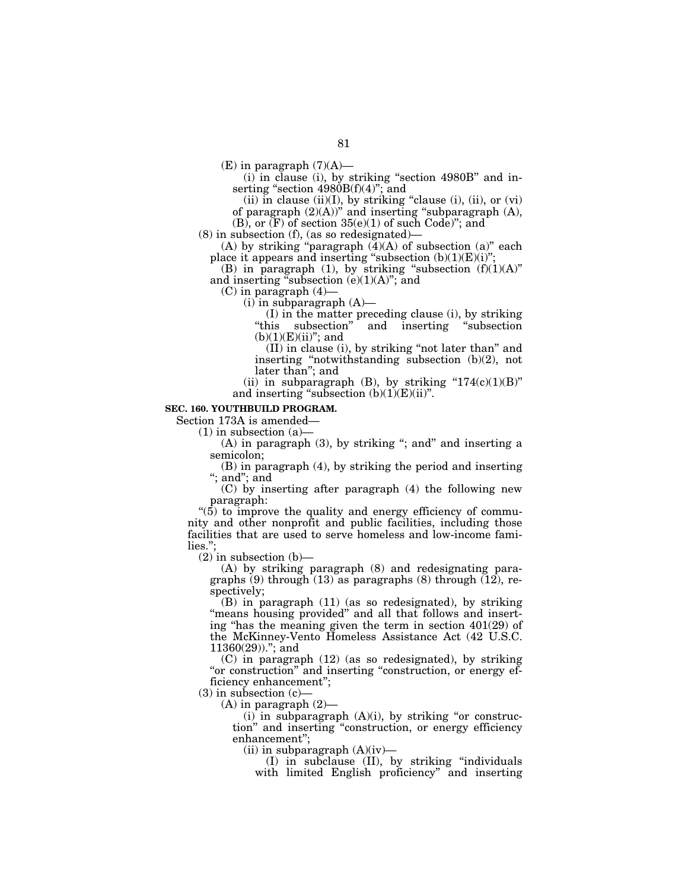(E) in paragraph (7)(A)—

(i) in clause (i), by striking "section 4980B" and inserting "section 4980B(f)(4)"; and

(ii) in clause (ii)(I), by striking "clause (i), (ii), or (vi) of paragraph (2)(A))" and inserting "subparagraph (A), (B), or (F) of section 35(e)(1) of such Code)"; and

(8) in subsection (f), (as so redesignated)—

(A) by striking "paragraph (4)(A) of subsection (a)" each place it appears and inserting "subsection (b)(1)(E)(i)";

(B) in paragraph (1), by striking "subsection (f)(1)(A)" and inserting "subsection (e)(1)(A)"; and

(C) in paragraph (4)—

(i) in subparagraph (A)—

(I) in the matter preceding clause (i), by striking "this subsection" and inserting "subsection (b)(1)(E)(ii)"; and

(II) in clause (i), by striking "not later than" and inserting "notwithstanding subsection (b)(2), not later than"; and

(ii) in subparagraph (B), by striking "174(c)(1)(B)" and inserting "subsection (b)(1)(E)(ii)".

**SEC. 160. YOUTHBUILD PROGRAM.**

Section 173A is amended—

(1) in subsection (a)—

(A) in paragraph (3), by striking "; and" and inserting a semicolon;

(B) in paragraph (4), by striking the period and inserting "; and"; and

(C) by inserting after paragraph (4) the following new paragraph:

"(5) to improve the quality and energy efficiency of community and other nonprofit and public facilities, including those facilities that are used to serve homeless and low-income families.";

(2) in subsection (b)—

(A) by striking paragraph (8) and redesignating paragraphs (9) through (13) as paragraphs (8) through (12), respectively;

(B) in paragraph (11) (as so redesignated), by striking "means housing provided" and all that follows and inserting "has the meaning given the term in section 401(29) of the McKinney-Vento Homeless Assistance Act (42 U.S.C. 11360(29))."; and

(C) in paragraph (12) (as so redesignated), by striking "or construction" and inserting "construction, or energy efficiency enhancement";

(3) in subsection (c)—

(A) in paragraph (2)—

(i) in subparagraph (A)(i), by striking "or construction" and inserting "construction, or energy efficiency enhancement";

(ii) in subparagraph (A)(iv)—

(I) in subclause (II), by striking "individuals with limited English proficiency" and inserting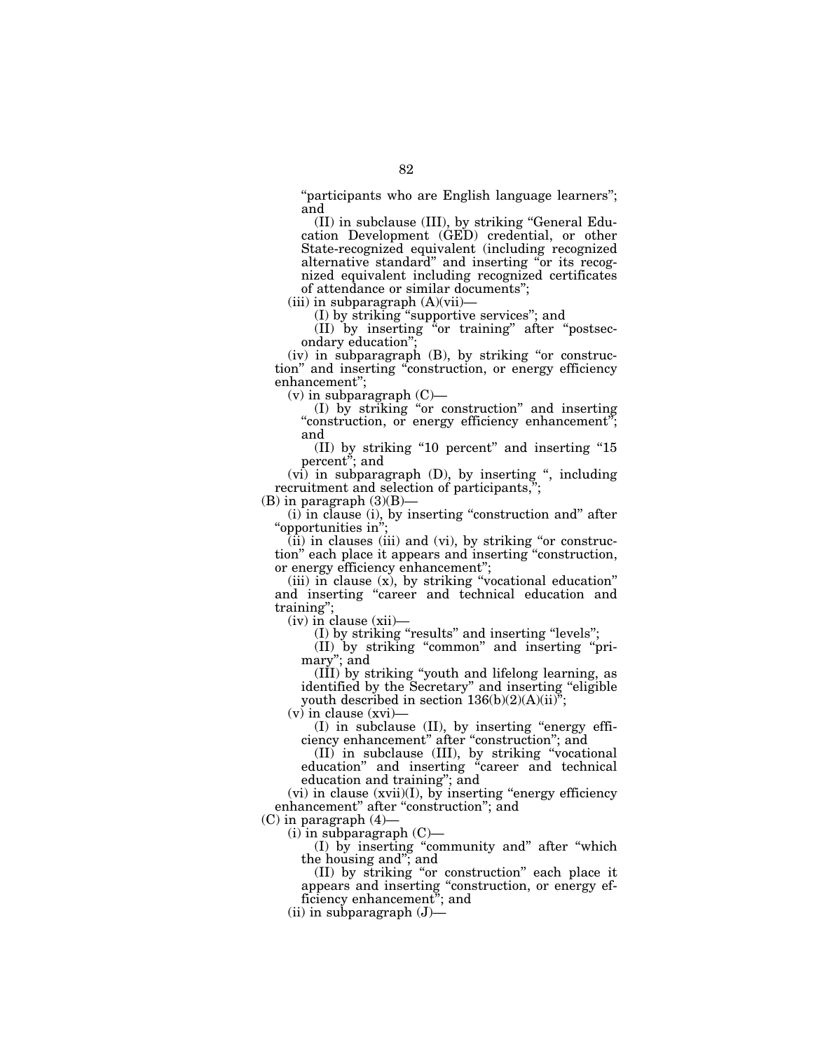"participants who are English language learners"; and

(II) in subclause (III), by striking "General Education Development (GED) credential, or other State-recognized equivalent (including recognized alternative standard" and inserting "or its recognized equivalent including recognized certificates of attendance or similar documents";

(iii) in subparagraph (A)(vii)—

(I) by striking "supportive services"; and

(II) by inserting "or training" after "postsecondary education";

(iv) in subparagraph (B), by striking "or construction" and inserting "construction, or energy efficiency enhancement";

(v) in subparagraph (C)—

(I) by striking "or construction" and inserting "construction, or energy efficiency enhancement"; and

(II) by striking "10 percent" and inserting "15 percent"; and

(vi) in subparagraph (D), by inserting ", including recruitment and selection of participants,";

(B) in paragraph (3)(B)—

(i) in clause (i), by inserting "construction and" after "opportunities in";

(ii) in clauses (iii) and (vi), by striking "or construction" each place it appears and inserting "construction, or energy efficiency enhancement";

(iii) in clause (x), by striking "vocational education" and inserting "career and technical education and training";

(iv) in clause (xii)—

(I) by striking "results" and inserting "levels";

(II) by striking "common" and inserting "primary"; and

(III) by striking "youth and lifelong learning, as identified by the Secretary" and inserting "eligible youth described in section 136(b)(2)(A)(ii)";

(v) in clause (xvi)—

(I) in subclause (II), by inserting "energy efficiency enhancement" after "construction"; and

(II) in subclause (III), by striking "vocational education" and inserting "career and technical education and training"; and

(vi) in clause (xvii)(I), by inserting "energy efficiency enhancement" after "construction"; and

(C) in paragraph (4)—

(i) in subparagraph (C)—

(I) by inserting "community and" after "which the housing and"; and

(II) by striking "or construction" each place it appears and inserting "construction, or energy efficiency enhancement"; and

(ii) in subparagraph (J)—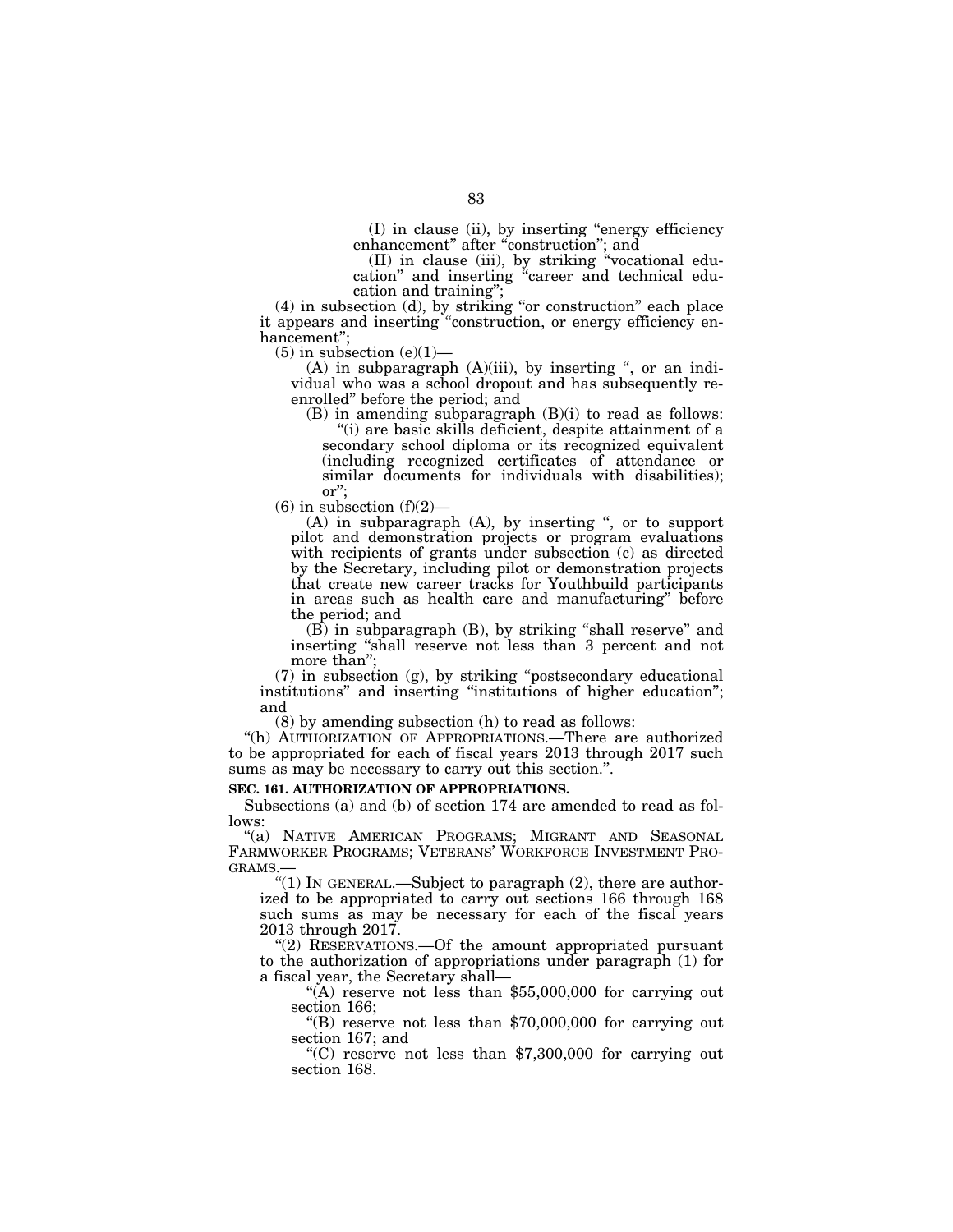(I) in clause (ii), by inserting "energy efficiency enhancement" after "construction"; and

(II) in clause (iii), by striking "vocational education" and inserting "career and technical education and training";

(4) in subsection (d), by striking "or construction" each place it appears and inserting "construction, or energy efficiency enhancement";

(5) in subsection (e)(1)—

(A) in subparagraph (A)(iii), by inserting ", or an individual who was a school dropout and has subsequently reenrolled" before the period; and

(B) in amending subparagraph (B)(i) to read as follows:

"(i) are basic skills deficient, despite attainment of a secondary school diploma or its recognized equivalent (including recognized certificates of attendance or similar documents for individuals with disabilities); or";

(6) in subsection (f)(2)—

(A) in subparagraph (A), by inserting ", or to support pilot and demonstration projects or program evaluations with recipients of grants under subsection (c) as directed by the Secretary, including pilot or demonstration projects that create new career tracks for Youthbuild participants in areas such as health care and manufacturing" before the period; and

(B) in subparagraph (B), by striking "shall reserve" and inserting "shall reserve not less than 3 percent and not more than";

(7) in subsection (g), by striking "postsecondary educational institutions" and inserting "institutions of higher education"; and

(8) by amending subsection (h) to read as follows:

"(h) AUTHORIZATION OF APPROPRIATIONS.—There are authorized to be appropriated for each of fiscal years 2013 through 2017 such sums as may be necessary to carry out this section.".

**SEC. 161. AUTHORIZATION OF APPROPRIATIONS.**

Subsections (a) and (b) of section 174 are amended to read as follows:

"(a) NATIVE AMERICAN PROGRAMS; MIGRANT AND SEASONAL FARMWORKER PROGRAMS; VETERANS' WORKFORCE INVESTMENT PROGRAMS.—

"(1) IN GENERAL.—Subject to paragraph (2), there are authorized to be appropriated to carry out sections 166 through 168 such sums as may be necessary for each of the fiscal years 2013 through 2017.

"(2) RESERVATIONS.—Of the amount appropriated pursuant to the authorization of appropriations under paragraph (1) for a fiscal year, the Secretary shall—

"(A) reserve not less than $55,000,000 for carrying out section 166;

"(B) reserve not less than $70,000,000 for carrying out section 167; and

"(C) reserve not less than $7,300,000 for carrying out section 168.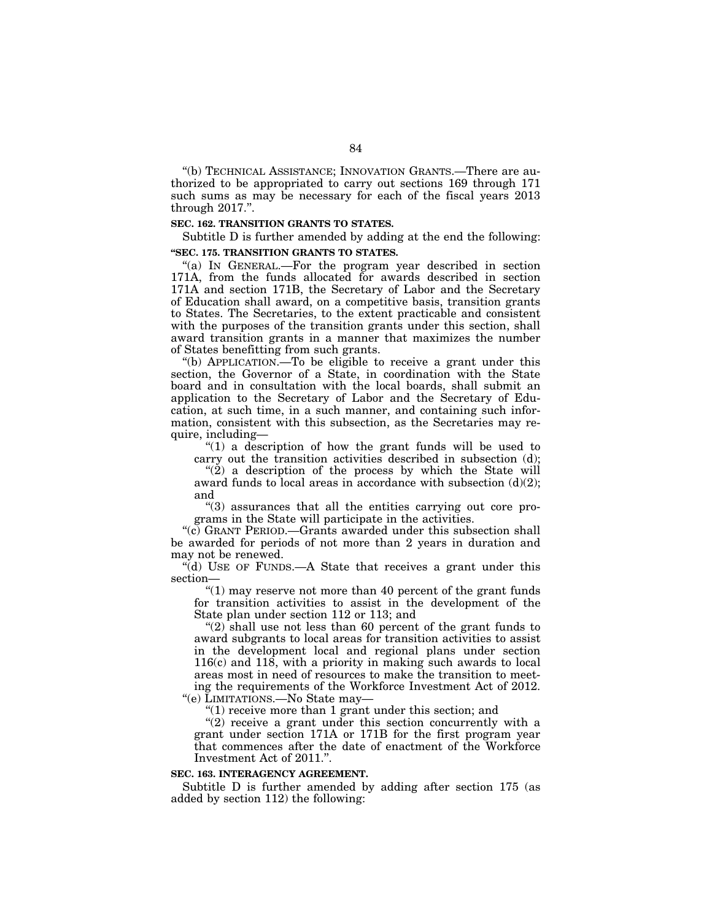"(b) TECHNICAL ASSISTANCE; INNOVATION GRANTS.—There are authorized to be appropriated to carry out sections 169 through 171 such sums as may be necessary for each of the fiscal years 2013 through 2017.".

**SEC. 162. TRANSITION GRANTS TO STATES.**

Subtitle D is further amended by adding at the end the following:

**"SEC. 175. TRANSITION GRANTS TO STATES.**

"(a) IN GENERAL.—For the program year described in section 171A, from the funds allocated for awards described in section 171A and section 171B, the Secretary of Labor and the Secretary of Education shall award, on a competitive basis, transition grants to States. The Secretaries, to the extent practicable and consistent with the purposes of the transition grants under this section, shall award transition grants in a manner that maximizes the number of States benefitting from such grants.

"(b) APPLICATION.—To be eligible to receive a grant under this section, the Governor of a State, in coordination with the State board and in consultation with the local boards, shall submit an application to the Secretary of Labor and the Secretary of Education, at such time, in a such manner, and containing such information, consistent with this subsection, as the Secretaries may require, including—

"(1) a description of how the grant funds will be used to carry out the transition activities described in subsection (d);

"(2) a description of the process by which the State will award funds to local areas in accordance with subsection (d)(2); and

"(3) assurances that all the entities carrying out core programs in the State will participate in the activities.

"(c) GRANT PERIOD.—Grants awarded under this subsection shall be awarded for periods of not more than 2 years in duration and may not be renewed.

"(d) USE OF FUNDS.—A State that receives a grant under this section—

"(1) may reserve not more than 40 percent of the grant funds for transition activities to assist in the development of the State plan under section 112 or 113; and

"(2) shall use not less than 60 percent of the grant funds to award subgrants to local areas for transition activities to assist in the development local and regional plans under section 116(c) and 118, with a priority in making such awards to local areas most in need of resources to make the transition to meeting the requirements of the Workforce Investment Act of 2012.

"(e) LIMITATIONS.—No State may—

"(1) receive more than 1 grant under this section; and

"(2) receive a grant under this section concurrently with a grant under section 171A or 171B for the first program year that commences after the date of enactment of the Workforce Investment Act of 2011.".

**SEC. 163. INTERAGENCY AGREEMENT.**

Subtitle D is further amended by adding after section 175 (as added by section 112) the following: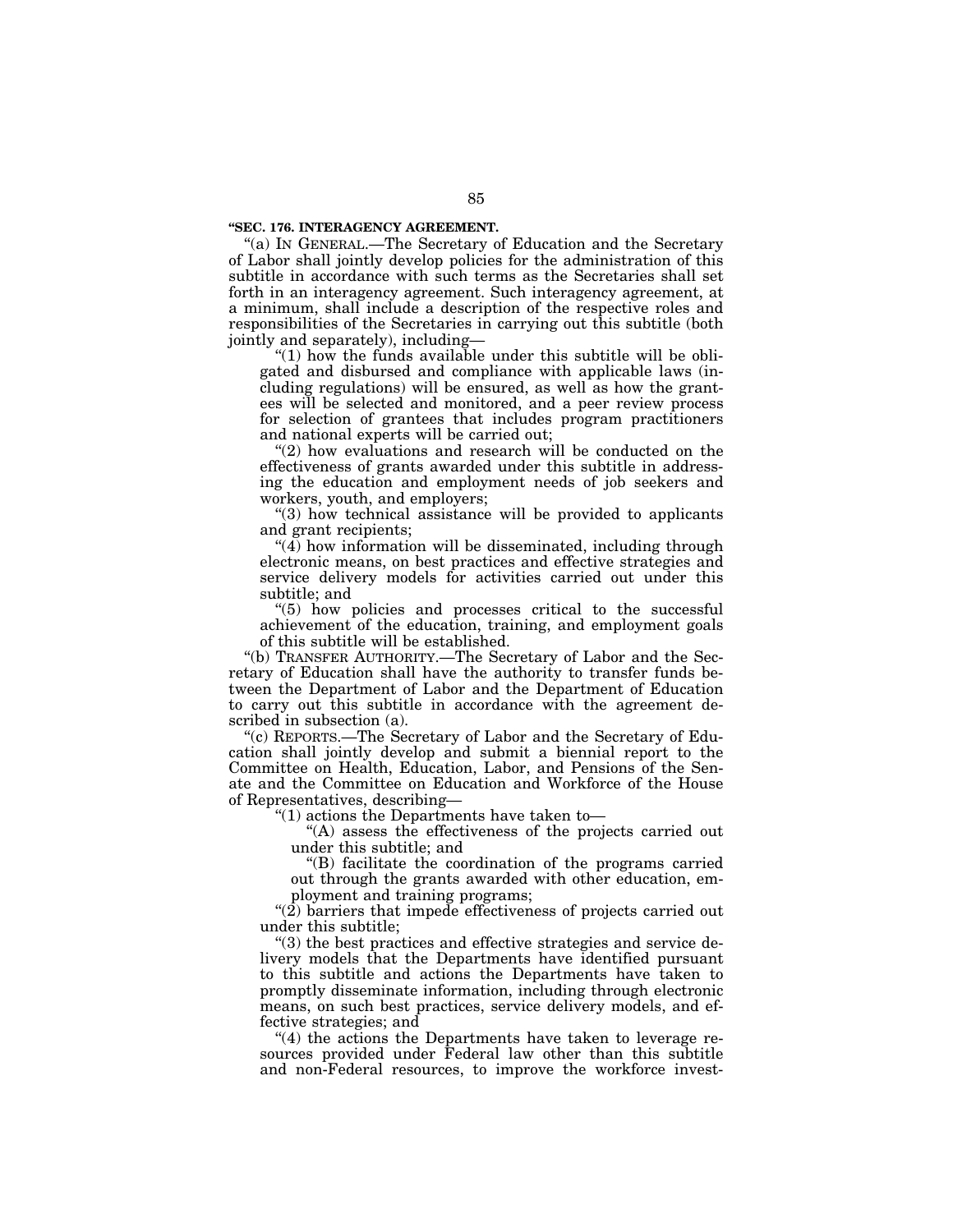**"SEC. 176. INTERAGENCY AGREEMENT.**

"(a) IN GENERAL.—The Secretary of Education and the Secretary of Labor shall jointly develop policies for the administration of this subtitle in accordance with such terms as the Secretaries shall set forth in an interagency agreement. Such interagency agreement, at a minimum, shall include a description of the respective roles and responsibilities of the Secretaries in carrying out this subtitle (both jointly and separately), including—

"(1) how the funds available under this subtitle will be obligated and disbursed and compliance with applicable laws (including regulations) will be ensured, as well as how the grantees will be selected and monitored, and a peer review process for selection of grantees that includes program practitioners and national experts will be carried out;

"(2) how evaluations and research will be conducted on the effectiveness of grants awarded under this subtitle in addressing the education and employment needs of job seekers and workers, youth, and employers;

"(3) how technical assistance will be provided to applicants and grant recipients;

"(4) how information will be disseminated, including through electronic means, on best practices and effective strategies and service delivery models for activities carried out under this subtitle; and

"(5) how policies and processes critical to the successful achievement of the education, training, and employment goals of this subtitle will be established.

"(b) TRANSFER AUTHORITY.—The Secretary of Labor and the Secretary of Education shall have the authority to transfer funds between the Department of Labor and the Department of Education to carry out this subtitle in accordance with the agreement described in subsection (a).

"(c) REPORTS.—The Secretary of Labor and the Secretary of Education shall jointly develop and submit a biennial report to the Committee on Health, Education, Labor, and Pensions of the Senate and the Committee on Education and Workforce of the House of Representatives, describing—

"(1) actions the Departments have taken to—

"(A) assess the effectiveness of the projects carried out under this subtitle; and

"(B) facilitate the coordination of the programs carried out through the grants awarded with other education, employment and training programs;

"(2) barriers that impede effectiveness of projects carried out under this subtitle;

"(3) the best practices and effective strategies and service delivery models that the Departments have identified pursuant to this subtitle and actions the Departments have taken to promptly disseminate information, including through electronic means, on such best practices, service delivery models, and effective strategies; and

"(4) the actions the Departments have taken to leverage resources provided under Federal law other than this subtitle and non-Federal resources, to improve the workforce invest-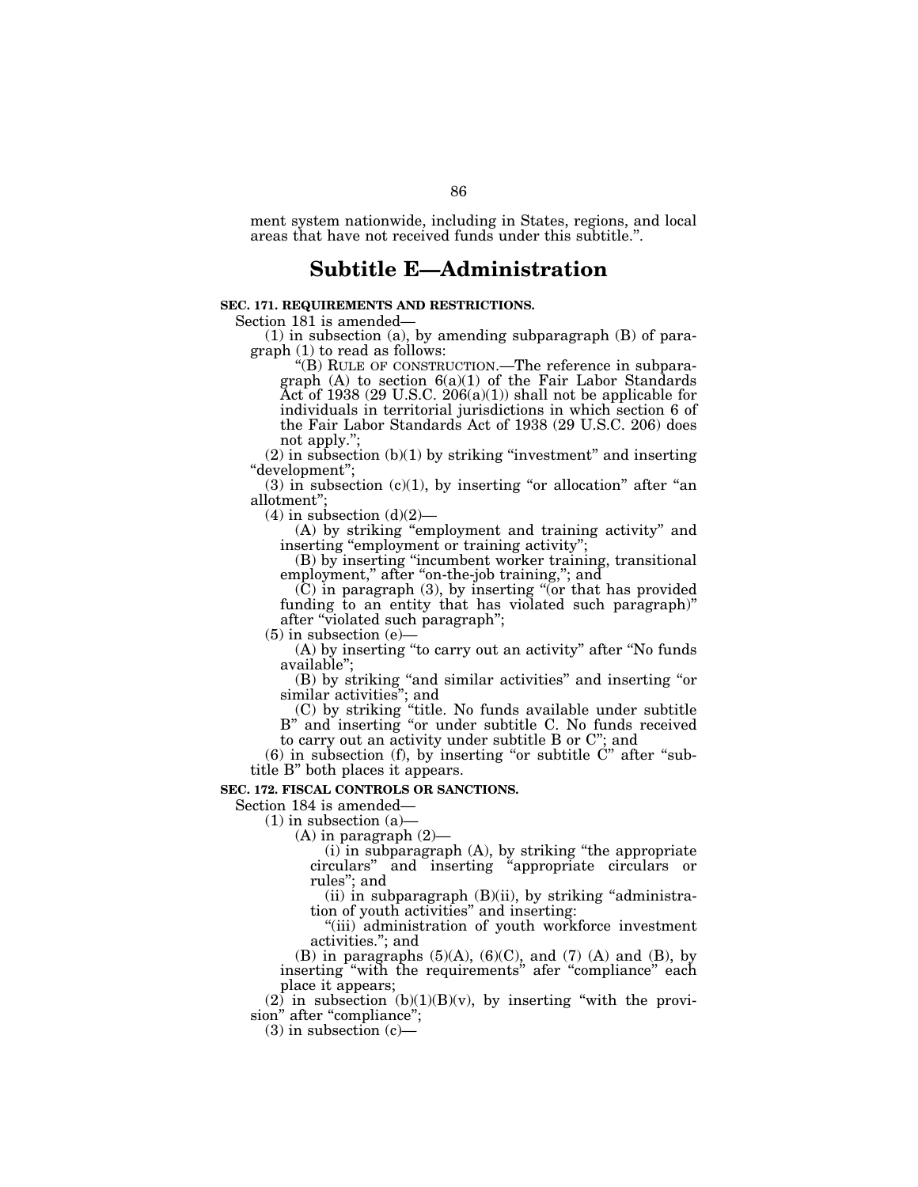ment system nationwide, including in States, regions, and local areas that have not received funds under this subtitle.''.

# Subtitle E—Administration

**SEC. 171. REQUIREMENTS AND RESTRICTIONS.**

Section 181 is amended—

(1) in subsection (a), by amending subparagraph (B) of paragraph (1) to read as follows:

''(B) RULE OF CONSTRUCTION.—The reference in subparagraph (A) to section 6(a)(1) of the Fair Labor Standards Act of 1938 (29 U.S.C. 206(a)(1)) shall not be applicable for individuals in territorial jurisdictions in which section 6 of the Fair Labor Standards Act of 1938 (29 U.S.C. 206) does not apply.'';

(2) in subsection (b)(1) by striking ''investment'' and inserting ''development'';

(3) in subsection (c)(1), by inserting ''or allocation'' after ''an allotment'';

(4) in subsection (d)(2)—

(A) by striking ''employment and training activity'' and inserting ''employment or training activity'';

(B) by inserting ''incumbent worker training, transitional employment,'' after ''on-the-job training,''; and

(C) in paragraph (3), by inserting ''(or that has provided funding to an entity that has violated such paragraph)'' after ''violated such paragraph'';

(5) in subsection (e)—

(A) by inserting ''to carry out an activity'' after ''No funds available'';

(B) by striking ''and similar activities'' and inserting ''or similar activities''; and

(C) by striking ''title. No funds available under subtitle B'' and inserting ''or under subtitle C. No funds received to carry out an activity under subtitle B or C''; and

(6) in subsection (f), by inserting ''or subtitle C'' after ''subtitle B'' both places it appears.

**SEC. 172. FISCAL CONTROLS OR SANCTIONS.**

Section 184 is amended—

(1) in subsection (a)—

(A) in paragraph (2)—

(i) in subparagraph (A), by striking ''the appropriate circulars'' and inserting ''appropriate circulars or rules''; and

(ii) in subparagraph (B)(ii), by striking ''administration of youth activities'' and inserting:

''(iii) administration of youth workforce investment activities.''; and

(B) in paragraphs (5)(A), (6)(C), and (7) (A) and (B), by inserting ''with the requirements'' afer ''compliance'' each place it appears;

(2) in subsection (b)(1)(B)(v), by inserting ''with the provision'' after ''compliance'';

(3) in subsection (c)—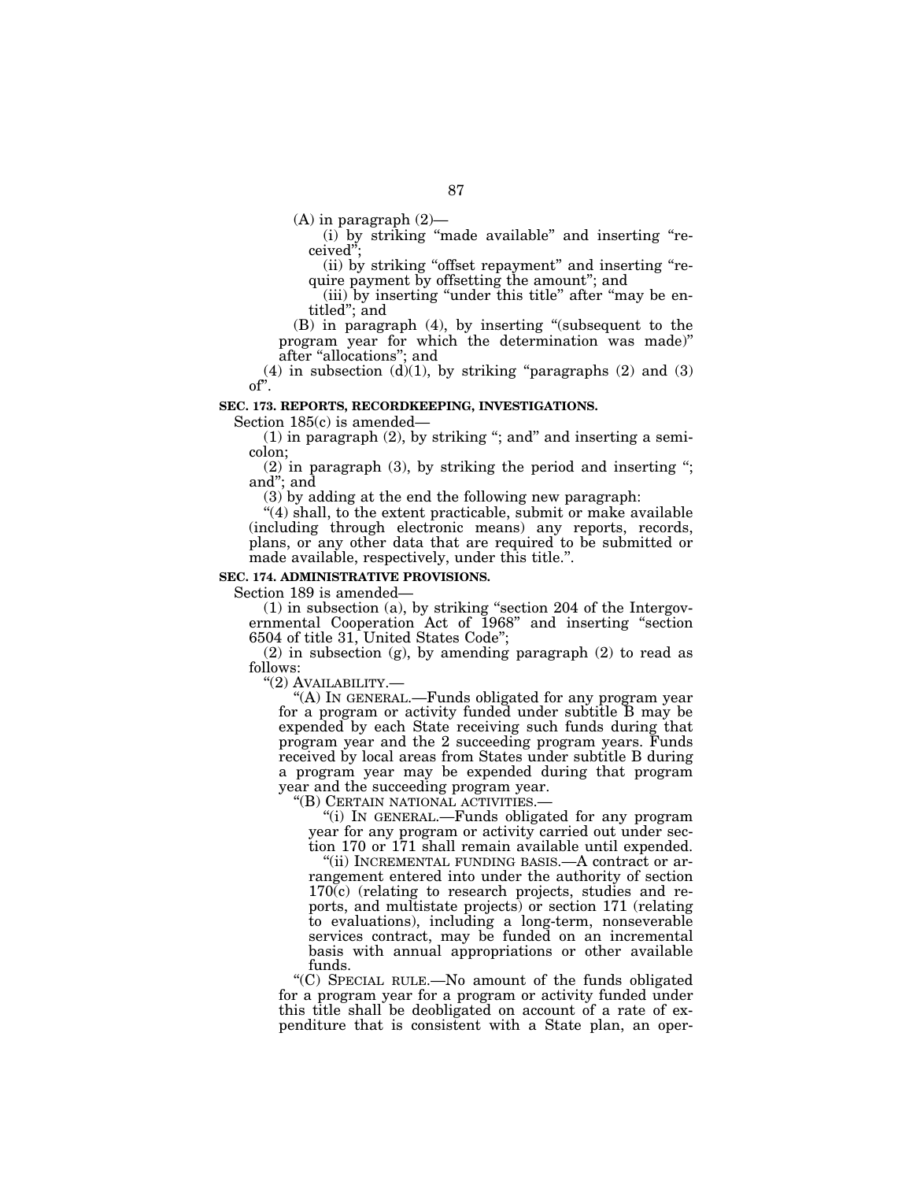(A) in paragraph (2)—

(i) by striking "made available" and inserting "received";

(ii) by striking "offset repayment" and inserting "require payment by offsetting the amount"; and

(iii) by inserting "under this title" after "may be entitled"; and

(B) in paragraph (4), by inserting "(subsequent to the program year for which the determination was made)" after "allocations"; and

(4) in subsection (d)(1), by striking "paragraphs (2) and (3) of".

**SEC. 173. REPORTS, RECORDKEEPING, INVESTIGATIONS.**

Section 185(c) is amended—

(1) in paragraph (2), by striking "; and" and inserting a semicolon;

(2) in paragraph (3), by striking the period and inserting "; and"; and

(3) by adding at the end the following new paragraph:

"(4) shall, to the extent practicable, submit or make available (including through electronic means) any reports, records, plans, or any other data that are required to be submitted or made available, respectively, under this title.".

**SEC. 174. ADMINISTRATIVE PROVISIONS.**

Section 189 is amended—

(1) in subsection (a), by striking "section 204 of the Intergovernmental Cooperation Act of 1968" and inserting "section 6504 of title 31, United States Code";

(2) in subsection (g), by amending paragraph (2) to read as follows:

"(2) AVAILABILITY.—

"(A) IN GENERAL.—Funds obligated for any program year for a program or activity funded under subtitle B may be expended by each State receiving such funds during that program year and the 2 succeeding program years. Funds received by local areas from States under subtitle B during a program year may be expended during that program year and the succeeding program year.

"(B) CERTAIN NATIONAL ACTIVITIES.—

"(i) IN GENERAL.—Funds obligated for any program year for any program or activity carried out under section 170 or 171 shall remain available until expended.

"(ii) INCREMENTAL FUNDING BASIS.—A contract or arrangement entered into under the authority of section 170(c) (relating to research projects, studies and reports, and multistate projects) or section 171 (relating to evaluations), including a long-term, nonseverable services contract, may be funded on an incremental basis with annual appropriations or other available funds.

"(C) SPECIAL RULE.—No amount of the funds obligated for a program year for a program or activity funded under this title shall be deobligated on account of a rate of expenditure that is consistent with a State plan, an oper-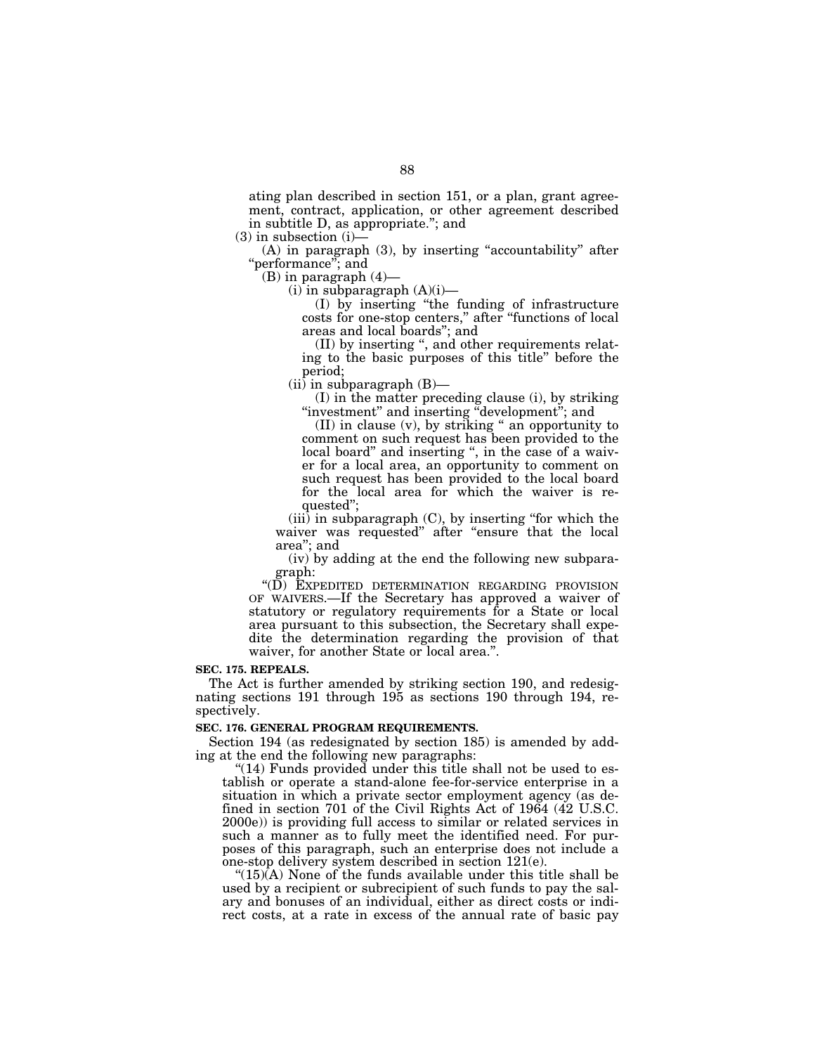ating plan described in section 151, or a plan, grant agreement, contract, application, or other agreement described in subtitle D, as appropriate.''; and

(3) in subsection (i)—

(A) in paragraph (3), by inserting "accountability" after "performance"; and

(B) in paragraph (4)—

(i) in subparagraph (A)(i)—

(I) by inserting "the funding of infrastructure costs for one-stop centers," after "functions of local areas and local boards"; and

(II) by inserting ", and other requirements relating to the basic purposes of this title" before the period;

(ii) in subparagraph (B)—

(I) in the matter preceding clause (i), by striking "investment" and inserting "development"; and

(II) in clause (v), by striking " an opportunity to comment on such request has been provided to the local board" and inserting ", in the case of a waiver for a local area, an opportunity to comment on such request has been provided to the local board for the local area for which the waiver is requested";

(iii) in subparagraph (C), by inserting "for which the waiver was requested" after "ensure that the local area"; and

(iv) by adding at the end the following new subparagraph:

"(D) EXPEDITED DETERMINATION REGARDING PROVISION OF WAIVERS.—If the Secretary has approved a waiver of statutory or regulatory requirements for a State or local area pursuant to this subsection, the Secretary shall expedite the determination regarding the provision of that waiver, for another State or local area.''.

**SEC. 175. REPEALS.**

The Act is further amended by striking section 190, and redesignating sections 191 through 195 as sections 190 through 194, respectively.

**SEC. 176. GENERAL PROGRAM REQUIREMENTS.**

Section 194 (as redesignated by section 185) is amended by adding at the end the following new paragraphs:

"(14) Funds provided under this title shall not be used to establish or operate a stand-alone fee-for-service enterprise in a situation in which a private sector employment agency (as defined in section 701 of the Civil Rights Act of 1964 (42 U.S.C. 2000e)) is providing full access to similar or related services in such a manner as to fully meet the identified need. For purposes of this paragraph, such an enterprise does not include a one-stop delivery system described in section 121(e).

"(15)(A) None of the funds available under this title shall be used by a recipient or subrecipient of such funds to pay the salary and bonuses of an individual, either as direct costs or indirect costs, at a rate in excess of the annual rate of basic pay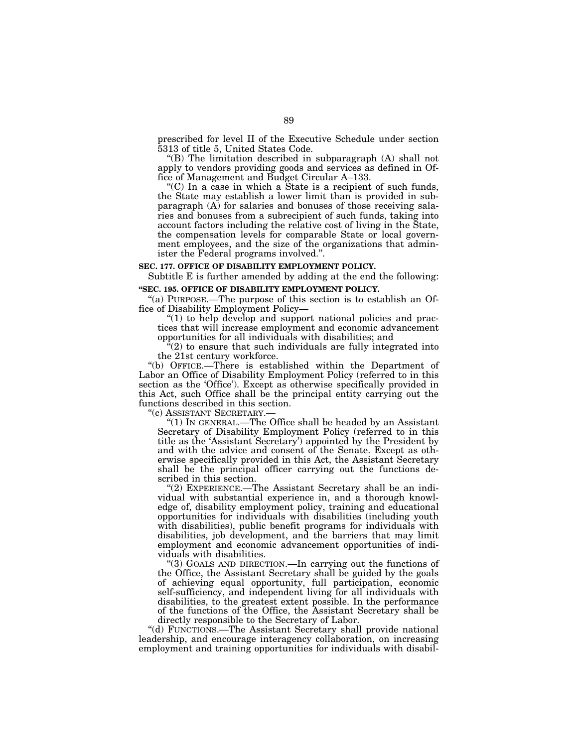prescribed for level II of the Executive Schedule under section 5313 of title 5, United States Code.

"(B) The limitation described in subparagraph (A) shall not apply to vendors providing goods and services as defined in Office of Management and Budget Circular A–133.

"(C) In a case in which a State is a recipient of such funds, the State may establish a lower limit than is provided in subparagraph (A) for salaries and bonuses of those receiving salaries and bonuses from a subrecipient of such funds, taking into account factors including the relative cost of living in the State, the compensation levels for comparable State or local government employees, and the size of the organizations that administer the Federal programs involved.".

**SEC. 177. OFFICE OF DISABILITY EMPLOYMENT POLICY.**

Subtitle E is further amended by adding at the end the following:

**"SEC. 195. OFFICE OF DISABILITY EMPLOYMENT POLICY.**

"(a) PURPOSE.—The purpose of this section is to establish an Office of Disability Employment Policy—

"(1) to help develop and support national policies and practices that will increase employment and economic advancement opportunities for all individuals with disabilities; and

"(2) to ensure that such individuals are fully integrated into the 21st century workforce.

"(b) OFFICE.—There is established within the Department of Labor an Office of Disability Employment Policy (referred to in this section as the 'Office'). Except as otherwise specifically provided in this Act, such Office shall be the principal entity carrying out the functions described in this section.

"(c) ASSISTANT SECRETARY.—

"(1) IN GENERAL.—The Office shall be headed by an Assistant Secretary of Disability Employment Policy (referred to in this title as the 'Assistant Secretary') appointed by the President by and with the advice and consent of the Senate. Except as otherwise specifically provided in this Act, the Assistant Secretary shall be the principal officer carrying out the functions described in this section.

"(2) EXPERIENCE.—The Assistant Secretary shall be an individual with substantial experience in, and a thorough knowledge of, disability employment policy, training and educational opportunities for individuals with disabilities (including youth with disabilities), public benefit programs for individuals with disabilities, job development, and the barriers that may limit employment and economic advancement opportunities of individuals with disabilities.

"(3) GOALS AND DIRECTION.—In carrying out the functions of the Office, the Assistant Secretary shall be guided by the goals of achieving equal opportunity, full participation, economic self-sufficiency, and independent living for all individuals with disabilities, to the greatest extent possible. In the performance of the functions of the Office, the Assistant Secretary shall be directly responsible to the Secretary of Labor.

"(d) FUNCTIONS.—The Assistant Secretary shall provide national leadership, and encourage interagency collaboration, on increasing employment and training opportunities for individuals with disabil-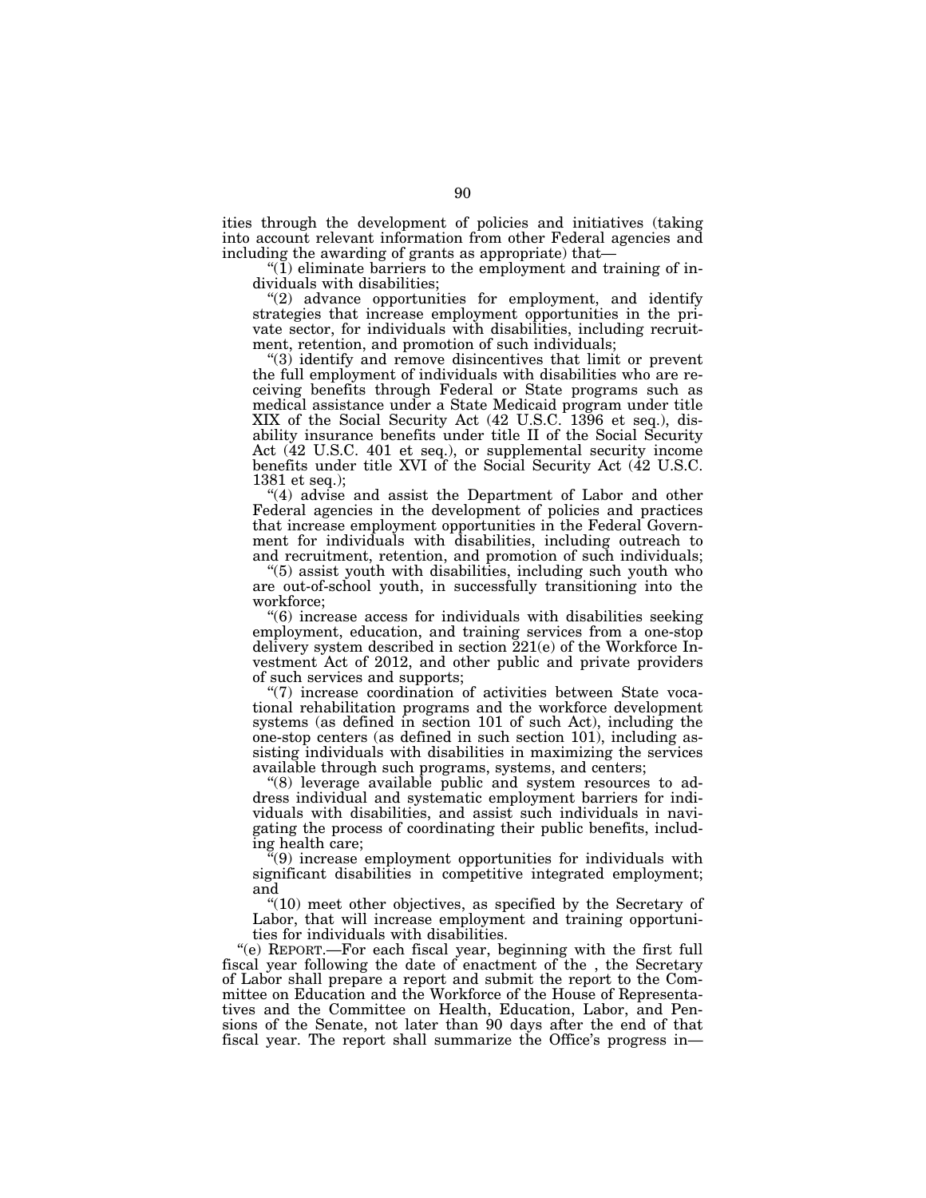ities through the development of policies and initiatives (taking into account relevant information from other Federal agencies and including the awarding of grants as appropriate) that—

"(1) eliminate barriers to the employment and training of individuals with disabilities;

"(2) advance opportunities for employment, and identify strategies that increase employment opportunities in the private sector, for individuals with disabilities, including recruitment, retention, and promotion of such individuals;

"(3) identify and remove disincentives that limit or prevent the full employment of individuals with disabilities who are receiving benefits through Federal or State programs such as medical assistance under a State Medicaid program under title XIX of the Social Security Act (42 U.S.C. 1396 et seq.), disability insurance benefits under title II of the Social Security Act (42 U.S.C. 401 et seq.), or supplemental security income benefits under title XVI of the Social Security Act (42 U.S.C. 1381 et seq.);

"(4) advise and assist the Department of Labor and other Federal agencies in the development of policies and practices that increase employment opportunities in the Federal Government for individuals with disabilities, including outreach to and recruitment, retention, and promotion of such individuals;

"(5) assist youth with disabilities, including such youth who are out-of-school youth, in successfully transitioning into the workforce;

"(6) increase access for individuals with disabilities seeking employment, education, and training services from a one-stop delivery system described in section 221(e) of the Workforce Investment Act of 2012, and other public and private providers of such services and supports;

"(7) increase coordination of activities between State vocational rehabilitation programs and the workforce development systems (as defined in section 101 of such Act), including the one-stop centers (as defined in such section 101), including assisting individuals with disabilities in maximizing the services available through such programs, systems, and centers;

"(8) leverage available public and system resources to address individual and systematic employment barriers for individuals with disabilities, and assist such individuals in navigating the process of coordinating their public benefits, including health care;

"(9) increase employment opportunities for individuals with significant disabilities in competitive integrated employment; and

"(10) meet other objectives, as specified by the Secretary of Labor, that will increase employment and training opportunities for individuals with disabilities.

"(e) REPORT.—For each fiscal year, beginning with the first full fiscal year following the date of enactment of the , the Secretary of Labor shall prepare a report and submit the report to the Committee on Education and the Workforce of the House of Representatives and the Committee on Health, Education, Labor, and Pensions of the Senate, not later than 90 days after the end of that fiscal year. The report shall summarize the Office's progress in—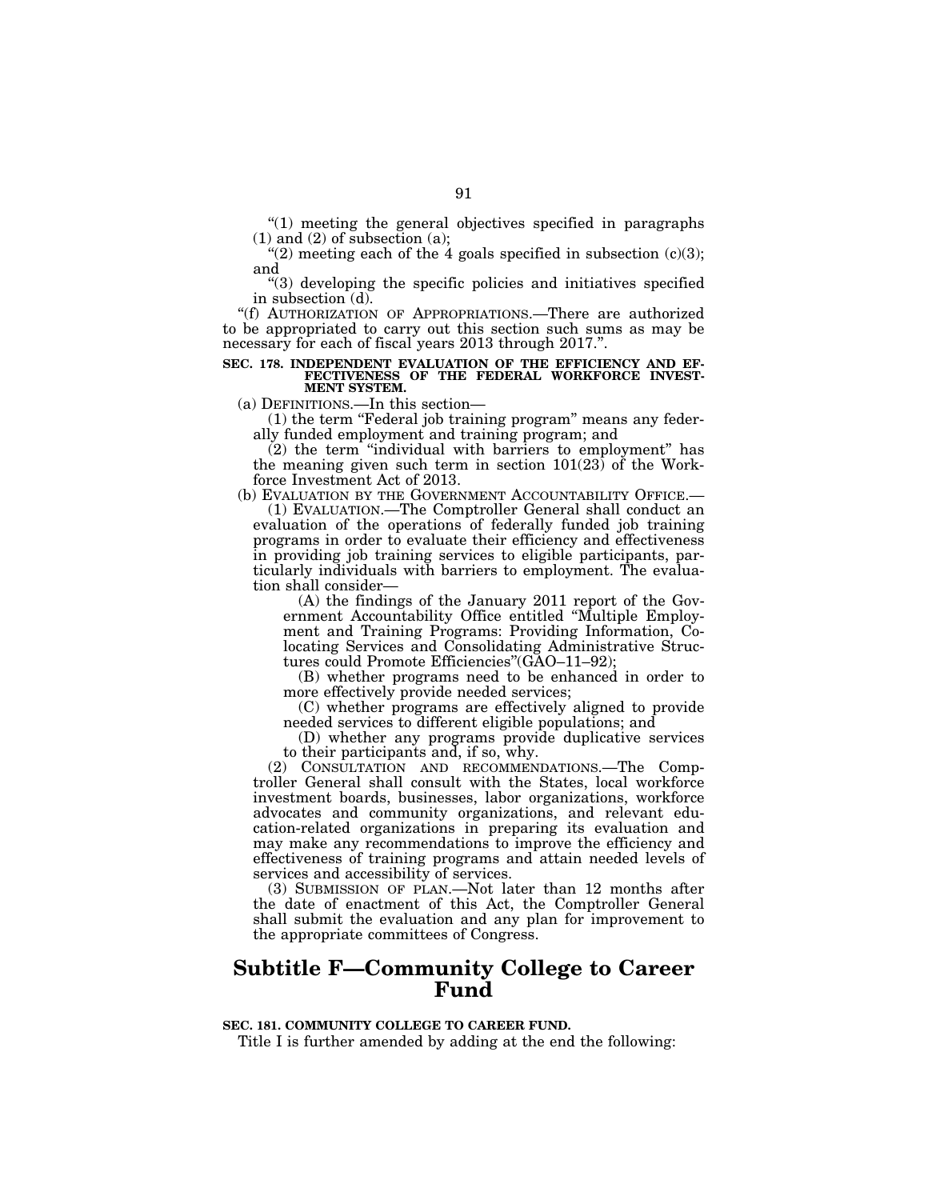"(1) meeting the general objectives specified in paragraphs (1) and (2) of subsection (a);

"(2) meeting each of the 4 goals specified in subsection (c)(3); and

"(3) developing the specific policies and initiatives specified in subsection (d).

"(f) AUTHORIZATION OF APPROPRIATIONS.—There are authorized to be appropriated to carry out this section such sums as may be necessary for each of fiscal years 2013 through 2017.".

**SEC. 178. INDEPENDENT EVALUATION OF THE EFFICIENCY AND EFFECTIVENESS OF THE FEDERAL WORKFORCE INVESTMENT SYSTEM.**

(a) DEFINITIONS.—In this section—

(1) the term "Federal job training program" means any federally funded employment and training program; and

(2) the term "individual with barriers to employment" has the meaning given such term in section 101(23) of the Workforce Investment Act of 2013.

(b) EVALUATION BY THE GOVERNMENT ACCOUNTABILITY OFFICE.—

(1) EVALUATION.—The Comptroller General shall conduct an evaluation of the operations of federally funded job training programs in order to evaluate their efficiency and effectiveness in providing job training services to eligible participants, particularly individuals with barriers to employment. The evaluation shall consider—

(A) the findings of the January 2011 report of the Government Accountability Office entitled "Multiple Employment and Training Programs: Providing Information, Co-locating Services and Consolidating Administrative Structures could Promote Efficiencies"(GAO–11–92);

(B) whether programs need to be enhanced in order to more effectively provide needed services;

(C) whether programs are effectively aligned to provide needed services to different eligible populations; and

(D) whether any programs provide duplicative services to their participants and, if so, why.

(2) CONSULTATION AND RECOMMENDATIONS.—The Comptroller General shall consult with the States, local workforce investment boards, businesses, labor organizations, workforce advocates and community organizations, and relevant education-related organizations in preparing its evaluation and may make any recommendations to improve the efficiency and effectiveness of training programs and attain needed levels of services and accessibility of services.

(3) SUBMISSION OF PLAN.—Not later than 12 months after the date of enactment of this Act, the Comptroller General shall submit the evaluation and any plan for improvement to the appropriate committees of Congress.

## Subtitle F—Community College to Career Fund

**SEC. 181. COMMUNITY COLLEGE TO CAREER FUND.**

Title I is further amended by adding at the end the following: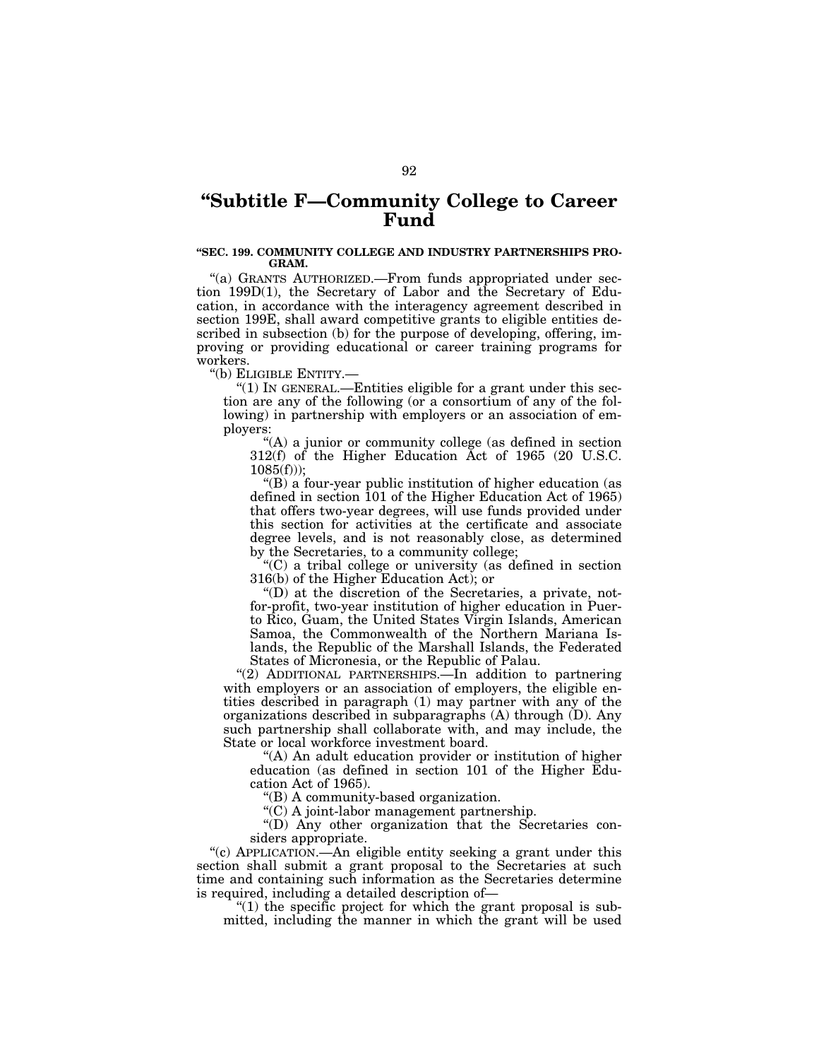# "Subtitle F—Community College to Career Fund

**"SEC. 199. COMMUNITY COLLEGE AND INDUSTRY PARTNERSHIPS PROGRAM.**

"(a) GRANTS AUTHORIZED.—From funds appropriated under section 199D(1), the Secretary of Labor and the Secretary of Education, in accordance with the interagency agreement described in section 199E, shall award competitive grants to eligible entities described in subsection (b) for the purpose of developing, offering, improving or providing educational or career training programs for workers.

"(b) ELIGIBLE ENTITY.—

"(1) IN GENERAL.—Entities eligible for a grant under this section are any of the following (or a consortium of any of the following) in partnership with employers or an association of employers:

"(A) a junior or community college (as defined in section 312(f) of the Higher Education Act of 1965 (20 U.S.C. 1085(f)));

"(B) a four-year public institution of higher education (as defined in section 101 of the Higher Education Act of 1965) that offers two-year degrees, will use funds provided under this section for activities at the certificate and associate degree levels, and is not reasonably close, as determined by the Secretaries, to a community college;

"(C) a tribal college or university (as defined in section 316(b) of the Higher Education Act); or

"(D) at the discretion of the Secretaries, a private, not-for-profit, two-year institution of higher education in Puerto Rico, Guam, the United States Virgin Islands, American Samoa, the Commonwealth of the Northern Mariana Islands, the Republic of the Marshall Islands, the Federated States of Micronesia, or the Republic of Palau.

"(2) ADDITIONAL PARTNERSHIPS.—In addition to partnering with employers or an association of employers, the eligible entities described in paragraph (1) may partner with any of the organizations described in subparagraphs (A) through (D). Any such partnership shall collaborate with, and may include, the State or local workforce investment board.

"(A) An adult education provider or institution of higher education (as defined in section 101 of the Higher Education Act of 1965).

"(B) A community-based organization.

"(C) A joint-labor management partnership.

"(D) Any other organization that the Secretaries considers appropriate.

"(c) APPLICATION.—An eligible entity seeking a grant under this section shall submit a grant proposal to the Secretaries at such time and containing such information as the Secretaries determine is required, including a detailed description of—

"(1) the specific project for which the grant proposal is submitted, including the manner in which the grant will be used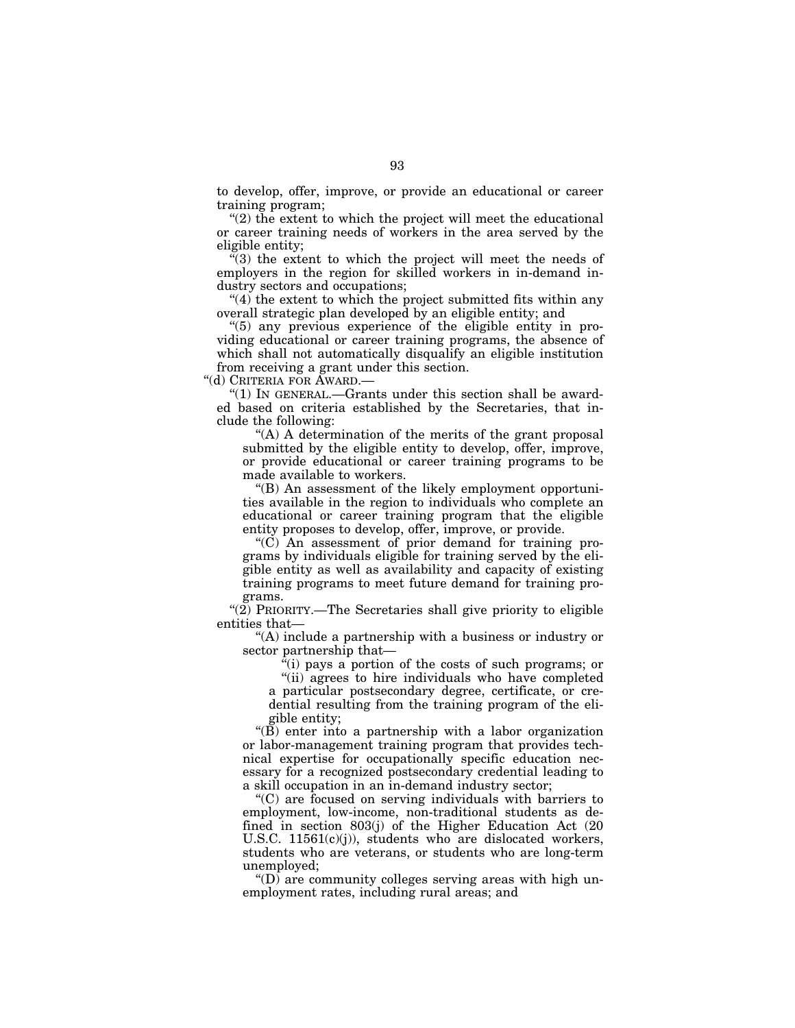to develop, offer, improve, or provide an educational or career training program;

"(2) the extent to which the project will meet the educational or career training needs of workers in the area served by the eligible entity;

"(3) the extent to which the project will meet the needs of employers in the region for skilled workers in in-demand industry sectors and occupations;

"(4) the extent to which the project submitted fits within any overall strategic plan developed by an eligible entity; and

"(5) any previous experience of the eligible entity in providing educational or career training programs, the absence of which shall not automatically disqualify an eligible institution from receiving a grant under this section.

"(d) CRITERIA FOR AWARD.—

"(1) IN GENERAL.—Grants under this section shall be awarded based on criteria established by the Secretaries, that include the following:

"(A) A determination of the merits of the grant proposal submitted by the eligible entity to develop, offer, improve, or provide educational or career training programs to be made available to workers.

"(B) An assessment of the likely employment opportunities available in the region to individuals who complete an educational or career training program that the eligible entity proposes to develop, offer, improve, or provide.

"(C) An assessment of prior demand for training programs by individuals eligible for training served by the eligible entity as well as availability and capacity of existing training programs to meet future demand for training programs.

"(2) PRIORITY.—The Secretaries shall give priority to eligible entities that—

"(A) include a partnership with a business or industry or sector partnership that—

"(i) pays a portion of the costs of such programs; or

"(ii) agrees to hire individuals who have completed a particular postsecondary degree, certificate, or credential resulting from the training program of the eligible entity;

"(B) enter into a partnership with a labor organization or labor-management training program that provides technical expertise for occupationally specific education necessary for a recognized postsecondary credential leading to a skill occupation in an in-demand industry sector;

"(C) are focused on serving individuals with barriers to employment, low-income, non-traditional students as defined in section 803(j) of the Higher Education Act (20 U.S.C. 11561(c)(j)), students who are dislocated workers, students who are veterans, or students who are long-term unemployed;

"(D) are community colleges serving areas with high unemployment rates, including rural areas; and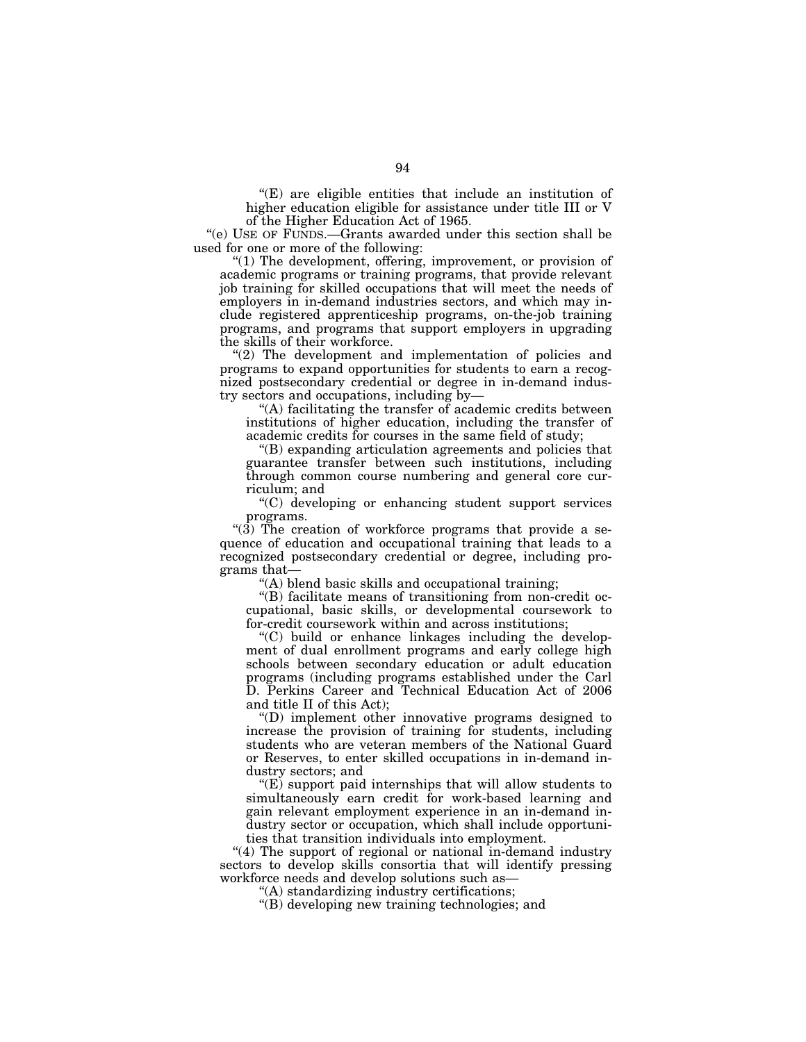"(E) are eligible entities that include an institution of higher education eligible for assistance under title III or V of the Higher Education Act of 1965.

"(e) USE OF FUNDS.—Grants awarded under this section shall be used for one or more of the following:

"(1) The development, offering, improvement, or provision of academic programs or training programs, that provide relevant job training for skilled occupations that will meet the needs of employers in in-demand industries sectors, and which may include registered apprenticeship programs, on-the-job training programs, and programs that support employers in upgrading the skills of their workforce.

"(2) The development and implementation of policies and programs to expand opportunities for students to earn a recognized postsecondary credential or degree in in-demand industry sectors and occupations, including by—

"(A) facilitating the transfer of academic credits between institutions of higher education, including the transfer of academic credits for courses in the same field of study;

"(B) expanding articulation agreements and policies that guarantee transfer between such institutions, including through common course numbering and general core curriculum; and

"(C) developing or enhancing student support services programs.

"(3) The creation of workforce programs that provide a sequence of education and occupational training that leads to a recognized postsecondary credential or degree, including programs that—

"(A) blend basic skills and occupational training;

"(B) facilitate means of transitioning from non-credit occupational, basic skills, or developmental coursework to for-credit coursework within and across institutions;

"(C) build or enhance linkages including the development of dual enrollment programs and early college high schools between secondary education or adult education programs (including programs established under the Carl D. Perkins Career and Technical Education Act of 2006 and title II of this Act);

"(D) implement other innovative programs designed to increase the provision of training for students, including students who are veteran members of the National Guard or Reserves, to enter skilled occupations in in-demand industry sectors; and

"(E) support paid internships that will allow students to simultaneously earn credit for work-based learning and gain relevant employment experience in an in-demand industry sector or occupation, which shall include opportunities that transition individuals into employment.

"(4) The support of regional or national in-demand industry sectors to develop skills consortia that will identify pressing workforce needs and develop solutions such as—

"(A) standardizing industry certifications;

"(B) developing new training technologies; and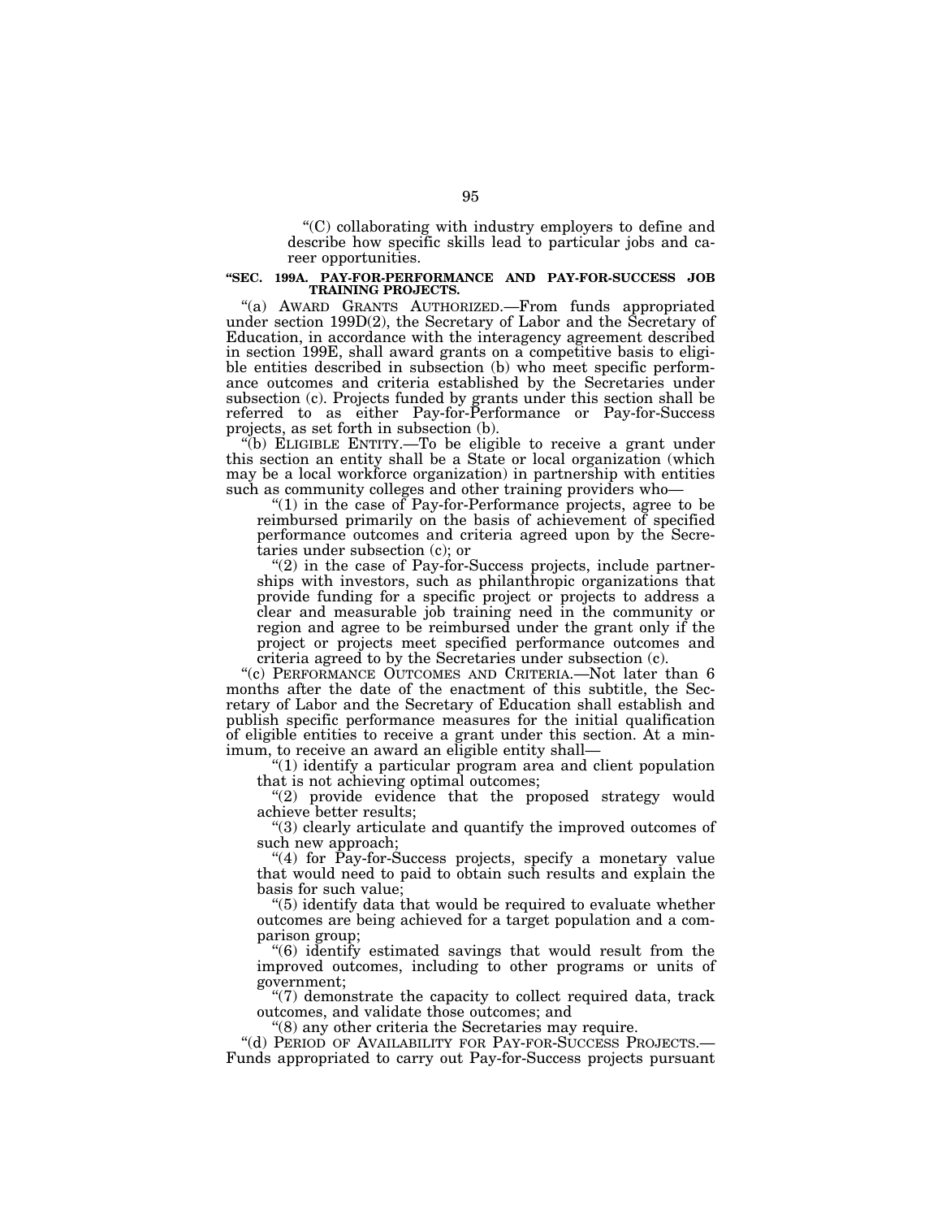"(C) collaborating with industry employers to define and describe how specific skills lead to particular jobs and career opportunities.

**"SEC. 199A. PAY-FOR-PERFORMANCE AND PAY-FOR-SUCCESS JOB TRAINING PROJECTS.**

"(a) AWARD GRANTS AUTHORIZED.—From funds appropriated under section 199D(2), the Secretary of Labor and the Secretary of Education, in accordance with the interagency agreement described in section 199E, shall award grants on a competitive basis to eligible entities described in subsection (b) who meet specific performance outcomes and criteria established by the Secretaries under subsection (c). Projects funded by grants under this section shall be referred to as either Pay-for-Performance or Pay-for-Success projects, as set forth in subsection (b).

"(b) ELIGIBLE ENTITY.—To be eligible to receive a grant under this section an entity shall be a State or local organization (which may be a local workforce organization) in partnership with entities such as community colleges and other training providers who—

"(1) in the case of Pay-for-Performance projects, agree to be reimbursed primarily on the basis of achievement of specified performance outcomes and criteria agreed upon by the Secretaries under subsection (c); or

"(2) in the case of Pay-for-Success projects, include partnerships with investors, such as philanthropic organizations that provide funding for a specific project or projects to address a clear and measurable job training need in the community or region and agree to be reimbursed under the grant only if the project or projects meet specified performance outcomes and criteria agreed to by the Secretaries under subsection (c).

"(c) PERFORMANCE OUTCOMES AND CRITERIA.—Not later than 6 months after the date of the enactment of this subtitle, the Secretary of Labor and the Secretary of Education shall establish and publish specific performance measures for the initial qualification of eligible entities to receive a grant under this section. At a minimum, to receive an award an eligible entity shall—

"(1) identify a particular program area and client population that is not achieving optimal outcomes;

"(2) provide evidence that the proposed strategy would achieve better results;

"(3) clearly articulate and quantify the improved outcomes of such new approach;

"(4) for Pay-for-Success projects, specify a monetary value that would need to paid to obtain such results and explain the basis for such value;

"(5) identify data that would be required to evaluate whether outcomes are being achieved for a target population and a comparison group;

"(6) identify estimated savings that would result from the improved outcomes, including to other programs or units of government;

"(7) demonstrate the capacity to collect required data, track outcomes, and validate those outcomes; and

"(8) any other criteria the Secretaries may require.

"(d) PERIOD OF AVAILABILITY FOR PAY-FOR-SUCCESS PROJECTS.—Funds appropriated to carry out Pay-for-Success projects pursuant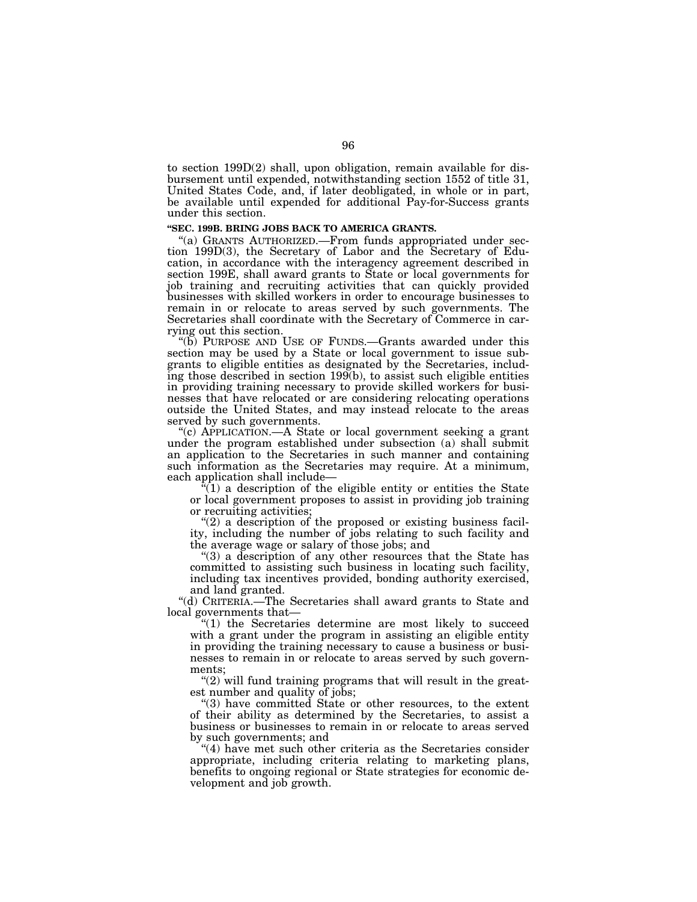to section 199D(2) shall, upon obligation, remain available for disbursement until expended, notwithstanding section 1552 of title 31, United States Code, and, if later deobligated, in whole or in part, be available until expended for additional Pay-for-Success grants under this section.

**"SEC. 199B. BRING JOBS BACK TO AMERICA GRANTS.**

"(a) GRANTS AUTHORIZED.—From funds appropriated under section 199D(3), the Secretary of Labor and the Secretary of Education, in accordance with the interagency agreement described in section 199E, shall award grants to State or local governments for job training and recruiting activities that can quickly provided businesses with skilled workers in order to encourage businesses to remain in or relocate to areas served by such governments. The Secretaries shall coordinate with the Secretary of Commerce in carrying out this section.

"(b) PURPOSE AND USE OF FUNDS.—Grants awarded under this section may be used by a State or local government to issue subgrants to eligible entities as designated by the Secretaries, including those described in section 199(b), to assist such eligible entities in providing training necessary to provide skilled workers for businesses that have relocated or are considering relocating operations outside the United States, and may instead relocate to the areas served by such governments.

"(c) APPLICATION.—A State or local government seeking a grant under the program established under subsection (a) shall submit an application to the Secretaries in such manner and containing such information as the Secretaries may require. At a minimum, each application shall include—

"(1) a description of the eligible entity or entities the State or local government proposes to assist in providing job training or recruiting activities;

"(2) a description of the proposed or existing business facility, including the number of jobs relating to such facility and the average wage or salary of those jobs; and

"(3) a description of any other resources that the State has committed to assisting such business in locating such facility, including tax incentives provided, bonding authority exercised, and land granted.

"(d) CRITERIA.—The Secretaries shall award grants to State and local governments that—

"(1) the Secretaries determine are most likely to succeed with a grant under the program in assisting an eligible entity in providing the training necessary to cause a business or businesses to remain in or relocate to areas served by such governments;

"(2) will fund training programs that will result in the greatest number and quality of jobs;

"(3) have committed State or other resources, to the extent of their ability as determined by the Secretaries, to assist a business or businesses to remain in or relocate to areas served by such governments; and

"(4) have met such other criteria as the Secretaries consider appropriate, including criteria relating to marketing plans, benefits to ongoing regional or State strategies for economic development and job growth.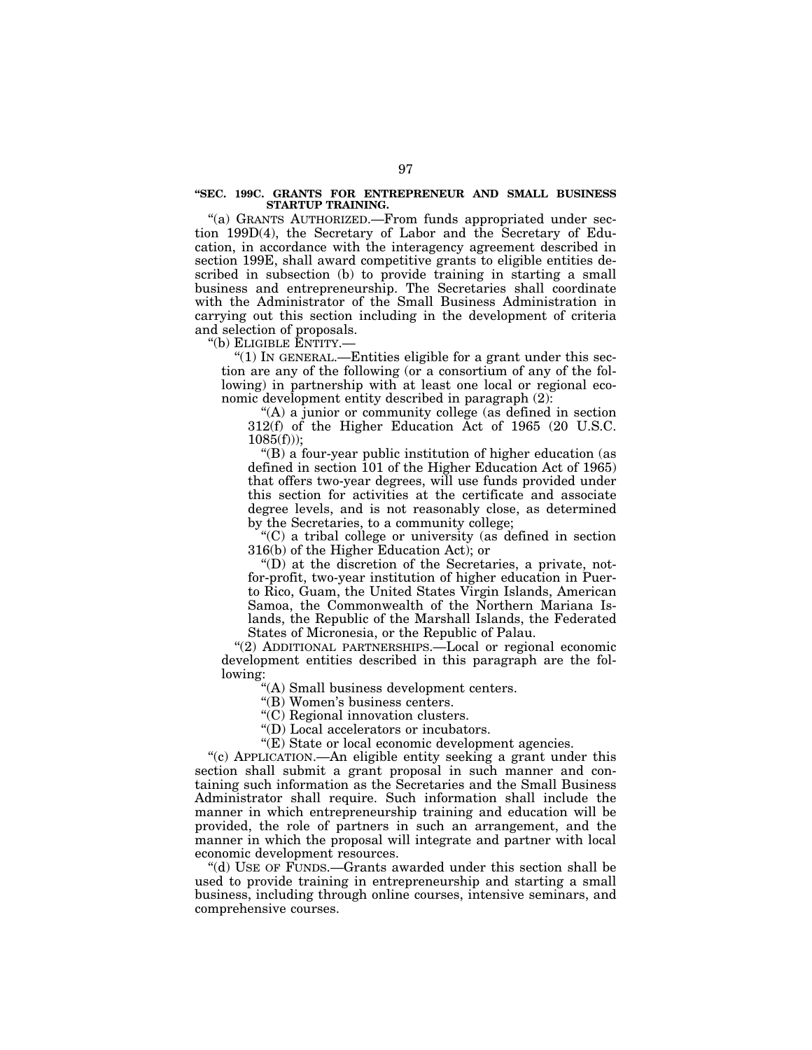**"SEC. 199C. GRANTS FOR ENTREPRENEUR AND SMALL BUSINESS STARTUP TRAINING.**

"(a) GRANTS AUTHORIZED.—From funds appropriated under section 199D(4), the Secretary of Labor and the Secretary of Education, in accordance with the interagency agreement described in section 199E, shall award competitive grants to eligible entities described in subsection (b) to provide training in starting a small business and entrepreneurship. The Secretaries shall coordinate with the Administrator of the Small Business Administration in carrying out this section including in the development of criteria and selection of proposals.

"(b) ELIGIBLE ENTITY.—

"(1) IN GENERAL.—Entities eligible for a grant under this section are any of the following (or a consortium of any of the following) in partnership with at least one local or regional economic development entity described in paragraph (2):

"(A) a junior or community college (as defined in section 312(f) of the Higher Education Act of 1965 (20 U.S.C. 1085(f)));

"(B) a four-year public institution of higher education (as defined in section 101 of the Higher Education Act of 1965) that offers two-year degrees, will use funds provided under this section for activities at the certificate and associate degree levels, and is not reasonably close, as determined by the Secretaries, to a community college;

"(C) a tribal college or university (as defined in section 316(b) of the Higher Education Act); or

"(D) at the discretion of the Secretaries, a private, not-for-profit, two-year institution of higher education in Puerto Rico, Guam, the United States Virgin Islands, American Samoa, the Commonwealth of the Northern Mariana Islands, the Republic of the Marshall Islands, the Federated States of Micronesia, or the Republic of Palau.

"(2) ADDITIONAL PARTNERSHIPS.—Local or regional economic development entities described in this paragraph are the following:

"(A) Small business development centers.

"(B) Women's business centers.

"(C) Regional innovation clusters.

"(D) Local accelerators or incubators.

"(E) State or local economic development agencies.

"(c) APPLICATION.—An eligible entity seeking a grant under this section shall submit a grant proposal in such manner and containing such information as the Secretaries and the Small Business Administrator shall require. Such information shall include the manner in which entrepreneurship training and education will be provided, the role of partners in such an arrangement, and the manner in which the proposal will integrate and partner with local economic development resources.

"(d) USE OF FUNDS.—Grants awarded under this section shall be used to provide training in entrepreneurship and starting a small business, including through online courses, intensive seminars, and comprehensive courses.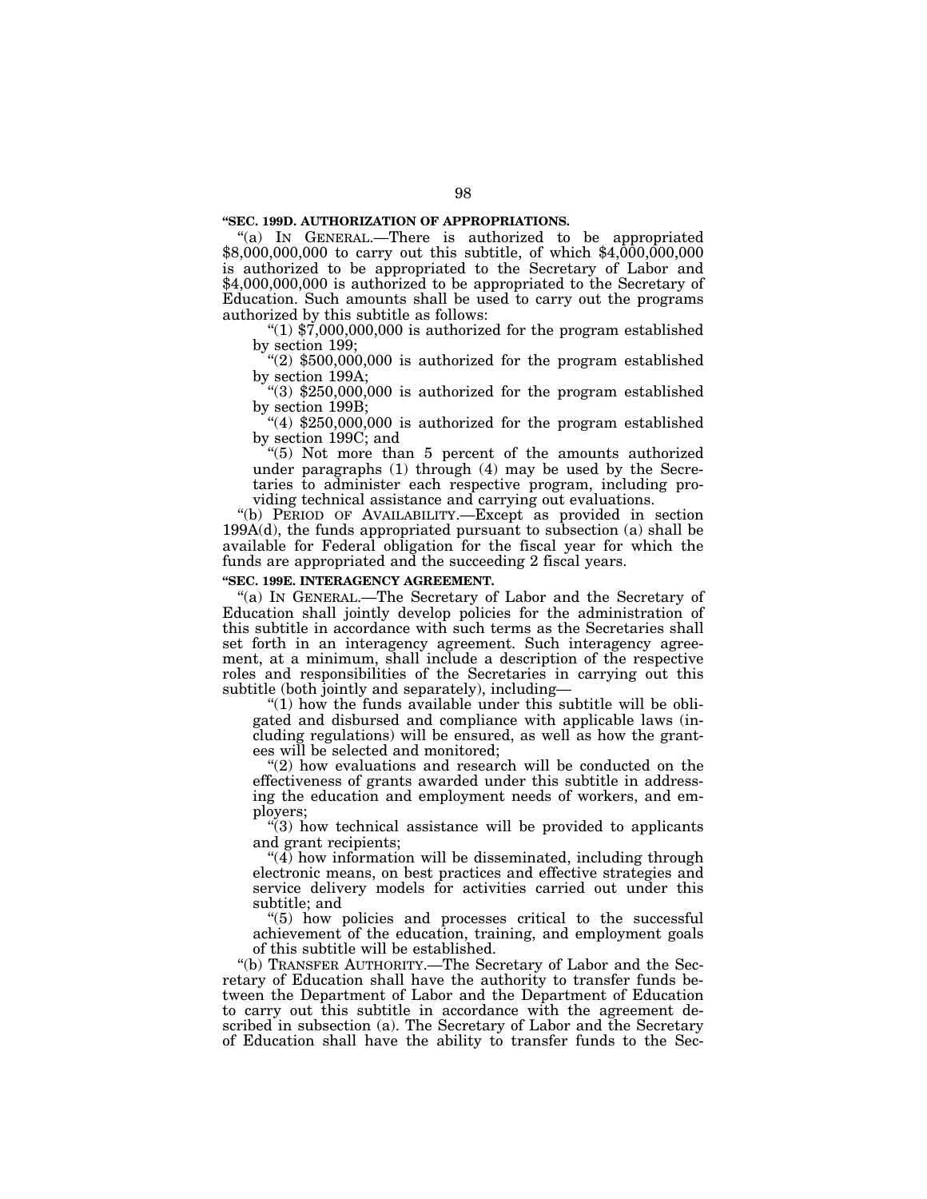**"SEC. 199D. AUTHORIZATION OF APPROPRIATIONS.**

"(a) IN GENERAL.—There is authorized to be appropriated $8,000,000,000 to carry out this subtitle, of which $4,000,000,000 is authorized to be appropriated to the Secretary of Labor and $4,000,000,000 is authorized to be appropriated to the Secretary of Education. Such amounts shall be used to carry out the programs authorized by this subtitle as follows:

"(1) $7,000,000,000 is authorized for the program established by section 199;

"(2) $500,000,000 is authorized for the program established by section 199A;

"(3) $250,000,000 is authorized for the program established by section 199B;

"(4) $250,000,000 is authorized for the program established by section 199C; and

"(5) Not more than 5 percent of the amounts authorized under paragraphs (1) through (4) may be used by the Secretaries to administer each respective program, including providing technical assistance and carrying out evaluations.

"(b) PERIOD OF AVAILABILITY.—Except as provided in section 199A(d), the funds appropriated pursuant to subsection (a) shall be available for Federal obligation for the fiscal year for which the funds are appropriated and the succeeding 2 fiscal years.

**"SEC. 199E. INTERAGENCY AGREEMENT.**

"(a) IN GENERAL.—The Secretary of Labor and the Secretary of Education shall jointly develop policies for the administration of this subtitle in accordance with such terms as the Secretaries shall set forth in an interagency agreement. Such interagency agreement, at a minimum, shall include a description of the respective roles and responsibilities of the Secretaries in carrying out this subtitle (both jointly and separately), including—

"(1) how the funds available under this subtitle will be obligated and disbursed and compliance with applicable laws (including regulations) will be ensured, as well as how the grantees will be selected and monitored;

"(2) how evaluations and research will be conducted on the effectiveness of grants awarded under this subtitle in addressing the education and employment needs of workers, and employers;

"(3) how technical assistance will be provided to applicants and grant recipients;

"(4) how information will be disseminated, including through electronic means, on best practices and effective strategies and service delivery models for activities carried out under this subtitle; and

"(5) how policies and processes critical to the successful achievement of the education, training, and employment goals of this subtitle will be established.

"(b) TRANSFER AUTHORITY.—The Secretary of Labor and the Secretary of Education shall have the authority to transfer funds between the Department of Labor and the Department of Education to carry out this subtitle in accordance with the agreement described in subsection (a). The Secretary of Labor and the Secretary of Education shall have the ability to transfer funds to the Sec-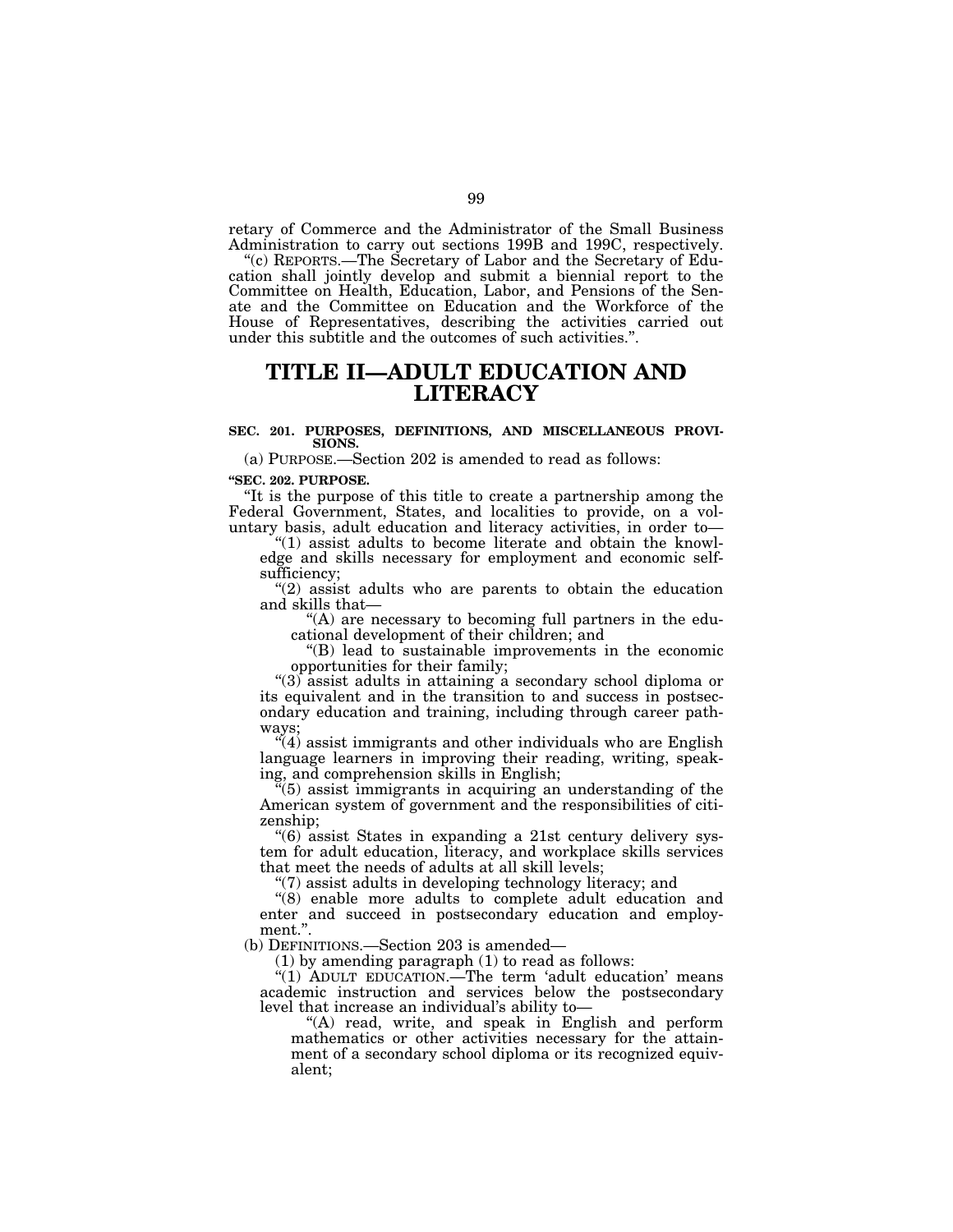retary of Commerce and the Administrator of the Small Business Administration to carry out sections 199B and 199C, respectively.

"(c) REPORTS.—The Secretary of Labor and the Secretary of Education shall jointly develop and submit a biennial report to the Committee on Health, Education, Labor, and Pensions of the Senate and the Committee on Education and the Workforce of the House of Representatives, describing the activities carried out under this subtitle and the outcomes of such activities.".

# TITLE II—ADULT EDUCATION AND LITERACY

### SEC. 201. PURPOSES, DEFINITIONS, AND MISCELLANEOUS PROVISIONS.

(a) PURPOSE.—Section 202 is amended to read as follows:

**"SEC. 202. PURPOSE.**

"It is the purpose of this title to create a partnership among the Federal Government, States, and localities to provide, on a voluntary basis, adult education and literacy activities, in order to—

"(1) assist adults to become literate and obtain the knowledge and skills necessary for employment and economic self-sufficiency;

"(2) assist adults who are parents to obtain the education and skills that—

"(A) are necessary to becoming full partners in the educational development of their children; and

"(B) lead to sustainable improvements in the economic opportunities for their family;

"(3) assist adults in attaining a secondary school diploma or its equivalent and in the transition to and success in postsecondary education and training, including through career pathways;

"(4) assist immigrants and other individuals who are English language learners in improving their reading, writing, speaking, and comprehension skills in English;

"(5) assist immigrants in acquiring an understanding of the American system of government and the responsibilities of citizenship;

"(6) assist States in expanding a 21st century delivery system for adult education, literacy, and workplace skills services that meet the needs of adults at all skill levels;

"(7) assist adults in developing technology literacy; and

"(8) enable more adults to complete adult education and enter and succeed in postsecondary education and employment.".

(b) DEFINITIONS.—Section 203 is amended—

(1) by amending paragraph (1) to read as follows:

"(1) ADULT EDUCATION.—The term 'adult education' means academic instruction and services below the postsecondary level that increase an individual's ability to—

"(A) read, write, and speak in English and perform mathematics or other activities necessary for the attainment of a secondary school diploma or its recognized equivalent;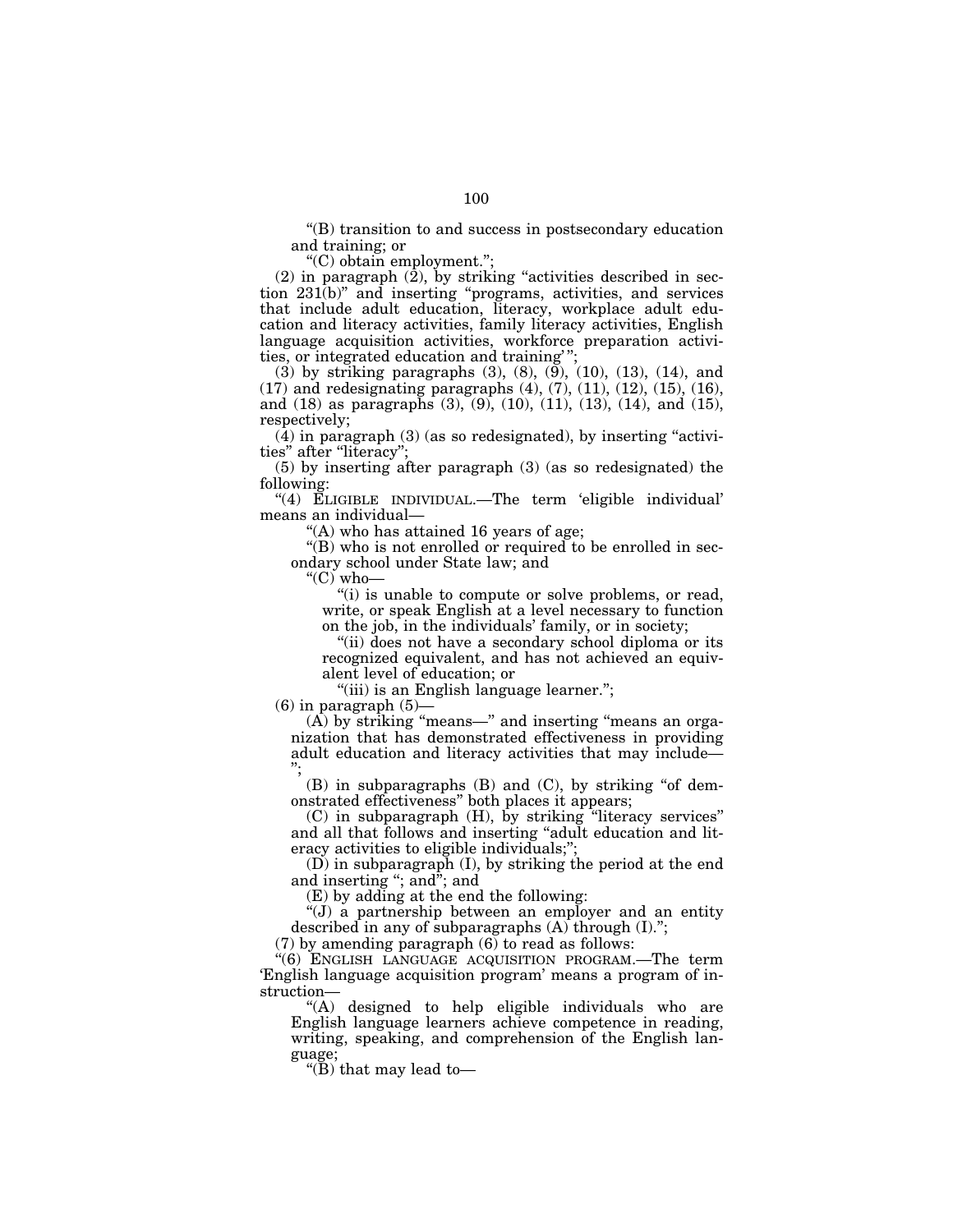"(B) transition to and success in postsecondary education and training; or

"(C) obtain employment.";

(2) in paragraph (2), by striking "activities described in section 231(b)" and inserting "programs, activities, and services that include adult education, literacy, workplace adult education and literacy activities, family literacy activities, English language acquisition activities, workforce preparation activities, or integrated education and training'";

(3) by striking paragraphs (3), (8), (9), (10), (13), (14), and (17) and redesignating paragraphs (4), (7), (11), (12), (15), (16), and (18) as paragraphs (3), (9), (10), (11), (13), (14), and (15), respectively;

(4) in paragraph (3) (as so redesignated), by inserting "activities" after "literacy";

(5) by inserting after paragraph (3) (as so redesignated) the following:

"(4) ELIGIBLE INDIVIDUAL.—The term 'eligible individual' means an individual—

"(A) who has attained 16 years of age;

"(B) who is not enrolled or required to be enrolled in secondary school under State law; and

"(C) who—

"(i) is unable to compute or solve problems, or read, write, or speak English at a level necessary to function on the job, in the individuals' family, or in society;

"(ii) does not have a secondary school diploma or its recognized equivalent, and has not achieved an equivalent level of education; or

"(iii) is an English language learner.";

(6) in paragraph (5)—

(A) by striking "means—" and inserting "means an organization that has demonstrated effectiveness in providing adult education and literacy activities that may include—";

(B) in subparagraphs (B) and (C), by striking "of demonstrated effectiveness" both places it appears;

(C) in subparagraph (H), by striking "literacy services" and all that follows and inserting "adult education and literacy activities to eligible individuals;";

(D) in subparagraph (I), by striking the period at the end and inserting "; and"; and

(E) by adding at the end the following:

"(J) a partnership between an employer and an entity described in any of subparagraphs (A) through (I).";

(7) by amending paragraph (6) to read as follows:

"(6) ENGLISH LANGUAGE ACQUISITION PROGRAM.—The term 'English language acquisition program' means a program of instruction—

"(A) designed to help eligible individuals who are English language learners achieve competence in reading, writing, speaking, and comprehension of the English language;

"(B) that may lead to—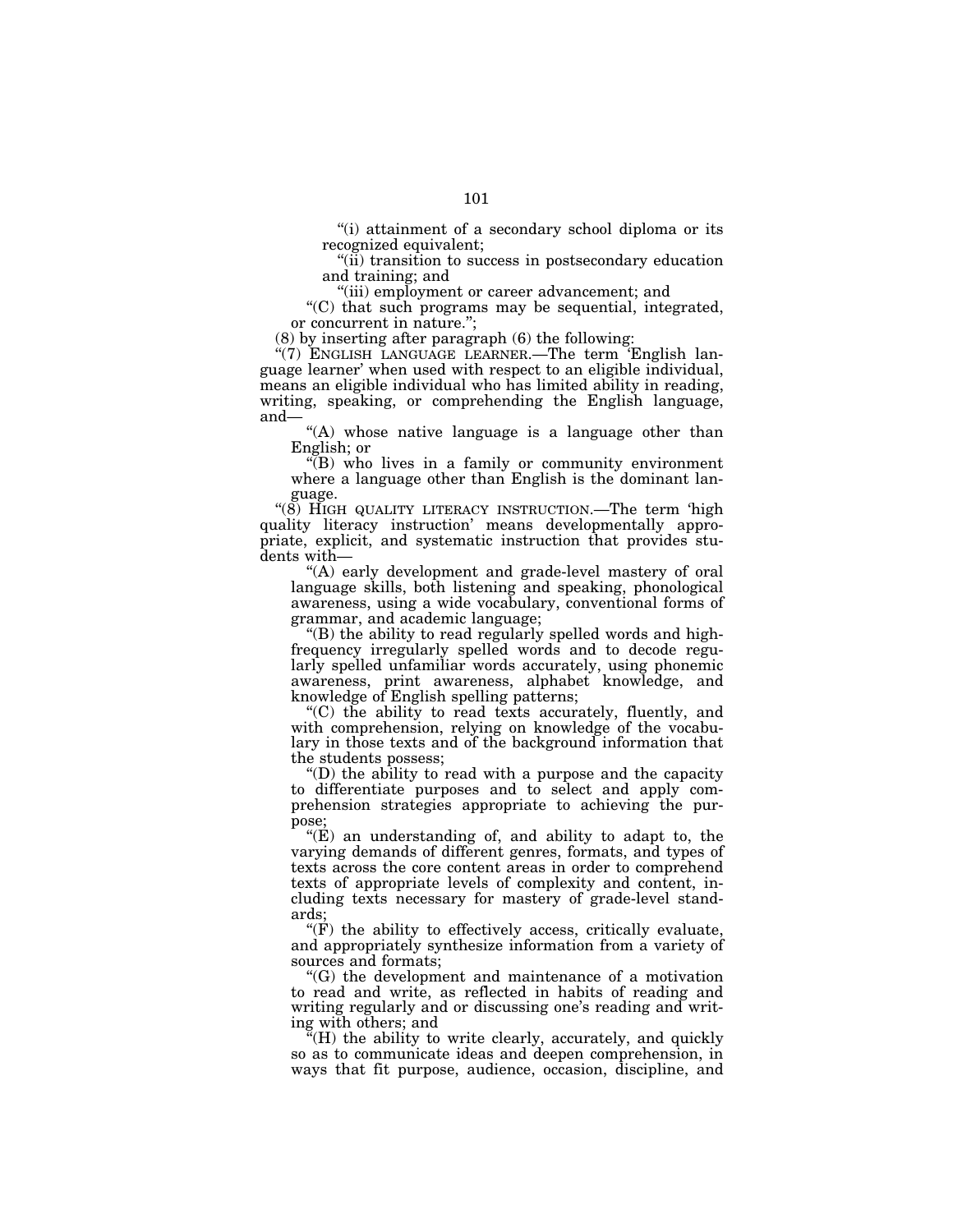"(i) attainment of a secondary school diploma or its recognized equivalent;

"(ii) transition to success in postsecondary education and training; and

"(iii) employment or career advancement; and

"(C) that such programs may be sequential, integrated, or concurrent in nature.";

(8) by inserting after paragraph (6) the following:

"(7) ENGLISH LANGUAGE LEARNER.—The term 'English language learner' when used with respect to an eligible individual, means an eligible individual who has limited ability in reading, writing, speaking, or comprehending the English language, and—

"(A) whose native language is a language other than English; or

"(B) who lives in a family or community environment where a language other than English is the dominant language.

"(8) HIGH QUALITY LITERACY INSTRUCTION.—The term 'high quality literacy instruction' means developmentally appropriate, explicit, and systematic instruction that provides students with—

"(A) early development and grade-level mastery of oral language skills, both listening and speaking, phonological awareness, using a wide vocabulary, conventional forms of grammar, and academic language;

"(B) the ability to read regularly spelled words and high-frequency irregularly spelled words and to decode regularly spelled unfamiliar words accurately, using phonemic awareness, print awareness, alphabet knowledge, and knowledge of English spelling patterns;

"(C) the ability to read texts accurately, fluently, and with comprehension, relying on knowledge of the vocabulary in those texts and of the background information that the students possess;

"(D) the ability to read with a purpose and the capacity to differentiate purposes and to select and apply comprehension strategies appropriate to achieving the purpose;

"(E) an understanding of, and ability to adapt to, the varying demands of different genres, formats, and types of texts across the core content areas in order to comprehend texts of appropriate levels of complexity and content, including texts necessary for mastery of grade-level standards;

"(F) the ability to effectively access, critically evaluate, and appropriately synthesize information from a variety of sources and formats;

"(G) the development and maintenance of a motivation to read and write, as reflected in habits of reading and writing regularly and or discussing one's reading and writing with others; and

"(H) the ability to write clearly, accurately, and quickly so as to communicate ideas and deepen comprehension, in ways that fit purpose, audience, occasion, discipline, and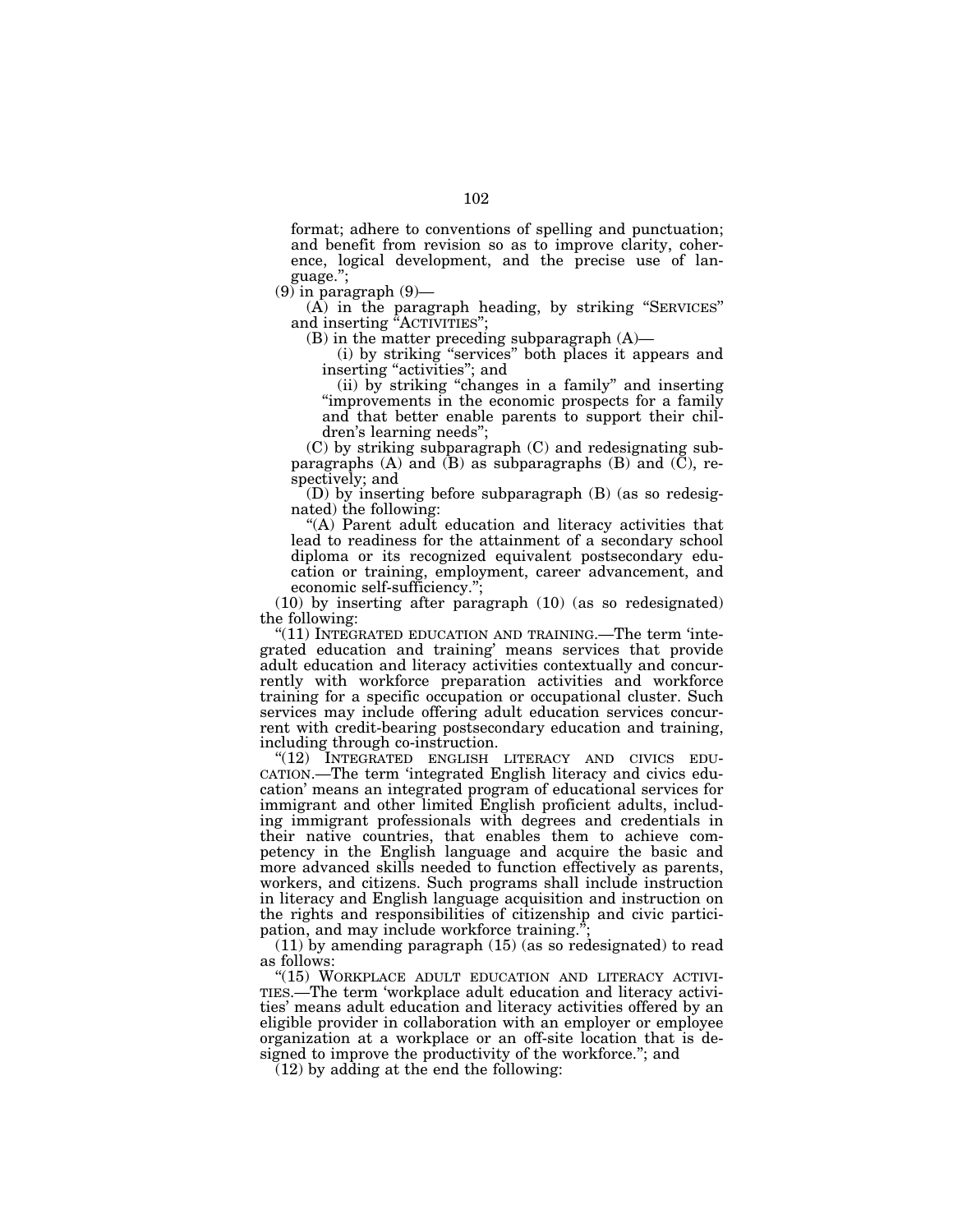format; adhere to conventions of spelling and punctuation; and benefit from revision so as to improve clarity, coherence, logical development, and the precise use of language.'';

(9) in paragraph (9)—

(A) in the paragraph heading, by striking ''SERVICES'' and inserting ''ACTIVITIES'';

(B) in the matter preceding subparagraph (A)—

(i) by striking ''services'' both places it appears and inserting ''activities''; and

(ii) by striking ''changes in a family'' and inserting ''improvements in the economic prospects for a family and that better enable parents to support their children's learning needs'';

(C) by striking subparagraph (C) and redesignating subparagraphs (A) and (B) as subparagraphs (B) and (C), respectively; and

(D) by inserting before subparagraph (B) (as so redesignated) the following:

''(A) Parent adult education and literacy activities that lead to readiness for the attainment of a secondary school diploma or its recognized equivalent postsecondary education or training, employment, career advancement, and economic self-sufficiency.'';

(10) by inserting after paragraph (10) (as so redesignated) the following:

''(11) INTEGRATED EDUCATION AND TRAINING.—The term 'integrated education and training' means services that provide adult education and literacy activities contextually and concurrently with workforce preparation activities and workforce training for a specific occupation or occupational cluster. Such services may include offering adult education services concurrent with credit-bearing postsecondary education and training, including through co-instruction.

''(12) INTEGRATED ENGLISH LITERACY AND CIVICS EDUCATION.—The term 'integrated English literacy and civics education' means an integrated program of educational services for immigrant and other limited English proficient adults, including immigrant professionals with degrees and credentials in their native countries, that enables them to achieve competency in the English language and acquire the basic and more advanced skills needed to function effectively as parents, workers, and citizens. Such programs shall include instruction in literacy and English language acquisition and instruction on the rights and responsibilities of citizenship and civic participation, and may include workforce training.'';

(11) by amending paragraph (15) (as so redesignated) to read as follows:

''(15) WORKPLACE ADULT EDUCATION AND LITERACY ACTIVITIES.—The term 'workplace adult education and literacy activities' means adult education and literacy activities offered by an eligible provider in collaboration with an employer or employee organization at a workplace or an off-site location that is designed to improve the productivity of the workforce.''; and

(12) by adding at the end the following: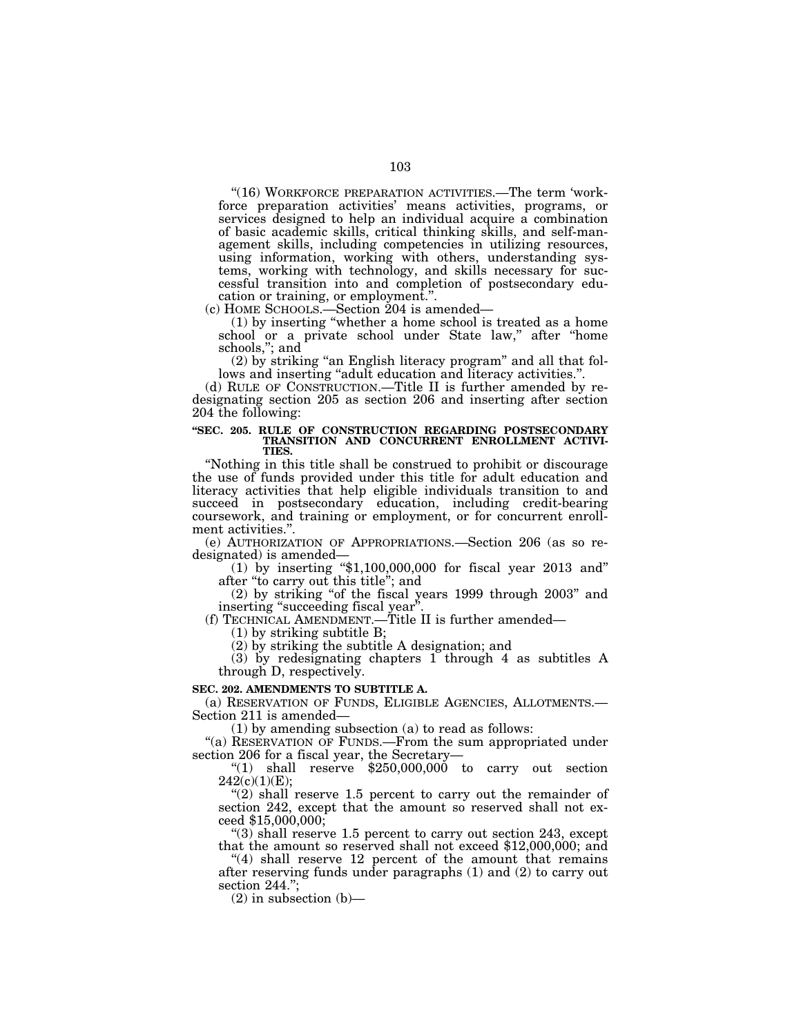"(16) WORKFORCE PREPARATION ACTIVITIES.—The term 'workforce preparation activities' means activities, programs, or services designed to help an individual acquire a combination of basic academic skills, critical thinking skills, and self-management skills, including competencies in utilizing resources, using information, working with others, understanding systems, working with technology, and skills necessary for successful transition into and completion of postsecondary education or training, or employment.".

(c) HOME SCHOOLS.—Section 204 is amended—

(1) by inserting "whether a home school is treated as a home school or a private school under State law," after "home schools,"; and

(2) by striking "an English literacy program" and all that follows and inserting "adult education and literacy activities.".

(d) RULE OF CONSTRUCTION.—Title II is further amended by redesignating section 205 as section 206 and inserting after section 204 the following:

**"SEC. 205. RULE OF CONSTRUCTION REGARDING POSTSECONDARY TRANSITION AND CONCURRENT ENROLLMENT ACTIVITIES.**

"Nothing in this title shall be construed to prohibit or discourage the use of funds provided under this title for adult education and literacy activities that help eligible individuals transition to and succeed in postsecondary education, including credit-bearing coursework, and training or employment, or for concurrent enrollment activities.".

(e) AUTHORIZATION OF APPROPRIATIONS.—Section 206 (as so redesignated) is amended—

(1) by inserting "$1,100,000,000 for fiscal year 2013 and" after "to carry out this title"; and

(2) by striking "of the fiscal years 1999 through 2003" and inserting "succeeding fiscal year".

(f) TECHNICAL AMENDMENT.—Title II is further amended—

(1) by striking subtitle B;

(2) by striking the subtitle A designation; and

(3) by redesignating chapters 1 through 4 as subtitles A through D, respectively.

**SEC. 202. AMENDMENTS TO SUBTITLE A.**

(a) RESERVATION OF FUNDS, ELIGIBLE AGENCIES, ALLOTMENTS.—Section 211 is amended—

(1) by amending subsection (a) to read as follows:

"(a) RESERVATION OF FUNDS.—From the sum appropriated under section 206 for a fiscal year, the Secretary—

"(1) shall reserve $250,000,000 to carry out section 242(c)(1)(E);

"(2) shall reserve 1.5 percent to carry out the remainder of section 242, except that the amount so reserved shall not exceed $15,000,000;

"(3) shall reserve 1.5 percent to carry out section 243, except that the amount so reserved shall not exceed $12,000,000; and

"(4) shall reserve 12 percent of the amount that remains after reserving funds under paragraphs (1) and (2) to carry out section 244.";

(2) in subsection (b)—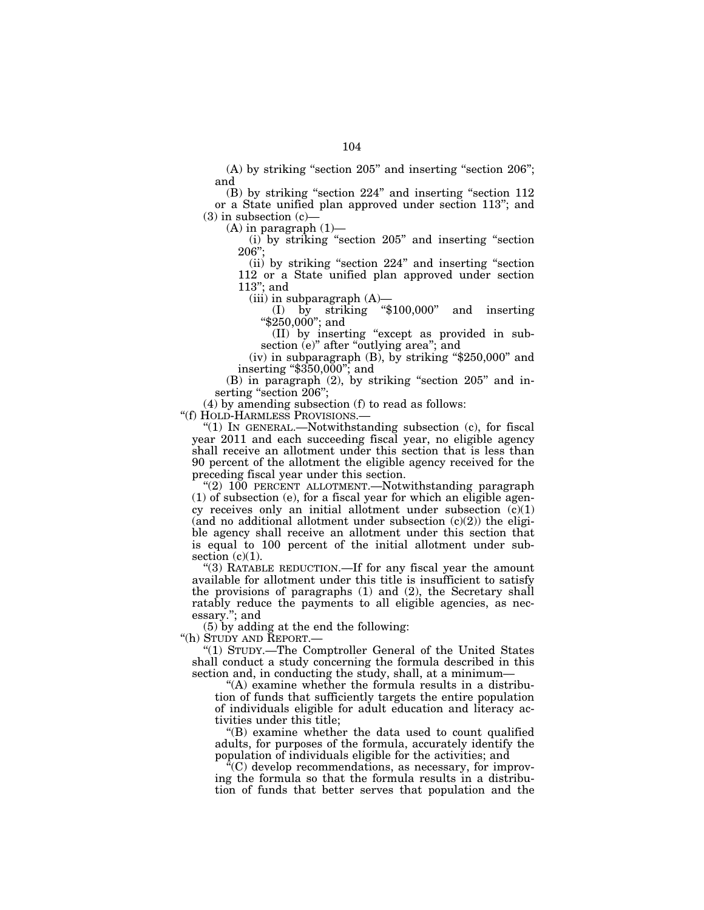(A) by striking "section 205" and inserting "section 206"; and

(B) by striking "section 224" and inserting "section 112 or a State unified plan approved under section 113"; and

(3) in subsection (c)—

(A) in paragraph (1)—

(i) by striking "section 205" and inserting "section 206";

(ii) by striking "section 224" and inserting "section 112 or a State unified plan approved under section 113"; and

(iii) in subparagraph (A)—

(I) by striking "$100,000" and inserting "$250,000"; and

(II) by inserting "except as provided in subsection (e)" after "outlying area"; and

(iv) in subparagraph (B), by striking "$250,000" and inserting "$350,000"; and

(B) in paragraph (2), by striking "section 205" and inserting "section 206";

(4) by amending subsection (f) to read as follows:

"(f) HOLD-HARMLESS PROVISIONS.—

"(1) IN GENERAL.—Notwithstanding subsection (c), for fiscal year 2011 and each succeeding fiscal year, no eligible agency shall receive an allotment under this section that is less than 90 percent of the allotment the eligible agency received for the preceding fiscal year under this section.

"(2) 100 PERCENT ALLOTMENT.—Notwithstanding paragraph (1) of subsection (e), for a fiscal year for which an eligible agency receives only an initial allotment under subsection (c)(1) (and no additional allotment under subsection (c)(2)) the eligible agency shall receive an allotment under this section that is equal to 100 percent of the initial allotment under subsection (c)(1).

"(3) RATABLE REDUCTION.—If for any fiscal year the amount available for allotment under this title is insufficient to satisfy the provisions of paragraphs (1) and (2), the Secretary shall ratably reduce the payments to all eligible agencies, as necessary."; and

(5) by adding at the end the following:

"(h) STUDY AND REPORT.—

"(1) STUDY.—The Comptroller General of the United States shall conduct a study concerning the formula described in this section and, in conducting the study, shall, at a minimum—

"(A) examine whether the formula results in a distribution of funds that sufficiently targets the entire population of individuals eligible for adult education and literacy activities under this title;

"(B) examine whether the data used to count qualified adults, for purposes of the formula, accurately identify the population of individuals eligible for the activities; and

"(C) develop recommendations, as necessary, for improving the formula so that the formula results in a distribution of funds that better serves that population and the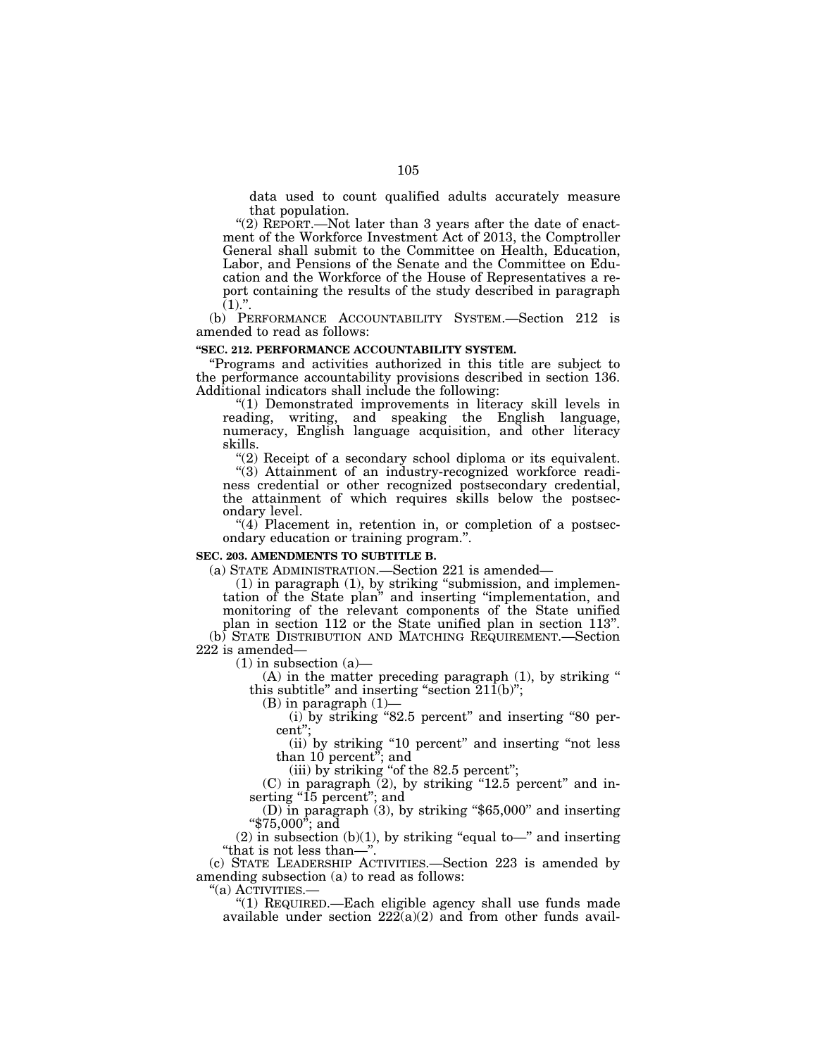data used to count qualified adults accurately measure that population.

"(2) REPORT.—Not later than 3 years after the date of enactment of the Workforce Investment Act of 2013, the Comptroller General shall submit to the Committee on Health, Education, Labor, and Pensions of the Senate and the Committee on Education and the Workforce of the House of Representatives a report containing the results of the study described in paragraph (1).".

(b) PERFORMANCE ACCOUNTABILITY SYSTEM.—Section 212 is amended to read as follows:

**"SEC. 212. PERFORMANCE ACCOUNTABILITY SYSTEM.**

"Programs and activities authorized in this title are subject to the performance accountability provisions described in section 136. Additional indicators shall include the following:

"(1) Demonstrated improvements in literacy skill levels in reading, writing, and speaking the English language, numeracy, English language acquisition, and other literacy skills.

"(2) Receipt of a secondary school diploma or its equivalent.

"(3) Attainment of an industry-recognized workforce readiness credential or other recognized postsecondary credential, the attainment of which requires skills below the postsecondary level.

"(4) Placement in, retention in, or completion of a postsecondary education or training program.".

**SEC. 203. AMENDMENTS TO SUBTITLE B.**

(a) STATE ADMINISTRATION.—Section 221 is amended—

(1) in paragraph (1), by striking "submission, and implementation of the State plan" and inserting "implementation, and monitoring of the relevant components of the State unified plan in section 112 or the State unified plan in section 113".

(b) STATE DISTRIBUTION AND MATCHING REQUIREMENT.—Section 222 is amended—

(1) in subsection (a)—

(A) in the matter preceding paragraph (1), by striking " this subtitle" and inserting "section 211(b)";

(B) in paragraph (1)—

(i) by striking "82.5 percent" and inserting "80 percent";

(ii) by striking "10 percent" and inserting "not less than 10 percent"; and

(iii) by striking "of the 82.5 percent";

(C) in paragraph (2), by striking "12.5 percent" and inserting "15 percent"; and

(D) in paragraph (3), by striking "$65,000" and inserting "$75,000"; and

(2) in subsection (b)(1), by striking "equal to—" and inserting "that is not less than—".

(c) STATE LEADERSHIP ACTIVITIES.—Section 223 is amended by amending subsection (a) to read as follows:

"(a) ACTIVITIES.—

"(1) REQUIRED.—Each eligible agency shall use funds made available under section 222(a)(2) and from other funds avail-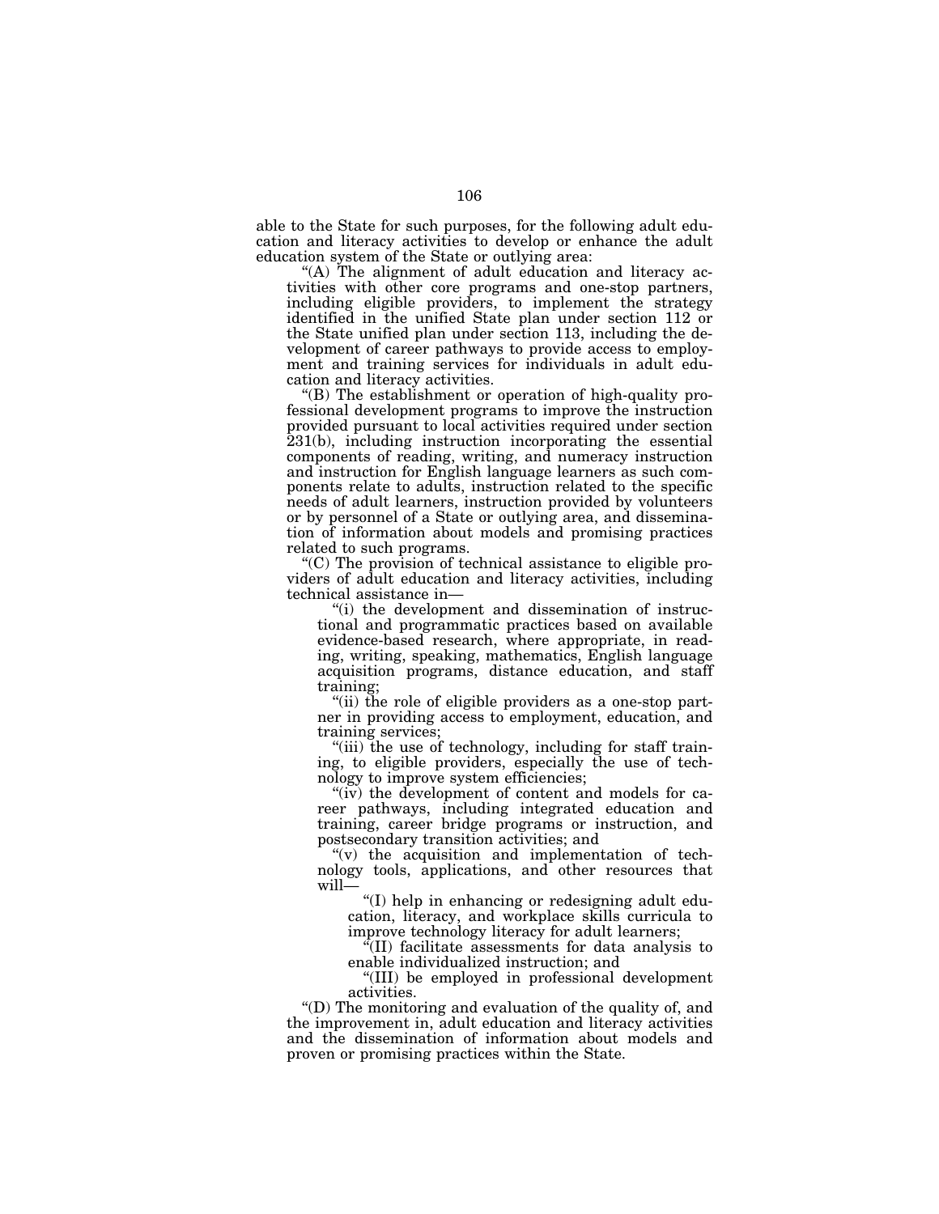able to the State for such purposes, for the following adult education and literacy activities to develop or enhance the adult education system of the State or outlying area:

"(A) The alignment of adult education and literacy activities with other core programs and one-stop partners, including eligible providers, to implement the strategy identified in the unified State plan under section 112 or the State unified plan under section 113, including the development of career pathways to provide access to employment and training services for individuals in adult education and literacy activities.

"(B) The establishment or operation of high-quality professional development programs to improve the instruction provided pursuant to local activities required under section 231(b), including instruction incorporating the essential components of reading, writing, and numeracy instruction and instruction for English language learners as such components relate to adults, instruction related to the specific needs of adult learners, instruction provided by volunteers or by personnel of a State or outlying area, and dissemination of information about models and promising practices related to such programs.

"(C) The provision of technical assistance to eligible providers of adult education and literacy activities, including technical assistance in—

"(i) the development and dissemination of instructional and programmatic practices based on available evidence-based research, where appropriate, in reading, writing, speaking, mathematics, English language acquisition programs, distance education, and staff training;

"(ii) the role of eligible providers as a one-stop partner in providing access to employment, education, and training services;

"(iii) the use of technology, including for staff training, to eligible providers, especially the use of technology to improve system efficiencies;

"(iv) the development of content and models for career pathways, including integrated education and training, career bridge programs or instruction, and postsecondary transition activities; and

"(v) the acquisition and implementation of technology tools, applications, and other resources that will—

"(I) help in enhancing or redesigning adult education, literacy, and workplace skills curricula to improve technology literacy for adult learners;

"(II) facilitate assessments for data analysis to enable individualized instruction; and

"(III) be employed in professional development activities.

"(D) The monitoring and evaluation of the quality of, and the improvement in, adult education and literacy activities and the dissemination of information about models and proven or promising practices within the State.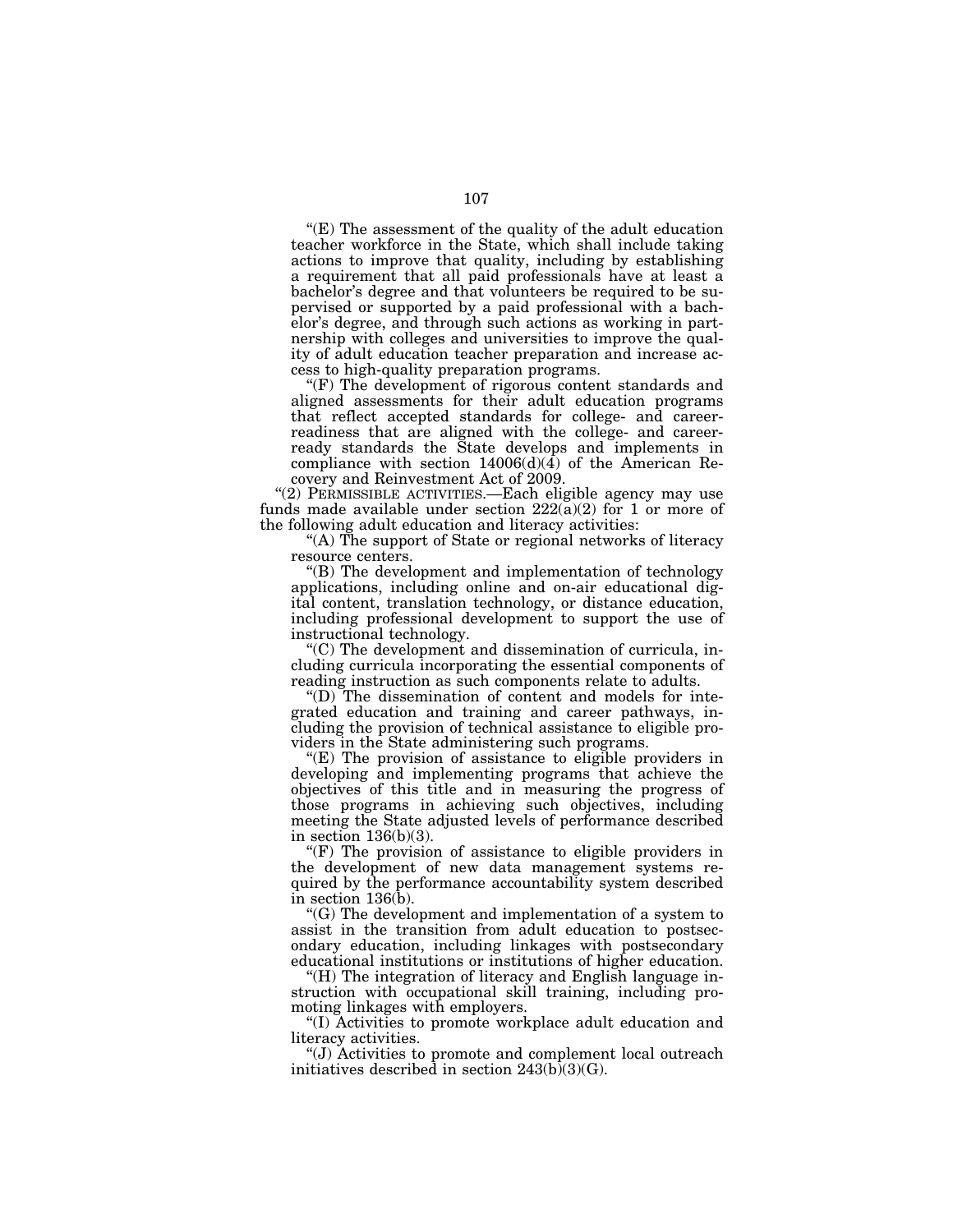"(E) The assessment of the quality of the adult education teacher workforce in the State, which shall include taking actions to improve that quality, including by establishing a requirement that all paid professionals have at least a bachelor's degree and that volunteers be required to be supervised or supported by a paid professional with a bachelor's degree, and through such actions as working in partnership with colleges and universities to improve the quality of adult education teacher preparation and increase access to high-quality preparation programs.

"(F) The development of rigorous content standards and aligned assessments for their adult education programs that reflect accepted standards for college- and career-readiness that are aligned with the college- and career-ready standards the State develops and implements in compliance with section 14006(d)(4) of the American Recovery and Reinvestment Act of 2009.

"(2) PERMISSIBLE ACTIVITIES.—Each eligible agency may use funds made available under section 222(a)(2) for 1 or more of the following adult education and literacy activities:

"(A) The support of State or regional networks of literacy resource centers.

"(B) The development and implementation of technology applications, including online and on-air educational digital content, translation technology, or distance education, including professional development to support the use of instructional technology.

"(C) The development and dissemination of curricula, including curricula incorporating the essential components of reading instruction as such components relate to adults.

"(D) The dissemination of content and models for integrated education and training and career pathways, including the provision of technical assistance to eligible providers in the State administering such programs.

"(E) The provision of assistance to eligible providers in developing and implementing programs that achieve the objectives of this title and in measuring the progress of those programs in achieving such objectives, including meeting the State adjusted levels of performance described in section 136(b)(3).

"(F) The provision of assistance to eligible providers in the development of new data management systems required by the performance accountability system described in section 136(b).

"(G) The development and implementation of a system to assist in the transition from adult education to postsecondary education, including linkages with postsecondary educational institutions or institutions of higher education.

"(H) The integration of literacy and English language instruction with occupational skill training, including promoting linkages with employers.

"(I) Activities to promote workplace adult education and literacy activities.

"(J) Activities to promote and complement local outreach initiatives described in section 243(b)(3)(G).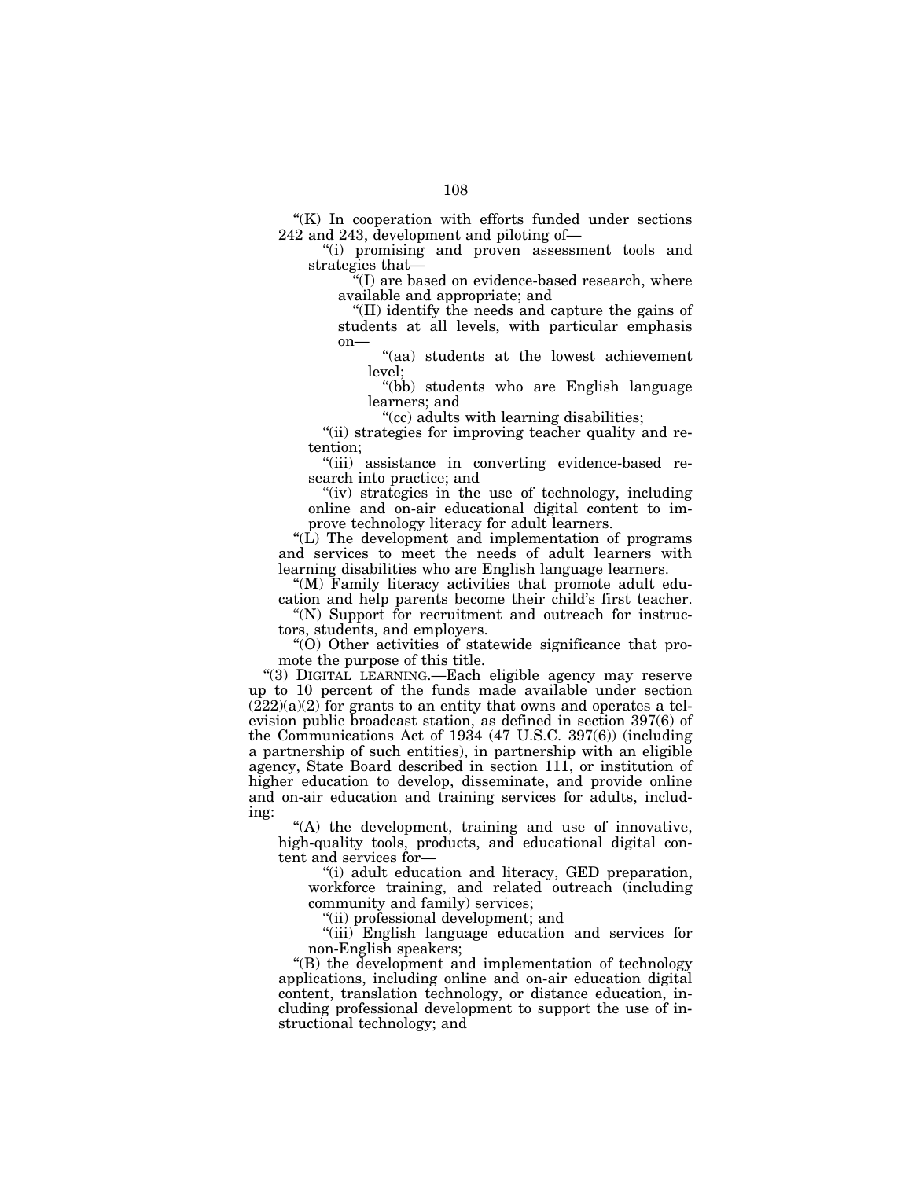"(K) In cooperation with efforts funded under sections 242 and 243, development and piloting of—

"(i) promising and proven assessment tools and strategies that—

"(I) are based on evidence-based research, where available and appropriate; and

"(II) identify the needs and capture the gains of students at all levels, with particular emphasis on—

"(aa) students at the lowest achievement level;

"(bb) students who are English language learners; and

"(cc) adults with learning disabilities;

"(ii) strategies for improving teacher quality and retention;

"(iii) assistance in converting evidence-based research into practice; and

"(iv) strategies in the use of technology, including online and on-air educational digital content to improve technology literacy for adult learners.

"(L) The development and implementation of programs and services to meet the needs of adult learners with learning disabilities who are English language learners.

"(M) Family literacy activities that promote adult education and help parents become their child's first teacher.

"(N) Support for recruitment and outreach for instructors, students, and employers.

"(O) Other activities of statewide significance that promote the purpose of this title.

"(3) DIGITAL LEARNING.—Each eligible agency may reserve up to 10 percent of the funds made available under section (222)(a)(2) for grants to an entity that owns and operates a television public broadcast station, as defined in section 397(6) of the Communications Act of 1934 (47 U.S.C. 397(6)) (including a partnership of such entities), in partnership with an eligible agency, State Board described in section 111, or institution of higher education to develop, disseminate, and provide online and on-air education and training services for adults, including:

"(A) the development, training and use of innovative, high-quality tools, products, and educational digital content and services for—

"(i) adult education and literacy, GED preparation, workforce training, and related outreach (including community and family) services;

"(ii) professional development; and

"(iii) English language education and services for non-English speakers;

"(B) the development and implementation of technology applications, including online and on-air education digital content, translation technology, or distance education, including professional development to support the use of instructional technology; and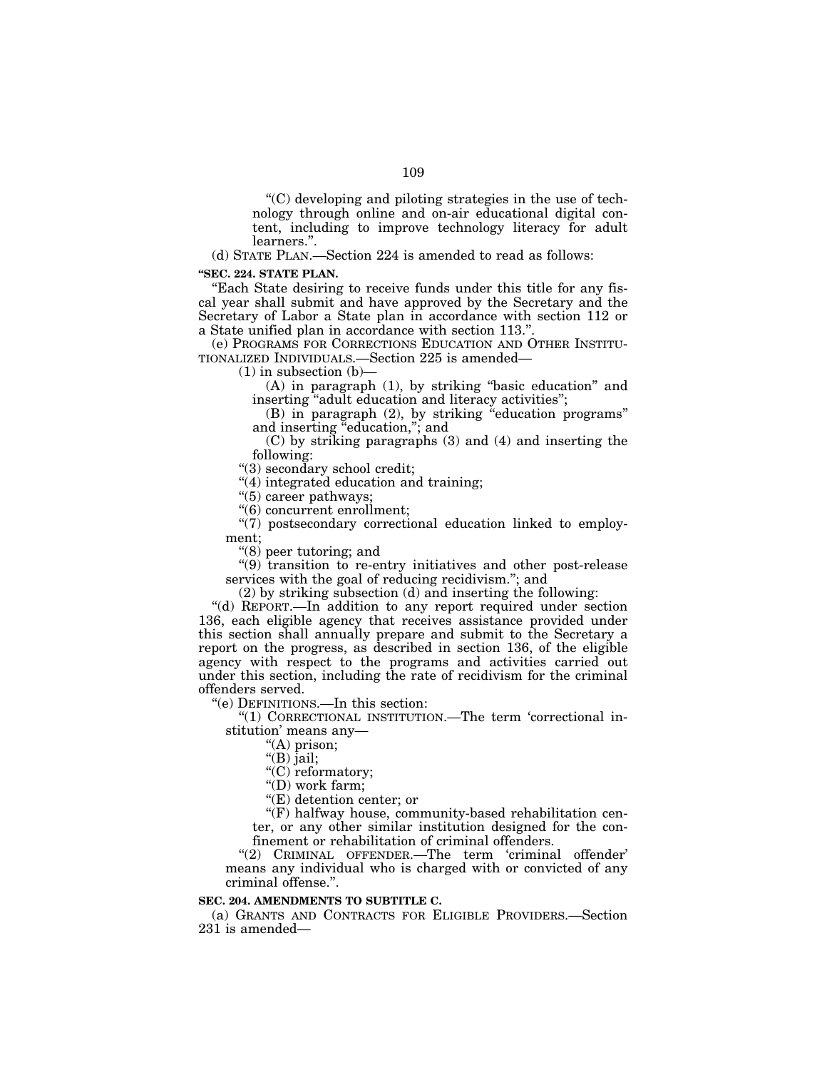"(C) developing and piloting strategies in the use of technology through online and on-air educational digital content, including to improve technology literacy for adult learners.".

(d) STATE PLAN.—Section 224 is amended to read as follows:

**"SEC. 224. STATE PLAN.**

"Each State desiring to receive funds under this title for any fiscal year shall submit and have approved by the Secretary and the Secretary of Labor a State plan in accordance with section 112 or a State unified plan in accordance with section 113.".

(e) PROGRAMS FOR CORRECTIONS EDUCATION AND OTHER INSTITUTIONALIZED INDIVIDUALS.—Section 225 is amended—

(1) in subsection (b)—

(A) in paragraph (1), by striking "basic education" and inserting "adult education and literacy activities";

(B) in paragraph (2), by striking "education programs" and inserting "education,"; and

(C) by striking paragraphs (3) and (4) and inserting the following:

"(3) secondary school credit;

"(4) integrated education and training;

"(5) career pathways;

"(6) concurrent enrollment;

"(7) postsecondary correctional education linked to employment;

"(8) peer tutoring; and

"(9) transition to re-entry initiatives and other post-release services with the goal of reducing recidivism."; and

(2) by striking subsection (d) and inserting the following:

"(d) REPORT.—In addition to any report required under section 136, each eligible agency that receives assistance provided under this section shall annually prepare and submit to the Secretary a report on the progress, as described in section 136, of the eligible agency with respect to the programs and activities carried out under this section, including the rate of recidivism for the criminal offenders served.

"(e) DEFINITIONS.—In this section:

"(1) CORRECTIONAL INSTITUTION.—The term 'correctional institution' means any—

"(A) prison;

"(B) jail;

"(C) reformatory;

"(D) work farm;

"(E) detention center; or

"(F) halfway house, community-based rehabilitation center, or any other similar institution designed for the confinement or rehabilitation of criminal offenders.

"(2) CRIMINAL OFFENDER.—The term 'criminal offender' means any individual who is charged with or convicted of any criminal offense.".

**SEC. 204. AMENDMENTS TO SUBTITLE C.**

(a) GRANTS AND CONTRACTS FOR ELIGIBLE PROVIDERS.—Section 231 is amended—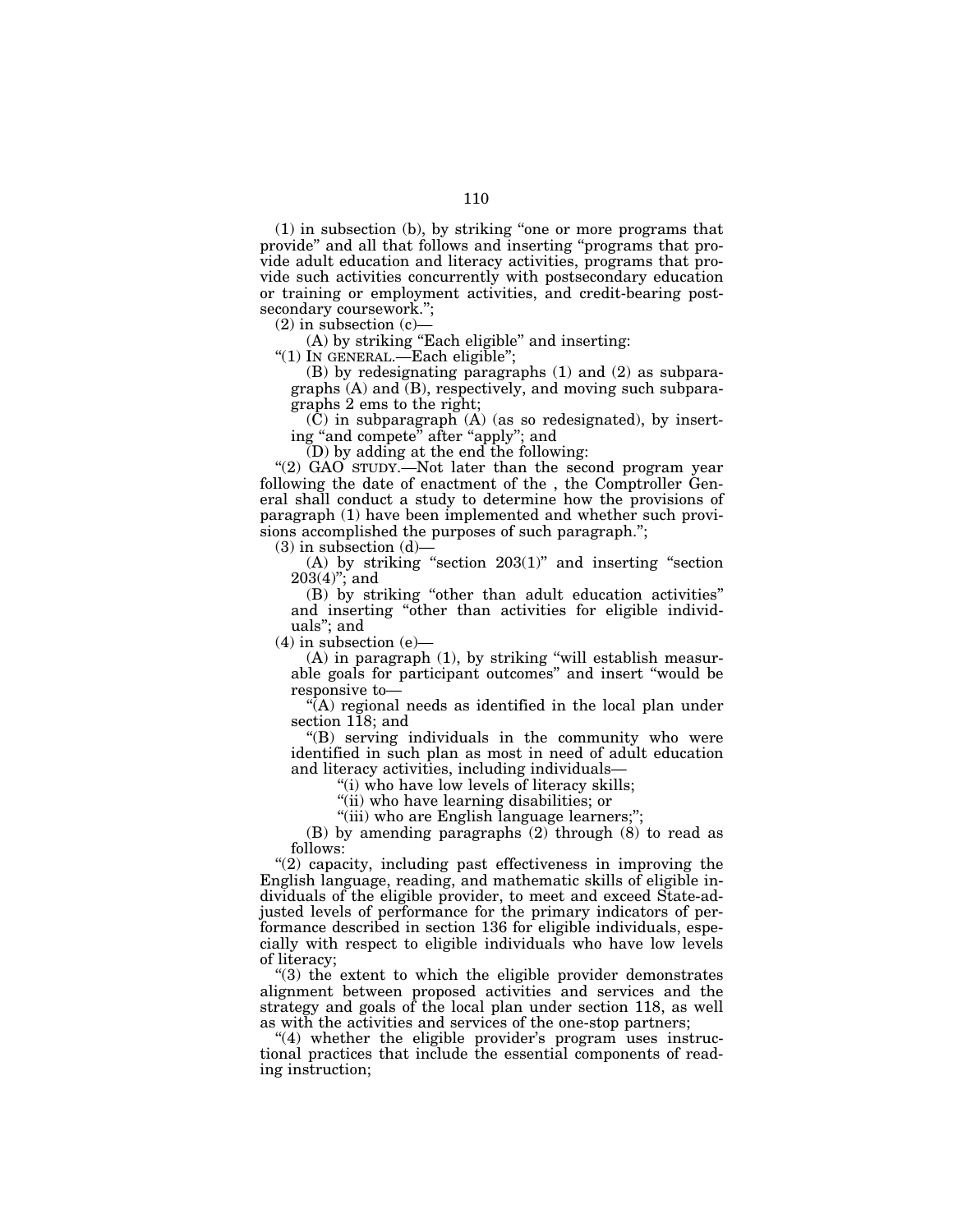(1) in subsection (b), by striking "one or more programs that provide" and all that follows and inserting "programs that provide adult education and literacy activities, programs that provide such activities concurrently with postsecondary education or training or employment activities, and credit-bearing postsecondary coursework.";

(2) in subsection (c)—

(A) by striking "Each eligible" and inserting:

"(1) IN GENERAL.—Each eligible";

(B) by redesignating paragraphs (1) and (2) as subparagraphs (A) and (B), respectively, and moving such subparagraphs 2 ems to the right;

(C) in subparagraph (A) (as so redesignated), by inserting "and compete" after "apply"; and

(D) by adding at the end the following:

"(2) GAO STUDY.—Not later than the second program year following the date of enactment of the , the Comptroller General shall conduct a study to determine how the provisions of paragraph (1) have been implemented and whether such provisions accomplished the purposes of such paragraph.";

(3) in subsection (d)—

(A) by striking "section 203(1)" and inserting "section 203(4)"; and

(B) by striking "other than adult education activities" and inserting "other than activities for eligible individuals"; and

(4) in subsection (e)—

(A) in paragraph (1), by striking "will establish measurable goals for participant outcomes" and insert "would be responsive to—

"(A) regional needs as identified in the local plan under section 118; and

"(B) serving individuals in the community who were identified in such plan as most in need of adult education and literacy activities, including individuals—

"(i) who have low levels of literacy skills;

"(ii) who have learning disabilities; or

"(iii) who are English language learners;";

(B) by amending paragraphs (2) through (8) to read as follows:

"(2) capacity, including past effectiveness in improving the English language, reading, and mathematic skills of eligible individuals of the eligible provider, to meet and exceed State-adjusted levels of performance for the primary indicators of performance described in section 136 for eligible individuals, especially with respect to eligible individuals who have low levels of literacy;

"(3) the extent to which the eligible provider demonstrates alignment between proposed activities and services and the strategy and goals of the local plan under section 118, as well as with the activities and services of the one-stop partners;

"(4) whether the eligible provider's program uses instructional practices that include the essential components of reading instruction;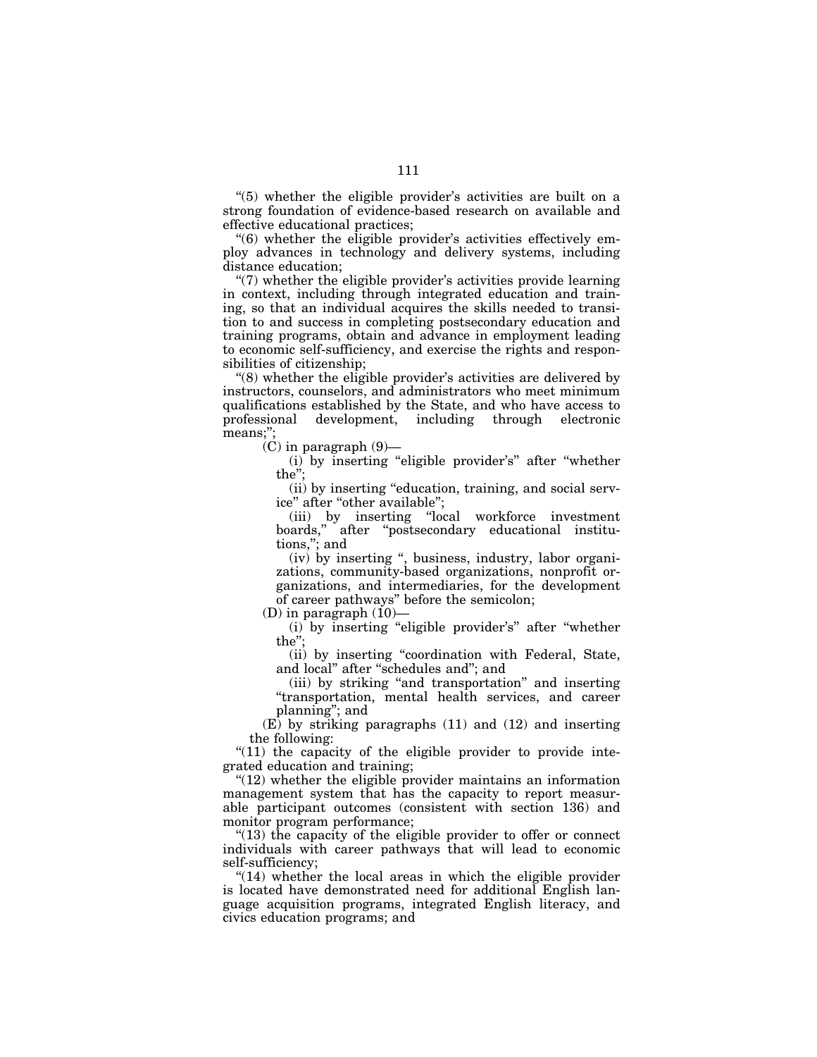"(5) whether the eligible provider's activities are built on a strong foundation of evidence-based research on available and effective educational practices;

"(6) whether the eligible provider's activities effectively employ advances in technology and delivery systems, including distance education;

"(7) whether the eligible provider's activities provide learning in context, including through integrated education and training, so that an individual acquires the skills needed to transition to and success in completing postsecondary education and training programs, obtain and advance in employment leading to economic self-sufficiency, and exercise the rights and responsibilities of citizenship;

"(8) whether the eligible provider's activities are delivered by instructors, counselors, and administrators who meet minimum qualifications established by the State, and who have access to professional development, including through electronic means;";

(C) in paragraph (9)—

(i) by inserting "eligible provider's" after "whether the";

(ii) by inserting "education, training, and social service" after "other available";

(iii) by inserting "local workforce investment boards," after "postsecondary educational institutions,"; and

(iv) by inserting ", business, industry, labor organizations, community-based organizations, nonprofit organizations, and intermediaries, for the development of career pathways" before the semicolon;

(D) in paragraph (10)—

(i) by inserting "eligible provider's" after "whether the";

(ii) by inserting "coordination with Federal, State, and local" after "schedules and"; and

(iii) by striking "and transportation" and inserting "transportation, mental health services, and career planning"; and

(E) by striking paragraphs (11) and (12) and inserting the following:

"(11) the capacity of the eligible provider to provide integrated education and training;

"(12) whether the eligible provider maintains an information management system that has the capacity to report measurable participant outcomes (consistent with section 136) and monitor program performance;

"(13) the capacity of the eligible provider to offer or connect individuals with career pathways that will lead to economic self-sufficiency;

"(14) whether the local areas in which the eligible provider is located have demonstrated need for additional English language acquisition programs, integrated English literacy, and civics education programs; and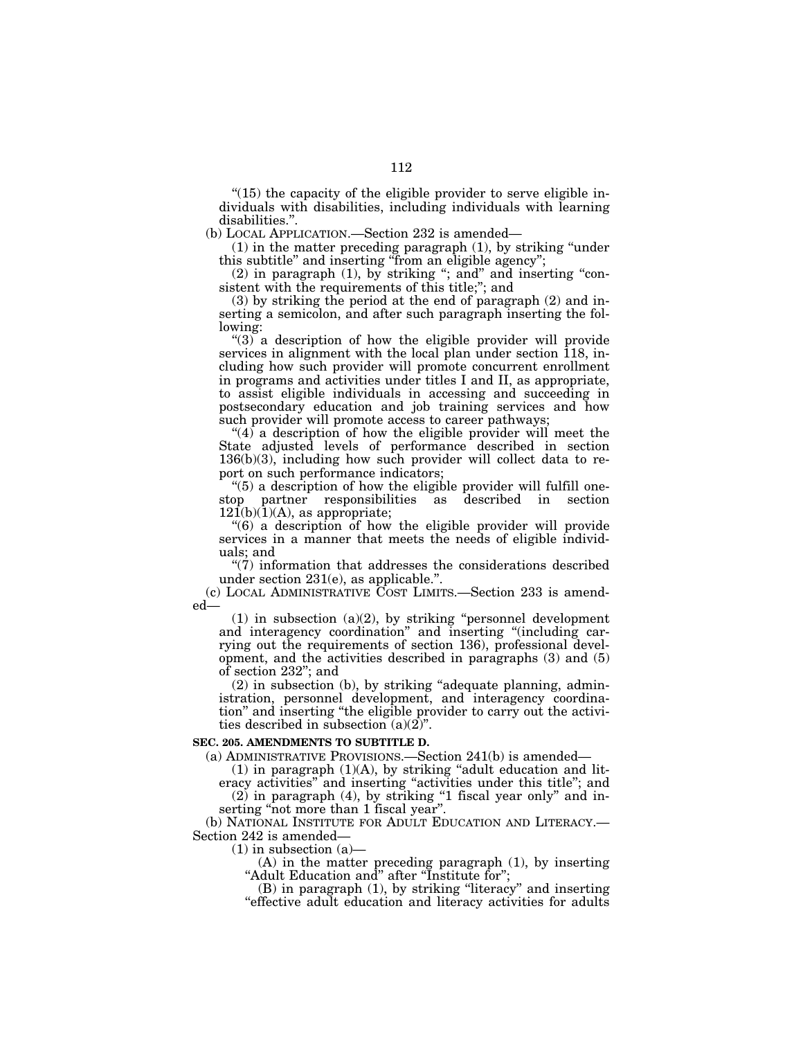"(15) the capacity of the eligible provider to serve eligible individuals with disabilities, including individuals with learning disabilities.".

(b) LOCAL APPLICATION.—Section 232 is amended—

(1) in the matter preceding paragraph (1), by striking "under this subtitle" and inserting "from an eligible agency";

(2) in paragraph (1), by striking "; and" and inserting "consistent with the requirements of this title;"; and

(3) by striking the period at the end of paragraph (2) and inserting a semicolon, and after such paragraph inserting the following:

"(3) a description of how the eligible provider will provide services in alignment with the local plan under section 118, including how such provider will promote concurrent enrollment in programs and activities under titles I and II, as appropriate, to assist eligible individuals in accessing and succeeding in postsecondary education and job training services and how such provider will promote access to career pathways;

"(4) a description of how the eligible provider will meet the State adjusted levels of performance described in section 136(b)(3), including how such provider will collect data to report on such performance indicators;

"(5) a description of how the eligible provider will fulfill one-stop partner responsibilities as described in section 121(b)(1)(A), as appropriate;

"(6) a description of how the eligible provider will provide services in a manner that meets the needs of eligible individuals; and

"(7) information that addresses the considerations described under section 231(e), as applicable.".

(c) LOCAL ADMINISTRATIVE COST LIMITS.—Section 233 is amended—

(1) in subsection (a)(2), by striking "personnel development and interagency coordination" and inserting "(including carrying out the requirements of section 136), professional development, and the activities described in paragraphs (3) and (5) of section 232"; and

(2) in subsection (b), by striking "adequate planning, administration, personnel development, and interagency coordination" and inserting "the eligible provider to carry out the activities described in subsection (a)(2)".

**SEC. 205. AMENDMENTS TO SUBTITLE D.**

(a) ADMINISTRATIVE PROVISIONS.—Section 241(b) is amended—

(1) in paragraph (1)(A), by striking "adult education and literacy activities" and inserting "activities under this title"; and

(2) in paragraph (4), by striking "1 fiscal year only" and inserting "not more than 1 fiscal year".

(b) NATIONAL INSTITUTE FOR ADULT EDUCATION AND LITERACY.—Section 242 is amended—

(1) in subsection (a)—

(A) in the matter preceding paragraph (1), by inserting "Adult Education and" after "Institute for";

(B) in paragraph (1), by striking "literacy" and inserting "effective adult education and literacy activities for adults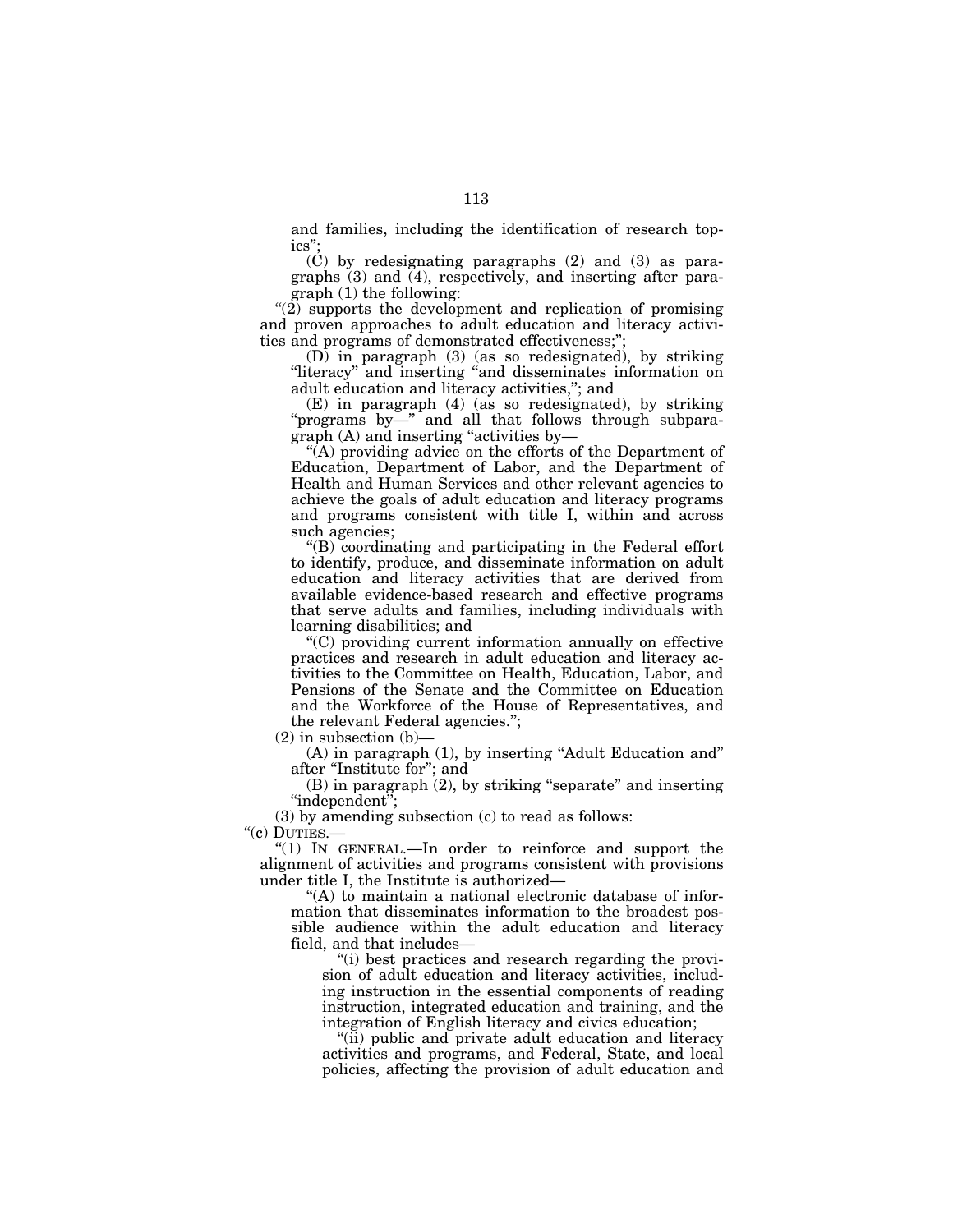and families, including the identification of research topics";

(C) by redesignating paragraphs (2) and (3) as paragraphs (3) and (4), respectively, and inserting after paragraph (1) the following:

"(2) supports the development and replication of promising and proven approaches to adult education and literacy activities and programs of demonstrated effectiveness;";

(D) in paragraph (3) (as so redesignated), by striking "literacy" and inserting "and disseminates information on adult education and literacy activities,"; and

(E) in paragraph (4) (as so redesignated), by striking "programs by—" and all that follows through subparagraph (A) and inserting "activities by—

"(A) providing advice on the efforts of the Department of Education, Department of Labor, and the Department of Health and Human Services and other relevant agencies to achieve the goals of adult education and literacy programs and programs consistent with title I, within and across such agencies;

"(B) coordinating and participating in the Federal effort to identify, produce, and disseminate information on adult education and literacy activities that are derived from available evidence-based research and effective programs that serve adults and families, including individuals with learning disabilities; and

"(C) providing current information annually on effective practices and research in adult education and literacy activities to the Committee on Health, Education, Labor, and Pensions of the Senate and the Committee on Education and the Workforce of the House of Representatives, and the relevant Federal agencies.";

(2) in subsection (b)—

(A) in paragraph (1), by inserting "Adult Education and" after "Institute for"; and

(B) in paragraph (2), by striking "separate" and inserting "independent";

(3) by amending subsection (c) to read as follows:

"(c) DUTIES.—

"(1) IN GENERAL.—In order to reinforce and support the alignment of activities and programs consistent with provisions under title I, the Institute is authorized—

"(A) to maintain a national electronic database of information that disseminates information to the broadest possible audience within the adult education and literacy field, and that includes—

"(i) best practices and research regarding the provision of adult education and literacy activities, including instruction in the essential components of reading instruction, integrated education and training, and the integration of English literacy and civics education;

"(ii) public and private adult education and literacy activities and programs, and Federal, State, and local policies, affecting the provision of adult education and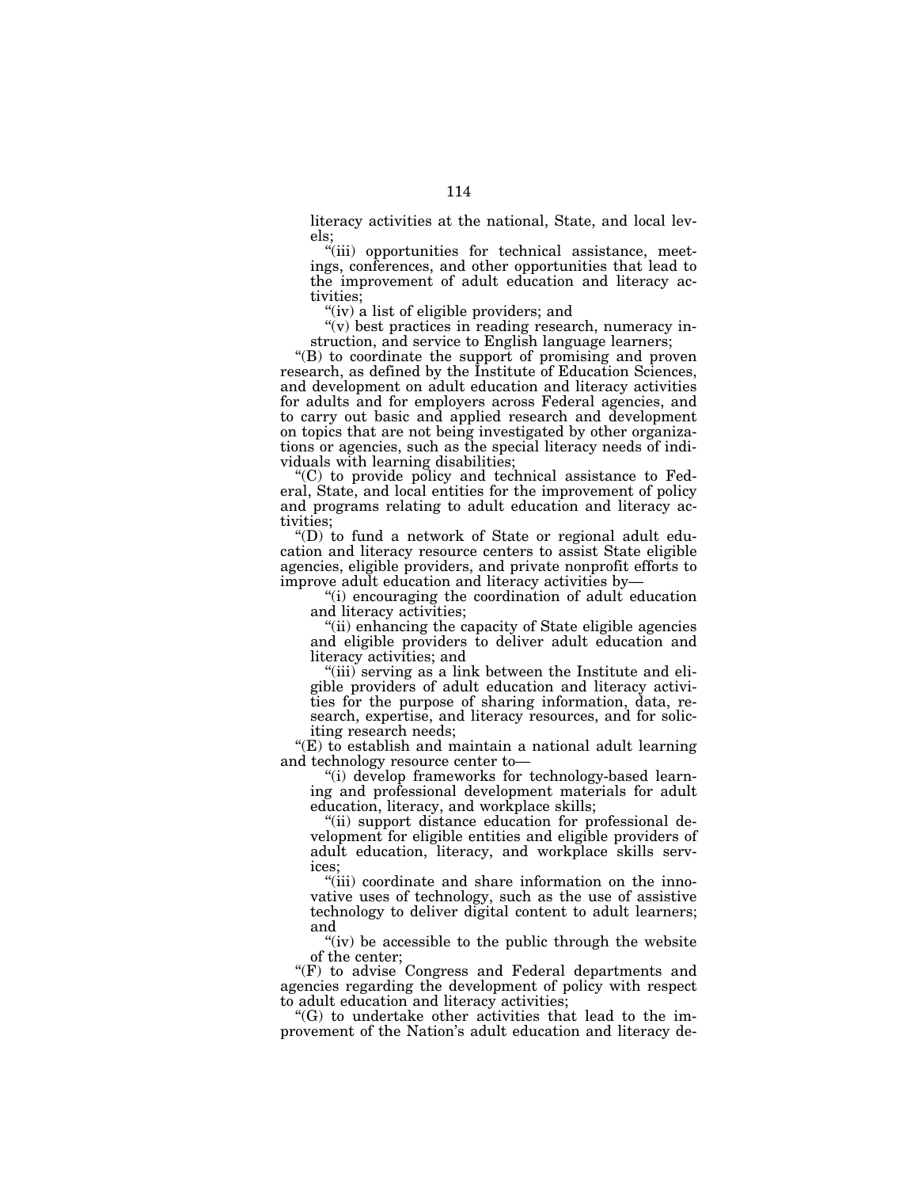literacy activities at the national, State, and local levels;

"(iii) opportunities for technical assistance, meetings, conferences, and other opportunities that lead to the improvement of adult education and literacy activities;

"(iv) a list of eligible providers; and

"(v) best practices in reading research, numeracy instruction, and service to English language learners;

"(B) to coordinate the support of promising and proven research, as defined by the Institute of Education Sciences, and development on adult education and literacy activities for adults and for employers across Federal agencies, and to carry out basic and applied research and development on topics that are not being investigated by other organizations or agencies, such as the special literacy needs of individuals with learning disabilities;

"(C) to provide policy and technical assistance to Federal, State, and local entities for the improvement of policy and programs relating to adult education and literacy activities;

"(D) to fund a network of State or regional adult education and literacy resource centers to assist State eligible agencies, eligible providers, and private nonprofit efforts to improve adult education and literacy activities by—

"(i) encouraging the coordination of adult education and literacy activities;

"(ii) enhancing the capacity of State eligible agencies and eligible providers to deliver adult education and literacy activities; and

"(iii) serving as a link between the Institute and eligible providers of adult education and literacy activities for the purpose of sharing information, data, research, expertise, and literacy resources, and for soliciting research needs;

"(E) to establish and maintain a national adult learning and technology resource center to—

"(i) develop frameworks for technology-based learning and professional development materials for adult education, literacy, and workplace skills;

"(ii) support distance education for professional development for eligible entities and eligible providers of adult education, literacy, and workplace skills services;

"(iii) coordinate and share information on the innovative uses of technology, such as the use of assistive technology to deliver digital content to adult learners; and

"(iv) be accessible to the public through the website of the center;

"(F) to advise Congress and Federal departments and agencies regarding the development of policy with respect to adult education and literacy activities;

"(G) to undertake other activities that lead to the improvement of the Nation's adult education and literacy de-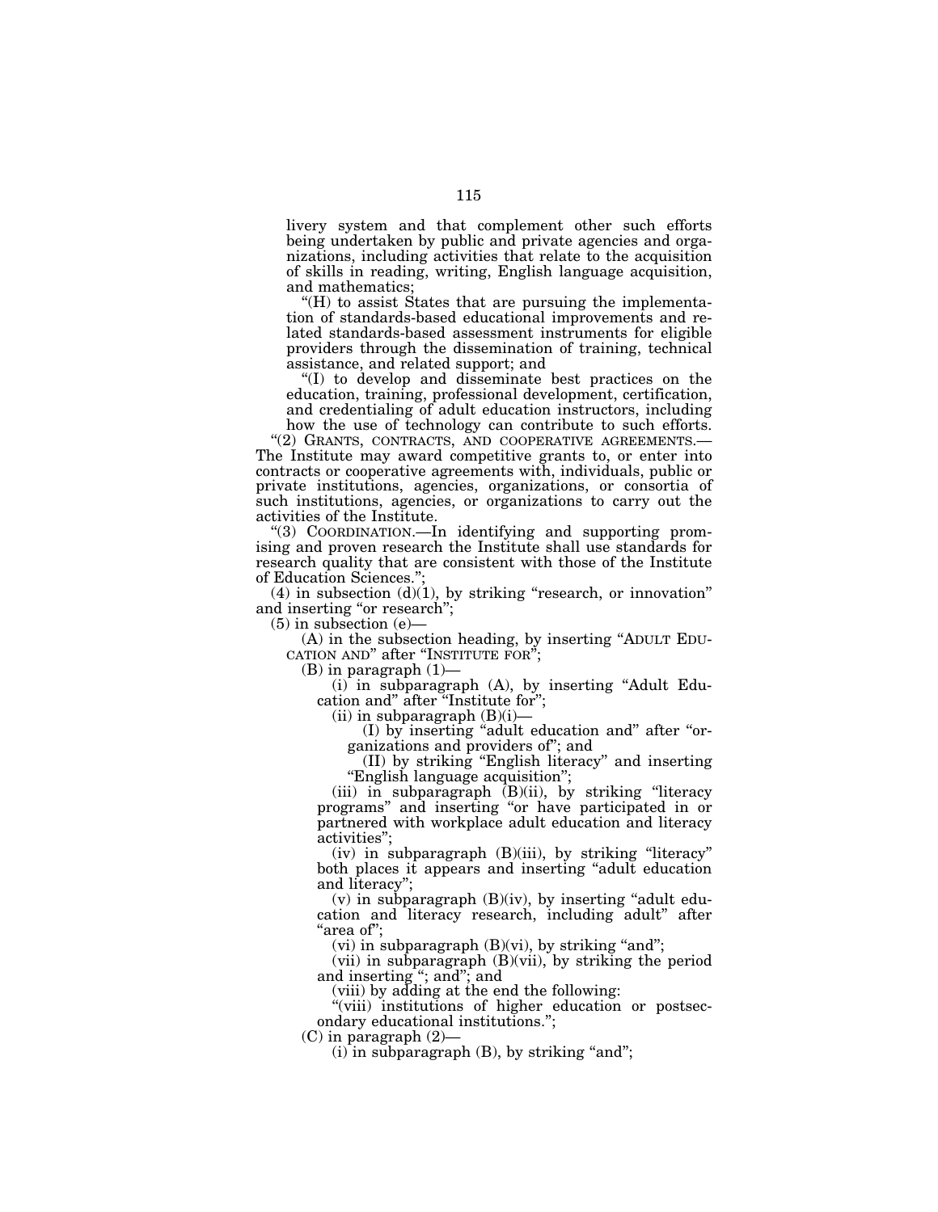livery system and that complement other such efforts being undertaken by public and private agencies and organizations, including activities that relate to the acquisition of skills in reading, writing, English language acquisition, and mathematics;

"(H) to assist States that are pursuing the implementation of standards-based educational improvements and related standards-based assessment instruments for eligible providers through the dissemination of training, technical assistance, and related support; and

"(I) to develop and disseminate best practices on the education, training, professional development, certification, and credentialing of adult education instructors, including how the use of technology can contribute to such efforts.

"(2) GRANTS, CONTRACTS, AND COOPERATIVE AGREEMENTS.—The Institute may award competitive grants to, or enter into contracts or cooperative agreements with, individuals, public or private institutions, agencies, organizations, or consortia of such institutions, agencies, or organizations to carry out the activities of the Institute.

"(3) COORDINATION.—In identifying and supporting promising and proven research the Institute shall use standards for research quality that are consistent with those of the Institute of Education Sciences.";

(4) in subsection (d)(1), by striking "research, or innovation" and inserting "or research";

(5) in subsection (e)—

(A) in the subsection heading, by inserting "ADULT EDUCATION AND" after "INSTITUTE FOR";

(B) in paragraph (1)—

(i) in subparagraph (A), by inserting "Adult Education and" after "Institute for";

(ii) in subparagraph (B)(i)—

(I) by inserting "adult education and" after "organizations and providers of"; and

(II) by striking "English literacy" and inserting "English language acquisition";

(iii) in subparagraph (B)(ii), by striking "literacy programs" and inserting "or have participated in or partnered with workplace adult education and literacy activities";

(iv) in subparagraph (B)(iii), by striking "literacy" both places it appears and inserting "adult education and literacy";

(v) in subparagraph (B)(iv), by inserting "adult education and literacy research, including adult" after "area of";

(vi) in subparagraph (B)(vi), by striking "and";

(vii) in subparagraph (B)(vii), by striking the period and inserting "; and"; and

(viii) by adding at the end the following:

"(viii) institutions of higher education or postsecondary educational institutions.";

(C) in paragraph (2)—

(i) in subparagraph (B), by striking "and";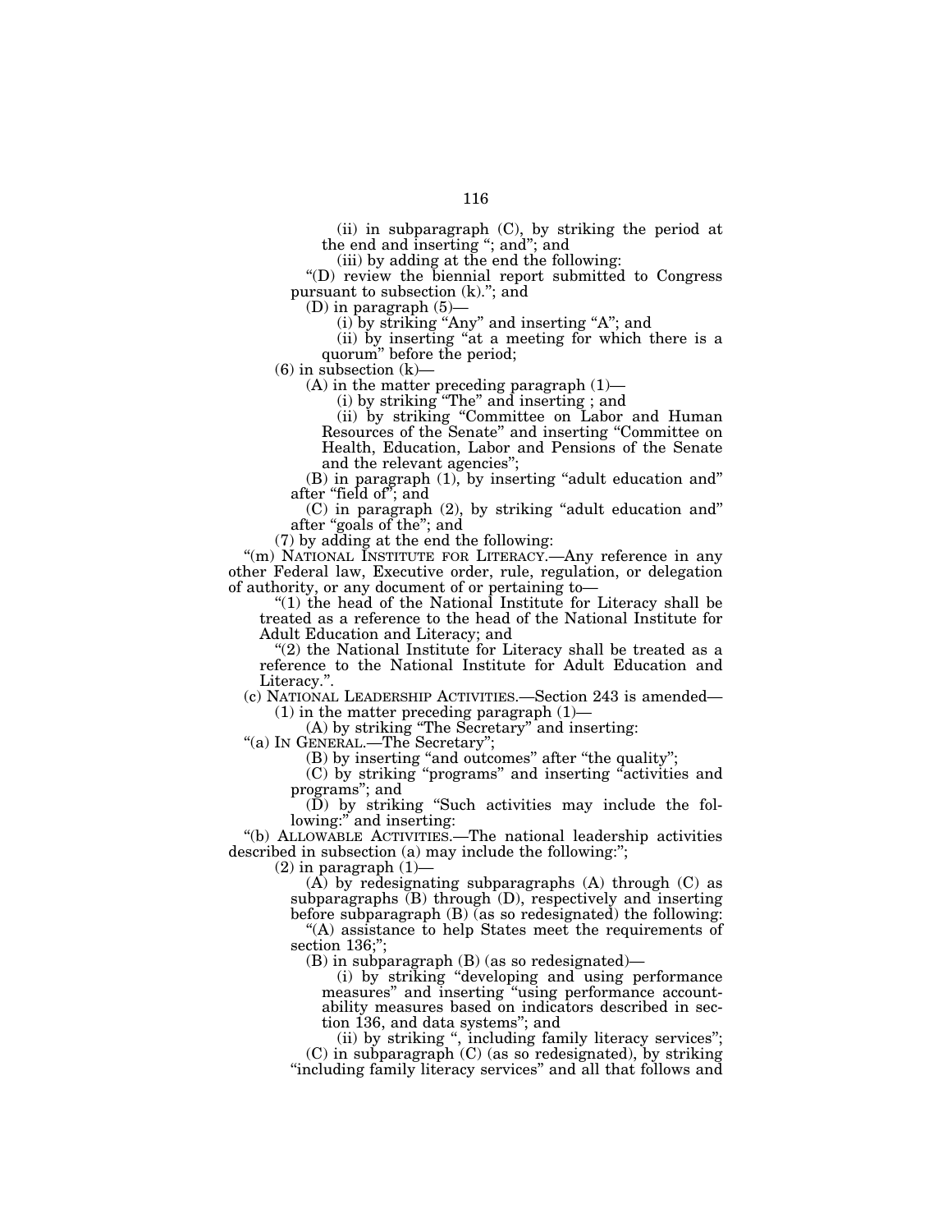(ii) in subparagraph (C), by striking the period at the end and inserting "; and"; and

(iii) by adding at the end the following:

"(D) review the biennial report submitted to Congress pursuant to subsection (k)."; and

(D) in paragraph (5)—

(i) by striking "Any" and inserting "A"; and

(ii) by inserting "at a meeting for which there is a quorum" before the period;

(6) in subsection (k)—

(A) in the matter preceding paragraph (1)—

(i) by striking "The" and inserting ; and

(ii) by striking "Committee on Labor and Human Resources of the Senate" and inserting "Committee on Health, Education, Labor and Pensions of the Senate and the relevant agencies";

(B) in paragraph (1), by inserting "adult education and" after "field of"; and

(C) in paragraph (2), by striking "adult education and" after "goals of the"; and

(7) by adding at the end the following:

"(m) NATIONAL INSTITUTE FOR LITERACY.—Any reference in any other Federal law, Executive order, rule, regulation, or delegation of authority, or any document of or pertaining to—

"(1) the head of the National Institute for Literacy shall be treated as a reference to the head of the National Institute for Adult Education and Literacy; and

"(2) the National Institute for Literacy shall be treated as a reference to the National Institute for Adult Education and Literacy.".

(c) NATIONAL LEADERSHIP ACTIVITIES.—Section 243 is amended—

(1) in the matter preceding paragraph (1)—

(A) by striking "The Secretary" and inserting:

"(a) IN GENERAL.—The Secretary";

(B) by inserting "and outcomes" after "the quality";

(C) by striking "programs" and inserting "activities and programs"; and

(D) by striking "Such activities may include the following:" and inserting:

"(b) ALLOWABLE ACTIVITIES.—The national leadership activities described in subsection (a) may include the following:";

(2) in paragraph (1)—

(A) by redesignating subparagraphs (A) through (C) as subparagraphs (B) through (D), respectively and inserting before subparagraph (B) (as so redesignated) the following:

"(A) assistance to help States meet the requirements of section 136;";

(B) in subparagraph (B) (as so redesignated)—

(i) by striking "developing and using performance measures" and inserting "using performance accountability measures based on indicators described in section 136, and data systems"; and

(ii) by striking ", including family literacy services";

(C) in subparagraph (C) (as so redesignated), by striking "including family literacy services" and all that follows and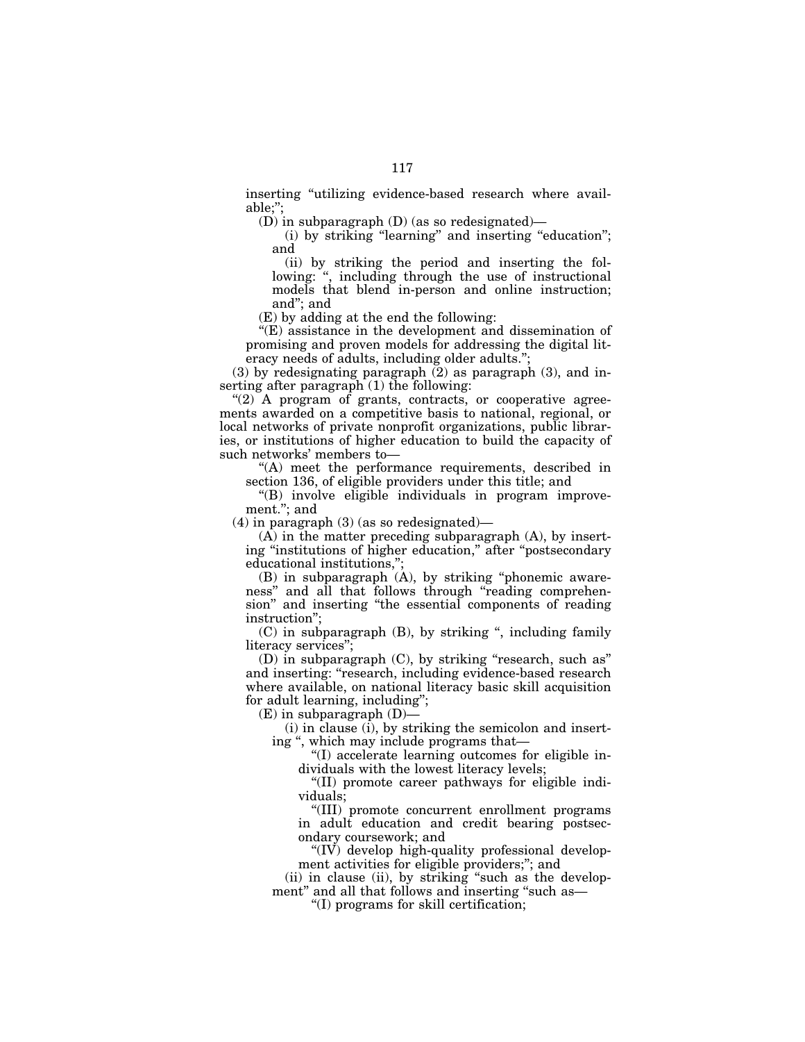inserting "utilizing evidence-based research where available;";

(D) in subparagraph (D) (as so redesignated)—

(i) by striking "learning" and inserting "education"; and

(ii) by striking the period and inserting the following: ", including through the use of instructional models that blend in-person and online instruction; and"; and

(E) by adding at the end the following:

"(E) assistance in the development and dissemination of promising and proven models for addressing the digital literacy needs of adults, including older adults.";

(3) by redesignating paragraph (2) as paragraph (3), and inserting after paragraph (1) the following:

"(2) A program of grants, contracts, or cooperative agreements awarded on a competitive basis to national, regional, or local networks of private nonprofit organizations, public libraries, or institutions of higher education to build the capacity of such networks' members to—

"(A) meet the performance requirements, described in section 136, of eligible providers under this title; and

"(B) involve eligible individuals in program improvement."; and

(4) in paragraph (3) (as so redesignated)—

(A) in the matter preceding subparagraph (A), by inserting "institutions of higher education," after "postsecondary educational institutions,";

(B) in subparagraph (A), by striking "phonemic awareness" and all that follows through "reading comprehension" and inserting "the essential components of reading instruction";

(C) in subparagraph (B), by striking ", including family literacy services";

(D) in subparagraph (C), by striking "research, such as" and inserting: "research, including evidence-based research where available, on national literacy basic skill acquisition for adult learning, including";

(E) in subparagraph (D)—

(i) in clause (i), by striking the semicolon and inserting ", which may include programs that—

"(I) accelerate learning outcomes for eligible individuals with the lowest literacy levels;

"(II) promote career pathways for eligible individuals;

"(III) promote concurrent enrollment programs in adult education and credit bearing postsecondary coursework; and

"(IV) develop high-quality professional development activities for eligible providers;"; and

(ii) in clause (ii), by striking "such as the development" and all that follows and inserting "such as—

"(I) programs for skill certification;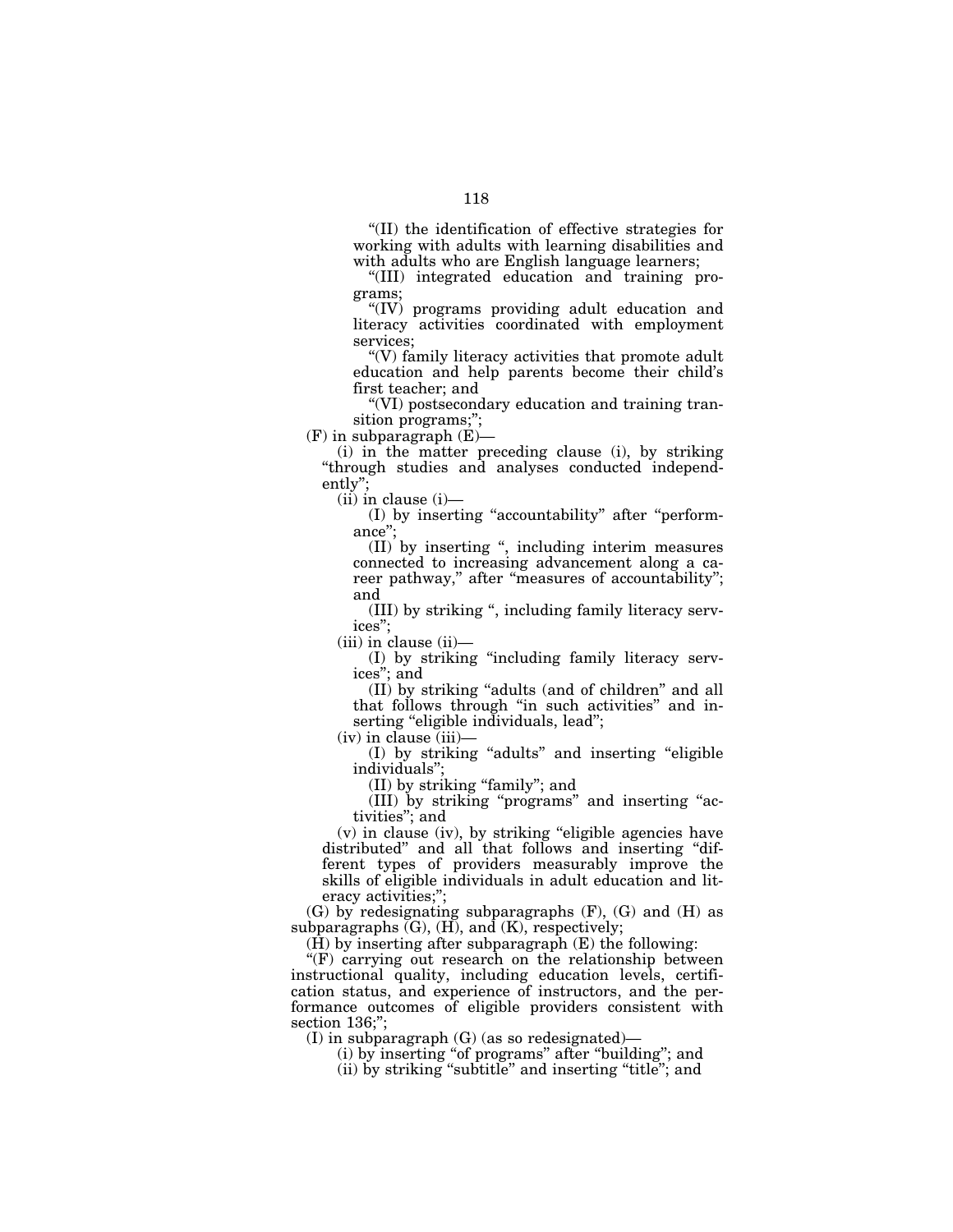"(II) the identification of effective strategies for working with adults with learning disabilities and with adults who are English language learners;

"(III) integrated education and training programs;

"(IV) programs providing adult education and literacy activities coordinated with employment services;

"(V) family literacy activities that promote adult education and help parents become their child's first teacher; and

"(VI) postsecondary education and training transition programs;";

(F) in subparagraph (E)—

(i) in the matter preceding clause (i), by striking "through studies and analyses conducted independently";

(ii) in clause (i)—

(I) by inserting "accountability" after "performance";

(II) by inserting ", including interim measures connected to increasing advancement along a career pathway," after "measures of accountability"; and

(III) by striking ", including family literacy services";

(iii) in clause (ii)—

(I) by striking "including family literacy services"; and

(II) by striking "adults (and of children" and all that follows through "in such activities" and inserting "eligible individuals, lead";

(iv) in clause (iii)—

(I) by striking "adults" and inserting "eligible individuals";

(II) by striking "family"; and

(III) by striking "programs" and inserting "activities"; and

(v) in clause (iv), by striking "eligible agencies have distributed" and all that follows and inserting "different types of providers measurably improve the skills of eligible individuals in adult education and literacy activities;";

(G) by redesignating subparagraphs (F), (G) and (H) as subparagraphs (G), (H), and (K), respectively;

(H) by inserting after subparagraph (E) the following:

"(F) carrying out research on the relationship between instructional quality, including education levels, certification status, and experience of instructors, and the performance outcomes of eligible providers consistent with section 136;";

(I) in subparagraph (G) (as so redesignated)—

(i) by inserting "of programs" after "building"; and

(ii) by striking "subtitle" and inserting "title"; and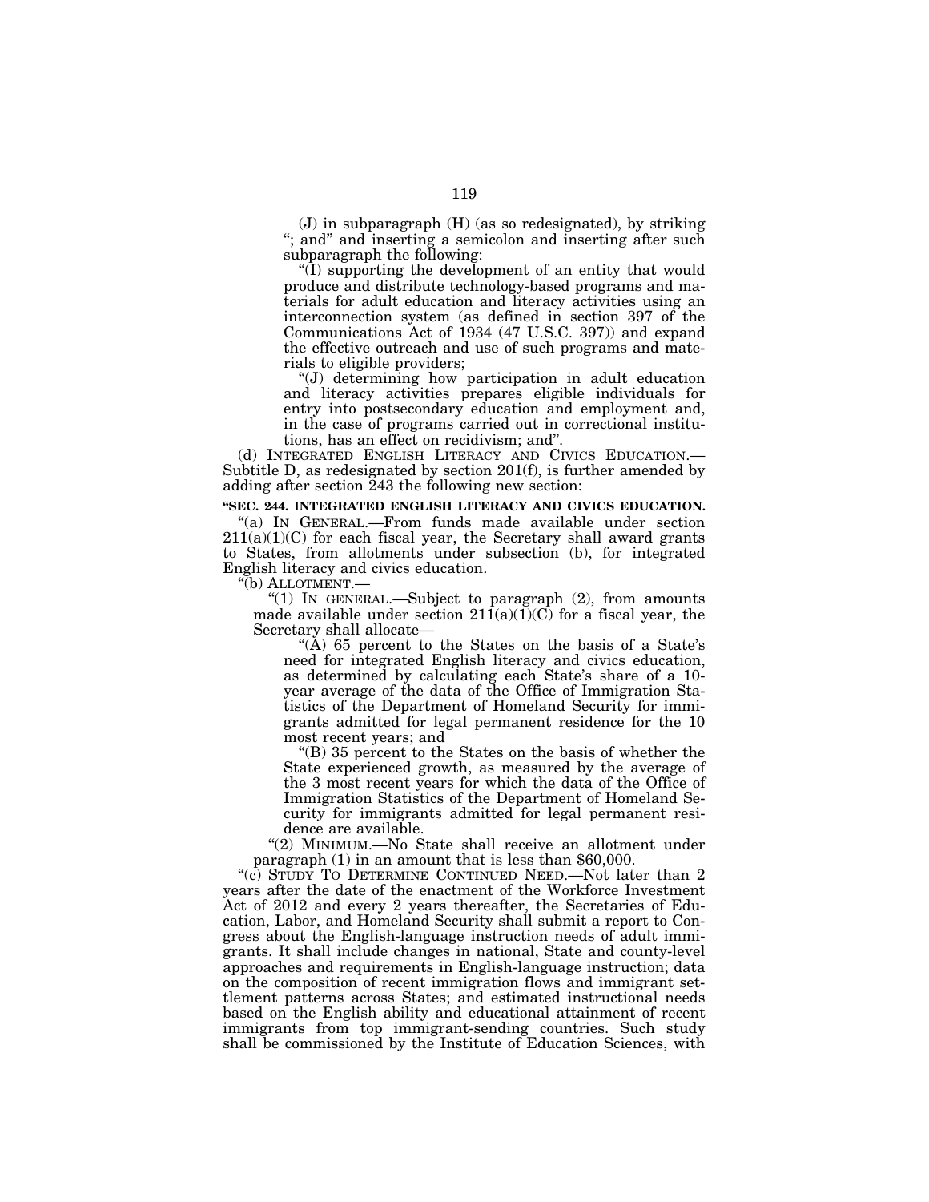(J) in subparagraph (H) (as so redesignated), by striking "; and" and inserting a semicolon and inserting after such subparagraph the following:

"(I) supporting the development of an entity that would produce and distribute technology-based programs and materials for adult education and literacy activities using an interconnection system (as defined in section 397 of the Communications Act of 1934 (47 U.S.C. 397)) and expand the effective outreach and use of such programs and materials to eligible providers;

"(J) determining how participation in adult education and literacy activities prepares eligible individuals for entry into postsecondary education and employment and, in the case of programs carried out in correctional institutions, has an effect on recidivism; and".

(d) INTEGRATED ENGLISH LITERACY AND CIVICS EDUCATION.—Subtitle D, as redesignated by section 201(f), is further amended by adding after section 243 the following new section:

**"SEC. 244. INTEGRATED ENGLISH LITERACY AND CIVICS EDUCATION.**

"(a) IN GENERAL.—From funds made available under section 211(a)(1)(C) for each fiscal year, the Secretary shall award grants to States, from allotments under subsection (b), for integrated English literacy and civics education.

"(b) ALLOTMENT.—

"(1) IN GENERAL.—Subject to paragraph (2), from amounts made available under section 211(a)(1)(C) for a fiscal year, the Secretary shall allocate—

"(A) 65 percent to the States on the basis of a State's need for integrated English literacy and civics education, as determined by calculating each State's share of a 10-year average of the data of the Office of Immigration Statistics of the Department of Homeland Security for immigrants admitted for legal permanent residence for the 10 most recent years; and

"(B) 35 percent to the States on the basis of whether the State experienced growth, as measured by the average of the 3 most recent years for which the data of the Office of Immigration Statistics of the Department of Homeland Security for immigrants admitted for legal permanent residence are available.

"(2) MINIMUM.—No State shall receive an allotment under paragraph (1) in an amount that is less than $60,000.

"(c) STUDY TO DETERMINE CONTINUED NEED.—Not later than 2 years after the date of the enactment of the Workforce Investment Act of 2012 and every 2 years thereafter, the Secretaries of Education, Labor, and Homeland Security shall submit a report to Congress about the English-language instruction needs of adult immigrants. It shall include changes in national, State and county-level approaches and requirements in English-language instruction; data on the composition of recent immigration flows and immigrant settlement patterns across States; and estimated instructional needs based on the English ability and educational attainment of recent immigrants from top immigrant-sending countries. Such study shall be commissioned by the Institute of Education Sciences, with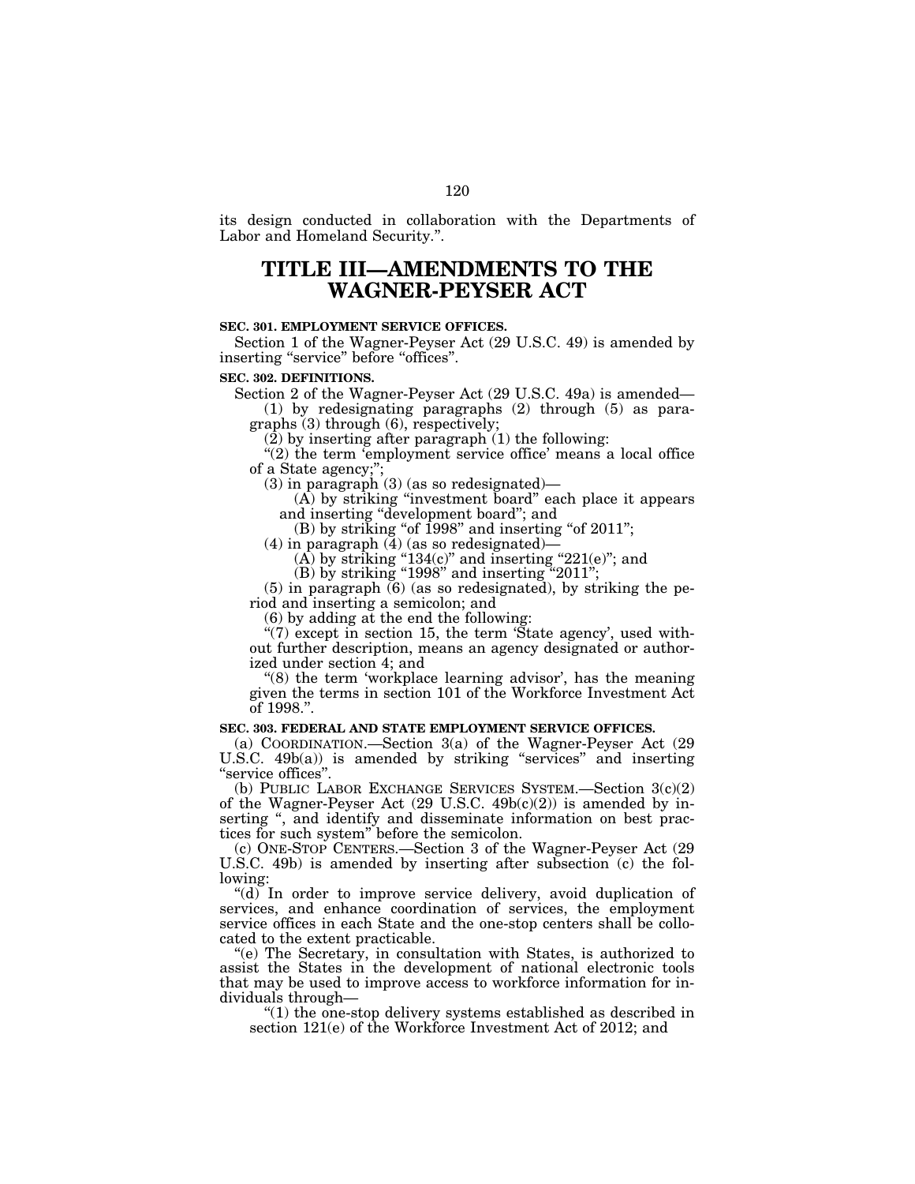its design conducted in collaboration with the Departments of Labor and Homeland Security.".

# TITLE III—AMENDMENTS TO THE WAGNER-PEYSER ACT

**SEC. 301. EMPLOYMENT SERVICE OFFICES.**

Section 1 of the Wagner-Peyser Act (29 U.S.C. 49) is amended by inserting "service" before "offices".

**SEC. 302. DEFINITIONS.**

Section 2 of the Wagner-Peyser Act (29 U.S.C. 49a) is amended—

(1) by redesignating paragraphs (2) through (5) as paragraphs (3) through (6), respectively;

(2) by inserting after paragraph (1) the following:

"(2) the term 'employment service office' means a local office of a State agency;";

(3) in paragraph (3) (as so redesignated)—

(A) by striking "investment board" each place it appears and inserting "development board"; and

(B) by striking "of 1998" and inserting "of 2011";

(4) in paragraph (4) (as so redesignated)—

(A) by striking "134(c)" and inserting "221(e)"; and

(B) by striking "1998" and inserting "2011";

(5) in paragraph (6) (as so redesignated), by striking the period and inserting a semicolon; and

(6) by adding at the end the following:

"(7) except in section 15, the term 'State agency', used without further description, means an agency designated or authorized under section 4; and

"(8) the term 'workplace learning advisor', has the meaning given the terms in section 101 of the Workforce Investment Act of 1998.".

**SEC. 303. FEDERAL AND STATE EMPLOYMENT SERVICE OFFICES.**

(a) COORDINATION.—Section 3(a) of the Wagner-Peyser Act (29 U.S.C. 49b(a)) is amended by striking "services" and inserting "service offices".

(b) PUBLIC LABOR EXCHANGE SERVICES SYSTEM.—Section 3(c)(2) of the Wagner-Peyser Act (29 U.S.C. 49b(c)(2)) is amended by inserting ", and identify and disseminate information on best practices for such system" before the semicolon.

(c) ONE-STOP CENTERS.—Section 3 of the Wagner-Peyser Act (29 U.S.C. 49b) is amended by inserting after subsection (c) the following:

"(d) In order to improve service delivery, avoid duplication of services, and enhance coordination of services, the employment service offices in each State and the one-stop centers shall be collocated to the extent practicable.

"(e) The Secretary, in consultation with States, is authorized to assist the States in the development of national electronic tools that may be used to improve access to workforce information for individuals through—

"(1) the one-stop delivery systems established as described in section 121(e) of the Workforce Investment Act of 2012; and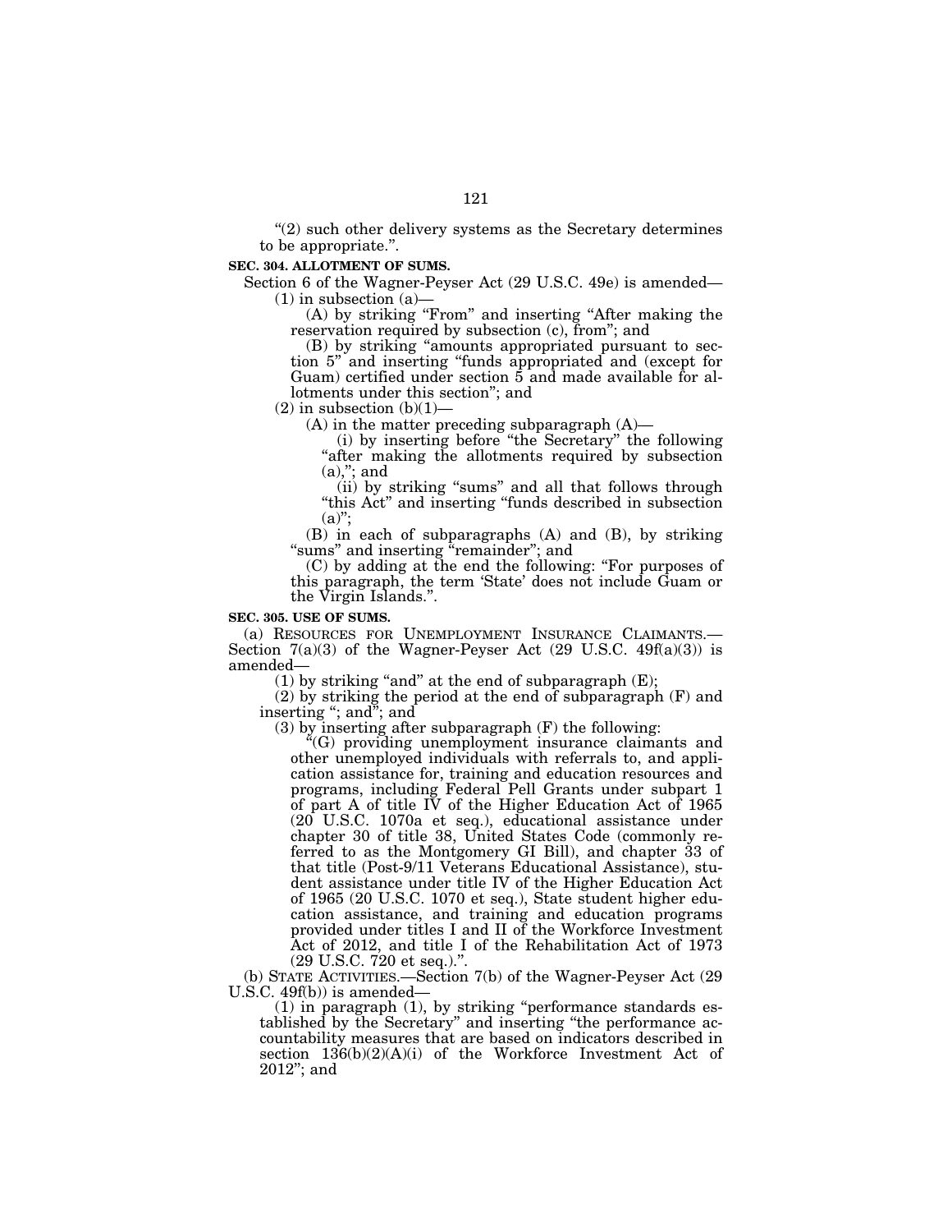"(2) such other delivery systems as the Secretary determines to be appropriate.".

**SEC. 304. ALLOTMENT OF SUMS.**

Section 6 of the Wagner-Peyser Act (29 U.S.C. 49e) is amended—

(1) in subsection (a)—

(A) by striking "From" and inserting "After making the reservation required by subsection (c), from"; and

(B) by striking "amounts appropriated pursuant to section 5" and inserting "funds appropriated and (except for Guam) certified under section 5 and made available for allotments under this section"; and

(2) in subsection (b)(1)—

(A) in the matter preceding subparagraph (A)—

(i) by inserting before "the Secretary" the following "after making the allotments required by subsection (a),"; and

(ii) by striking "sums" and all that follows through "this Act" and inserting "funds described in subsection (a)";

(B) in each of subparagraphs (A) and (B), by striking "sums" and inserting "remainder"; and

(C) by adding at the end the following: "For purposes of this paragraph, the term 'State' does not include Guam or the Virgin Islands.".

**SEC. 305. USE OF SUMS.**

(a) RESOURCES FOR UNEMPLOYMENT INSURANCE CLAIMANTS.—Section 7(a)(3) of the Wagner-Peyser Act (29 U.S.C. 49f(a)(3)) is amended—

(1) by striking "and" at the end of subparagraph (E);

(2) by striking the period at the end of subparagraph (F) and inserting "; and"; and

(3) by inserting after subparagraph (F) the following:

"(G) providing unemployment insurance claimants and other unemployed individuals with referrals to, and application assistance for, training and education resources and programs, including Federal Pell Grants under subpart 1 of part A of title IV of the Higher Education Act of 1965 (20 U.S.C. 1070a et seq.), educational assistance under chapter 30 of title 38, United States Code (commonly referred to as the Montgomery GI Bill), and chapter 33 of that title (Post-9/11 Veterans Educational Assistance), student assistance under title IV of the Higher Education Act of 1965 (20 U.S.C. 1070 et seq.), State student higher education assistance, and training and education programs provided under titles I and II of the Workforce Investment Act of 2012, and title I of the Rehabilitation Act of 1973 (29 U.S.C. 720 et seq.).".

(b) STATE ACTIVITIES.—Section 7(b) of the Wagner-Peyser Act (29 U.S.C. 49f(b)) is amended—

(1) in paragraph (1), by striking "performance standards established by the Secretary" and inserting "the performance accountability measures that are based on indicators described in section 136(b)(2)(A)(i) of the Workforce Investment Act of 2012"; and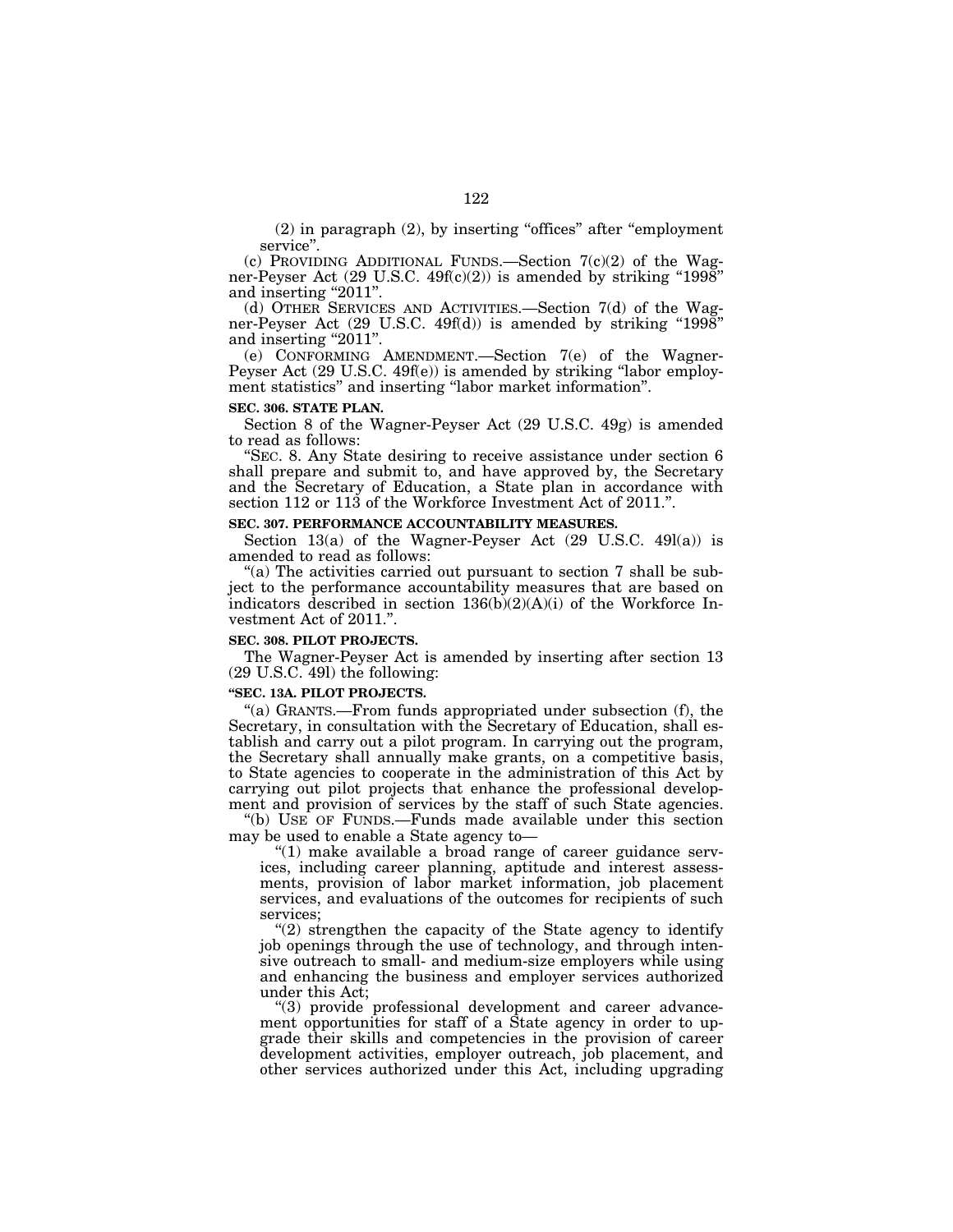(2) in paragraph (2), by inserting "offices" after "employment service".

(c) PROVIDING ADDITIONAL FUNDS.—Section 7(c)(2) of the Wagner-Peyser Act (29 U.S.C. 49f(c)(2)) is amended by striking "1998" and inserting "2011".

(d) OTHER SERVICES AND ACTIVITIES.—Section 7(d) of the Wagner-Peyser Act (29 U.S.C. 49f(d)) is amended by striking "1998" and inserting "2011".

(e) CONFORMING AMENDMENT.—Section 7(e) of the Wagner-Peyser Act (29 U.S.C. 49f(e)) is amended by striking "labor employment statistics" and inserting "labor market information".

**SEC. 306. STATE PLAN.**

Section 8 of the Wagner-Peyser Act (29 U.S.C. 49g) is amended to read as follows:

"SEC. 8. Any State desiring to receive assistance under section 6 shall prepare and submit to, and have approved by, the Secretary and the Secretary of Education, a State plan in accordance with section 112 or 113 of the Workforce Investment Act of 2011.".

**SEC. 307. PERFORMANCE ACCOUNTABILITY MEASURES.**

Section 13(a) of the Wagner-Peyser Act (29 U.S.C. 49l(a)) is amended to read as follows:

"(a) The activities carried out pursuant to section 7 shall be subject to the performance accountability measures that are based on indicators described in section 136(b)(2)(A)(i) of the Workforce Investment Act of 2011.".

**SEC. 308. PILOT PROJECTS.**

The Wagner-Peyser Act is amended by inserting after section 13 (29 U.S.C. 49l) the following:

**"SEC. 13A. PILOT PROJECTS.**

"(a) GRANTS.—From funds appropriated under subsection (f), the Secretary, in consultation with the Secretary of Education, shall establish and carry out a pilot program. In carrying out the program, the Secretary shall annually make grants, on a competitive basis, to State agencies to cooperate in the administration of this Act by carrying out pilot projects that enhance the professional development and provision of services by the staff of such State agencies.

"(b) USE OF FUNDS.—Funds made available under this section may be used to enable a State agency to—

"(1) make available a broad range of career guidance services, including career planning, aptitude and interest assessments, provision of labor market information, job placement services, and evaluations of the outcomes for recipients of such services;

"(2) strengthen the capacity of the State agency to identify job openings through the use of technology, and through intensive outreach to small- and medium-size employers while using and enhancing the business and employer services authorized under this Act;

"(3) provide professional development and career advancement opportunities for staff of a State agency in order to upgrade their skills and competencies in the provision of career development activities, employer outreach, job placement, and other services authorized under this Act, including upgrading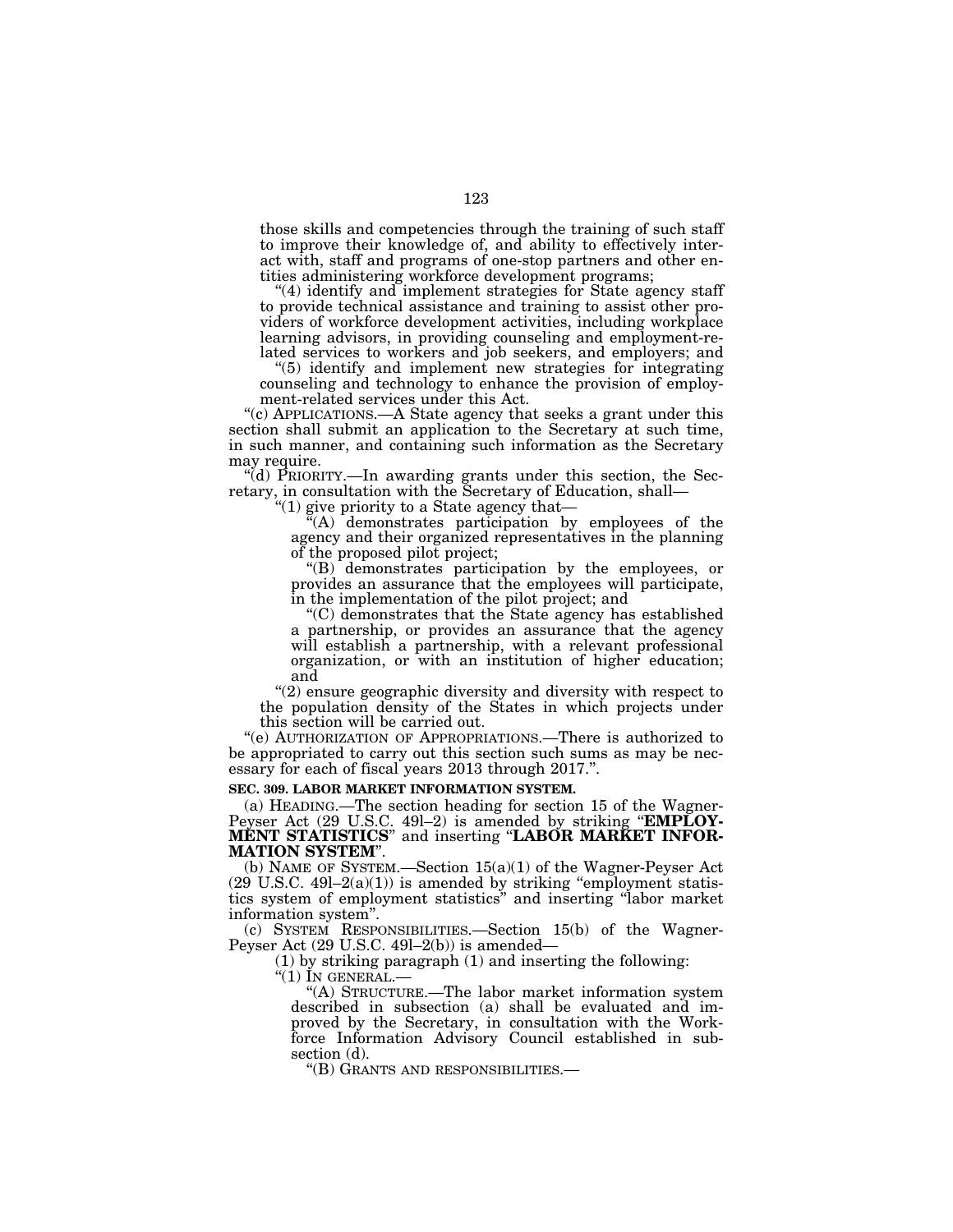those skills and competencies through the training of such staff to improve their knowledge of, and ability to effectively interact with, staff and programs of one-stop partners and other entities administering workforce development programs;

"(4) identify and implement strategies for State agency staff to provide technical assistance and training to assist other providers of workforce development activities, including workplace learning advisors, in providing counseling and employment-related services to workers and job seekers, and employers; and

"(5) identify and implement new strategies for integrating counseling and technology to enhance the provision of employment-related services under this Act.

"(c) APPLICATIONS.—A State agency that seeks a grant under this section shall submit an application to the Secretary at such time, in such manner, and containing such information as the Secretary may require.

"(d) PRIORITY.—In awarding grants under this section, the Secretary, in consultation with the Secretary of Education, shall—

"(1) give priority to a State agency that—

"(A) demonstrates participation by employees of the agency and their organized representatives in the planning of the proposed pilot project;

"(B) demonstrates participation by the employees, or provides an assurance that the employees will participate, in the implementation of the pilot project; and

"(C) demonstrates that the State agency has established a partnership, or provides an assurance that the agency will establish a partnership, with a relevant professional organization, or with an institution of higher education; and

"(2) ensure geographic diversity and diversity with respect to the population density of the States in which projects under this section will be carried out.

"(e) AUTHORIZATION OF APPROPRIATIONS.—There is authorized to be appropriated to carry out this section such sums as may be necessary for each of fiscal years 2013 through 2017.".

**SEC. 309. LABOR MARKET INFORMATION SYSTEM.**

(a) HEADING.—The section heading for section 15 of the Wagner-Peyser Act (29 U.S.C. 49l–2) is amended by striking "**EMPLOYMENT STATISTICS**" and inserting "**LABOR MARKET INFORMATION SYSTEM**".

(b) NAME OF SYSTEM.—Section 15(a)(1) of the Wagner-Peyser Act (29 U.S.C. 49l–2(a)(1)) is amended by striking "employment statistics system of employment statistics" and inserting "labor market information system".

(c) SYSTEM RESPONSIBILITIES.—Section 15(b) of the Wagner-Peyser Act (29 U.S.C. 49l–2(b)) is amended—

(1) by striking paragraph (1) and inserting the following:

"(1) IN GENERAL.—

"(A) STRUCTURE.—The labor market information system described in subsection (a) shall be evaluated and improved by the Secretary, in consultation with the Workforce Information Advisory Council established in subsection (d).

"(B) GRANTS AND RESPONSIBILITIES.—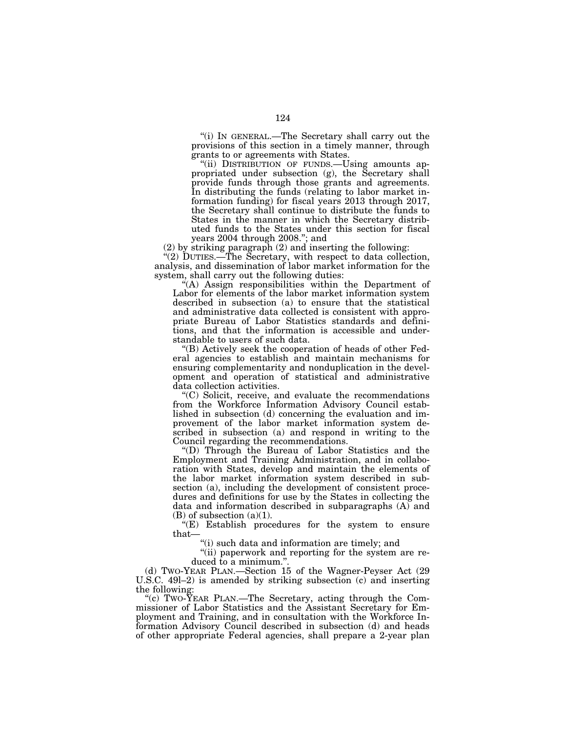"(i) IN GENERAL.—The Secretary shall carry out the provisions of this section in a timely manner, through grants to or agreements with States.

"(ii) DISTRIBUTION OF FUNDS.—Using amounts appropriated under subsection (g), the Secretary shall provide funds through those grants and agreements. In distributing the funds (relating to labor market information funding) for fiscal years 2013 through 2017, the Secretary shall continue to distribute the funds to States in the manner in which the Secretary distributed funds to the States under this section for fiscal years 2004 through 2008."; and

(2) by striking paragraph (2) and inserting the following:

"(2) DUTIES.—The Secretary, with respect to data collection, analysis, and dissemination of labor market information for the system, shall carry out the following duties:

"(A) Assign responsibilities within the Department of Labor for elements of the labor market information system described in subsection (a) to ensure that the statistical and administrative data collected is consistent with appropriate Bureau of Labor Statistics standards and definitions, and that the information is accessible and understandable to users of such data.

"(B) Actively seek the cooperation of heads of other Federal agencies to establish and maintain mechanisms for ensuring complementarity and nonduplication in the development and operation of statistical and administrative data collection activities.

"(C) Solicit, receive, and evaluate the recommendations from the Workforce Information Advisory Council established in subsection (d) concerning the evaluation and improvement of the labor market information system described in subsection (a) and respond in writing to the Council regarding the recommendations.

"(D) Through the Bureau of Labor Statistics and the Employment and Training Administration, and in collaboration with States, develop and maintain the elements of the labor market information system described in subsection (a), including the development of consistent procedures and definitions for use by the States in collecting the data and information described in subparagraphs (A) and (B) of subsection (a)(1).

"(E) Establish procedures for the system to ensure that—

"(i) such data and information are timely; and

"(ii) paperwork and reporting for the system are reduced to a minimum.".

(d) TWO-YEAR PLAN.—Section 15 of the Wagner-Peyser Act (29 U.S.C. 49l–2) is amended by striking subsection (c) and inserting the following:

"(c) TWO-YEAR PLAN.—The Secretary, acting through the Commissioner of Labor Statistics and the Assistant Secretary for Employment and Training, and in consultation with the Workforce Information Advisory Council described in subsection (d) and heads of other appropriate Federal agencies, shall prepare a 2-year plan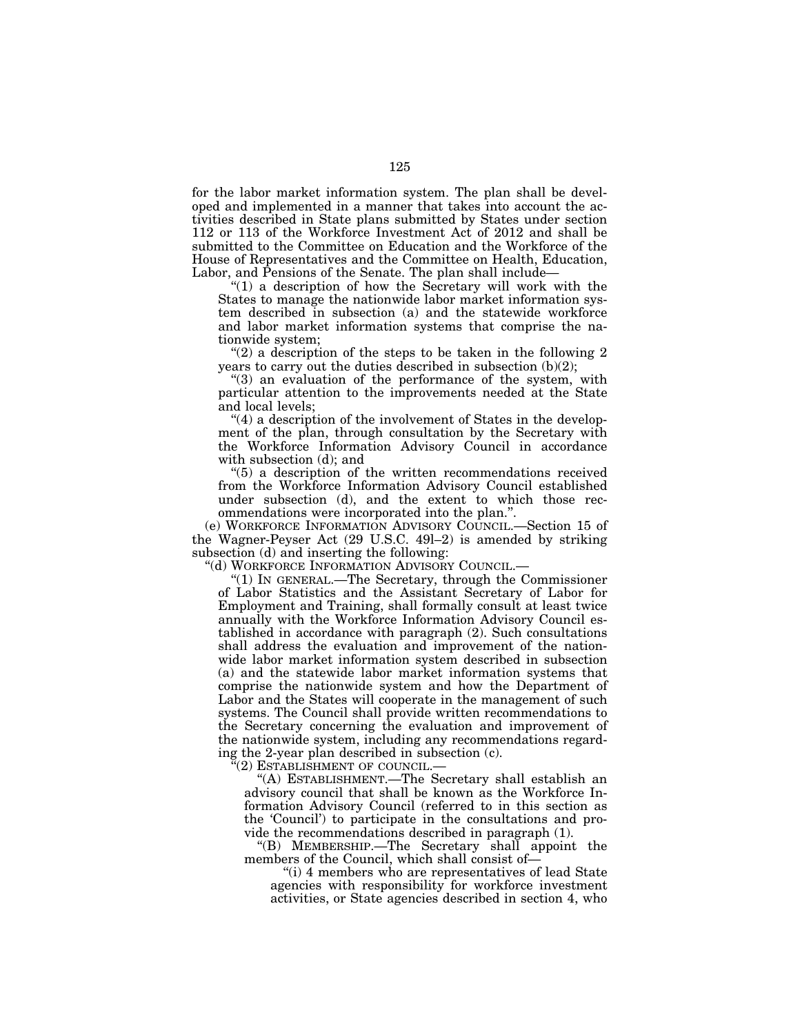for the labor market information system. The plan shall be developed and implemented in a manner that takes into account the activities described in State plans submitted by States under section 112 or 113 of the Workforce Investment Act of 2012 and shall be submitted to the Committee on Education and the Workforce of the House of Representatives and the Committee on Health, Education, Labor, and Pensions of the Senate. The plan shall include—

"(1) a description of how the Secretary will work with the States to manage the nationwide labor market information system described in subsection (a) and the statewide workforce and labor market information systems that comprise the nationwide system;

"(2) a description of the steps to be taken in the following 2 years to carry out the duties described in subsection (b)(2);

"(3) an evaluation of the performance of the system, with particular attention to the improvements needed at the State and local levels;

"(4) a description of the involvement of States in the development of the plan, through consultation by the Secretary with the Workforce Information Advisory Council in accordance with subsection (d); and

"(5) a description of the written recommendations received from the Workforce Information Advisory Council established under subsection (d), and the extent to which those recommendations were incorporated into the plan.".

(e) WORKFORCE INFORMATION ADVISORY COUNCIL.—Section 15 of the Wagner-Peyser Act (29 U.S.C. 49l–2) is amended by striking subsection (d) and inserting the following:

"(d) WORKFORCE INFORMATION ADVISORY COUNCIL.—

"(1) IN GENERAL.—The Secretary, through the Commissioner of Labor Statistics and the Assistant Secretary of Labor for Employment and Training, shall formally consult at least twice annually with the Workforce Information Advisory Council established in accordance with paragraph (2). Such consultations shall address the evaluation and improvement of the nationwide labor market information system described in subsection (a) and the statewide labor market information systems that comprise the nationwide system and how the Department of Labor and the States will cooperate in the management of such systems. The Council shall provide written recommendations to the Secretary concerning the evaluation and improvement of the nationwide system, including any recommendations regarding the 2-year plan described in subsection (c).

"(2) ESTABLISHMENT OF COUNCIL.—

"(A) ESTABLISHMENT.—The Secretary shall establish an advisory council that shall be known as the Workforce Information Advisory Council (referred to in this section as the 'Council') to participate in the consultations and provide the recommendations described in paragraph (1).

"(B) MEMBERSHIP.—The Secretary shall appoint the members of the Council, which shall consist of—

"(i) 4 members who are representatives of lead State agencies with responsibility for workforce investment activities, or State agencies described in section 4, who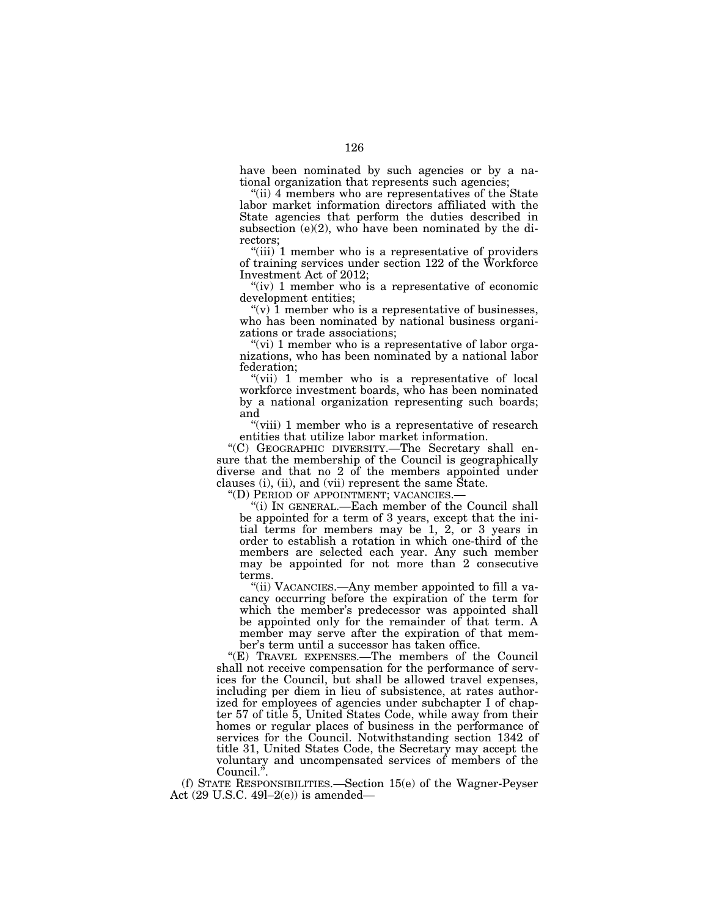have been nominated by such agencies or by a national organization that represents such agencies;

"(ii) 4 members who are representatives of the State labor market information directors affiliated with the State agencies that perform the duties described in subsection (e)(2), who have been nominated by the directors;

"(iii) 1 member who is a representative of providers of training services under section 122 of the Workforce Investment Act of 2012;

"(iv) 1 member who is a representative of economic development entities;

"(v) 1 member who is a representative of businesses, who has been nominated by national business organizations or trade associations;

"(vi) 1 member who is a representative of labor organizations, who has been nominated by a national labor federation;

"(vii) 1 member who is a representative of local workforce investment boards, who has been nominated by a national organization representing such boards; and

"(viii) 1 member who is a representative of research entities that utilize labor market information.

"(C) GEOGRAPHIC DIVERSITY.—The Secretary shall ensure that the membership of the Council is geographically diverse and that no 2 of the members appointed under clauses (i), (ii), and (vii) represent the same State.

"(D) PERIOD OF APPOINTMENT; VACANCIES.—

"(i) IN GENERAL.—Each member of the Council shall be appointed for a term of 3 years, except that the initial terms for members may be 1, 2, or 3 years in order to establish a rotation in which one-third of the members are selected each year. Any such member may be appointed for not more than 2 consecutive terms.

"(ii) VACANCIES.—Any member appointed to fill a vacancy occurring before the expiration of the term for which the member's predecessor was appointed shall be appointed only for the remainder of that term. A member may serve after the expiration of that member's term until a successor has taken office.

"(E) TRAVEL EXPENSES.—The members of the Council shall not receive compensation for the performance of services for the Council, but shall be allowed travel expenses, including per diem in lieu of subsistence, at rates authorized for employees of agencies under subchapter I of chapter 57 of title 5, United States Code, while away from their homes or regular places of business in the performance of services for the Council. Notwithstanding section 1342 of title 31, United States Code, the Secretary may accept the voluntary and uncompensated services of members of the Council.".

(f) STATE RESPONSIBILITIES.—Section 15(e) of the Wagner-Peyser Act (29 U.S.C. 49l–2(e)) is amended—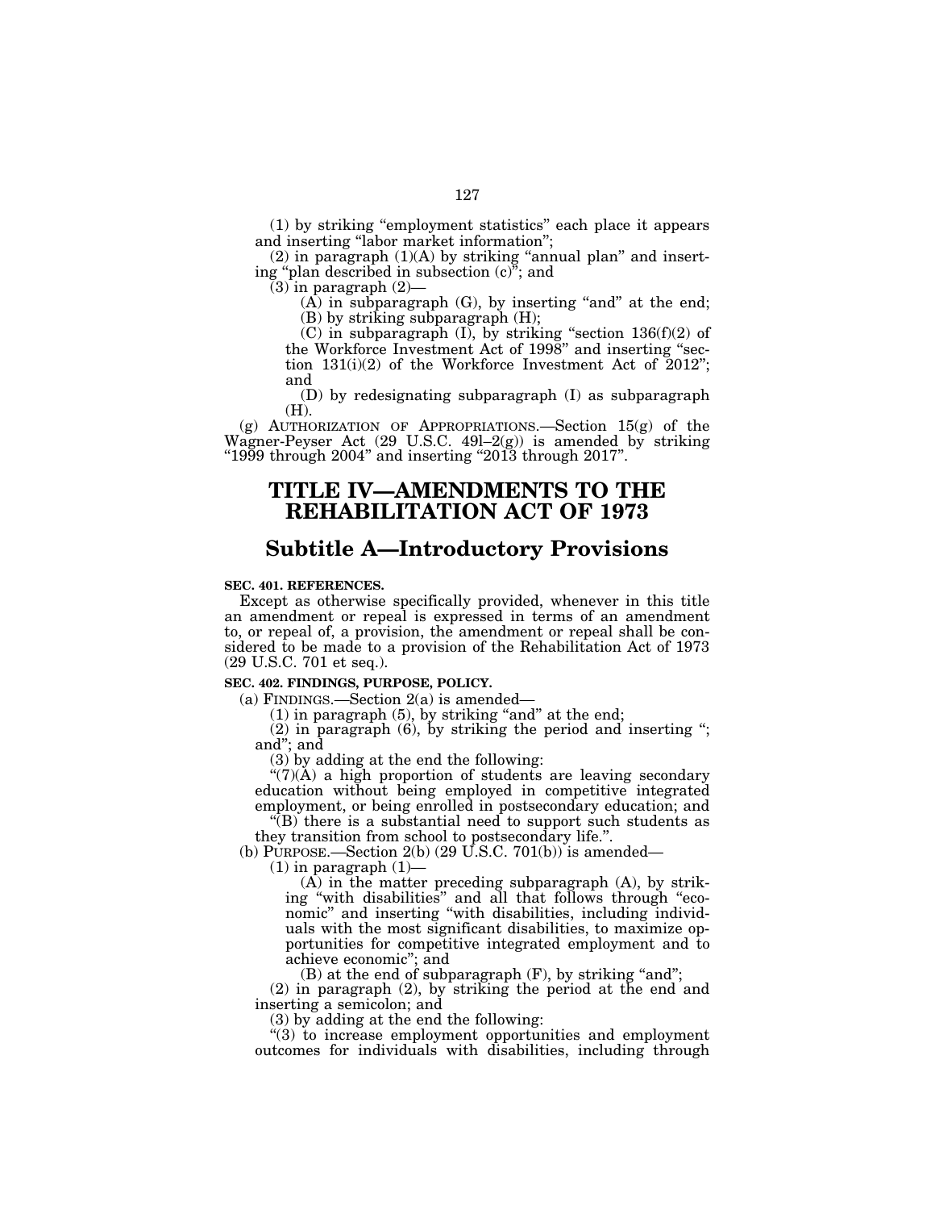(1) by striking "employment statistics" each place it appears and inserting "labor market information";

(2) in paragraph (1)(A) by striking "annual plan" and inserting "plan described in subsection (c)"; and

(3) in paragraph (2)—

(A) in subparagraph (G), by inserting "and" at the end;

(B) by striking subparagraph (H);

(C) in subparagraph (I), by striking "section 136(f)(2) of the Workforce Investment Act of 1998" and inserting "section 131(i)(2) of the Workforce Investment Act of 2012"; and

(D) by redesignating subparagraph (I) as subparagraph (H).

(g) AUTHORIZATION OF APPROPRIATIONS.—Section 15(g) of the Wagner-Peyser Act (29 U.S.C. 49l–2(g)) is amended by striking "1999 through 2004" and inserting "2013 through 2017".

# TITLE IV—AMENDMENTS TO THE REHABILITATION ACT OF 1973

## Subtitle A—Introductory Provisions

**SEC. 401. REFERENCES.**

Except as otherwise specifically provided, whenever in this title an amendment or repeal is expressed in terms of an amendment to, or repeal of, a provision, the amendment or repeal shall be considered to be made to a provision of the Rehabilitation Act of 1973 (29 U.S.C. 701 et seq.).

**SEC. 402. FINDINGS, PURPOSE, POLICY.**

(a) FINDINGS.—Section 2(a) is amended—

(1) in paragraph (5), by striking "and" at the end;

(2) in paragraph (6), by striking the period and inserting "; and"; and

(3) by adding at the end the following:

"(7)(A) a high proportion of students are leaving secondary education without being employed in competitive integrated employment, or being enrolled in postsecondary education; and

"(B) there is a substantial need to support such students as they transition from school to postsecondary life.".

(b) PURPOSE.—Section 2(b) (29 U.S.C. 701(b)) is amended—

(1) in paragraph (1)—

(A) in the matter preceding subparagraph (A), by striking "with disabilities" and all that follows through "economic" and inserting "with disabilities, including individuals with the most significant disabilities, to maximize opportunities for competitive integrated employment and to achieve economic"; and

(B) at the end of subparagraph (F), by striking "and";

(2) in paragraph (2), by striking the period at the end and inserting a semicolon; and

(3) by adding at the end the following:

"(3) to increase employment opportunities and employment outcomes for individuals with disabilities, including through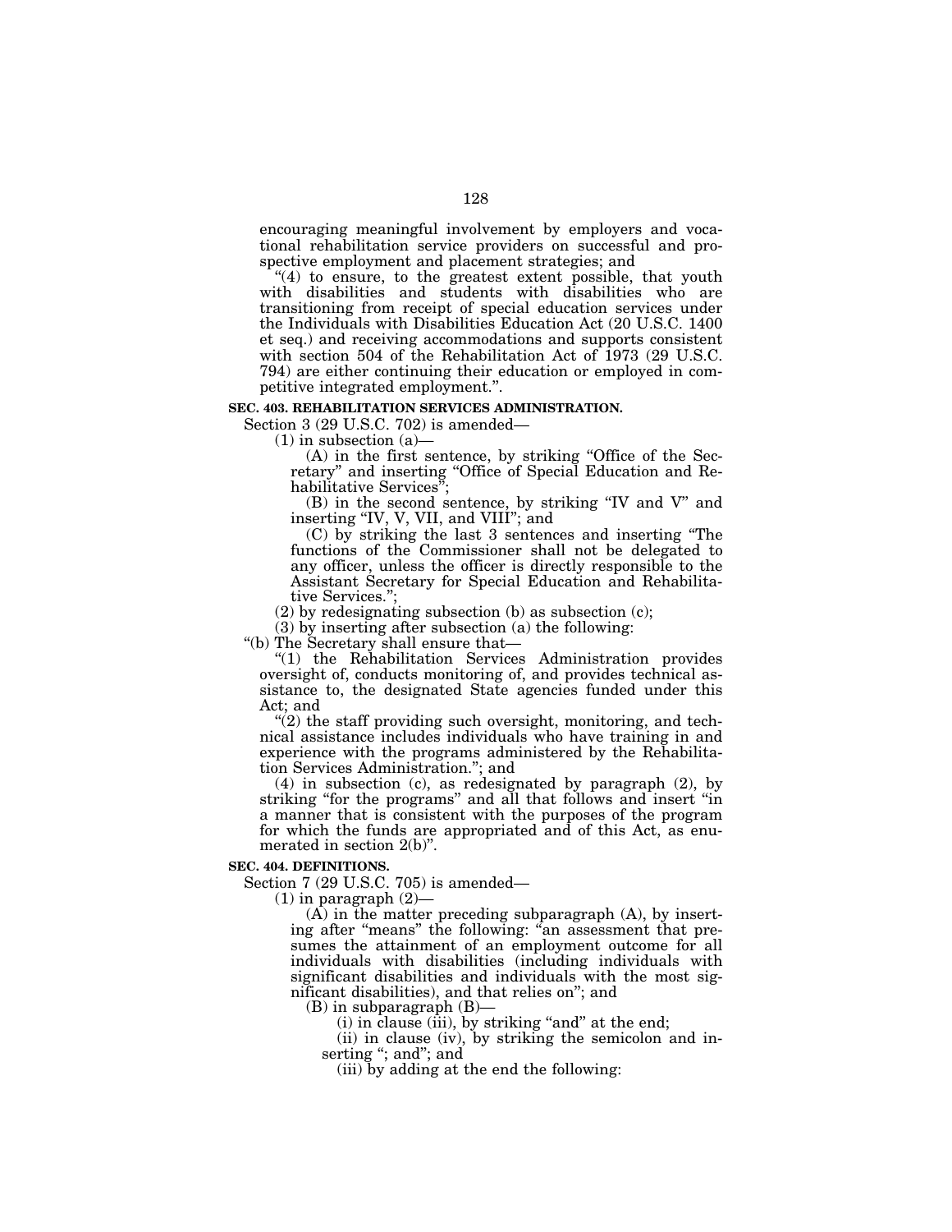encouraging meaningful involvement by employers and vocational rehabilitation service providers on successful and prospective employment and placement strategies; and

"(4) to ensure, to the greatest extent possible, that youth with disabilities and students with disabilities who are transitioning from receipt of special education services under the Individuals with Disabilities Education Act (20 U.S.C. 1400 et seq.) and receiving accommodations and supports consistent with section 504 of the Rehabilitation Act of 1973 (29 U.S.C. 794) are either continuing their education or employed in competitive integrated employment.".

**SEC. 403. REHABILITATION SERVICES ADMINISTRATION.**

Section 3 (29 U.S.C. 702) is amended—

(1) in subsection (a)—

(A) in the first sentence, by striking "Office of the Secretary" and inserting "Office of Special Education and Rehabilitative Services";

(B) in the second sentence, by striking "IV and V" and inserting "IV, V, VII, and VIII"; and

(C) by striking the last 3 sentences and inserting "The functions of the Commissioner shall not be delegated to any officer, unless the officer is directly responsible to the Assistant Secretary for Special Education and Rehabilitative Services.";

(2) by redesignating subsection (b) as subsection (c);

(3) by inserting after subsection (a) the following:

"(b) The Secretary shall ensure that—

"(1) the Rehabilitation Services Administration provides oversight of, conducts monitoring of, and provides technical assistance to, the designated State agencies funded under this Act; and

"(2) the staff providing such oversight, monitoring, and technical assistance includes individuals who have training in and experience with the programs administered by the Rehabilitation Services Administration."; and

(4) in subsection (c), as redesignated by paragraph (2), by striking "for the programs" and all that follows and insert "in a manner that is consistent with the purposes of the program for which the funds are appropriated and of this Act, as enumerated in section 2(b)".

**SEC. 404. DEFINITIONS.**

Section 7 (29 U.S.C. 705) is amended—

(1) in paragraph (2)—

(A) in the matter preceding subparagraph (A), by inserting after "means" the following: "an assessment that presumes the attainment of an employment outcome for all individuals with disabilities (including individuals with significant disabilities and individuals with the most significant disabilities), and that relies on"; and

(B) in subparagraph (B)—

(i) in clause (iii), by striking "and" at the end;

(ii) in clause (iv), by striking the semicolon and inserting "; and"; and

(iii) by adding at the end the following: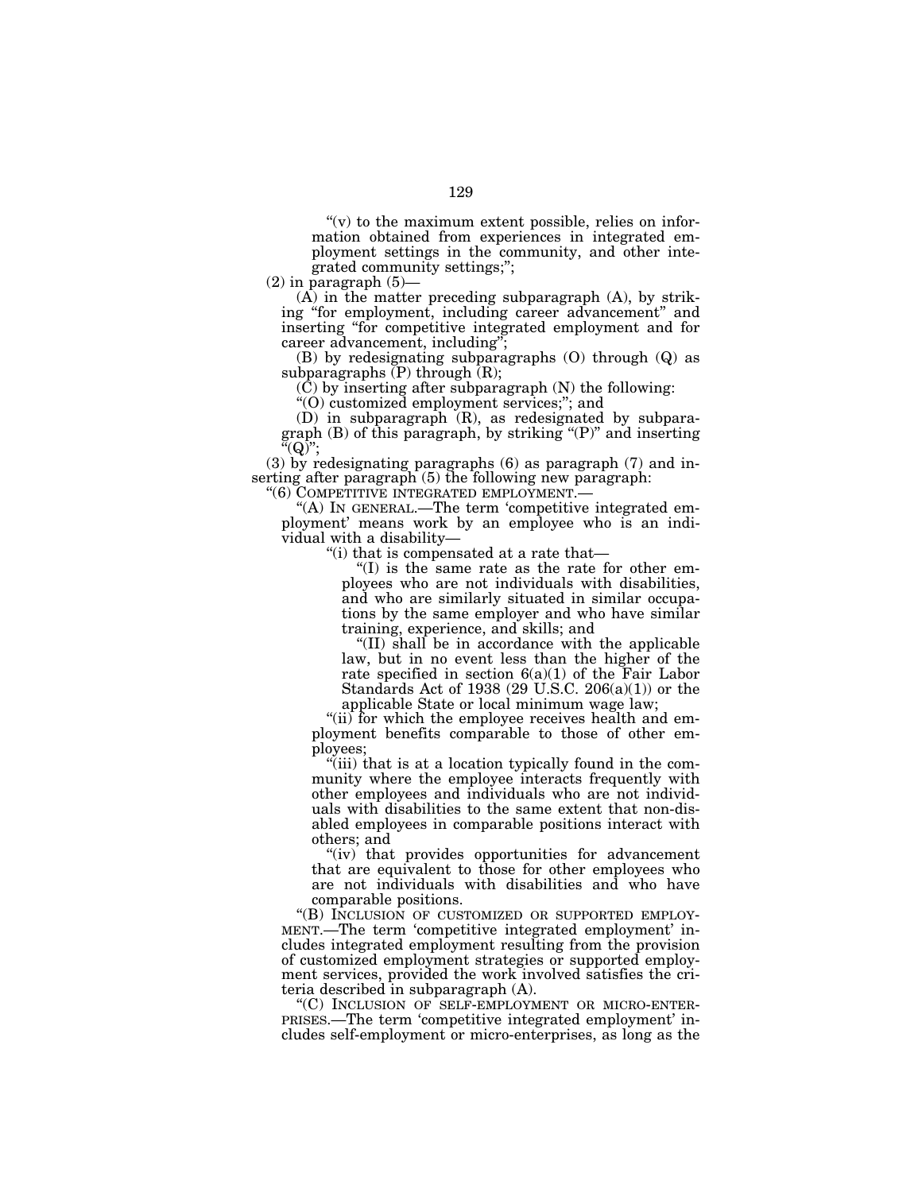"(v) to the maximum extent possible, relies on information obtained from experiences in integrated employment settings in the community, and other integrated community settings;";

(2) in paragraph (5)—

(A) in the matter preceding subparagraph (A), by striking "for employment, including career advancement" and inserting "for competitive integrated employment and for career advancement, including";

(B) by redesignating subparagraphs (O) through (Q) as subparagraphs (P) through (R);

(C) by inserting after subparagraph (N) the following:

"(O) customized employment services;"; and

(D) in subparagraph (R), as redesignated by subparagraph (B) of this paragraph, by striking "(P)" and inserting "(Q)";

(3) by redesignating paragraphs (6) as paragraph (7) and inserting after paragraph (5) the following new paragraph:

"(6) COMPETITIVE INTEGRATED EMPLOYMENT.—

"(A) IN GENERAL.—The term 'competitive integrated employment' means work by an employee who is an individual with a disability—

"(i) that is compensated at a rate that—

"(I) is the same rate as the rate for other employees who are not individuals with disabilities, and who are similarly situated in similar occupations by the same employer and who have similar training, experience, and skills; and

"(II) shall be in accordance with the applicable law, but in no event less than the higher of the rate specified in section 6(a)(1) of the Fair Labor Standards Act of 1938 (29 U.S.C. 206(a)(1)) or the applicable State or local minimum wage law;

"(ii) for which the employee receives health and employment benefits comparable to those of other employees;

"(iii) that is at a location typically found in the community where the employee interacts frequently with other employees and individuals who are not individuals with disabilities to the same extent that non-disabled employees in comparable positions interact with others; and

"(iv) that provides opportunities for advancement that are equivalent to those for other employees who are not individuals with disabilities and who have comparable positions.

"(B) INCLUSION OF CUSTOMIZED OR SUPPORTED EMPLOYMENT.—The term 'competitive integrated employment' includes integrated employment resulting from the provision of customized employment strategies or supported employment services, provided the work involved satisfies the criteria described in subparagraph (A).

"(C) INCLUSION OF SELF-EMPLOYMENT OR MICRO-ENTERPRISES.—The term 'competitive integrated employment' includes self-employment or micro-enterprises, as long as the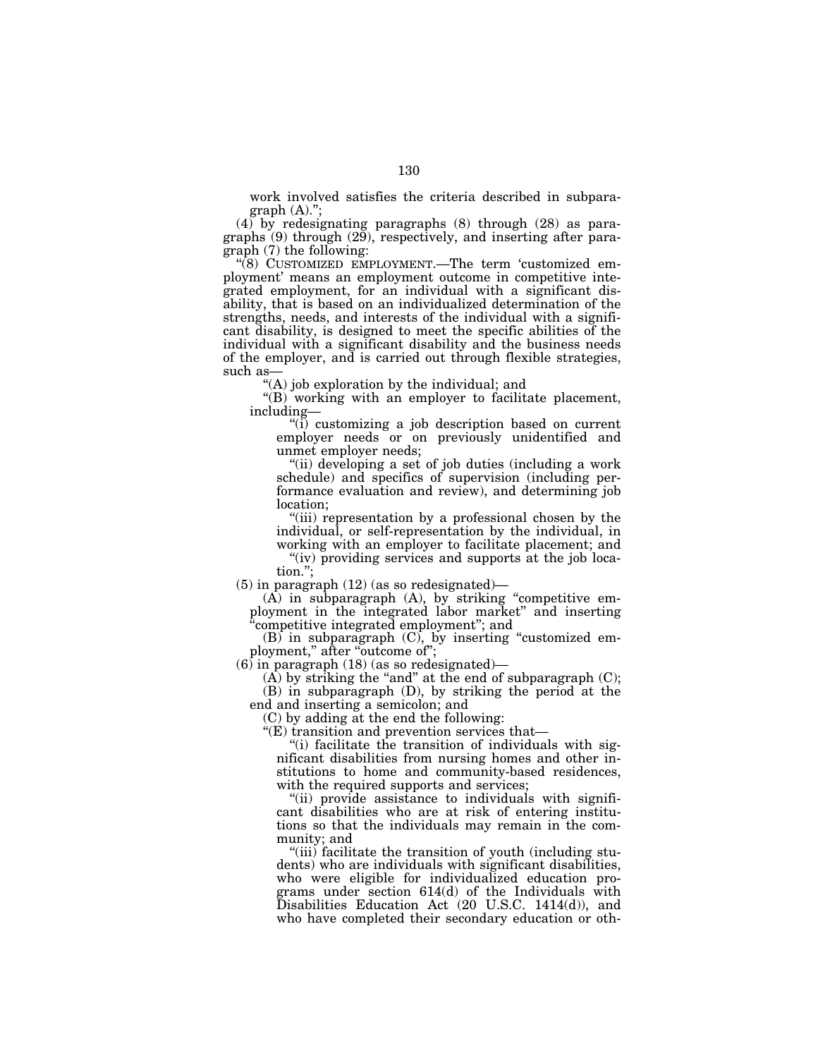work involved satisfies the criteria described in subparagraph (A).";

(4) by redesignating paragraphs (8) through (28) as paragraphs (9) through (29), respectively, and inserting after paragraph (7) the following:

"(8) CUSTOMIZED EMPLOYMENT.—The term 'customized employment' means an employment outcome in competitive integrated employment, for an individual with a significant disability, that is based on an individualized determination of the strengths, needs, and interests of the individual with a significant disability, is designed to meet the specific abilities of the individual with a significant disability and the business needs of the employer, and is carried out through flexible strategies, such as—

"(A) job exploration by the individual; and

"(B) working with an employer to facilitate placement, including—

"(i) customizing a job description based on current employer needs or on previously unidentified and unmet employer needs;

"(ii) developing a set of job duties (including a work schedule) and specifics of supervision (including performance evaluation and review), and determining job location;

"(iii) representation by a professional chosen by the individual, or self-representation by the individual, in working with an employer to facilitate placement; and

"(iv) providing services and supports at the job location.";

(5) in paragraph (12) (as so redesignated)—

(A) in subparagraph (A), by striking "competitive employment in the integrated labor market" and inserting "competitive integrated employment"; and

(B) in subparagraph (C), by inserting "customized employment," after "outcome of";

(6) in paragraph (18) (as so redesignated)—

(A) by striking the "and" at the end of subparagraph (C);

(B) in subparagraph (D), by striking the period at the end and inserting a semicolon; and

(C) by adding at the end the following:

"(E) transition and prevention services that—

"(i) facilitate the transition of individuals with significant disabilities from nursing homes and other institutions to home and community-based residences, with the required supports and services;

"(ii) provide assistance to individuals with significant disabilities who are at risk of entering institutions so that the individuals may remain in the community; and

"(iii) facilitate the transition of youth (including students) who are individuals with significant disabilities, who were eligible for individualized education programs under section 614(d) of the Individuals with Disabilities Education Act (20 U.S.C. 1414(d)), and who have completed their secondary education or oth-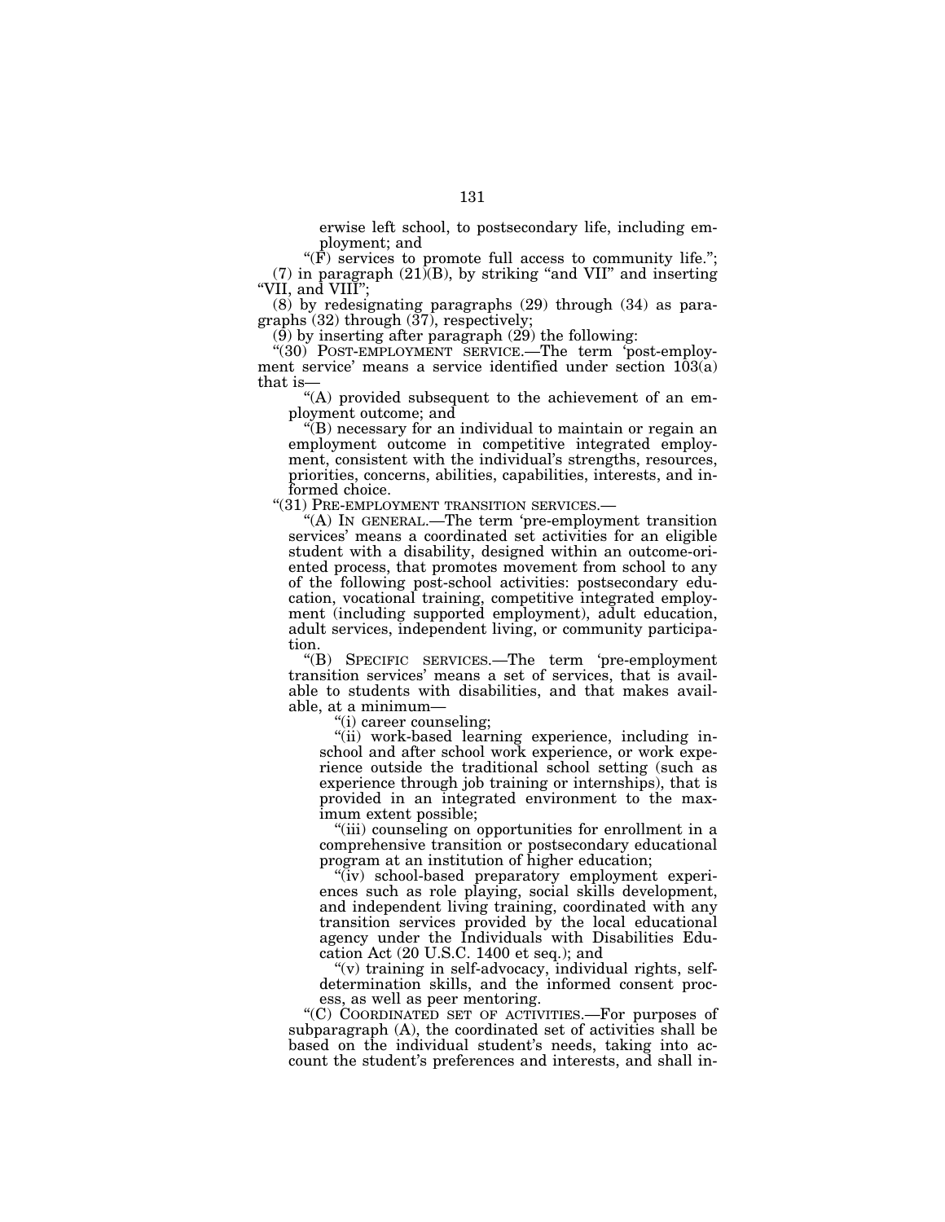erwise left school, to postsecondary life, including employment; and

"(F) services to promote full access to community life.";

(7) in paragraph (21)(B), by striking "and VII" and inserting "VII, and VIII";

(8) by redesignating paragraphs (29) through (34) as paragraphs (32) through (37), respectively;

(9) by inserting after paragraph (29) the following:

"(30) POST-EMPLOYMENT SERVICE.—The term 'post-employment service' means a service identified under section 103(a) that is—

"(A) provided subsequent to the achievement of an employment outcome; and

"(B) necessary for an individual to maintain or regain an employment outcome in competitive integrated employment, consistent with the individual's strengths, resources, priorities, concerns, abilities, capabilities, interests, and informed choice.

"(31) PRE-EMPLOYMENT TRANSITION SERVICES.—

"(A) IN GENERAL.—The term 'pre-employment transition services' means a coordinated set activities for an eligible student with a disability, designed within an outcome-oriented process, that promotes movement from school to any of the following post-school activities: postsecondary education, vocational training, competitive integrated employment (including supported employment), adult education, adult services, independent living, or community participation.

"(B) SPECIFIC SERVICES.—The term 'pre-employment transition services' means a set of services, that is available to students with disabilities, and that makes available, at a minimum—

"(i) career counseling;

"(ii) work-based learning experience, including in-school and after school work experience, or work experience outside the traditional school setting (such as experience through job training or internships), that is provided in an integrated environment to the maximum extent possible;

"(iii) counseling on opportunities for enrollment in a comprehensive transition or postsecondary educational program at an institution of higher education;

"(iv) school-based preparatory employment experiences such as role playing, social skills development, and independent living training, coordinated with any transition services provided by the local educational agency under the Individuals with Disabilities Education Act (20 U.S.C. 1400 et seq.); and

"(v) training in self-advocacy, individual rights, self-determination skills, and the informed consent process, as well as peer mentoring.

"(C) COORDINATED SET OF ACTIVITIES.—For purposes of subparagraph (A), the coordinated set of activities shall be based on the individual student's needs, taking into account the student's preferences and interests, and shall in-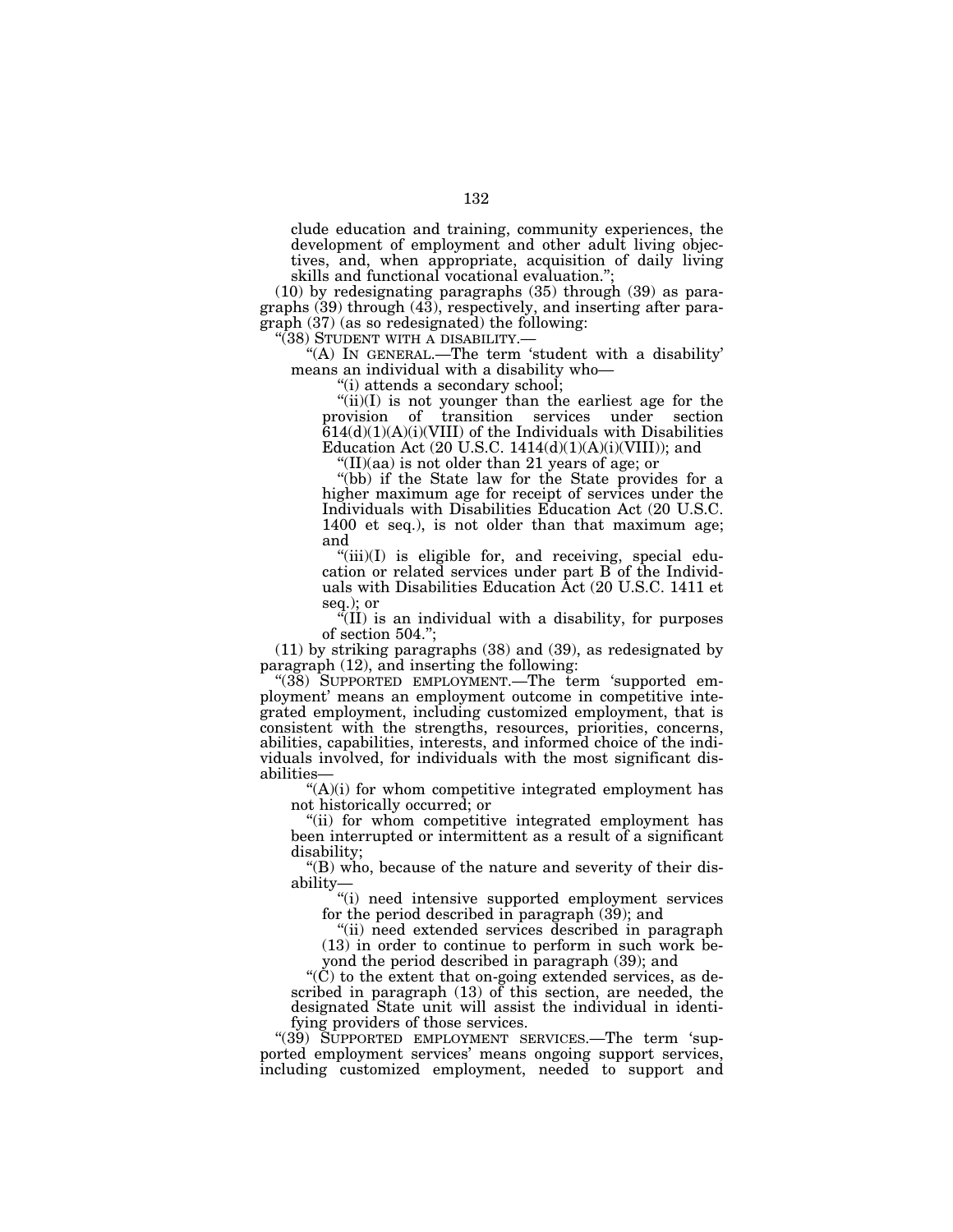clude education and training, community experiences, the development of employment and other adult living objectives, and, when appropriate, acquisition of daily living skills and functional vocational evaluation.";

(10) by redesignating paragraphs (35) through (39) as paragraphs (39) through (43), respectively, and inserting after paragraph (37) (as so redesignated) the following:

"(38) STUDENT WITH A DISABILITY.—

"(A) IN GENERAL.—The term 'student with a disability' means an individual with a disability who—

"(i) attends a secondary school;

"(ii)(I) is not younger than the earliest age for the provision of transition services under section 614(d)(1)(A)(i)(VIII) of the Individuals with Disabilities Education Act (20 U.S.C. 1414(d)(1)(A)(i)(VIII)); and

"(II)(aa) is not older than 21 years of age; or

"(bb) if the State law for the State provides for a higher maximum age for receipt of services under the Individuals with Disabilities Education Act (20 U.S.C. 1400 et seq.), is not older than that maximum age; and

"(iii)(I) is eligible for, and receiving, special education or related services under part B of the Individuals with Disabilities Education Act (20 U.S.C. 1411 et seq.); or

"(II) is an individual with a disability, for purposes of section 504.";

(11) by striking paragraphs (38) and (39), as redesignated by paragraph (12), and inserting the following:

"(38) SUPPORTED EMPLOYMENT.—The term 'supported employment' means an employment outcome in competitive integrated employment, including customized employment, that is consistent with the strengths, resources, priorities, concerns, abilities, capabilities, interests, and informed choice of the individuals involved, for individuals with the most significant disabilities—

"(A)(i) for whom competitive integrated employment has not historically occurred; or

"(ii) for whom competitive integrated employment has been interrupted or intermittent as a result of a significant disability;

"(B) who, because of the nature and severity of their disability—

"(i) need intensive supported employment services for the period described in paragraph (39); and

"(ii) need extended services described in paragraph (13) in order to continue to perform in such work beyond the period described in paragraph (39); and

"(C) to the extent that on-going extended services, as described in paragraph (13) of this section, are needed, the designated State unit will assist the individual in identifying providers of those services.

"(39) SUPPORTED EMPLOYMENT SERVICES.—The term 'supported employment services' means ongoing support services, including customized employment, needed to support and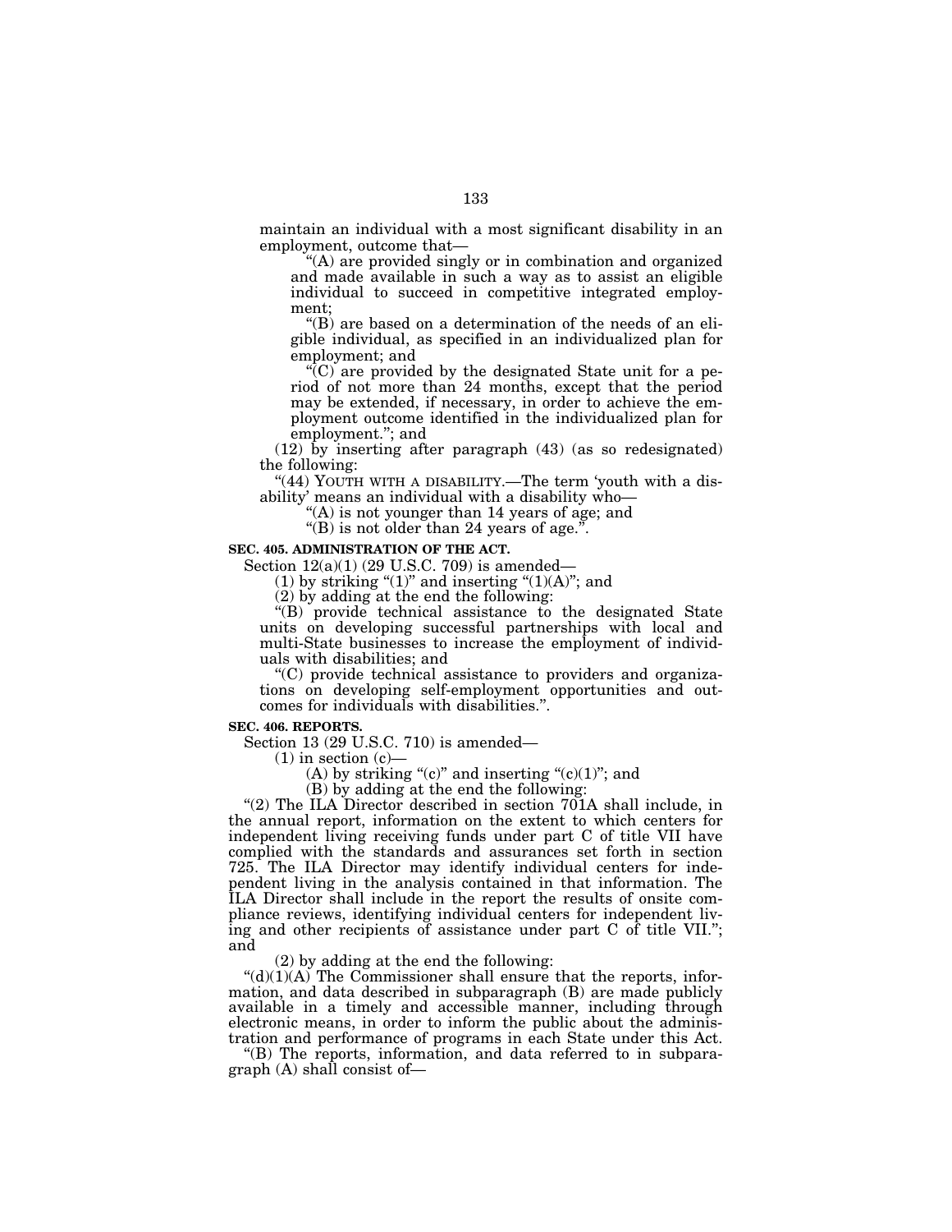maintain an individual with a most significant disability in an employment, outcome that—

"(A) are provided singly or in combination and organized and made available in such a way as to assist an eligible individual to succeed in competitive integrated employment;

"(B) are based on a determination of the needs of an eligible individual, as specified in an individualized plan for employment; and

"(C) are provided by the designated State unit for a period of not more than 24 months, except that the period may be extended, if necessary, in order to achieve the employment outcome identified in the individualized plan for employment."; and

(12) by inserting after paragraph (43) (as so redesignated) the following:

"(44) YOUTH WITH A DISABILITY.—The term 'youth with a disability' means an individual with a disability who—

"(A) is not younger than 14 years of age; and

"(B) is not older than 24 years of age.".

**SEC. 405. ADMINISTRATION OF THE ACT.**

Section 12(a)(1) (29 U.S.C. 709) is amended—

(1) by striking "(1)" and inserting "(1)(A)"; and

(2) by adding at the end the following:

"(B) provide technical assistance to the designated State units on developing successful partnerships with local and multi-State businesses to increase the employment of individuals with disabilities; and

"(C) provide technical assistance to providers and organizations on developing self-employment opportunities and outcomes for individuals with disabilities.".

**SEC. 406. REPORTS.**

Section 13 (29 U.S.C. 710) is amended—

(1) in section (c)—

(A) by striking "(c)" and inserting "(c)(1)"; and

(B) by adding at the end the following:

"(2) The ILA Director described in section 701A shall include, in the annual report, information on the extent to which centers for independent living receiving funds under part C of title VII have complied with the standards and assurances set forth in section 725. The ILA Director may identify individual centers for independent living in the analysis contained in that information. The ILA Director shall include in the report the results of onsite compliance reviews, identifying individual centers for independent living and other recipients of assistance under part C of title VII."; and

(2) by adding at the end the following:

"(d)(1)(A) The Commissioner shall ensure that the reports, information, and data described in subparagraph (B) are made publicly available in a timely and accessible manner, including through electronic means, in order to inform the public about the administration and performance of programs in each State under this Act.

"(B) The reports, information, and data referred to in subparagraph (A) shall consist of—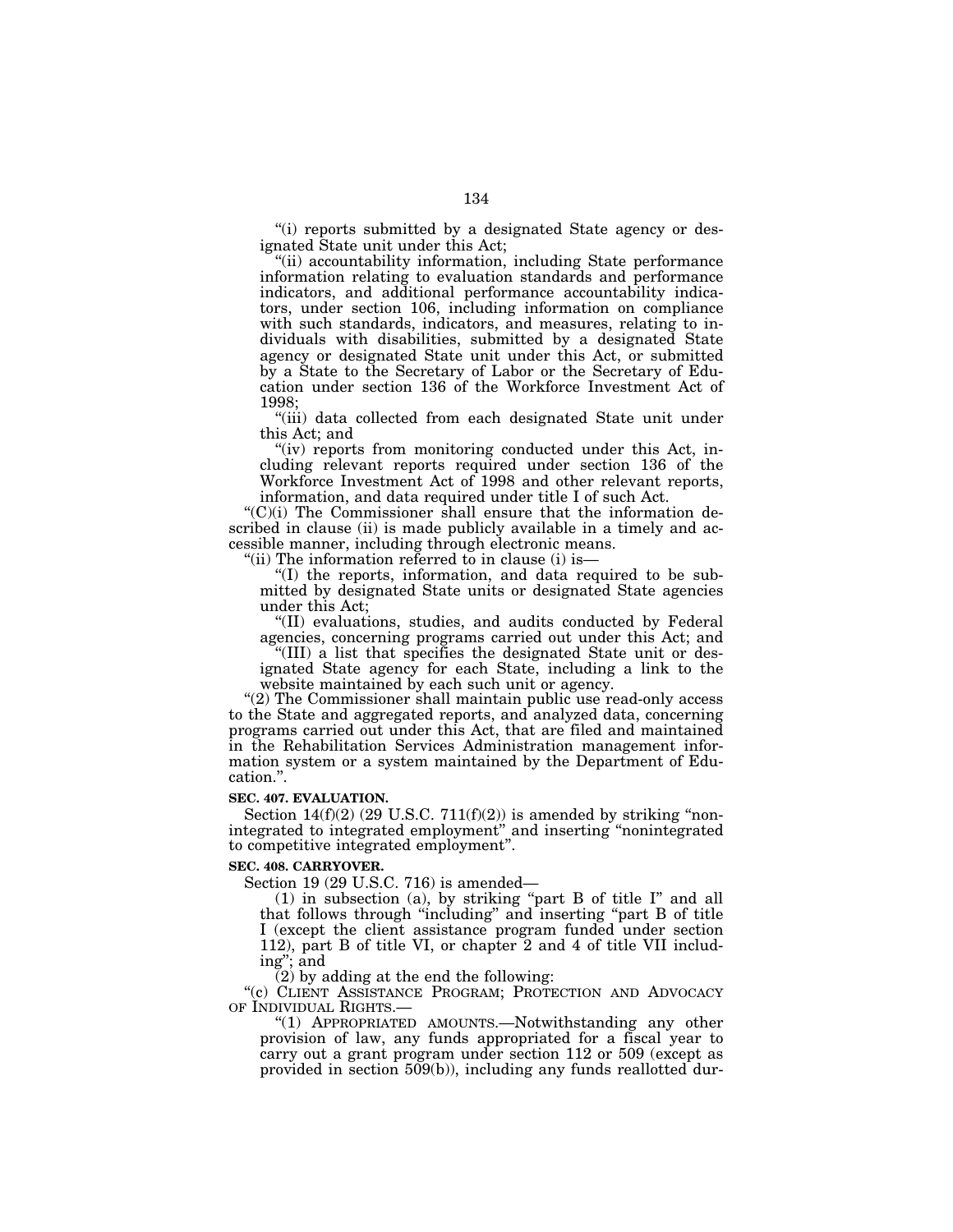"(i) reports submitted by a designated State agency or designated State unit under this Act;

"(ii) accountability information, including State performance information relating to evaluation standards and performance indicators, and additional performance accountability indicators, under section 106, including information on compliance with such standards, indicators, and measures, relating to individuals with disabilities, submitted by a designated State agency or designated State unit under this Act, or submitted by a State to the Secretary of Labor or the Secretary of Education under section 136 of the Workforce Investment Act of 1998;

"(iii) data collected from each designated State unit under this Act; and

"(iv) reports from monitoring conducted under this Act, including relevant reports required under section 136 of the Workforce Investment Act of 1998 and other relevant reports, information, and data required under title I of such Act.

"(C)(i) The Commissioner shall ensure that the information described in clause (ii) is made publicly available in a timely and accessible manner, including through electronic means.

"(ii) The information referred to in clause (i) is—

"(I) the reports, information, and data required to be submitted by designated State units or designated State agencies under this Act;

"(II) evaluations, studies, and audits conducted by Federal agencies, concerning programs carried out under this Act; and

"(III) a list that specifies the designated State unit or designated State agency for each State, including a link to the website maintained by each such unit or agency.

"(2) The Commissioner shall maintain public use read-only access to the State and aggregated reports, and analyzed data, concerning programs carried out under this Act, that are filed and maintained in the Rehabilitation Services Administration management information system or a system maintained by the Department of Education.".

**SEC. 407. EVALUATION.**

Section 14(f)(2) (29 U.S.C. 711(f)(2)) is amended by striking "nonintegrated to integrated employment" and inserting "nonintegrated to competitive integrated employment".

**SEC. 408. CARRYOVER.**

Section 19 (29 U.S.C. 716) is amended—

(1) in subsection (a), by striking "part B of title I" and all that follows through "including" and inserting "part B of title I (except the client assistance program funded under section 112), part B of title VI, or chapter 2 and 4 of title VII including"; and

(2) by adding at the end the following:

"(c) CLIENT ASSISTANCE PROGRAM; PROTECTION AND ADVOCACY OF INDIVIDUAL RIGHTS.—

"(1) APPROPRIATED AMOUNTS.—Notwithstanding any other provision of law, any funds appropriated for a fiscal year to carry out a grant program under section 112 or 509 (except as provided in section 509(b)), including any funds reallotted dur-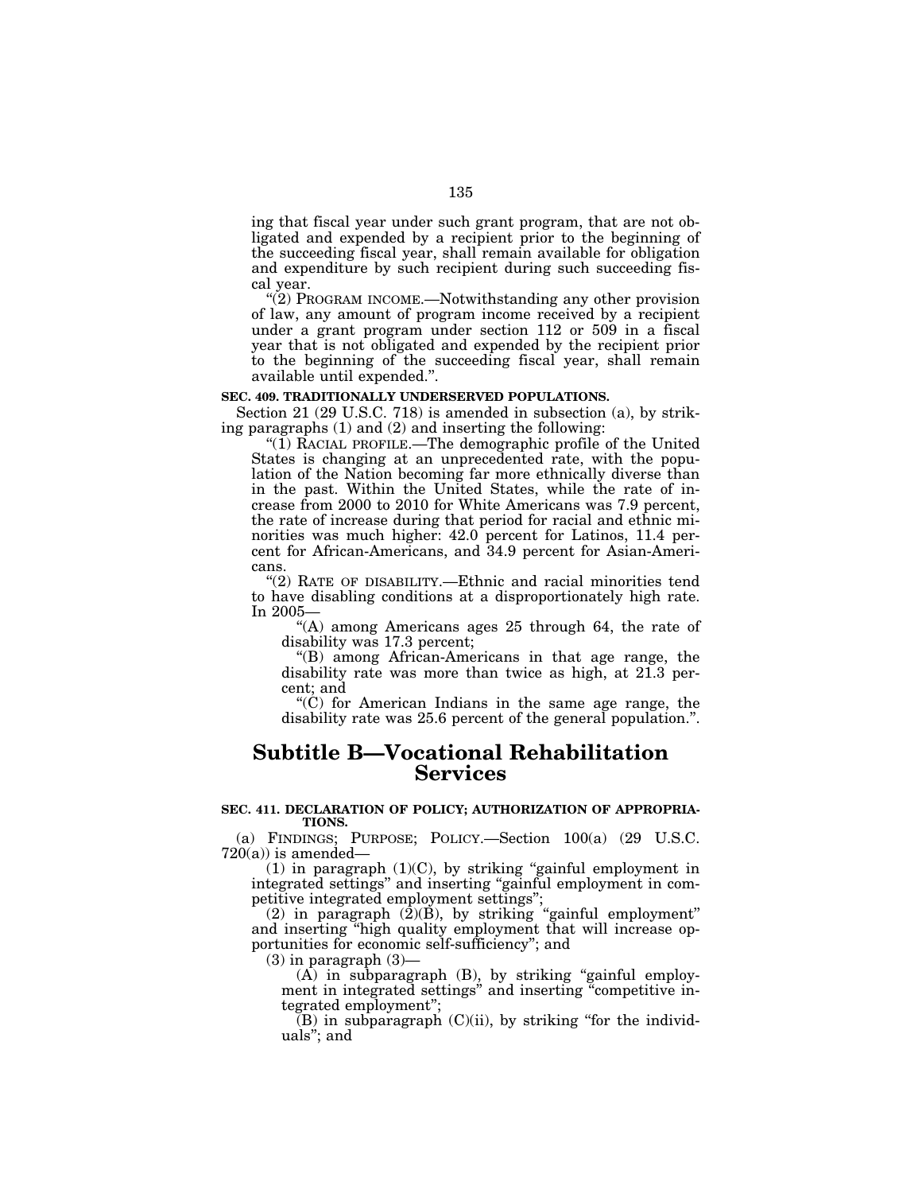ing that fiscal year under such grant program, that are not obligated and expended by a recipient prior to the beginning of the succeeding fiscal year, shall remain available for obligation and expenditure by such recipient during such succeeding fiscal year.

"(2) PROGRAM INCOME.—Notwithstanding any other provision of law, any amount of program income received by a recipient under a grant program under section 112 or 509 in a fiscal year that is not obligated and expended by the recipient prior to the beginning of the succeeding fiscal year, shall remain available until expended.".

**SEC. 409. TRADITIONALLY UNDERSERVED POPULATIONS.**

Section 21 (29 U.S.C. 718) is amended in subsection (a), by striking paragraphs (1) and (2) and inserting the following:

"(1) RACIAL PROFILE.—The demographic profile of the United States is changing at an unprecedented rate, with the population of the Nation becoming far more ethnically diverse than in the past. Within the United States, while the rate of increase from 2000 to 2010 for White Americans was 7.9 percent, the rate of increase during that period for racial and ethnic minorities was much higher: 42.0 percent for Latinos, 11.4 percent for African-Americans, and 34.9 percent for Asian-Americans.

"(2) RATE OF DISABILITY.—Ethnic and racial minorities tend to have disabling conditions at a disproportionately high rate. In 2005—

"(A) among Americans ages 25 through 64, the rate of disability was 17.3 percent;

"(B) among African-Americans in that age range, the disability rate was more than twice as high, at 21.3 percent; and

"(C) for American Indians in the same age range, the disability rate was 25.6 percent of the general population.".

# Subtitle B—Vocational Rehabilitation Services

**SEC. 411. DECLARATION OF POLICY; AUTHORIZATION OF APPROPRIATIONS.**

(a) FINDINGS; PURPOSE; POLICY.—Section 100(a) (29 U.S.C. 720(a)) is amended—

(1) in paragraph (1)(C), by striking "gainful employment in integrated settings" and inserting "gainful employment in competitive integrated employment settings";

(2) in paragraph (2)(B), by striking "gainful employment" and inserting "high quality employment that will increase opportunities for economic self-sufficiency"; and

(3) in paragraph (3)—

(A) in subparagraph (B), by striking "gainful employment in integrated settings" and inserting "competitive integrated employment";

(B) in subparagraph (C)(ii), by striking "for the individuals"; and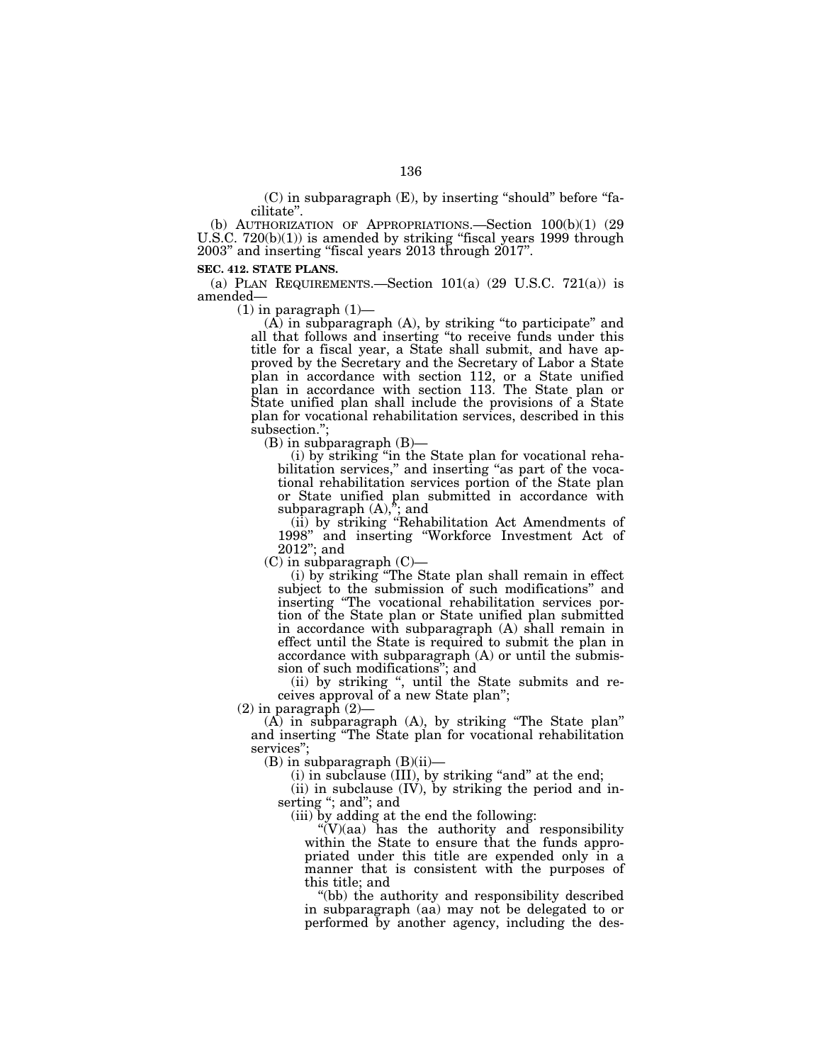(C) in subparagraph (E), by inserting "should" before "facilitate".

(b) AUTHORIZATION OF APPROPRIATIONS.—Section 100(b)(1) (29 U.S.C. 720(b)(1)) is amended by striking "fiscal years 1999 through 2003" and inserting "fiscal years 2013 through 2017".

**SEC. 412. STATE PLANS.**

(a) PLAN REQUIREMENTS.—Section 101(a) (29 U.S.C. 721(a)) is amended—

(1) in paragraph (1)—

(A) in subparagraph (A), by striking "to participate" and all that follows and inserting "to receive funds under this title for a fiscal year, a State shall submit, and have approved by the Secretary and the Secretary of Labor a State plan in accordance with section 112, or a State unified plan in accordance with section 113. The State plan or State unified plan shall include the provisions of a State plan for vocational rehabilitation services, described in this subsection.";

(B) in subparagraph (B)—

(i) by striking "in the State plan for vocational rehabilitation services," and inserting "as part of the vocational rehabilitation services portion of the State plan or State unified plan submitted in accordance with subparagraph (A),"; and

(ii) by striking "Rehabilitation Act Amendments of 1998" and inserting "Workforce Investment Act of 2012"; and

(C) in subparagraph (C)—

(i) by striking "The State plan shall remain in effect subject to the submission of such modifications" and inserting "The vocational rehabilitation services portion of the State plan or State unified plan submitted in accordance with subparagraph (A) shall remain in effect until the State is required to submit the plan in accordance with subparagraph (A) or until the submission of such modifications"; and

(ii) by striking ", until the State submits and receives approval of a new State plan";

(2) in paragraph (2)—

(A) in subparagraph (A), by striking "The State plan" and inserting "The State plan for vocational rehabilitation services";

(B) in subparagraph (B)(ii)—

(i) in subclause (III), by striking "and" at the end;

(ii) in subclause (IV), by striking the period and inserting "; and"; and

(iii) by adding at the end the following:

"(V)(aa) has the authority and responsibility within the State to ensure that the funds appropriated under this title are expended only in a manner that is consistent with the purposes of this title; and

"(bb) the authority and responsibility described in subparagraph (aa) may not be delegated to or performed by another agency, including the des-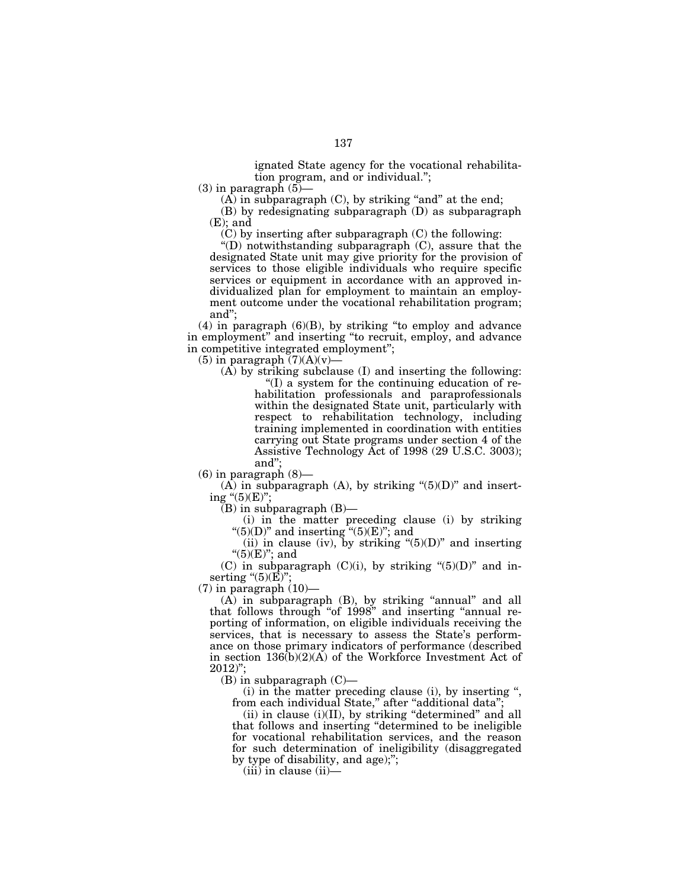ignated State agency for the vocational rehabilitation program, and or individual.";

(3) in paragraph (5)—

(A) in subparagraph (C), by striking "and" at the end;

(B) by redesignating subparagraph (D) as subparagraph (E); and

(C) by inserting after subparagraph (C) the following:

"(D) notwithstanding subparagraph (C), assure that the designated State unit may give priority for the provision of services to those eligible individuals who require specific services or equipment in accordance with an approved individualized plan for employment to maintain an employment outcome under the vocational rehabilitation program; and";

(4) in paragraph (6)(B), by striking "to employ and advance in employment" and inserting "to recruit, employ, and advance in competitive integrated employment";

(5) in paragraph (7)(A)(v)—

(A) by striking subclause (I) and inserting the following:

"(I) a system for the continuing education of rehabilitation professionals and paraprofessionals within the designated State unit, particularly with respect to rehabilitation technology, including training implemented in coordination with entities carrying out State programs under section 4 of the Assistive Technology Act of 1998 (29 U.S.C. 3003); and";

(6) in paragraph (8)—

(A) in subparagraph (A), by striking "(5)(D)" and inserting "(5)(E)";

(B) in subparagraph (B)—

(i) in the matter preceding clause (i) by striking "(5)(D)" and inserting "(5)(E)"; and

(ii) in clause (iv), by striking "(5)(D)" and inserting "(5)(E)"; and

(C) in subparagraph (C)(i), by striking "(5)(D)" and inserting "(5)(E)";

(7) in paragraph (10)—

(A) in subparagraph (B), by striking "annual" and all that follows through "of 1998" and inserting "annual reporting of information, on eligible individuals receiving the services, that is necessary to assess the State's performance on those primary indicators of performance (described in section 136(b)(2)(A) of the Workforce Investment Act of 2012)";

(B) in subparagraph (C)—

(i) in the matter preceding clause (i), by inserting ", from each individual State," after "additional data";

(ii) in clause (i)(II), by striking "determined" and all that follows and inserting "determined to be ineligible for vocational rehabilitation services, and the reason for such determination of ineligibility (disaggregated by type of disability, and age);";

(iii) in clause (ii)—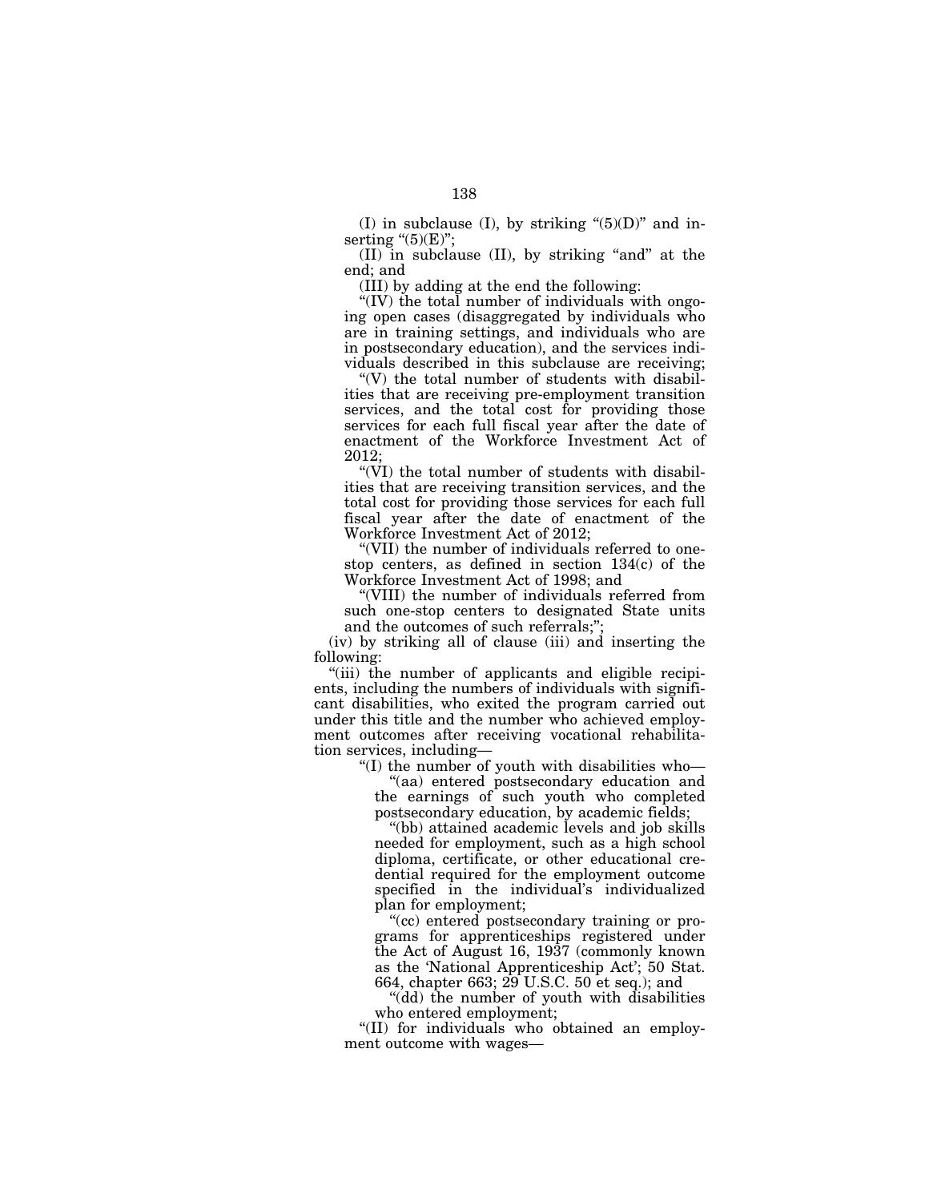(I) in subclause (I), by striking "(5)(D)" and inserting "(5)(E)";

(II) in subclause (II), by striking "and" at the end; and

(III) by adding at the end the following:

"(IV) the total number of individuals with ongoing open cases (disaggregated by individuals who are in training settings, and individuals who are in postsecondary education), and the services individuals described in this subclause are receiving;

"(V) the total number of students with disabilities that are receiving pre-employment transition services, and the total cost for providing those services for each full fiscal year after the date of enactment of the Workforce Investment Act of 2012;

"(VI) the total number of students with disabilities that are receiving transition services, and the total cost for providing those services for each full fiscal year after the date of enactment of the Workforce Investment Act of 2012;

"(VII) the number of individuals referred to one-stop centers, as defined in section 134(c) of the Workforce Investment Act of 1998; and

"(VIII) the number of individuals referred from such one-stop centers to designated State units and the outcomes of such referrals;";

(iv) by striking all of clause (iii) and inserting the following:

"(iii) the number of applicants and eligible recipients, including the numbers of individuals with significant disabilities, who exited the program carried out under this title and the number who achieved employment outcomes after receiving vocational rehabilitation services, including—

"(I) the number of youth with disabilities who—

"(aa) entered postsecondary education and the earnings of such youth who completed postsecondary education, by academic fields;

"(bb) attained academic levels and job skills needed for employment, such as a high school diploma, certificate, or other educational credential required for the employment outcome specified in the individual's individualized plan for employment;

"(cc) entered postsecondary training or programs for apprenticeships registered under the Act of August 16, 1937 (commonly known as the 'National Apprenticeship Act'; 50 Stat. 664, chapter 663; 29 U.S.C. 50 et seq.); and

"(dd) the number of youth with disabilities who entered employment;

"(II) for individuals who obtained an employment outcome with wages—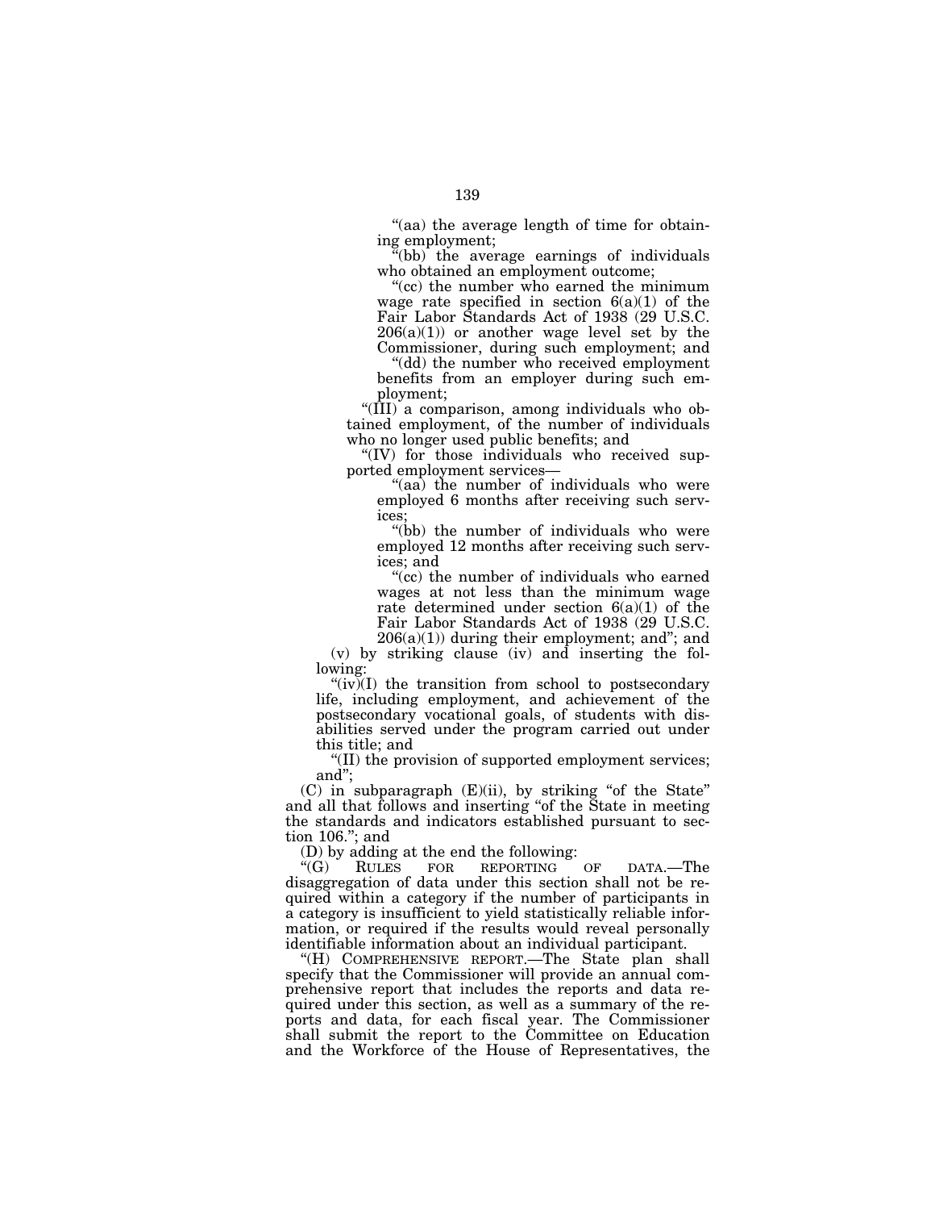"(aa) the average length of time for obtaining employment;

"(bb) the average earnings of individuals who obtained an employment outcome;

"(cc) the number who earned the minimum wage rate specified in section 6(a)(1) of the Fair Labor Standards Act of 1938 (29 U.S.C. 206(a)(1)) or another wage level set by the Commissioner, during such employment; and

"(dd) the number who received employment benefits from an employer during such employment;

"(III) a comparison, among individuals who obtained employment, of the number of individuals who no longer used public benefits; and

"(IV) for those individuals who received supported employment services—

"(aa) the number of individuals who were employed 6 months after receiving such services;

"(bb) the number of individuals who were employed 12 months after receiving such services; and

"(cc) the number of individuals who earned wages at not less than the minimum wage rate determined under section 6(a)(1) of the Fair Labor Standards Act of 1938 (29 U.S.C. 206(a)(1)) during their employment; and"; and

(v) by striking clause (iv) and inserting the following:

"(iv)(I) the transition from school to postsecondary life, including employment, and achievement of the postsecondary vocational goals, of students with disabilities served under the program carried out under this title; and

"(II) the provision of supported employment services; and";

(C) in subparagraph (E)(ii), by striking "of the State" and all that follows and inserting "of the State in meeting the standards and indicators established pursuant to section 106."; and

(D) by adding at the end the following:

"(G) RULES FOR REPORTING OF DATA.—The disaggregation of data under this section shall not be required within a category if the number of participants in a category is insufficient to yield statistically reliable information, or required if the results would reveal personally identifiable information about an individual participant.

"(H) COMPREHENSIVE REPORT.—The State plan shall specify that the Commissioner will provide an annual comprehensive report that includes the reports and data required under this section, as well as a summary of the reports and data, for each fiscal year. The Commissioner shall submit the report to the Committee on Education and the Workforce of the House of Representatives, the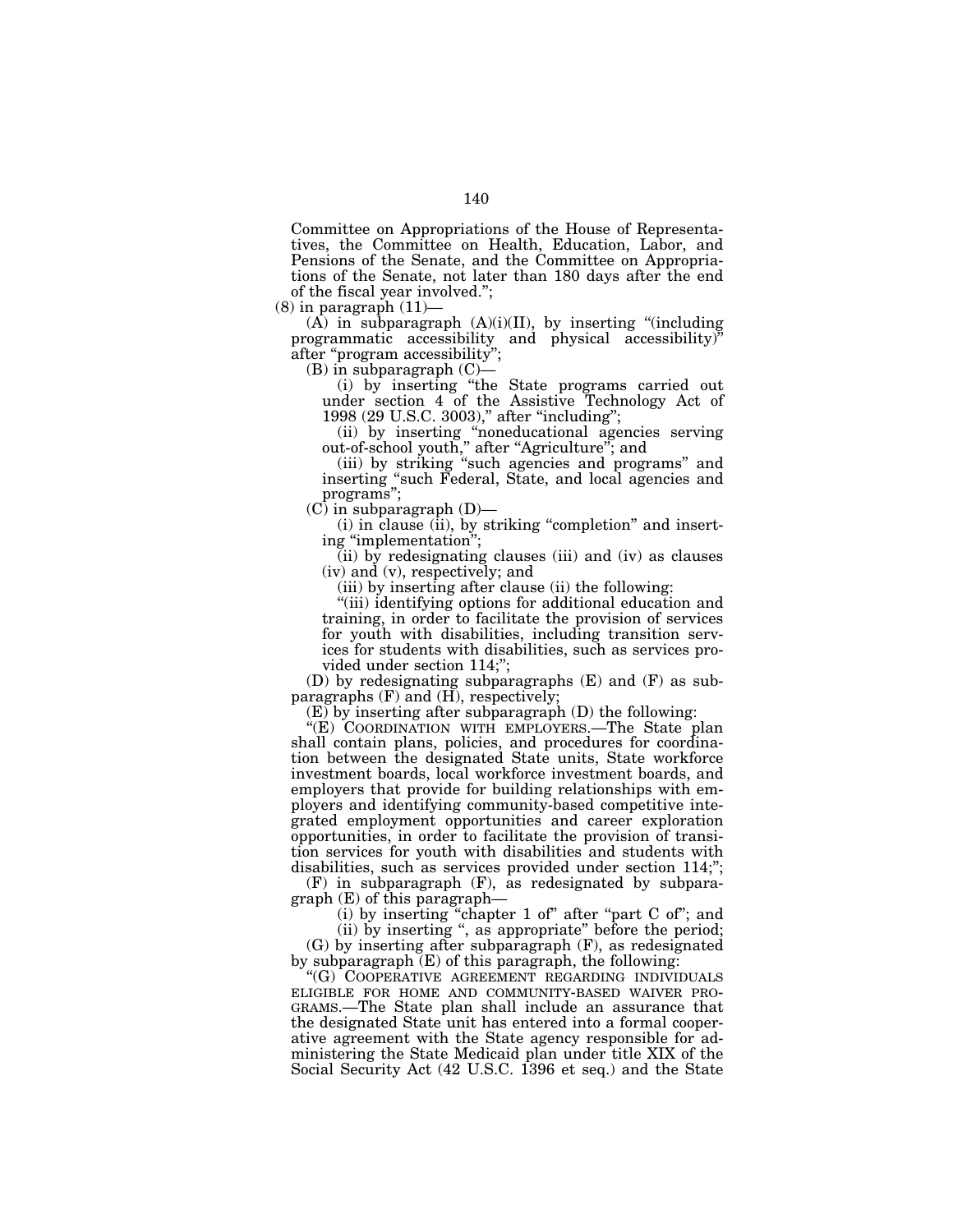Committee on Appropriations of the House of Representatives, the Committee on Health, Education, Labor, and Pensions of the Senate, and the Committee on Appropriations of the Senate, not later than 180 days after the end of the fiscal year involved.";

(8) in paragraph (11)—

(A) in subparagraph (A)(i)(II), by inserting "(including programmatic accessibility and physical accessibility)" after "program accessibility";

(B) in subparagraph (C)—

(i) by inserting "the State programs carried out under section 4 of the Assistive Technology Act of 1998 (29 U.S.C. 3003)," after "including";

(ii) by inserting "noneducational agencies serving out-of-school youth," after "Agriculture"; and

(iii) by striking "such agencies and programs" and inserting "such Federal, State, and local agencies and programs";

(C) in subparagraph (D)—

(i) in clause (ii), by striking "completion" and inserting "implementation";

(ii) by redesignating clauses (iii) and (iv) as clauses (iv) and (v), respectively; and

(iii) by inserting after clause (ii) the following:

"(iii) identifying options for additional education and training, in order to facilitate the provision of services for youth with disabilities, including transition services for students with disabilities, such as services provided under section 114;";

(D) by redesignating subparagraphs (E) and (F) as subparagraphs (F) and (H), respectively;

(E) by inserting after subparagraph (D) the following:

"(E) COORDINATION WITH EMPLOYERS.—The State plan shall contain plans, policies, and procedures for coordination between the designated State units, State workforce investment boards, local workforce investment boards, and employers that provide for building relationships with employers and identifying community-based competitive integrated employment opportunities and career exploration opportunities, in order to facilitate the provision of transition services for youth with disabilities and students with disabilities, such as services provided under section 114;";

(F) in subparagraph (F), as redesignated by subparagraph (E) of this paragraph—

(i) by inserting "chapter 1 of" after "part C of"; and

(ii) by inserting ", as appropriate" before the period;

(G) by inserting after subparagraph (F), as redesignated by subparagraph (E) of this paragraph, the following:

"(G) COOPERATIVE AGREEMENT REGARDING INDIVIDUALS ELIGIBLE FOR HOME AND COMMUNITY-BASED WAIVER PROGRAMS.—The State plan shall include an assurance that the designated State unit has entered into a formal cooperative agreement with the State agency responsible for administering the State Medicaid plan under title XIX of the Social Security Act (42 U.S.C. 1396 et seq.) and the State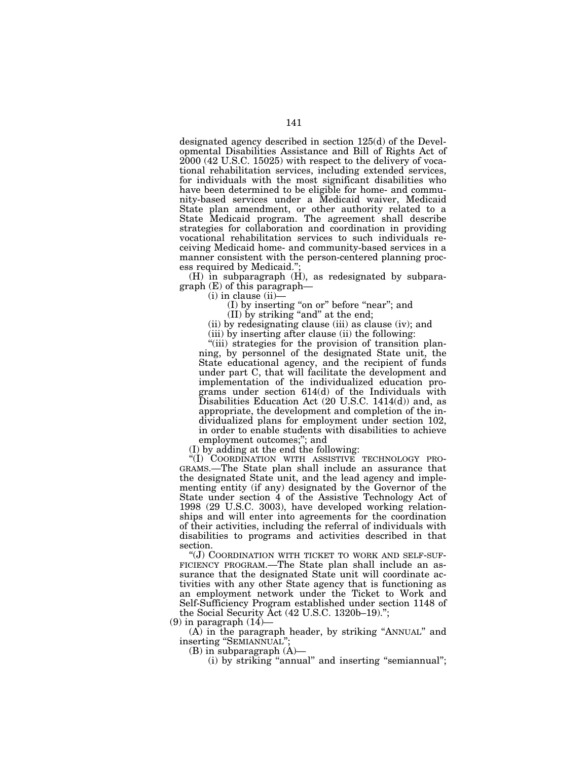designated agency described in section 125(d) of the Developmental Disabilities Assistance and Bill of Rights Act of 2000 (42 U.S.C. 15025) with respect to the delivery of vocational rehabilitation services, including extended services, for individuals with the most significant disabilities who have been determined to be eligible for home- and community-based services under a Medicaid waiver, Medicaid State plan amendment, or other authority related to a State Medicaid program. The agreement shall describe strategies for collaboration and coordination in providing vocational rehabilitation services to such individuals receiving Medicaid home- and community-based services in a manner consistent with the person-centered planning process required by Medicaid.";

(H) in subparagraph (H), as redesignated by subparagraph (E) of this paragraph—

(i) in clause (ii)—

(I) by inserting "on or" before "near"; and

(II) by striking "and" at the end;

(ii) by redesignating clause (iii) as clause (iv); and

(iii) by inserting after clause (ii) the following:

"(iii) strategies for the provision of transition planning, by personnel of the designated State unit, the State educational agency, and the recipient of funds under part C, that will facilitate the development and implementation of the individualized education programs under section 614(d) of the Individuals with Disabilities Education Act (20 U.S.C. 1414(d)) and, as appropriate, the development and completion of the individualized plans for employment under section 102, in order to enable students with disabilities to achieve employment outcomes;"; and

(I) by adding at the end the following:

"(I) COORDINATION WITH ASSISTIVE TECHNOLOGY PROGRAMS.—The State plan shall include an assurance that the designated State unit, and the lead agency and implementing entity (if any) designated by the Governor of the State under section 4 of the Assistive Technology Act of 1998 (29 U.S.C. 3003), have developed working relationships and will enter into agreements for the coordination of their activities, including the referral of individuals with disabilities to programs and activities described in that section.

"(J) COORDINATION WITH TICKET TO WORK AND SELF-SUFFICIENCY PROGRAM.—The State plan shall include an assurance that the designated State unit will coordinate activities with any other State agency that is functioning as an employment network under the Ticket to Work and Self-Sufficiency Program established under section 1148 of the Social Security Act (42 U.S.C. 1320b–19).";

(9) in paragraph (14)—

(A) in the paragraph header, by striking "ANNUAL" and inserting "SEMIANNUAL";

(B) in subparagraph (A)—

(i) by striking "annual" and inserting "semiannual";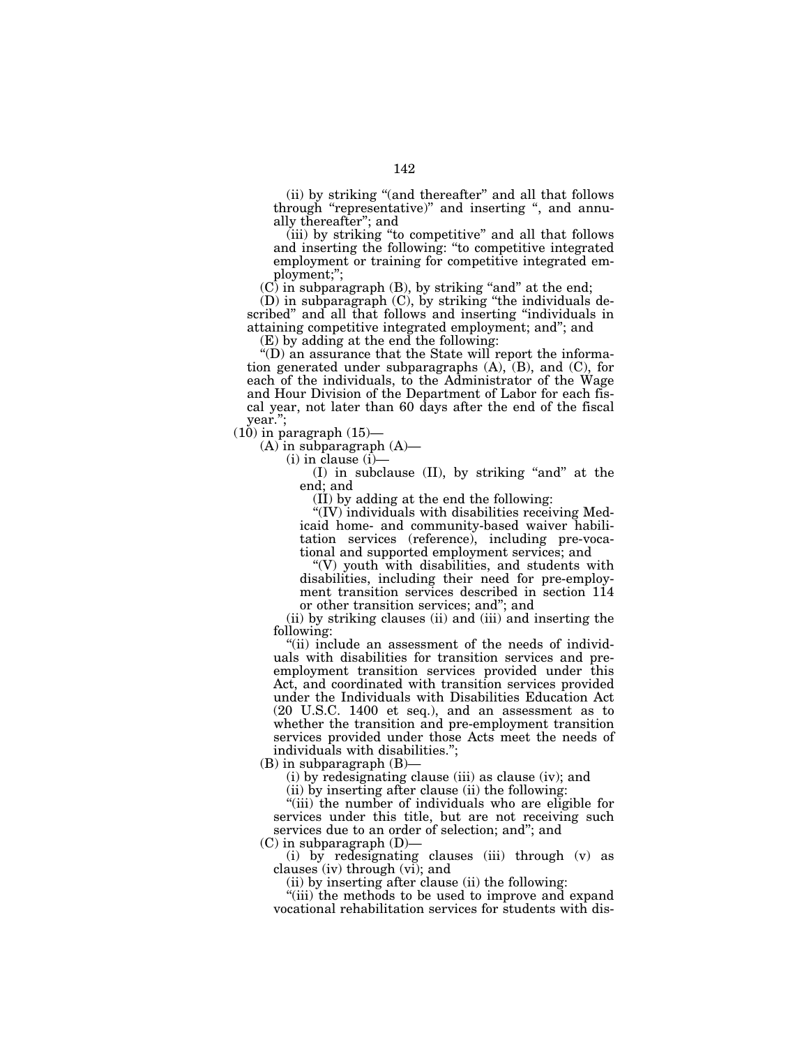(ii) by striking "(and thereafter" and all that follows through "representative)" and inserting ", and annually thereafter"; and

(iii) by striking "to competitive" and all that follows and inserting the following: "to competitive integrated employment or training for competitive integrated employment;";

(C) in subparagraph (B), by striking "and" at the end;

(D) in subparagraph (C), by striking "the individuals described" and all that follows and inserting "individuals in attaining competitive integrated employment; and"; and

(E) by adding at the end the following:

"(D) an assurance that the State will report the information generated under subparagraphs (A), (B), and (C), for each of the individuals, to the Administrator of the Wage and Hour Division of the Department of Labor for each fiscal year, not later than 60 days after the end of the fiscal year.";

(10) in paragraph (15)—

(A) in subparagraph (A)—

(i) in clause (i)—

(I) in subclause (II), by striking "and" at the end; and

(II) by adding at the end the following:

"(IV) individuals with disabilities receiving Medicaid home- and community-based waiver habilitation services (reference), including pre-vocational and supported employment services; and

"(V) youth with disabilities, and students with disabilities, including their need for pre-employment transition services described in section 114 or other transition services; and"; and

(ii) by striking clauses (ii) and (iii) and inserting the following:

"(ii) include an assessment of the needs of individuals with disabilities for transition services and pre-employment transition services provided under this Act, and coordinated with transition services provided under the Individuals with Disabilities Education Act (20 U.S.C. 1400 et seq.), and an assessment as to whether the transition and pre-employment transition services provided under those Acts meet the needs of individuals with disabilities.";

(B) in subparagraph (B)—

(i) by redesignating clause (iii) as clause (iv); and

(ii) by inserting after clause (ii) the following:

"(iii) the number of individuals who are eligible for services under this title, but are not receiving such services due to an order of selection; and"; and

(C) in subparagraph (D)—

(i) by redesignating clauses (iii) through (v) as clauses (iv) through (vi); and

(ii) by inserting after clause (ii) the following:

"(iii) the methods to be used to improve and expand vocational rehabilitation services for students with dis-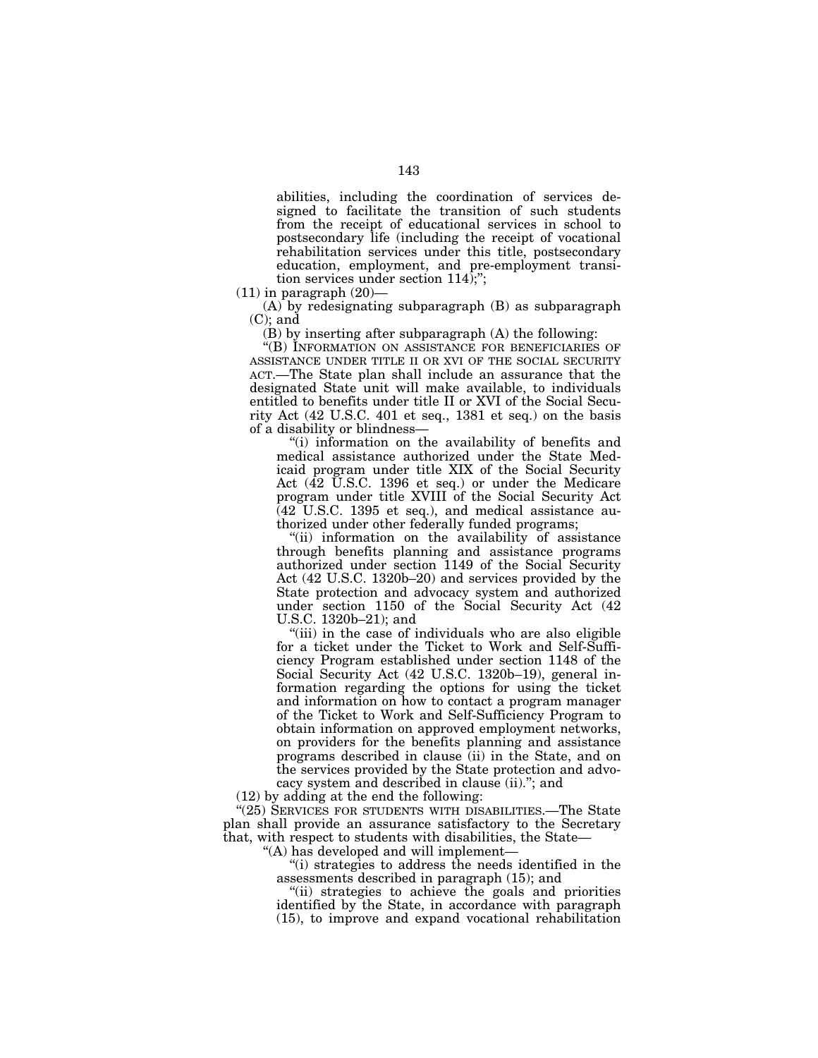abilities, including the coordination of services designed to facilitate the transition of such students from the receipt of educational services in school to postsecondary life (including the receipt of vocational rehabilitation services under this title, postsecondary education, employment, and pre-employment transition services under section 114);";

(11) in paragraph (20)—

(A) by redesignating subparagraph (B) as subparagraph (C); and

(B) by inserting after subparagraph (A) the following:

"(B) INFORMATION ON ASSISTANCE FOR BENEFICIARIES OF ASSISTANCE UNDER TITLE II OR XVI OF THE SOCIAL SECURITY ACT.—The State plan shall include an assurance that the designated State unit will make available, to individuals entitled to benefits under title II or XVI of the Social Security Act (42 U.S.C. 401 et seq., 1381 et seq.) on the basis of a disability or blindness—

"(i) information on the availability of benefits and medical assistance authorized under the State Medicaid program under title XIX of the Social Security Act (42 U.S.C. 1396 et seq.) or under the Medicare program under title XVIII of the Social Security Act (42 U.S.C. 1395 et seq.), and medical assistance authorized under other federally funded programs;

"(ii) information on the availability of assistance through benefits planning and assistance programs authorized under section 1149 of the Social Security Act (42 U.S.C. 1320b–20) and services provided by the State protection and advocacy system and authorized under section 1150 of the Social Security Act (42 U.S.C. 1320b–21); and

"(iii) in the case of individuals who are also eligible for a ticket under the Ticket to Work and Self-Sufficiency Program established under section 1148 of the Social Security Act (42 U.S.C. 1320b–19), general information regarding the options for using the ticket and information on how to contact a program manager of the Ticket to Work and Self-Sufficiency Program to obtain information on approved employment networks, on providers for the benefits planning and assistance programs described in clause (ii) in the State, and on the services provided by the State protection and advocacy system and described in clause (ii)."; and

(12) by adding at the end the following:

"(25) SERVICES FOR STUDENTS WITH DISABILITIES.—The State plan shall provide an assurance satisfactory to the Secretary that, with respect to students with disabilities, the State—

"(A) has developed and will implement—

"(i) strategies to address the needs identified in the assessments described in paragraph (15); and

"(ii) strategies to achieve the goals and priorities identified by the State, in accordance with paragraph (15), to improve and expand vocational rehabilitation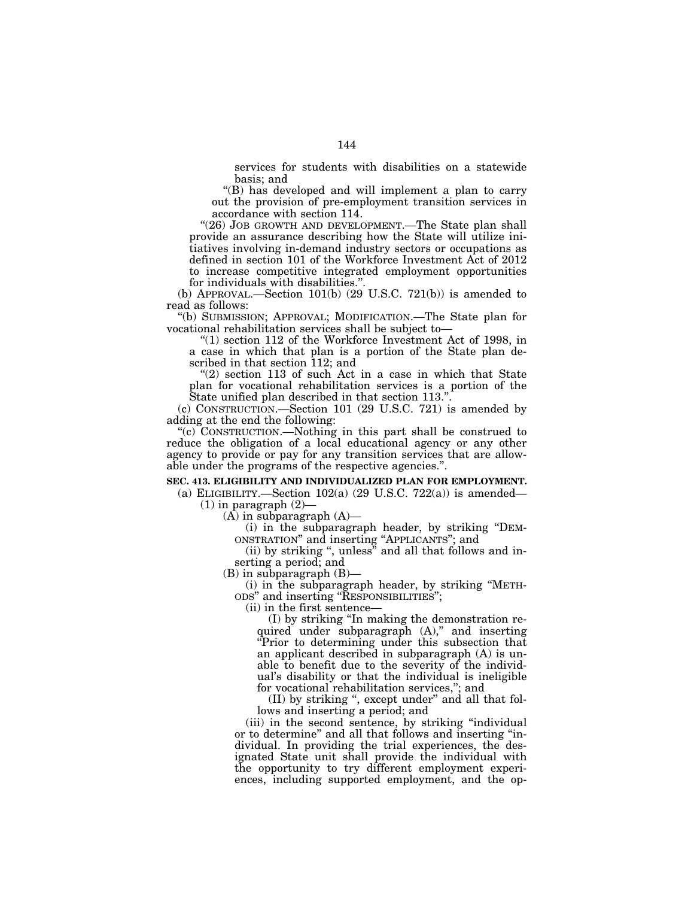services for students with disabilities on a statewide basis; and

"(B) has developed and will implement a plan to carry out the provision of pre-employment transition services in accordance with section 114.

"(26) JOB GROWTH AND DEVELOPMENT.—The State plan shall provide an assurance describing how the State will utilize initiatives involving in-demand industry sectors or occupations as defined in section 101 of the Workforce Investment Act of 2012 to increase competitive integrated employment opportunities for individuals with disabilities.".

(b) APPROVAL.—Section 101(b) (29 U.S.C. 721(b)) is amended to read as follows:

"(b) SUBMISSION; APPROVAL; MODIFICATION.—The State plan for vocational rehabilitation services shall be subject to—

"(1) section 112 of the Workforce Investment Act of 1998, in a case in which that plan is a portion of the State plan described in that section 112; and

"(2) section 113 of such Act in a case in which that State plan for vocational rehabilitation services is a portion of the State unified plan described in that section 113.".

(c) CONSTRUCTION.—Section 101 (29 U.S.C. 721) is amended by adding at the end the following:

"(c) CONSTRUCTION.—Nothing in this part shall be construed to reduce the obligation of a local educational agency or any other agency to provide or pay for any transition services that are allowable under the programs of the respective agencies.".

**SEC. 413. ELIGIBILITY AND INDIVIDUALIZED PLAN FOR EMPLOYMENT.**

(a) ELIGIBILITY.—Section 102(a) (29 U.S.C. 722(a)) is amended—

(1) in paragraph (2)—

(A) in subparagraph (A)—

(i) in the subparagraph header, by striking "DEMONSTRATION" and inserting "APPLICANTS"; and

(ii) by striking ", unless" and all that follows and inserting a period; and

(B) in subparagraph (B)—

(i) in the subparagraph header, by striking "METHODS" and inserting "RESPONSIBILITIES";

(ii) in the first sentence—

(I) by striking "In making the demonstration required under subparagraph (A)," and inserting "Prior to determining under this subsection that an applicant described in subparagraph (A) is unable to benefit due to the severity of the individual's disability or that the individual is ineligible for vocational rehabilitation services,"; and

(II) by striking ", except under" and all that follows and inserting a period; and

(iii) in the second sentence, by striking "individual or to determine" and all that follows and inserting "individual. In providing the trial experiences, the designated State unit shall provide the individual with the opportunity to try different employment experiences, including supported employment, and the op-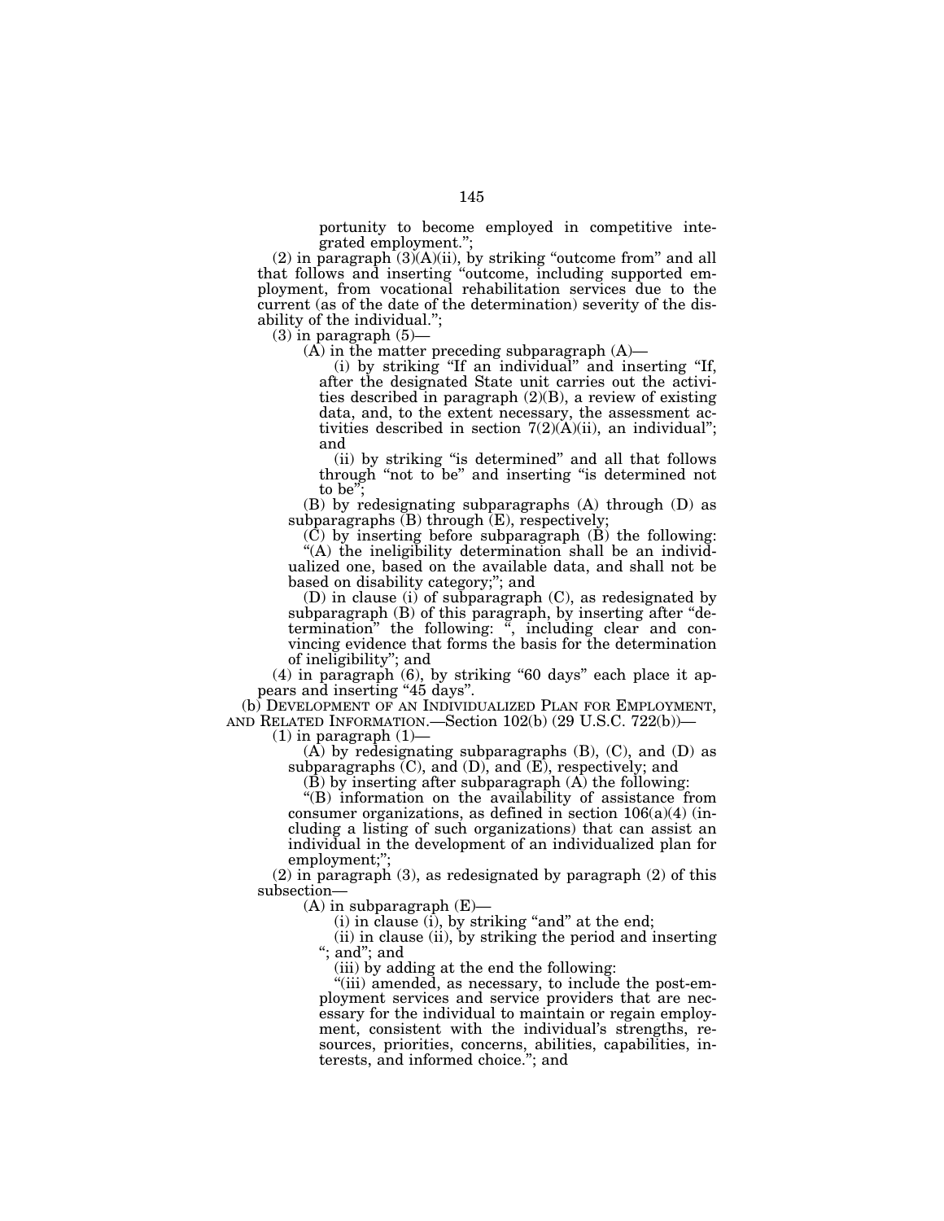portunity to become employed in competitive integrated employment.";

(2) in paragraph (3)(A)(ii), by striking "outcome from" and all that follows and inserting "outcome, including supported employment, from vocational rehabilitation services due to the current (as of the date of the determination) severity of the disability of the individual.";

(3) in paragraph (5)—

(A) in the matter preceding subparagraph (A)—

(i) by striking "If an individual" and inserting "If, after the designated State unit carries out the activities described in paragraph (2)(B), a review of existing data, and, to the extent necessary, the assessment activities described in section 7(2)(A)(ii), an individual"; and

(ii) by striking "is determined" and all that follows through "not to be" and inserting "is determined not to be";

(B) by redesignating subparagraphs (A) through (D) as subparagraphs (B) through (E), respectively;

(C) by inserting before subparagraph (B) the following:

"(A) the ineligibility determination shall be an individualized one, based on the available data, and shall not be based on disability category;"; and

(D) in clause (i) of subparagraph (C), as redesignated by subparagraph (B) of this paragraph, by inserting after "determination" the following: ", including clear and convincing evidence that forms the basis for the determination of ineligibility"; and

(4) in paragraph (6), by striking "60 days" each place it appears and inserting "45 days".

(b) DEVELOPMENT OF AN INDIVIDUALIZED PLAN FOR EMPLOYMENT, AND RELATED INFORMATION.—Section 102(b) (29 U.S.C. 722(b))—

(1) in paragraph (1)—

(A) by redesignating subparagraphs (B), (C), and (D) as subparagraphs (C), and (D), and (E), respectively; and

(B) by inserting after subparagraph (A) the following:

"(B) information on the availability of assistance from consumer organizations, as defined in section 106(a)(4) (including a listing of such organizations) that can assist an individual in the development of an individualized plan for employment;";

(2) in paragraph (3), as redesignated by paragraph (2) of this subsection—

(A) in subparagraph (E)—

(i) in clause (i), by striking "and" at the end;

(ii) in clause (ii), by striking the period and inserting "; and"; and

(iii) by adding at the end the following:

"(iii) amended, as necessary, to include the post-employment services and service providers that are necessary for the individual to maintain or regain employment, consistent with the individual's strengths, resources, priorities, concerns, abilities, capabilities, interests, and informed choice."; and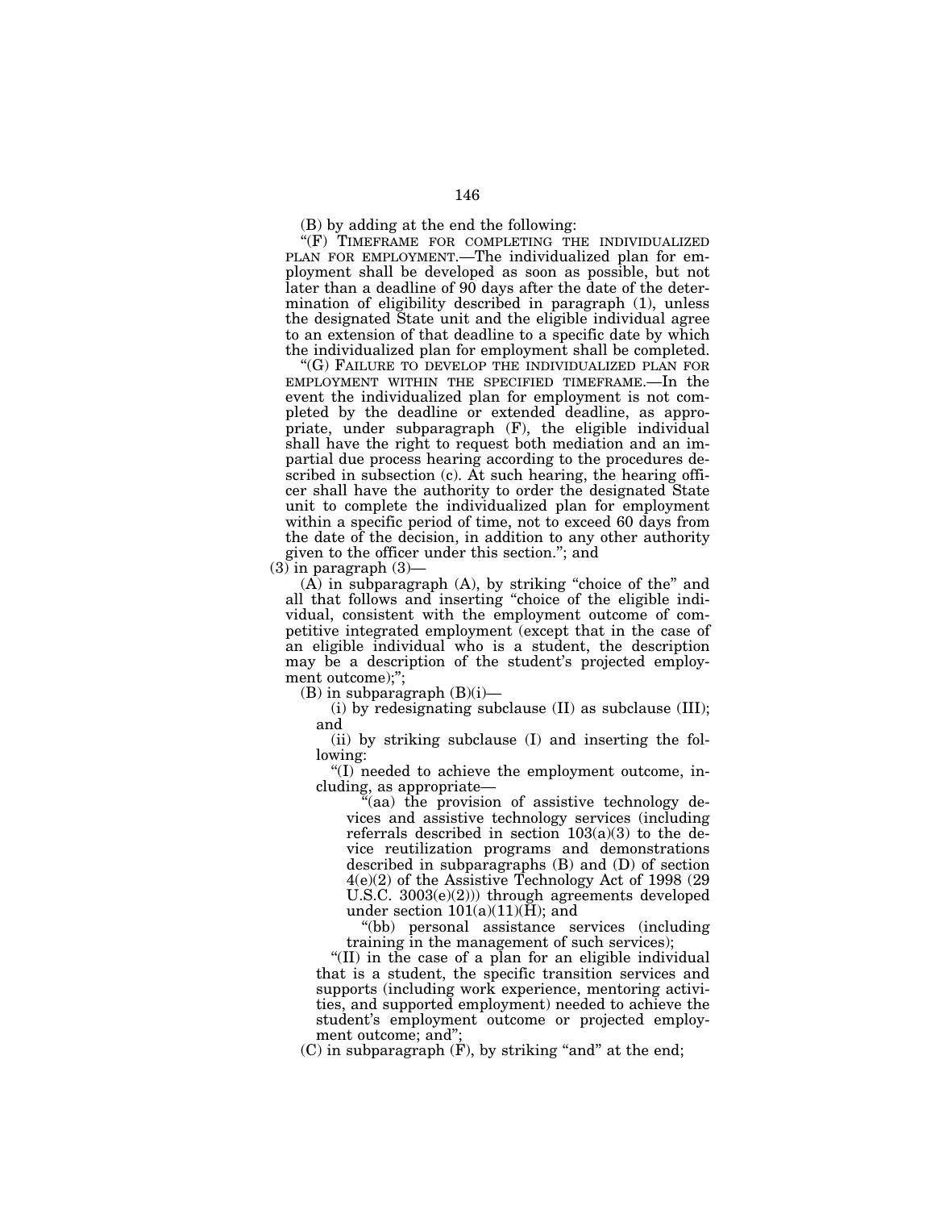(B) by adding at the end the following:

"(F) TIMEFRAME FOR COMPLETING THE INDIVIDUALIZED PLAN FOR EMPLOYMENT.—The individualized plan for employment shall be developed as soon as possible, but not later than a deadline of 90 days after the date of the determination of eligibility described in paragraph (1), unless the designated State unit and the eligible individual agree to an extension of that deadline to a specific date by which the individualized plan for employment shall be completed.

"(G) FAILURE TO DEVELOP THE INDIVIDUALIZED PLAN FOR EMPLOYMENT WITHIN THE SPECIFIED TIMEFRAME.—In the event the individualized plan for employment is not completed by the deadline or extended deadline, as appropriate, under subparagraph (F), the eligible individual shall have the right to request both mediation and an impartial due process hearing according to the procedures described in subsection (c). At such hearing, the hearing officer shall have the authority to order the designated State unit to complete the individualized plan for employment within a specific period of time, not to exceed 60 days from the date of the decision, in addition to any other authority given to the officer under this section."; and

(3) in paragraph (3)—

(A) in subparagraph (A), by striking "choice of the" and all that follows and inserting "choice of the eligible individual, consistent with the employment outcome of competitive integrated employment (except that in the case of an eligible individual who is a student, the description may be a description of the student's projected employment outcome);";

(B) in subparagraph (B)(i)—

(i) by redesignating subclause (II) as subclause (III); and

(ii) by striking subclause (I) and inserting the following:

"(I) needed to achieve the employment outcome, including, as appropriate—

"(aa) the provision of assistive technology devices and assistive technology services (including referrals described in section 103(a)(3) to the device reutilization programs and demonstrations described in subparagraphs (B) and (D) of section 4(e)(2) of the Assistive Technology Act of 1998 (29 U.S.C. 3003(e)(2))) through agreements developed under section 101(a)(11)(H); and

"(bb) personal assistance services (including training in the management of such services);

"(II) in the case of a plan for an eligible individual that is a student, the specific transition services and supports (including work experience, mentoring activities, and supported employment) needed to achieve the student's employment outcome or projected employment outcome; and";

(C) in subparagraph (F), by striking "and" at the end;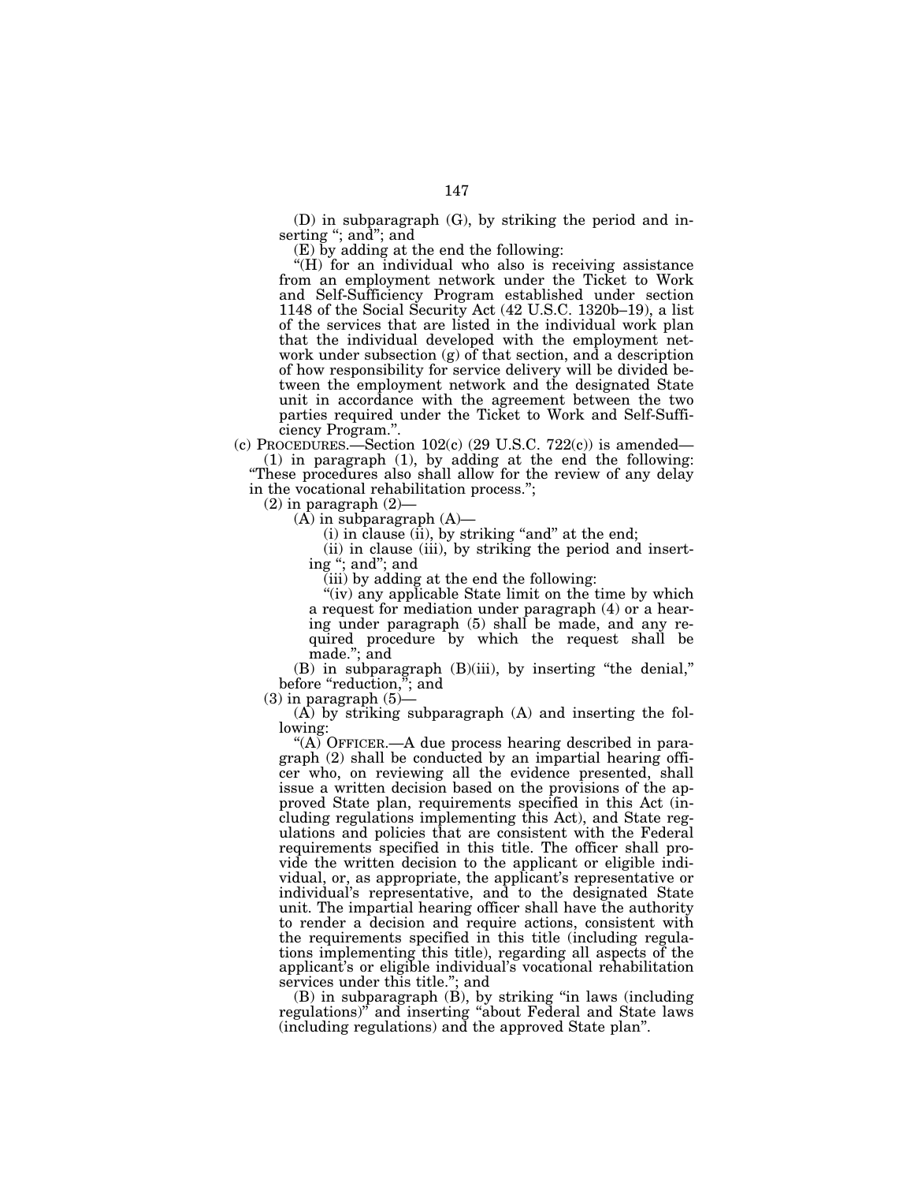(D) in subparagraph (G), by striking the period and inserting "; and"; and

(E) by adding at the end the following:

"(H) for an individual who also is receiving assistance from an employment network under the Ticket to Work and Self-Sufficiency Program established under section 1148 of the Social Security Act (42 U.S.C. 1320b–19), a list of the services that are listed in the individual work plan that the individual developed with the employment network under subsection (g) of that section, and a description of how responsibility for service delivery will be divided between the employment network and the designated State unit in accordance with the agreement between the two parties required under the Ticket to Work and Self-Sufficiency Program.".

(c) PROCEDURES.—Section 102(c) (29 U.S.C. 722(c)) is amended—

(1) in paragraph (1), by adding at the end the following: "These procedures also shall allow for the review of any delay in the vocational rehabilitation process.";

(2) in paragraph (2)—

(A) in subparagraph (A)—

(i) in clause (ii), by striking "and" at the end;

(ii) in clause (iii), by striking the period and inserting "; and"; and

(iii) by adding at the end the following:

"(iv) any applicable State limit on the time by which a request for mediation under paragraph (4) or a hearing under paragraph (5) shall be made, and any required procedure by which the request shall be made."; and

(B) in subparagraph (B)(iii), by inserting "the denial," before "reduction,"; and

(3) in paragraph (5)—

(A) by striking subparagraph (A) and inserting the following:

"(A) OFFICER.—A due process hearing described in paragraph (2) shall be conducted by an impartial hearing officer who, on reviewing all the evidence presented, shall issue a written decision based on the provisions of the approved State plan, requirements specified in this Act (including regulations implementing this Act), and State regulations and policies that are consistent with the Federal requirements specified in this title. The officer shall provide the written decision to the applicant or eligible individual, or, as appropriate, the applicant's representative or individual's representative, and to the designated State unit. The impartial hearing officer shall have the authority to render a decision and require actions, consistent with the requirements specified in this title (including regulations implementing this title), regarding all aspects of the applicant's or eligible individual's vocational rehabilitation services under this title."; and

(B) in subparagraph (B), by striking "in laws (including regulations)" and inserting "about Federal and State laws (including regulations) and the approved State plan".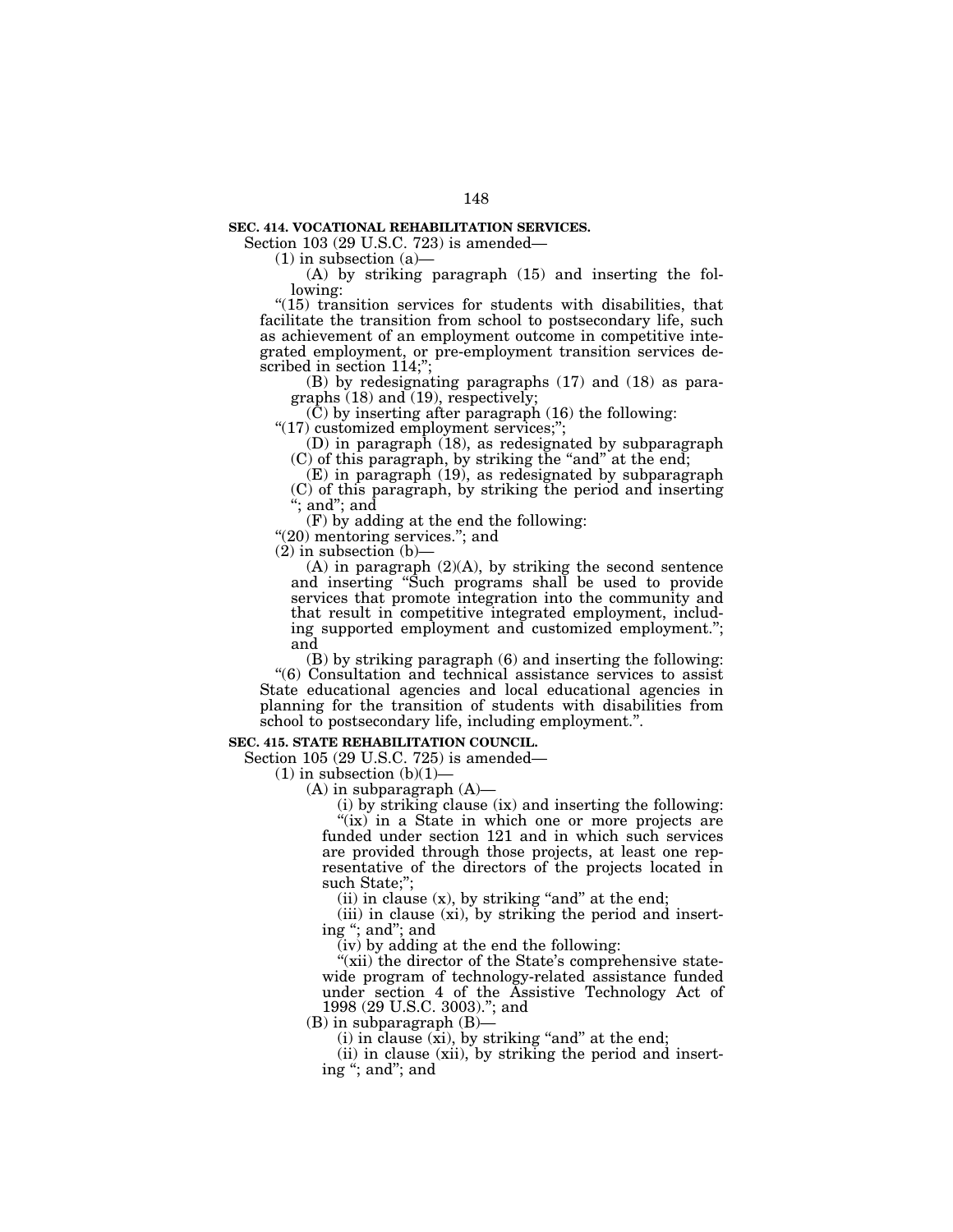**SEC. 414. VOCATIONAL REHABILITATION SERVICES.**

Section 103 (29 U.S.C. 723) is amended—

(1) in subsection (a)—

(A) by striking paragraph (15) and inserting the following:

"(15) transition services for students with disabilities, that facilitate the transition from school to postsecondary life, such as achievement of an employment outcome in competitive integrated employment, or pre-employment transition services described in section 114;";

(B) by redesignating paragraphs (17) and (18) as paragraphs (18) and (19), respectively;

(C) by inserting after paragraph (16) the following:

"(17) customized employment services;";

(D) in paragraph (18), as redesignated by subparagraph (C) of this paragraph, by striking the "and" at the end;

(E) in paragraph (19), as redesignated by subparagraph (C) of this paragraph, by striking the period and inserting "; and"; and

(F) by adding at the end the following:

"(20) mentoring services."; and

(2) in subsection (b)—

(A) in paragraph (2)(A), by striking the second sentence and inserting "Such programs shall be used to provide services that promote integration into the community and that result in competitive integrated employment, including supported employment and customized employment."; and

(B) by striking paragraph (6) and inserting the following:

"(6) Consultation and technical assistance services to assist State educational agencies and local educational agencies in planning for the transition of students with disabilities from school to postsecondary life, including employment.".

**SEC. 415. STATE REHABILITATION COUNCIL.**

Section 105 (29 U.S.C. 725) is amended—

(1) in subsection (b)(1)—

(A) in subparagraph (A)—

(i) by striking clause (ix) and inserting the following:

"(ix) in a State in which one or more projects are funded under section 121 and in which such services are provided through those projects, at least one representative of the directors of the projects located in such State;";

(ii) in clause (x), by striking "and" at the end;

(iii) in clause (xi), by striking the period and inserting "; and"; and

(iv) by adding at the end the following:

"(xii) the director of the State's comprehensive statewide program of technology-related assistance funded under section 4 of the Assistive Technology Act of 1998 (29 U.S.C. 3003)."; and

(B) in subparagraph (B)—

(i) in clause (xi), by striking "and" at the end;

(ii) in clause (xii), by striking the period and inserting "; and"; and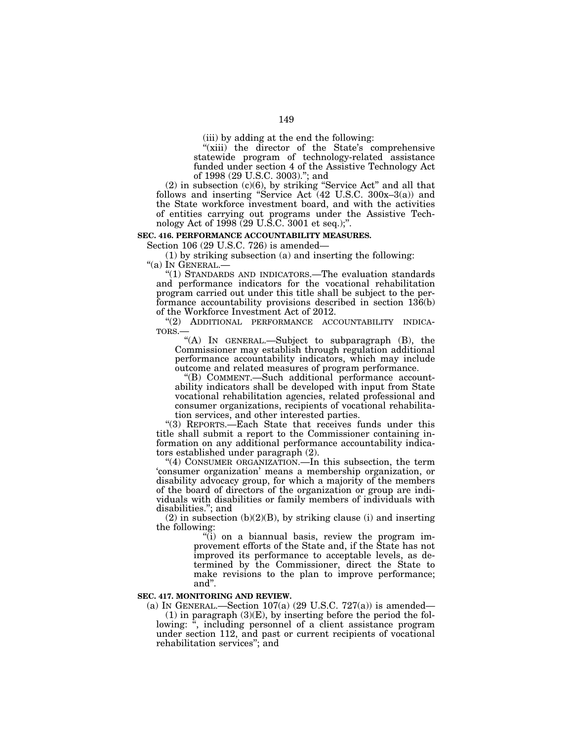(iii) by adding at the end the following:

"(xiii) the director of the State's comprehensive statewide program of technology-related assistance funded under section 4 of the Assistive Technology Act of 1998 (29 U.S.C. 3003)."; and

(2) in subsection (c)(6), by striking "Service Act" and all that follows and inserting "Service Act (42 U.S.C. 300x–3(a)) and the State workforce investment board, and with the activities of entities carrying out programs under the Assistive Technology Act of 1998 (29 U.S.C. 3001 et seq.);".

**SEC. 416. PERFORMANCE ACCOUNTABILITY MEASURES.**

Section 106 (29 U.S.C. 726) is amended—

(1) by striking subsection (a) and inserting the following:

"(a) IN GENERAL.—

"(1) STANDARDS AND INDICATORS.—The evaluation standards and performance indicators for the vocational rehabilitation program carried out under this title shall be subject to the performance accountability provisions described in section 136(b) of the Workforce Investment Act of 2012.

"(2) ADDITIONAL PERFORMANCE ACCOUNTABILITY INDICATORS.—

"(A) IN GENERAL.—Subject to subparagraph (B), the Commissioner may establish through regulation additional performance accountability indicators, which may include outcome and related measures of program performance.

"(B) COMMENT.—Such additional performance accountability indicators shall be developed with input from State vocational rehabilitation agencies, related professional and consumer organizations, recipients of vocational rehabilitation services, and other interested parties.

"(3) REPORTS.—Each State that receives funds under this title shall submit a report to the Commissioner containing information on any additional performance accountability indicators established under paragraph (2).

"(4) CONSUMER ORGANIZATION.—In this subsection, the term 'consumer organization' means a membership organization, or disability advocacy group, for which a majority of the members of the board of directors of the organization or group are individuals with disabilities or family members of individuals with disabilities."; and

(2) in subsection (b)(2)(B), by striking clause (i) and inserting the following:

"(i) on a biannual basis, review the program improvement efforts of the State and, if the State has not improved its performance to acceptable levels, as determined by the Commissioner, direct the State to make revisions to the plan to improve performance; and".

**SEC. 417. MONITORING AND REVIEW.**

(a) IN GENERAL.—Section 107(a) (29 U.S.C. 727(a)) is amended—

(1) in paragraph (3)(E), by inserting before the period the following: ", including personnel of a client assistance program under section 112, and past or current recipients of vocational rehabilitation services"; and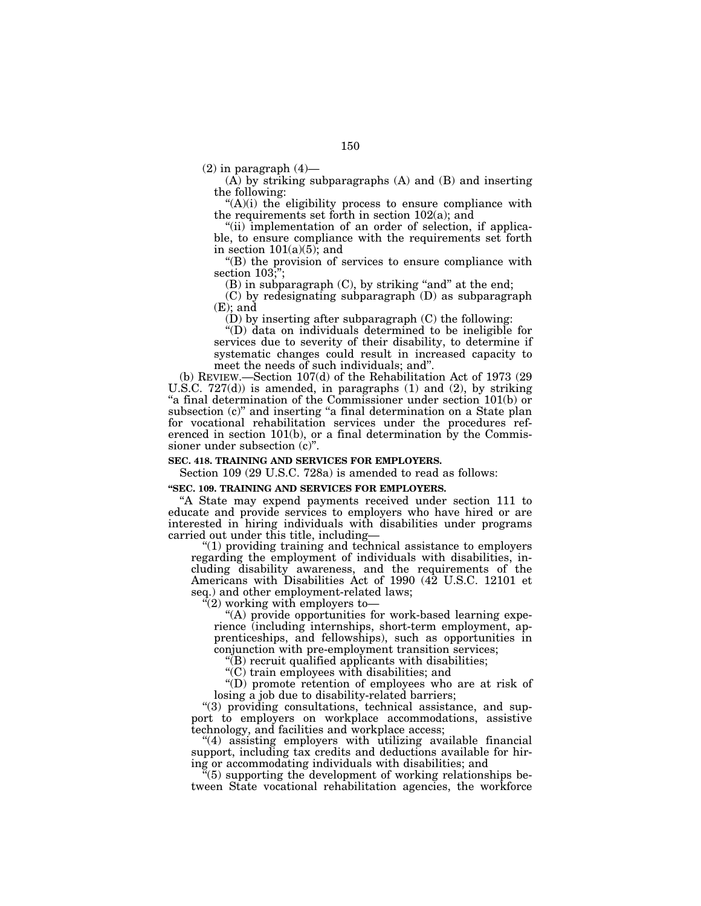(2) in paragraph (4)—

(A) by striking subparagraphs (A) and (B) and inserting the following:

"(A)(i) the eligibility process to ensure compliance with the requirements set forth in section 102(a); and

"(ii) implementation of an order of selection, if applicable, to ensure compliance with the requirements set forth in section 101(a)(5); and

"(B) the provision of services to ensure compliance with section 103;";

(B) in subparagraph (C), by striking "and" at the end;

(C) by redesignating subparagraph (D) as subparagraph (E); and

(D) by inserting after subparagraph (C) the following:

"(D) data on individuals determined to be ineligible for services due to severity of their disability, to determine if systematic changes could result in increased capacity to meet the needs of such individuals; and".

(b) REVIEW.—Section 107(d) of the Rehabilitation Act of 1973 (29 U.S.C. 727(d)) is amended, in paragraphs (1) and (2), by striking "a final determination of the Commissioner under section 101(b) or subsection (c)" and inserting "a final determination on a State plan for vocational rehabilitation services under the procedures referenced in section 101(b), or a final determination by the Commissioner under subsection (c)".

**SEC. 418. TRAINING AND SERVICES FOR EMPLOYERS.**

Section 109 (29 U.S.C. 728a) is amended to read as follows:

**"SEC. 109. TRAINING AND SERVICES FOR EMPLOYERS.**

"A State may expend payments received under section 111 to educate and provide services to employers who have hired or are interested in hiring individuals with disabilities under programs carried out under this title, including—

"(1) providing training and technical assistance to employers regarding the employment of individuals with disabilities, including disability awareness, and the requirements of the Americans with Disabilities Act of 1990 (42 U.S.C. 12101 et seq.) and other employment-related laws;

"(2) working with employers to—

"(A) provide opportunities for work-based learning experience (including internships, short-term employment, apprenticeships, and fellowships), such as opportunities in conjunction with pre-employment transition services;

"(B) recruit qualified applicants with disabilities;

"(C) train employees with disabilities; and

"(D) promote retention of employees who are at risk of losing a job due to disability-related barriers;

"(3) providing consultations, technical assistance, and support to employers on workplace accommodations, assistive technology, and facilities and workplace access;

"(4) assisting employers with utilizing available financial support, including tax credits and deductions available for hiring or accommodating individuals with disabilities; and

"(5) supporting the development of working relationships between State vocational rehabilitation agencies, the workforce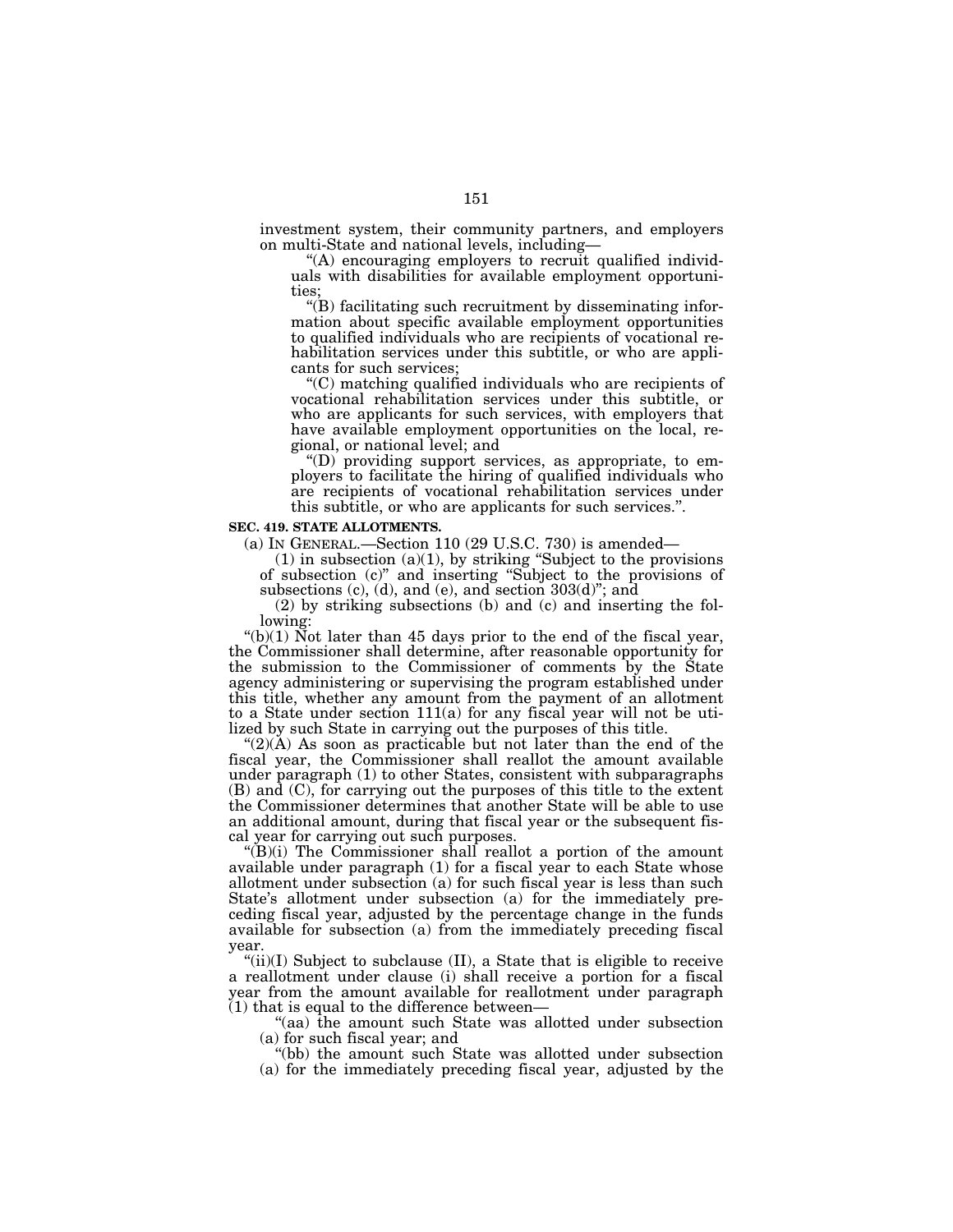investment system, their community partners, and employers on multi-State and national levels, including—

"(A) encouraging employers to recruit qualified individuals with disabilities for available employment opportunities;

"(B) facilitating such recruitment by disseminating information about specific available employment opportunities to qualified individuals who are recipients of vocational rehabilitation services under this subtitle, or who are applicants for such services;

"(C) matching qualified individuals who are recipients of vocational rehabilitation services under this subtitle, or who are applicants for such services, with employers that have available employment opportunities on the local, regional, or national level; and

"(D) providing support services, as appropriate, to employers to facilitate the hiring of qualified individuals who are recipients of vocational rehabilitation services under this subtitle, or who are applicants for such services.".

**SEC. 419. STATE ALLOTMENTS.**

(a) IN GENERAL.—Section 110 (29 U.S.C. 730) is amended—

(1) in subsection (a)(1), by striking "Subject to the provisions of subsection (c)" and inserting "Subject to the provisions of subsections (c), (d), and (e), and section 303(d)"; and

(2) by striking subsections (b) and (c) and inserting the following:

"(b)(1) Not later than 45 days prior to the end of the fiscal year, the Commissioner shall determine, after reasonable opportunity for the submission to the Commissioner of comments by the State agency administering or supervising the program established under this title, whether any amount from the payment of an allotment to a State under section 111(a) for any fiscal year will not be utilized by such State in carrying out the purposes of this title.

"(2)(A) As soon as practicable but not later than the end of the fiscal year, the Commissioner shall reallot the amount available under paragraph (1) to other States, consistent with subparagraphs (B) and (C), for carrying out the purposes of this title to the extent the Commissioner determines that another State will be able to use an additional amount, during that fiscal year or the subsequent fiscal year for carrying out such purposes.

"(B)(i) The Commissioner shall reallot a portion of the amount available under paragraph (1) for a fiscal year to each State whose allotment under subsection (a) for such fiscal year is less than such State's allotment under subsection (a) for the immediately preceding fiscal year, adjusted by the percentage change in the funds available for subsection (a) from the immediately preceding fiscal year.

"(ii)(I) Subject to subclause (II), a State that is eligible to receive a reallotment under clause (i) shall receive a portion for a fiscal year from the amount available for reallotment under paragraph (1) that is equal to the difference between—

"(aa) the amount such State was allotted under subsection (a) for such fiscal year; and

"(bb) the amount such State was allotted under subsection (a) for the immediately preceding fiscal year, adjusted by the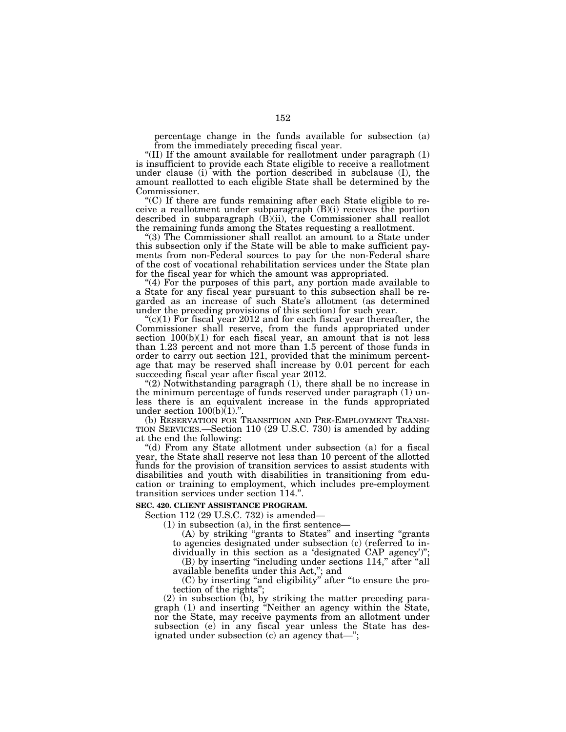percentage change in the funds available for subsection (a) from the immediately preceding fiscal year.

"(II) If the amount available for reallotment under paragraph (1) is insufficient to provide each State eligible to receive a reallotment under clause (i) with the portion described in subclause (I), the amount reallotted to each eligible State shall be determined by the Commissioner.

"(C) If there are funds remaining after each State eligible to receive a reallotment under subparagraph (B)(i) receives the portion described in subparagraph (B)(ii), the Commissioner shall reallot the remaining funds among the States requesting a reallotment.

"(3) The Commissioner shall reallot an amount to a State under this subsection only if the State will be able to make sufficient payments from non-Federal sources to pay for the non-Federal share of the cost of vocational rehabilitation services under the State plan for the fiscal year for which the amount was appropriated.

"(4) For the purposes of this part, any portion made available to a State for any fiscal year pursuant to this subsection shall be regarded as an increase of such State's allotment (as determined under the preceding provisions of this section) for such year.

"(c)(1) For fiscal year 2012 and for each fiscal year thereafter, the Commissioner shall reserve, from the funds appropriated under section 100(b)(1) for each fiscal year, an amount that is not less than 1.23 percent and not more than 1.5 percent of those funds in order to carry out section 121, provided that the minimum percentage that may be reserved shall increase by 0.01 percent for each succeeding fiscal year after fiscal year 2012.

"(2) Notwithstanding paragraph (1), there shall be no increase in the minimum percentage of funds reserved under paragraph (1) unless there is an equivalent increase in the funds appropriated under section 100(b)(1).".

(b) RESERVATION FOR TRANSITION AND PRE-EMPLOYMENT TRANSITION SERVICES.—Section 110 (29 U.S.C. 730) is amended by adding at the end the following:

"(d) From any State allotment under subsection (a) for a fiscal year, the State shall reserve not less than 10 percent of the allotted funds for the provision of transition services to assist students with disabilities and youth with disabilities in transitioning from education or training to employment, which includes pre-employment transition services under section 114.".

**SEC. 420. CLIENT ASSISTANCE PROGRAM.**

Section 112 (29 U.S.C. 732) is amended—

(1) in subsection (a), in the first sentence—

(A) by striking "grants to States" and inserting "grants to agencies designated under subsection (c) (referred to individually in this section as a 'designated CAP agency')";

(B) by inserting "including under sections 114," after "all available benefits under this Act,"; and

(C) by inserting "and eligibility" after "to ensure the protection of the rights";

(2) in subsection (b), by striking the matter preceding paragraph (1) and inserting "Neither an agency within the State, nor the State, may receive payments from an allotment under subsection (e) in any fiscal year unless the State has designated under subsection (c) an agency that—";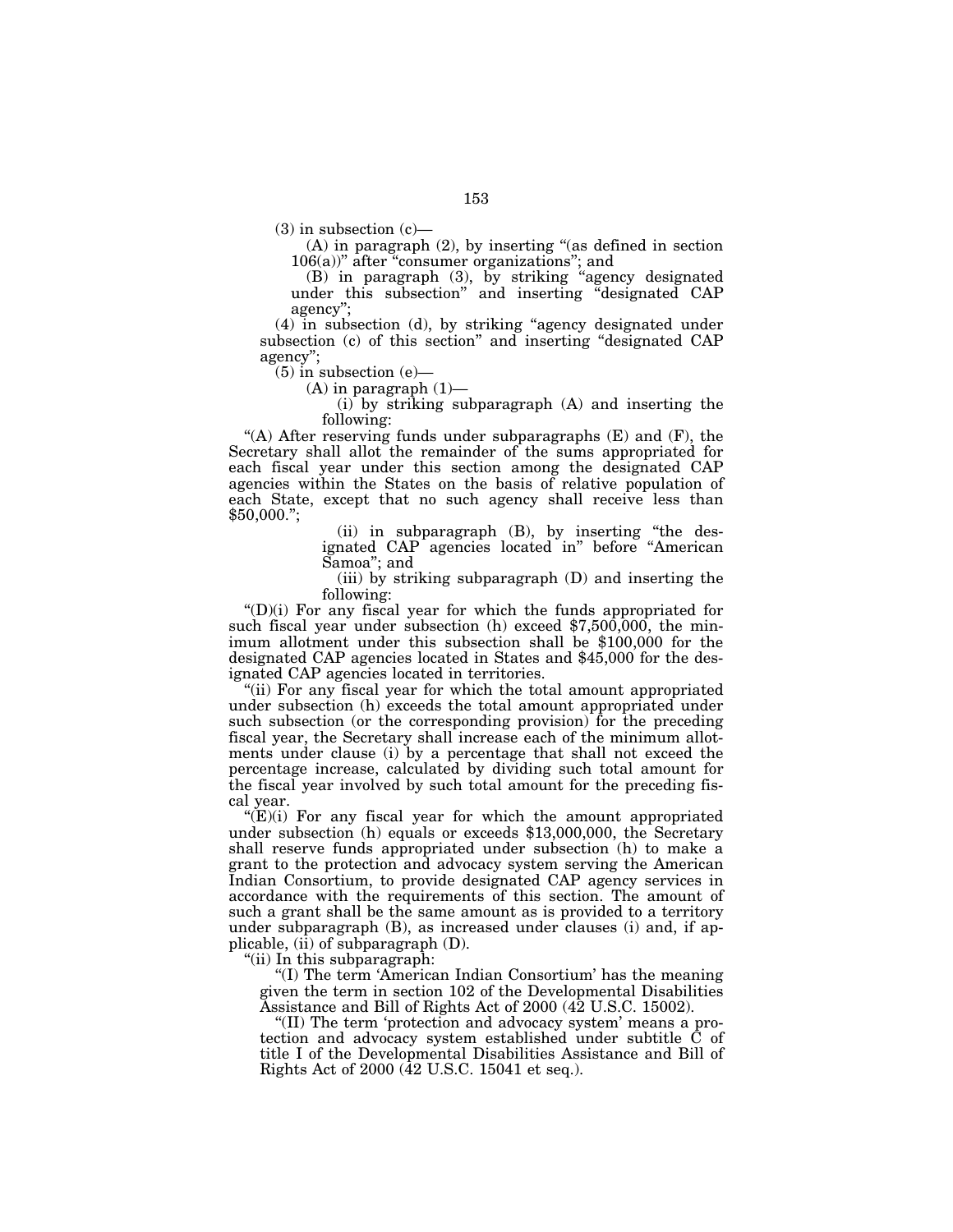(3) in subsection (c)—

(A) in paragraph (2), by inserting "(as defined in section 106(a))" after "consumer organizations"; and

(B) in paragraph (3), by striking "agency designated under this subsection" and inserting "designated CAP agency";

(4) in subsection (d), by striking "agency designated under subsection (c) of this section" and inserting "designated CAP agency";

(5) in subsection (e)—

(A) in paragraph (1)—

(i) by striking subparagraph (A) and inserting the following:

"(A) After reserving funds under subparagraphs (E) and (F), the Secretary shall allot the remainder of the sums appropriated for each fiscal year under this section among the designated CAP agencies within the States on the basis of relative population of each State, except that no such agency shall receive less than $50,000.";

(ii) in subparagraph (B), by inserting "the designated CAP agencies located in" before "American Samoa"; and

(iii) by striking subparagraph (D) and inserting the following:

"(D)(i) For any fiscal year for which the funds appropriated for such fiscal year under subsection (h) exceed $7,500,000, the minimum allotment under this subsection shall be $100,000 for the designated CAP agencies located in States and $45,000 for the designated CAP agencies located in territories.

"(ii) For any fiscal year for which the total amount appropriated under subsection (h) exceeds the total amount appropriated under such subsection (or the corresponding provision) for the preceding fiscal year, the Secretary shall increase each of the minimum allotments under clause (i) by a percentage that shall not exceed the percentage increase, calculated by dividing such total amount for the fiscal year involved by such total amount for the preceding fiscal year.

"(E)(i) For any fiscal year for which the amount appropriated under subsection (h) equals or exceeds $13,000,000, the Secretary shall reserve funds appropriated under subsection (h) to make a grant to the protection and advocacy system serving the American Indian Consortium, to provide designated CAP agency services in accordance with the requirements of this section. The amount of such a grant shall be the same amount as is provided to a territory under subparagraph (B), as increased under clauses (i) and, if applicable, (ii) of subparagraph (D).

"(ii) In this subparagraph:

"(I) The term 'American Indian Consortium' has the meaning given the term in section 102 of the Developmental Disabilities Assistance and Bill of Rights Act of 2000 (42 U.S.C. 15002).

"(II) The term 'protection and advocacy system' means a protection and advocacy system established under subtitle C of title I of the Developmental Disabilities Assistance and Bill of Rights Act of 2000 (42 U.S.C. 15041 et seq.).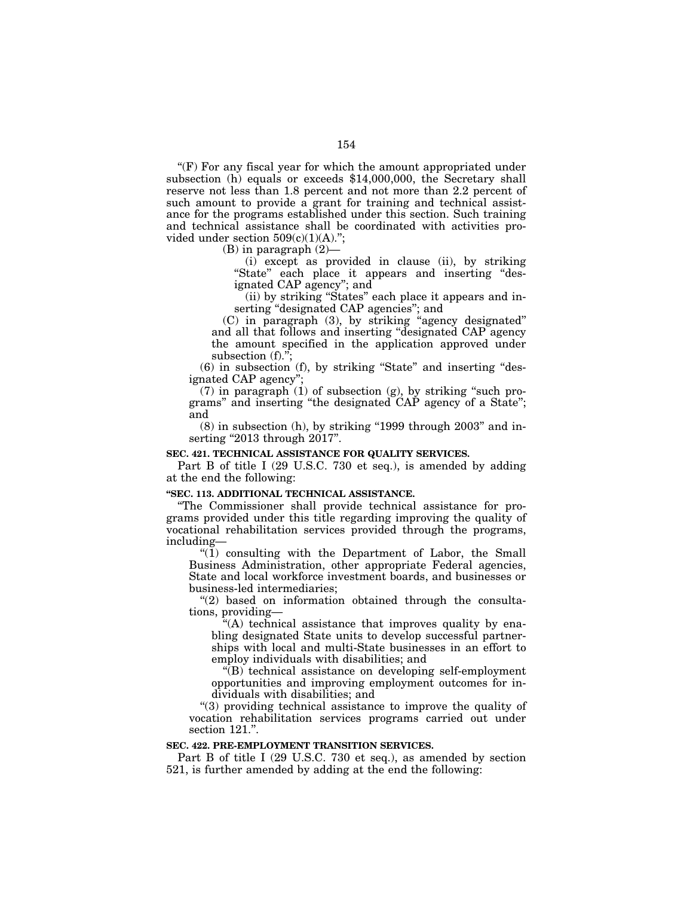"(F) For any fiscal year for which the amount appropriated under subsection (h) equals or exceeds $14,000,000, the Secretary shall reserve not less than 1.8 percent and not more than 2.2 percent of such amount to provide a grant for training and technical assistance for the programs established under this section. Such training and technical assistance shall be coordinated with activities provided under section 509(c)(1)(A).";

(B) in paragraph (2)—

(i) except as provided in clause (ii), by striking "State" each place it appears and inserting "designated CAP agency"; and

(ii) by striking "States" each place it appears and inserting "designated CAP agencies"; and

(C) in paragraph (3), by striking "agency designated" and all that follows and inserting "designated CAP agency the amount specified in the application approved under subsection (f).";

(6) in subsection (f), by striking "State" and inserting "designated CAP agency";

(7) in paragraph (1) of subsection (g), by striking "such programs" and inserting "the designated CAP agency of a State"; and

(8) in subsection (h), by striking "1999 through 2003" and inserting "2013 through 2017".

**SEC. 421. TECHNICAL ASSISTANCE FOR QUALITY SERVICES.**

Part B of title I (29 U.S.C. 730 et seq.), is amended by adding at the end the following:

**"SEC. 113. ADDITIONAL TECHNICAL ASSISTANCE.**

"The Commissioner shall provide technical assistance for programs provided under this title regarding improving the quality of vocational rehabilitation services provided through the programs, including—

"(1) consulting with the Department of Labor, the Small Business Administration, other appropriate Federal agencies, State and local workforce investment boards, and businesses or business-led intermediaries;

"(2) based on information obtained through the consultations, providing—

"(A) technical assistance that improves quality by enabling designated State units to develop successful partnerships with local and multi-State businesses in an effort to employ individuals with disabilities; and

"(B) technical assistance on developing self-employment opportunities and improving employment outcomes for individuals with disabilities; and

"(3) providing technical assistance to improve the quality of vocation rehabilitation services programs carried out under section 121.".

**SEC. 422. PRE-EMPLOYMENT TRANSITION SERVICES.**

Part B of title I (29 U.S.C. 730 et seq.), as amended by section 521, is further amended by adding at the end the following: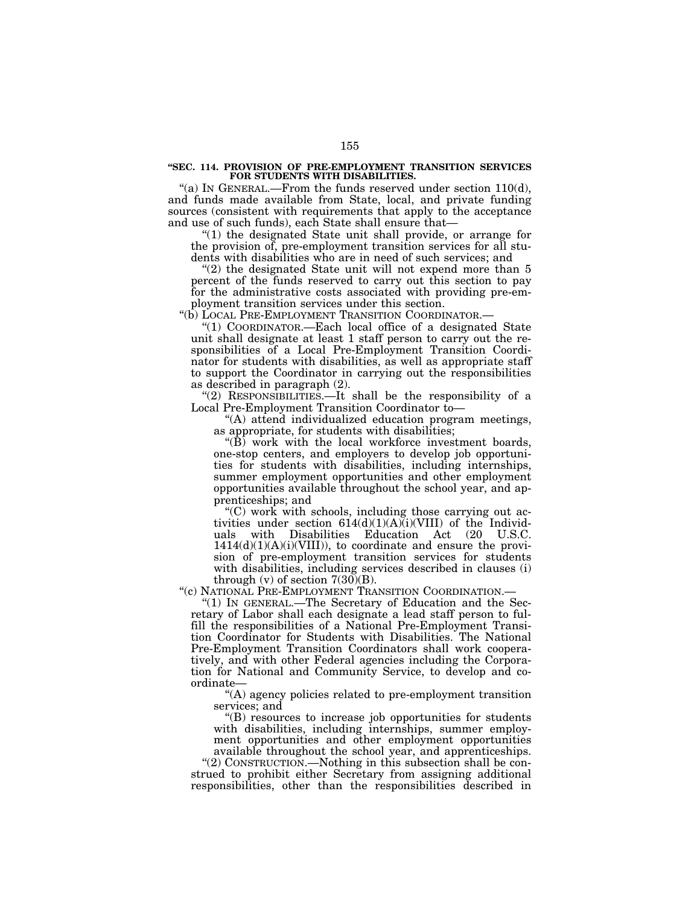**"SEC. 114. PROVISION OF PRE-EMPLOYMENT TRANSITION SERVICES FOR STUDENTS WITH DISABILITIES.**

"(a) IN GENERAL.—From the funds reserved under section 110(d), and funds made available from State, local, and private funding sources (consistent with requirements that apply to the acceptance and use of such funds), each State shall ensure that—

"(1) the designated State unit shall provide, or arrange for the provision of, pre-employment transition services for all students with disabilities who are in need of such services; and

"(2) the designated State unit will not expend more than 5 percent of the funds reserved to carry out this section to pay for the administrative costs associated with providing pre-employment transition services under this section.

"(b) LOCAL PRE-EMPLOYMENT TRANSITION COORDINATOR.—

"(1) COORDINATOR.—Each local office of a designated State unit shall designate at least 1 staff person to carry out the responsibilities of a Local Pre-Employment Transition Coordinator for students with disabilities, as well as appropriate staff to support the Coordinator in carrying out the responsibilities as described in paragraph (2).

"(2) RESPONSIBILITIES.—It shall be the responsibility of a Local Pre-Employment Transition Coordinator to—

"(A) attend individualized education program meetings, as appropriate, for students with disabilities;

"(B) work with the local workforce investment boards, one-stop centers, and employers to develop job opportunities for students with disabilities, including internships, summer employment opportunities and other employment opportunities available throughout the school year, and apprenticeships; and

"(C) work with schools, including those carrying out activities under section 614(d)(1)(A)(i)(VIII) of the Individuals with Disabilities Education Act (20 U.S.C. 1414(d)(1)(A)(i)(VIII)), to coordinate and ensure the provision of pre-employment transition services for students with disabilities, including services described in clauses (i) through (v) of section 7(30)(B).

"(c) NATIONAL PRE-EMPLOYMENT TRANSITION COORDINATION.—

"(1) IN GENERAL.—The Secretary of Education and the Secretary of Labor shall each designate a lead staff person to fulfill the responsibilities of a National Pre-Employment Transition Coordinator for Students with Disabilities. The National Pre-Employment Transition Coordinators shall work cooperatively, and with other Federal agencies including the Corporation for National and Community Service, to develop and coordinate—

"(A) agency policies related to pre-employment transition services; and

"(B) resources to increase job opportunities for students with disabilities, including internships, summer employment opportunities and other employment opportunities available throughout the school year, and apprenticeships.

"(2) CONSTRUCTION.—Nothing in this subsection shall be construed to prohibit either Secretary from assigning additional responsibilities, other than the responsibilities described in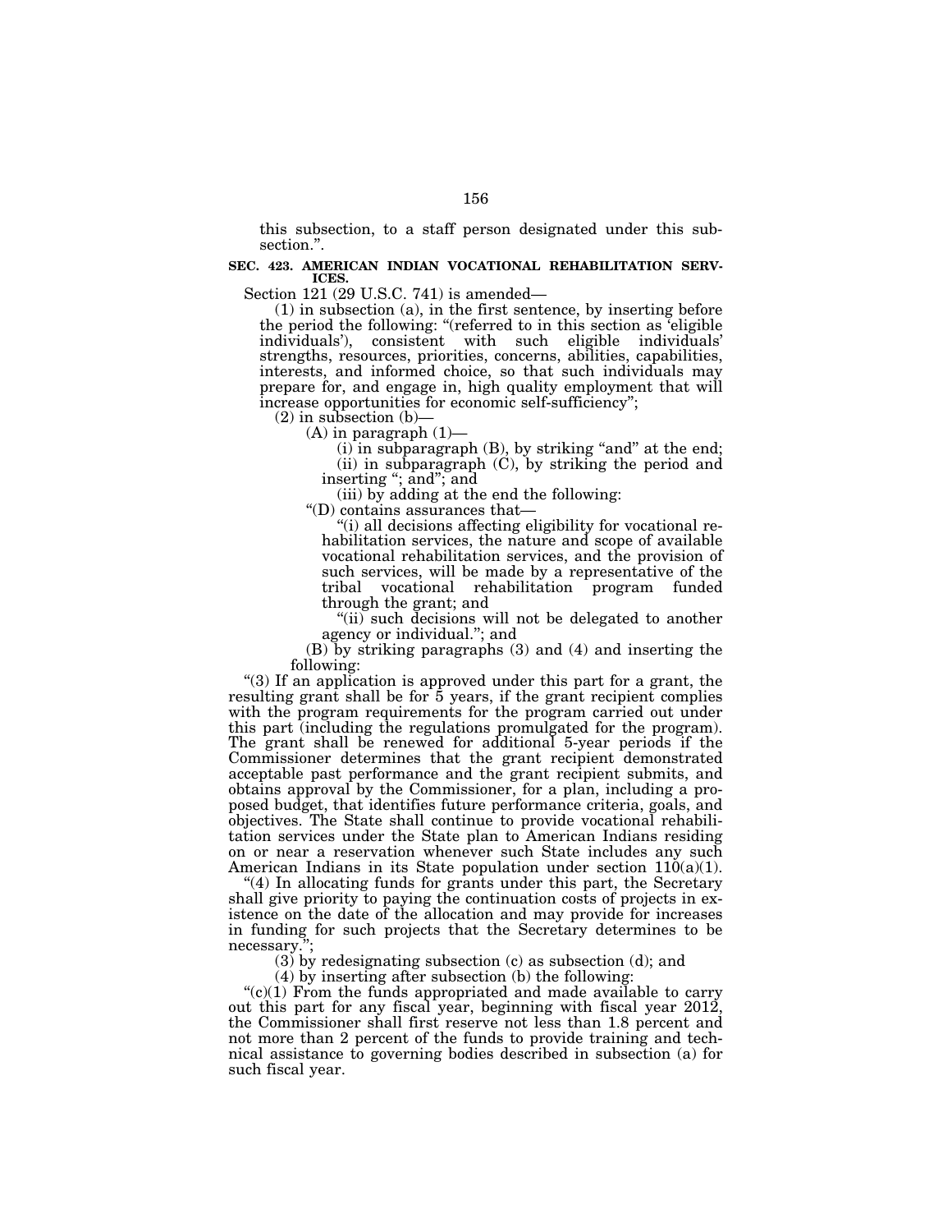this subsection, to a staff person designated under this subsection.".

**SEC. 423. AMERICAN INDIAN VOCATIONAL REHABILITATION SERVICES.**

Section 121 (29 U.S.C. 741) is amended—

(1) in subsection (a), in the first sentence, by inserting before the period the following: "(referred to in this section as 'eligible individuals'), consistent with such eligible individuals' strengths, resources, priorities, concerns, abilities, capabilities, interests, and informed choice, so that such individuals may prepare for, and engage in, high quality employment that will increase opportunities for economic self-sufficiency";

(2) in subsection (b)—

(A) in paragraph (1)—

(i) in subparagraph (B), by striking "and" at the end;

(ii) in subparagraph (C), by striking the period and inserting "; and"; and

(iii) by adding at the end the following:

"(D) contains assurances that—

"(i) all decisions affecting eligibility for vocational rehabilitation services, the nature and scope of available vocational rehabilitation services, and the provision of such services, will be made by a representative of the tribal vocational rehabilitation program funded through the grant; and

"(ii) such decisions will not be delegated to another agency or individual."; and

(B) by striking paragraphs (3) and (4) and inserting the following:

"(3) If an application is approved under this part for a grant, the resulting grant shall be for 5 years, if the grant recipient complies with the program requirements for the program carried out under this part (including the regulations promulgated for the program). The grant shall be renewed for additional 5-year periods if the Commissioner determines that the grant recipient demonstrated acceptable past performance and the grant recipient submits, and obtains approval by the Commissioner, for a plan, including a proposed budget, that identifies future performance criteria, goals, and objectives. The State shall continue to provide vocational rehabilitation services under the State plan to American Indians residing on or near a reservation whenever such State includes any such American Indians in its State population under section 110(a)(1).

"(4) In allocating funds for grants under this part, the Secretary shall give priority to paying the continuation costs of projects in existence on the date of the allocation and may provide for increases in funding for such projects that the Secretary determines to be necessary.";

(3) by redesignating subsection (c) as subsection (d); and

(4) by inserting after subsection (b) the following:

"(c)(1) From the funds appropriated and made available to carry out this part for any fiscal year, beginning with fiscal year 2012, the Commissioner shall first reserve not less than 1.8 percent and not more than 2 percent of the funds to provide training and technical assistance to governing bodies described in subsection (a) for such fiscal year.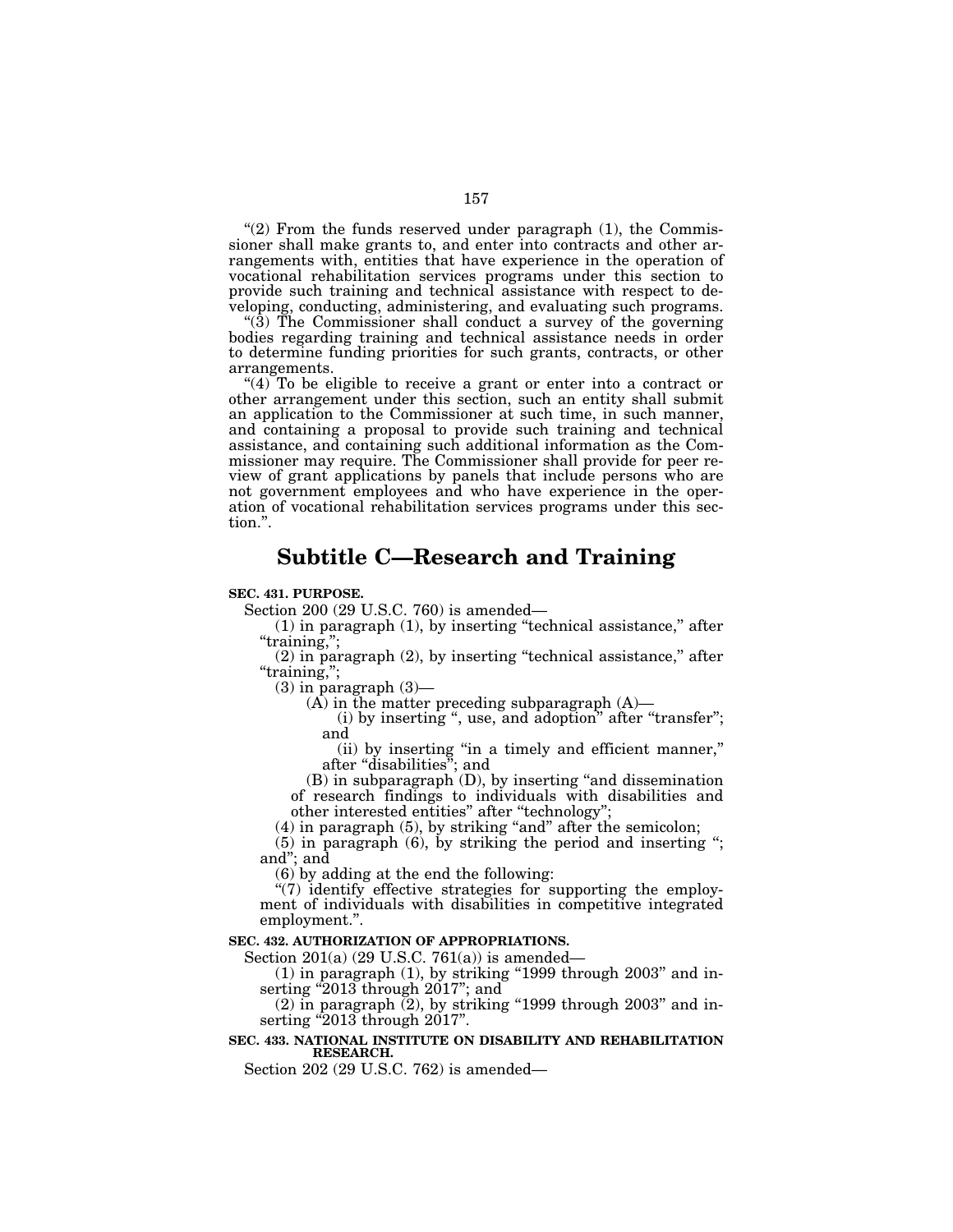"(2) From the funds reserved under paragraph (1), the Commissioner shall make grants to, and enter into contracts and other arrangements with, entities that have experience in the operation of vocational rehabilitation services programs under this section to provide such training and technical assistance with respect to developing, conducting, administering, and evaluating such programs.

"(3) The Commissioner shall conduct a survey of the governing bodies regarding training and technical assistance needs in order to determine funding priorities for such grants, contracts, or other arrangements.

"(4) To be eligible to receive a grant or enter into a contract or other arrangement under this section, such an entity shall submit an application to the Commissioner at such time, in such manner, and containing a proposal to provide such training and technical assistance, and containing such additional information as the Commissioner may require. The Commissioner shall provide for peer review of grant applications by panels that include persons who are not government employees and who have experience in the operation of vocational rehabilitation services programs under this section.".

## Subtitle C—Research and Training

**SEC. 431. PURPOSE.**

Section 200 (29 U.S.C. 760) is amended—

(1) in paragraph (1), by inserting "technical assistance," after "training,";

(2) in paragraph (2), by inserting "technical assistance," after "training,";

(3) in paragraph (3)—

(A) in the matter preceding subparagraph (A)—

(i) by inserting ", use, and adoption" after "transfer"; and

(ii) by inserting "in a timely and efficient manner," after "disabilities"; and

(B) in subparagraph (D), by inserting "and dissemination of research findings to individuals with disabilities and other interested entities" after "technology";

(4) in paragraph (5), by striking "and" after the semicolon;

(5) in paragraph (6), by striking the period and inserting "; and"; and

(6) by adding at the end the following:

"(7) identify effective strategies for supporting the employment of individuals with disabilities in competitive integrated employment.".

**SEC. 432. AUTHORIZATION OF APPROPRIATIONS.**

Section 201(a) (29 U.S.C. 761(a)) is amended—

(1) in paragraph (1), by striking "1999 through 2003" and inserting "2013 through 2017"; and

(2) in paragraph (2), by striking "1999 through 2003" and inserting "2013 through 2017".

**SEC. 433. NATIONAL INSTITUTE ON DISABILITY AND REHABILITATION RESEARCH.**

Section 202 (29 U.S.C. 762) is amended—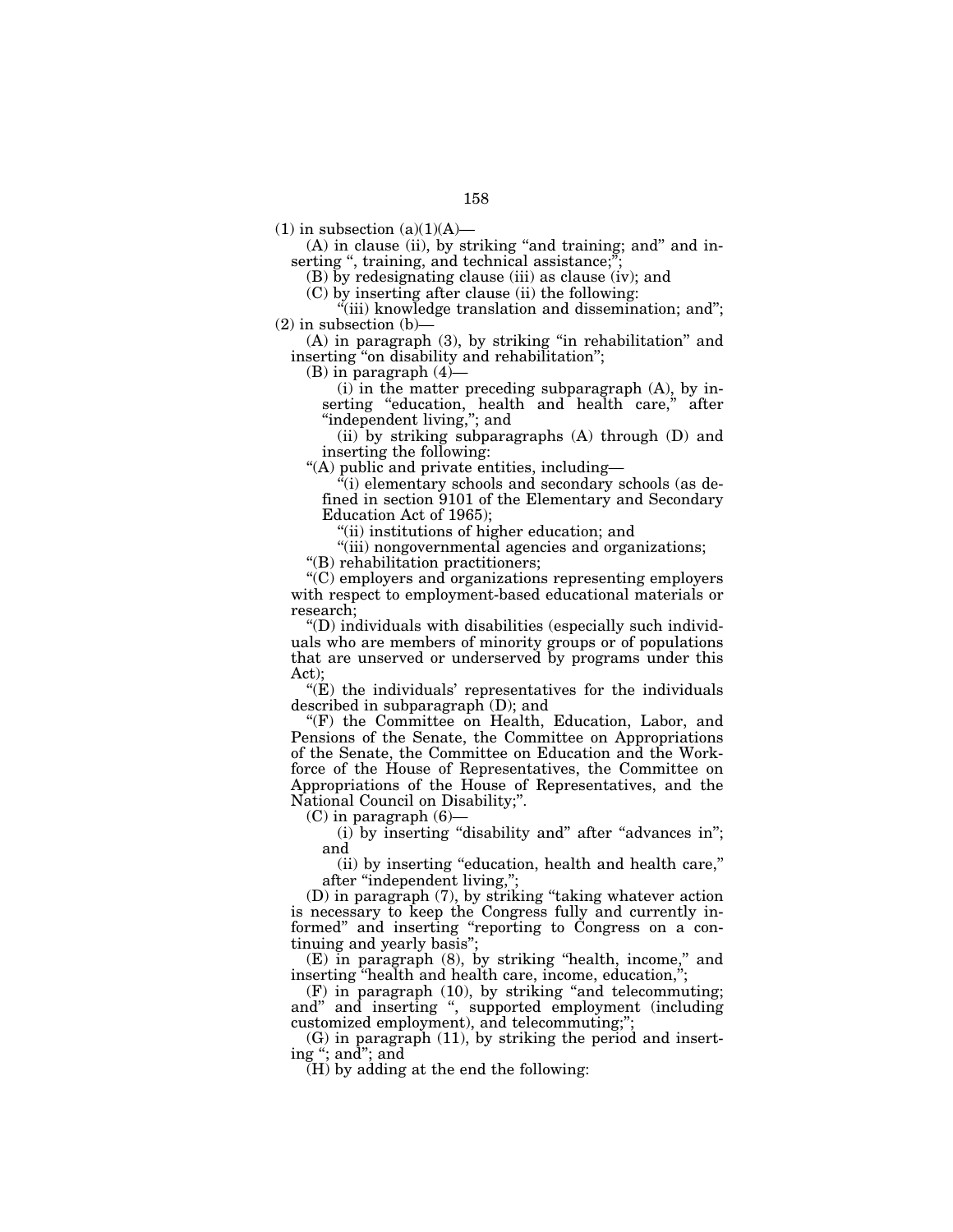(1) in subsection (a)(1)(A)—

(A) in clause (ii), by striking "and training; and" and inserting ", training, and technical assistance;";

(B) by redesignating clause (iii) as clause (iv); and

(C) by inserting after clause (ii) the following:

"(iii) knowledge translation and dissemination; and";

(2) in subsection (b)—

(A) in paragraph (3), by striking "in rehabilitation" and inserting "on disability and rehabilitation";

(B) in paragraph (4)—

(i) in the matter preceding subparagraph (A), by inserting "education, health and health care," after "independent living,"; and

(ii) by striking subparagraphs (A) through (D) and inserting the following:

"(A) public and private entities, including—

"(i) elementary schools and secondary schools (as defined in section 9101 of the Elementary and Secondary Education Act of 1965);

"(ii) institutions of higher education; and

"(iii) nongovernmental agencies and organizations;

"(B) rehabilitation practitioners;

"(C) employers and organizations representing employers with respect to employment-based educational materials or research;

"(D) individuals with disabilities (especially such individuals who are members of minority groups or of populations that are unserved or underserved by programs under this Act);

"(E) the individuals' representatives for the individuals described in subparagraph (D); and

"(F) the Committee on Health, Education, Labor, and Pensions of the Senate, the Committee on Appropriations of the Senate, the Committee on Education and the Workforce of the House of Representatives, the Committee on Appropriations of the House of Representatives, and the National Council on Disability;".

(C) in paragraph (6)—

(i) by inserting "disability and" after "advances in"; and

(ii) by inserting "education, health and health care," after "independent living,";

(D) in paragraph (7), by striking "taking whatever action is necessary to keep the Congress fully and currently informed" and inserting "reporting to Congress on a continuing and yearly basis";

(E) in paragraph (8), by striking "health, income," and inserting "health and health care, income, education,";

(F) in paragraph (10), by striking "and telecommuting; and" and inserting ", supported employment (including customized employment), and telecommuting;";

(G) in paragraph (11), by striking the period and inserting "; and"; and

(H) by adding at the end the following: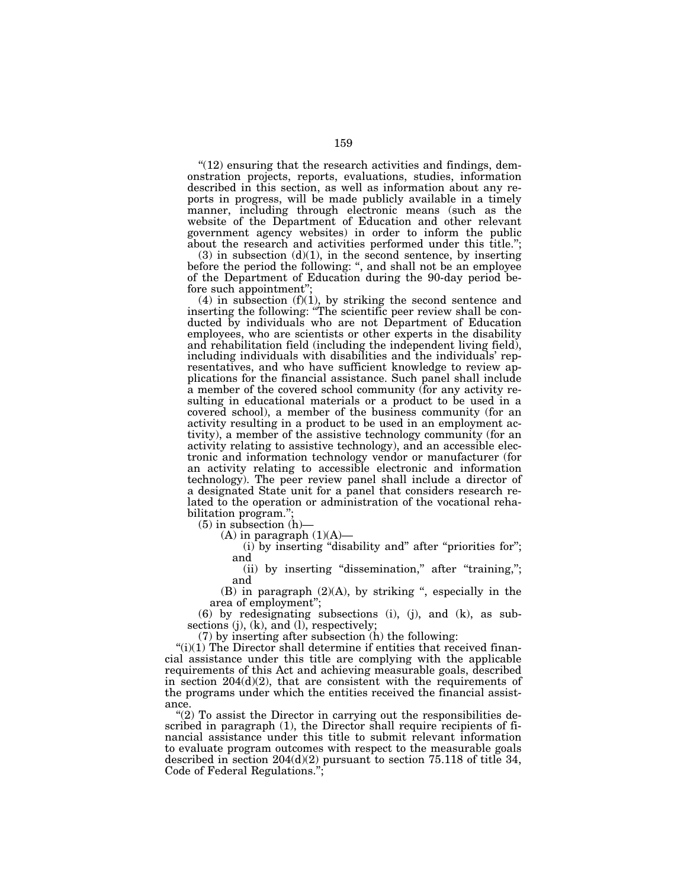"(12) ensuring that the research activities and findings, demonstration projects, reports, evaluations, studies, information described in this section, as well as information about any reports in progress, will be made publicly available in a timely manner, including through electronic means (such as the website of the Department of Education and other relevant government agency websites) in order to inform the public about the research and activities performed under this title.";

(3) in subsection (d)(1), in the second sentence, by inserting before the period the following: ", and shall not be an employee of the Department of Education during the 90-day period before such appointment";

(4) in subsection (f)(1), by striking the second sentence and inserting the following: "The scientific peer review shall be conducted by individuals who are not Department of Education employees, who are scientists or other experts in the disability and rehabilitation field (including the independent living field), including individuals with disabilities and the individuals' representatives, and who have sufficient knowledge to review applications for the financial assistance. Such panel shall include a member of the covered school community (for any activity resulting in educational materials or a product to be used in a covered school), a member of the business community (for an activity resulting in a product to be used in an employment activity), a member of the assistive technology community (for an activity relating to assistive technology), and an accessible electronic and information technology vendor or manufacturer (for an activity relating to accessible electronic and information technology). The peer review panel shall include a director of a designated State unit for a panel that considers research related to the operation or administration of the vocational rehabilitation program.";

(5) in subsection (h)—

(A) in paragraph (1)(A)—

(i) by inserting "disability and" after "priorities for"; and

(ii) by inserting "dissemination," after "training,"; and

(B) in paragraph (2)(A), by striking ", especially in the area of employment";

(6) by redesignating subsections (i), (j), and (k), as subsections (j), (k), and (l), respectively;

(7) by inserting after subsection (h) the following:

"(i)(1) The Director shall determine if entities that received financial assistance under this title are complying with the applicable requirements of this Act and achieving measurable goals, described in section 204(d)(2), that are consistent with the requirements of the programs under which the entities received the financial assistance.

"(2) To assist the Director in carrying out the responsibilities described in paragraph (1), the Director shall require recipients of financial assistance under this title to submit relevant information to evaluate program outcomes with respect to the measurable goals described in section 204(d)(2) pursuant to section 75.118 of title 34, Code of Federal Regulations.";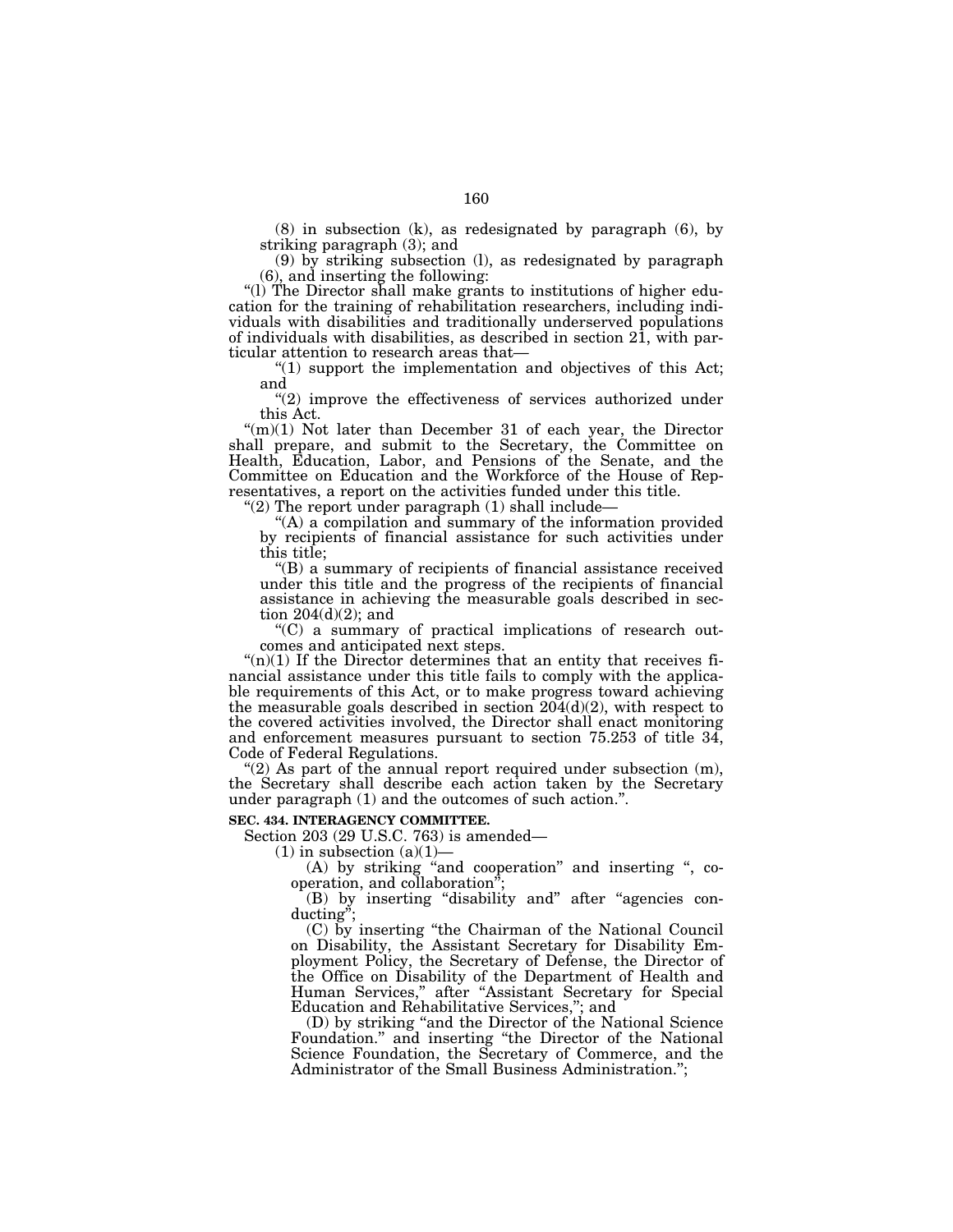(8) in subsection (k), as redesignated by paragraph (6), by striking paragraph (3); and

(9) by striking subsection (l), as redesignated by paragraph (6), and inserting the following:

"(l) The Director shall make grants to institutions of higher education for the training of rehabilitation researchers, including individuals with disabilities and traditionally underserved populations of individuals with disabilities, as described in section 21, with particular attention to research areas that—

"(1) support the implementation and objectives of this Act; and

"(2) improve the effectiveness of services authorized under this Act.

"(m)(1) Not later than December 31 of each year, the Director shall prepare, and submit to the Secretary, the Committee on Health, Education, Labor, and Pensions of the Senate, and the Committee on Education and the Workforce of the House of Representatives, a report on the activities funded under this title.

"(2) The report under paragraph (1) shall include—

"(A) a compilation and summary of the information provided by recipients of financial assistance for such activities under this title;

"(B) a summary of recipients of financial assistance received under this title and the progress of the recipients of financial assistance in achieving the measurable goals described in section 204(d)(2); and

"(C) a summary of practical implications of research outcomes and anticipated next steps.

"(n)(1) If the Director determines that an entity that receives financial assistance under this title fails to comply with the applicable requirements of this Act, or to make progress toward achieving the measurable goals described in section 204(d)(2), with respect to the covered activities involved, the Director shall enact monitoring and enforcement measures pursuant to section 75.253 of title 34, Code of Federal Regulations.

"(2) As part of the annual report required under subsection (m), the Secretary shall describe each action taken by the Secretary under paragraph (1) and the outcomes of such action.".

**SEC. 434. INTERAGENCY COMMITTEE.**

Section 203 (29 U.S.C. 763) is amended—

(1) in subsection (a)(1)—

(A) by striking "and cooperation" and inserting ", cooperation, and collaboration";

(B) by inserting "disability and" after "agencies conducting";

(C) by inserting "the Chairman of the National Council on Disability, the Assistant Secretary for Disability Employment Policy, the Secretary of Defense, the Director of the Office on Disability of the Department of Health and Human Services," after "Assistant Secretary for Special Education and Rehabilitative Services,"; and

(D) by striking "and the Director of the National Science Foundation." and inserting "the Director of the National Science Foundation, the Secretary of Commerce, and the Administrator of the Small Business Administration.";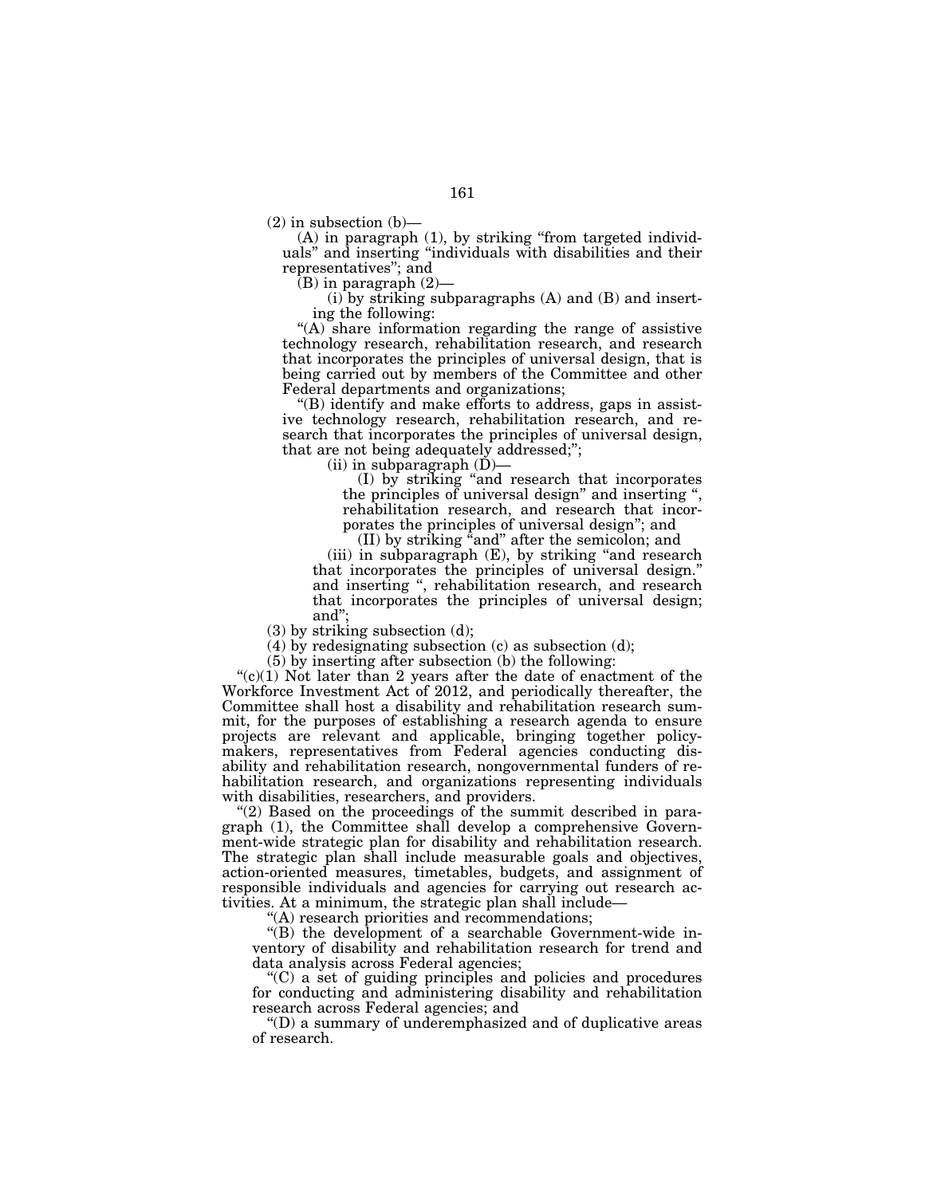(2) in subsection (b)—

(A) in paragraph (1), by striking "from targeted individuals" and inserting "individuals with disabilities and their representatives"; and

(B) in paragraph (2)—

(i) by striking subparagraphs (A) and (B) and inserting the following:

"(A) share information regarding the range of assistive technology research, rehabilitation research, and research that incorporates the principles of universal design, that is being carried out by members of the Committee and other Federal departments and organizations;

"(B) identify and make efforts to address, gaps in assistive technology research, rehabilitation research, and research that incorporates the principles of universal design, that are not being adequately addressed;";

(ii) in subparagraph (D)—

(I) by striking "and research that incorporates the principles of universal design" and inserting ", rehabilitation research, and research that incorporates the principles of universal design"; and

(II) by striking "and" after the semicolon; and

(iii) in subparagraph (E), by striking "and research that incorporates the principles of universal design." and inserting ", rehabilitation research, and research that incorporates the principles of universal design; and";

(3) by striking subsection (d);

(4) by redesignating subsection (c) as subsection (d);

(5) by inserting after subsection (b) the following:

"(c)(1) Not later than 2 years after the date of enactment of the Workforce Investment Act of 2012, and periodically thereafter, the Committee shall host a disability and rehabilitation research summit, for the purposes of establishing a research agenda to ensure projects are relevant and applicable, bringing together policymakers, representatives from Federal agencies conducting disability and rehabilitation research, nongovernmental funders of rehabilitation research, and organizations representing individuals with disabilities, researchers, and providers.

"(2) Based on the proceedings of the summit described in paragraph (1), the Committee shall develop a comprehensive Government-wide strategic plan for disability and rehabilitation research. The strategic plan shall include measurable goals and objectives, action-oriented measures, timetables, budgets, and assignment of responsible individuals and agencies for carrying out research activities. At a minimum, the strategic plan shall include—

"(A) research priorities and recommendations;

"(B) the development of a searchable Government-wide inventory of disability and rehabilitation research for trend and data analysis across Federal agencies;

"(C) a set of guiding principles and policies and procedures for conducting and administering disability and rehabilitation research across Federal agencies; and

"(D) a summary of underemphasized and of duplicative areas of research.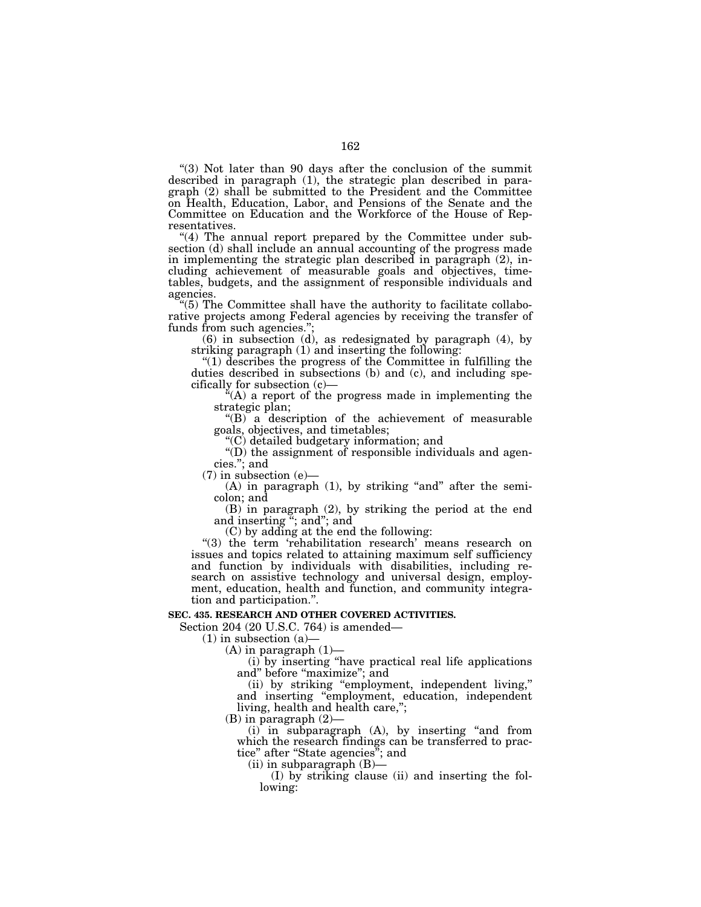"(3) Not later than 90 days after the conclusion of the summit described in paragraph (1), the strategic plan described in paragraph (2) shall be submitted to the President and the Committee on Health, Education, Labor, and Pensions of the Senate and the Committee on Education and the Workforce of the House of Representatives.

"(4) The annual report prepared by the Committee under subsection (d) shall include an annual accounting of the progress made in implementing the strategic plan described in paragraph (2), including achievement of measurable goals and objectives, timetables, budgets, and the assignment of responsible individuals and agencies.

"(5) The Committee shall have the authority to facilitate collaborative projects among Federal agencies by receiving the transfer of funds from such agencies.";

(6) in subsection (d), as redesignated by paragraph (4), by striking paragraph (1) and inserting the following:

"(1) describes the progress of the Committee in fulfilling the duties described in subsections (b) and (c), and including specifically for subsection (c)—

"(A) a report of the progress made in implementing the strategic plan;

"(B) a description of the achievement of measurable goals, objectives, and timetables;

"(C) detailed budgetary information; and

"(D) the assignment of responsible individuals and agencies."; and

(7) in subsection (e)—

(A) in paragraph (1), by striking "and" after the semicolon; and

(B) in paragraph (2), by striking the period at the end and inserting "; and"; and

(C) by adding at the end the following:

"(3) the term 'rehabilitation research' means research on issues and topics related to attaining maximum self sufficiency and function by individuals with disabilities, including research on assistive technology and universal design, employment, education, health and function, and community integration and participation.".

**SEC. 435. RESEARCH AND OTHER COVERED ACTIVITIES.**

Section 204 (20 U.S.C. 764) is amended—

(1) in subsection (a)—

(A) in paragraph (1)—

(i) by inserting "have practical real life applications and" before "maximize"; and

(ii) by striking "employment, independent living," and inserting "employment, education, independent living, health and health care,";

(B) in paragraph (2)—

(i) in subparagraph (A), by inserting "and from which the research findings can be transferred to practice" after "State agencies"; and

(ii) in subparagraph (B)—

(I) by striking clause (ii) and inserting the following: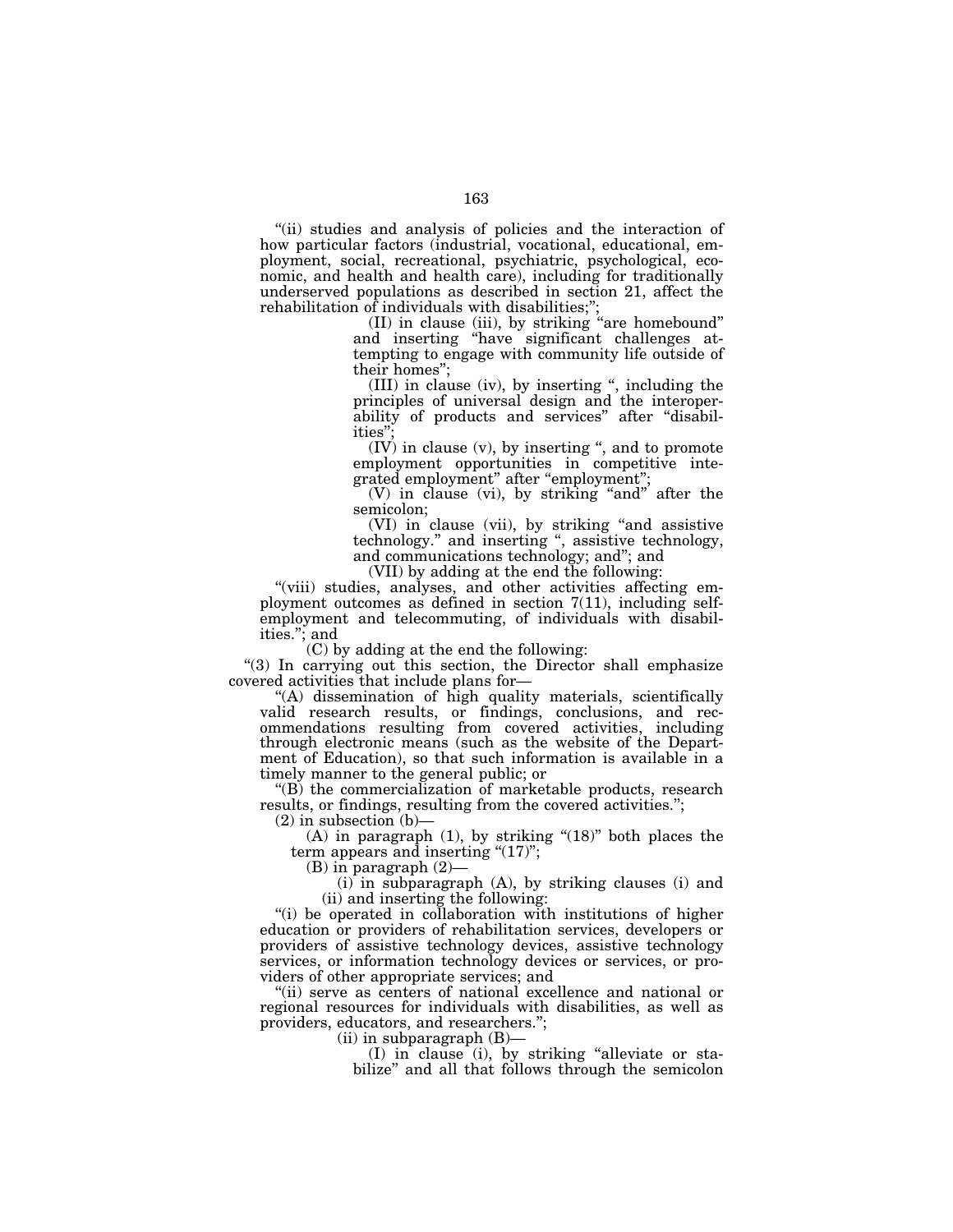"(ii) studies and analysis of policies and the interaction of how particular factors (industrial, vocational, educational, employment, social, recreational, psychiatric, psychological, economic, and health and health care), including for traditionally underserved populations as described in section 21, affect the rehabilitation of individuals with disabilities;";

(II) in clause (iii), by striking "are homebound" and inserting "have significant challenges attempting to engage with community life outside of their homes";

(III) in clause (iv), by inserting ", including the principles of universal design and the interoperability of products and services" after "disabilities";

(IV) in clause (v), by inserting ", and to promote employment opportunities in competitive integrated employment" after "employment";

(V) in clause (vi), by striking "and" after the semicolon;

(VI) in clause (vii), by striking "and assistive technology." and inserting ", assistive technology, and communications technology; and"; and

(VII) by adding at the end the following:

"(viii) studies, analyses, and other activities affecting employment outcomes as defined in section 7(11), including self-employment and telecommuting, of individuals with disabilities."; and

(C) by adding at the end the following:

"(3) In carrying out this section, the Director shall emphasize covered activities that include plans for—

"(A) dissemination of high quality materials, scientifically valid research results, or findings, conclusions, and recommendations resulting from covered activities, including through electronic means (such as the website of the Department of Education), so that such information is available in a timely manner to the general public; or

"(B) the commercialization of marketable products, research results, or findings, resulting from the covered activities.";

(2) in subsection (b)—

(A) in paragraph (1), by striking "(18)" both places the term appears and inserting "(17)";

(B) in paragraph (2)—

(i) in subparagraph (A), by striking clauses (i) and (ii) and inserting the following:

"(i) be operated in collaboration with institutions of higher education or providers of rehabilitation services, developers or providers of assistive technology devices, assistive technology services, or information technology devices or services, or providers of other appropriate services; and

"(ii) serve as centers of national excellence and national or regional resources for individuals with disabilities, as well as providers, educators, and researchers.";

(ii) in subparagraph (B)—

(I) in clause (i), by striking "alleviate or stabilize" and all that follows through the semicolon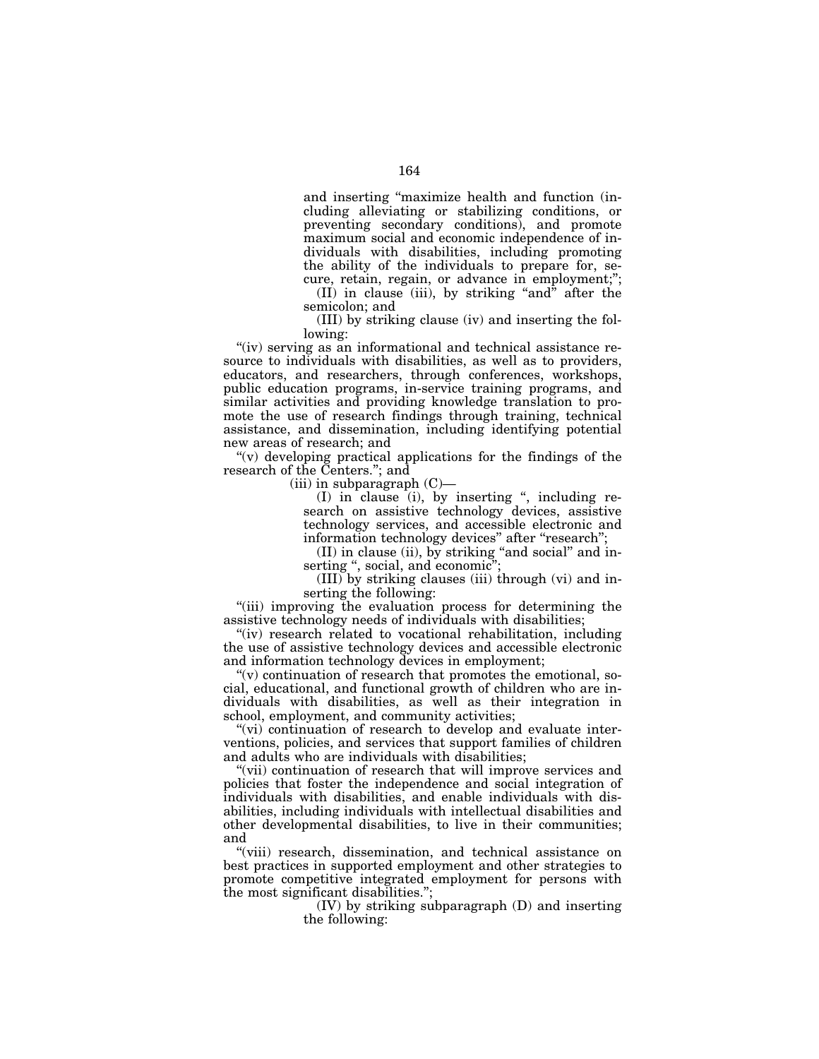and inserting "maximize health and function (including alleviating or stabilizing conditions, or preventing secondary conditions), and promote maximum social and economic independence of individuals with disabilities, including promoting the ability of the individuals to prepare for, secure, retain, regain, or advance in employment;";

(II) in clause (iii), by striking "and" after the semicolon; and

(III) by striking clause (iv) and inserting the following:

"(iv) serving as an informational and technical assistance resource to individuals with disabilities, as well as to providers, educators, and researchers, through conferences, workshops, public education programs, in-service training programs, and similar activities and providing knowledge translation to promote the use of research findings through training, technical assistance, and dissemination, including identifying potential new areas of research; and

"(v) developing practical applications for the findings of the research of the Centers."; and

(iii) in subparagraph (C)—

(I) in clause (i), by inserting ", including research on assistive technology devices, assistive technology services, and accessible electronic and information technology devices" after "research";

(II) in clause (ii), by striking "and social" and inserting ", social, and economic";

(III) by striking clauses (iii) through (vi) and inserting the following:

"(iii) improving the evaluation process for determining the assistive technology needs of individuals with disabilities;

"(iv) research related to vocational rehabilitation, including the use of assistive technology devices and accessible electronic and information technology devices in employment;

"(v) continuation of research that promotes the emotional, social, educational, and functional growth of children who are individuals with disabilities, as well as their integration in school, employment, and community activities;

"(vi) continuation of research to develop and evaluate interventions, policies, and services that support families of children and adults who are individuals with disabilities;

"(vii) continuation of research that will improve services and policies that foster the independence and social integration of individuals with disabilities, and enable individuals with disabilities, including individuals with intellectual disabilities and other developmental disabilities, to live in their communities; and

"(viii) research, dissemination, and technical assistance on best practices in supported employment and other strategies to promote competitive integrated employment for persons with the most significant disabilities.";

(IV) by striking subparagraph (D) and inserting the following: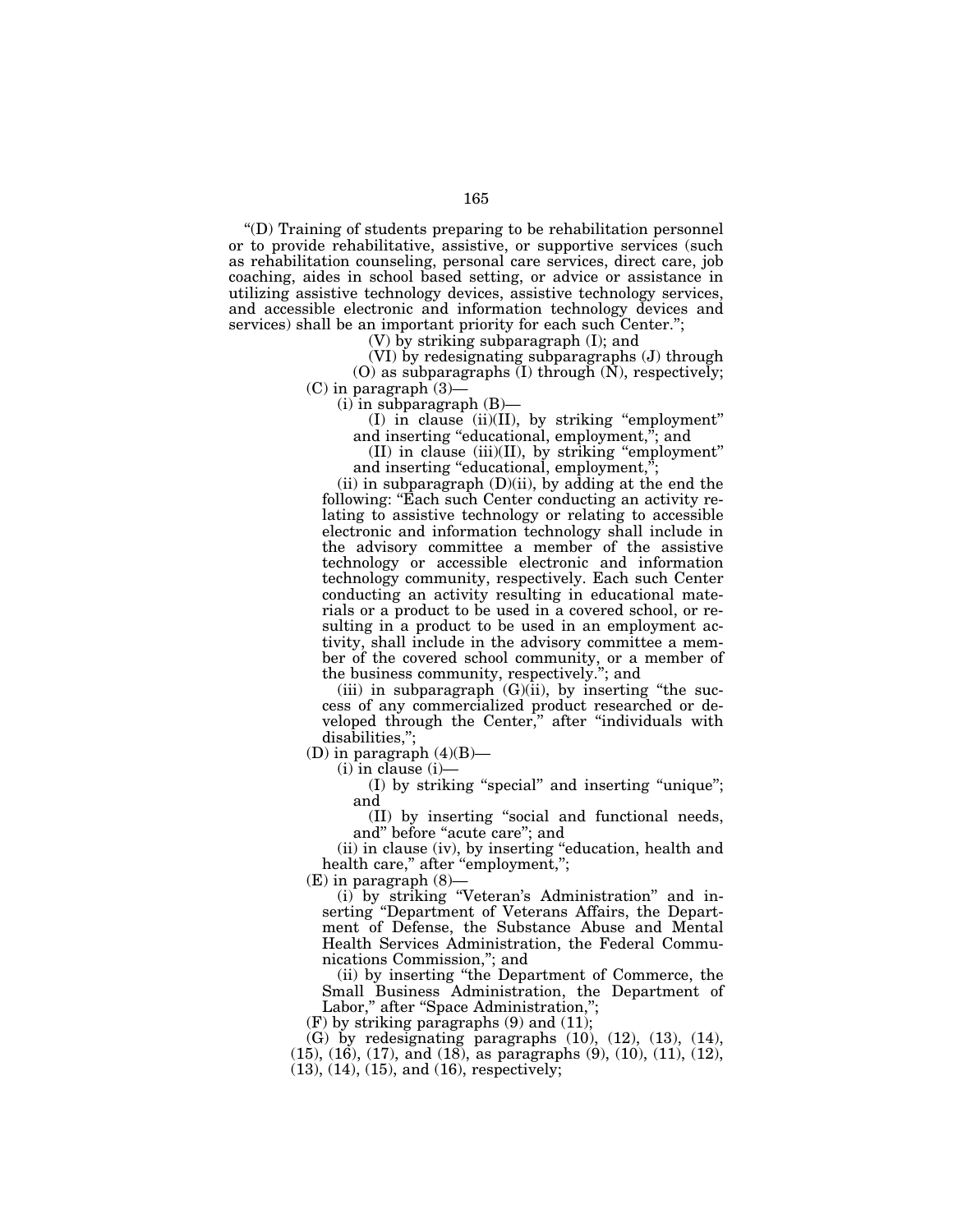"(D) Training of students preparing to be rehabilitation personnel or to provide rehabilitative, assistive, or supportive services (such as rehabilitation counseling, personal care services, direct care, job coaching, aides in school based setting, or advice or assistance in utilizing assistive technology devices, assistive technology services, and accessible electronic and information technology devices and services) shall be an important priority for each such Center.";

(V) by striking subparagraph (I); and

(VI) by redesignating subparagraphs (J) through (O) as subparagraphs (I) through (N), respectively;

(C) in paragraph (3)—

(i) in subparagraph (B)—

(I) in clause (ii)(II), by striking "employment" and inserting "educational, employment,"; and

(II) in clause (iii)(II), by striking "employment" and inserting "educational, employment,";

(ii) in subparagraph (D)(ii), by adding at the end the following: "Each such Center conducting an activity relating to assistive technology or relating to accessible electronic and information technology shall include in the advisory committee a member of the assistive technology or accessible electronic and information technology community, respectively. Each such Center conducting an activity resulting in educational materials or a product to be used in a covered school, or resulting in a product to be used in an employment activity, shall include in the advisory committee a member of the covered school community, or a member of the business community, respectively."; and

(iii) in subparagraph (G)(ii), by inserting "the success of any commercialized product researched or developed through the Center," after "individuals with disabilities,";

(D) in paragraph (4)(B)—

(i) in clause (i)—

(I) by striking "special" and inserting "unique"; and

(II) by inserting "social and functional needs, and" before "acute care"; and

(ii) in clause (iv), by inserting "education, health and health care," after "employment,";

(E) in paragraph (8)—

(i) by striking "Veteran's Administration" and inserting "Department of Veterans Affairs, the Department of Defense, the Substance Abuse and Mental Health Services Administration, the Federal Communications Commission,"; and

(ii) by inserting "the Department of Commerce, the Small Business Administration, the Department of Labor," after "Space Administration,";

(F) by striking paragraphs (9) and (11);

(G) by redesignating paragraphs (10), (12), (13), (14), (15), (16), (17), and (18), as paragraphs (9), (10), (11), (12), (13), (14), (15), and (16), respectively;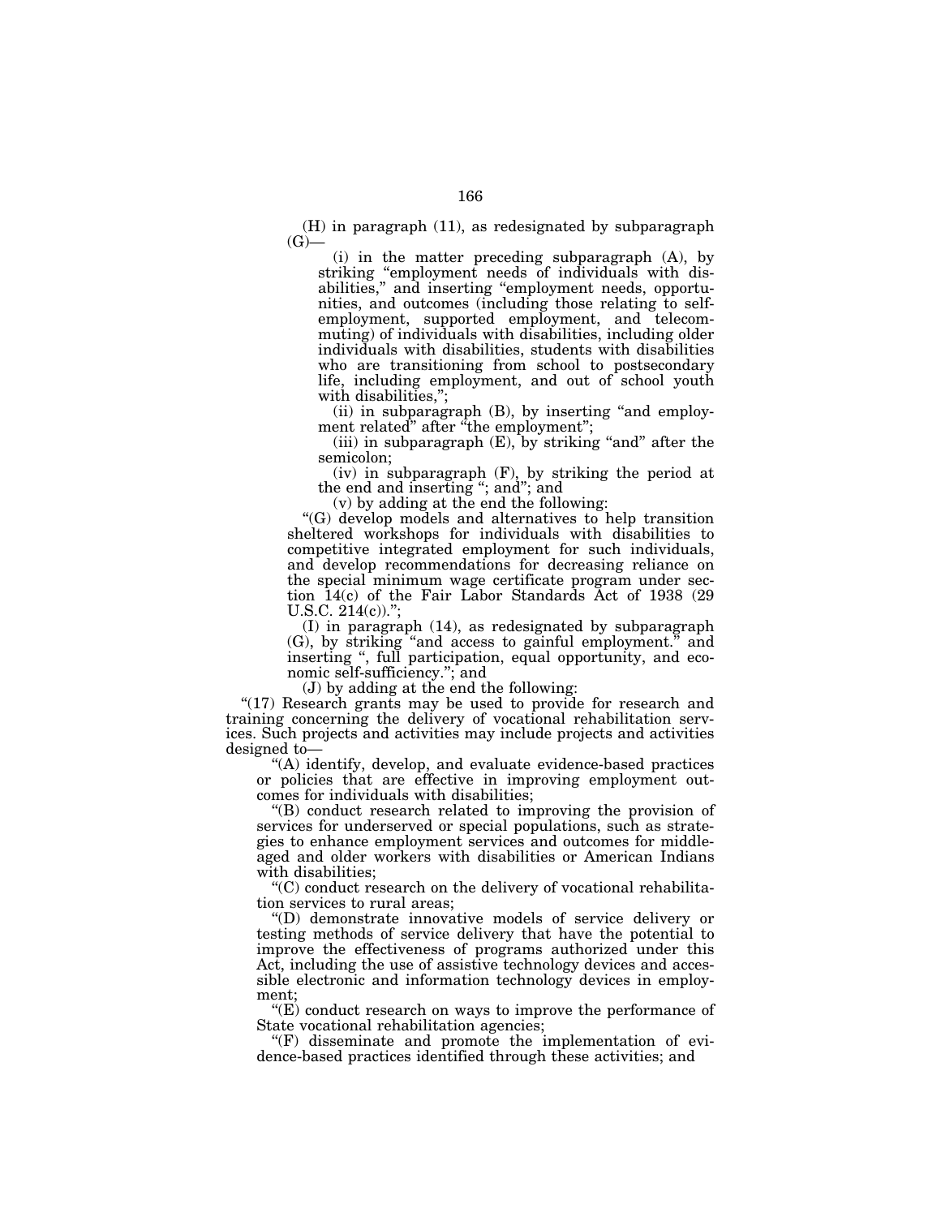(H) in paragraph (11), as redesignated by subparagraph (G)—

(i) in the matter preceding subparagraph (A), by striking "employment needs of individuals with disabilities," and inserting "employment needs, opportunities, and outcomes (including those relating to self-employment, supported employment, and telecommuting) of individuals with disabilities, including older individuals with disabilities, students with disabilities who are transitioning from school to postsecondary life, including employment, and out of school youth with disabilities,";

(ii) in subparagraph (B), by inserting "and employment related" after "the employment";

(iii) in subparagraph (E), by striking "and" after the semicolon;

(iv) in subparagraph (F), by striking the period at the end and inserting "; and"; and

(v) by adding at the end the following:

"(G) develop models and alternatives to help transition sheltered workshops for individuals with disabilities to competitive integrated employment for such individuals, and develop recommendations for decreasing reliance on the special minimum wage certificate program under section 14(c) of the Fair Labor Standards Act of 1938 (29 U.S.C. 214(c)).";

(I) in paragraph (14), as redesignated by subparagraph (G), by striking "and access to gainful employment." and inserting ", full participation, equal opportunity, and economic self-sufficiency."; and

(J) by adding at the end the following:

"(17) Research grants may be used to provide for research and training concerning the delivery of vocational rehabilitation services. Such projects and activities may include projects and activities designed to—

"(A) identify, develop, and evaluate evidence-based practices or policies that are effective in improving employment outcomes for individuals with disabilities;

"(B) conduct research related to improving the provision of services for underserved or special populations, such as strategies to enhance employment services and outcomes for middle-aged and older workers with disabilities or American Indians with disabilities;

"(C) conduct research on the delivery of vocational rehabilitation services to rural areas;

"(D) demonstrate innovative models of service delivery or testing methods of service delivery that have the potential to improve the effectiveness of programs authorized under this Act, including the use of assistive technology devices and accessible electronic and information technology devices in employment;

"(E) conduct research on ways to improve the performance of State vocational rehabilitation agencies;

"(F) disseminate and promote the implementation of evidence-based practices identified through these activities; and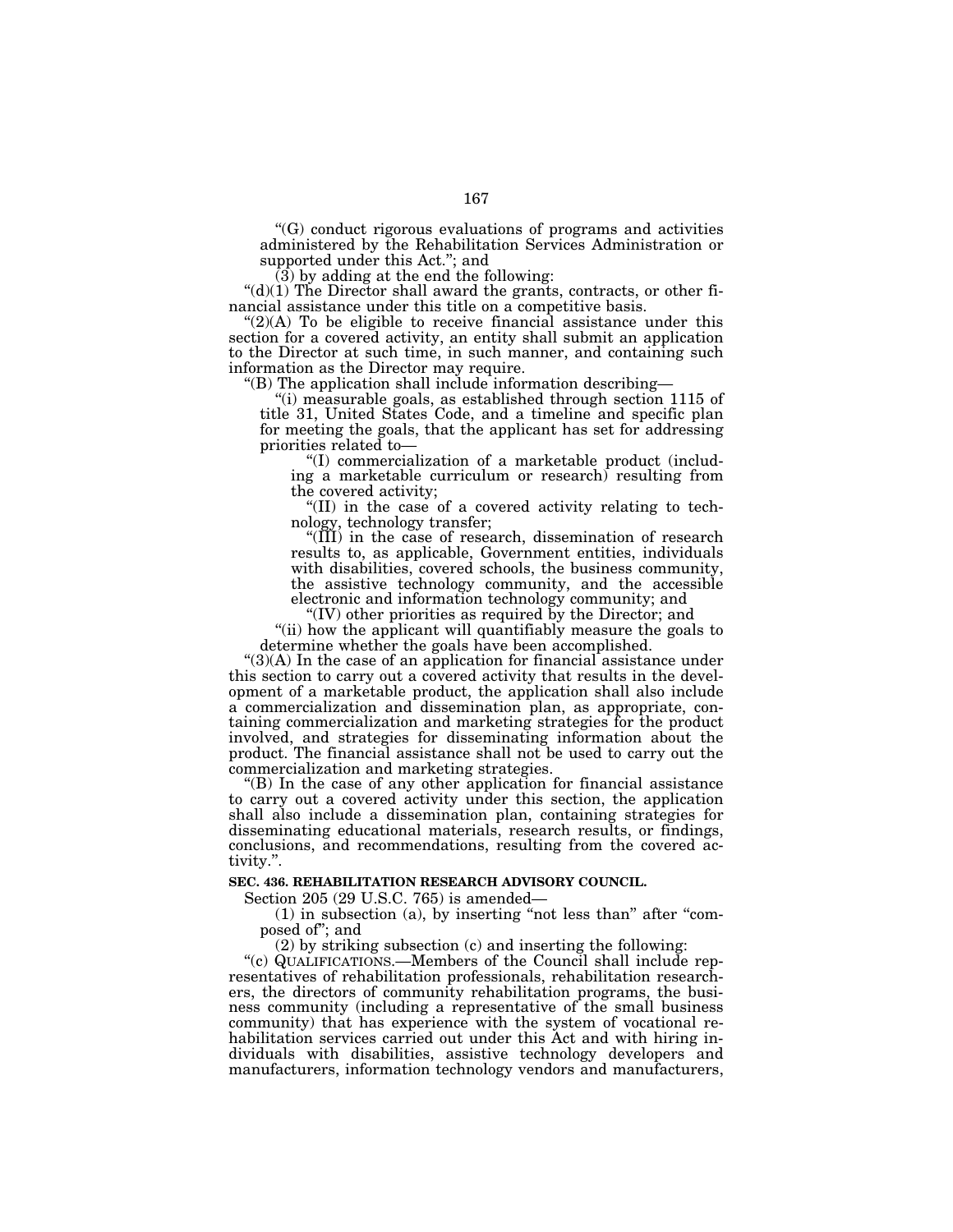“(G) conduct rigorous evaluations of programs and activities administered by the Rehabilitation Services Administration or supported under this Act.”; and

(3) by adding at the end the following:

“(d)(1) The Director shall award the grants, contracts, or other financial assistance under this title on a competitive basis.

“(2)(A) To be eligible to receive financial assistance under this section for a covered activity, an entity shall submit an application to the Director at such time, in such manner, and containing such information as the Director may require.

“(B) The application shall include information describing—

“(i) measurable goals, as established through section 1115 of title 31, United States Code, and a timeline and specific plan for meeting the goals, that the applicant has set for addressing priorities related to—

“(I) commercialization of a marketable product (including a marketable curriculum or research) resulting from the covered activity;

“(II) in the case of a covered activity relating to technology, technology transfer;

“(III) in the case of research, dissemination of research results to, as applicable, Government entities, individuals with disabilities, covered schools, the business community, the assistive technology community, and the accessible electronic and information technology community; and

“(IV) other priorities as required by the Director; and

“(ii) how the applicant will quantifiably measure the goals to determine whether the goals have been accomplished.

“(3)(A) In the case of an application for financial assistance under this section to carry out a covered activity that results in the development of a marketable product, the application shall also include a commercialization and dissemination plan, as appropriate, containing commercialization and marketing strategies for the product involved, and strategies for disseminating information about the product. The financial assistance shall not be used to carry out the commercialization and marketing strategies.

“(B) In the case of any other application for financial assistance to carry out a covered activity under this section, the application shall also include a dissemination plan, containing strategies for disseminating educational materials, research results, or findings, conclusions, and recommendations, resulting from the covered activity.”.

**SEC. 436. REHABILITATION RESEARCH ADVISORY COUNCIL.**

Section 205 (29 U.S.C. 765) is amended—

(1) in subsection (a), by inserting “not less than” after “composed of”; and

(2) by striking subsection (c) and inserting the following:

“(c) QUALIFICATIONS.—Members of the Council shall include representatives of rehabilitation professionals, rehabilitation researchers, the directors of community rehabilitation programs, the business community (including a representative of the small business community) that has experience with the system of vocational rehabilitation services carried out under this Act and with hiring individuals with disabilities, assistive technology developers and manufacturers, information technology vendors and manufacturers,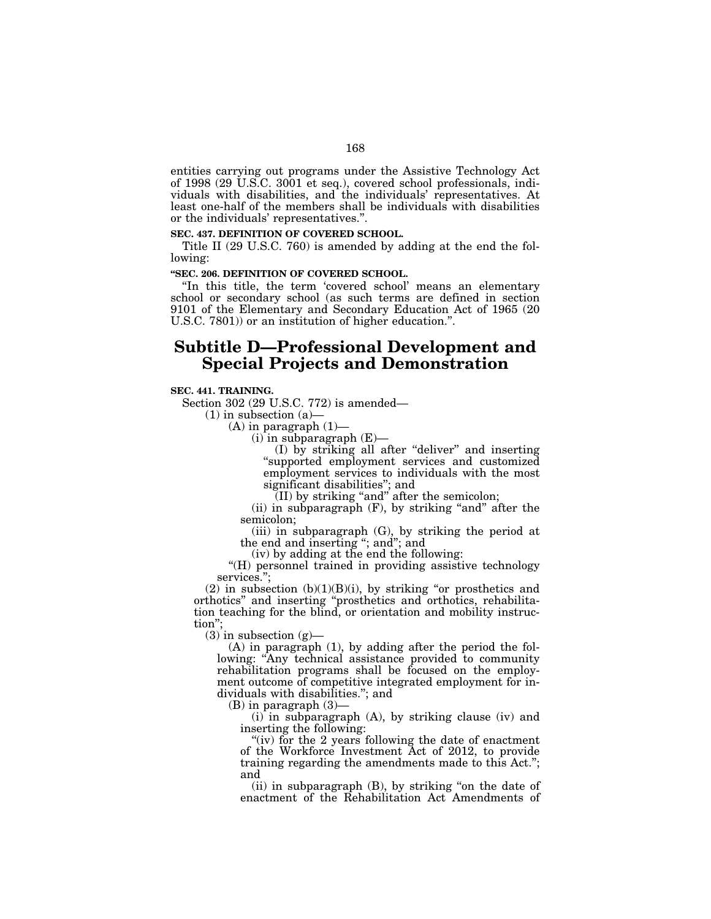entities carrying out programs under the Assistive Technology Act of 1998 (29 U.S.C. 3001 et seq.), covered school professionals, individuals with disabilities, and the individuals' representatives. At least one-half of the members shall be individuals with disabilities or the individuals' representatives.".

**SEC. 437. DEFINITION OF COVERED SCHOOL.**

Title II (29 U.S.C. 760) is amended by adding at the end the following:

**"SEC. 206. DEFINITION OF COVERED SCHOOL.**

"In this title, the term 'covered school' means an elementary school or secondary school (as such terms are defined in section 9101 of the Elementary and Secondary Education Act of 1965 (20 U.S.C. 7801)) or an institution of higher education.".

# Subtitle D—Professional Development and Special Projects and Demonstration

**SEC. 441. TRAINING.**

Section 302 (29 U.S.C. 772) is amended—

(1) in subsection (a)—

(A) in paragraph (1)—

(i) in subparagraph (E)—

(I) by striking all after "deliver" and inserting "supported employment services and customized employment services to individuals with the most significant disabilities"; and

(II) by striking "and" after the semicolon;

(ii) in subparagraph (F), by striking "and" after the semicolon;

(iii) in subparagraph (G), by striking the period at the end and inserting "; and"; and

(iv) by adding at the end the following:

"(H) personnel trained in providing assistive technology services.";

(2) in subsection (b)(1)(B)(i), by striking "or prosthetics and orthotics" and inserting "prosthetics and orthotics, rehabilitation teaching for the blind, or orientation and mobility instruction";

(3) in subsection (g)—

(A) in paragraph (1), by adding after the period the following: "Any technical assistance provided to community rehabilitation programs shall be focused on the employment outcome of competitive integrated employment for individuals with disabilities."; and

(B) in paragraph (3)—

(i) in subparagraph (A), by striking clause (iv) and inserting the following:

"(iv) for the 2 years following the date of enactment of the Workforce Investment Act of 2012, to provide training regarding the amendments made to this Act."; and

(ii) in subparagraph (B), by striking "on the date of enactment of the Rehabilitation Act Amendments of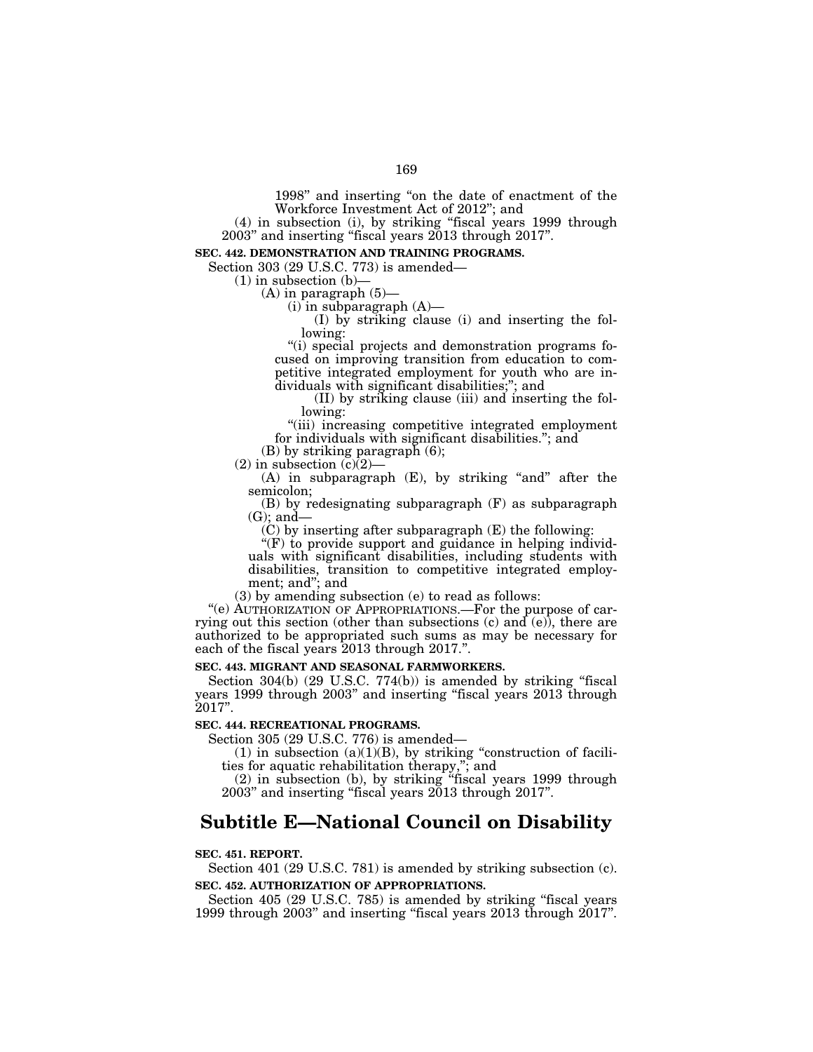1998" and inserting "on the date of enactment of the Workforce Investment Act of 2012"; and

(4) in subsection (i), by striking "fiscal years 1999 through 2003" and inserting "fiscal years 2013 through 2017".

**SEC. 442. DEMONSTRATION AND TRAINING PROGRAMS.**

Section 303 (29 U.S.C. 773) is amended—

(1) in subsection (b)—

(A) in paragraph (5)—

(i) in subparagraph (A)—

(I) by striking clause (i) and inserting the following:

"(i) special projects and demonstration programs focused on improving transition from education to competitive integrated employment for youth who are individuals with significant disabilities;"; and

(II) by striking clause (iii) and inserting the following:

"(iii) increasing competitive integrated employment for individuals with significant disabilities."; and

(B) by striking paragraph (6);

(2) in subsection (c)(2)—

(A) in subparagraph (E), by striking "and" after the semicolon;

(B) by redesignating subparagraph (F) as subparagraph (G); and—

(C) by inserting after subparagraph (E) the following:

"(F) to provide support and guidance in helping individuals with significant disabilities, including students with disabilities, transition to competitive integrated employment; and"; and

(3) by amending subsection (e) to read as follows:

"(e) AUTHORIZATION OF APPROPRIATIONS.—For the purpose of carrying out this section (other than subsections (c) and (e)), there are authorized to be appropriated such sums as may be necessary for each of the fiscal years 2013 through 2017.".

**SEC. 443. MIGRANT AND SEASONAL FARMWORKERS.**

Section 304(b) (29 U.S.C. 774(b)) is amended by striking "fiscal years 1999 through 2003" and inserting "fiscal years 2013 through 2017".

**SEC. 444. RECREATIONAL PROGRAMS.**

Section 305 (29 U.S.C. 776) is amended—

(1) in subsection (a)(1)(B), by striking "construction of facilities for aquatic rehabilitation therapy,"; and

(2) in subsection (b), by striking "fiscal years 1999 through 2003" and inserting "fiscal years 2013 through 2017".

## Subtitle E—National Council on Disability

**SEC. 451. REPORT.**

Section 401 (29 U.S.C. 781) is amended by striking subsection (c).

**SEC. 452. AUTHORIZATION OF APPROPRIATIONS.**

Section 405 (29 U.S.C. 785) is amended by striking "fiscal years 1999 through 2003" and inserting "fiscal years 2013 through 2017".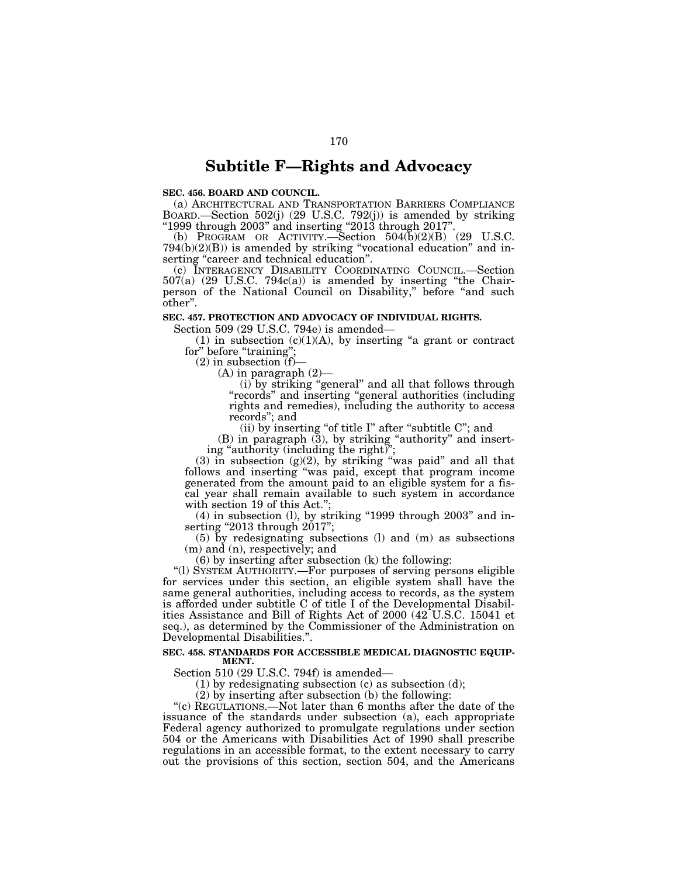# Subtitle F—Rights and Advocacy

**SEC. 456. BOARD AND COUNCIL.**

(a) ARCHITECTURAL AND TRANSPORTATION BARRIERS COMPLIANCE BOARD.—Section 502(j) (29 U.S.C. 792(j)) is amended by striking "1999 through 2003" and inserting "2013 through 2017".

(b) PROGRAM OR ACTIVITY.—Section 504(b)(2)(B) (29 U.S.C. 794(b)(2)(B)) is amended by striking "vocational education" and inserting "career and technical education".

(c) INTERAGENCY DISABILITY COORDINATING COUNCIL.—Section 507(a) (29 U.S.C. 794c(a)) is amended by inserting "the Chairperson of the National Council on Disability," before "and such other".

**SEC. 457. PROTECTION AND ADVOCACY OF INDIVIDUAL RIGHTS.**

Section 509 (29 U.S.C. 794e) is amended—

(1) in subsection (c)(1)(A), by inserting "a grant or contract for" before "training";

(2) in subsection (f)—

(A) in paragraph (2)—

(i) by striking "general" and all that follows through "records" and inserting "general authorities (including rights and remedies), including the authority to access records"; and

(ii) by inserting "of title I" after "subtitle C"; and

(B) in paragraph (3), by striking "authority" and inserting "authority (including the right)";

(3) in subsection (g)(2), by striking "was paid" and all that follows and inserting "was paid, except that program income generated from the amount paid to an eligible system for a fiscal year shall remain available to such system in accordance with section 19 of this Act.";

(4) in subsection (l), by striking "1999 through 2003" and inserting "2013 through 2017";

(5) by redesignating subsections (l) and (m) as subsections (m) and (n), respectively; and

(6) by inserting after subsection (k) the following:

"(l) SYSTEM AUTHORITY.—For purposes of serving persons eligible for services under this section, an eligible system shall have the same general authorities, including access to records, as the system is afforded under subtitle C of title I of the Developmental Disabilities Assistance and Bill of Rights Act of 2000 (42 U.S.C. 15041 et seq.), as determined by the Commissioner of the Administration on Developmental Disabilities.".

**SEC. 458. STANDARDS FOR ACCESSIBLE MEDICAL DIAGNOSTIC EQUIPMENT.**

Section 510 (29 U.S.C. 794f) is amended—

(1) by redesignating subsection (c) as subsection (d);

(2) by inserting after subsection (b) the following:

"(c) REGULATIONS.—Not later than 6 months after the date of the issuance of the standards under subsection (a), each appropriate Federal agency authorized to promulgate regulations under section 504 or the Americans with Disabilities Act of 1990 shall prescribe regulations in an accessible format, to the extent necessary to carry out the provisions of this section, section 504, and the Americans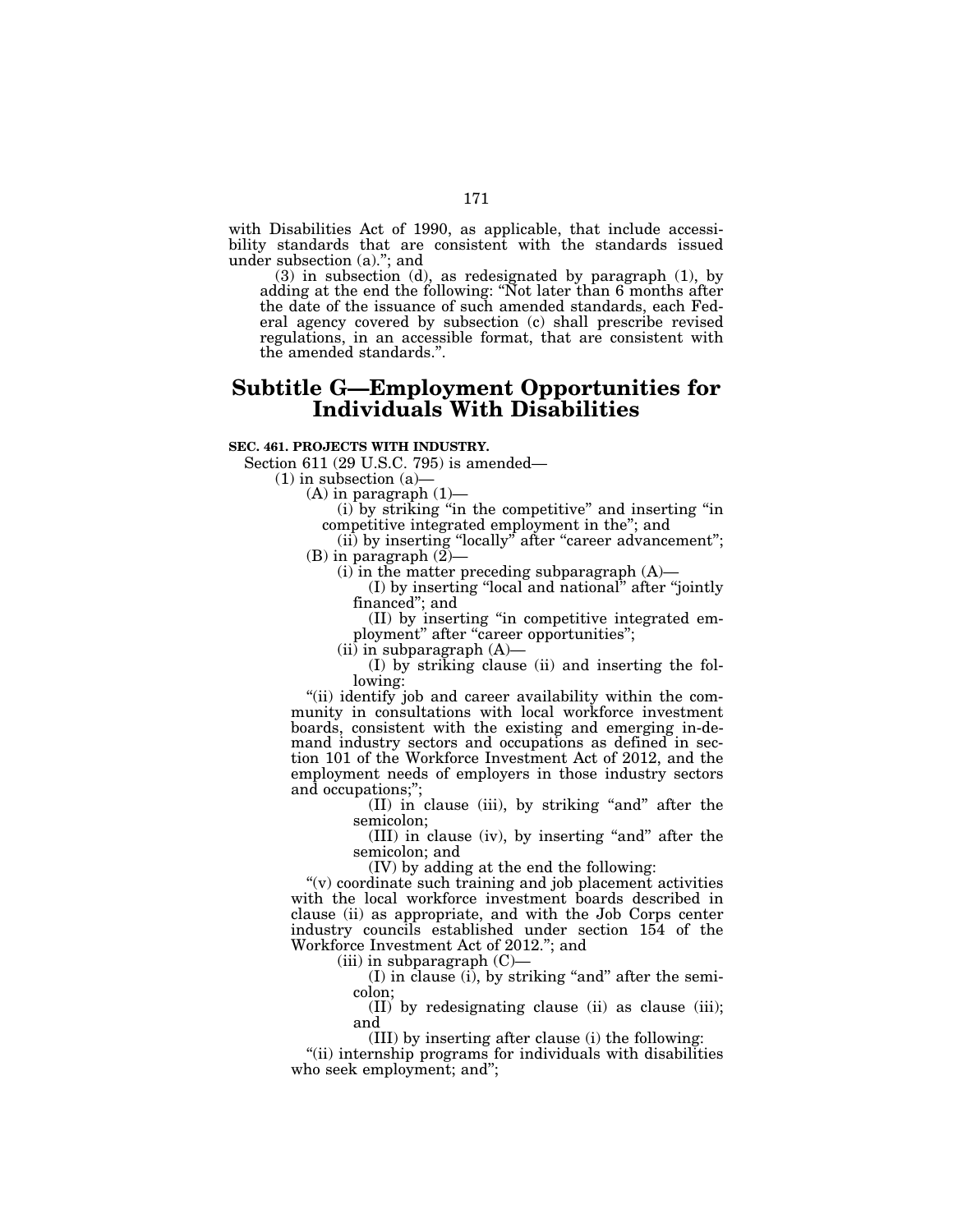with Disabilities Act of 1990, as applicable, that include accessibility standards that are consistent with the standards issued under subsection (a).''; and

(3) in subsection (d), as redesignated by paragraph (1), by adding at the end the following: ''Not later than 6 months after the date of the issuance of such amended standards, each Federal agency covered by subsection (c) shall prescribe revised regulations, in an accessible format, that are consistent with the amended standards.''.

## Subtitle G—Employment Opportunities for Individuals With Disabilities

**SEC. 461. PROJECTS WITH INDUSTRY.**

Section 611 (29 U.S.C. 795) is amended—

(1) in subsection (a)—

(A) in paragraph (1)—

(i) by striking ''in the competitive'' and inserting ''in competitive integrated employment in the''; and

(ii) by inserting ''locally'' after ''career advancement'';

(B) in paragraph (2)—

(i) in the matter preceding subparagraph (A)—

(I) by inserting ''local and national'' after ''jointly financed''; and

(II) by inserting ''in competitive integrated employment'' after ''career opportunities'';

(ii) in subparagraph (A)—

(I) by striking clause (ii) and inserting the following:

''(ii) identify job and career availability within the community in consultations with local workforce investment boards, consistent with the existing and emerging in-demand industry sectors and occupations as defined in section 101 of the Workforce Investment Act of 2012, and the employment needs of employers in those industry sectors and occupations;'';

(II) in clause (iii), by striking ''and'' after the semicolon;

(III) in clause (iv), by inserting ''and'' after the semicolon; and

(IV) by adding at the end the following:

''(v) coordinate such training and job placement activities with the local workforce investment boards described in clause (ii) as appropriate, and with the Job Corps center industry councils established under section 154 of the Workforce Investment Act of 2012.''; and

(iii) in subparagraph (C)—

(I) in clause (i), by striking ''and'' after the semicolon;

(II) by redesignating clause (ii) as clause (iii); and

(III) by inserting after clause (i) the following:

''(ii) internship programs for individuals with disabilities who seek employment; and'';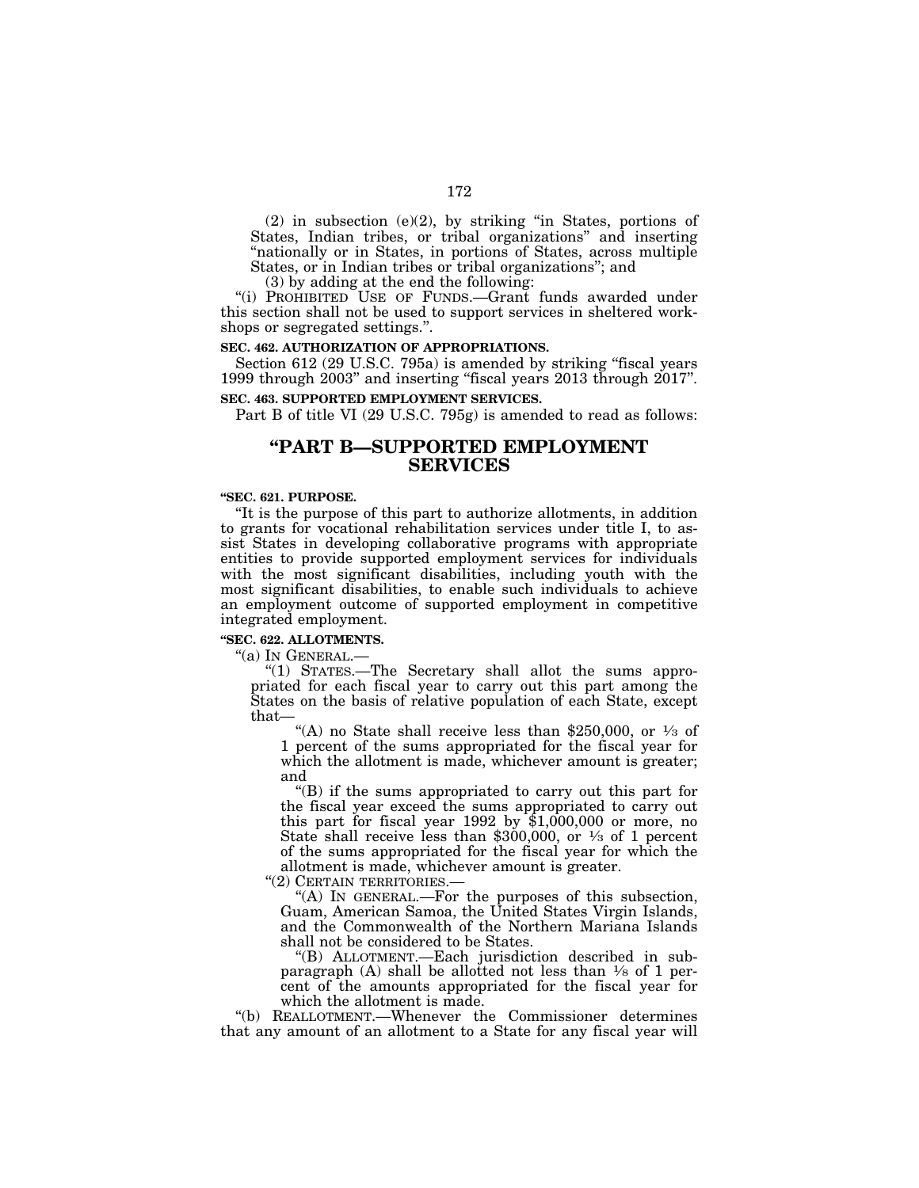(2) in subsection (e)(2), by striking "in States, portions of States, Indian tribes, or tribal organizations" and inserting "nationally or in States, in portions of States, across multiple States, or in Indian tribes or tribal organizations"; and

(3) by adding at the end the following:

"(i) PROHIBITED USE OF FUNDS.—Grant funds awarded under this section shall not be used to support services in sheltered workshops or segregated settings.".

**SEC. 462. AUTHORIZATION OF APPROPRIATIONS.**

Section 612 (29 U.S.C. 795a) is amended by striking "fiscal years 1999 through 2003" and inserting "fiscal years 2013 through 2017".

**SEC. 463. SUPPORTED EMPLOYMENT SERVICES.**

Part B of title VI (29 U.S.C. 795g) is amended to read as follows:

## "PART B—SUPPORTED EMPLOYMENT SERVICES

**"SEC. 621. PURPOSE.**

"It is the purpose of this part to authorize allotments, in addition to grants for vocational rehabilitation services under title I, to assist States in developing collaborative programs with appropriate entities to provide supported employment services for individuals with the most significant disabilities, including youth with the most significant disabilities, to enable such individuals to achieve an employment outcome of supported employment in competitive integrated employment.

**"SEC. 622. ALLOTMENTS.**

"(a) IN GENERAL.—

"(1) STATES.—The Secretary shall allot the sums appropriated for each fiscal year to carry out this part among the States on the basis of relative population of each State, except that—

"(A) no State shall receive less than $250,000, or ⅓ of 1 percent of the sums appropriated for the fiscal year for which the allotment is made, whichever amount is greater; and

"(B) if the sums appropriated to carry out this part for the fiscal year exceed the sums appropriated to carry out this part for fiscal year 1992 by $1,000,000 or more, no State shall receive less than $300,000, or ⅓ of 1 percent of the sums appropriated for the fiscal year for which the allotment is made, whichever amount is greater.

"(2) CERTAIN TERRITORIES.—

"(A) IN GENERAL.—For the purposes of this subsection, Guam, American Samoa, the United States Virgin Islands, and the Commonwealth of the Northern Mariana Islands shall not be considered to be States.

"(B) ALLOTMENT.—Each jurisdiction described in subparagraph (A) shall be allotted not less than ⅛ of 1 percent of the amounts appropriated for the fiscal year for which the allotment is made.

"(b) REALLOTMENT.—Whenever the Commissioner determines that any amount of an allotment to a State for any fiscal year will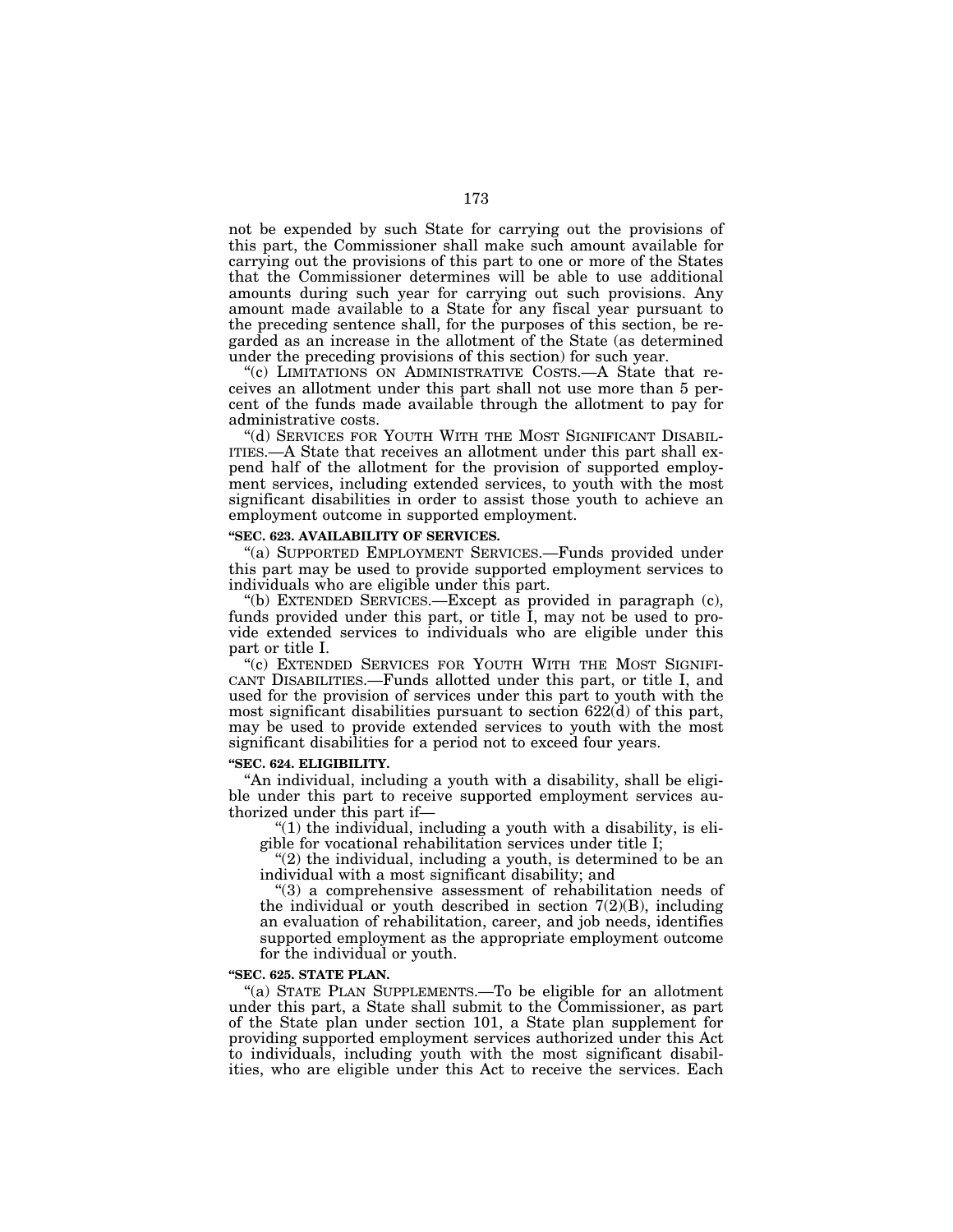not be expended by such State for carrying out the provisions of this part, the Commissioner shall make such amount available for carrying out the provisions of this part to one or more of the States that the Commissioner determines will be able to use additional amounts during such year for carrying out such provisions. Any amount made available to a State for any fiscal year pursuant to the preceding sentence shall, for the purposes of this section, be regarded as an increase in the allotment of the State (as determined under the preceding provisions of this section) for such year.

"(c) LIMITATIONS ON ADMINISTRATIVE COSTS.—A State that receives an allotment under this part shall not use more than 5 percent of the funds made available through the allotment to pay for administrative costs.

"(d) SERVICES FOR YOUTH WITH THE MOST SIGNIFICANT DISABILITIES.—A State that receives an allotment under this part shall expend half of the allotment for the provision of supported employment services, including extended services, to youth with the most significant disabilities in order to assist those youth to achieve an employment outcome in supported employment.

**"SEC. 623. AVAILABILITY OF SERVICES.**

"(a) SUPPORTED EMPLOYMENT SERVICES.—Funds provided under this part may be used to provide supported employment services to individuals who are eligible under this part.

"(b) EXTENDED SERVICES.—Except as provided in paragraph (c), funds provided under this part, or title I, may not be used to provide extended services to individuals who are eligible under this part or title I.

"(c) EXTENDED SERVICES FOR YOUTH WITH THE MOST SIGNIFICANT DISABILITIES.—Funds allotted under this part, or title I, and used for the provision of services under this part to youth with the most significant disabilities pursuant to section 622(d) of this part, may be used to provide extended services to youth with the most significant disabilities for a period not to exceed four years.

**"SEC. 624. ELIGIBILITY.**

"An individual, including a youth with a disability, shall be eligible under this part to receive supported employment services authorized under this part if—

"(1) the individual, including a youth with a disability, is eligible for vocational rehabilitation services under title I;

"(2) the individual, including a youth, is determined to be an individual with a most significant disability; and

"(3) a comprehensive assessment of rehabilitation needs of the individual or youth described in section 7(2)(B), including an evaluation of rehabilitation, career, and job needs, identifies supported employment as the appropriate employment outcome for the individual or youth.

**"SEC. 625. STATE PLAN.**

"(a) STATE PLAN SUPPLEMENTS.—To be eligible for an allotment under this part, a State shall submit to the Commissioner, as part of the State plan under section 101, a State plan supplement for providing supported employment services authorized under this Act to individuals, including youth with the most significant disabilities, who are eligible under this Act to receive the services. Each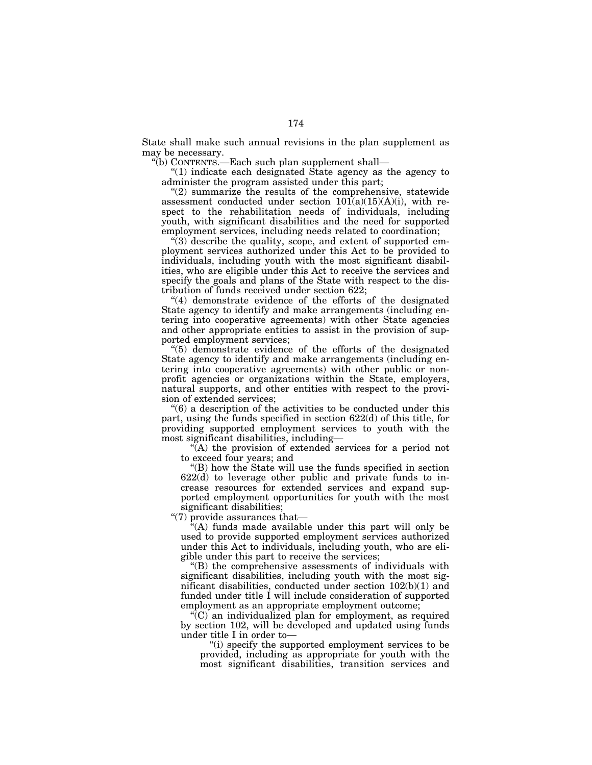State shall make such annual revisions in the plan supplement as may be necessary.

"(b) CONTENTS.—Each such plan supplement shall—

"(1) indicate each designated State agency as the agency to administer the program assisted under this part;

"(2) summarize the results of the comprehensive, statewide assessment conducted under section 101(a)(15)(A)(i), with respect to the rehabilitation needs of individuals, including youth, with significant disabilities and the need for supported employment services, including needs related to coordination;

"(3) describe the quality, scope, and extent of supported employment services authorized under this Act to be provided to individuals, including youth with the most significant disabilities, who are eligible under this Act to receive the services and specify the goals and plans of the State with respect to the distribution of funds received under section 622;

"(4) demonstrate evidence of the efforts of the designated State agency to identify and make arrangements (including entering into cooperative agreements) with other State agencies and other appropriate entities to assist in the provision of supported employment services;

"(5) demonstrate evidence of the efforts of the designated State agency to identify and make arrangements (including entering into cooperative agreements) with other public or non-profit agencies or organizations within the State, employers, natural supports, and other entities with respect to the provision of extended services;

"(6) a description of the activities to be conducted under this part, using the funds specified in section 622(d) of this title, for providing supported employment services to youth with the most significant disabilities, including—

"(A) the provision of extended services for a period not to exceed four years; and

"(B) how the State will use the funds specified in section 622(d) to leverage other public and private funds to increase resources for extended services and expand supported employment opportunities for youth with the most significant disabilities;

"(7) provide assurances that—

"(A) funds made available under this part will only be used to provide supported employment services authorized under this Act to individuals, including youth, who are eligible under this part to receive the services;

"(B) the comprehensive assessments of individuals with significant disabilities, including youth with the most significant disabilities, conducted under section 102(b)(1) and funded under title I will include consideration of supported employment as an appropriate employment outcome;

"(C) an individualized plan for employment, as required by section 102, will be developed and updated using funds under title I in order to—

"(i) specify the supported employment services to be provided, including as appropriate for youth with the most significant disabilities, transition services and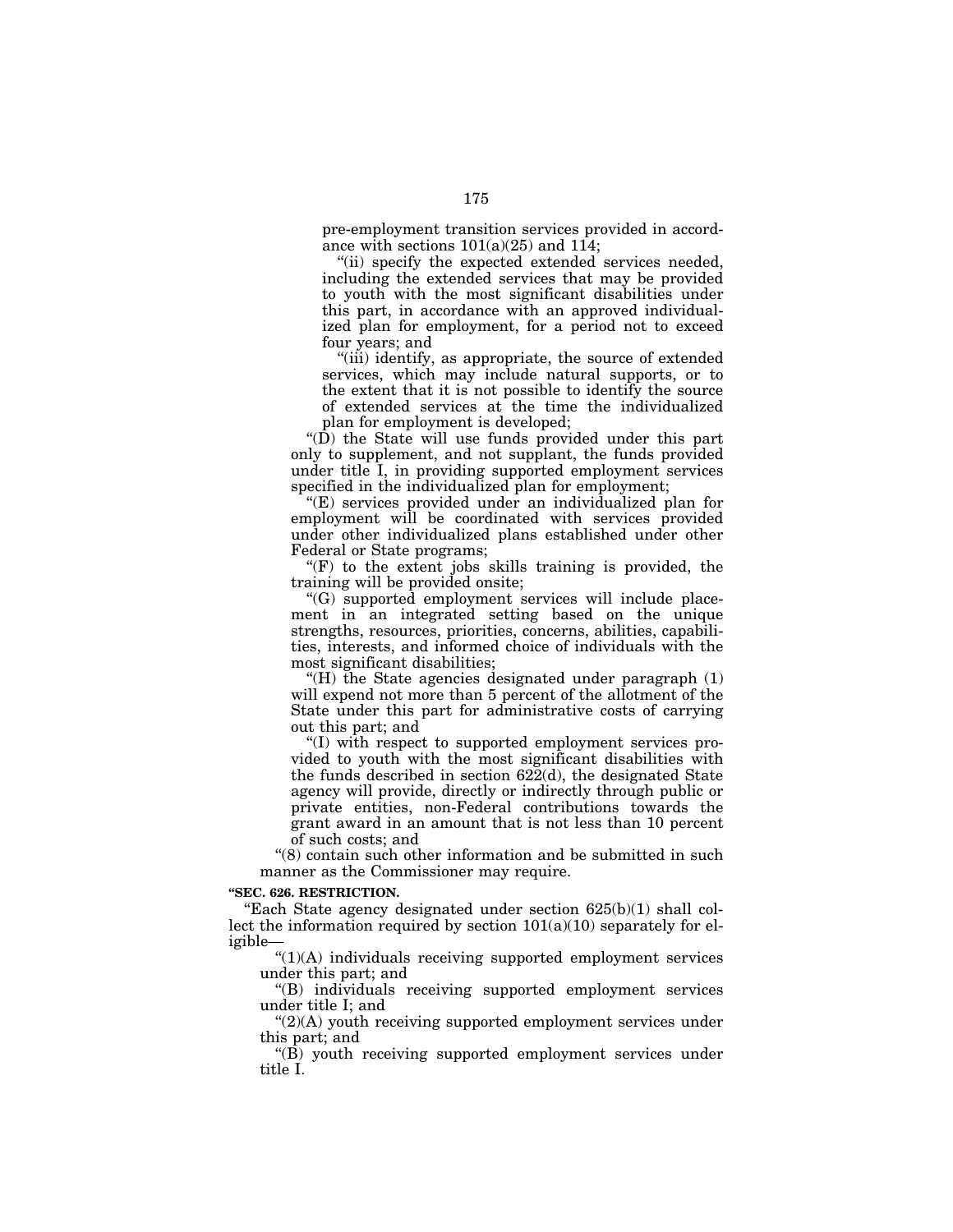pre-employment transition services provided in accordance with sections 101(a)(25) and 114;

"(ii) specify the expected extended services needed, including the extended services that may be provided to youth with the most significant disabilities under this part, in accordance with an approved individualized plan for employment, for a period not to exceed four years; and

"(iii) identify, as appropriate, the source of extended services, which may include natural supports, or to the extent that it is not possible to identify the source of extended services at the time the individualized plan for employment is developed;

"(D) the State will use funds provided under this part only to supplement, and not supplant, the funds provided under title I, in providing supported employment services specified in the individualized plan for employment;

"(E) services provided under an individualized plan for employment will be coordinated with services provided under other individualized plans established under other Federal or State programs;

"(F) to the extent jobs skills training is provided, the training will be provided onsite;

"(G) supported employment services will include placement in an integrated setting based on the unique strengths, resources, priorities, concerns, abilities, capabilities, interests, and informed choice of individuals with the most significant disabilities;

"(H) the State agencies designated under paragraph (1) will expend not more than 5 percent of the allotment of the State under this part for administrative costs of carrying out this part; and

"(I) with respect to supported employment services provided to youth with the most significant disabilities with the funds described in section 622(d), the designated State agency will provide, directly or indirectly through public or private entities, non-Federal contributions towards the grant award in an amount that is not less than 10 percent of such costs; and

"(8) contain such other information and be submitted in such manner as the Commissioner may require.

**"SEC. 626. RESTRICTION.**

"Each State agency designated under section 625(b)(1) shall collect the information required by section 101(a)(10) separately for eligible—

"(1)(A) individuals receiving supported employment services under this part; and

"(B) individuals receiving supported employment services under title I; and

"(2)(A) youth receiving supported employment services under this part; and

"(B) youth receiving supported employment services under title I.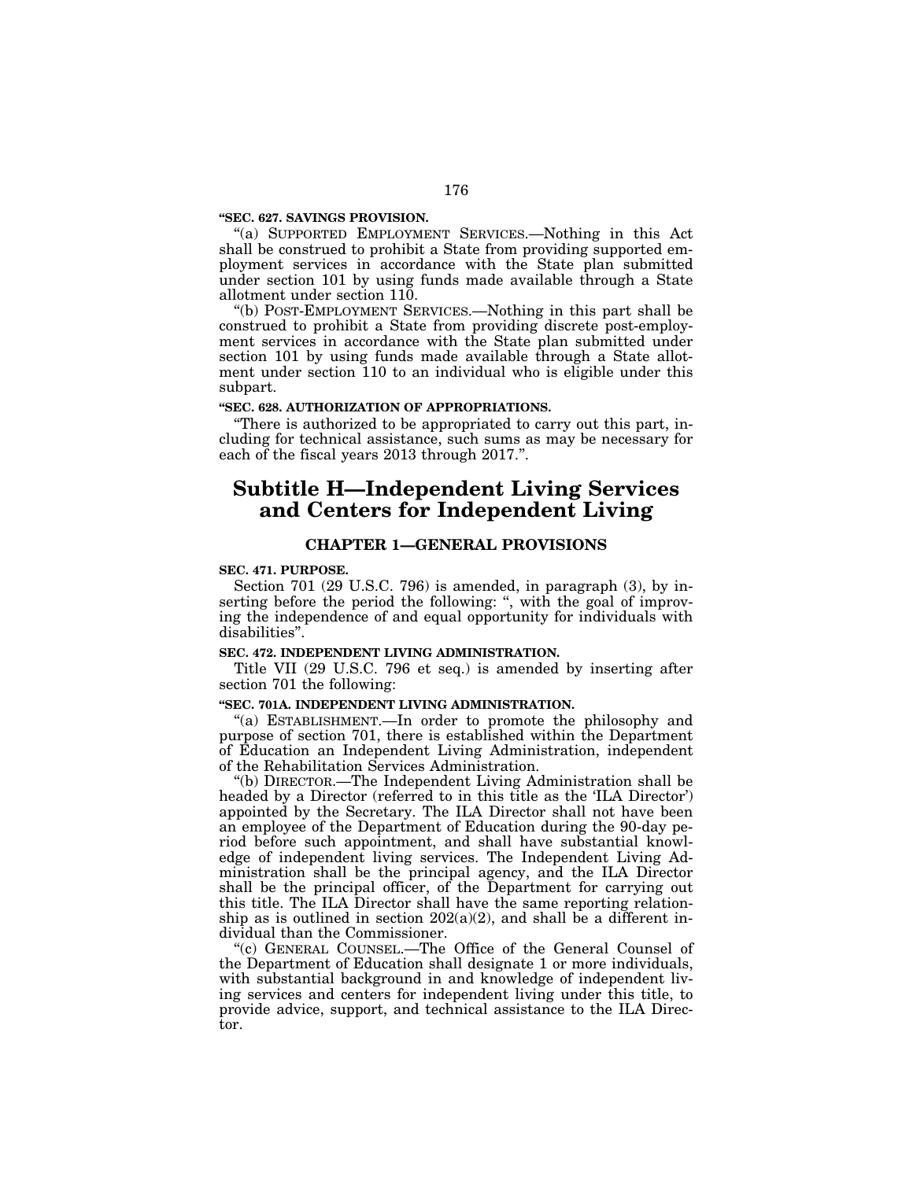**"SEC. 627. SAVINGS PROVISION.**

"(a) SUPPORTED EMPLOYMENT SERVICES.—Nothing in this Act shall be construed to prohibit a State from providing supported employment services in accordance with the State plan submitted under section 101 by using funds made available through a State allotment under section 110.

"(b) POST-EMPLOYMENT SERVICES.—Nothing in this part shall be construed to prohibit a State from providing discrete post-employment services in accordance with the State plan submitted under section 101 by using funds made available through a State allotment under section 110 to an individual who is eligible under this subpart.

**"SEC. 628. AUTHORIZATION OF APPROPRIATIONS.**

"There is authorized to be appropriated to carry out this part, including for technical assistance, such sums as may be necessary for each of the fiscal years 2013 through 2017.".

# Subtitle H—Independent Living Services and Centers for Independent Living

## CHAPTER 1—GENERAL PROVISIONS

**SEC. 471. PURPOSE.**

Section 701 (29 U.S.C. 796) is amended, in paragraph (3), by inserting before the period the following: ", with the goal of improving the independence of and equal opportunity for individuals with disabilities".

**SEC. 472. INDEPENDENT LIVING ADMINISTRATION.**

Title VII (29 U.S.C. 796 et seq.) is amended by inserting after section 701 the following:

**"SEC. 701A. INDEPENDENT LIVING ADMINISTRATION.**

"(a) ESTABLISHMENT.—In order to promote the philosophy and purpose of section 701, there is established within the Department of Education an Independent Living Administration, independent of the Rehabilitation Services Administration.

"(b) DIRECTOR.—The Independent Living Administration shall be headed by a Director (referred to in this title as the 'ILA Director') appointed by the Secretary. The ILA Director shall not have been an employee of the Department of Education during the 90-day period before such appointment, and shall have substantial knowledge of independent living services. The Independent Living Administration shall be the principal agency, and the ILA Director shall be the principal officer, of the Department for carrying out this title. The ILA Director shall have the same reporting relationship as is outlined in section 202(a)(2), and shall be a different individual than the Commissioner.

"(c) GENERAL COUNSEL.—The Office of the General Counsel of the Department of Education shall designate 1 or more individuals, with substantial background in and knowledge of independent living services and centers for independent living under this title, to provide advice, support, and technical assistance to the ILA Director.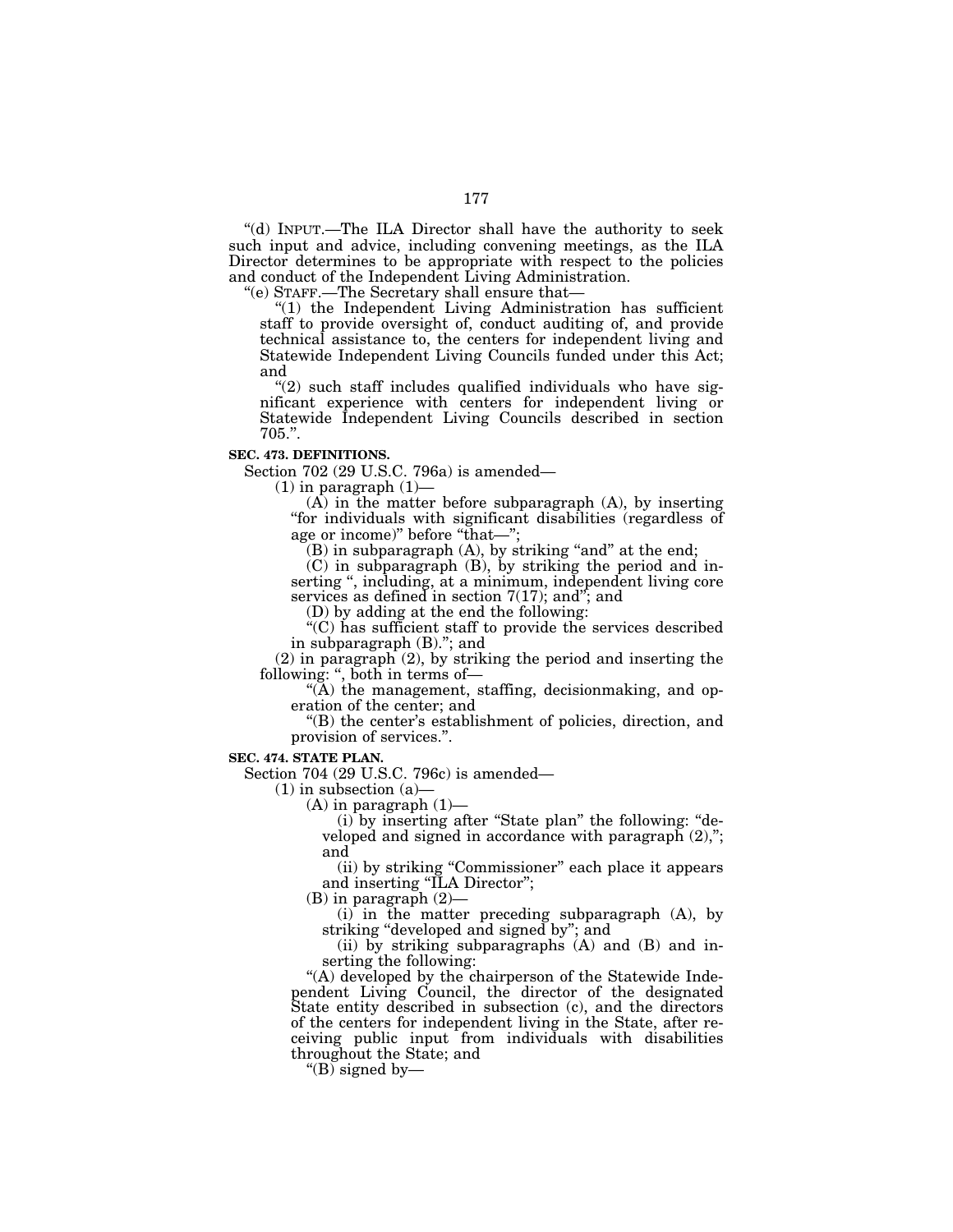"(d) INPUT.—The ILA Director shall have the authority to seek such input and advice, including convening meetings, as the ILA Director determines to be appropriate with respect to the policies and conduct of the Independent Living Administration.

"(e) STAFF.—The Secretary shall ensure that—

"(1) the Independent Living Administration has sufficient staff to provide oversight of, conduct auditing of, and provide technical assistance to, the centers for independent living and Statewide Independent Living Councils funded under this Act; and

"(2) such staff includes qualified individuals who have significant experience with centers for independent living or Statewide Independent Living Councils described in section 705.".

**SEC. 473. DEFINITIONS.**

Section 702 (29 U.S.C. 796a) is amended—

(1) in paragraph (1)—

(A) in the matter before subparagraph (A), by inserting "for individuals with significant disabilities (regardless of age or income)" before "that—";

(B) in subparagraph (A), by striking "and" at the end;

(C) in subparagraph (B), by striking the period and inserting ", including, at a minimum, independent living core services as defined in section 7(17); and"; and

(D) by adding at the end the following:

"(C) has sufficient staff to provide the services described in subparagraph (B)."; and

(2) in paragraph (2), by striking the period and inserting the following: ", both in terms of—

"(A) the management, staffing, decisionmaking, and operation of the center; and

"(B) the center's establishment of policies, direction, and provision of services.".

**SEC. 474. STATE PLAN.**

Section 704 (29 U.S.C. 796c) is amended—

(1) in subsection (a)—

(A) in paragraph (1)—

(i) by inserting after "State plan" the following: "developed and signed in accordance with paragraph (2),"; and

(ii) by striking "Commissioner" each place it appears and inserting "ILA Director";

(B) in paragraph (2)—

(i) in the matter preceding subparagraph (A), by striking "developed and signed by"; and

(ii) by striking subparagraphs (A) and (B) and inserting the following:

"(A) developed by the chairperson of the Statewide Independent Living Council, the director of the designated State entity described in subsection (c), and the directors of the centers for independent living in the State, after receiving public input from individuals with disabilities throughout the State; and

"(B) signed by—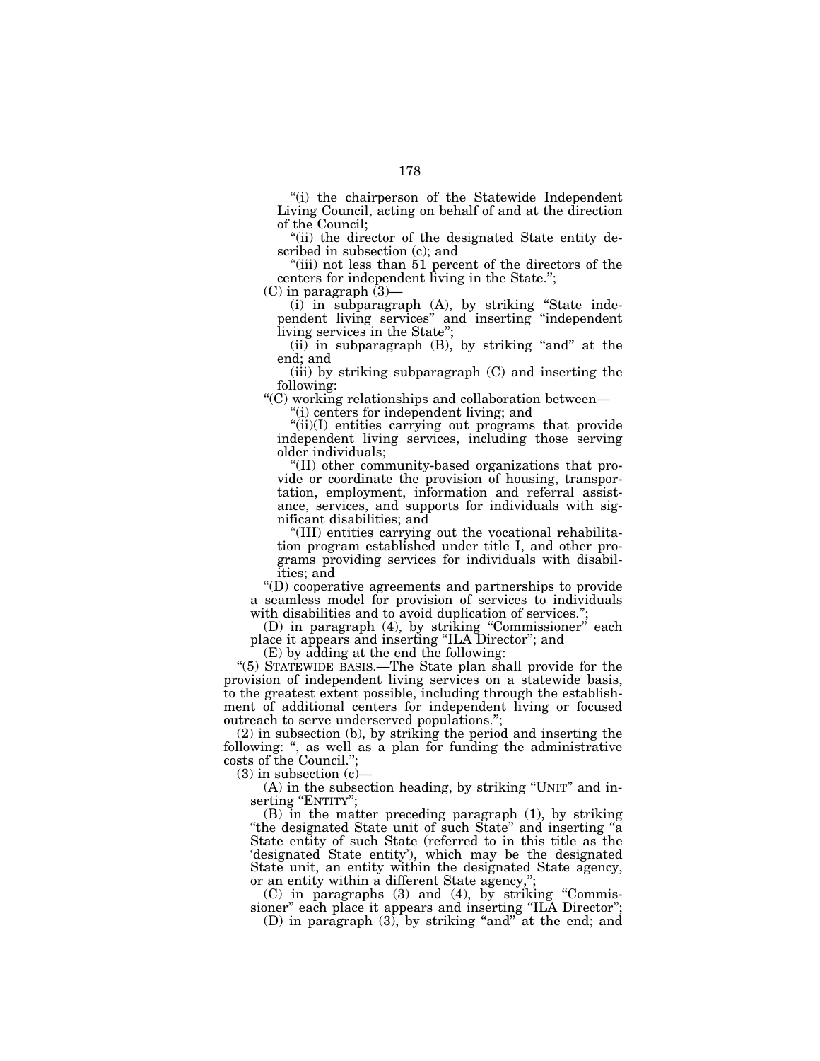"(i) the chairperson of the Statewide Independent Living Council, acting on behalf of and at the direction of the Council;

"(ii) the director of the designated State entity described in subsection (c); and

"(iii) not less than 51 percent of the directors of the centers for independent living in the State.";

(C) in paragraph (3)—

(i) in subparagraph (A), by striking "State independent living services" and inserting "independent living services in the State";

(ii) in subparagraph (B), by striking "and" at the end; and

(iii) by striking subparagraph (C) and inserting the following:

"(C) working relationships and collaboration between—

"(i) centers for independent living; and

"(ii)(I) entities carrying out programs that provide independent living services, including those serving older individuals;

"(II) other community-based organizations that provide or coordinate the provision of housing, transportation, employment, information and referral assistance, services, and supports for individuals with significant disabilities; and

"(III) entities carrying out the vocational rehabilitation program established under title I, and other programs providing services for individuals with disabilities; and

"(D) cooperative agreements and partnerships to provide a seamless model for provision of services to individuals with disabilities and to avoid duplication of services.";

(D) in paragraph (4), by striking "Commissioner" each place it appears and inserting "ILA Director"; and

(E) by adding at the end the following:

"(5) STATEWIDE BASIS.—The State plan shall provide for the provision of independent living services on a statewide basis, to the greatest extent possible, including through the establishment of additional centers for independent living or focused outreach to serve underserved populations.";

(2) in subsection (b), by striking the period and inserting the following: ", as well as a plan for funding the administrative costs of the Council.";

(3) in subsection (c)—

(A) in the subsection heading, by striking "UNIT" and inserting "ENTITY";

(B) in the matter preceding paragraph (1), by striking "the designated State unit of such State" and inserting "a State entity of such State (referred to in this title as the 'designated State entity'), which may be the designated State unit, an entity within the designated State agency, or an entity within a different State agency,";

(C) in paragraphs (3) and (4), by striking "Commissioner" each place it appears and inserting "ILA Director";

(D) in paragraph (3), by striking "and" at the end; and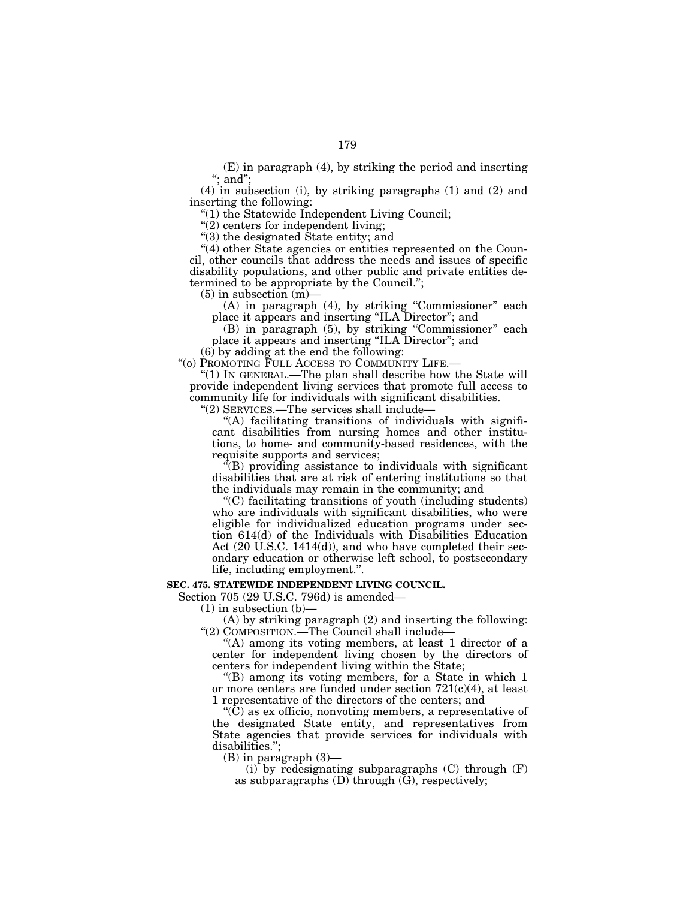(E) in paragraph (4), by striking the period and inserting "; and";

(4) in subsection (i), by striking paragraphs (1) and (2) and inserting the following:

"(1) the Statewide Independent Living Council;

"(2) centers for independent living;

"(3) the designated State entity; and

"(4) other State agencies or entities represented on the Council, other councils that address the needs and issues of specific disability populations, and other public and private entities determined to be appropriate by the Council.";

(5) in subsection (m)—

(A) in paragraph (4), by striking "Commissioner" each place it appears and inserting "ILA Director"; and

(B) in paragraph (5), by striking "Commissioner" each place it appears and inserting "ILA Director"; and

(6) by adding at the end the following:

"(o) PROMOTING FULL ACCESS TO COMMUNITY LIFE.—

"(1) IN GENERAL.—The plan shall describe how the State will provide independent living services that promote full access to community life for individuals with significant disabilities.

"(2) SERVICES.—The services shall include—

"(A) facilitating transitions of individuals with significant disabilities from nursing homes and other institutions, to home- and community-based residences, with the requisite supports and services;

"(B) providing assistance to individuals with significant disabilities that are at risk of entering institutions so that the individuals may remain in the community; and

"(C) facilitating transitions of youth (including students) who are individuals with significant disabilities, who were eligible for individualized education programs under section 614(d) of the Individuals with Disabilities Education Act (20 U.S.C. 1414(d)), and who have completed their secondary education or otherwise left school, to postsecondary life, including employment.".

**SEC. 475. STATEWIDE INDEPENDENT LIVING COUNCIL.**

Section 705 (29 U.S.C. 796d) is amended—

(1) in subsection (b)—

(A) by striking paragraph (2) and inserting the following:

"(2) COMPOSITION.—The Council shall include—

"(A) among its voting members, at least 1 director of a center for independent living chosen by the directors of centers for independent living within the State;

"(B) among its voting members, for a State in which 1 or more centers are funded under section 721(c)(4), at least 1 representative of the directors of the centers; and

"(C) as ex officio, nonvoting members, a representative of the designated State entity, and representatives from State agencies that provide services for individuals with disabilities.";

(B) in paragraph (3)—

(i) by redesignating subparagraphs (C) through (F) as subparagraphs (D) through (G), respectively;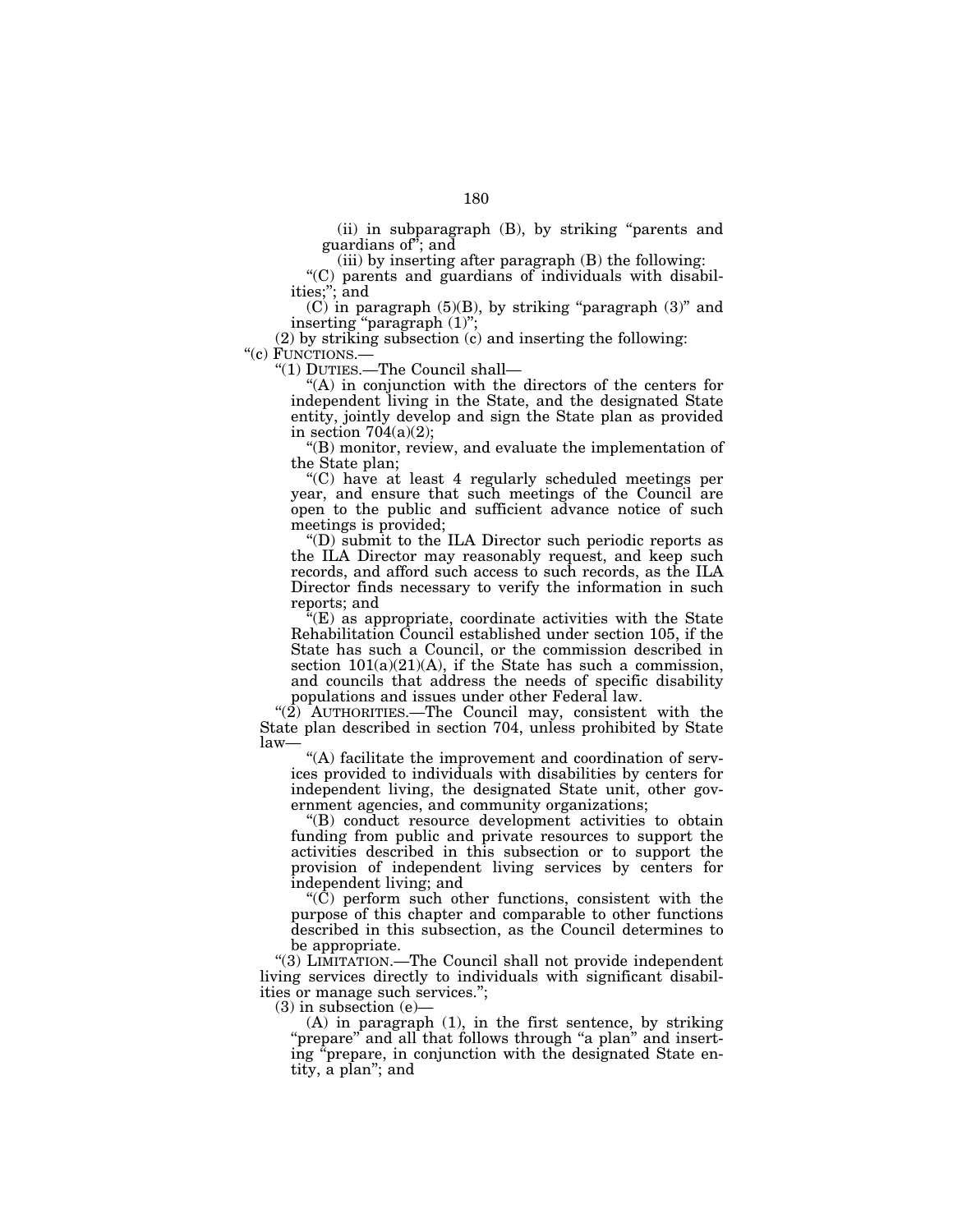(ii) in subparagraph (B), by striking "parents and guardians of"; and

(iii) by inserting after paragraph (B) the following:

"(C) parents and guardians of individuals with disabilities;"; and

(C) in paragraph (5)(B), by striking "paragraph (3)" and inserting "paragraph (1)";

(2) by striking subsection (c) and inserting the following:

"(c) FUNCTIONS.—

"(1) DUTIES.—The Council shall—

"(A) in conjunction with the directors of the centers for independent living in the State, and the designated State entity, jointly develop and sign the State plan as provided in section 704(a)(2);

"(B) monitor, review, and evaluate the implementation of the State plan;

"(C) have at least 4 regularly scheduled meetings per year, and ensure that such meetings of the Council are open to the public and sufficient advance notice of such meetings is provided;

"(D) submit to the ILA Director such periodic reports as the ILA Director may reasonably request, and keep such records, and afford such access to such records, as the ILA Director finds necessary to verify the information in such reports; and

"(E) as appropriate, coordinate activities with the State Rehabilitation Council established under section 105, if the State has such a Council, or the commission described in section 101(a)(21)(A), if the State has such a commission, and councils that address the needs of specific disability populations and issues under other Federal law.

"(2) AUTHORITIES.—The Council may, consistent with the State plan described in section 704, unless prohibited by State law—

"(A) facilitate the improvement and coordination of services provided to individuals with disabilities by centers for independent living, the designated State unit, other government agencies, and community organizations;

"(B) conduct resource development activities to obtain funding from public and private resources to support the activities described in this subsection or to support the provision of independent living services by centers for independent living; and

"(C) perform such other functions, consistent with the purpose of this chapter and comparable to other functions described in this subsection, as the Council determines to be appropriate.

"(3) LIMITATION.—The Council shall not provide independent living services directly to individuals with significant disabilities or manage such services.";

(3) in subsection (e)—

(A) in paragraph (1), in the first sentence, by striking "prepare" and all that follows through "a plan" and inserting "prepare, in conjunction with the designated State entity, a plan"; and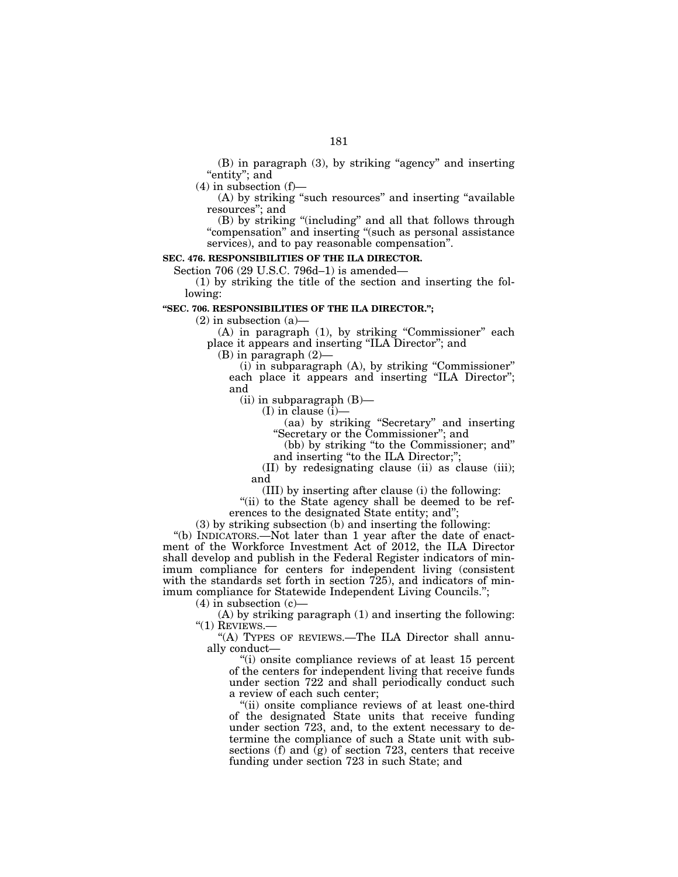(B) in paragraph (3), by striking "agency" and inserting "entity"; and

(4) in subsection (f)—

(A) by striking "such resources" and inserting "available resources"; and

(B) by striking "(including" and all that follows through "compensation" and inserting "(such as personal assistance services), and to pay reasonable compensation".

**SEC. 476. RESPONSIBILITIES OF THE ILA DIRECTOR.**

Section 706 (29 U.S.C. 796d–1) is amended—

(1) by striking the title of the section and inserting the following:

**"SEC. 706. RESPONSIBILITIES OF THE ILA DIRECTOR.";**

(2) in subsection (a)—

(A) in paragraph (1), by striking "Commissioner" each place it appears and inserting "ILA Director"; and

(B) in paragraph (2)—

(i) in subparagraph (A), by striking "Commissioner" each place it appears and inserting "ILA Director"; and

(ii) in subparagraph (B)—

(I) in clause (i)—

(aa) by striking "Secretary" and inserting "Secretary or the Commissioner"; and

(bb) by striking "to the Commissioner; and" and inserting "to the ILA Director;";

(II) by redesignating clause (ii) as clause (iii); and

(III) by inserting after clause (i) the following:

"(ii) to the State agency shall be deemed to be references to the designated State entity; and";

(3) by striking subsection (b) and inserting the following:

"(b) INDICATORS.—Not later than 1 year after the date of enactment of the Workforce Investment Act of 2012, the ILA Director shall develop and publish in the Federal Register indicators of minimum compliance for centers for independent living (consistent with the standards set forth in section 725), and indicators of minimum compliance for Statewide Independent Living Councils.";

(4) in subsection (c)—

(A) by striking paragraph (1) and inserting the following:

"(1) REVIEWS.—

"(A) TYPES OF REVIEWS.—The ILA Director shall annually conduct—

"(i) onsite compliance reviews of at least 15 percent of the centers for independent living that receive funds under section 722 and shall periodically conduct such a review of each such center;

"(ii) onsite compliance reviews of at least one-third of the designated State units that receive funding under section 723, and, to the extent necessary to determine the compliance of such a State unit with subsections (f) and (g) of section 723, centers that receive funding under section 723 in such State; and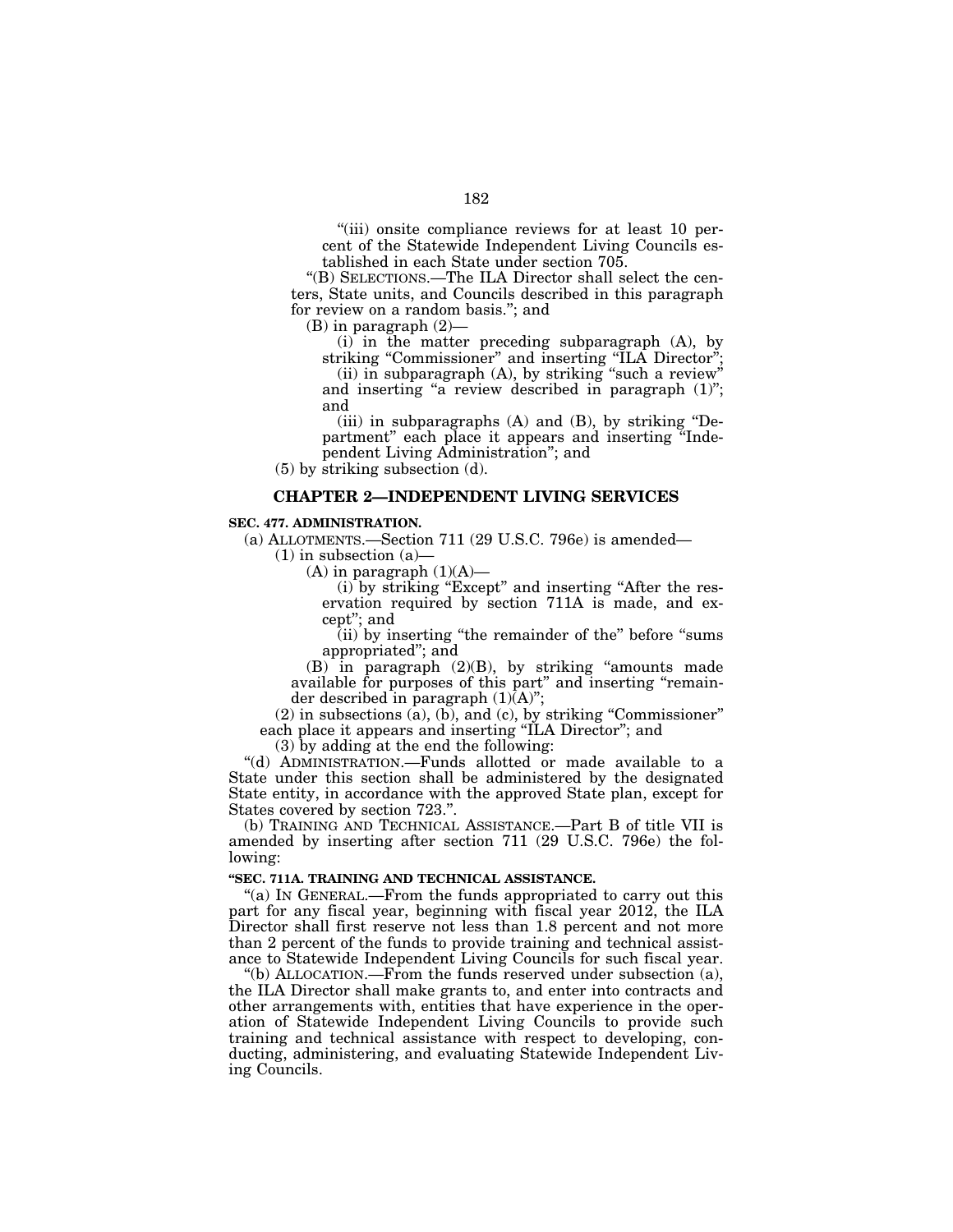"(iii) onsite compliance reviews for at least 10 percent of the Statewide Independent Living Councils established in each State under section 705.

"(B) SELECTIONS.—The ILA Director shall select the centers, State units, and Councils described in this paragraph for review on a random basis."; and

(B) in paragraph (2)—

(i) in the matter preceding subparagraph (A), by striking "Commissioner" and inserting "ILA Director";

(ii) in subparagraph (A), by striking "such a review" and inserting "a review described in paragraph (1)"; and

(iii) in subparagraphs (A) and (B), by striking "Department" each place it appears and inserting "Independent Living Administration"; and

(5) by striking subsection (d).

## CHAPTER 2—INDEPENDENT LIVING SERVICES

**SEC. 477. ADMINISTRATION.**

(a) ALLOTMENTS.—Section 711 (29 U.S.C. 796e) is amended—

(1) in subsection (a)—

(A) in paragraph (1)(A)—

(i) by striking "Except" and inserting "After the reservation required by section 711A is made, and except"; and

(ii) by inserting "the remainder of the" before "sums appropriated"; and

(B) in paragraph (2)(B), by striking "amounts made available for purposes of this part" and inserting "remainder described in paragraph (1)(A)";

(2) in subsections (a), (b), and (c), by striking "Commissioner" each place it appears and inserting "ILA Director"; and

(3) by adding at the end the following:

"(d) ADMINISTRATION.—Funds allotted or made available to a State under this section shall be administered by the designated State entity, in accordance with the approved State plan, except for States covered by section 723.".

(b) TRAINING AND TECHNICAL ASSISTANCE.—Part B of title VII is amended by inserting after section 711 (29 U.S.C. 796e) the following:

**"SEC. 711A. TRAINING AND TECHNICAL ASSISTANCE.**

"(a) IN GENERAL.—From the funds appropriated to carry out this part for any fiscal year, beginning with fiscal year 2012, the ILA Director shall first reserve not less than 1.8 percent and not more than 2 percent of the funds to provide training and technical assistance to Statewide Independent Living Councils for such fiscal year.

"(b) ALLOCATION.—From the funds reserved under subsection (a), the ILA Director shall make grants to, and enter into contracts and other arrangements with, entities that have experience in the operation of Statewide Independent Living Councils to provide such training and technical assistance with respect to developing, conducting, administering, and evaluating Statewide Independent Living Councils.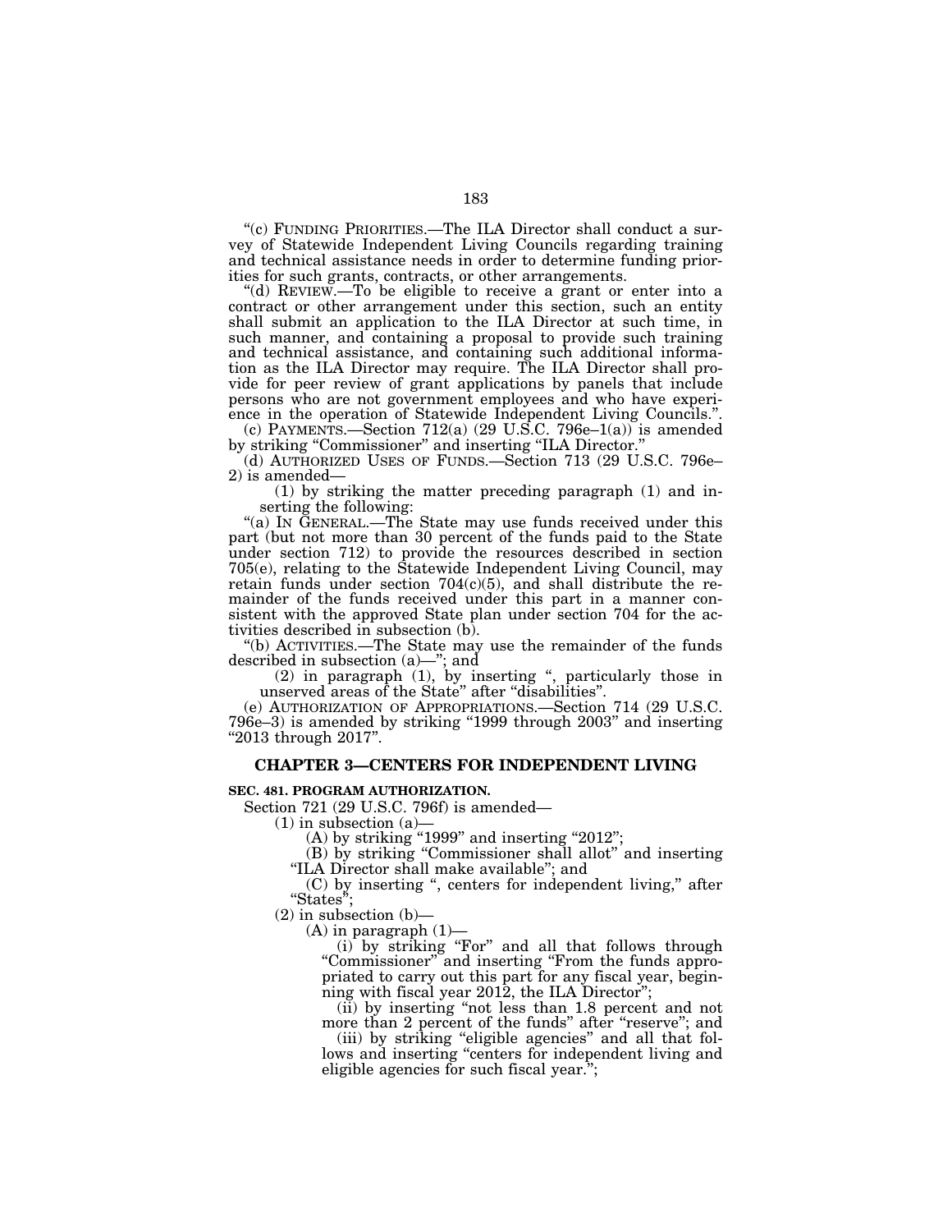"(c) FUNDING PRIORITIES.—The ILA Director shall conduct a survey of Statewide Independent Living Councils regarding training and technical assistance needs in order to determine funding priorities for such grants, contracts, or other arrangements.

"(d) REVIEW.—To be eligible to receive a grant or enter into a contract or other arrangement under this section, such an entity shall submit an application to the ILA Director at such time, in such manner, and containing a proposal to provide such training and technical assistance, and containing such additional information as the ILA Director may require. The ILA Director shall provide for peer review of grant applications by panels that include persons who are not government employees and who have experience in the operation of Statewide Independent Living Councils.".

(c) PAYMENTS.—Section 712(a) (29 U.S.C. 796e–1(a)) is amended by striking "Commissioner" and inserting "ILA Director."

(d) AUTHORIZED USES OF FUNDS.—Section 713 (29 U.S.C. 796e–2) is amended—

(1) by striking the matter preceding paragraph (1) and inserting the following:

"(a) IN GENERAL.—The State may use funds received under this part (but not more than 30 percent of the funds paid to the State under section 712) to provide the resources described in section 705(e), relating to the Statewide Independent Living Council, may retain funds under section 704(c)(5), and shall distribute the remainder of the funds received under this part in a manner consistent with the approved State plan under section 704 for the activities described in subsection (b).

"(b) ACTIVITIES.—The State may use the remainder of the funds described in subsection (a)—"; and

(2) in paragraph (1), by inserting ", particularly those in unserved areas of the State" after "disabilities".

(e) AUTHORIZATION OF APPROPRIATIONS.—Section 714 (29 U.S.C. 796e–3) is amended by striking "1999 through 2003" and inserting "2013 through 2017".

## CHAPTER 3—CENTERS FOR INDEPENDENT LIVING

### SEC. 481. PROGRAM AUTHORIZATION.

Section 721 (29 U.S.C. 796f) is amended—

(1) in subsection (a)—

(A) by striking "1999" and inserting "2012";

(B) by striking "Commissioner shall allot" and inserting "ILA Director shall make available"; and

(C) by inserting ", centers for independent living," after "States";

(2) in subsection (b)—

(A) in paragraph (1)—

(i) by striking "For" and all that follows through "Commissioner" and inserting "From the funds appropriated to carry out this part for any fiscal year, beginning with fiscal year 2012, the ILA Director";

(ii) by inserting "not less than 1.8 percent and not more than 2 percent of the funds" after "reserve"; and

(iii) by striking "eligible agencies" and all that follows and inserting "centers for independent living and eligible agencies for such fiscal year.";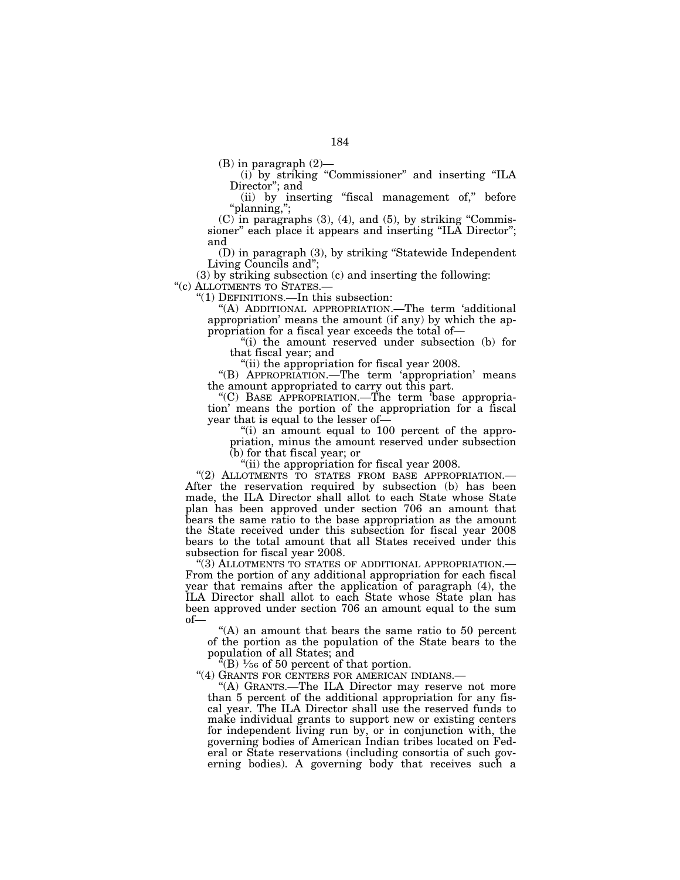(B) in paragraph (2)—

(i) by striking "Commissioner" and inserting "ILA Director"; and

(ii) by inserting "fiscal management of," before "planning,";

(C) in paragraphs (3), (4), and (5), by striking "Commissioner" each place it appears and inserting "ILA Director"; and

(D) in paragraph (3), by striking "Statewide Independent Living Councils and";

(3) by striking subsection (c) and inserting the following:

"(c) ALLOTMENTS TO STATES.—

"(1) DEFINITIONS.—In this subsection:

"(A) ADDITIONAL APPROPRIATION.—The term 'additional appropriation' means the amount (if any) by which the appropriation for a fiscal year exceeds the total of—

"(i) the amount reserved under subsection (b) for that fiscal year; and

"(ii) the appropriation for fiscal year 2008.

"(B) APPROPRIATION.—The term 'appropriation' means the amount appropriated to carry out this part.

"(C) BASE APPROPRIATION.—The term 'base appropriation' means the portion of the appropriation for a fiscal year that is equal to the lesser of—

"(i) an amount equal to 100 percent of the appropriation, minus the amount reserved under subsection (b) for that fiscal year; or

"(ii) the appropriation for fiscal year 2008.

"(2) ALLOTMENTS TO STATES FROM BASE APPROPRIATION.—After the reservation required by subsection (b) has been made, the ILA Director shall allot to each State whose State plan has been approved under section 706 an amount that bears the same ratio to the base appropriation as the amount the State received under this subsection for fiscal year 2008 bears to the total amount that all States received under this subsection for fiscal year 2008.

"(3) ALLOTMENTS TO STATES OF ADDITIONAL APPROPRIATION.—From the portion of any additional appropriation for each fiscal year that remains after the application of paragraph (4), the ILA Director shall allot to each State whose State plan has been approved under section 706 an amount equal to the sum of—

"(A) an amount that bears the same ratio to 50 percent of the portion as the population of the State bears to the population of all States; and

"(B) 1⁄56 of 50 percent of that portion.

"(4) GRANTS FOR CENTERS FOR AMERICAN INDIANS.—

"(A) GRANTS.—The ILA Director may reserve not more than 5 percent of the additional appropriation for any fiscal year. The ILA Director shall use the reserved funds to make individual grants to support new or existing centers for independent living run by, or in conjunction with, the governing bodies of American Indian tribes located on Federal or State reservations (including consortia of such governing bodies). A governing body that receives such a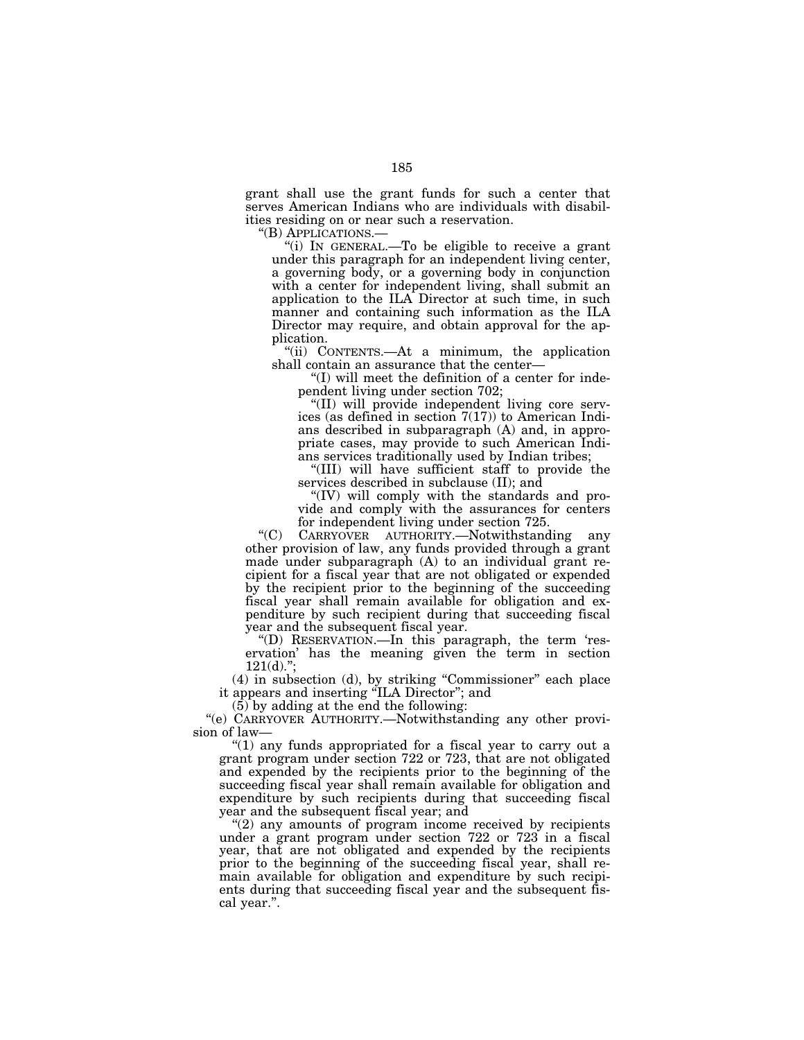grant shall use the grant funds for such a center that serves American Indians who are individuals with disabilities residing on or near such a reservation.

"(B) APPLICATIONS.—

"(i) IN GENERAL.—To be eligible to receive a grant under this paragraph for an independent living center, a governing body, or a governing body in conjunction with a center for independent living, shall submit an application to the ILA Director at such time, in such manner and containing such information as the ILA Director may require, and obtain approval for the application.

"(ii) CONTENTS.—At a minimum, the application shall contain an assurance that the center—

"(I) will meet the definition of a center for independent living under section 702;

"(II) will provide independent living core services (as defined in section 7(17)) to American Indians described in subparagraph (A) and, in appropriate cases, may provide to such American Indians services traditionally used by Indian tribes;

"(III) will have sufficient staff to provide the services described in subclause (II); and

"(IV) will comply with the standards and provide and comply with the assurances for centers for independent living under section 725.

"(C) CARRYOVER AUTHORITY.—Notwithstanding any other provision of law, any funds provided through a grant made under subparagraph (A) to an individual grant recipient for a fiscal year that are not obligated or expended by the recipient prior to the beginning of the succeeding fiscal year shall remain available for obligation and expenditure by such recipient during that succeeding fiscal year and the subsequent fiscal year.

"(D) RESERVATION.—In this paragraph, the term 'reservation' has the meaning given the term in section 121(d).";

(4) in subsection (d), by striking "Commissioner" each place it appears and inserting "ILA Director"; and

(5) by adding at the end the following:

"(e) CARRYOVER AUTHORITY.—Notwithstanding any other provision of law—

"(1) any funds appropriated for a fiscal year to carry out a grant program under section 722 or 723, that are not obligated and expended by the recipients prior to the beginning of the succeeding fiscal year shall remain available for obligation and expenditure by such recipients during that succeeding fiscal year and the subsequent fiscal year; and

"(2) any amounts of program income received by recipients under a grant program under section 722 or 723 in a fiscal year, that are not obligated and expended by the recipients prior to the beginning of the succeeding fiscal year, shall remain available for obligation and expenditure by such recipients during that succeeding fiscal year and the subsequent fiscal year.".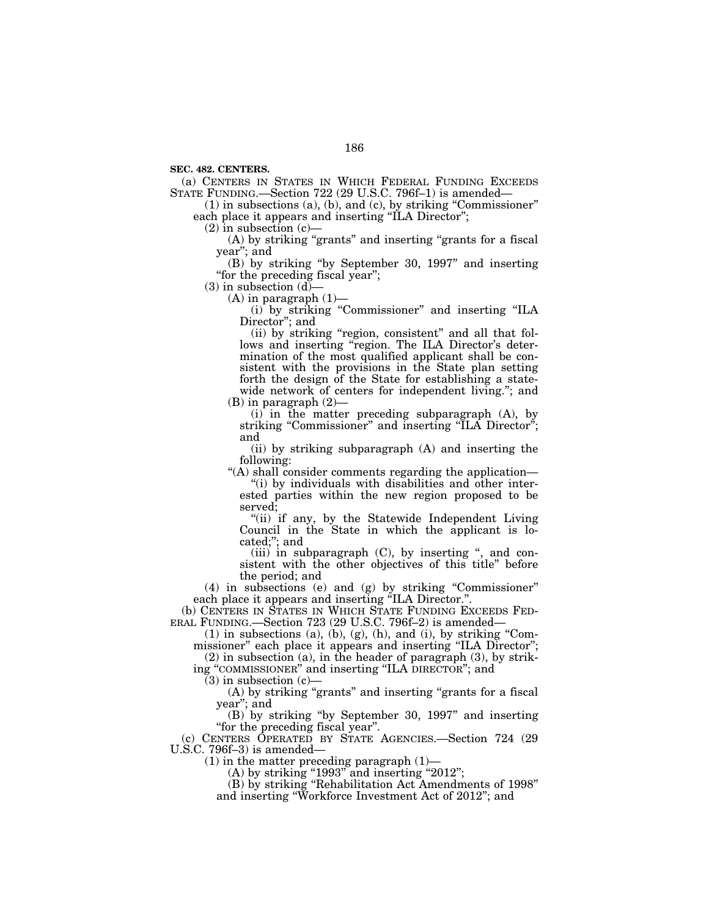**SEC. 482. CENTERS.**

(a) CENTERS IN STATES IN WHICH FEDERAL FUNDING EXCEEDS STATE FUNDING.—Section 722 (29 U.S.C. 796f–1) is amended—

(1) in subsections (a), (b), and (c), by striking "Commissioner" each place it appears and inserting "ILA Director";

(2) in subsection (c)—

(A) by striking "grants" and inserting "grants for a fiscal year"; and

(B) by striking "by September 30, 1997" and inserting "for the preceding fiscal year";

(3) in subsection (d)—

(A) in paragraph (1)—

(i) by striking "Commissioner" and inserting "ILA Director"; and

(ii) by striking "region, consistent" and all that follows and inserting "region. The ILA Director's determination of the most qualified applicant shall be consistent with the provisions in the State plan setting forth the design of the State for establishing a statewide network of centers for independent living."; and

(B) in paragraph (2)—

(i) in the matter preceding subparagraph (A), by striking "Commissioner" and inserting "ILA Director"; and

(ii) by striking subparagraph (A) and inserting the following:

"(A) shall consider comments regarding the application—

"(i) by individuals with disabilities and other interested parties within the new region proposed to be served;

"(ii) if any, by the Statewide Independent Living Council in the State in which the applicant is located;"; and

(iii) in subparagraph (C), by inserting ", and consistent with the other objectives of this title" before the period; and

(4) in subsections (e) and (g) by striking "Commissioner" each place it appears and inserting "ILA Director.".

(b) CENTERS IN STATES IN WHICH STATE FUNDING EXCEEDS FEDERAL FUNDING.—Section 723 (29 U.S.C. 796f–2) is amended—

(1) in subsections (a), (b), (g), (h), and (i), by striking "Commissioner" each place it appears and inserting "ILA Director";

(2) in subsection (a), in the header of paragraph (3), by striking "COMMISSIONER" and inserting "ILA DIRECTOR"; and

(3) in subsection (c)—

(A) by striking "grants" and inserting "grants for a fiscal year"; and

(B) by striking "by September 30, 1997" and inserting "for the preceding fiscal year".

(c) CENTERS OPERATED BY STATE AGENCIES.—Section 724 (29 U.S.C. 796f–3) is amended—

(1) in the matter preceding paragraph (1)—

(A) by striking "1993" and inserting "2012";

(B) by striking "Rehabilitation Act Amendments of 1998" and inserting "Workforce Investment Act of 2012"; and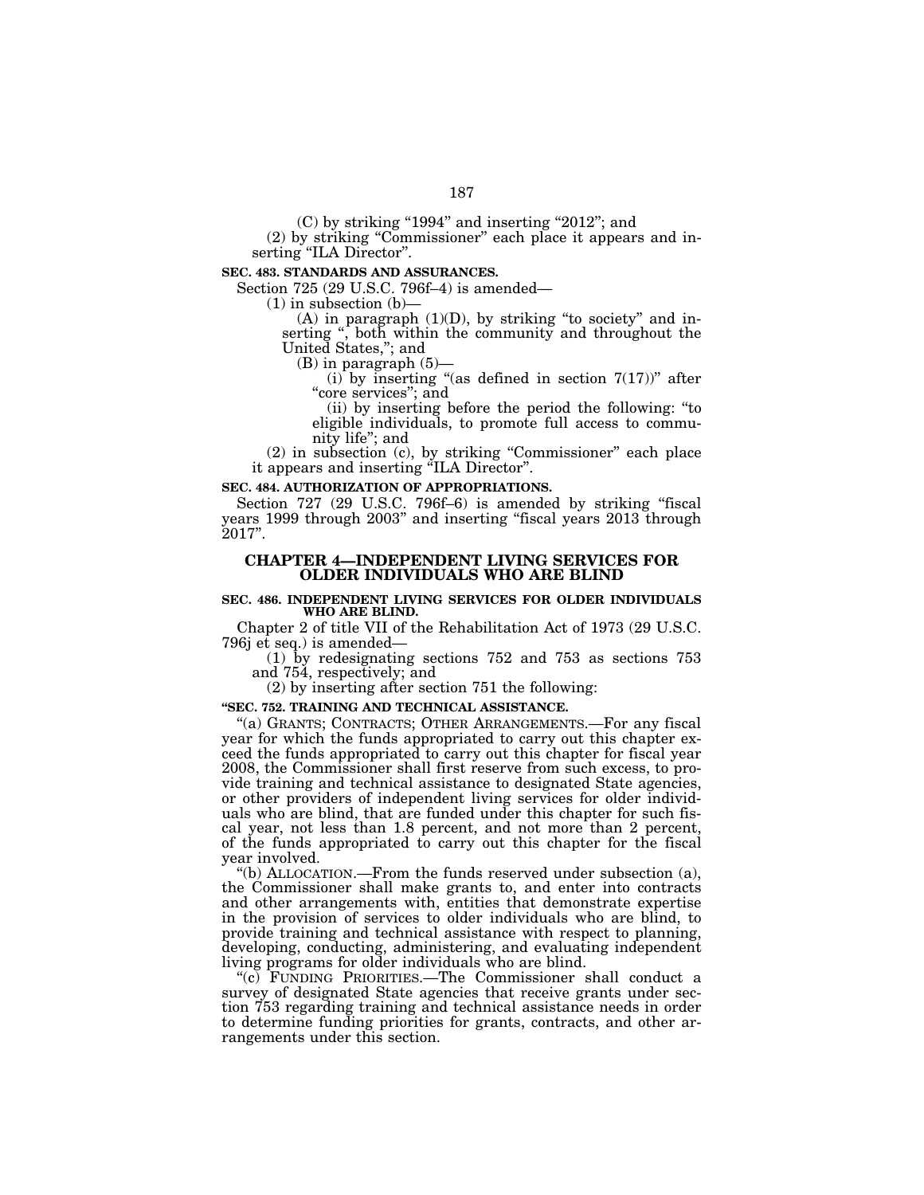(C) by striking "1994" and inserting "2012"; and

(2) by striking "Commissioner" each place it appears and inserting "ILA Director".

**SEC. 483. STANDARDS AND ASSURANCES.**

Section 725 (29 U.S.C. 796f–4) is amended—

(1) in subsection (b)—

(A) in paragraph (1)(D), by striking "to society" and inserting ", both within the community and throughout the United States,"; and

(B) in paragraph (5)—

(i) by inserting "(as defined in section 7(17))" after "core services"; and

(ii) by inserting before the period the following: "to eligible individuals, to promote full access to community life"; and

(2) in subsection (c), by striking "Commissioner" each place it appears and inserting "ILA Director".

**SEC. 484. AUTHORIZATION OF APPROPRIATIONS.**

Section 727 (29 U.S.C. 796f–6) is amended by striking "fiscal years 1999 through 2003" and inserting "fiscal years 2013 through 2017".

## CHAPTER 4—INDEPENDENT LIVING SERVICES FOR OLDER INDIVIDUALS WHO ARE BLIND

**SEC. 486. INDEPENDENT LIVING SERVICES FOR OLDER INDIVIDUALS WHO ARE BLIND.**

Chapter 2 of title VII of the Rehabilitation Act of 1973 (29 U.S.C. 796j et seq.) is amended—

(1) by redesignating sections 752 and 753 as sections 753 and 754, respectively; and

(2) by inserting after section 751 the following:

**"SEC. 752. TRAINING AND TECHNICAL ASSISTANCE.**

"(a) GRANTS; CONTRACTS; OTHER ARRANGEMENTS.—For any fiscal year for which the funds appropriated to carry out this chapter exceed the funds appropriated to carry out this chapter for fiscal year 2008, the Commissioner shall first reserve from such excess, to provide training and technical assistance to designated State agencies, or other providers of independent living services for older individuals who are blind, that are funded under this chapter for such fiscal year, not less than 1.8 percent, and not more than 2 percent, of the funds appropriated to carry out this chapter for the fiscal year involved.

"(b) ALLOCATION.—From the funds reserved under subsection (a), the Commissioner shall make grants to, and enter into contracts and other arrangements with, entities that demonstrate expertise in the provision of services to older individuals who are blind, to provide training and technical assistance with respect to planning, developing, conducting, administering, and evaluating independent living programs for older individuals who are blind.

"(c) FUNDING PRIORITIES.—The Commissioner shall conduct a survey of designated State agencies that receive grants under section 753 regarding training and technical assistance needs in order to determine funding priorities for grants, contracts, and other arrangements under this section.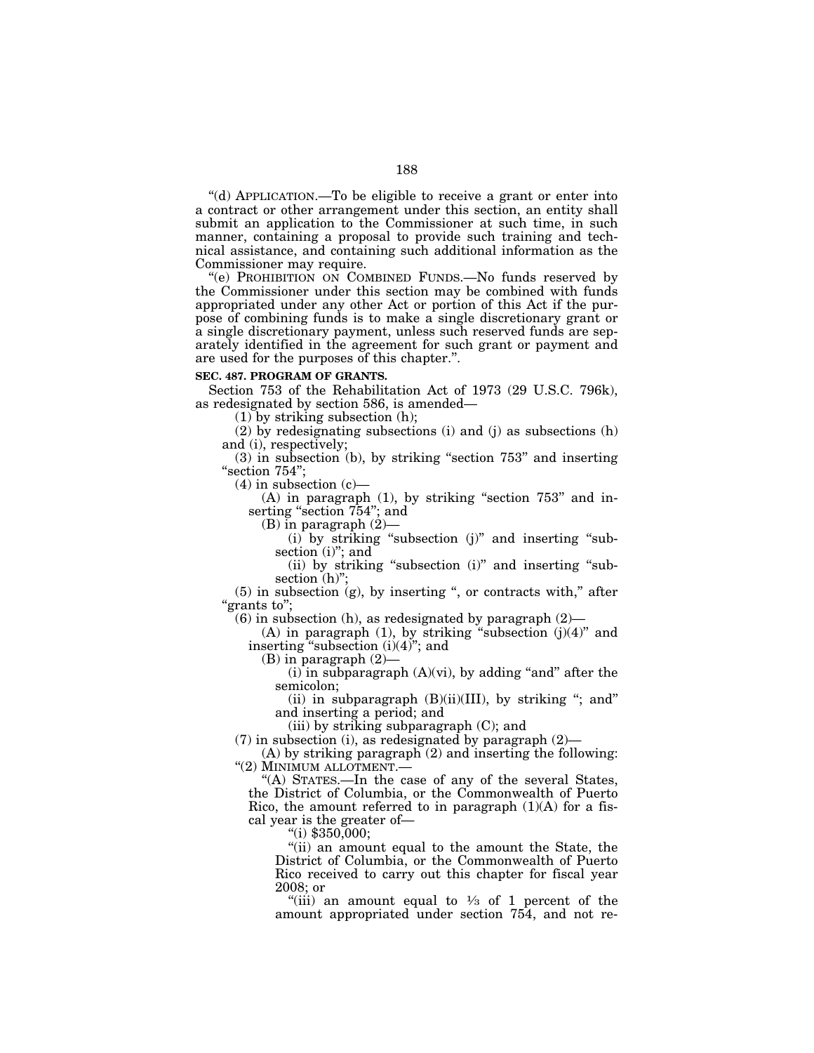"(d) APPLICATION.—To be eligible to receive a grant or enter into a contract or other arrangement under this section, an entity shall submit an application to the Commissioner at such time, in such manner, containing a proposal to provide such training and technical assistance, and containing such additional information as the Commissioner may require.

"(e) PROHIBITION ON COMBINED FUNDS.—No funds reserved by the Commissioner under this section may be combined with funds appropriated under any other Act or portion of this Act if the purpose of combining funds is to make a single discretionary grant or a single discretionary payment, unless such reserved funds are separately identified in the agreement for such grant or payment and are used for the purposes of this chapter.".

**SEC. 487. PROGRAM OF GRANTS.**

Section 753 of the Rehabilitation Act of 1973 (29 U.S.C. 796k), as redesignated by section 586, is amended—

(1) by striking subsection (h);

(2) by redesignating subsections (i) and (j) as subsections (h) and (i), respectively;

(3) in subsection (b), by striking "section 753" and inserting "section 754";

(4) in subsection (c)—

(A) in paragraph (1), by striking "section 753" and inserting "section 754"; and

(B) in paragraph (2)—

(i) by striking "subsection (j)" and inserting "subsection (i)"; and

(ii) by striking "subsection (i)" and inserting "subsection (h)";

(5) in subsection (g), by inserting ", or contracts with," after "grants to";

(6) in subsection (h), as redesignated by paragraph (2)—

(A) in paragraph (1), by striking "subsection (j)(4)" and inserting "subsection (i)(4)"; and

(B) in paragraph (2)—

(i) in subparagraph (A)(vi), by adding "and" after the semicolon;

(ii) in subparagraph (B)(ii)(III), by striking "; and" and inserting a period; and

(iii) by striking subparagraph (C); and

(7) in subsection (i), as redesignated by paragraph (2)—

(A) by striking paragraph (2) and inserting the following:

"(2) MINIMUM ALLOTMENT.—

"(A) STATES.—In the case of any of the several States, the District of Columbia, or the Commonwealth of Puerto Rico, the amount referred to in paragraph (1)(A) for a fiscal year is the greater of—

"(i) $350,000;

"(ii) an amount equal to the amount the State, the District of Columbia, or the Commonwealth of Puerto Rico received to carry out this chapter for fiscal year 2008; or

"(iii) an amount equal to ⅓ of 1 percent of the amount appropriated under section 754, and not re-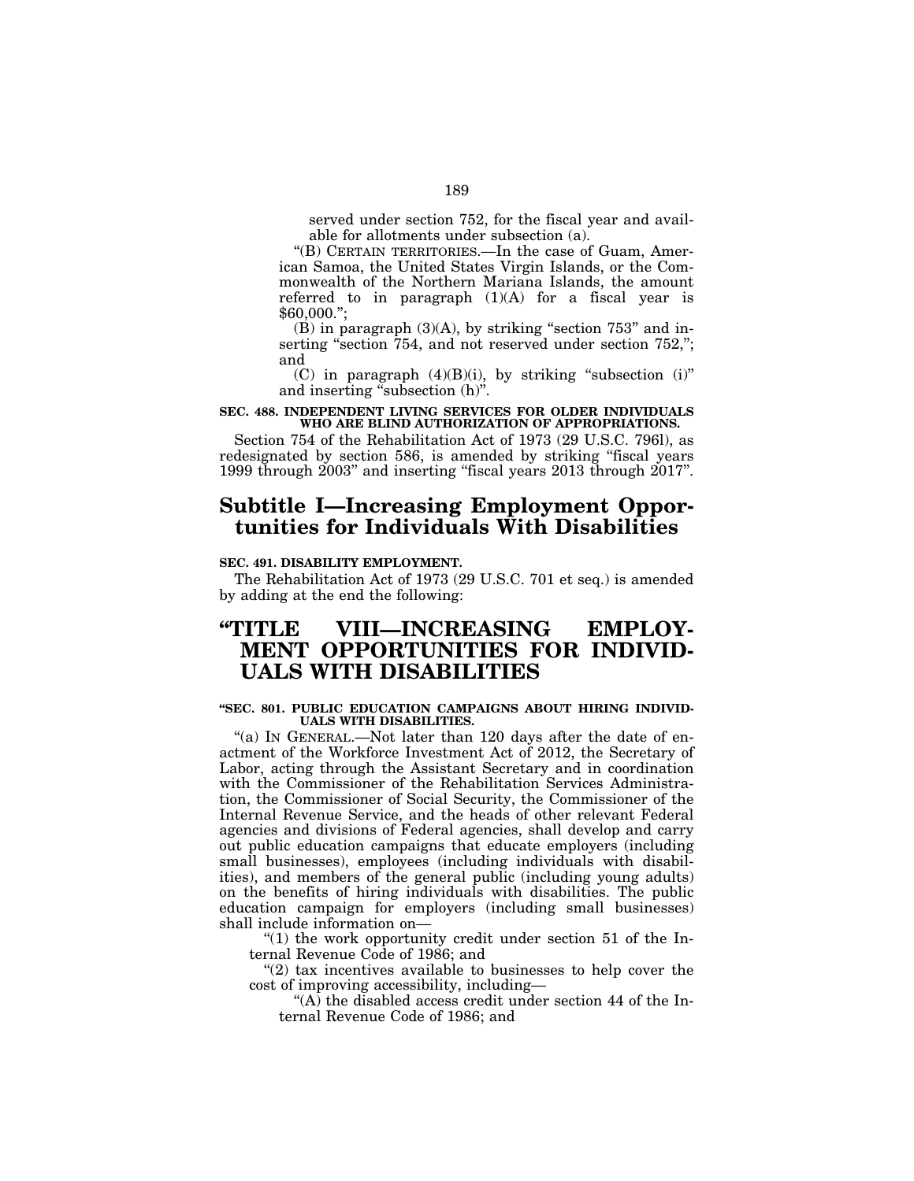served under section 752, for the fiscal year and available for allotments under subsection (a).

"(B) CERTAIN TERRITORIES.—In the case of Guam, American Samoa, the United States Virgin Islands, or the Commonwealth of the Northern Mariana Islands, the amount referred to in paragraph (1)(A) for a fiscal year is $60,000.";

(B) in paragraph (3)(A), by striking "section 753" and inserting "section 754, and not reserved under section 752,"; and

(C) in paragraph (4)(B)(i), by striking "subsection (i)" and inserting "subsection (h)".

**SEC. 488. INDEPENDENT LIVING SERVICES FOR OLDER INDIVIDUALS WHO ARE BLIND AUTHORIZATION OF APPROPRIATIONS.**

Section 754 of the Rehabilitation Act of 1973 (29 U.S.C. 796l), as redesignated by section 586, is amended by striking "fiscal years 1999 through 2003" and inserting "fiscal years 2013 through 2017".

## Subtitle I—Increasing Employment Opportunities for Individuals With Disabilities

**SEC. 491. DISABILITY EMPLOYMENT.**

The Rehabilitation Act of 1973 (29 U.S.C. 701 et seq.) is amended by adding at the end the following:

# "TITLE VIII—INCREASING EMPLOYMENT OPPORTUNITIES FOR INDIVIDUALS WITH DISABILITIES

**"SEC. 801. PUBLIC EDUCATION CAMPAIGNS ABOUT HIRING INDIVIDUALS WITH DISABILITIES.**

"(a) IN GENERAL.—Not later than 120 days after the date of enactment of the Workforce Investment Act of 2012, the Secretary of Labor, acting through the Assistant Secretary and in coordination with the Commissioner of the Rehabilitation Services Administration, the Commissioner of Social Security, the Commissioner of the Internal Revenue Service, and the heads of other relevant Federal agencies and divisions of Federal agencies, shall develop and carry out public education campaigns that educate employers (including small businesses), employees (including individuals with disabilities), and members of the general public (including young adults) on the benefits of hiring individuals with disabilities. The public education campaign for employers (including small businesses) shall include information on—

"(1) the work opportunity credit under section 51 of the Internal Revenue Code of 1986; and

"(2) tax incentives available to businesses to help cover the cost of improving accessibility, including—

"(A) the disabled access credit under section 44 of the Internal Revenue Code of 1986; and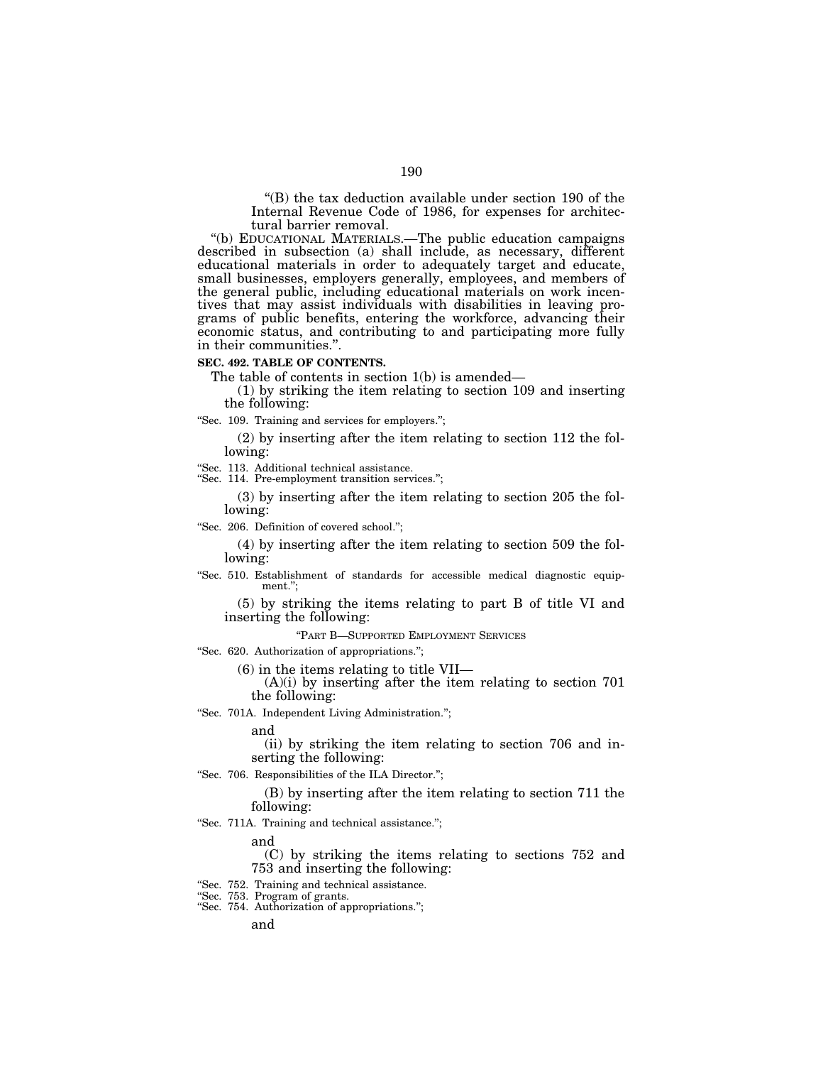"(B) the tax deduction available under section 190 of the Internal Revenue Code of 1986, for expenses for architectural barrier removal.

"(b) EDUCATIONAL MATERIALS.—The public education campaigns described in subsection (a) shall include, as necessary, different educational materials in order to adequately target and educate, small businesses, employers generally, employees, and members of the general public, including educational materials on work incentives that may assist individuals with disabilities in leaving programs of public benefits, entering the workforce, advancing their economic status, and contributing to and participating more fully in their communities.".

**SEC. 492. TABLE OF CONTENTS.**

The table of contents in section 1(b) is amended—

(1) by striking the item relating to section 109 and inserting the following:

"Sec. 109. Training and services for employers.";

(2) by inserting after the item relating to section 112 the following:

"Sec. 113. Additional technical assistance.
"Sec. 114. Pre-employment transition services.";

(3) by inserting after the item relating to section 205 the following:

"Sec. 206. Definition of covered school.";

(4) by inserting after the item relating to section 509 the following:

"Sec. 510. Establishment of standards for accessible medical diagnostic equipment.";

(5) by striking the items relating to part B of title VI and inserting the following:

"PART B—SUPPORTED EMPLOYMENT SERVICES

"Sec. 620. Authorization of appropriations.";

(6) in the items relating to title VII—

(A)(i) by inserting after the item relating to section 701 the following:

"Sec. 701A. Independent Living Administration.";

and

(ii) by striking the item relating to section 706 and inserting the following:

"Sec. 706. Responsibilities of the ILA Director.";

(B) by inserting after the item relating to section 711 the following:

"Sec. 711A. Training and technical assistance.";

and

(C) by striking the items relating to sections 752 and 753 and inserting the following:

"Sec. 752. Training and technical assistance.
"Sec. 753. Program of grants.
"Sec. 754. Authorization of appropriations.";

and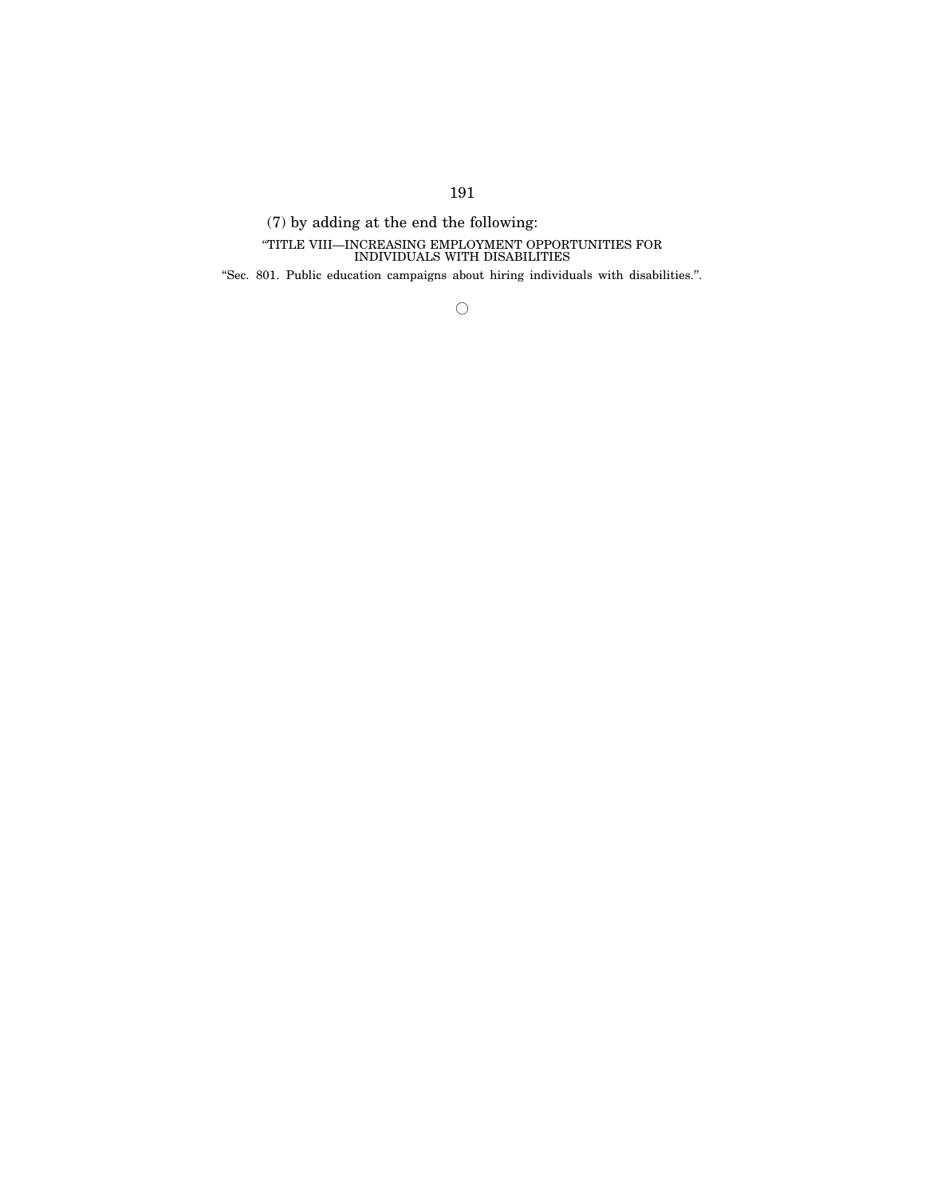(7) by adding at the end the following:

"TITLE VIII—INCREASING EMPLOYMENT OPPORTUNITIES FOR INDIVIDUALS WITH DISABILITIES

"Sec. 801. Public education campaigns about hiring individuals with disabilities.".